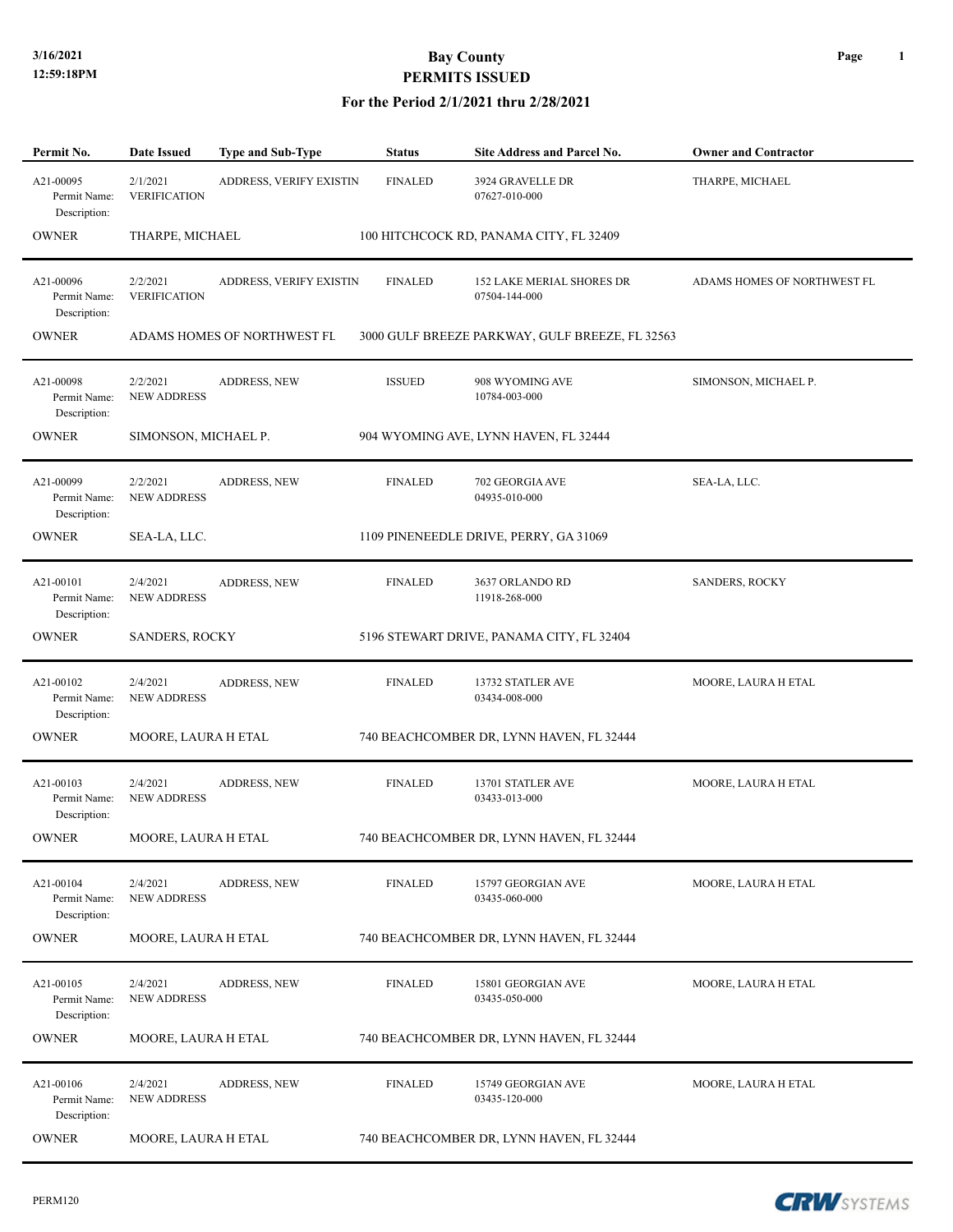# Bay County
## PERMITS ISSUED
### For the Period 2/1/2021 thru 2/28/2021

3/16/2021
12:59:18PM

| Permit No. | Date Issued | Type and Sub-Type | Status | Site Address and Parcel No. | Owner and Contractor |
|---|---|---|---|---|---|
| A21-00095<br>Permit Name:<br>Description: | 2/1/2021<br>VERIFICATION | ADDRESS, VERIFY EXISTIN | FINALED | 3924 GRAVELLE DR<br>07627-010-000 | THARPE, MICHAEL |
| OWNER | THARPE, MICHAEL | | 100 HITCHCOCK RD, PANAMA CITY, FL 32409 | | |
| A21-00096<br>Permit Name:<br>Description: | 2/2/2021<br>VERIFICATION | ADDRESS, VERIFY EXISTIN | FINALED | 152 LAKE MERIAL SHORES DR<br>07504-144-000 | ADAMS HOMES OF NORTHWEST FL |
| OWNER | ADAMS HOMES OF NORTHWEST FL | | 3000 GULF BREEZE PARKWAY, GULF BREEZE, FL 32563 | | |
| A21-00098<br>Permit Name:<br>Description: | 2/2/2021<br>NEW ADDRESS | ADDRESS, NEW | ISSUED | 908 WYOMING AVE<br>10784-003-000 | SIMONSON, MICHAEL P. |
| OWNER | SIMONSON, MICHAEL P. | | 904 WYOMING AVE, LYNN HAVEN, FL 32444 | | |
| A21-00099<br>Permit Name:<br>Description: | 2/2/2021<br>NEW ADDRESS | ADDRESS, NEW | FINALED | 702 GEORGIA AVE<br>04935-010-000 | SEA-LA, LLC. |
| OWNER | SEA-LA, LLC. | | 1109 PINENEEDLE DRIVE, PERRY, GA 31069 | | |
| A21-00101<br>Permit Name:<br>Description: | 2/4/2021<br>NEW ADDRESS | ADDRESS, NEW | FINALED | 3637 ORLANDO RD<br>11918-268-000 | SANDERS, ROCKY |
| OWNER | SANDERS, ROCKY | | 5196 STEWART DRIVE, PANAMA CITY, FL 32404 | | |
| A21-00102<br>Permit Name:<br>Description: | 2/4/2021<br>NEW ADDRESS | ADDRESS, NEW | FINALED | 13732 STATLER AVE<br>03434-008-000 | MOORE, LAURA H ETAL |
| OWNER | MOORE, LAURA H ETAL | | 740 BEACHCOMBER DR, LYNN HAVEN, FL 32444 | | |
| A21-00103<br>Permit Name:<br>Description: | 2/4/2021<br>NEW ADDRESS | ADDRESS, NEW | FINALED | 13701 STATLER AVE<br>03433-013-000 | MOORE, LAURA H ETAL |
| OWNER | MOORE, LAURA H ETAL | | 740 BEACHCOMBER DR, LYNN HAVEN, FL 32444 | | |
| A21-00104<br>Permit Name:<br>Description: | 2/4/2021<br>NEW ADDRESS | ADDRESS, NEW | FINALED | 15797 GEORGIAN AVE<br>03435-060-000 | MOORE, LAURA H ETAL |
| OWNER | MOORE, LAURA H ETAL | | 740 BEACHCOMBER DR, LYNN HAVEN, FL 32444 | | |
| A21-00105<br>Permit Name:<br>Description: | 2/4/2021<br>NEW ADDRESS | ADDRESS, NEW | FINALED | 15801 GEORGIAN AVE<br>03435-050-000 | MOORE, LAURA H ETAL |
| OWNER | MOORE, LAURA H ETAL | | 740 BEACHCOMBER DR, LYNN HAVEN, FL 32444 | | |
| A21-00106<br>Permit Name:<br>Description: | 2/4/2021<br>NEW ADDRESS | ADDRESS, NEW | FINALED | 15749 GEORGIAN AVE<br>03435-120-000 | MOORE, LAURA H ETAL |
| OWNER | MOORE, LAURA H ETAL | | 740 BEACHCOMBER DR, LYNN HAVEN, FL 32444 | | |

PERM120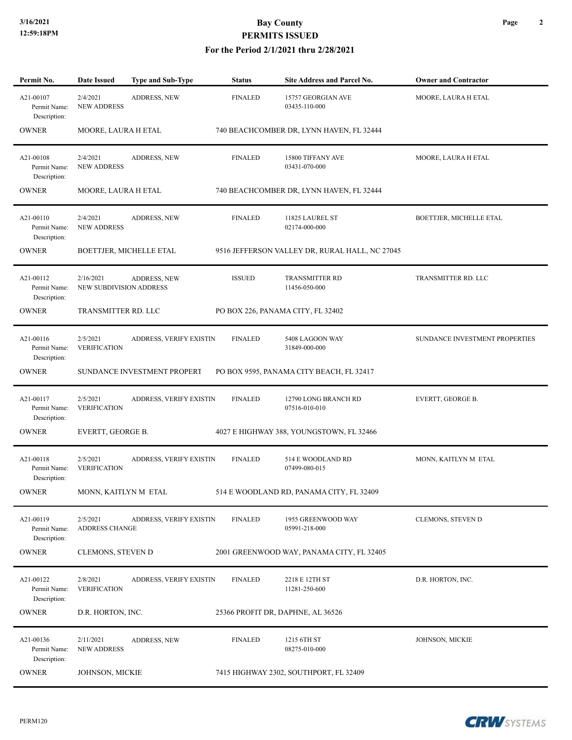# Bay County
## PERMITS ISSUED
### For the Period 2/1/2021 thru 2/28/2021

| Permit No. | Date Issued | Type and Sub-Type | Status | Site Address and Parcel No. | Owner and Contractor |
|---|---|---|---|---|---|
| A21-00107<br>Permit Name:<br>Description: | 2/4/2021<br>NEW ADDRESS | ADDRESS, NEW | FINALED | 15757 GEORGIAN AVE<br>03435-110-000 | MOORE, LAURA H ETAL |
| OWNER | MOORE, LAURA H ETAL | | 740 BEACHCOMBER DR, LYNN HAVEN, FL 32444 | | |
| A21-00108<br>Permit Name:<br>Description: | 2/4/2021<br>NEW ADDRESS | ADDRESS, NEW | FINALED | 15800 TIFFANY AVE<br>03431-070-000 | MOORE, LAURA H ETAL |
| OWNER | MOORE, LAURA H ETAL | | 740 BEACHCOMBER DR, LYNN HAVEN, FL 32444 | | |
| A21-00110<br>Permit Name:<br>Description: | 2/4/2021<br>NEW ADDRESS | ADDRESS, NEW | FINALED | 11825 LAUREL ST<br>02174-000-000 | BOETTJER, MICHELLE ETAL |
| OWNER | BOETTJER, MICHELLE ETAL | | 9516 JEFFERSON VALLEY DR, RURAL HALL, NC 27045 | | |
| A21-00112<br>Permit Name:<br>Description: | 2/16/2021<br>NEW SUBDIVISION ADDRESS | ADDRESS, NEW | ISSUED | TRANSMITTER RD<br>11456-050-000 | TRANSMITTER RD. LLC |
| OWNER | TRANSMITTER RD. LLC | | PO BOX 226, PANAMA CITY, FL 32402 | | |
| A21-00116<br>Permit Name:<br>Description: | 2/5/2021<br>VERIFICATION | ADDRESS, VERIFY EXISTIN | FINALED | 5408 LAGOON WAY<br>31849-000-000 | SUNDANCE INVESTMENT PROPERTIES |
| OWNER | SUNDANCE INVESTMENT PROPERT | | PO BOX 9595, PANAMA CITY BEACH, FL 32417 | | |
| A21-00117<br>Permit Name:<br>Description: | 2/5/2021<br>VERIFICATION | ADDRESS, VERIFY EXISTIN | FINALED | 12790 LONG BRANCH RD<br>07516-010-010 | EVERTT, GEORGE B. |
| OWNER | EVERTT, GEORGE B. | | 4027 E HIGHWAY 388, YOUNGSTOWN, FL 32466 | | |
| A21-00118<br>Permit Name:<br>Description: | 2/5/2021<br>VERIFICATION | ADDRESS, VERIFY EXISTIN | FINALED | 514 E WOODLAND RD<br>07499-080-015 | MONN, KAITLYN M ETAL |
| OWNER | MONN, KAITLYN M ETAL | | 514 E WOODLAND RD, PANAMA CITY, FL 32409 | | |
| A21-00119<br>Permit Name:<br>Description: | 2/5/2021<br>ADDRESS CHANGE | ADDRESS, VERIFY EXISTIN | FINALED | 1955 GREENWOOD WAY<br>05991-218-000 | CLEMONS, STEVEN D |
| OWNER | CLEMONS, STEVEN D | | 2001 GREENWOOD WAY, PANAMA CITY, FL 32405 | | |
| A21-00122<br>Permit Name:<br>Description: | 2/8/2021<br>VERIFICATION | ADDRESS, VERIFY EXISTIN | FINALED | 2218 E 12TH ST<br>11281-250-600 | D.R. HORTON, INC. |
| OWNER | D.R. HORTON, INC. | | 25366 PROFIT DR, DAPHNE, AL 36526 | | |
| A21-00136<br>Permit Name:<br>Description: | 2/11/2021<br>NEW ADDRESS | ADDRESS, NEW | FINALED | 1215 6TH ST<br>08275-010-000 | JOHNSON, MICKIE |
| OWNER | JOHNSON, MICKIE | | 7415 HIGHWAY 2302, SOUTHPORT, FL 32409 | | |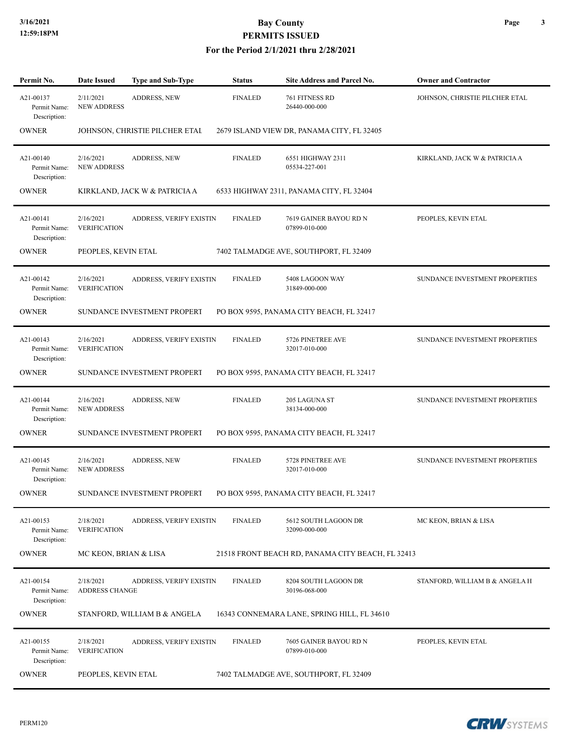# Bay County

## PERMITS ISSUED

### For the Period 2/1/2021 thru 2/28/2021

| Permit No. | Date Issued | Type and Sub-Type | Status | Site Address and Parcel No. | Owner and Contractor |
|---|---|---|---|---|---|
| A21-00137<br>Permit Name: NEW ADDRESS<br>Description: | 2/11/2021 | ADDRESS, NEW | FINALED | 761 FITNESS RD<br>26440-000-000 | JOHNSON, CHRISTIE PILCHER ETAL |
| OWNER | JOHNSON, CHRISTIE PILCHER ETAL | | 2679 ISLAND VIEW DR, PANAMA CITY, FL 32405 | | |
| A21-00140<br>Permit Name: NEW ADDRESS<br>Description: | 2/16/2021 | ADDRESS, NEW | FINALED | 6551 HIGHWAY 2311<br>05534-227-001 | KIRKLAND, JACK W & PATRICIA A |
| OWNER | KIRKLAND, JACK W & PATRICIA A | | 6533 HIGHWAY 2311, PANAMA CITY, FL 32404 | | |
| A21-00141<br>Permit Name: VERIFICATION<br>Description: | 2/16/2021 | ADDRESS, VERIFY EXISTIN | FINALED | 7619 GAINER BAYOU RD N<br>07899-010-000 | PEOPLES, KEVIN ETAL |
| OWNER | PEOPLES, KEVIN ETAL | | 7402 TALMADGE AVE, SOUTHPORT, FL 32409 | | |
| A21-00142<br>Permit Name: VERIFICATION<br>Description: | 2/16/2021 | ADDRESS, VERIFY EXISTIN | FINALED | 5408 LAGOON WAY<br>31849-000-000 | SUNDANCE INVESTMENT PROPERTIES |
| OWNER | SUNDANCE INVESTMENT PROPERT | | PO BOX 9595, PANAMA CITY BEACH, FL 32417 | | |
| A21-00143<br>Permit Name: VERIFICATION<br>Description: | 2/16/2021 | ADDRESS, VERIFY EXISTIN | FINALED | 5726 PINETREE AVE<br>32017-010-000 | SUNDANCE INVESTMENT PROPERTIES |
| OWNER | SUNDANCE INVESTMENT PROPERT | | PO BOX 9595, PANAMA CITY BEACH, FL 32417 | | |
| A21-00144<br>Permit Name: NEW ADDRESS<br>Description: | 2/16/2021 | ADDRESS, NEW | FINALED | 205 LAGUNA ST<br>38134-000-000 | SUNDANCE INVESTMENT PROPERTIES |
| OWNER | SUNDANCE INVESTMENT PROPERT | | PO BOX 9595, PANAMA CITY BEACH, FL 32417 | | |
| A21-00145<br>Permit Name: NEW ADDRESS<br>Description: | 2/16/2021 | ADDRESS, NEW | FINALED | 5728 PINETREE AVE<br>32017-010-000 | SUNDANCE INVESTMENT PROPERTIES |
| OWNER | SUNDANCE INVESTMENT PROPERT | | PO BOX 9595, PANAMA CITY BEACH, FL 32417 | | |
| A21-00153<br>Permit Name: VERIFICATION<br>Description: | 2/18/2021 | ADDRESS, VERIFY EXISTIN | FINALED | 5612 SOUTH LAGOON DR<br>32090-000-000 | MC KEON, BRIAN & LISA |
| OWNER | MC KEON, BRIAN & LISA | | 21518 FRONT BEACH RD, PANAMA CITY BEACH, FL 32413 | | |
| A21-00154<br>Permit Name: ADDRESS CHANGE<br>Description: | 2/18/2021 | ADDRESS, VERIFY EXISTIN | FINALED | 8204 SOUTH LAGOON DR<br>30196-068-000 | STANFORD, WILLIAM B & ANGELA H |
| OWNER | STANFORD, WILLIAM B & ANGELA | | 16343 CONNEMARA LANE, SPRING HILL, FL 34610 | | |
| A21-00155<br>Permit Name: VERIFICATION<br>Description: | 2/18/2021 | ADDRESS, VERIFY EXISTIN | FINALED | 7605 GAINER BAYOU RD N<br>07899-010-000 | PEOPLES, KEVIN ETAL |
| OWNER | PEOPLES, KEVIN ETAL | | 7402 TALMADGE AVE, SOUTHPORT, FL 32409 | | |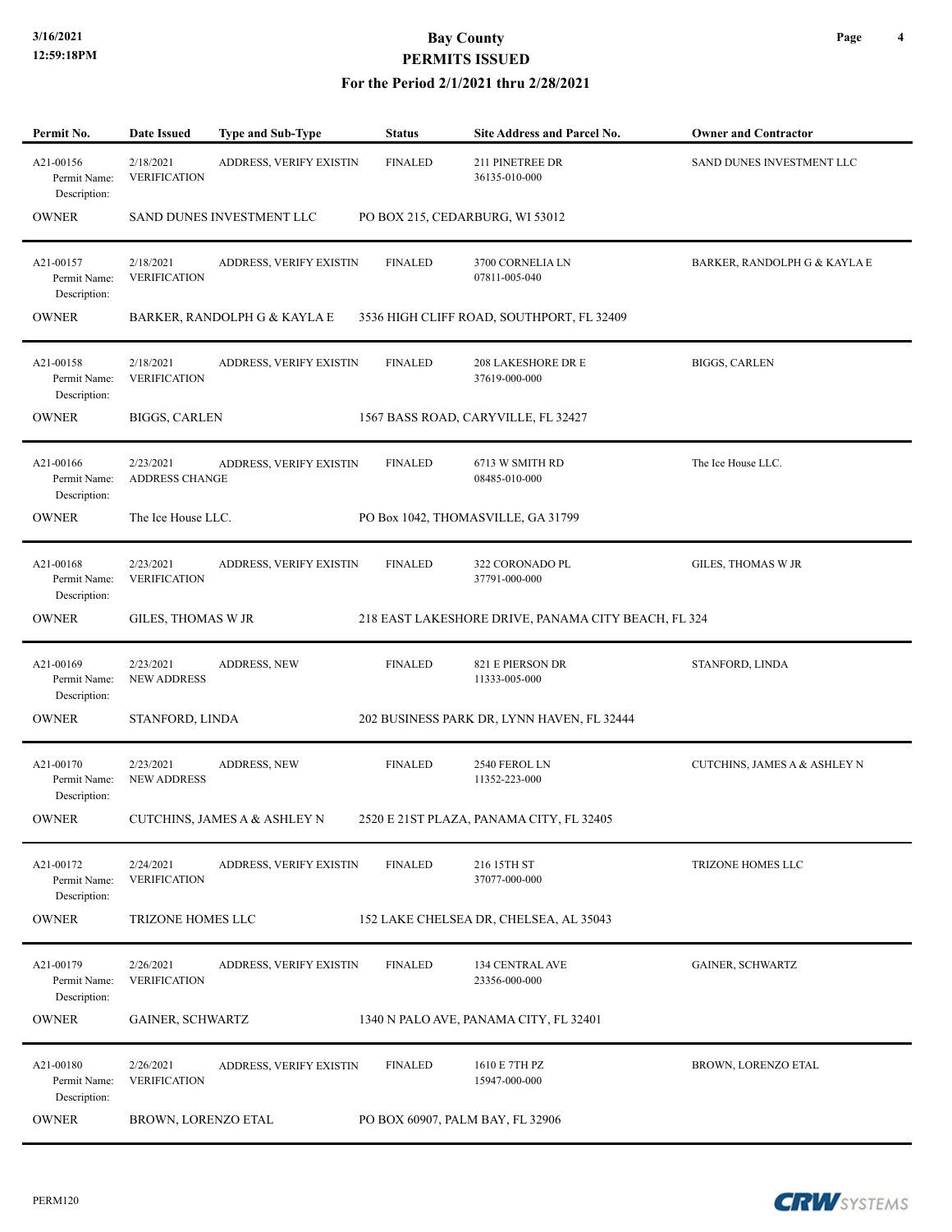# Bay County
## PERMITS ISSUED
### For the Period 2/1/2021 thru 2/28/2021

| Permit No. | Date Issued | Type and Sub-Type | Status | Site Address and Parcel No. | Owner and Contractor |
|---|---|---|---|---|---|
| A21-00156<br>Permit Name:<br>Description: | 2/18/2021<br>VERIFICATION | ADDRESS, VERIFY EXISTIN | FINALED | 211 PINETREE DR<br>36135-010-000 | SAND DUNES INVESTMENT LLC |
| OWNER | SAND DUNES INVESTMENT LLC | | PO BOX 215, CEDARBURG, WI 53012 | | |
| A21-00157<br>Permit Name:<br>Description: | 2/18/2021<br>VERIFICATION | ADDRESS, VERIFY EXISTIN | FINALED | 3700 CORNELIA LN<br>07811-005-040 | BARKER, RANDOLPH G & KAYLA E |
| OWNER | BARKER, RANDOLPH G & KAYLA E | | 3536 HIGH CLIFF ROAD, SOUTHPORT, FL 32409 | | |
| A21-00158<br>Permit Name:<br>Description: | 2/18/2021<br>VERIFICATION | ADDRESS, VERIFY EXISTIN | FINALED | 208 LAKESHORE DR E<br>37619-000-000 | BIGGS, CARLEN |
| OWNER | BIGGS, CARLEN | | 1567 BASS ROAD, CARYVILLE, FL 32427 | | |
| A21-00166<br>Permit Name:<br>Description: | 2/23/2021<br>ADDRESS CHANGE | ADDRESS, VERIFY EXISTIN | FINALED | 6713 W SMITH RD<br>08485-010-000 | The Ice House LLC. |
| OWNER | The Ice House LLC. | | PO Box 1042, THOMASVILLE, GA 31799 | | |
| A21-00168<br>Permit Name:<br>Description: | 2/23/2021<br>VERIFICATION | ADDRESS, VERIFY EXISTIN | FINALED | 322 CORONADO PL<br>37791-000-000 | GILES, THOMAS W JR |
| OWNER | GILES, THOMAS W JR | | 218 EAST LAKESHORE DRIVE, PANAMA CITY BEACH, FL 324 | | |
| A21-00169<br>Permit Name:<br>Description: | 2/23/2021<br>NEW ADDRESS | ADDRESS, NEW | FINALED | 821 E PIERSON DR<br>11333-005-000 | STANFORD, LINDA |
| OWNER | STANFORD, LINDA | | 202 BUSINESS PARK DR, LYNN HAVEN, FL 32444 | | |
| A21-00170<br>Permit Name:<br>Description: | 2/23/2021<br>NEW ADDRESS | ADDRESS, NEW | FINALED | 2540 FEROL LN<br>11352-223-000 | CUTCHINS, JAMES A & ASHLEY N |
| OWNER | CUTCHINS, JAMES A & ASHLEY N | | 2520 E 21ST PLAZA, PANAMA CITY, FL 32405 | | |
| A21-00172<br>Permit Name:<br>Description: | 2/24/2021<br>VERIFICATION | ADDRESS, VERIFY EXISTIN | FINALED | 216 15TH ST<br>37077-000-000 | TRIZONE HOMES LLC |
| OWNER | TRIZONE HOMES LLC | | 152 LAKE CHELSEA DR, CHELSEA, AL 35043 | | |
| A21-00179<br>Permit Name:<br>Description: | 2/26/2021<br>VERIFICATION | ADDRESS, VERIFY EXISTIN | FINALED | 134 CENTRAL AVE<br>23356-000-000 | GAINER, SCHWARTZ |
| OWNER | GAINER, SCHWARTZ | | 1340 N PALO AVE, PANAMA CITY, FL 32401 | | |
| A21-00180<br>Permit Name:<br>Description: | 2/26/2021<br>VERIFICATION | ADDRESS, VERIFY EXISTIN | FINALED | 1610 E 7TH PZ<br>15947-000-000 | BROWN, LORENZO ETAL |
| OWNER | BROWN, LORENZO ETAL | | PO BOX 60907, PALM BAY, FL 32906 | | |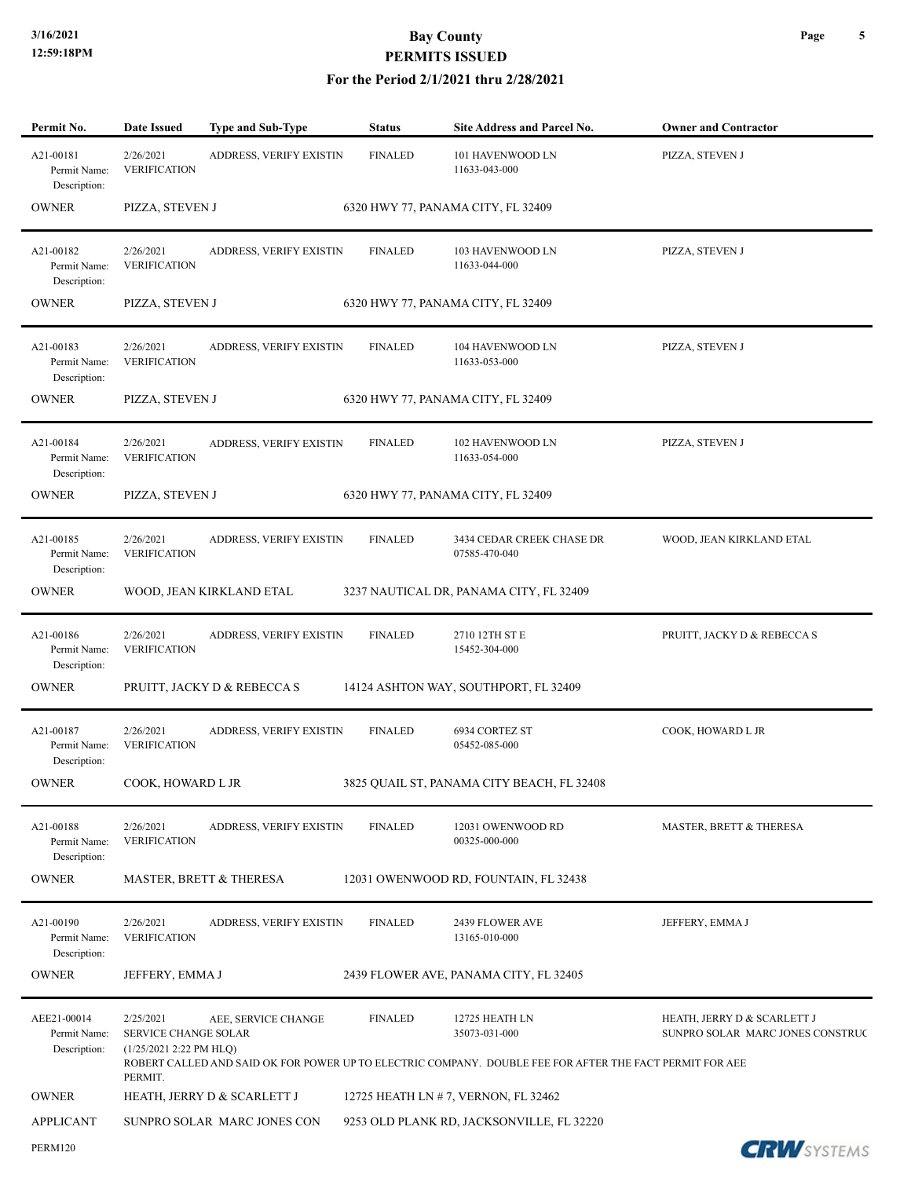# Bay County
## PERMITS ISSUED
### For the Period 2/1/2021 thru 2/28/2021

| Permit No. | Date Issued | Type and Sub-Type | Status | Site Address and Parcel No. | Owner and Contractor |
|---|---|---|---|---|---|
| A21-00181<br>Permit Name:<br>Description: | 2/26/2021<br>VERIFICATION | ADDRESS, VERIFY EXISTIN | FINALED | 101 HAVENWOOD LN<br>11633-043-000 | PIZZA, STEVEN J |
| OWNER | PIZZA, STEVEN J | | 6320 HWY 77, PANAMA CITY, FL 32409 | | |
| A21-00182<br>Permit Name:<br>Description: | 2/26/2021<br>VERIFICATION | ADDRESS, VERIFY EXISTIN | FINALED | 103 HAVENWOOD LN<br>11633-044-000 | PIZZA, STEVEN J |
| OWNER | PIZZA, STEVEN J | | 6320 HWY 77, PANAMA CITY, FL 32409 | | |
| A21-00183<br>Permit Name:<br>Description: | 2/26/2021<br>VERIFICATION | ADDRESS, VERIFY EXISTIN | FINALED | 104 HAVENWOOD LN<br>11633-053-000 | PIZZA, STEVEN J |
| OWNER | PIZZA, STEVEN J | | 6320 HWY 77, PANAMA CITY, FL 32409 | | |
| A21-00184<br>Permit Name:<br>Description: | 2/26/2021<br>VERIFICATION | ADDRESS, VERIFY EXISTIN | FINALED | 102 HAVENWOOD LN<br>11633-054-000 | PIZZA, STEVEN J |
| OWNER | PIZZA, STEVEN J | | 6320 HWY 77, PANAMA CITY, FL 32409 | | |
| A21-00185<br>Permit Name:<br>Description: | 2/26/2021<br>VERIFICATION | ADDRESS, VERIFY EXISTIN | FINALED | 3434 CEDAR CREEK CHASE DR<br>07585-470-040 | WOOD, JEAN KIRKLAND ETAL |
| OWNER | WOOD, JEAN KIRKLAND ETAL | | 3237 NAUTICAL DR, PANAMA CITY, FL 32409 | | |
| A21-00186<br>Permit Name:<br>Description: | 2/26/2021<br>VERIFICATION | ADDRESS, VERIFY EXISTIN | FINALED | 2710 12TH ST E<br>15452-304-000 | PRUITT, JACKY D & REBECCA S |
| OWNER | PRUITT, JACKY D & REBECCA S | | 14124 ASHTON WAY, SOUTHPORT, FL 32409 | | |
| A21-00187<br>Permit Name:<br>Description: | 2/26/2021<br>VERIFICATION | ADDRESS, VERIFY EXISTIN | FINALED | 6934 CORTEZ ST<br>05452-085-000 | COOK, HOWARD L JR |
| OWNER | COOK, HOWARD L JR | | 3825 QUAIL ST, PANAMA CITY BEACH, FL 32408 | | |
| A21-00188<br>Permit Name:<br>Description: | 2/26/2021<br>VERIFICATION | ADDRESS, VERIFY EXISTIN | FINALED | 12031 OWENWOOD RD<br>00325-000-000 | MASTER, BRETT & THERESA |
| OWNER | MASTER, BRETT & THERESA | | 12031 OWENWOOD RD, FOUNTAIN, FL 32438 | | |
| A21-00190<br>Permit Name:<br>Description: | 2/26/2021<br>VERIFICATION | ADDRESS, VERIFY EXISTIN | FINALED | 2439 FLOWER AVE<br>13165-010-000 | JEFFERY, EMMA J |
| OWNER | JEFFERY, EMMA J | | 2439 FLOWER AVE, PANAMA CITY, FL 32405 | | |
| AEE21-00014<br>Permit Name:<br>Description: | 2/25/2021<br>SERVICE CHANGE SOLAR<br>(1/25/2021 2:22 PM HLQ)<br>ROBERT CALLED AND SAID OK FOR POWER UP TO ELECTRIC COMPANY. DOUBLE FEE FOR AFTER THE FACT PERMIT FOR AEE PERMIT. | AEE, SERVICE CHANGE | FINALED | 12725 HEATH LN<br>35073-031-000 | HEATH, JERRY D & SCARLETT J<br>SUNPRO SOLAR MARC JONES CONSTRUC |
| OWNER | HEATH, JERRY D & SCARLETT J | | 12725 HEATH LN # 7, VERNON, FL 32462 | | |
| APPLICANT | SUNPRO SOLAR MARC JONES CON | | 9253 OLD PLANK RD, JACKSONVILLE, FL 32220 | | |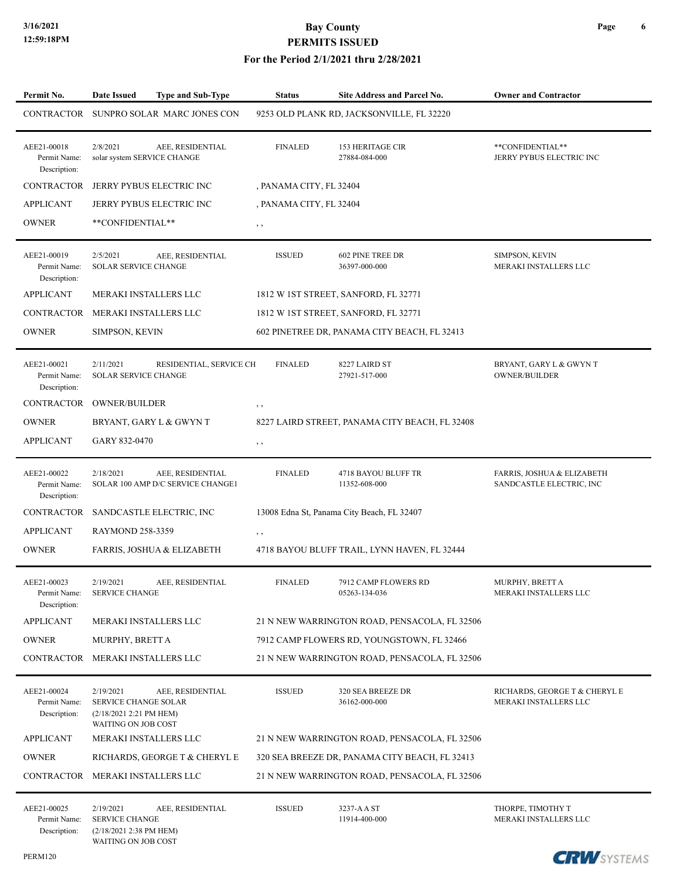# Bay County
## PERMITS ISSUED
### For the Period 2/1/2021 thru 2/28/2021

| Permit No. | Date Issued | Type and Sub-Type | Status | Site Address and Parcel No. | Owner and Contractor |
|---|---|---|---|---|---|
| CONTRACTOR | SUNPRO SOLAR MARC JONES CON | | 9253 OLD PLANK RD, JACKSONVILLE, FL 32220 | | |
| AEE21-00018 | 2/8/2021 | AEE, RESIDENTIAL | FINALED | 153 HERITAGE CIR 27884-084-000 | **CONFIDENTIAL** JERRY PYBUS ELECTRIC INC |
| Permit Name: | solar system SERVICE CHANGE | | | | |
| Description: | | | | | |
| CONTRACTOR | JERRY PYBUS ELECTRIC INC | | , PANAMA CITY, FL 32404 | | |
| APPLICANT | JERRY PYBUS ELECTRIC INC | | , PANAMA CITY, FL 32404 | | |
| OWNER | **CONFIDENTIAL** | | , , | | |
| AEE21-00019 | 2/5/2021 | AEE, RESIDENTIAL | ISSUED | 602 PINE TREE DR 36397-000-000 | SIMPSON, KEVIN MERAKI INSTALLERS LLC |
| Permit Name: | SOLAR SERVICE CHANGE | | | | |
| Description: | | | | | |
| APPLICANT | MERAKI INSTALLERS LLC | | 1812 W 1ST STREET, SANFORD, FL 32771 | | |
| CONTRACTOR | MERAKI INSTALLERS LLC | | 1812 W 1ST STREET, SANFORD, FL 32771 | | |
| OWNER | SIMPSON, KEVIN | | 602 PINETREE DR, PANAMA CITY BEACH, FL 32413 | | |
| AEE21-00021 | 2/11/2021 | RESIDENTIAL, SERVICE CH | FINALED | 8227 LAIRD ST 27921-517-000 | BRYANT, GARY L & GWYN T OWNER/BUILDER |
| Permit Name: | SOLAR SERVICE CHANGE | | | | |
| Description: | | | | | |
| CONTRACTOR | OWNER/BUILDER | | , , | | |
| OWNER | BRYANT, GARY L & GWYN T | | 8227 LAIRD STREET, PANAMA CITY BEACH, FL 32408 | | |
| APPLICANT | GARY 832-0470 | | , , | | |
| AEE21-00022 | 2/18/2021 | AEE, RESIDENTIAL | FINALED | 4718 BAYOU BLUFF TR 11352-608-000 | FARRIS, JOSHUA & ELIZABETH SANDCASTLE ELECTRIC, INC |
| Permit Name: | SOLAR 100 AMP D/C SERVICE CHANGE1 | | | | |
| Description: | | | | | |
| CONTRACTOR | SANDCASTLE ELECTRIC, INC | | 13008 Edna St, Panama City Beach, FL 32407 | | |
| APPLICANT | RAYMOND 258-3359 | | , , | | |
| OWNER | FARRIS, JOSHUA & ELIZABETH | | 4718 BAYOU BLUFF TRAIL, LYNN HAVEN, FL 32444 | | |
| AEE21-00023 | 2/19/2021 | AEE, RESIDENTIAL | FINALED | 7912 CAMP FLOWERS RD 05263-134-036 | MURPHY, BRETT A MERAKI INSTALLERS LLC |
| Permit Name: | SERVICE CHANGE | | | | |
| Description: | | | | | |
| APPLICANT | MERAKI INSTALLERS LLC | | 21 N NEW WARRINGTON ROAD, PENSACOLA, FL 32506 | | |
| OWNER | MURPHY, BRETT A | | 7912 CAMP FLOWERS RD, YOUNGSTOWN, FL 32466 | | |
| CONTRACTOR | MERAKI INSTALLERS LLC | | 21 N NEW WARRINGTON ROAD, PENSACOLA, FL 32506 | | |
| AEE21-00024 | 2/19/2021 | AEE, RESIDENTIAL | ISSUED | 320 SEA BREEZE DR 36162-000-000 | RICHARDS, GEORGE T & CHERYL E MERAKI INSTALLERS LLC |
| Permit Name: | SERVICE CHANGE SOLAR | | | | |
| Description: | (2/18/2021 2:21 PM HEM) WAITING ON JOB COST | | | | |
| APPLICANT | MERAKI INSTALLERS LLC | | 21 N NEW WARRINGTON ROAD, PENSACOLA, FL 32506 | | |
| OWNER | RICHARDS, GEORGE T & CHERYL E | | 320 SEA BREEZE DR, PANAMA CITY BEACH, FL 32413 | | |
| CONTRACTOR | MERAKI INSTALLERS LLC | | 21 N NEW WARRINGTON ROAD, PENSACOLA, FL 32506 | | |
| AEE21-00025 | 2/19/2021 | AEE, RESIDENTIAL | ISSUED | 3237-A A ST 11914-400-000 | THORPE, TIMOTHY T MERAKI INSTALLERS LLC |
| Permit Name: | SERVICE CHANGE | | | | |
| Description: | (2/18/2021 2:38 PM HEM) WAITING ON JOB COST | | | | |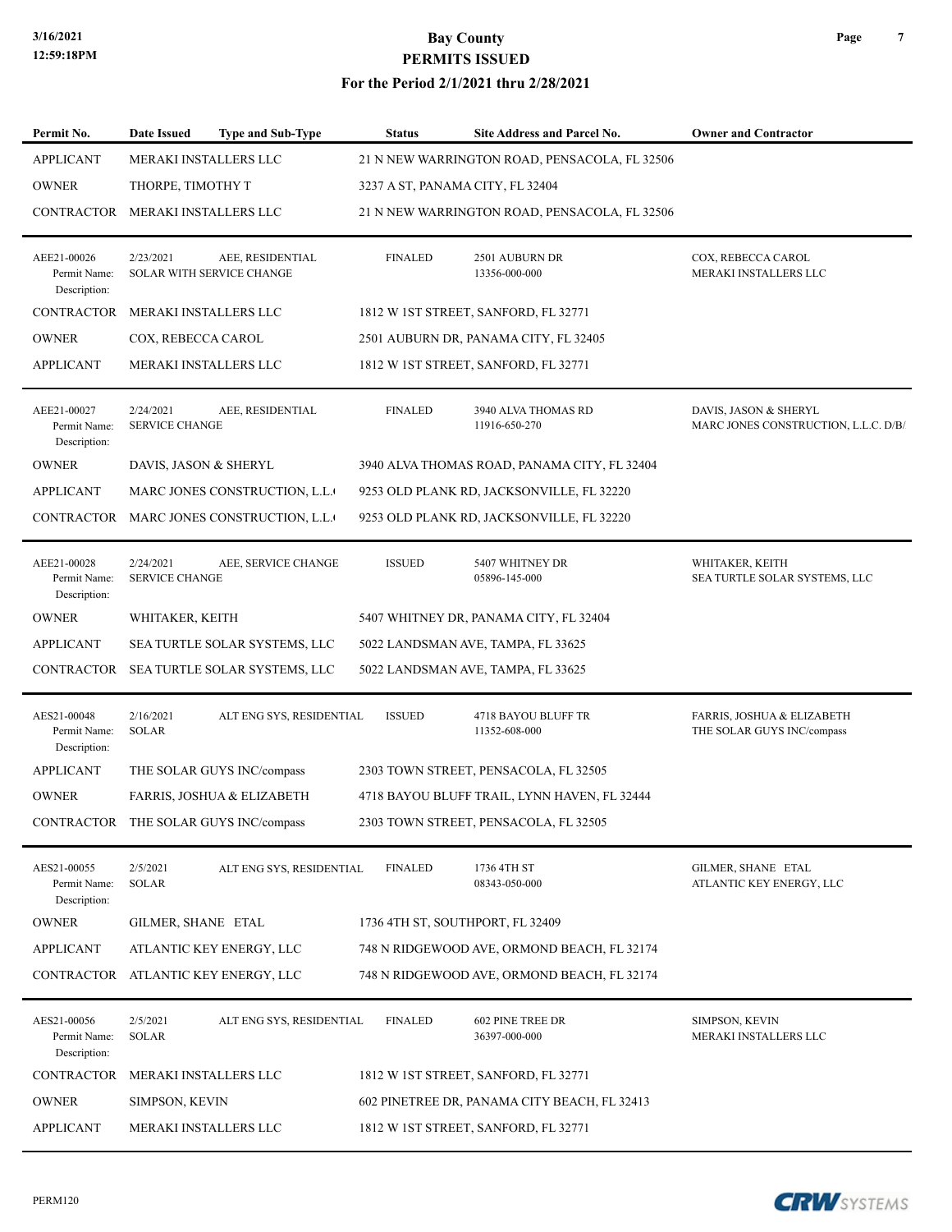# Bay County
## PERMITS ISSUED
### For the Period 2/1/2021 thru 2/28/2021

| Permit No. | Date Issued | Type and Sub-Type | Status | Site Address and Parcel No. | Owner and Contractor |
|---|---|---|---|---|---|
| APPLICANT | MERAKI INSTALLERS LLC | | 21 N NEW WARRINGTON ROAD, PENSACOLA, FL 32506 | | |
| OWNER | THORPE, TIMOTHY T | | 3237 A ST, PANAMA CITY, FL 32404 | | |
| CONTRACTOR | MERAKI INSTALLERS LLC | | 21 N NEW WARRINGTON ROAD, PENSACOLA, FL 32506 | | |
| AEE21-00026 Permit Name: Description: | 2/23/2021 SOLAR WITH SERVICE CHANGE | AEE, RESIDENTIAL | FINALED | 2501 AUBURN DR 13356-000-000 | COX, REBECCA CAROL MERAKI INSTALLERS LLC |
| CONTRACTOR | MERAKI INSTALLERS LLC | | 1812 W 1ST STREET, SANFORD, FL 32771 | | |
| OWNER | COX, REBECCA CAROL | | 2501 AUBURN DR, PANAMA CITY, FL 32405 | | |
| APPLICANT | MERAKI INSTALLERS LLC | | 1812 W 1ST STREET, SANFORD, FL 32771 | | |
| AEE21-00027 Permit Name: Description: | 2/24/2021 SERVICE CHANGE | AEE, RESIDENTIAL | FINALED | 3940 ALVA THOMAS RD 11916-650-270 | DAVIS, JASON & SHERYL MARC JONES CONSTRUCTION, L.L.C. D/B/ |
| OWNER | DAVIS, JASON & SHERYL | | 3940 ALVA THOMAS ROAD, PANAMA CITY, FL 32404 | | |
| APPLICANT | MARC JONES CONSTRUCTION, L.L.( | | 9253 OLD PLANK RD, JACKSONVILLE, FL 32220 | | |
| CONTRACTOR | MARC JONES CONSTRUCTION, L.L.( | | 9253 OLD PLANK RD, JACKSONVILLE, FL 32220 | | |
| AEE21-00028 Permit Name: Description: | 2/24/2021 SERVICE CHANGE | AEE, SERVICE CHANGE | ISSUED | 5407 WHITNEY DR 05896-145-000 | WHITAKER, KEITH SEA TURTLE SOLAR SYSTEMS, LLC |
| OWNER | WHITAKER, KEITH | | 5407 WHITNEY DR, PANAMA CITY, FL 32404 | | |
| APPLICANT | SEA TURTLE SOLAR SYSTEMS, LLC | | 5022 LANDSMAN AVE, TAMPA, FL 33625 | | |
| CONTRACTOR | SEA TURTLE SOLAR SYSTEMS, LLC | | 5022 LANDSMAN AVE, TAMPA, FL 33625 | | |
| AES21-00048 Permit Name: Description: | 2/16/2021 SOLAR | ALT ENG SYS, RESIDENTIAL | ISSUED | 4718 BAYOU BLUFF TR 11352-608-000 | FARRIS, JOSHUA & ELIZABETH THE SOLAR GUYS INC/compass |
| APPLICANT | THE SOLAR GUYS INC/compass | | 2303 TOWN STREET, PENSACOLA, FL 32505 | | |
| OWNER | FARRIS, JOSHUA & ELIZABETH | | 4718 BAYOU BLUFF TRAIL, LYNN HAVEN, FL 32444 | | |
| CONTRACTOR | THE SOLAR GUYS INC/compass | | 2303 TOWN STREET, PENSACOLA, FL 32505 | | |
| AES21-00055 Permit Name: Description: | 2/5/2021 SOLAR | ALT ENG SYS, RESIDENTIAL | FINALED | 1736 4TH ST 08343-050-000 | GILMER, SHANE ETAL ATLANTIC KEY ENERGY, LLC |
| OWNER | GILMER, SHANE ETAL | | 1736 4TH ST, SOUTHPORT, FL 32409 | | |
| APPLICANT | ATLANTIC KEY ENERGY, LLC | | 748 N RIDGEWOOD AVE, ORMOND BEACH, FL 32174 | | |
| CONTRACTOR | ATLANTIC KEY ENERGY, LLC | | 748 N RIDGEWOOD AVE, ORMOND BEACH, FL 32174 | | |
| AES21-00056 Permit Name: Description: | 2/5/2021 SOLAR | ALT ENG SYS, RESIDENTIAL | FINALED | 602 PINE TREE DR 36397-000-000 | SIMPSON, KEVIN MERAKI INSTALLERS LLC |
| CONTRACTOR | MERAKI INSTALLERS LLC | | 1812 W 1ST STREET, SANFORD, FL 32771 | | |
| OWNER | SIMPSON, KEVIN | | 602 PINETREE DR, PANAMA CITY BEACH, FL 32413 | | |
| APPLICANT | MERAKI INSTALLERS LLC | | 1812 W 1ST STREET, SANFORD, FL 32771 | | |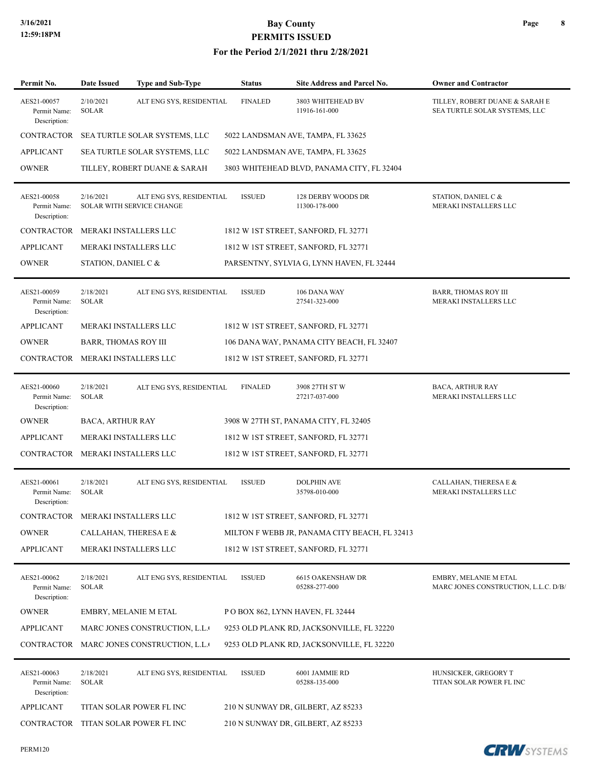# Bay County
## PERMITS ISSUED
### For the Period 2/1/2021 thru 2/28/2021

| Permit No. | Date Issued | Type and Sub-Type | Status | Site Address and Parcel No. | Owner and Contractor |
|---|---|---|---|---|---|
| AES21-00057<br>Permit Name:<br>Description: | 2/10/2021<br>SOLAR | ALT ENG SYS, RESIDENTIAL | FINALED | 3803 WHITEHEAD BV<br>11916-161-000 | TILLEY, ROBERT DUANE & SARAH E<br>SEA TURTLE SOLAR SYSTEMS, LLC |
| CONTRACTOR | SEA TURTLE SOLAR SYSTEMS, LLC | | 5022 LANDSMAN AVE, TAMPA, FL 33625 | | |
| APPLICANT | SEA TURTLE SOLAR SYSTEMS, LLC | | 5022 LANDSMAN AVE, TAMPA, FL 33625 | | |
| OWNER | TILLEY, ROBERT DUANE & SARAH | | 3803 WHITEHEAD BLVD, PANAMA CITY, FL 32404 | | |
| AES21-00058<br>Permit Name:<br>Description: | 2/16/2021<br>SOLAR WITH SERVICE CHANGE | ALT ENG SYS, RESIDENTIAL | ISSUED | 128 DERBY WOODS DR<br>11300-178-000 | STATION, DANIEL C &<br>MERAKI INSTALLERS LLC |
| CONTRACTOR | MERAKI INSTALLERS LLC | | 1812 W 1ST STREET, SANFORD, FL 32771 | | |
| APPLICANT | MERAKI INSTALLERS LLC | | 1812 W 1ST STREET, SANFORD, FL 32771 | | |
| OWNER | STATION, DANIEL C & | | PARSENTNY, SYLVIA G, LYNN HAVEN, FL 32444 | | |
| AES21-00059<br>Permit Name:<br>Description: | 2/18/2021<br>SOLAR | ALT ENG SYS, RESIDENTIAL | ISSUED | 106 DANA WAY<br>27541-323-000 | BARR, THOMAS ROY III<br>MERAKI INSTALLERS LLC |
| APPLICANT | MERAKI INSTALLERS LLC | | 1812 W 1ST STREET, SANFORD, FL 32771 | | |
| OWNER | BARR, THOMAS ROY III | | 106 DANA WAY, PANAMA CITY BEACH, FL 32407 | | |
| CONTRACTOR | MERAKI INSTALLERS LLC | | 1812 W 1ST STREET, SANFORD, FL 32771 | | |
| AES21-00060<br>Permit Name:<br>Description: | 2/18/2021<br>SOLAR | ALT ENG SYS, RESIDENTIAL | FINALED | 3908 27TH ST W<br>27217-037-000 | BACA, ARTHUR RAY<br>MERAKI INSTALLERS LLC |
| OWNER | BACA, ARTHUR RAY | | 3908 W 27TH ST, PANAMA CITY, FL 32405 | | |
| APPLICANT | MERAKI INSTALLERS LLC | | 1812 W 1ST STREET, SANFORD, FL 32771 | | |
| CONTRACTOR | MERAKI INSTALLERS LLC | | 1812 W 1ST STREET, SANFORD, FL 32771 | | |
| AES21-00061<br>Permit Name:<br>Description: | 2/18/2021<br>SOLAR | ALT ENG SYS, RESIDENTIAL | ISSUED | DOLPHIN AVE<br>35798-010-000 | CALLAHAN, THERESA E &<br>MERAKI INSTALLERS LLC |
| CONTRACTOR | MERAKI INSTALLERS LLC | | 1812 W 1ST STREET, SANFORD, FL 32771 | | |
| OWNER | CALLAHAN, THERESA E & | | MILTON F WEBB JR, PANAMA CITY BEACH, FL 32413 | | |
| APPLICANT | MERAKI INSTALLERS LLC | | 1812 W 1ST STREET, SANFORD, FL 32771 | | |
| AES21-00062<br>Permit Name:<br>Description: | 2/18/2021<br>SOLAR | ALT ENG SYS, RESIDENTIAL | ISSUED | 6615 OAKENSHAW DR<br>05288-277-000 | EMBRY, MELANIE M ETAL<br>MARC JONES CONSTRUCTION, L.L.C. D/B/ |
| OWNER | EMBRY, MELANIE M ETAL | | P O BOX 862, LYNN HAVEN, FL 32444 | | |
| APPLICANT | MARC JONES CONSTRUCTION, L.L. | | 9253 OLD PLANK RD, JACKSONVILLE, FL 32220 | | |
| CONTRACTOR | MARC JONES CONSTRUCTION, L.L. | | 9253 OLD PLANK RD, JACKSONVILLE, FL 32220 | | |
| AES21-00063<br>Permit Name:<br>Description: | 2/18/2021<br>SOLAR | ALT ENG SYS, RESIDENTIAL | ISSUED | 6001 JAMMIE RD<br>05288-135-000 | HUNSICKER, GREGORY T<br>TITAN SOLAR POWER FL INC |
| APPLICANT | TITAN SOLAR POWER FL INC | | 210 N SUNWAY DR, GILBERT, AZ 85233 | | |
| CONTRACTOR | TITAN SOLAR POWER FL INC | | 210 N SUNWAY DR, GILBERT, AZ 85233 | | |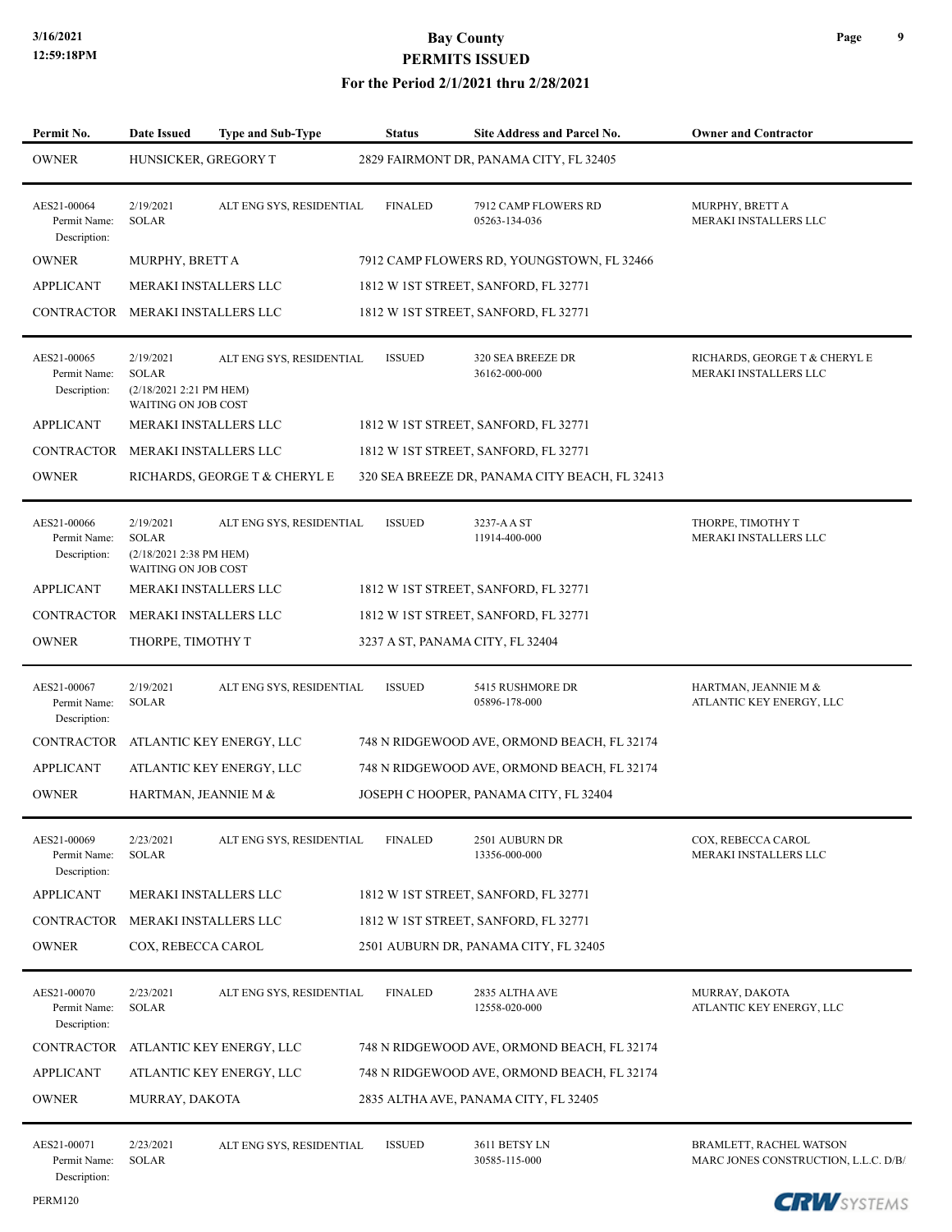| Permit No. | Date Issued | Type and Sub-Type | Status | Site Address and Parcel No. | Owner and Contractor |
|---|---|---|---|---|---|
| OWNER | HUNSICKER, GREGORY T | | 2829 FAIRMONT DR, PANAMA CITY, FL 32405 | | |
| AES21-00064 Permit Name: Description: | 2/19/2021 SOLAR | ALT ENG SYS, RESIDENTIAL | FINALED | 7912 CAMP FLOWERS RD 05263-134-036 | MURPHY, BRETT A MERAKI INSTALLERS LLC |
| OWNER | MURPHY, BRETT A | | 7912 CAMP FLOWERS RD, YOUNGSTOWN, FL 32466 | | |
| APPLICANT | MERAKI INSTALLERS LLC | | 1812 W 1ST STREET, SANFORD, FL 32771 | | |
| CONTRACTOR | MERAKI INSTALLERS LLC | | 1812 W 1ST STREET, SANFORD, FL 32771 | | |
| AES21-00065 Permit Name: Description: | 2/19/2021 SOLAR (2/18/2021 2:21 PM HEM) WAITING ON JOB COST | ALT ENG SYS, RESIDENTIAL | ISSUED | 320 SEA BREEZE DR 36162-000-000 | RICHARDS, GEORGE T & CHERYL E MERAKI INSTALLERS LLC |
| APPLICANT | MERAKI INSTALLERS LLC | | 1812 W 1ST STREET, SANFORD, FL 32771 | | |
| CONTRACTOR | MERAKI INSTALLERS LLC | | 1812 W 1ST STREET, SANFORD, FL 32771 | | |
| OWNER | RICHARDS, GEORGE T & CHERYL E | | 320 SEA BREEZE DR, PANAMA CITY BEACH, FL 32413 | | |
| AES21-00066 Permit Name: Description: | 2/19/2021 SOLAR (2/18/2021 2:38 PM HEM) WAITING ON JOB COST | ALT ENG SYS, RESIDENTIAL | ISSUED | 3237-A A ST 11914-400-000 | THORPE, TIMOTHY T MERAKI INSTALLERS LLC |
| APPLICANT | MERAKI INSTALLERS LLC | | 1812 W 1ST STREET, SANFORD, FL 32771 | | |
| CONTRACTOR | MERAKI INSTALLERS LLC | | 1812 W 1ST STREET, SANFORD, FL 32771 | | |
| OWNER | THORPE, TIMOTHY T | | 3237 A ST, PANAMA CITY, FL 32404 | | |
| AES21-00067 Permit Name: Description: | 2/19/2021 SOLAR | ALT ENG SYS, RESIDENTIAL | ISSUED | 5415 RUSHMORE DR 05896-178-000 | HARTMAN, JEANNIE M & ATLANTIC KEY ENERGY, LLC |
| CONTRACTOR | ATLANTIC KEY ENERGY, LLC | | 748 N RIDGEWOOD AVE, ORMOND BEACH, FL 32174 | | |
| APPLICANT | ATLANTIC KEY ENERGY, LLC | | 748 N RIDGEWOOD AVE, ORMOND BEACH, FL 32174 | | |
| OWNER | HARTMAN, JEANNIE M & | | JOSEPH C HOOPER, PANAMA CITY, FL 32404 | | |
| AES21-00069 Permit Name: Description: | 2/23/2021 SOLAR | ALT ENG SYS, RESIDENTIAL | FINALED | 2501 AUBURN DR 13356-000-000 | COX, REBECCA CAROL MERAKI INSTALLERS LLC |
| APPLICANT | MERAKI INSTALLERS LLC | | 1812 W 1ST STREET, SANFORD, FL 32771 | | |
| CONTRACTOR | MERAKI INSTALLERS LLC | | 1812 W 1ST STREET, SANFORD, FL 32771 | | |
| OWNER | COX, REBECCA CAROL | | 2501 AUBURN DR, PANAMA CITY, FL 32405 | | |
| AES21-00070 Permit Name: Description: | 2/23/2021 SOLAR | ALT ENG SYS, RESIDENTIAL | FINALED | 2835 ALTHA AVE 12558-020-000 | MURRAY, DAKOTA ATLANTIC KEY ENERGY, LLC |
| CONTRACTOR | ATLANTIC KEY ENERGY, LLC | | 748 N RIDGEWOOD AVE, ORMOND BEACH, FL 32174 | | |
| APPLICANT | ATLANTIC KEY ENERGY, LLC | | 748 N RIDGEWOOD AVE, ORMOND BEACH, FL 32174 | | |
| OWNER | MURRAY, DAKOTA | | 2835 ALTHA AVE, PANAMA CITY, FL 32405 | | |
| AES21-00071 Permit Name: Description: | 2/23/2021 SOLAR | ALT ENG SYS, RESIDENTIAL | ISSUED | 3611 BETSY LN 30585-115-000 | BRAMLETT, RACHEL WATSON MARC JONES CONSTRUCTION, L.L.C. D/B/ |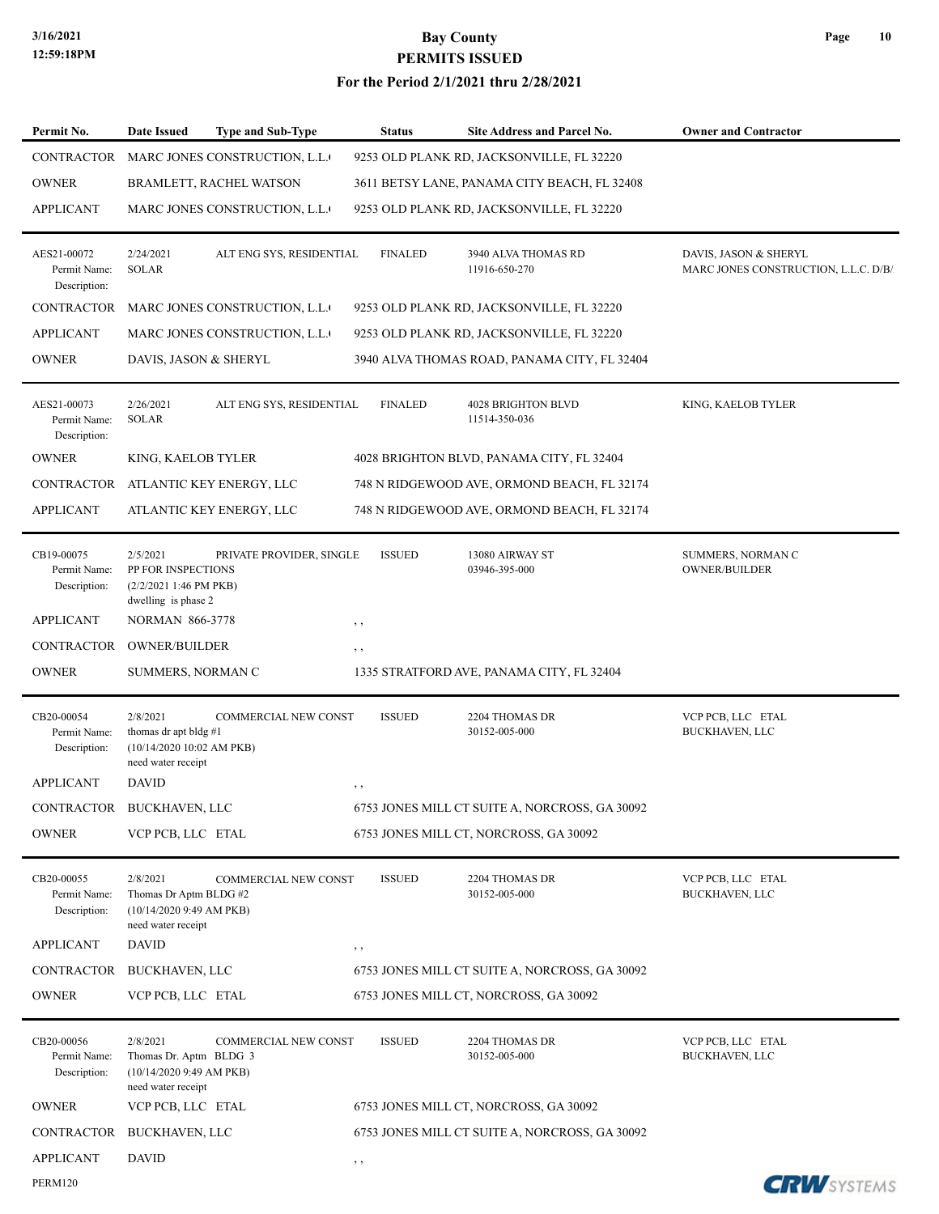| Permit No. | Date Issued | Type and Sub-Type | Status | Site Address and Parcel No. | Owner and Contractor |
|---|---|---|---|---|---|
| CONTRACTOR | MARC JONES CONSTRUCTION, L.L.( | | 9253 OLD PLANK RD, JACKSONVILLE, FL 32220 | | |
| OWNER | BRAMLETT, RACHEL WATSON | | 3611 BETSY LANE, PANAMA CITY BEACH, FL 32408 | | |
| APPLICANT | MARC JONES CONSTRUCTION, L.L.( | | 9253 OLD PLANK RD, JACKSONVILLE, FL 32220 | | |
| AES21-00072<br>Permit Name:<br>Description: | 2/24/2021<br>SOLAR | ALT ENG SYS, RESIDENTIAL | FINALED | 3940 ALVA THOMAS RD<br>11916-650-270 | DAVIS, JASON & SHERYL<br>MARC JONES CONSTRUCTION, L.L.C. D/B/ |
| CONTRACTOR | MARC JONES CONSTRUCTION, L.L.( | | 9253 OLD PLANK RD, JACKSONVILLE, FL 32220 | | |
| APPLICANT | MARC JONES CONSTRUCTION, L.L.( | | 9253 OLD PLANK RD, JACKSONVILLE, FL 32220 | | |
| OWNER | DAVIS, JASON & SHERYL | | 3940 ALVA THOMAS ROAD, PANAMA CITY, FL 32404 | | |
| AES21-00073<br>Permit Name:<br>Description: | 2/26/2021<br>SOLAR | ALT ENG SYS, RESIDENTIAL | FINALED | 4028 BRIGHTON BLVD<br>11514-350-036 | KING, KAELOB TYLER |
| OWNER | KING, KAELOB TYLER | | 4028 BRIGHTON BLVD, PANAMA CITY, FL 32404 | | |
| CONTRACTOR | ATLANTIC KEY ENERGY, LLC | | 748 N RIDGEWOOD AVE, ORMOND BEACH, FL 32174 | | |
| APPLICANT | ATLANTIC KEY ENERGY, LLC | | 748 N RIDGEWOOD AVE, ORMOND BEACH, FL 32174 | | |
| CB19-00075<br>Permit Name:<br>Description: | 2/5/2021<br>PP FOR INSPECTIONS<br>(2/2/2021 1:46 PM PKB)<br>dwelling is phase 2 | PRIVATE PROVIDER, SINGLE | ISSUED | 13080 AIRWAY ST<br>03946-395-000 | SUMMERS, NORMAN C<br>OWNER/BUILDER |
| APPLICANT | NORMAN 866-3778 | | , , | | |
| CONTRACTOR | OWNER/BUILDER | | , , | | |
| OWNER | SUMMERS, NORMAN C | | 1335 STRATFORD AVE, PANAMA CITY, FL 32404 | | |
| CB20-00054<br>Permit Name:<br>Description: | 2/8/2021<br>thomas dr apt bldg #1<br>(10/14/2020 10:02 AM PKB)<br>need water receipt | COMMERCIAL NEW CONST | ISSUED | 2204 THOMAS DR<br>30152-005-000 | VCP PCB, LLC ETAL<br>BUCKHAVEN, LLC |
| APPLICANT | DAVID | | , , | | |
| CONTRACTOR | BUCKHAVEN, LLC | | 6753 JONES MILL CT SUITE A, NORCROSS, GA 30092 | | |
| OWNER | VCP PCB, LLC ETAL | | 6753 JONES MILL CT, NORCROSS, GA 30092 | | |
| CB20-00055<br>Permit Name:<br>Description: | 2/8/2021<br>Thomas Dr Aptm BLDG #2<br>(10/14/2020 9:49 AM PKB)<br>need water receipt | COMMERCIAL NEW CONST | ISSUED | 2204 THOMAS DR<br>30152-005-000 | VCP PCB, LLC ETAL<br>BUCKHAVEN, LLC |
| APPLICANT | DAVID | | , , | | |
| CONTRACTOR | BUCKHAVEN, LLC | | 6753 JONES MILL CT SUITE A, NORCROSS, GA 30092 | | |
| OWNER | VCP PCB, LLC ETAL | | 6753 JONES MILL CT, NORCROSS, GA 30092 | | |
| CB20-00056<br>Permit Name:<br>Description: | 2/8/2021<br>Thomas Dr. Aptm BLDG 3<br>(10/14/2020 9:49 AM PKB)<br>need water receipt | COMMERCIAL NEW CONST | ISSUED | 2204 THOMAS DR<br>30152-005-000 | VCP PCB, LLC ETAL<br>BUCKHAVEN, LLC |
| OWNER | VCP PCB, LLC ETAL | | 6753 JONES MILL CT, NORCROSS, GA 30092 | | |
| CONTRACTOR | BUCKHAVEN, LLC | | 6753 JONES MILL CT SUITE A, NORCROSS, GA 30092 | | |
| APPLICANT | DAVID | | , , | | |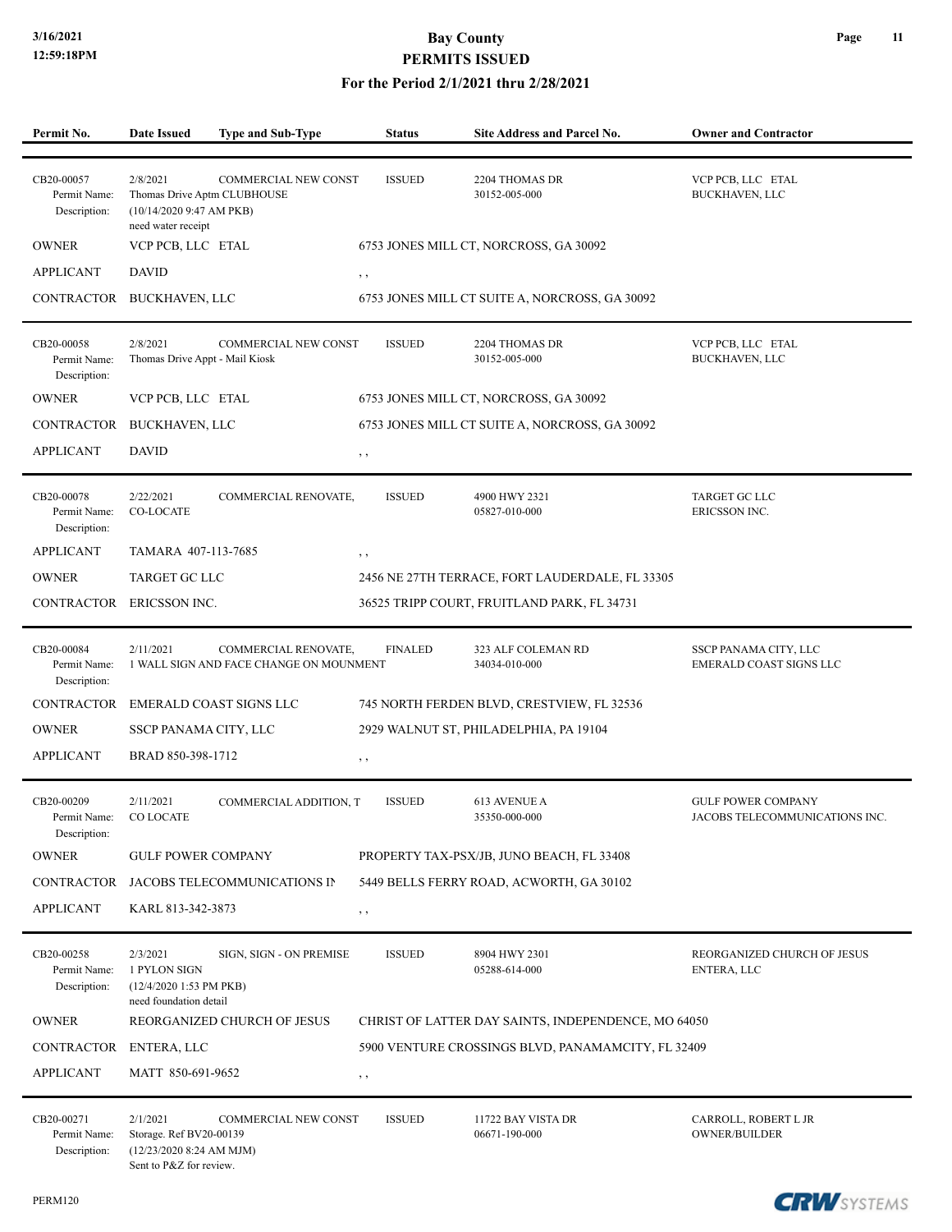# Bay County
## PERMITS ISSUED
### For the Period 2/1/2021 thru 2/28/2021

| Permit No. | Date Issued | Type and Sub-Type | Status | Site Address and Parcel No. | Owner and Contractor |
|---|---|---|---|---|---|
| CB20-00057<br>Permit Name:<br>Description: | 2/8/2021<br>Thomas Drive Aptm CLUBHOUSE<br>(10/14/2020 9:47 AM PKB)<br>need water receipt | COMMERCIAL NEW CONST | ISSUED | 2204 THOMAS DR<br>30152-005-000 | VCP PCB, LLC ETAL<br>BUCKHAVEN, LLC |
| OWNER | VCP PCB, LLC ETAL | | 6753 JONES MILL CT, NORCROSS, GA 30092 | | |
| APPLICANT | DAVID | | , , | | |
| CONTRACTOR | BUCKHAVEN, LLC | | 6753 JONES MILL CT SUITE A, NORCROSS, GA 30092 | | |
| CB20-00058<br>Permit Name:<br>Description: | 2/8/2021<br>Thomas Drive Appt - Mail Kiosk | COMMERCIAL NEW CONST | ISSUED | 2204 THOMAS DR<br>30152-005-000 | VCP PCB, LLC ETAL<br>BUCKHAVEN, LLC |
| OWNER | VCP PCB, LLC ETAL | | 6753 JONES MILL CT, NORCROSS, GA 30092 | | |
| CONTRACTOR | BUCKHAVEN, LLC | | 6753 JONES MILL CT SUITE A, NORCROSS, GA 30092 | | |
| APPLICANT | DAVID | | , , | | |
| CB20-00078<br>Permit Name:<br>Description: | 2/22/2021<br>CO-LOCATE | COMMERCIAL RENOVATE, | ISSUED | 4900 HWY 2321<br>05827-010-000 | TARGET GC LLC<br>ERICSSON INC. |
| APPLICANT | TAMARA 407-113-7685 | | , , | | |
| OWNER | TARGET GC LLC | | 2456 NE 27TH TERRACE, FORT LAUDERDALE, FL 33305 | | |
| CONTRACTOR | ERICSSON INC. | | 36525 TRIPP COURT, FRUITLAND PARK, FL 34731 | | |
| CB20-00084<br>Permit Name:<br>Description: | 2/11/2021<br>1 WALL SIGN AND FACE CHANGE ON MOUNMENT | COMMERCIAL RENOVATE, | FINALED | 323 ALF COLEMAN RD<br>34034-010-000 | SSCP PANAMA CITY, LLC<br>EMERALD COAST SIGNS LLC |
| CONTRACTOR | EMERALD COAST SIGNS LLC | | 745 NORTH FERDEN BLVD, CRESTVIEW, FL 32536 | | |
| OWNER | SSCP PANAMA CITY, LLC | | 2929 WALNUT ST, PHILADELPHIA, PA 19104 | | |
| APPLICANT | BRAD 850-398-1712 | | , , | | |
| CB20-00209<br>Permit Name:<br>Description: | 2/11/2021<br>CO LOCATE | COMMERCIAL ADDITION, T | ISSUED | 613 AVENUE A<br>35350-000-000 | GULF POWER COMPANY<br>JACOBS TELECOMMUNICATIONS INC. |
| OWNER | GULF POWER COMPANY | | PROPERTY TAX-PSX/JB, JUNO BEACH, FL 33408 | | |
| CONTRACTOR | JACOBS TELECOMMUNICATIONS IN | | 5449 BELLS FERRY ROAD, ACWORTH, GA 30102 | | |
| APPLICANT | KARL 813-342-3873 | | , , | | |
| CB20-00258<br>Permit Name:<br>Description: | 2/3/2021<br>1 PYLON SIGN<br>(12/4/2020 1:53 PM PKB)<br>need foundation detail | SIGN, SIGN - ON PREMISE | ISSUED | 8904 HWY 2301<br>05288-614-000 | REORGANIZED CHURCH OF JESUS<br>ENTERA, LLC |
| OWNER | REORGANIZED CHURCH OF JESUS | | CHRIST OF LATTER DAY SAINTS, INDEPENDENCE, MO 64050 | | |
| CONTRACTOR | ENTERA, LLC | | 5900 VENTURE CROSSINGS BLVD, PANAMAMCITY, FL 32409 | | |
| APPLICANT | MATT 850-691-9652 | | , , | | |
| CB20-00271<br>Permit Name:<br>Description: | 2/1/2021<br>Storage. Ref BV20-00139<br>(12/23/2020 8:24 AM MJM)<br>Sent to P&Z for review. | COMMERCIAL NEW CONST | ISSUED | 11722 BAY VISTA DR<br>06671-190-000 | CARROLL, ROBERT L JR<br>OWNER/BUILDER |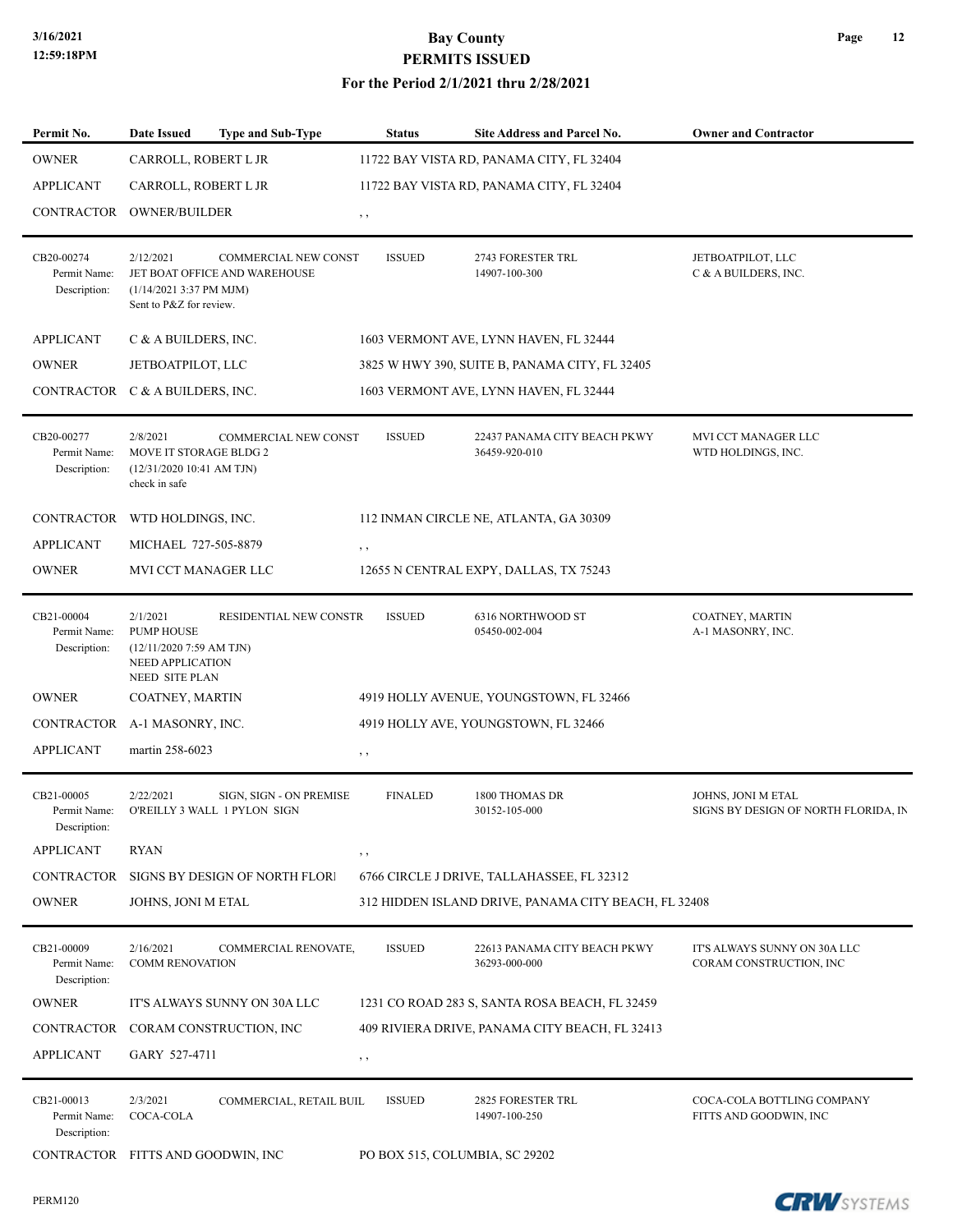# Bay County
## PERMITS ISSUED
### For the Period 2/1/2021 thru 2/28/2021

| Permit No. | Date Issued | Type and Sub-Type | Status | Site Address and Parcel No. | Owner and Contractor |
|---|---|---|---|---|---|

| | | |
|---|---|---|
| OWNER | CARROLL, ROBERT L JR | 11722 BAY VISTA RD, PANAMA CITY, FL 32404 |
| APPLICANT | CARROLL, ROBERT L JR | 11722 BAY VISTA RD, PANAMA CITY, FL 32404 |
| CONTRACTOR | OWNER/BUILDER | , , |

---

**CB20-00274** | 2/12/2021 | COMMERCIAL NEW CONST | ISSUED | 2743 FORESTER TRL, 14907-100-300 | JETBOATPILOT, LLC / C & A BUILDERS, INC.

Permit Name: JET BOAT OFFICE AND WAREHOUSE
Description: (1/14/2021 3:37 PM MJM) Sent to P&Z for review.

| | | |
|---|---|---|
| APPLICANT | C & A BUILDERS, INC. | 1603 VERMONT AVE, LYNN HAVEN, FL 32444 |
| OWNER | JETBOATPILOT, LLC | 3825 W HWY 390, SUITE B, PANAMA CITY, FL 32405 |
| CONTRACTOR | C & A BUILDERS, INC. | 1603 VERMONT AVE, LYNN HAVEN, FL 32444 |

---

**CB20-00277** | 2/8/2021 | COMMERCIAL NEW CONST | ISSUED | 22437 PANAMA CITY BEACH PKWY, 36459-920-010 | MVI CCT MANAGER LLC / WTD HOLDINGS, INC.

Permit Name: MOVE IT STORAGE BLDG 2
Description: (12/31/2020 10:41 AM TJN) check in safe

| | | |
|---|---|---|
| CONTRACTOR | WTD HOLDINGS, INC. | 112 INMAN CIRCLE NE, ATLANTA, GA 30309 |
| APPLICANT | MICHAEL 727-505-8879 | , , |
| OWNER | MVI CCT MANAGER LLC | 12655 N CENTRAL EXPY, DALLAS, TX 75243 |

---

**CB21-00004** | 2/1/2021 | RESIDENTIAL NEW CONSTR | ISSUED | 6316 NORTHWOOD ST, 05450-002-004 | COATNEY, MARTIN / A-1 MASONRY, INC.

Permit Name: PUMP HOUSE
Description: (12/11/2020 7:59 AM TJN) NEED APPLICATION NEED SITE PLAN

| | | |
|---|---|---|
| OWNER | COATNEY, MARTIN | 4919 HOLLY AVENUE, YOUNGSTOWN, FL 32466 |
| CONTRACTOR | A-1 MASONRY, INC. | 4919 HOLLY AVE, YOUNGSTOWN, FL 32466 |
| APPLICANT | martin 258-6023 | , , |

---

**CB21-00005** | 2/22/2021 | SIGN, SIGN - ON PREMISE | FINALED | 1800 THOMAS DR, 30152-105-000 | JOHNS, JONI M ETAL / SIGNS BY DESIGN OF NORTH FLORIDA, IN

Permit Name: O'REILLY 3 WALL 1 PYLON SIGN
Description:

| | | |
|---|---|---|
| APPLICANT | RYAN | , , |
| CONTRACTOR | SIGNS BY DESIGN OF NORTH FLORI | 6766 CIRCLE J DRIVE, TALLAHASSEE, FL 32312 |
| OWNER | JOHNS, JONI M ETAL | 312 HIDDEN ISLAND DRIVE, PANAMA CITY BEACH, FL 32408 |

---

**CB21-00009** | 2/16/2021 | COMMERCIAL RENOVATE, | ISSUED | 22613 PANAMA CITY BEACH PKWY, 36293-000-000 | IT'S ALWAYS SUNNY ON 30A LLC / CORAM CONSTRUCTION, INC

Permit Name: COMM RENOVATION
Description:

| | | |
|---|---|---|
| OWNER | IT'S ALWAYS SUNNY ON 30A LLC | 1231 CO ROAD 283 S, SANTA ROSA BEACH, FL 32459 |
| CONTRACTOR | CORAM CONSTRUCTION, INC | 409 RIVIERA DRIVE, PANAMA CITY BEACH, FL 32413 |
| APPLICANT | GARY 527-4711 | , , |

---

**CB21-00013** | 2/3/2021 | COMMERCIAL, RETAIL BUIL | ISSUED | 2825 FORESTER TRL, 14907-100-250 | COCA-COLA BOTTLING COMPANY / FITTS AND GOODWIN, INC

Permit Name: COCA-COLA
Description:

| | | |
|---|---|---|
| CONTRACTOR | FITTS AND GOODWIN, INC | PO BOX 515, COLUMBIA, SC 29202 |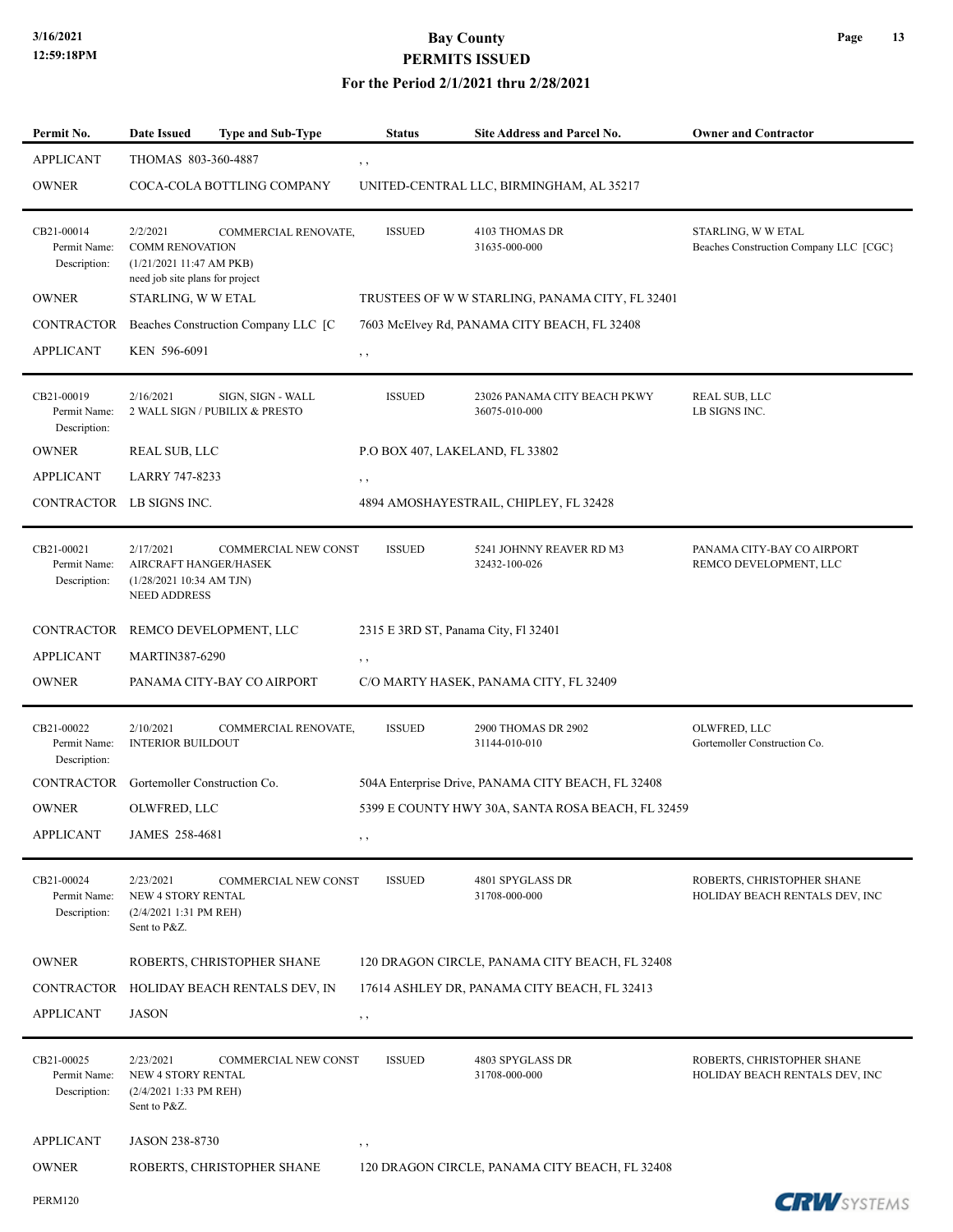| Permit No. | Date Issued | Type and Sub-Type | Status | Site Address and Parcel No. | Owner and Contractor |
|---|---|---|---|---|---|
| APPLICANT | THOMAS 803-360-4887 | | , , | | |
| OWNER | COCA-COLA BOTTLING COMPANY | | UNITED-CENTRAL LLC, BIRMINGHAM, AL 35217 | | |
| CB21-00014<br>Permit Name:<br>Description: | 2/2/2021<br>COMM RENOVATION<br>(1/21/2021 11:47 AM PKB)<br>need job site plans for project | COMMERCIAL RENOVATE, | ISSUED | 4103 THOMAS DR<br>31635-000-000 | STARLING, W W ETAL<br>Beaches Construction Company LLC [CGC} |
| OWNER | STARLING, W W ETAL | | TRUSTEES OF W W STARLING, PANAMA CITY, FL 32401 | | |
| CONTRACTOR | Beaches Construction Company LLC [C | | 7603 McElvey Rd, PANAMA CITY BEACH, FL 32408 | | |
| APPLICANT | KEN 596-6091 | | , , | | |
| CB21-00019<br>Permit Name:<br>Description: | 2/16/2021<br>2 WALL SIGN / PUBILIX & PRESTO | SIGN, SIGN - WALL | ISSUED | 23026 PANAMA CITY BEACH PKWY<br>36075-010-000 | REAL SUB, LLC<br>LB SIGNS INC. |
| OWNER | REAL SUB, LLC | | P.O BOX 407, LAKELAND, FL 33802 | | |
| APPLICANT | LARRY 747-8233 | | , , | | |
| CONTRACTOR | LB SIGNS INC. | | 4894 AMOSHAYESTRAIL, CHIPLEY, FL 32428 | | |
| CB21-00021<br>Permit Name:<br>Description: | 2/17/2021<br>AIRCRAFT HANGER/HASEK<br>(1/28/2021 10:34 AM TJN)<br>NEED ADDRESS | COMMERCIAL NEW CONST | ISSUED | 5241 JOHNNY REAVER RD M3<br>32432-100-026 | PANAMA CITY-BAY CO AIRPORT<br>REMCO DEVELOPMENT, LLC |
| CONTRACTOR | REMCO DEVELOPMENT, LLC | | 2315 E 3RD ST, Panama City, Fl 32401 | | |
| APPLICANT | MARTIN387-6290 | | , , | | |
| OWNER | PANAMA CITY-BAY CO AIRPORT | | C/O MARTY HASEK, PANAMA CITY, FL 32409 | | |
| CB21-00022<br>Permit Name:<br>Description: | 2/10/2021<br>INTERIOR BUILDOUT | COMMERCIAL RENOVATE, | ISSUED | 2900 THOMAS DR 2902<br>31144-010-010 | OLWFRED, LLC<br>Gortemoller Construction Co. |
| CONTRACTOR | Gortemoller Construction Co. | | 504A Enterprise Drive, PANAMA CITY BEACH, FL 32408 | | |
| OWNER | OLWFRED, LLC | | 5399 E COUNTY HWY 30A, SANTA ROSA BEACH, FL 32459 | | |
| APPLICANT | JAMES 258-4681 | | , , | | |
| CB21-00024<br>Permit Name:<br>Description: | 2/23/2021<br>NEW 4 STORY RENTAL<br>(2/4/2021 1:31 PM REH)<br>Sent to P&Z. | COMMERCIAL NEW CONST | ISSUED | 4801 SPYGLASS DR<br>31708-000-000 | ROBERTS, CHRISTOPHER SHANE<br>HOLIDAY BEACH RENTALS DEV, INC |
| OWNER | ROBERTS, CHRISTOPHER SHANE | | 120 DRAGON CIRCLE, PANAMA CITY BEACH, FL 32408 | | |
| CONTRACTOR | HOLIDAY BEACH RENTALS DEV, IN | | 17614 ASHLEY DR, PANAMA CITY BEACH, FL 32413 | | |
| APPLICANT | JASON | | , , | | |
| CB21-00025<br>Permit Name:<br>Description: | 2/23/2021<br>NEW 4 STORY RENTAL<br>(2/4/2021 1:33 PM REH)<br>Sent to P&Z. | COMMERCIAL NEW CONST | ISSUED | 4803 SPYGLASS DR<br>31708-000-000 | ROBERTS, CHRISTOPHER SHANE<br>HOLIDAY BEACH RENTALS DEV, INC |
| APPLICANT | JASON 238-8730 | | , , | | |
| OWNER | ROBERTS, CHRISTOPHER SHANE | | 120 DRAGON CIRCLE, PANAMA CITY BEACH, FL 32408 | | |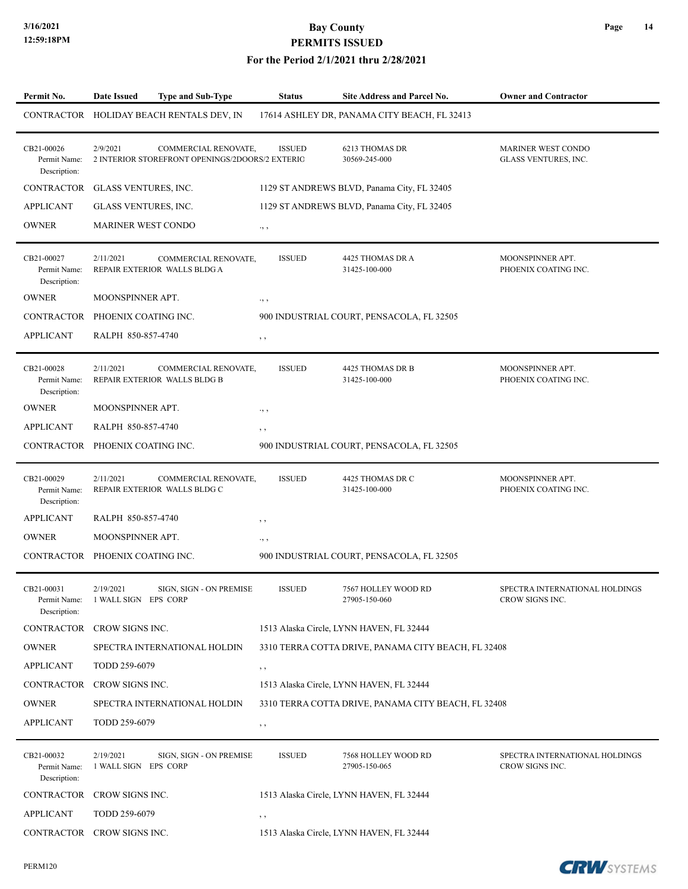| Permit No. | Date Issued | Type and Sub-Type | Status | Site Address and Parcel No. | Owner and Contractor |
|---|---|---|---|---|---|
| CONTRACTOR | HOLIDAY BEACH RENTALS DEV, IN | | 17614 ASHLEY DR, PANAMA CITY BEACH, FL 32413 | | |
| CB21-00026 | 2/9/2021 | COMMERCIAL RENOVATE, | ISSUED | 6213 THOMAS DR | MARINER WEST CONDO |
| Permit Name: | 2 INTERIOR STOREFRONT OPENINGS/2DOORS/2 EXTERIO | | | 30569-245-000 | GLASS VENTURES, INC. |
| Description: | | | | | |
| CONTRACTOR | GLASS VENTURES, INC. | | 1129 ST ANDREWS BLVD, Panama City, FL 32405 | | |
| APPLICANT | GLASS VENTURES, INC. | | 1129 ST ANDREWS BLVD, Panama City, FL 32405 | | |
| OWNER | MARINER WEST CONDO | | ., , | | |
| CB21-00027 | 2/11/2021 | COMMERCIAL RENOVATE, | ISSUED | 4425 THOMAS DR A | MOONSPINNER APT. |
| Permit Name: | REPAIR EXTERIOR WALLS BLDG A | | | 31425-100-000 | PHOENIX COATING INC. |
| Description: | | | | | |
| OWNER | MOONSPINNER APT. | | ., , | | |
| CONTRACTOR | PHOENIX COATING INC. | | 900 INDUSTRIAL COURT, PENSACOLA, FL 32505 | | |
| APPLICANT | RALPH 850-857-4740 | | , , | | |
| CB21-00028 | 2/11/2021 | COMMERCIAL RENOVATE, | ISSUED | 4425 THOMAS DR B | MOONSPINNER APT. |
| Permit Name: | REPAIR EXTERIOR WALLS BLDG B | | | 31425-100-000 | PHOENIX COATING INC. |
| Description: | | | | | |
| OWNER | MOONSPINNER APT. | | ., , | | |
| APPLICANT | RALPH 850-857-4740 | | , , | | |
| CONTRACTOR | PHOENIX COATING INC. | | 900 INDUSTRIAL COURT, PENSACOLA, FL 32505 | | |
| CB21-00029 | 2/11/2021 | COMMERCIAL RENOVATE, | ISSUED | 4425 THOMAS DR C | MOONSPINNER APT. |
| Permit Name: | REPAIR EXTERIOR WALLS BLDG C | | | 31425-100-000 | PHOENIX COATING INC. |
| Description: | | | | | |
| APPLICANT | RALPH 850-857-4740 | | , , | | |
| OWNER | MOONSPINNER APT. | | ., , | | |
| CONTRACTOR | PHOENIX COATING INC. | | 900 INDUSTRIAL COURT, PENSACOLA, FL 32505 | | |
| CB21-00031 | 2/19/2021 | SIGN, SIGN - ON PREMISE | ISSUED | 7567 HOLLEY WOOD RD | SPECTRA INTERNATIONAL HOLDINGS |
| Permit Name: | 1 WALL SIGN EPS CORP | | | 27905-150-060 | CROW SIGNS INC. |
| Description: | | | | | |
| CONTRACTOR | CROW SIGNS INC. | | 1513 Alaska Circle, LYNN HAVEN, FL 32444 | | |
| OWNER | SPECTRA INTERNATIONAL HOLDIN | | 3310 TERRA COTTA DRIVE, PANAMA CITY BEACH, FL 32408 | | |
| APPLICANT | TODD 259-6079 | | , , | | |
| CONTRACTOR | CROW SIGNS INC. | | 1513 Alaska Circle, LYNN HAVEN, FL 32444 | | |
| OWNER | SPECTRA INTERNATIONAL HOLDIN | | 3310 TERRA COTTA DRIVE, PANAMA CITY BEACH, FL 32408 | | |
| APPLICANT | TODD 259-6079 | | , , | | |
| CB21-00032 | 2/19/2021 | SIGN, SIGN - ON PREMISE | ISSUED | 7568 HOLLEY WOOD RD | SPECTRA INTERNATIONAL HOLDINGS |
| Permit Name: | 1 WALL SIGN EPS CORP | | | 27905-150-065 | CROW SIGNS INC. |
| Description: | | | | | |
| CONTRACTOR | CROW SIGNS INC. | | 1513 Alaska Circle, LYNN HAVEN, FL 32444 | | |
| APPLICANT | TODD 259-6079 | | , , | | |
| CONTRACTOR | CROW SIGNS INC. | | 1513 Alaska Circle, LYNN HAVEN, FL 32444 | | |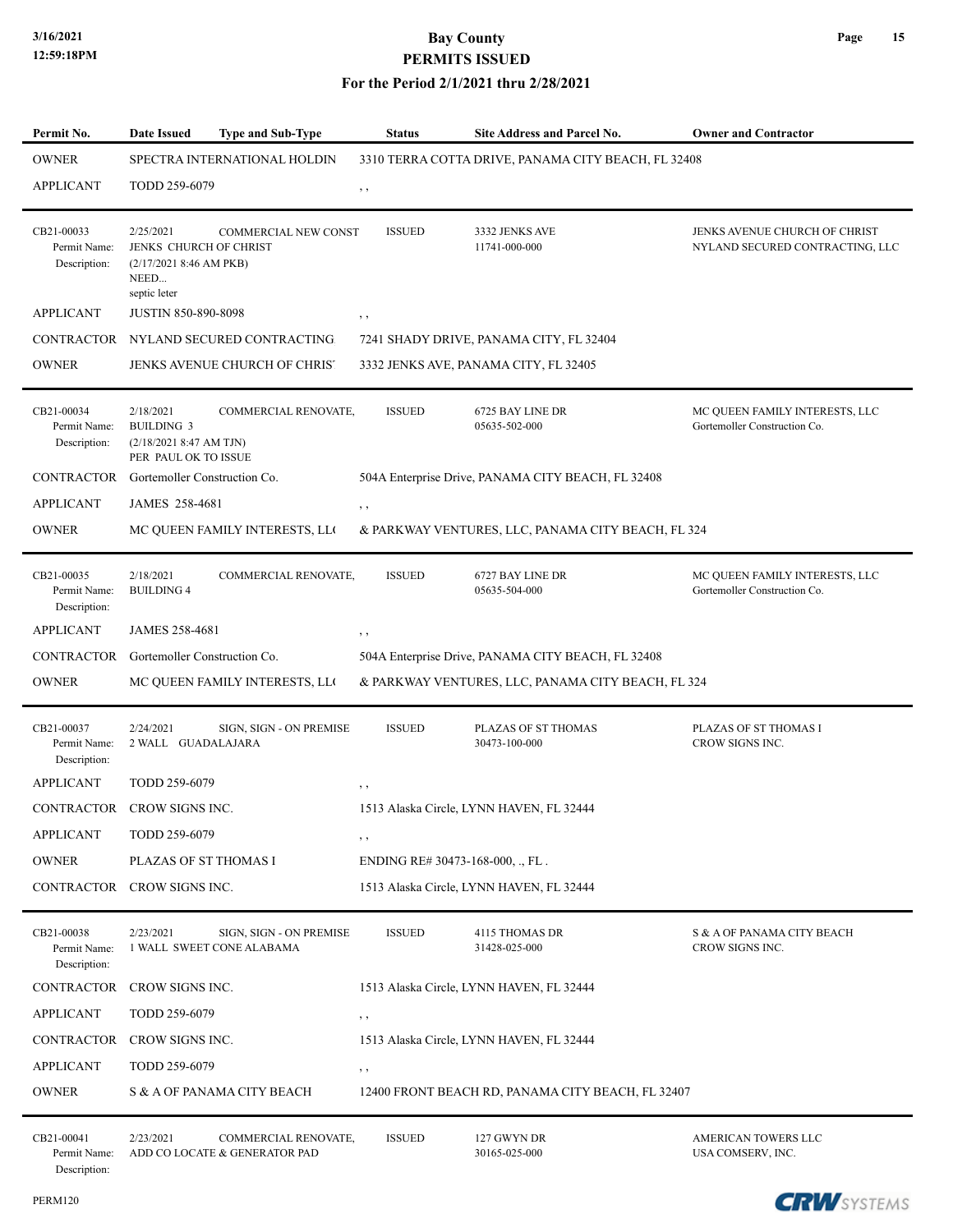# Bay County
## PERMITS ISSUED
### For the Period 2/1/2021 thru 2/28/2021

| Permit No. | Date Issued | Type and Sub-Type | Status | Site Address and Parcel No. | Owner and Contractor |
|---|---|---|---|---|---|
| OWNER | SPECTRA INTERNATIONAL HOLDIN | | 3310 TERRA COTTA DRIVE, PANAMA CITY BEACH, FL 32408 | | |
| APPLICANT | TODD 259-6079 | | , , | | |
| CB21-00033<br>Permit Name:<br>Description: | 2/25/2021<br>JENKS CHURCH OF CHRIST<br>(2/17/2021 8:46 AM PKB)<br>NEED...<br>septic leter | COMMERCIAL NEW CONST | ISSUED | 3332 JENKS AVE<br>11741-000-000 | JENKS AVENUE CHURCH OF CHRIST<br>NYLAND SECURED CONTRACTING, LLC |
| APPLICANT | JUSTIN 850-890-8098 | | , , | | |
| CONTRACTOR | NYLAND SECURED CONTRACTING | | 7241 SHADY DRIVE, PANAMA CITY, FL 32404 | | |
| OWNER | JENKS AVENUE CHURCH OF CHRIS | | 3332 JENKS AVE, PANAMA CITY, FL 32405 | | |
| CB21-00034<br>Permit Name:<br>Description: | 2/18/2021<br>BUILDING 3<br>(2/18/2021 8:47 AM TJN)<br>PER PAUL OK TO ISSUE | COMMERCIAL RENOVATE, | ISSUED | 6725 BAY LINE DR<br>05635-502-000 | MC QUEEN FAMILY INTERESTS, LLC<br>Gortemoller Construction Co. |
| CONTRACTOR | Gortemoller Construction Co. | | 504A Enterprise Drive, PANAMA CITY BEACH, FL 32408 | | |
| APPLICANT | JAMES 258-4681 | | , , | | |
| OWNER | MC QUEEN FAMILY INTERESTS, LL( | | & PARKWAY VENTURES, LLC, PANAMA CITY BEACH, FL 324 | | |
| CB21-00035<br>Permit Name:<br>Description: | 2/18/2021<br>BUILDING 4 | COMMERCIAL RENOVATE, | ISSUED | 6727 BAY LINE DR<br>05635-504-000 | MC QUEEN FAMILY INTERESTS, LLC<br>Gortemoller Construction Co. |
| APPLICANT | JAMES 258-4681 | | , , | | |
| CONTRACTOR | Gortemoller Construction Co. | | 504A Enterprise Drive, PANAMA CITY BEACH, FL 32408 | | |
| OWNER | MC QUEEN FAMILY INTERESTS, LL( | | & PARKWAY VENTURES, LLC, PANAMA CITY BEACH, FL 324 | | |
| CB21-00037<br>Permit Name:<br>Description: | 2/24/2021<br>2 WALL GUADALAJARA | SIGN, SIGN - ON PREMISE | ISSUED | PLAZAS OF ST THOMAS<br>30473-100-000 | PLAZAS OF ST THOMAS I<br>CROW SIGNS INC. |
| APPLICANT | TODD 259-6079 | | , , | | |
| CONTRACTOR | CROW SIGNS INC. | | 1513 Alaska Circle, LYNN HAVEN, FL 32444 | | |
| APPLICANT | TODD 259-6079 | | , , | | |
| OWNER | PLAZAS OF ST THOMAS I | | ENDING RE# 30473-168-000, ., FL . | | |
| CONTRACTOR | CROW SIGNS INC. | | 1513 Alaska Circle, LYNN HAVEN, FL 32444 | | |
| CB21-00038<br>Permit Name:<br>Description: | 2/23/2021<br>1 WALL SWEET CONE ALABAMA | SIGN, SIGN - ON PREMISE | ISSUED | 4115 THOMAS DR<br>31428-025-000 | S & A OF PANAMA CITY BEACH<br>CROW SIGNS INC. |
| CONTRACTOR | CROW SIGNS INC. | | 1513 Alaska Circle, LYNN HAVEN, FL 32444 | | |
| APPLICANT | TODD 259-6079 | | , , | | |
| CONTRACTOR | CROW SIGNS INC. | | 1513 Alaska Circle, LYNN HAVEN, FL 32444 | | |
| APPLICANT | TODD 259-6079 | | , , | | |
| OWNER | S & A OF PANAMA CITY BEACH | | 12400 FRONT BEACH RD, PANAMA CITY BEACH, FL 32407 | | |
| CB21-00041<br>Permit Name:<br>Description: | 2/23/2021<br>ADD CO LOCATE & GENERATOR PAD | COMMERCIAL RENOVATE, | ISSUED | 127 GWYN DR<br>30165-025-000 | AMERICAN TOWERS LLC<br>USA COMSERV, INC. |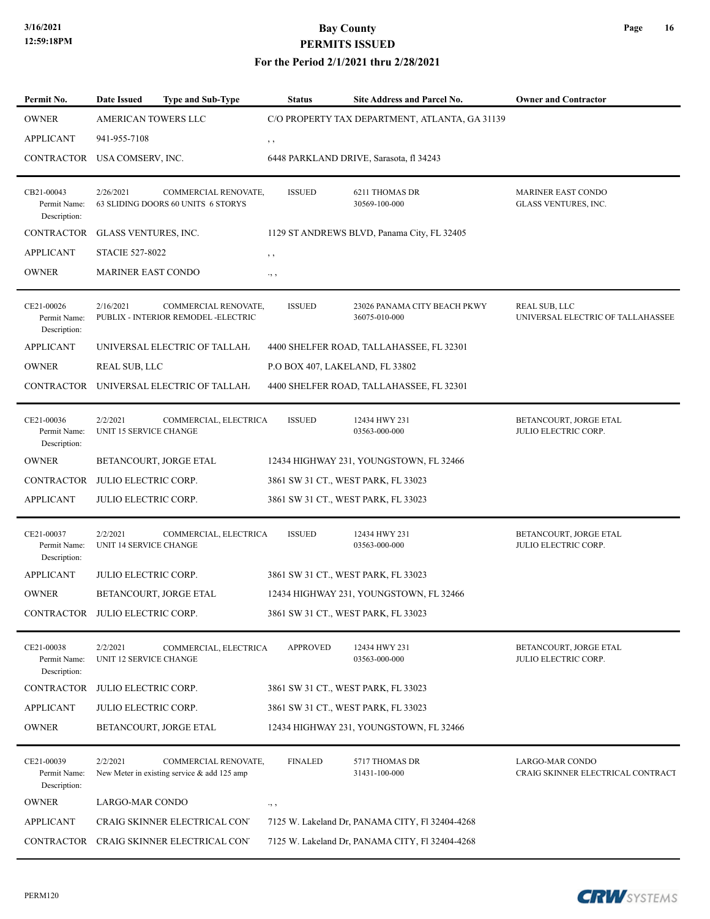| Permit No. | Date Issued | Type and Sub-Type | Status | Site Address and Parcel No. | Owner and Contractor |
|---|---|---|---|---|---|
| OWNER | AMERICAN TOWERS LLC | | C/O PROPERTY TAX DEPARTMENT, ATLANTA, GA 31139 | | |
| APPLICANT | 941-955-7108 | | , , | | |
| CONTRACTOR | USA COMSERV, INC. | | 6448 PARKLAND DRIVE, Sarasota, fl 34243 | | |
| CB21-00043 Permit Name: Description: | 2/26/2021 63 SLIDING DOORS 60 UNITS 6 STORYS | COMMERCIAL RENOVATE, | ISSUED | 6211 THOMAS DR 30569-100-000 | MARINER EAST CONDO GLASS VENTURES, INC. |
| CONTRACTOR | GLASS VENTURES, INC. | | 1129 ST ANDREWS BLVD, Panama City, FL 32405 | | |
| APPLICANT | STACIE 527-8022 | | , , | | |
| OWNER | MARINER EAST CONDO | | ., , | | |
| CE21-00026 Permit Name: Description: | 2/16/2021 PUBLIX - INTERIOR REMODEL -ELECTRIC | COMMERCIAL RENOVATE, | ISSUED | 23026 PANAMA CITY BEACH PKWY 36075-010-000 | REAL SUB, LLC UNIVERSAL ELECTRIC OF TALLAHASSEE |
| APPLICANT | UNIVERSAL ELECTRIC OF TALLAH. | | 4400 SHELFER ROAD, TALLAHASSEE, FL 32301 | | |
| OWNER | REAL SUB, LLC | | P.O BOX 407, LAKELAND, FL 33802 | | |
| CONTRACTOR | UNIVERSAL ELECTRIC OF TALLAH. | | 4400 SHELFER ROAD, TALLAHASSEE, FL 32301 | | |
| CE21-00036 Permit Name: Description: | 2/2/2021 UNIT 15 SERVICE CHANGE | COMMERCIAL, ELECTRICA | ISSUED | 12434 HWY 231 03563-000-000 | BETANCOURT, JORGE ETAL JULIO ELECTRIC CORP. |
| OWNER | BETANCOURT, JORGE ETAL | | 12434 HIGHWAY 231, YOUNGSTOWN, FL 32466 | | |
| CONTRACTOR | JULIO ELECTRIC CORP. | | 3861 SW 31 CT., WEST PARK, FL 33023 | | |
| APPLICANT | JULIO ELECTRIC CORP. | | 3861 SW 31 CT., WEST PARK, FL 33023 | | |
| CE21-00037 Permit Name: Description: | 2/2/2021 UNIT 14 SERVICE CHANGE | COMMERCIAL, ELECTRICA | ISSUED | 12434 HWY 231 03563-000-000 | BETANCOURT, JORGE ETAL JULIO ELECTRIC CORP. |
| APPLICANT | JULIO ELECTRIC CORP. | | 3861 SW 31 CT., WEST PARK, FL 33023 | | |
| OWNER | BETANCOURT, JORGE ETAL | | 12434 HIGHWAY 231, YOUNGSTOWN, FL 32466 | | |
| CONTRACTOR | JULIO ELECTRIC CORP. | | 3861 SW 31 CT., WEST PARK, FL 33023 | | |
| CE21-00038 Permit Name: Description: | 2/2/2021 UNIT 12 SERVICE CHANGE | COMMERCIAL, ELECTRICA | APPROVED | 12434 HWY 231 03563-000-000 | BETANCOURT, JORGE ETAL JULIO ELECTRIC CORP. |
| CONTRACTOR | JULIO ELECTRIC CORP. | | 3861 SW 31 CT., WEST PARK, FL 33023 | | |
| APPLICANT | JULIO ELECTRIC CORP. | | 3861 SW 31 CT., WEST PARK, FL 33023 | | |
| OWNER | BETANCOURT, JORGE ETAL | | 12434 HIGHWAY 231, YOUNGSTOWN, FL 32466 | | |
| CE21-00039 Permit Name: Description: | 2/2/2021 New Meter in existing service & add 125 amp | COMMERCIAL RENOVATE, | FINALED | 5717 THOMAS DR 31431-100-000 | LARGO-MAR CONDO CRAIG SKINNER ELECTRICAL CONTRACT |
| OWNER | LARGO-MAR CONDO | | ., , | | |
| APPLICANT | CRAIG SKINNER ELECTRICAL CON' | | 7125 W. Lakeland Dr, PANAMA CITY, Fl 32404-4268 | | |
| CONTRACTOR | CRAIG SKINNER ELECTRICAL CON' | | 7125 W. Lakeland Dr, PANAMA CITY, Fl 32404-4268 | | |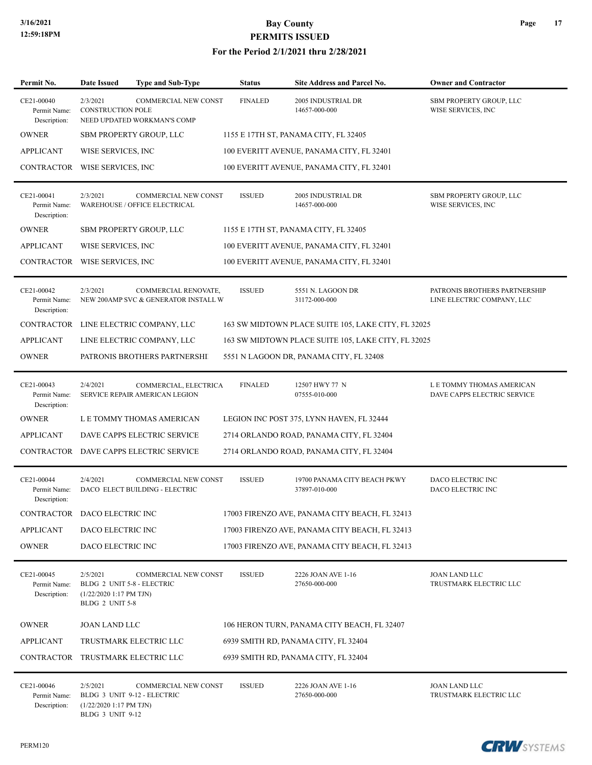# Bay County
## PERMITS ISSUED
### For the Period 2/1/2021 thru 2/28/2021

| Permit No. | Date Issued | Type and Sub-Type | Status | Site Address and Parcel No. | Owner and Contractor |
|---|---|---|---|---|---|
| CE21-00040 | 2/3/2021 | COMMERCIAL NEW CONST | FINALED | 2005 INDUSTRIAL DR<br>14657-000-000 | SBM PROPERTY GROUP, LLC<br>WISE SERVICES, INC |
| Permit Name: | CONSTRUCTION POLE | | | | |
| Description: | NEED UPDATED WORKMAN'S COMP | | | | |
| OWNER | SBM PROPERTY GROUP, LLC | | 1155 E 17TH ST, PANAMA CITY, FL 32405 | | |
| APPLICANT | WISE SERVICES, INC | | 100 EVERITT AVENUE, PANAMA CITY, FL 32401 | | |
| CONTRACTOR | WISE SERVICES, INC | | 100 EVERITT AVENUE, PANAMA CITY, FL 32401 | | |
| CE21-00041 | 2/3/2021 | COMMERCIAL NEW CONST | ISSUED | 2005 INDUSTRIAL DR<br>14657-000-000 | SBM PROPERTY GROUP, LLC<br>WISE SERVICES, INC |
| Permit Name: | WAREHOUSE / OFFICE ELECTRICAL | | | | |
| Description: | | | | | |
| OWNER | SBM PROPERTY GROUP, LLC | | 1155 E 17TH ST, PANAMA CITY, FL 32405 | | |
| APPLICANT | WISE SERVICES, INC | | 100 EVERITT AVENUE, PANAMA CITY, FL 32401 | | |
| CONTRACTOR | WISE SERVICES, INC | | 100 EVERITT AVENUE, PANAMA CITY, FL 32401 | | |
| CE21-00042 | 2/3/2021 | COMMERCIAL RENOVATE, | ISSUED | 5551 N. LAGOON DR<br>31172-000-000 | PATRONIS BROTHERS PARTNERSHIP<br>LINE ELECTRIC COMPANY, LLC |
| Permit Name: | NEW 200AMP SVC & GENERATOR INSTALL W | | | | |
| Description: | | | | | |
| CONTRACTOR | LINE ELECTRIC COMPANY, LLC | | 163 SW MIDTOWN PLACE SUITE 105, LAKE CITY, FL 32025 | | |
| APPLICANT | LINE ELECTRIC COMPANY, LLC | | 163 SW MIDTOWN PLACE SUITE 105, LAKE CITY, FL 32025 | | |
| OWNER | PATRONIS BROTHERS PARTNERSHI | | 5551 N LAGOON DR, PANAMA CITY, FL 32408 | | |
| CE21-00043 | 2/4/2021 | COMMERCIAL, ELECTRICA | FINALED | 12507 HWY 77 N<br>07555-010-000 | L E TOMMY THOMAS AMERICAN<br>DAVE CAPPS ELECTRIC SERVICE |
| Permit Name: | SERVICE REPAIR AMERICAN LEGION | | | | |
| Description: | | | | | |
| OWNER | L E TOMMY THOMAS AMERICAN | | LEGION INC POST 375, LYNN HAVEN, FL 32444 | | |
| APPLICANT | DAVE CAPPS ELECTRIC SERVICE | | 2714 ORLANDO ROAD, PANAMA CITY, FL 32404 | | |
| CONTRACTOR | DAVE CAPPS ELECTRIC SERVICE | | 2714 ORLANDO ROAD, PANAMA CITY, FL 32404 | | |
| CE21-00044 | 2/4/2021 | COMMERCIAL NEW CONST | ISSUED | 19700 PANAMA CITY BEACH PKWY<br>37897-010-000 | DACO ELECTRIC INC<br>DACO ELECTRIC INC |
| Permit Name: | DACO ELECT BUILDING - ELECTRIC | | | | |
| Description: | | | | | |
| CONTRACTOR | DACO ELECTRIC INC | | 17003 FIRENZO AVE, PANAMA CITY BEACH, FL 32413 | | |
| APPLICANT | DACO ELECTRIC INC | | 17003 FIRENZO AVE, PANAMA CITY BEACH, FL 32413 | | |
| OWNER | DACO ELECTRIC INC | | 17003 FIRENZO AVE, PANAMA CITY BEACH, FL 32413 | | |
| CE21-00045 | 2/5/2021 | COMMERCIAL NEW CONST | ISSUED | 2226 JOAN AVE 1-16<br>27650-000-000 | JOAN LAND LLC<br>TRUSTMARK ELECTRIC LLC |
| Permit Name: | BLDG 2 UNIT 5-8 - ELECTRIC | | | | |
| Description: | (1/22/2020 1:17 PM TJN)<br>BLDG 2 UNIT 5-8 | | | | |
| OWNER | JOAN LAND LLC | | 106 HERON TURN, PANAMA CITY BEACH, FL 32407 | | |
| APPLICANT | TRUSTMARK ELECTRIC LLC | | 6939 SMITH RD, PANAMA CITY, FL 32404 | | |
| CONTRACTOR | TRUSTMARK ELECTRIC LLC | | 6939 SMITH RD, PANAMA CITY, FL 32404 | | |
| CE21-00046 | 2/5/2021 | COMMERCIAL NEW CONST | ISSUED | 2226 JOAN AVE 1-16<br>27650-000-000 | JOAN LAND LLC<br>TRUSTMARK ELECTRIC LLC |
| Permit Name: | BLDG 3 UNIT 9-12 - ELECTRIC | | | | |
| Description: | (1/22/2020 1:17 PM TJN)<br>BLDG 3 UNIT 9-12 | | | | |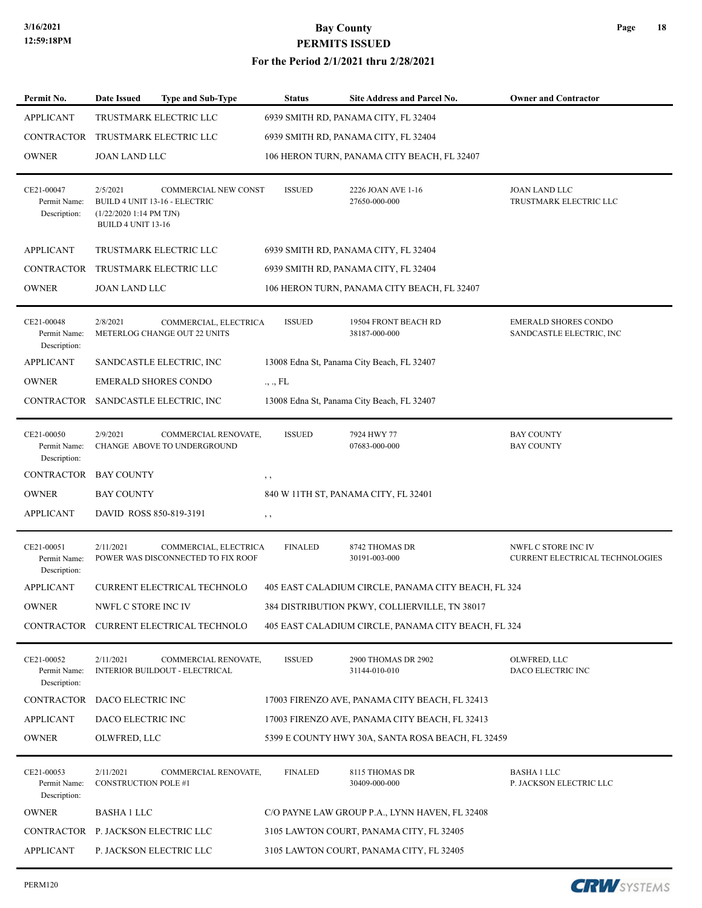# Bay County
## PERMITS ISSUED
### For the Period 2/1/2021 thru 2/28/2021

| Permit No. | Date Issued | Type and Sub-Type | Status | Site Address and Parcel No. | Owner and Contractor |
|---|---|---|---|---|---|
| APPLICANT | TRUSTMARK ELECTRIC LLC | | 6939 SMITH RD, PANAMA CITY, FL 32404 | | |
| CONTRACTOR | TRUSTMARK ELECTRIC LLC | | 6939 SMITH RD, PANAMA CITY, FL 32404 | | |
| OWNER | JOAN LAND LLC | | 106 HERON TURN, PANAMA CITY BEACH, FL 32407 | | |
| CE21-00047 Permit Name: Description: | 2/5/2021 BUILD 4 UNIT 13-16 - ELECTRIC (1/22/2020 1:14 PM TJN) BUILD 4 UNIT 13-16 | COMMERCIAL NEW CONST | ISSUED | 2226 JOAN AVE 1-16 27650-000-000 | JOAN LAND LLC TRUSTMARK ELECTRIC LLC |
| APPLICANT | TRUSTMARK ELECTRIC LLC | | 6939 SMITH RD, PANAMA CITY, FL 32404 | | |
| CONTRACTOR | TRUSTMARK ELECTRIC LLC | | 6939 SMITH RD, PANAMA CITY, FL 32404 | | |
| OWNER | JOAN LAND LLC | | 106 HERON TURN, PANAMA CITY BEACH, FL 32407 | | |
| CE21-00048 Permit Name: Description: | 2/8/2021 METERLOG CHANGE OUT 22 UNITS | COMMERCIAL, ELECTRICA | ISSUED | 19504 FRONT BEACH RD 38187-000-000 | EMERALD SHORES CONDO SANDCASTLE ELECTRIC, INC |
| APPLICANT | SANDCASTLE ELECTRIC, INC | | 13008 Edna St, Panama City Beach, FL 32407 | | |
| OWNER | EMERALD SHORES CONDO | | ., ., FL | | |
| CONTRACTOR | SANDCASTLE ELECTRIC, INC | | 13008 Edna St, Panama City Beach, FL 32407 | | |
| CE21-00050 Permit Name: Description: | 2/9/2021 CHANGE ABOVE TO UNDERGROUND | COMMERCIAL RENOVATE, | ISSUED | 7924 HWY 77 07683-000-000 | BAY COUNTY BAY COUNTY |
| CONTRACTOR | BAY COUNTY | | , , | | |
| OWNER | BAY COUNTY | | 840 W 11TH ST, PANAMA CITY, FL 32401 | | |
| APPLICANT | DAVID ROSS 850-819-3191 | | , , | | |
| CE21-00051 Permit Name: Description: | 2/11/2021 POWER WAS DISCONNECTED TO FIX ROOF | COMMERCIAL, ELECTRICA | FINALED | 8742 THOMAS DR 30191-003-000 | NWFL C STORE INC IV CURRENT ELECTRICAL TECHNOLOGIES |
| APPLICANT | CURRENT ELECTRICAL TECHNOLO | | 405 EAST CALADIUM CIRCLE, PANAMA CITY BEACH, FL 324 | | |
| OWNER | NWFL C STORE INC IV | | 384 DISTRIBUTION PKWY, COLLIERVILLE, TN 38017 | | |
| CONTRACTOR | CURRENT ELECTRICAL TECHNOLO | | 405 EAST CALADIUM CIRCLE, PANAMA CITY BEACH, FL 324 | | |
| CE21-00052 Permit Name: Description: | 2/11/2021 INTERIOR BUILDOUT - ELECTRICAL | COMMERCIAL RENOVATE, | ISSUED | 2900 THOMAS DR 2902 31144-010-010 | OLWFRED, LLC DACO ELECTRIC INC |
| CONTRACTOR | DACO ELECTRIC INC | | 17003 FIRENZO AVE, PANAMA CITY BEACH, FL 32413 | | |
| APPLICANT | DACO ELECTRIC INC | | 17003 FIRENZO AVE, PANAMA CITY BEACH, FL 32413 | | |
| OWNER | OLWFRED, LLC | | 5399 E COUNTY HWY 30A, SANTA ROSA BEACH, FL 32459 | | |
| CE21-00053 Permit Name: Description: | 2/11/2021 CONSTRUCTION POLE #1 | COMMERCIAL RENOVATE, | FINALED | 8115 THOMAS DR 30409-000-000 | BASHA 1 LLC P. JACKSON ELECTRIC LLC |
| OWNER | BASHA 1 LLC | | C/O PAYNE LAW GROUP P.A., LYNN HAVEN, FL 32408 | | |
| CONTRACTOR | P. JACKSON ELECTRIC LLC | | 3105 LAWTON COURT, PANAMA CITY, FL 32405 | | |
| APPLICANT | P. JACKSON ELECTRIC LLC | | 3105 LAWTON COURT, PANAMA CITY, FL 32405 | | |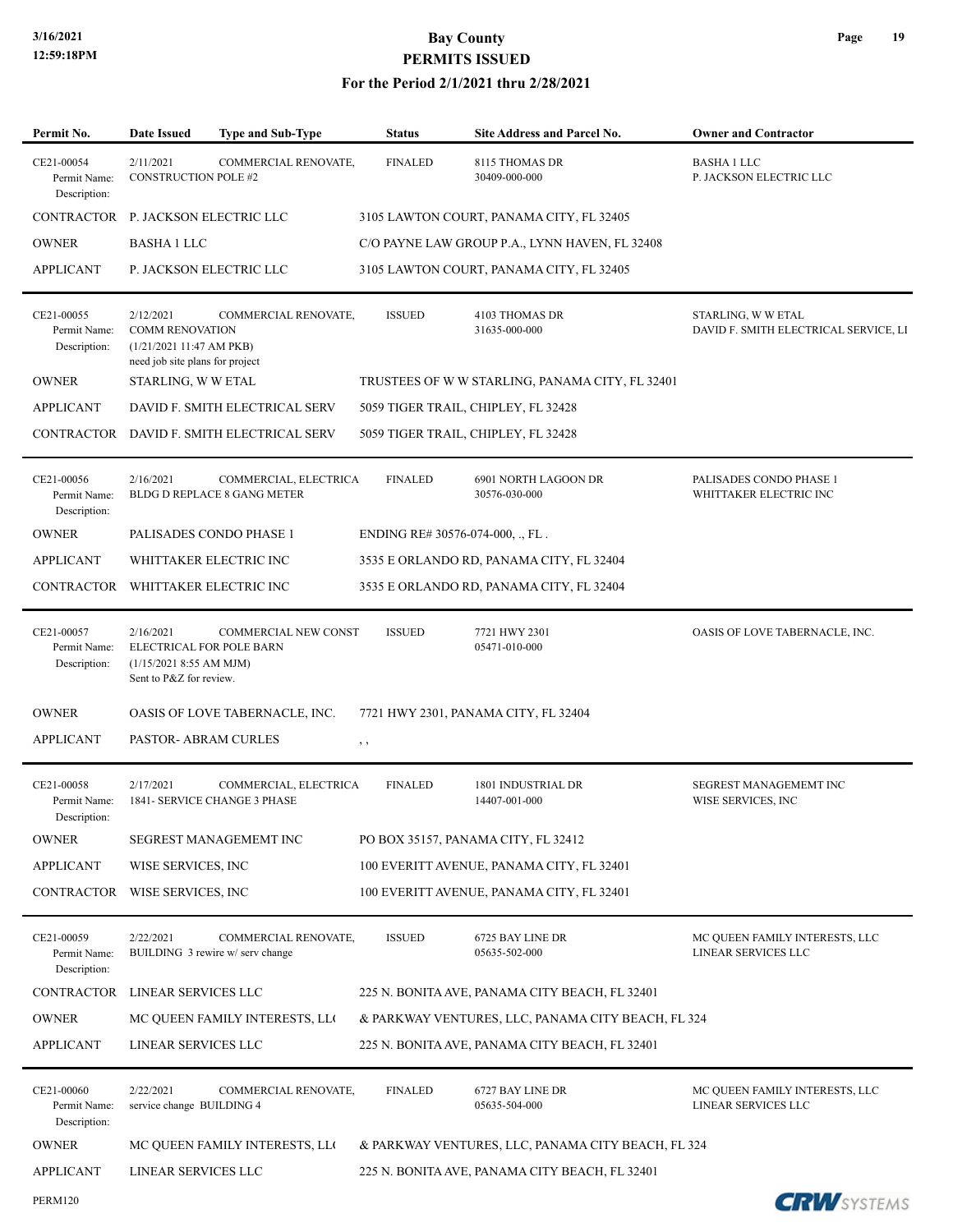# Bay County
## PERMITS ISSUED
### For the Period 2/1/2021 thru 2/28/2021

| Permit No. | Date Issued | Type and Sub-Type | Status | Site Address and Parcel No. | Owner and Contractor |
|---|---|---|---|---|---|
| CE21-00054 | 2/11/2021 | COMMERCIAL RENOVATE, | FINALED | 8115 THOMAS DR 30409-000-000 | BASHA 1 LLC P. JACKSON ELECTRIC LLC |

Permit Name: CONSTRUCTION POLE #2
Description:

| | | |
|---|---|---|
| CONTRACTOR | P. JACKSON ELECTRIC LLC | 3105 LAWTON COURT, PANAMA CITY, FL 32405 |
| OWNER | BASHA 1 LLC | C/O PAYNE LAW GROUP P.A., LYNN HAVEN, FL 32408 |
| APPLICANT | P. JACKSON ELECTRIC LLC | 3105 LAWTON COURT, PANAMA CITY, FL 32405 |

---

| Permit No. | Date Issued | Type and Sub-Type | Status | Site Address and Parcel No. | Owner and Contractor |
|---|---|---|---|---|---|
| CE21-00055 | 2/12/2021 | COMMERCIAL RENOVATE, | ISSUED | 4103 THOMAS DR 31635-000-000 | STARLING, W W ETAL DAVID F. SMITH ELECTRICAL SERVICE, LI |

Permit Name: COMM RENOVATION
Description: (1/21/2021 11:47 AM PKB) need job site plans for project

| | | |
|---|---|---|
| OWNER | STARLING, W W ETAL | TRUSTEES OF W W STARLING, PANAMA CITY, FL 32401 |
| APPLICANT | DAVID F. SMITH ELECTRICAL SERV | 5059 TIGER TRAIL, CHIPLEY, FL 32428 |
| CONTRACTOR | DAVID F. SMITH ELECTRICAL SERV | 5059 TIGER TRAIL, CHIPLEY, FL 32428 |

---

| Permit No. | Date Issued | Type and Sub-Type | Status | Site Address and Parcel No. | Owner and Contractor |
|---|---|---|---|---|---|
| CE21-00056 | 2/16/2021 | COMMERCIAL, ELECTRICA | FINALED | 6901 NORTH LAGOON DR 30576-030-000 | PALISADES CONDO PHASE 1 WHITTAKER ELECTRIC INC |

Permit Name: BLDG D REPLACE 8 GANG METER
Description:

| | | |
|---|---|---|
| OWNER | PALISADES CONDO PHASE 1 | ENDING RE# 30576-074-000, ., FL . |
| APPLICANT | WHITTAKER ELECTRIC INC | 3535 E ORLANDO RD, PANAMA CITY, FL 32404 |
| CONTRACTOR | WHITTAKER ELECTRIC INC | 3535 E ORLANDO RD, PANAMA CITY, FL 32404 |

---

| Permit No. | Date Issued | Type and Sub-Type | Status | Site Address and Parcel No. | Owner and Contractor |
|---|---|---|---|---|---|
| CE21-00057 | 2/16/2021 | COMMERCIAL NEW CONST | ISSUED | 7721 HWY 2301 05471-010-000 | OASIS OF LOVE TABERNACLE, INC. |

Permit Name: ELECTRICAL FOR POLE BARN
Description: (1/15/2021 8:55 AM MJM) Sent to P&Z for review.

| | | |
|---|---|---|
| OWNER | OASIS OF LOVE TABERNACLE, INC. | 7721 HWY 2301, PANAMA CITY, FL 32404 |
| APPLICANT | PASTOR- ABRAM CURLES | , , |

---

| Permit No. | Date Issued | Type and Sub-Type | Status | Site Address and Parcel No. | Owner and Contractor |
|---|---|---|---|---|---|
| CE21-00058 | 2/17/2021 | COMMERCIAL, ELECTRICA | FINALED | 1801 INDUSTRIAL DR 14407-001-000 | SEGREST MANAGEMEMT INC WISE SERVICES, INC |

Permit Name: 1841- SERVICE CHANGE 3 PHASE
Description:

| | | |
|---|---|---|
| OWNER | SEGREST MANAGEMEMT INC | PO BOX 35157, PANAMA CITY, FL 32412 |
| APPLICANT | WISE SERVICES, INC | 100 EVERITT AVENUE, PANAMA CITY, FL 32401 |
| CONTRACTOR | WISE SERVICES, INC | 100 EVERITT AVENUE, PANAMA CITY, FL 32401 |

---

| Permit No. | Date Issued | Type and Sub-Type | Status | Site Address and Parcel No. | Owner and Contractor |
|---|---|---|---|---|---|
| CE21-00059 | 2/22/2021 | COMMERCIAL RENOVATE, | ISSUED | 6725 BAY LINE DR 05635-502-000 | MC QUEEN FAMILY INTERESTS, LLC LINEAR SERVICES LLC |

Permit Name: BUILDING 3 rewire w/ serv change
Description:

| | | |
|---|---|---|
| CONTRACTOR | LINEAR SERVICES LLC | 225 N. BONITA AVE, PANAMA CITY BEACH, FL 32401 |
| OWNER | MC QUEEN FAMILY INTERESTS, LL( | & PARKWAY VENTURES, LLC, PANAMA CITY BEACH, FL 324 |
| APPLICANT | LINEAR SERVICES LLC | 225 N. BONITA AVE, PANAMA CITY BEACH, FL 32401 |

---

| Permit No. | Date Issued | Type and Sub-Type | Status | Site Address and Parcel No. | Owner and Contractor |
|---|---|---|---|---|---|
| CE21-00060 | 2/22/2021 | COMMERCIAL RENOVATE, | FINALED | 6727 BAY LINE DR 05635-504-000 | MC QUEEN FAMILY INTERESTS, LLC LINEAR SERVICES LLC |

Permit Name: service change BUILDING 4
Description:

| | | |
|---|---|---|
| OWNER | MC QUEEN FAMILY INTERESTS, LL( | & PARKWAY VENTURES, LLC, PANAMA CITY BEACH, FL 324 |
| APPLICANT | LINEAR SERVICES LLC | 225 N. BONITA AVE, PANAMA CITY BEACH, FL 32401 |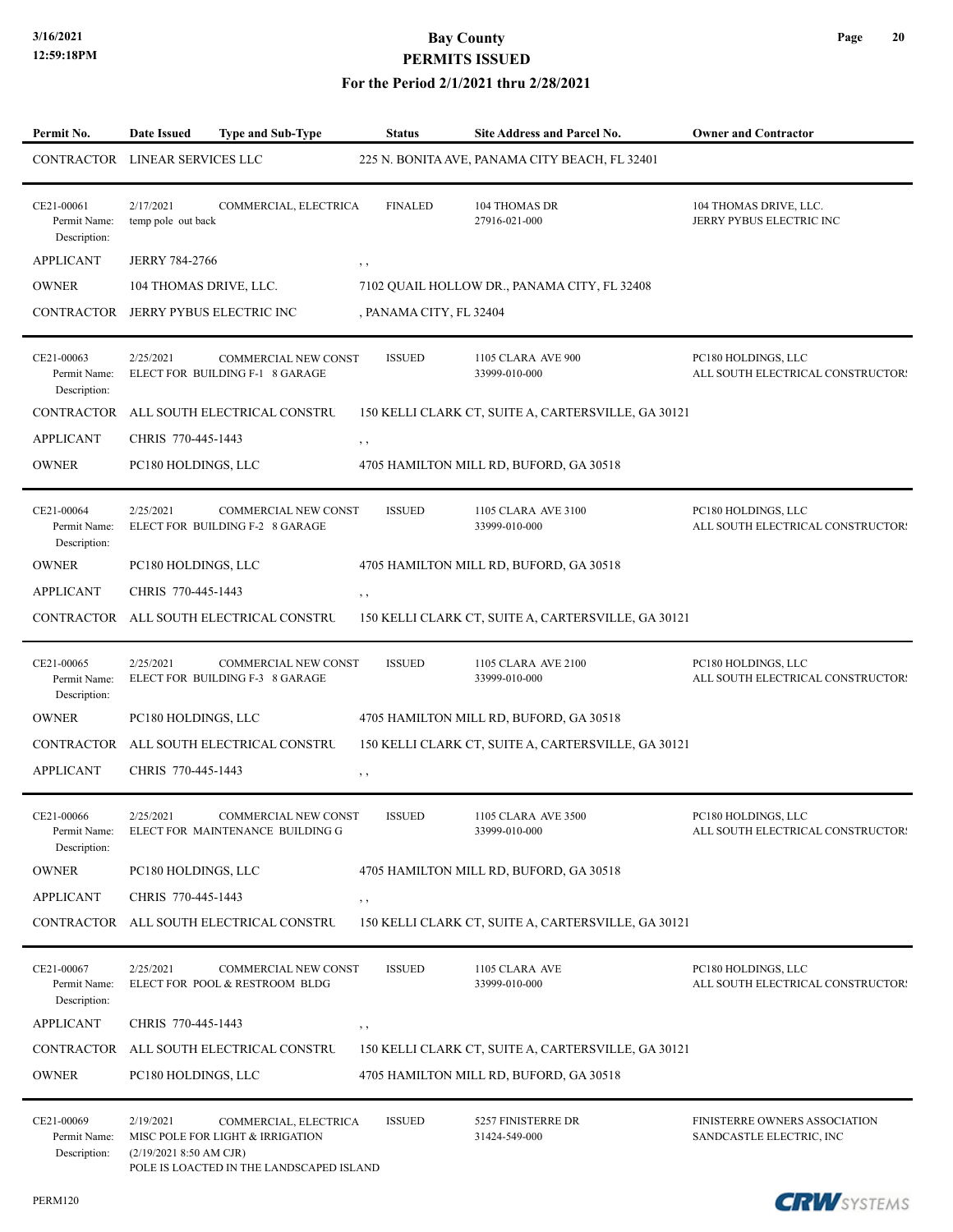# Bay County
## PERMITS ISSUED
### For the Period 2/1/2021 thru 2/28/2021

| Permit No. | Date Issued | Type and Sub-Type | Status | Site Address and Parcel No. | Owner and Contractor |
|---|---|---|---|---|---|
| CONTRACTOR | LINEAR SERVICES LLC | | 225 N. BONITA AVE, PANAMA CITY BEACH, FL 32401 | | |
| CE21-00061<br>Permit Name:<br>Description: | 2/17/2021<br>temp pole out back | COMMERCIAL, ELECTRICA | FINALED | 104 THOMAS DR<br>27916-021-000 | 104 THOMAS DRIVE, LLC.<br>JERRY PYBUS ELECTRIC INC |
| APPLICANT | JERRY 784-2766 | | , , | | |
| OWNER | 104 THOMAS DRIVE, LLC. | | 7102 QUAIL HOLLOW DR., PANAMA CITY, FL 32408 | | |
| CONTRACTOR | JERRY PYBUS ELECTRIC INC | | , PANAMA CITY, FL 32404 | | |
| CE21-00063<br>Permit Name:<br>Description: | 2/25/2021<br>ELECT FOR BUILDING F-1 8 GARAGE | COMMERCIAL NEW CONST | ISSUED | 1105 CLARA AVE 900<br>33999-010-000 | PC180 HOLDINGS, LLC<br>ALL SOUTH ELECTRICAL CONSTRUCTORS |
| CONTRACTOR | ALL SOUTH ELECTRICAL CONSTRU | | 150 KELLI CLARK CT, SUITE A, CARTERSVILLE, GA 30121 | | |
| APPLICANT | CHRIS 770-445-1443 | | , , | | |
| OWNER | PC180 HOLDINGS, LLC | | 4705 HAMILTON MILL RD, BUFORD, GA 30518 | | |
| CE21-00064<br>Permit Name:<br>Description: | 2/25/2021<br>ELECT FOR BUILDING F-2 8 GARAGE | COMMERCIAL NEW CONST | ISSUED | 1105 CLARA AVE 3100<br>33999-010-000 | PC180 HOLDINGS, LLC<br>ALL SOUTH ELECTRICAL CONSTRUCTORS |
| OWNER | PC180 HOLDINGS, LLC | | 4705 HAMILTON MILL RD, BUFORD, GA 30518 | | |
| APPLICANT | CHRIS 770-445-1443 | | , , | | |
| CONTRACTOR | ALL SOUTH ELECTRICAL CONSTRU | | 150 KELLI CLARK CT, SUITE A, CARTERSVILLE, GA 30121 | | |
| CE21-00065<br>Permit Name:<br>Description: | 2/25/2021<br>ELECT FOR BUILDING F-3 8 GARAGE | COMMERCIAL NEW CONST | ISSUED | 1105 CLARA AVE 2100<br>33999-010-000 | PC180 HOLDINGS, LLC<br>ALL SOUTH ELECTRICAL CONSTRUCTORS |
| OWNER | PC180 HOLDINGS, LLC | | 4705 HAMILTON MILL RD, BUFORD, GA 30518 | | |
| CONTRACTOR | ALL SOUTH ELECTRICAL CONSTRU | | 150 KELLI CLARK CT, SUITE A, CARTERSVILLE, GA 30121 | | |
| APPLICANT | CHRIS 770-445-1443 | | , , | | |
| CE21-00066<br>Permit Name:<br>Description: | 2/25/2021<br>ELECT FOR MAINTENANCE BUILDING G | COMMERCIAL NEW CONST | ISSUED | 1105 CLARA AVE 3500<br>33999-010-000 | PC180 HOLDINGS, LLC<br>ALL SOUTH ELECTRICAL CONSTRUCTORS |
| OWNER | PC180 HOLDINGS, LLC | | 4705 HAMILTON MILL RD, BUFORD, GA 30518 | | |
| APPLICANT | CHRIS 770-445-1443 | | , , | | |
| CONTRACTOR | ALL SOUTH ELECTRICAL CONSTRU | | 150 KELLI CLARK CT, SUITE A, CARTERSVILLE, GA 30121 | | |
| CE21-00067<br>Permit Name:<br>Description: | 2/25/2021<br>ELECT FOR POOL & RESTROOM BLDG | COMMERCIAL NEW CONST | ISSUED | 1105 CLARA AVE<br>33999-010-000 | PC180 HOLDINGS, LLC<br>ALL SOUTH ELECTRICAL CONSTRUCTORS |
| APPLICANT | CHRIS 770-445-1443 | | , , | | |
| CONTRACTOR | ALL SOUTH ELECTRICAL CONSTRU | | 150 KELLI CLARK CT, SUITE A, CARTERSVILLE, GA 30121 | | |
| OWNER | PC180 HOLDINGS, LLC | | 4705 HAMILTON MILL RD, BUFORD, GA 30518 | | |
| CE21-00069<br>Permit Name:<br>Description: | 2/19/2021<br>MISC POLE FOR LIGHT & IRRIGATION<br>(2/19/2021 8:50 AM CJR)<br>POLE IS LOACTED IN THE LANDSCAPED ISLAND | COMMERCIAL, ELECTRICA | ISSUED | 5257 FINISTERRE DR<br>31424-549-000 | FINISTERRE OWNERS ASSOCIATION<br>SANDCASTLE ELECTRIC, INC |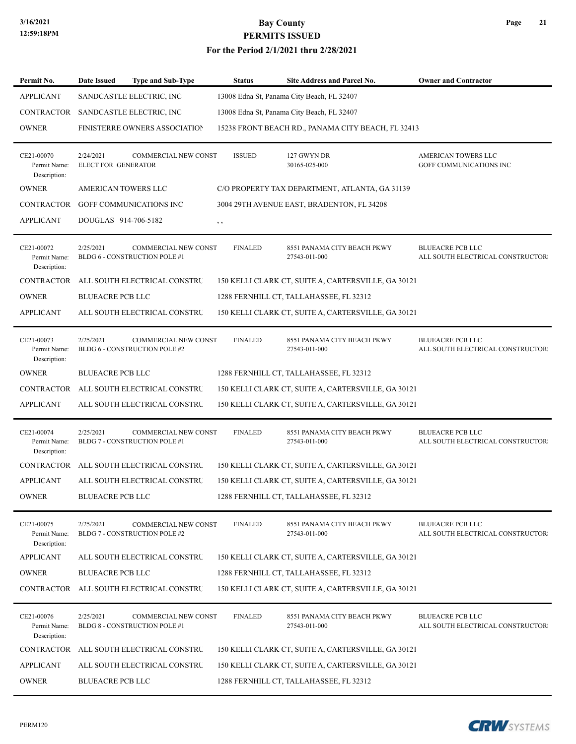# Bay County
## PERMITS ISSUED
### For the Period 2/1/2021 thru 2/28/2021

| Permit No. | Date Issued | Type and Sub-Type | Status | Site Address and Parcel No. | Owner and Contractor |
|---|---|---|---|---|---|
| APPLICANT | SANDCASTLE ELECTRIC, INC | | 13008 Edna St, Panama City Beach, FL 32407 | | |
| CONTRACTOR | SANDCASTLE ELECTRIC, INC | | 13008 Edna St, Panama City Beach, FL 32407 | | |
| OWNER | FINISTERRE OWNERS ASSOCIATION | | 15238 FRONT BEACH RD., PANAMA CITY BEACH, FL 32413 | | |
| CE21-00070 Permit Name: Description: | 2/24/2021 ELECT FOR GENERATOR | COMMERCIAL NEW CONST | ISSUED | 127 GWYN DR 30165-025-000 | AMERICAN TOWERS LLC GOFF COMMUNICATIONS INC |
| OWNER | AMERICAN TOWERS LLC | | C/O PROPERTY TAX DEPARTMENT, ATLANTA, GA 31139 | | |
| CONTRACTOR | GOFF COMMUNICATIONS INC | | 3004 29TH AVENUE EAST, BRADENTON, FL 34208 | | |
| APPLICANT | DOUGLAS 914-706-5182 | | , , | | |
| CE21-00072 Permit Name: Description: | 2/25/2021 BLDG 6 - CONSTRUCTION POLE #1 | COMMERCIAL NEW CONST | FINALED | 8551 PANAMA CITY BEACH PKWY 27543-011-000 | BLUEACRE PCB LLC ALL SOUTH ELECTRICAL CONSTRUCTORS |
| CONTRACTOR | ALL SOUTH ELECTRICAL CONSTRU | | 150 KELLI CLARK CT, SUITE A, CARTERSVILLE, GA 30121 | | |
| OWNER | BLUEACRE PCB LLC | | 1288 FERNHILL CT, TALLAHASSEE, FL 32312 | | |
| APPLICANT | ALL SOUTH ELECTRICAL CONSTRU | | 150 KELLI CLARK CT, SUITE A, CARTERSVILLE, GA 30121 | | |
| CE21-00073 Permit Name: Description: | 2/25/2021 BLDG 6 - CONSTRUCTION POLE #2 | COMMERCIAL NEW CONST | FINALED | 8551 PANAMA CITY BEACH PKWY 27543-011-000 | BLUEACRE PCB LLC ALL SOUTH ELECTRICAL CONSTRUCTORS |
| OWNER | BLUEACRE PCB LLC | | 1288 FERNHILL CT, TALLAHASSEE, FL 32312 | | |
| CONTRACTOR | ALL SOUTH ELECTRICAL CONSTRU | | 150 KELLI CLARK CT, SUITE A, CARTERSVILLE, GA 30121 | | |
| APPLICANT | ALL SOUTH ELECTRICAL CONSTRU | | 150 KELLI CLARK CT, SUITE A, CARTERSVILLE, GA 30121 | | |
| CE21-00074 Permit Name: Description: | 2/25/2021 BLDG 7 - CONSTRUCTION POLE #1 | COMMERCIAL NEW CONST | FINALED | 8551 PANAMA CITY BEACH PKWY 27543-011-000 | BLUEACRE PCB LLC ALL SOUTH ELECTRICAL CONSTRUCTORS |
| CONTRACTOR | ALL SOUTH ELECTRICAL CONSTRU | | 150 KELLI CLARK CT, SUITE A, CARTERSVILLE, GA 30121 | | |
| APPLICANT | ALL SOUTH ELECTRICAL CONSTRU | | 150 KELLI CLARK CT, SUITE A, CARTERSVILLE, GA 30121 | | |
| OWNER | BLUEACRE PCB LLC | | 1288 FERNHILL CT, TALLAHASSEE, FL 32312 | | |
| CE21-00075 Permit Name: Description: | 2/25/2021 BLDG 7 - CONSTRUCTION POLE #2 | COMMERCIAL NEW CONST | FINALED | 8551 PANAMA CITY BEACH PKWY 27543-011-000 | BLUEACRE PCB LLC ALL SOUTH ELECTRICAL CONSTRUCTORS |
| APPLICANT | ALL SOUTH ELECTRICAL CONSTRU | | 150 KELLI CLARK CT, SUITE A, CARTERSVILLE, GA 30121 | | |
| OWNER | BLUEACRE PCB LLC | | 1288 FERNHILL CT, TALLAHASSEE, FL 32312 | | |
| CONTRACTOR | ALL SOUTH ELECTRICAL CONSTRU | | 150 KELLI CLARK CT, SUITE A, CARTERSVILLE, GA 30121 | | |
| CE21-00076 Permit Name: Description: | 2/25/2021 BLDG 8 - CONSTRUCTION POLE #1 | COMMERCIAL NEW CONST | FINALED | 8551 PANAMA CITY BEACH PKWY 27543-011-000 | BLUEACRE PCB LLC ALL SOUTH ELECTRICAL CONSTRUCTORS |
| CONTRACTOR | ALL SOUTH ELECTRICAL CONSTRU | | 150 KELLI CLARK CT, SUITE A, CARTERSVILLE, GA 30121 | | |
| APPLICANT | ALL SOUTH ELECTRICAL CONSTRU | | 150 KELLI CLARK CT, SUITE A, CARTERSVILLE, GA 30121 | | |
| OWNER | BLUEACRE PCB LLC | | 1288 FERNHILL CT, TALLAHASSEE, FL 32312 | | |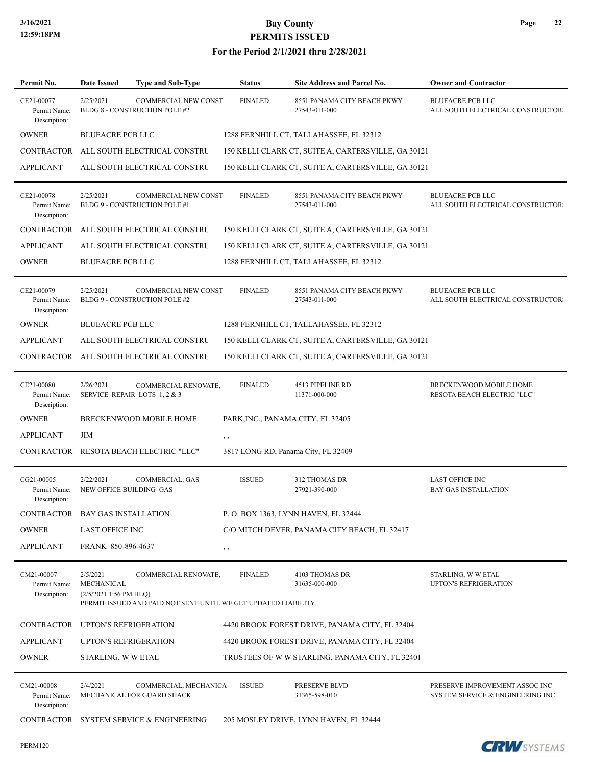# Bay County
## PERMITS ISSUED
### For the Period 2/1/2021 thru 2/28/2021

| Permit No. | Date Issued | Type and Sub-Type | Status | Site Address and Parcel No. | Owner and Contractor |
|---|---|---|---|---|---|
| CE21-00077<br>Permit Name:<br>Description: | 2/25/2021<br>BLDG 8 - CONSTRUCTION POLE #2 | COMMERCIAL NEW CONST | FINALED | 8551 PANAMA CITY BEACH PKWY<br>27543-011-000 | BLUEACRE PCB LLC<br>ALL SOUTH ELECTRICAL CONSTRUCTOR! |
| OWNER | BLUEACRE PCB LLC | | 1288 FERNHILL CT, TALLAHASSEE, FL 32312 | | |
| CONTRACTOR | ALL SOUTH ELECTRICAL CONSTRU | | 150 KELLI CLARK CT, SUITE A, CARTERSVILLE, GA 30121 | | |
| APPLICANT | ALL SOUTH ELECTRICAL CONSTRU | | 150 KELLI CLARK CT, SUITE A, CARTERSVILLE, GA 30121 | | |
| CE21-00078<br>Permit Name:<br>Description: | 2/25/2021<br>BLDG 9 - CONSTRUCTION POLE #1 | COMMERCIAL NEW CONST | FINALED | 8551 PANAMA CITY BEACH PKWY<br>27543-011-000 | BLUEACRE PCB LLC<br>ALL SOUTH ELECTRICAL CONSTRUCTOR! |
| CONTRACTOR | ALL SOUTH ELECTRICAL CONSTRU | | 150 KELLI CLARK CT, SUITE A, CARTERSVILLE, GA 30121 | | |
| APPLICANT | ALL SOUTH ELECTRICAL CONSTRU | | 150 KELLI CLARK CT, SUITE A, CARTERSVILLE, GA 30121 | | |
| OWNER | BLUEACRE PCB LLC | | 1288 FERNHILL CT, TALLAHASSEE, FL 32312 | | |
| CE21-00079<br>Permit Name:<br>Description: | 2/25/2021<br>BLDG 9 - CONSTRUCTION POLE #2 | COMMERCIAL NEW CONST | FINALED | 8551 PANAMA CITY BEACH PKWY<br>27543-011-000 | BLUEACRE PCB LLC<br>ALL SOUTH ELECTRICAL CONSTRUCTOR! |
| OWNER | BLUEACRE PCB LLC | | 1288 FERNHILL CT, TALLAHASSEE, FL 32312 | | |
| APPLICANT | ALL SOUTH ELECTRICAL CONSTRU | | 150 KELLI CLARK CT, SUITE A, CARTERSVILLE, GA 30121 | | |
| CONTRACTOR | ALL SOUTH ELECTRICAL CONSTRU | | 150 KELLI CLARK CT, SUITE A, CARTERSVILLE, GA 30121 | | |
| CE21-00080<br>Permit Name:<br>Description: | 2/26/2021<br>SERVICE REPAIR LOTS 1, 2 & 3 | COMMERCIAL RENOVATE, | FINALED | 4513 PIPELINE RD<br>11371-000-000 | BRECKENWOOD MOBILE HOME<br>RESOTA BEACH ELECTRIC "LLC" |
| OWNER | BRECKENWOOD MOBILE HOME | | PARK,INC., PANAMA CITY, FL 32405 | | |
| APPLICANT | JIM | | , , | | |
| CONTRACTOR | RESOTA BEACH ELECTRIC "LLC" | | 3817 LONG RD, Panama City, FL 32409 | | |
| CG21-00005<br>Permit Name:<br>Description: | 2/22/2021<br>NEW OFFICE BUILDING GAS | COMMERCIAL, GAS | ISSUED | 312 THOMAS DR<br>27921-390-000 | LAST OFFICE INC<br>BAY GAS INSTALLATION |
| CONTRACTOR | BAY GAS INSTALLATION | | P. O. BOX 1363, LYNN HAVEN, FL 32444 | | |
| OWNER | LAST OFFICE INC | | C/O MITCH DEVER, PANAMA CITY BEACH, FL 32417 | | |
| APPLICANT | FRANK 850-896-4637 | | , , | | |
| CM21-00007<br>Permit Name:<br>Description: | 2/5/2021<br>MECHANICAL<br>(2/5/2021 1:56 PM HLQ)<br>PERMIT ISSUED AND PAID NOT SENT UNTIL WE GET UPDATED LIABILITY. | COMMERCIAL RENOVATE, | FINALED | 4103 THOMAS DR<br>31635-000-000 | STARLING, W W ETAL<br>UPTON'S REFRIGERATION |
| CONTRACTOR | UPTON'S REFRIGERATION | | 4420 BROOK FOREST DRIVE, PANAMA CITY, FL 32404 | | |
| APPLICANT | UPTON'S REFRIGERATION | | 4420 BROOK FOREST DRIVE, PANAMA CITY, FL 32404 | | |
| OWNER | STARLING, W W ETAL | | TRUSTEES OF W W STARLING, PANAMA CITY, FL 32401 | | |
| CM21-00008<br>Permit Name:<br>Description: | 2/4/2021<br>MECHANICAL FOR GUARD SHACK | COMMERCIAL, MECHANICA | ISSUED | PRESERVE BLVD<br>31365-598-010 | PRESERVE IMPROVEMENT ASSOC INC<br>SYSTEM SERVICE & ENGINEERING INC. |
| CONTRACTOR | SYSTEM SERVICE & ENGINEERING | | 205 MOSLEY DRIVE, LYNN HAVEN, FL 32444 | | |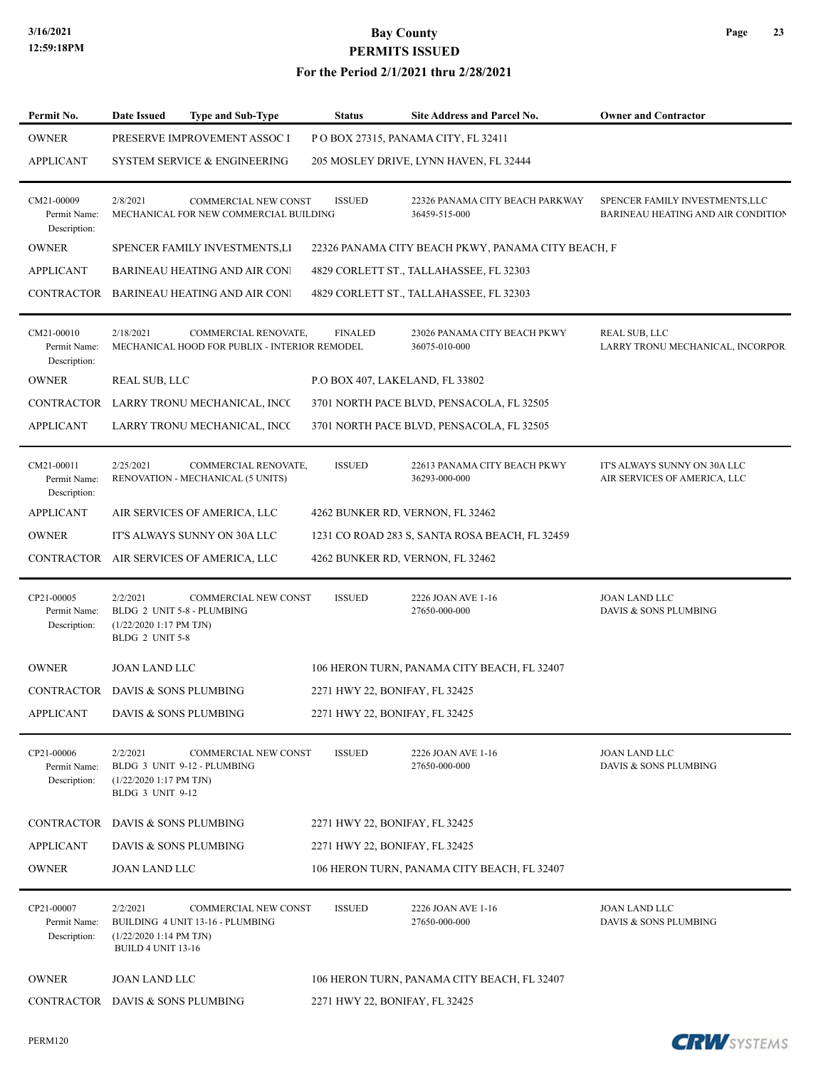# Bay County
## PERMITS ISSUED
### For the Period 2/1/2021 thru 2/28/2021

| Permit No. | Date Issued | Type and Sub-Type | Status | Site Address and Parcel No. | Owner and Contractor |
|---|---|---|---|---|---|
| OWNER | PRESERVE IMPROVEMENT ASSOC I | | P O BOX 27315, PANAMA CITY, FL 32411 | | |
| APPLICANT | SYSTEM SERVICE & ENGINEERING | | 205 MOSLEY DRIVE, LYNN HAVEN, FL 32444 | | |
| CM21-00009 Permit Name: Description: | 2/8/2021 MECHANICAL FOR NEW COMMERCIAL BUILDING | COMMERCIAL NEW CONST | ISSUED | 22326 PANAMA CITY BEACH PARKWAY 36459-515-000 | SPENCER FAMILY INVESTMENTS,LLC BARINEAU HEATING AND AIR CONDITION |
| OWNER | SPENCER FAMILY INVESTMENTS,LI | | 22326 PANAMA CITY BEACH PKWY, PANAMA CITY BEACH, F | | |
| APPLICANT | BARINEAU HEATING AND AIR CONI | | 4829 CORLETT ST., TALLAHASSEE, FL 32303 | | |
| CONTRACTOR | BARINEAU HEATING AND AIR CONI | | 4829 CORLETT ST., TALLAHASSEE, FL 32303 | | |
| CM21-00010 Permit Name: Description: | 2/18/2021 MECHANICAL HOOD FOR PUBLIX - INTERIOR REMODEL | COMMERCIAL RENOVATE, | FINALED | 23026 PANAMA CITY BEACH PKWY 36075-010-000 | REAL SUB, LLC LARRY TRONU MECHANICAL, INCORPOR |
| OWNER | REAL SUB, LLC | | P.O BOX 407, LAKELAND, FL 33802 | | |
| CONTRACTOR | LARRY TRONU MECHANICAL, INCC | | 3701 NORTH PACE BLVD, PENSACOLA, FL 32505 | | |
| APPLICANT | LARRY TRONU MECHANICAL, INCC | | 3701 NORTH PACE BLVD, PENSACOLA, FL 32505 | | |
| CM21-00011 Permit Name: Description: | 2/25/2021 RENOVATION - MECHANICAL (5 UNITS) | COMMERCIAL RENOVATE, | ISSUED | 22613 PANAMA CITY BEACH PKWY 36293-000-000 | IT'S ALWAYS SUNNY ON 30A LLC AIR SERVICES OF AMERICA, LLC |
| APPLICANT | AIR SERVICES OF AMERICA, LLC | | 4262 BUNKER RD, VERNON, FL 32462 | | |
| OWNER | IT'S ALWAYS SUNNY ON 30A LLC | | 1231 CO ROAD 283 S, SANTA ROSA BEACH, FL 32459 | | |
| CONTRACTOR | AIR SERVICES OF AMERICA, LLC | | 4262 BUNKER RD, VERNON, FL 32462 | | |
| CP21-00005 Permit Name: Description: | 2/2/2021 BLDG 2 UNIT 5-8 - PLUMBING (1/22/2020 1:17 PM TJN) BLDG 2 UNIT 5-8 | COMMERCIAL NEW CONST | ISSUED | 2226 JOAN AVE 1-16 27650-000-000 | JOAN LAND LLC DAVIS & SONS PLUMBING |
| OWNER | JOAN LAND LLC | | 106 HERON TURN, PANAMA CITY BEACH, FL 32407 | | |
| CONTRACTOR | DAVIS & SONS PLUMBING | | 2271 HWY 22, BONIFAY, FL 32425 | | |
| APPLICANT | DAVIS & SONS PLUMBING | | 2271 HWY 22, BONIFAY, FL 32425 | | |
| CP21-00006 Permit Name: Description: | 2/2/2021 BLDG 3 UNIT 9-12 - PLUMBING (1/22/2020 1:17 PM TJN) BLDG 3 UNIT 9-12 | COMMERCIAL NEW CONST | ISSUED | 2226 JOAN AVE 1-16 27650-000-000 | JOAN LAND LLC DAVIS & SONS PLUMBING |
| CONTRACTOR | DAVIS & SONS PLUMBING | | 2271 HWY 22, BONIFAY, FL 32425 | | |
| APPLICANT | DAVIS & SONS PLUMBING | | 2271 HWY 22, BONIFAY, FL 32425 | | |
| OWNER | JOAN LAND LLC | | 106 HERON TURN, PANAMA CITY BEACH, FL 32407 | | |
| CP21-00007 Permit Name: Description: | 2/2/2021 BUILDING 4 UNIT 13-16 - PLUMBING (1/22/2020 1:14 PM TJN) BUILD 4 UNIT 13-16 | COMMERCIAL NEW CONST | ISSUED | 2226 JOAN AVE 1-16 27650-000-000 | JOAN LAND LLC DAVIS & SONS PLUMBING |
| OWNER | JOAN LAND LLC | | 106 HERON TURN, PANAMA CITY BEACH, FL 32407 | | |
| CONTRACTOR | DAVIS & SONS PLUMBING | | 2271 HWY 22, BONIFAY, FL 32425 | | |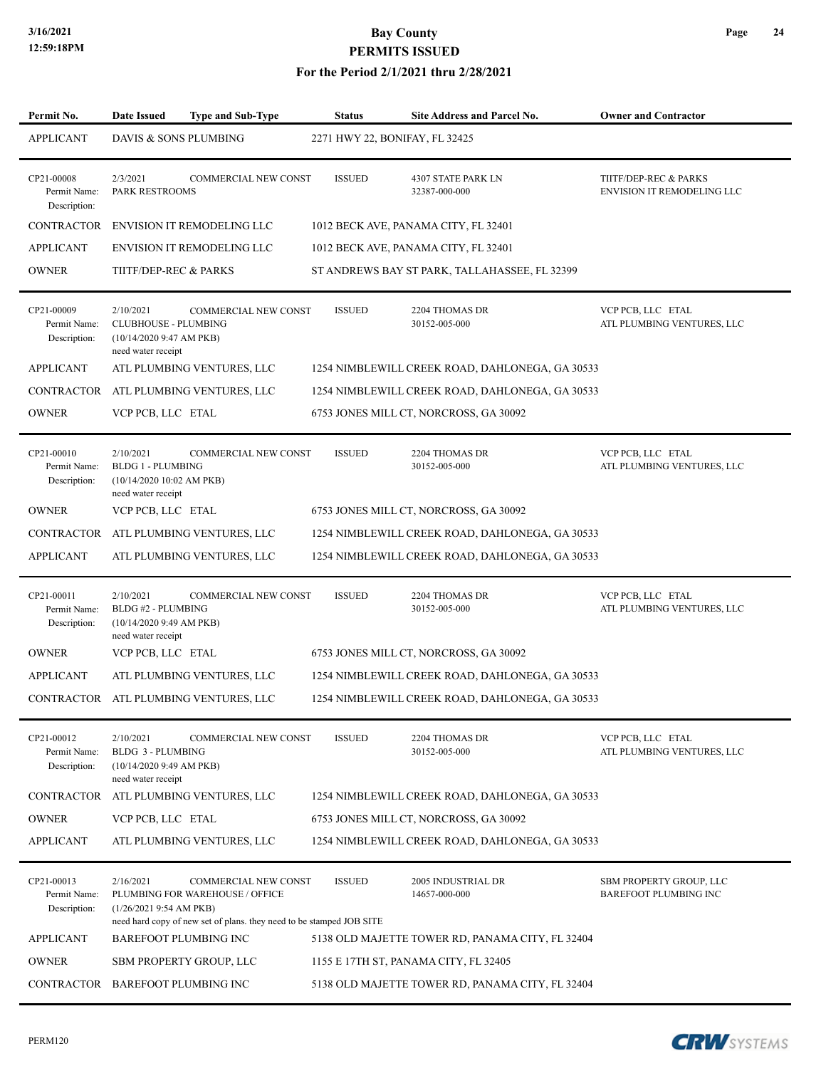| Permit No. | Date Issued | Type and Sub-Type | Status | Site Address and Parcel No. | Owner and Contractor |
|---|---|---|---|---|---|
| APPLICANT | DAVIS & SONS PLUMBING | | 2271 HWY 22, BONIFAY, FL 32425 | | |
| CP21-00008<br>Permit Name:<br>Description: | 2/3/2021<br>PARK RESTROOMS | COMMERCIAL NEW CONST | ISSUED | 4307 STATE PARK LN<br>32387-000-000 | TIITF/DEP-REC & PARKS<br>ENVISION IT REMODELING LLC |
| CONTRACTOR | ENVISION IT REMODELING LLC | | 1012 BECK AVE, PANAMA CITY, FL 32401 | | |
| APPLICANT | ENVISION IT REMODELING LLC | | 1012 BECK AVE, PANAMA CITY, FL 32401 | | |
| OWNER | TIITF/DEP-REC & PARKS | | ST ANDREWS BAY ST PARK, TALLAHASSEE, FL 32399 | | |
| CP21-00009<br>Permit Name:<br>Description: | 2/10/2021<br>CLUBHOUSE - PLUMBING<br>(10/14/2020 9:47 AM PKB)<br>need water receipt | COMMERCIAL NEW CONST | ISSUED | 2204 THOMAS DR<br>30152-005-000 | VCP PCB, LLC ETAL<br>ATL PLUMBING VENTURES, LLC |
| APPLICANT | ATL PLUMBING VENTURES, LLC | | 1254 NIMBLEWILL CREEK ROAD, DAHLONEGA, GA 30533 | | |
| CONTRACTOR | ATL PLUMBING VENTURES, LLC | | 1254 NIMBLEWILL CREEK ROAD, DAHLONEGA, GA 30533 | | |
| OWNER | VCP PCB, LLC ETAL | | 6753 JONES MILL CT, NORCROSS, GA 30092 | | |
| CP21-00010<br>Permit Name:<br>Description: | 2/10/2021<br>BLDG 1 - PLUMBING<br>(10/14/2020 10:02 AM PKB)<br>need water receipt | COMMERCIAL NEW CONST | ISSUED | 2204 THOMAS DR<br>30152-005-000 | VCP PCB, LLC ETAL<br>ATL PLUMBING VENTURES, LLC |
| OWNER | VCP PCB, LLC ETAL | | 6753 JONES MILL CT, NORCROSS, GA 30092 | | |
| CONTRACTOR | ATL PLUMBING VENTURES, LLC | | 1254 NIMBLEWILL CREEK ROAD, DAHLONEGA, GA 30533 | | |
| APPLICANT | ATL PLUMBING VENTURES, LLC | | 1254 NIMBLEWILL CREEK ROAD, DAHLONEGA, GA 30533 | | |
| CP21-00011<br>Permit Name:<br>Description: | 2/10/2021<br>BLDG #2 - PLUMBING<br>(10/14/2020 9:49 AM PKB)<br>need water receipt | COMMERCIAL NEW CONST | ISSUED | 2204 THOMAS DR<br>30152-005-000 | VCP PCB, LLC ETAL<br>ATL PLUMBING VENTURES, LLC |
| OWNER | VCP PCB, LLC ETAL | | 6753 JONES MILL CT, NORCROSS, GA 30092 | | |
| APPLICANT | ATL PLUMBING VENTURES, LLC | | 1254 NIMBLEWILL CREEK ROAD, DAHLONEGA, GA 30533 | | |
| CONTRACTOR | ATL PLUMBING VENTURES, LLC | | 1254 NIMBLEWILL CREEK ROAD, DAHLONEGA, GA 30533 | | |
| CP21-00012<br>Permit Name:<br>Description: | 2/10/2021<br>BLDG 3 - PLUMBING<br>(10/14/2020 9:49 AM PKB)<br>need water receipt | COMMERCIAL NEW CONST | ISSUED | 2204 THOMAS DR<br>30152-005-000 | VCP PCB, LLC ETAL<br>ATL PLUMBING VENTURES, LLC |
| CONTRACTOR | ATL PLUMBING VENTURES, LLC | | 1254 NIMBLEWILL CREEK ROAD, DAHLONEGA, GA 30533 | | |
| OWNER | VCP PCB, LLC ETAL | | 6753 JONES MILL CT, NORCROSS, GA 30092 | | |
| APPLICANT | ATL PLUMBING VENTURES, LLC | | 1254 NIMBLEWILL CREEK ROAD, DAHLONEGA, GA 30533 | | |
| CP21-00013<br>Permit Name:<br>Description: | 2/16/2021<br>PLUMBING FOR WAREHOUSE / OFFICE<br>(1/26/2021 9:54 AM PKB)<br>need hard copy of new set of plans. they need to be stamped JOB SITE | COMMERCIAL NEW CONST | ISSUED | 2005 INDUSTRIAL DR<br>14657-000-000 | SBM PROPERTY GROUP, LLC<br>BAREFOOT PLUMBING INC |
| APPLICANT | BAREFOOT PLUMBING INC | | 5138 OLD MAJETTE TOWER RD, PANAMA CITY, FL 32404 | | |
| OWNER | SBM PROPERTY GROUP, LLC | | 1155 E 17TH ST, PANAMA CITY, FL 32405 | | |
| CONTRACTOR | BAREFOOT PLUMBING INC | | 5138 OLD MAJETTE TOWER RD, PANAMA CITY, FL 32404 | | |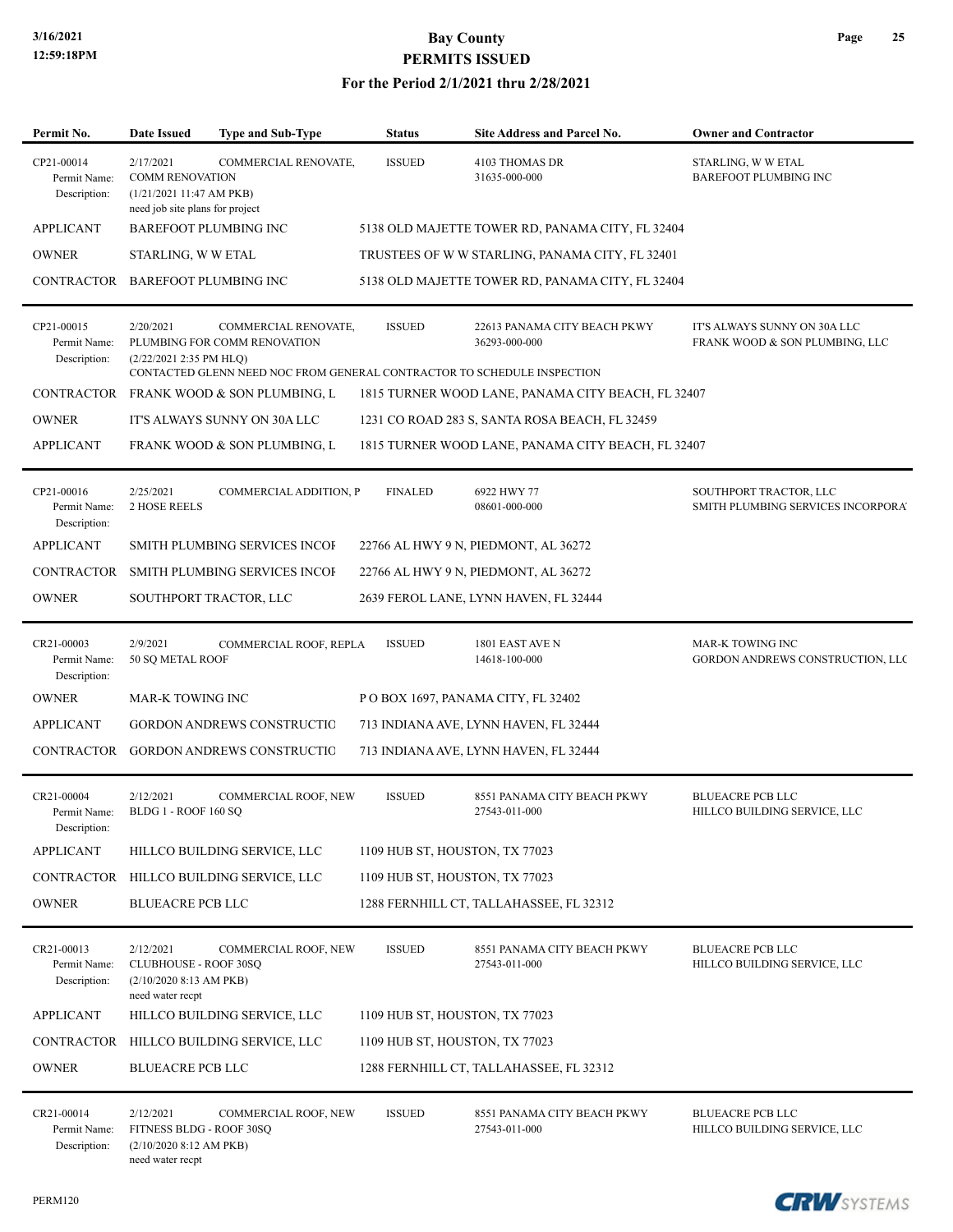# Bay County
## PERMITS ISSUED
### For the Period 2/1/2021 thru 2/28/2021

| Permit No. | Date Issued | Type and Sub-Type | Status | Site Address and Parcel No. | Owner and Contractor |
|---|---|---|---|---|---|
| CP21-00014 | 2/17/2021 | COMMERCIAL RENOVATE, | ISSUED | 4103 THOMAS DR 31635-000-000 | STARLING, W W ETAL BAREFOOT PLUMBING INC |
| Permit Name: | COMM RENOVATION | | | | |
| Description: | (1/21/2021 11:47 AM PKB) need job site plans for project | | | | |
| APPLICANT | BAREFOOT PLUMBING INC | | 5138 OLD MAJETTE TOWER RD, PANAMA CITY, FL 32404 | | |
| OWNER | STARLING, W W ETAL | | TRUSTEES OF W W STARLING, PANAMA CITY, FL 32401 | | |
| CONTRACTOR | BAREFOOT PLUMBING INC | | 5138 OLD MAJETTE TOWER RD, PANAMA CITY, FL 32404 | | |
| CP21-00015 | 2/20/2021 | COMMERCIAL RENOVATE, | ISSUED | 22613 PANAMA CITY BEACH PKWY 36293-000-000 | IT'S ALWAYS SUNNY ON 30A LLC FRANK WOOD & SON PLUMBING, LLC |
| Permit Name: | PLUMBING FOR COMM RENOVATION | | | | |
| Description: | (2/22/2021 2:35 PM HLQ) CONTACTED GLENN NEED NOC FROM GENERAL CONTRACTOR TO SCHEDULE INSPECTION | | | | |
| CONTRACTOR | FRANK WOOD & SON PLUMBING, L | | 1815 TURNER WOOD LANE, PANAMA CITY BEACH, FL 32407 | | |
| OWNER | IT'S ALWAYS SUNNY ON 30A LLC | | 1231 CO ROAD 283 S, SANTA ROSA BEACH, FL 32459 | | |
| APPLICANT | FRANK WOOD & SON PLUMBING, L | | 1815 TURNER WOOD LANE, PANAMA CITY BEACH, FL 32407 | | |
| CP21-00016 | 2/25/2021 | COMMERCIAL ADDITION, P | FINALED | 6922 HWY 77 08601-000-000 | SOUTHPORT TRACTOR, LLC SMITH PLUMBING SERVICES INCORPORA |
| Permit Name: | 2 HOSE REELS | | | | |
| Description: | | | | | |
| APPLICANT | SMITH PLUMBING SERVICES INCOF | | 22766 AL HWY 9 N, PIEDMONT, AL 36272 | | |
| CONTRACTOR | SMITH PLUMBING SERVICES INCOF | | 22766 AL HWY 9 N, PIEDMONT, AL 36272 | | |
| OWNER | SOUTHPORT TRACTOR, LLC | | 2639 FEROL LANE, LYNN HAVEN, FL 32444 | | |
| CR21-00003 | 2/9/2021 | COMMERCIAL ROOF, REPLA | ISSUED | 1801 EAST AVE N 14618-100-000 | MAR-K TOWING INC GORDON ANDREWS CONSTRUCTION, LLC |
| Permit Name: | 50 SQ METAL ROOF | | | | |
| Description: | | | | | |
| OWNER | MAR-K TOWING INC | | P O BOX 1697, PANAMA CITY, FL 32402 | | |
| APPLICANT | GORDON ANDREWS CONSTRUCTIO | | 713 INDIANA AVE, LYNN HAVEN, FL 32444 | | |
| CONTRACTOR | GORDON ANDREWS CONSTRUCTIO | | 713 INDIANA AVE, LYNN HAVEN, FL 32444 | | |
| CR21-00004 | 2/12/2021 | COMMERCIAL ROOF, NEW | ISSUED | 8551 PANAMA CITY BEACH PKWY 27543-011-000 | BLUEACRE PCB LLC HILLCO BUILDING SERVICE, LLC |
| Permit Name: | BLDG 1 - ROOF 160 SQ | | | | |
| Description: | | | | | |
| APPLICANT | HILLCO BUILDING SERVICE, LLC | | 1109 HUB ST, HOUSTON, TX 77023 | | |
| CONTRACTOR | HILLCO BUILDING SERVICE, LLC | | 1109 HUB ST, HOUSTON, TX 77023 | | |
| OWNER | BLUEACRE PCB LLC | | 1288 FERNHILL CT, TALLAHASSEE, FL 32312 | | |
| CR21-00013 | 2/12/2021 | COMMERCIAL ROOF, NEW | ISSUED | 8551 PANAMA CITY BEACH PKWY 27543-011-000 | BLUEACRE PCB LLC HILLCO BUILDING SERVICE, LLC |
| Permit Name: | CLUBHOUSE - ROOF 30SQ | | | | |
| Description: | (2/10/2020 8:13 AM PKB) need water recpt | | | | |
| APPLICANT | HILLCO BUILDING SERVICE, LLC | | 1109 HUB ST, HOUSTON, TX 77023 | | |
| CONTRACTOR | HILLCO BUILDING SERVICE, LLC | | 1109 HUB ST, HOUSTON, TX 77023 | | |
| OWNER | BLUEACRE PCB LLC | | 1288 FERNHILL CT, TALLAHASSEE, FL 32312 | | |
| CR21-00014 | 2/12/2021 | COMMERCIAL ROOF, NEW | ISSUED | 8551 PANAMA CITY BEACH PKWY 27543-011-000 | BLUEACRE PCB LLC HILLCO BUILDING SERVICE, LLC |
| Permit Name: | FITNESS BLDG - ROOF 30SQ | | | | |
| Description: | (2/10/2020 8:12 AM PKB) need water recpt | | | | |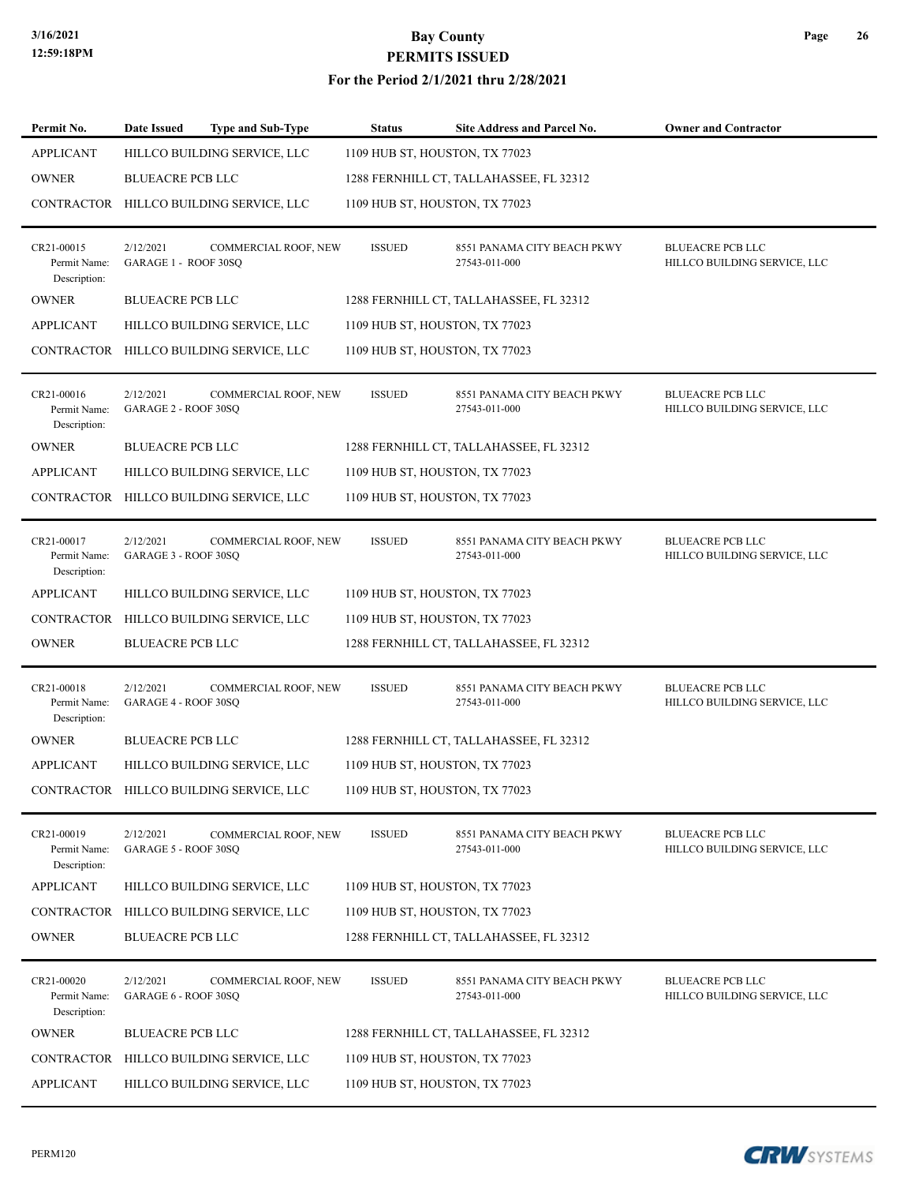| Permit No. | Date Issued | Type and Sub-Type | Status | Site Address and Parcel No. | Owner and Contractor |
|---|---|---|---|---|---|
| APPLICANT | HILLCO BUILDING SERVICE, LLC | | 1109 HUB ST, HOUSTON, TX 77023 | | |
| OWNER | BLUEACRE PCB LLC | | 1288 FERNHILL CT, TALLAHASSEE, FL 32312 | | |
| CONTRACTOR | HILLCO BUILDING SERVICE, LLC | | 1109 HUB ST, HOUSTON, TX 77023 | | |
| CR21-00015<br>Permit Name:<br>Description: | 2/12/2021<br>GARAGE 1 - ROOF 30SQ | COMMERCIAL ROOF, NEW | ISSUED | 8551 PANAMA CITY BEACH PKWY<br>27543-011-000 | BLUEACRE PCB LLC<br>HILLCO BUILDING SERVICE, LLC |
| OWNER | BLUEACRE PCB LLC | | 1288 FERNHILL CT, TALLAHASSEE, FL 32312 | | |
| APPLICANT | HILLCO BUILDING SERVICE, LLC | | 1109 HUB ST, HOUSTON, TX 77023 | | |
| CONTRACTOR | HILLCO BUILDING SERVICE, LLC | | 1109 HUB ST, HOUSTON, TX 77023 | | |
| CR21-00016<br>Permit Name:<br>Description: | 2/12/2021<br>GARAGE 2 - ROOF 30SQ | COMMERCIAL ROOF, NEW | ISSUED | 8551 PANAMA CITY BEACH PKWY<br>27543-011-000 | BLUEACRE PCB LLC<br>HILLCO BUILDING SERVICE, LLC |
| OWNER | BLUEACRE PCB LLC | | 1288 FERNHILL CT, TALLAHASSEE, FL 32312 | | |
| APPLICANT | HILLCO BUILDING SERVICE, LLC | | 1109 HUB ST, HOUSTON, TX 77023 | | |
| CONTRACTOR | HILLCO BUILDING SERVICE, LLC | | 1109 HUB ST, HOUSTON, TX 77023 | | |
| CR21-00017<br>Permit Name:<br>Description: | 2/12/2021<br>GARAGE 3 - ROOF 30SQ | COMMERCIAL ROOF, NEW | ISSUED | 8551 PANAMA CITY BEACH PKWY<br>27543-011-000 | BLUEACRE PCB LLC<br>HILLCO BUILDING SERVICE, LLC |
| APPLICANT | HILLCO BUILDING SERVICE, LLC | | 1109 HUB ST, HOUSTON, TX 77023 | | |
| CONTRACTOR | HILLCO BUILDING SERVICE, LLC | | 1109 HUB ST, HOUSTON, TX 77023 | | |
| OWNER | BLUEACRE PCB LLC | | 1288 FERNHILL CT, TALLAHASSEE, FL 32312 | | |
| CR21-00018<br>Permit Name:<br>Description: | 2/12/2021<br>GARAGE 4 - ROOF 30SQ | COMMERCIAL ROOF, NEW | ISSUED | 8551 PANAMA CITY BEACH PKWY<br>27543-011-000 | BLUEACRE PCB LLC<br>HILLCO BUILDING SERVICE, LLC |
| OWNER | BLUEACRE PCB LLC | | 1288 FERNHILL CT, TALLAHASSEE, FL 32312 | | |
| APPLICANT | HILLCO BUILDING SERVICE, LLC | | 1109 HUB ST, HOUSTON, TX 77023 | | |
| CONTRACTOR | HILLCO BUILDING SERVICE, LLC | | 1109 HUB ST, HOUSTON, TX 77023 | | |
| CR21-00019<br>Permit Name:<br>Description: | 2/12/2021<br>GARAGE 5 - ROOF 30SQ | COMMERCIAL ROOF, NEW | ISSUED | 8551 PANAMA CITY BEACH PKWY<br>27543-011-000 | BLUEACRE PCB LLC<br>HILLCO BUILDING SERVICE, LLC |
| APPLICANT | HILLCO BUILDING SERVICE, LLC | | 1109 HUB ST, HOUSTON, TX 77023 | | |
| CONTRACTOR | HILLCO BUILDING SERVICE, LLC | | 1109 HUB ST, HOUSTON, TX 77023 | | |
| OWNER | BLUEACRE PCB LLC | | 1288 FERNHILL CT, TALLAHASSEE, FL 32312 | | |
| CR21-00020<br>Permit Name:<br>Description: | 2/12/2021<br>GARAGE 6 - ROOF 30SQ | COMMERCIAL ROOF, NEW | ISSUED | 8551 PANAMA CITY BEACH PKWY<br>27543-011-000 | BLUEACRE PCB LLC<br>HILLCO BUILDING SERVICE, LLC |
| OWNER | BLUEACRE PCB LLC | | 1288 FERNHILL CT, TALLAHASSEE, FL 32312 | | |
| CONTRACTOR | HILLCO BUILDING SERVICE, LLC | | 1109 HUB ST, HOUSTON, TX 77023 | | |
| APPLICANT | HILLCO BUILDING SERVICE, LLC | | 1109 HUB ST, HOUSTON, TX 77023 | | |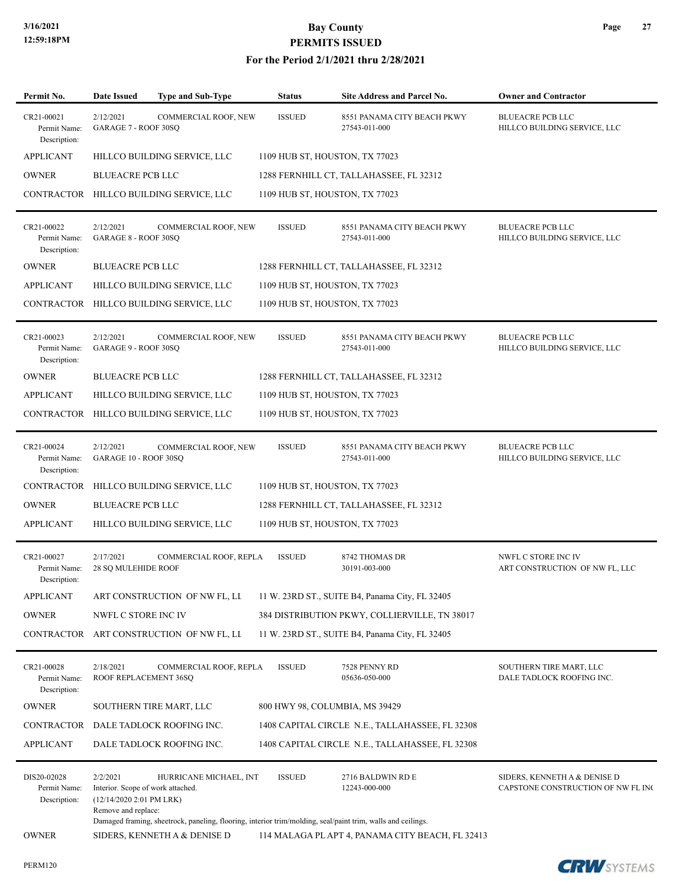# Bay County
## PERMITS ISSUED
### For the Period 2/1/2021 thru 2/28/2021

| Permit No. | Date Issued | Type and Sub-Type | Status | Site Address and Parcel No. | Owner and Contractor |
|---|---|---|---|---|---|
| CR21-00021 | 2/12/2021 | COMMERCIAL ROOF, NEW | ISSUED | 8551 PANAMA CITY BEACH PKWY 27543-011-000 | BLUEACRE PCB LLC HILLCO BUILDING SERVICE, LLC |
| Permit Name: | GARAGE 7 - ROOF 30SQ | | | | |
| Description: | | | | | |
| APPLICANT | HILLCO BUILDING SERVICE, LLC | | 1109 HUB ST, HOUSTON, TX 77023 | | |
| OWNER | BLUEACRE PCB LLC | | 1288 FERNHILL CT, TALLAHASSEE, FL 32312 | | |
| CONTRACTOR | HILLCO BUILDING SERVICE, LLC | | 1109 HUB ST, HOUSTON, TX 77023 | | |
| CR21-00022 | 2/12/2021 | COMMERCIAL ROOF, NEW | ISSUED | 8551 PANAMA CITY BEACH PKWY 27543-011-000 | BLUEACRE PCB LLC HILLCO BUILDING SERVICE, LLC |
| Permit Name: | GARAGE 8 - ROOF 30SQ | | | | |
| Description: | | | | | |
| OWNER | BLUEACRE PCB LLC | | 1288 FERNHILL CT, TALLAHASSEE, FL 32312 | | |
| APPLICANT | HILLCO BUILDING SERVICE, LLC | | 1109 HUB ST, HOUSTON, TX 77023 | | |
| CONTRACTOR | HILLCO BUILDING SERVICE, LLC | | 1109 HUB ST, HOUSTON, TX 77023 | | |
| CR21-00023 | 2/12/2021 | COMMERCIAL ROOF, NEW | ISSUED | 8551 PANAMA CITY BEACH PKWY 27543-011-000 | BLUEACRE PCB LLC HILLCO BUILDING SERVICE, LLC |
| Permit Name: | GARAGE 9 - ROOF 30SQ | | | | |
| Description: | | | | | |
| OWNER | BLUEACRE PCB LLC | | 1288 FERNHILL CT, TALLAHASSEE, FL 32312 | | |
| APPLICANT | HILLCO BUILDING SERVICE, LLC | | 1109 HUB ST, HOUSTON, TX 77023 | | |
| CONTRACTOR | HILLCO BUILDING SERVICE, LLC | | 1109 HUB ST, HOUSTON, TX 77023 | | |
| CR21-00024 | 2/12/2021 | COMMERCIAL ROOF, NEW | ISSUED | 8551 PANAMA CITY BEACH PKWY 27543-011-000 | BLUEACRE PCB LLC HILLCO BUILDING SERVICE, LLC |
| Permit Name: | GARAGE 10 - ROOF 30SQ | | | | |
| Description: | | | | | |
| CONTRACTOR | HILLCO BUILDING SERVICE, LLC | | 1109 HUB ST, HOUSTON, TX 77023 | | |
| OWNER | BLUEACRE PCB LLC | | 1288 FERNHILL CT, TALLAHASSEE, FL 32312 | | |
| APPLICANT | HILLCO BUILDING SERVICE, LLC | | 1109 HUB ST, HOUSTON, TX 77023 | | |
| CR21-00027 | 2/17/2021 | COMMERCIAL ROOF, REPLA | ISSUED | 8742 THOMAS DR 30191-003-000 | NWFL C STORE INC IV ART CONSTRUCTION OF NW FL, LLC |
| Permit Name: | 28 SQ MULEHIDE ROOF | | | | |
| Description: | | | | | |
| APPLICANT | ART CONSTRUCTION OF NW FL, LL | | 11 W. 23RD ST., SUITE B4, Panama City, FL 32405 | | |
| OWNER | NWFL C STORE INC IV | | 384 DISTRIBUTION PKWY, COLLIERVILLE, TN 38017 | | |
| CONTRACTOR | ART CONSTRUCTION OF NW FL, LL | | 11 W. 23RD ST., SUITE B4, Panama City, FL 32405 | | |
| CR21-00028 | 2/18/2021 | COMMERCIAL ROOF, REPLA | ISSUED | 7528 PENNY RD 05636-050-000 | SOUTHERN TIRE MART, LLC DALE TADLOCK ROOFING INC. |
| Permit Name: | ROOF REPLACEMENT 36SQ | | | | |
| Description: | | | | | |
| OWNER | SOUTHERN TIRE MART, LLC | | 800 HWY 98, COLUMBIA, MS 39429 | | |
| CONTRACTOR | DALE TADLOCK ROOFING INC. | | 1408 CAPITAL CIRCLE N.E., TALLAHASSEE, FL 32308 | | |
| APPLICANT | DALE TADLOCK ROOFING INC. | | 1408 CAPITAL CIRCLE N.E., TALLAHASSEE, FL 32308 | | |
| DIS20-02028 | 2/2/2021 | HURRICANE MICHAEL, INT | ISSUED | 2716 BALDWIN RD E 12243-000-000 | SIDERS, KENNETH A & DENISE D CAPSTONE CONSTRUCTION OF NW FL INC |
| Permit Name: | Interior. Scope of work attached. | | | | |
| Description: | (12/14/2020 2:01 PM LRK) Remove and replace: Damaged framing, sheetrock, paneling, flooring, interior trim/molding, seal/paint trim, walls and ceilings. | | | | |
| OWNER | SIDERS, KENNETH A & DENISE D | | 114 MALAGA PL APT 4, PANAMA CITY BEACH, FL 32413 | | |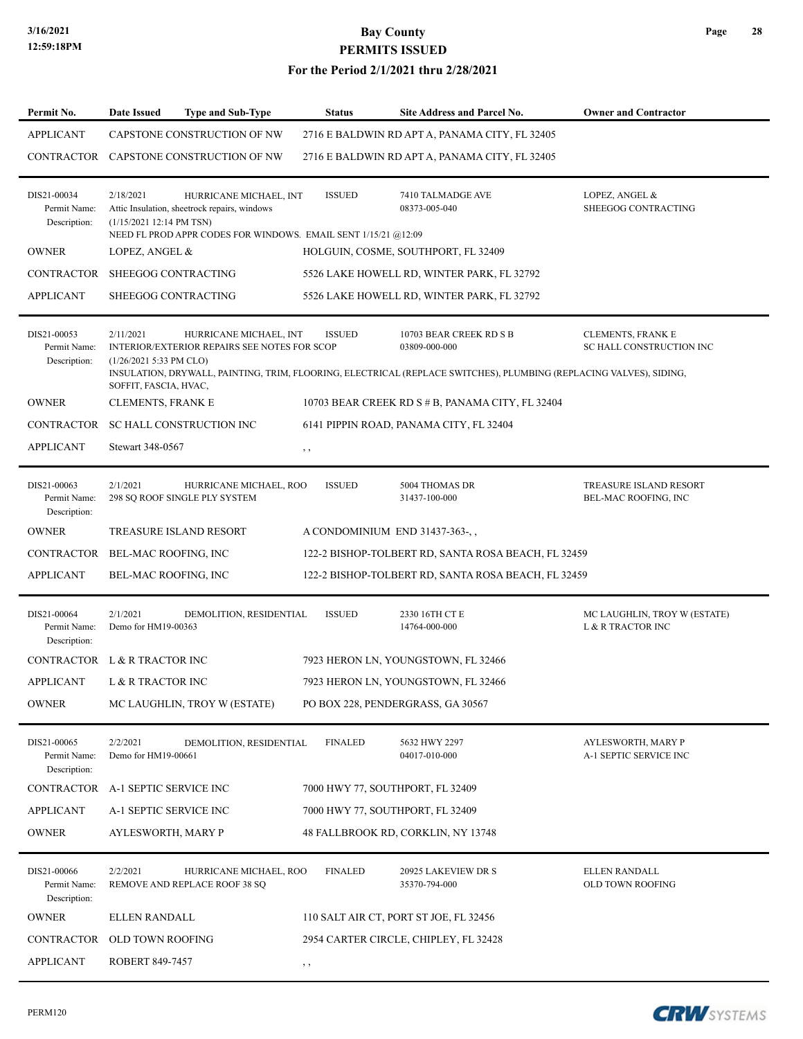# Bay County
## PERMITS ISSUED
### For the Period 2/1/2021 thru 2/28/2021

| Permit No. | Date Issued | Type and Sub-Type | Status | Site Address and Parcel No. | Owner and Contractor |
|---|---|---|---|---|---|
| APPLICANT | CAPSTONE CONSTRUCTION OF NW | | 2716 E BALDWIN RD APT A, PANAMA CITY, FL 32405 | | |
| CONTRACTOR | CAPSTONE CONSTRUCTION OF NW | | 2716 E BALDWIN RD APT A, PANAMA CITY, FL 32405 | | |
| DIS21-00034 | 2/18/2021 | HURRICANE MICHAEL, INT | ISSUED | 7410 TALMADGE AVE | LOPEZ, ANGEL & |
| Permit Name: | Attic Insulation, sheetrock repairs, windows | | | 08373-005-040 | SHEEGOG CONTRACTING |
| Description: | (1/15/2021 12:14 PM TSN) NEED FL PROD APPR CODES FOR WINDOWS. EMAIL SENT 1/15/21 @12:09 | | | | |
| OWNER | LOPEZ, ANGEL & | | HOLGUIN, COSME, SOUTHPORT, FL 32409 | | |
| CONTRACTOR | SHEEGOG CONTRACTING | | 5526 LAKE HOWELL RD, WINTER PARK, FL 32792 | | |
| APPLICANT | SHEEGOG CONTRACTING | | 5526 LAKE HOWELL RD, WINTER PARK, FL 32792 | | |
| DIS21-00053 | 2/11/2021 | HURRICANE MICHAEL, INT | ISSUED | 10703 BEAR CREEK RD S B | CLEMENTS, FRANK E |
| Permit Name: | INTERIOR/EXTERIOR REPAIRS SEE NOTES FOR SCOP | | | 03809-000-000 | SC HALL CONSTRUCTION INC |
| Description: | (1/26/2021 5:33 PM CLO) INSULATION, DRYWALL, PAINTING, TRIM, FLOORING, ELECTRICAL (REPLACE SWITCHES), PLUMBING (REPLACING VALVES), SIDING, SOFFIT, FASCIA, HVAC, | | | | |
| OWNER | CLEMENTS, FRANK E | | 10703 BEAR CREEK RD S # B, PANAMA CITY, FL 32404 | | |
| CONTRACTOR | SC HALL CONSTRUCTION INC | | 6141 PIPPIN ROAD, PANAMA CITY, FL 32404 | | |
| APPLICANT | Stewart 348-0567 | | , , | | |
| DIS21-00063 | 2/1/2021 | HURRICANE MICHAEL, ROO | ISSUED | 5004 THOMAS DR | TREASURE ISLAND RESORT |
| Permit Name: | 298 SQ ROOF SINGLE PLY SYSTEM | | | 31437-100-000 | BEL-MAC ROOFING, INC |
| Description: | | | | | |
| OWNER | TREASURE ISLAND RESORT | | A CONDOMINIUM END 31437-363-, , | | |
| CONTRACTOR | BEL-MAC ROOFING, INC | | 122-2 BISHOP-TOLBERT RD, SANTA ROSA BEACH, FL 32459 | | |
| APPLICANT | BEL-MAC ROOFING, INC | | 122-2 BISHOP-TOLBERT RD, SANTA ROSA BEACH, FL 32459 | | |
| DIS21-00064 | 2/1/2021 | DEMOLITION, RESIDENTIAL | ISSUED | 2330 16TH CT E | MC LAUGHLIN, TROY W (ESTATE) |
| Permit Name: | Demo for HM19-00363 | | | 14764-000-000 | L & R TRACTOR INC |
| Description: | | | | | |
| CONTRACTOR | L & R TRACTOR INC | | 7923 HERON LN, YOUNGSTOWN, FL 32466 | | |
| APPLICANT | L & R TRACTOR INC | | 7923 HERON LN, YOUNGSTOWN, FL 32466 | | |
| OWNER | MC LAUGHLIN, TROY W (ESTATE) | | PO BOX 228, PENDERGRASS, GA 30567 | | |
| DIS21-00065 | 2/2/2021 | DEMOLITION, RESIDENTIAL | FINALED | 5632 HWY 2297 | AYLESWORTH, MARY P |
| Permit Name: | Demo for HM19-00661 | | | 04017-010-000 | A-1 SEPTIC SERVICE INC |
| Description: | | | | | |
| CONTRACTOR | A-1 SEPTIC SERVICE INC | | 7000 HWY 77, SOUTHPORT, FL 32409 | | |
| APPLICANT | A-1 SEPTIC SERVICE INC | | 7000 HWY 77, SOUTHPORT, FL 32409 | | |
| OWNER | AYLESWORTH, MARY P | | 48 FALLBROOK RD, CORKLIN, NY 13748 | | |
| DIS21-00066 | 2/2/2021 | HURRICANE MICHAEL, ROO | FINALED | 20925 LAKEVIEW DR S | ELLEN RANDALL |
| Permit Name: | REMOVE AND REPLACE ROOF 38 SQ | | | 35370-794-000 | OLD TOWN ROOFING |
| Description: | | | | | |
| OWNER | ELLEN RANDALL | | 110 SALT AIR CT, PORT ST JOE, FL 32456 | | |
| CONTRACTOR | OLD TOWN ROOFING | | 2954 CARTER CIRCLE, CHIPLEY, FL 32428 | | |
| APPLICANT | ROBERT 849-7457 | | , , | | |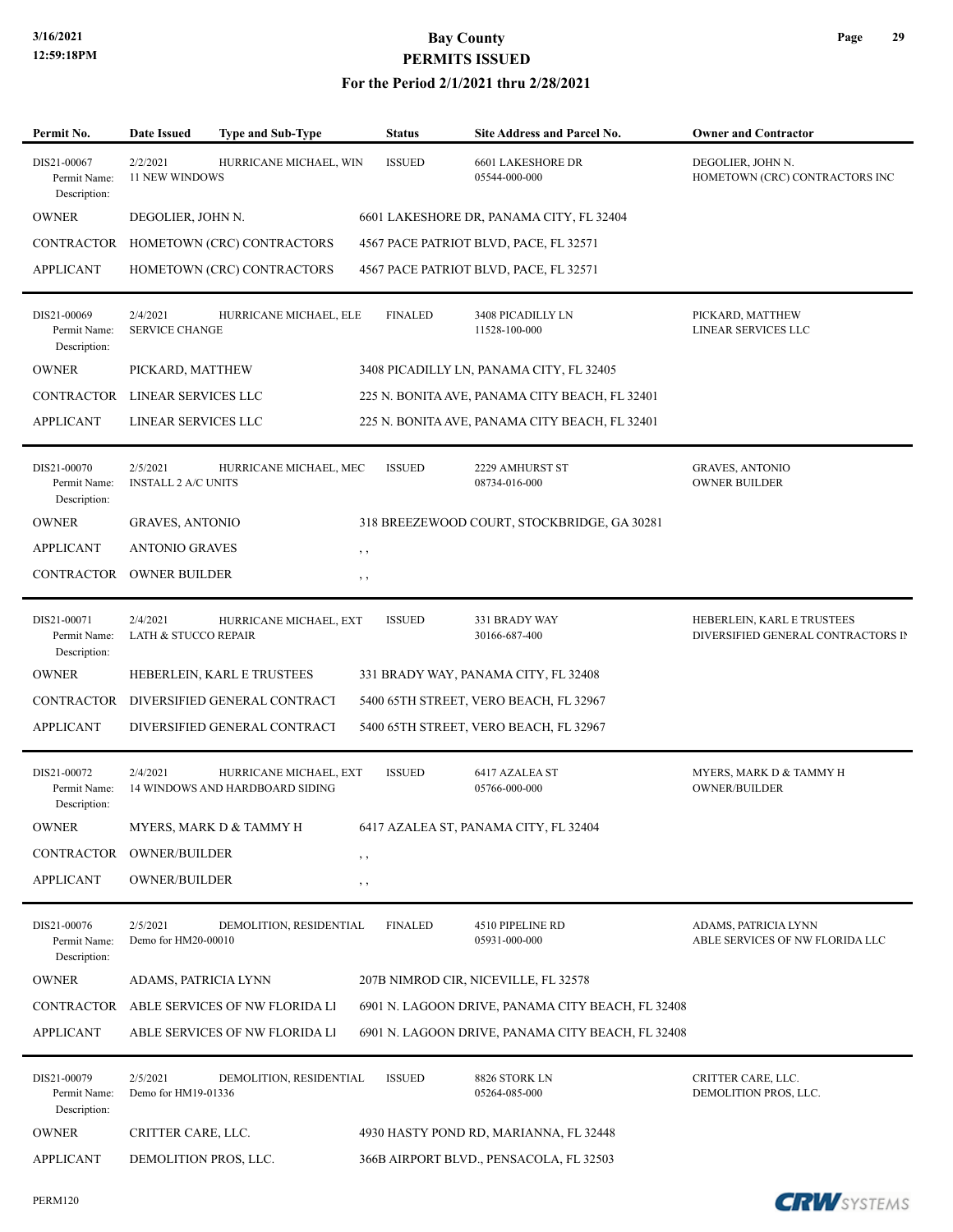# Bay County
## PERMITS ISSUED
### For the Period 2/1/2021 thru 2/28/2021

| Permit No. | Date Issued | Type and Sub-Type | Status | Site Address and Parcel No. | Owner and Contractor |
|---|---|---|---|---|---|
| DIS21-00067<br>Permit Name:<br>Description: | 2/2/2021<br>11 NEW WINDOWS | HURRICANE MICHAEL, WIN | ISSUED | 6601 LAKESHORE DR<br>05544-000-000 | DEGOLIER, JOHN N.<br>HOMETOWN (CRC) CONTRACTORS INC |
| OWNER | DEGOLIER, JOHN N. | | 6601 LAKESHORE DR, PANAMA CITY, FL 32404 | | |
| CONTRACTOR | HOMETOWN (CRC) CONTRACTORS | | 4567 PACE PATRIOT BLVD, PACE, FL 32571 | | |
| APPLICANT | HOMETOWN (CRC) CONTRACTORS | | 4567 PACE PATRIOT BLVD, PACE, FL 32571 | | |
| DIS21-00069<br>Permit Name:<br>Description: | 2/4/2021<br>SERVICE CHANGE | HURRICANE MICHAEL, ELE | FINALED | 3408 PICADILLY LN<br>11528-100-000 | PICKARD, MATTHEW<br>LINEAR SERVICES LLC |
| OWNER | PICKARD, MATTHEW | | 3408 PICADILLY LN, PANAMA CITY, FL 32405 | | |
| CONTRACTOR | LINEAR SERVICES LLC | | 225 N. BONITA AVE, PANAMA CITY BEACH, FL 32401 | | |
| APPLICANT | LINEAR SERVICES LLC | | 225 N. BONITA AVE, PANAMA CITY BEACH, FL 32401 | | |
| DIS21-00070<br>Permit Name:<br>Description: | 2/5/2021<br>INSTALL 2 A/C UNITS | HURRICANE MICHAEL, MEC | ISSUED | 2229 AMHURST ST<br>08734-016-000 | GRAVES, ANTONIO<br>OWNER BUILDER |
| OWNER | GRAVES, ANTONIO | | 318 BREEZEWOOD COURT, STOCKBRIDGE, GA 30281 | | |
| APPLICANT | ANTONIO GRAVES | | , , | | |
| CONTRACTOR | OWNER BUILDER | | , , | | |
| DIS21-00071<br>Permit Name:<br>Description: | 2/4/2021<br>LATH & STUCCO REPAIR | HURRICANE MICHAEL, EXT | ISSUED | 331 BRADY WAY<br>30166-687-400 | HEBERLEIN, KARL E TRUSTEES<br>DIVERSIFIED GENERAL CONTRACTORS IN |
| OWNER | HEBERLEIN, KARL E TRUSTEES | | 331 BRADY WAY, PANAMA CITY, FL 32408 | | |
| CONTRACTOR | DIVERSIFIED GENERAL CONTRACT | | 5400 65TH STREET, VERO BEACH, FL 32967 | | |
| APPLICANT | DIVERSIFIED GENERAL CONTRACT | | 5400 65TH STREET, VERO BEACH, FL 32967 | | |
| DIS21-00072<br>Permit Name:<br>Description: | 2/4/2021<br>14 WINDOWS AND HARDBOARD SIDING | HURRICANE MICHAEL, EXT | ISSUED | 6417 AZALEA ST<br>05766-000-000 | MYERS, MARK D & TAMMY H<br>OWNER/BUILDER |
| OWNER | MYERS, MARK D & TAMMY H | | 6417 AZALEA ST, PANAMA CITY, FL 32404 | | |
| CONTRACTOR | OWNER/BUILDER | | , , | | |
| APPLICANT | OWNER/BUILDER | | , , | | |
| DIS21-00076<br>Permit Name:<br>Description: | 2/5/2021<br>Demo for HM20-00010 | DEMOLITION, RESIDENTIAL | FINALED | 4510 PIPELINE RD<br>05931-000-000 | ADAMS, PATRICIA LYNN<br>ABLE SERVICES OF NW FLORIDA LLC |
| OWNER | ADAMS, PATRICIA LYNN | | 207B NIMROD CIR, NICEVILLE, FL 32578 | | |
| CONTRACTOR | ABLE SERVICES OF NW FLORIDA LI | | 6901 N. LAGOON DRIVE, PANAMA CITY BEACH, FL 32408 | | |
| APPLICANT | ABLE SERVICES OF NW FLORIDA LI | | 6901 N. LAGOON DRIVE, PANAMA CITY BEACH, FL 32408 | | |
| DIS21-00079<br>Permit Name:<br>Description: | 2/5/2021<br>Demo for HM19-01336 | DEMOLITION, RESIDENTIAL | ISSUED | 8826 STORK LN<br>05264-085-000 | CRITTER CARE, LLC.<br>DEMOLITION PROS, LLC. |
| OWNER | CRITTER CARE, LLC. | | 4930 HASTY POND RD, MARIANNA, FL 32448 | | |
| APPLICANT | DEMOLITION PROS, LLC. | | 366B AIRPORT BLVD., PENSACOLA, FL 32503 | | |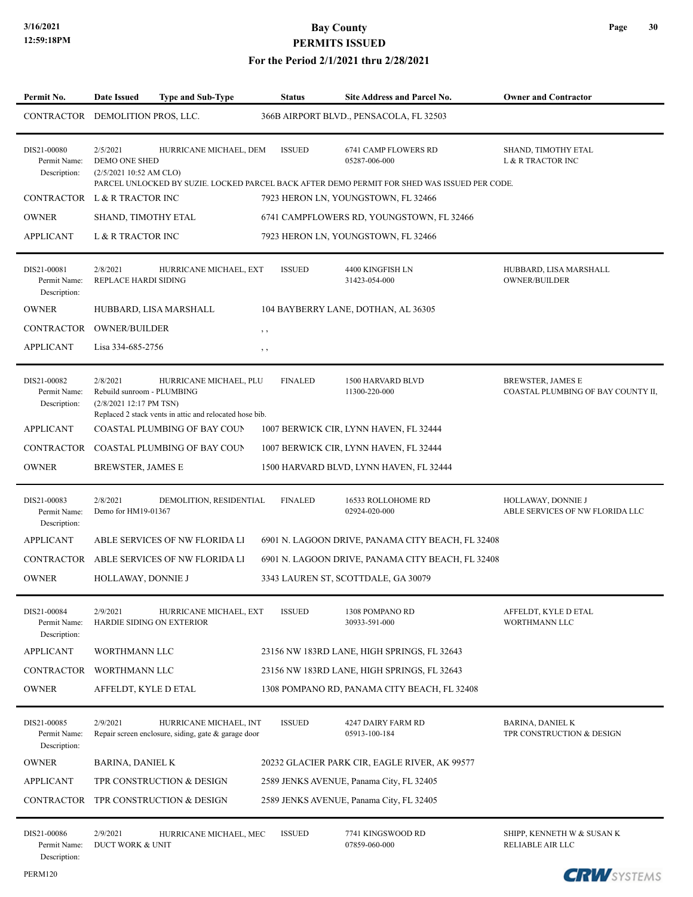# Bay County
## PERMITS ISSUED
### For the Period 2/1/2021 thru 2/28/2021

| Permit No. | Date Issued | Type and Sub-Type | Status | Site Address and Parcel No. | Owner and Contractor |
|---|---|---|---|---|---|
| CONTRACTOR | DEMOLITION PROS, LLC. | | 366B AIRPORT BLVD., PENSACOLA, FL 32503 | | |
| DIS21-00080 | 2/5/2021 | HURRICANE MICHAEL, DEM | ISSUED | 6741 CAMP FLOWERS RD | SHAND, TIMOTHY ETAL |
| Permit Name: | DEMO ONE SHED | | | 05287-006-000 | L & R TRACTOR INC |
| Description: | (2/5/2021 10:52 AM CLO) PARCEL UNLOCKED BY SUZIE. LOCKED PARCEL BACK AFTER DEMO PERMIT FOR SHED WAS ISSUED PER CODE. | | | | |
| CONTRACTOR | L & R TRACTOR INC | | 7923 HERON LN, YOUNGSTOWN, FL 32466 | | |
| OWNER | SHAND, TIMOTHY ETAL | | 6741 CAMPFLOWERS RD, YOUNGSTOWN, FL 32466 | | |
| APPLICANT | L & R TRACTOR INC | | 7923 HERON LN, YOUNGSTOWN, FL 32466 | | |
| DIS21-00081 | 2/8/2021 | HURRICANE MICHAEL, EXT | ISSUED | 4400 KINGFISH LN | HUBBARD, LISA MARSHALL |
| Permit Name: | REPLACE HARDI SIDING | | | 31423-054-000 | OWNER/BUILDER |
| Description: | | | | | |
| OWNER | HUBBARD, LISA MARSHALL | | 104 BAYBERRY LANE, DOTHAN, AL 36305 | | |
| CONTRACTOR | OWNER/BUILDER | | , , | | |
| APPLICANT | Lisa 334-685-2756 | | , , | | |
| DIS21-00082 | 2/8/2021 | HURRICANE MICHAEL, PLU | FINALED | 1500 HARVARD BLVD | BREWSTER, JAMES E |
| Permit Name: | Rebuild sunroom - PLUMBING | | | 11300-220-000 | COASTAL PLUMBING OF BAY COUNTY II, |
| Description: | (2/8/2021 12:17 PM TSN) Replaced 2 stack vents in attic and relocated hose bib. | | | | |
| APPLICANT | COASTAL PLUMBING OF BAY COUN | | 1007 BERWICK CIR, LYNN HAVEN, FL 32444 | | |
| CONTRACTOR | COASTAL PLUMBING OF BAY COUN | | 1007 BERWICK CIR, LYNN HAVEN, FL 32444 | | |
| OWNER | BREWSTER, JAMES E | | 1500 HARVARD BLVD, LYNN HAVEN, FL 32444 | | |
| DIS21-00083 | 2/8/2021 | DEMOLITION, RESIDENTIAL | FINALED | 16533 ROLLOHOME RD | HOLLAWAY, DONNIE J |
| Permit Name: | Demo for HM19-01367 | | | 02924-020-000 | ABLE SERVICES OF NW FLORIDA LLC |
| Description: | | | | | |
| APPLICANT | ABLE SERVICES OF NW FLORIDA LI | | 6901 N. LAGOON DRIVE, PANAMA CITY BEACH, FL 32408 | | |
| CONTRACTOR | ABLE SERVICES OF NW FLORIDA LI | | 6901 N. LAGOON DRIVE, PANAMA CITY BEACH, FL 32408 | | |
| OWNER | HOLLAWAY, DONNIE J | | 3343 LAUREN ST, SCOTTDALE, GA 30079 | | |
| DIS21-00084 | 2/9/2021 | HURRICANE MICHAEL, EXT | ISSUED | 1308 POMPANO RD | AFFELDT, KYLE D ETAL |
| Permit Name: | HARDIE SIDING ON EXTERIOR | | | 30933-591-000 | WORTHMANN LLC |
| Description: | | | | | |
| APPLICANT | WORTHMANN LLC | | 23156 NW 183RD LANE, HIGH SPRINGS, FL 32643 | | |
| CONTRACTOR | WORTHMANN LLC | | 23156 NW 183RD LANE, HIGH SPRINGS, FL 32643 | | |
| OWNER | AFFELDT, KYLE D ETAL | | 1308 POMPANO RD, PANAMA CITY BEACH, FL 32408 | | |
| DIS21-00085 | 2/9/2021 | HURRICANE MICHAEL, INT | ISSUED | 4247 DAIRY FARM RD | BARINA, DANIEL K |
| Permit Name: | Repair screen enclosure, siding, gate & garage door | | | 05913-100-184 | TPR CONSTRUCTION & DESIGN |
| Description: | | | | | |
| OWNER | BARINA, DANIEL K | | 20232 GLACIER PARK CIR, EAGLE RIVER, AK 99577 | | |
| APPLICANT | TPR CONSTRUCTION & DESIGN | | 2589 JENKS AVENUE, Panama City, FL 32405 | | |
| CONTRACTOR | TPR CONSTRUCTION & DESIGN | | 2589 JENKS AVENUE, Panama City, FL 32405 | | |
| DIS21-00086 | 2/9/2021 | HURRICANE MICHAEL, MEC | ISSUED | 7741 KINGSWOOD RD | SHIPP, KENNETH W & SUSAN K |
| Permit Name: | DUCT WORK & UNIT | | | 07859-060-000 | RELIABLE AIR LLC |
| Description: | | | | | |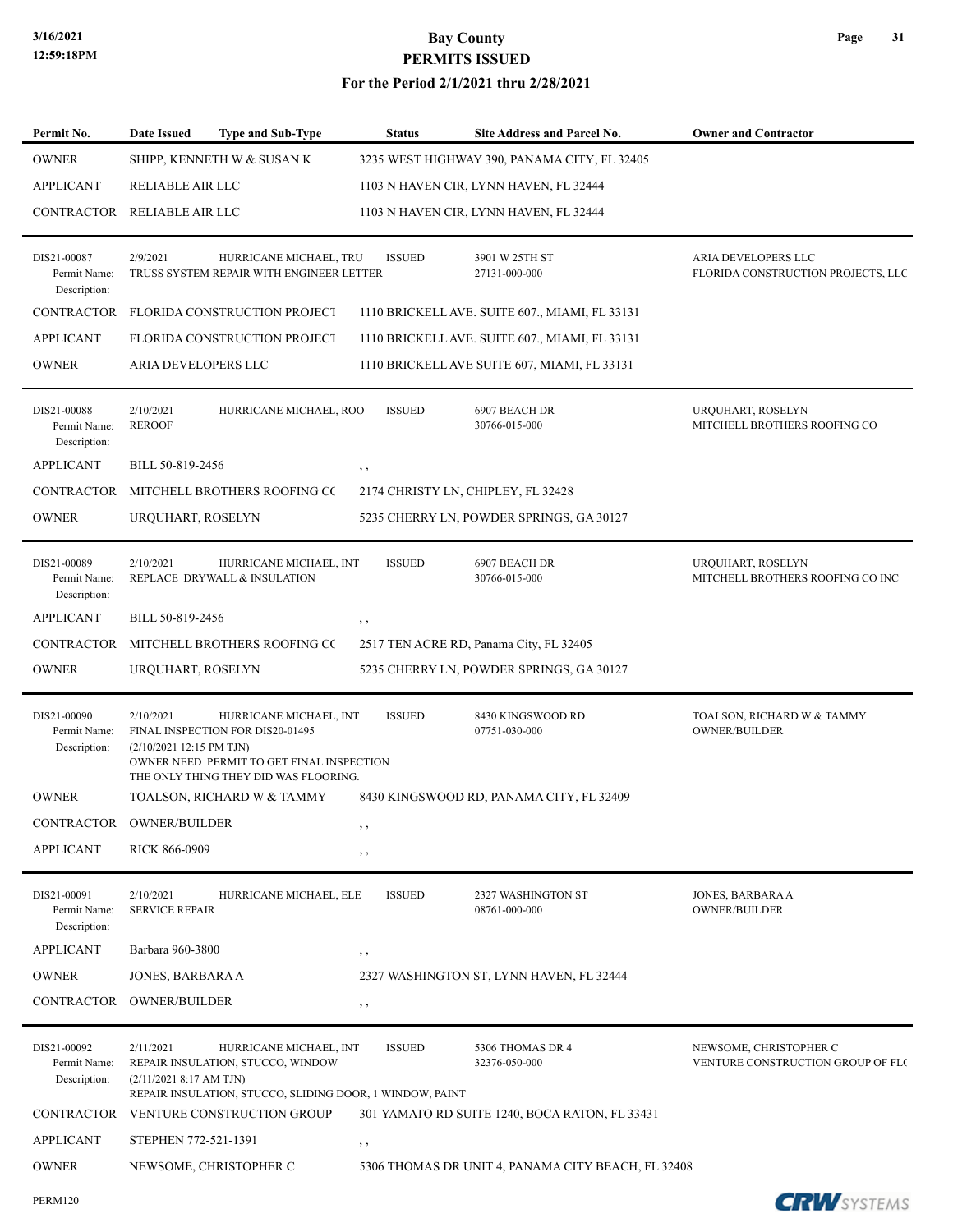| Permit No. | Date Issued | Type and Sub-Type | Status | Site Address and Parcel No. | Owner and Contractor |
|---|---|---|---|---|---|
| OWNER | SHIPP, KENNETH W & SUSAN K | | | 3235 WEST HIGHWAY 390, PANAMA CITY, FL 32405 | |
| APPLICANT | RELIABLE AIR LLC | | | 1103 N HAVEN CIR, LYNN HAVEN, FL 32444 | |
| CONTRACTOR | RELIABLE AIR LLC | | | 1103 N HAVEN CIR, LYNN HAVEN, FL 32444 | |
| DIS21-00087<br>Permit Name:<br>Description: | 2/9/2021<br>TRUSS SYSTEM REPAIR WITH ENGINEER LETTER | HURRICANE MICHAEL, TRU | ISSUED | 3901 W 25TH ST<br>27131-000-000 | ARIA DEVELOPERS LLC<br>FLORIDA CONSTRUCTION PROJECTS, LLC |
| CONTRACTOR | FLORIDA CONSTRUCTION PROJECT | | | 1110 BRICKELL AVE. SUITE 607., MIAMI, FL 33131 | |
| APPLICANT | FLORIDA CONSTRUCTION PROJECT | | | 1110 BRICKELL AVE. SUITE 607., MIAMI, FL 33131 | |
| OWNER | ARIA DEVELOPERS LLC | | | 1110 BRICKELL AVE SUITE 607, MIAMI, FL 33131 | |
| DIS21-00088<br>Permit Name:<br>Description: | 2/10/2021<br>REROOF | HURRICANE MICHAEL, ROO | ISSUED | 6907 BEACH DR<br>30766-015-000 | URQUHART, ROSELYN<br>MITCHELL BROTHERS ROOFING CO |
| APPLICANT | BILL 50-819-2456 | | | , , | |
| CONTRACTOR | MITCHELL BROTHERS ROOFING CO | | | 2174 CHRISTY LN, CHIPLEY, FL 32428 | |
| OWNER | URQUHART, ROSELYN | | | 5235 CHERRY LN, POWDER SPRINGS, GA 30127 | |
| DIS21-00089<br>Permit Name:<br>Description: | 2/10/2021<br>REPLACE DRYWALL & INSULATION | HURRICANE MICHAEL, INT | ISSUED | 6907 BEACH DR<br>30766-015-000 | URQUHART, ROSELYN<br>MITCHELL BROTHERS ROOFING CO INC |
| APPLICANT | BILL 50-819-2456 | | | , , | |
| CONTRACTOR | MITCHELL BROTHERS ROOFING CO | | | 2517 TEN ACRE RD, Panama City, FL 32405 | |
| OWNER | URQUHART, ROSELYN | | | 5235 CHERRY LN, POWDER SPRINGS, GA 30127 | |
| DIS21-00090<br>Permit Name:<br>Description: | 2/10/2021<br>FINAL INSPECTION FOR DIS20-01495<br>(2/10/2021 12:15 PM TJN)<br>OWNER NEED PERMIT TO GET FINAL INSPECTION<br>THE ONLY THING THEY DID WAS FLOORING. | HURRICANE MICHAEL, INT | ISSUED | 8430 KINGSWOOD RD<br>07751-030-000 | TOALSON, RICHARD W & TAMMY<br>OWNER/BUILDER |
| OWNER | TOALSON, RICHARD W & TAMMY | | | 8430 KINGSWOOD RD, PANAMA CITY, FL 32409 | |
| CONTRACTOR | OWNER/BUILDER | | | , , | |
| APPLICANT | RICK 866-0909 | | | , , | |
| DIS21-00091<br>Permit Name:<br>Description: | 2/10/2021<br>SERVICE REPAIR | HURRICANE MICHAEL, ELE | ISSUED | 2327 WASHINGTON ST<br>08761-000-000 | JONES, BARBARA A<br>OWNER/BUILDER |
| APPLICANT | Barbara 960-3800 | | | , , | |
| OWNER | JONES, BARBARA A | | | 2327 WASHINGTON ST, LYNN HAVEN, FL 32444 | |
| CONTRACTOR | OWNER/BUILDER | | | , , | |
| DIS21-00092<br>Permit Name:<br>Description: | 2/11/2021<br>REPAIR INSULATION, STUCCO, WINDOW<br>(2/11/2021 8:17 AM TJN)<br>REPAIR INSULATION, STUCCO, SLIDING DOOR, 1 WINDOW, PAINT | HURRICANE MICHAEL, INT | ISSUED | 5306 THOMAS DR 4<br>32376-050-000 | NEWSOME, CHRISTOPHER C<br>VENTURE CONSTRUCTION GROUP OF FLO |
| CONTRACTOR | VENTURE CONSTRUCTION GROUP | | | 301 YAMATO RD SUITE 1240, BOCA RATON, FL 33431 | |
| APPLICANT | STEPHEN 772-521-1391 | | | , , | |
| OWNER | NEWSOME, CHRISTOPHER C | | | 5306 THOMAS DR UNIT 4, PANAMA CITY BEACH, FL 32408 | |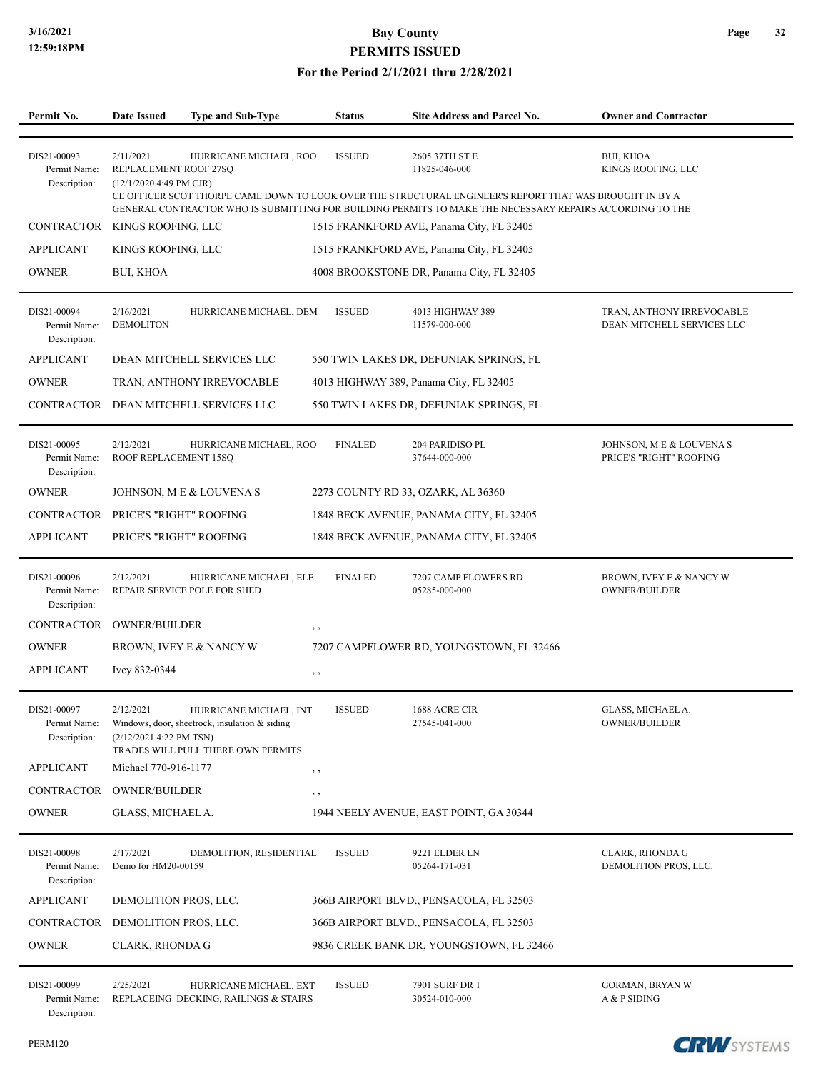# Bay County
## PERMITS ISSUED
### For the Period 2/1/2021 thru 2/28/2021

| Permit No. | Date Issued | Type and Sub-Type | Status | Site Address and Parcel No. | Owner and Contractor |
|---|---|---|---|---|---|

**DIS21-00093** | 2/11/2021 | HURRICANE MICHAEL, ROO | ISSUED | 2605 37TH ST E, 11825-046-000 | BUI, KHOA / KINGS ROOFING, LLC

Permit Name: REPLACEMENT ROOF 27SQ

Description: (12/1/2020 4:49 PM CJR)
CE OFFICER SCOT THORPE CAME DOWN TO LOOK OVER THE STRUCTURAL ENGINEER'S REPORT THAT WAS BROUGHT IN BY A GENERAL CONTRACTOR WHO IS SUBMITTING FOR BUILDING PERMITS TO MAKE THE NECESSARY REPAIRS ACCORDING TO THE

| Role | Name | Address |
|---|---|---|
| CONTRACTOR | KINGS ROOFING, LLC | 1515 FRANKFORD AVE, Panama City, FL 32405 |
| APPLICANT | KINGS ROOFING, LLC | 1515 FRANKFORD AVE, Panama City, FL 32405 |
| OWNER | BUI, KHOA | 4008 BROOKSTONE DR, Panama City, FL 32405 |

---

**DIS21-00094** | 2/16/2021 | HURRICANE MICHAEL, DEM | ISSUED | 4013 HIGHWAY 389, 11579-000-000 | TRAN, ANTHONY IRREVOCABLE / DEAN MITCHELL SERVICES LLC

Permit Name: DEMOLITON

Description:

| Role | Name | Address |
|---|---|---|
| APPLICANT | DEAN MITCHELL SERVICES LLC | 550 TWIN LAKES DR, DEFUNIAK SPRINGS, FL |
| OWNER | TRAN, ANTHONY IRREVOCABLE | 4013 HIGHWAY 389, Panama City, FL 32405 |
| CONTRACTOR | DEAN MITCHELL SERVICES LLC | 550 TWIN LAKES DR, DEFUNIAK SPRINGS, FL |

---

**DIS21-00095** | 2/12/2021 | HURRICANE MICHAEL, ROO | FINALED | 204 PARIDISO PL, 37644-000-000 | JOHNSON, M E & LOUVENA S / PRICE'S "RIGHT" ROOFING

Permit Name: ROOF REPLACEMENT 15SQ

Description:

| Role | Name | Address |
|---|---|---|
| OWNER | JOHNSON, M E & LOUVENA S | 2273 COUNTY RD 33, OZARK, AL 36360 |
| CONTRACTOR | PRICE'S "RIGHT" ROOFING | 1848 BECK AVENUE, PANAMA CITY, FL 32405 |
| APPLICANT | PRICE'S "RIGHT" ROOFING | 1848 BECK AVENUE, PANAMA CITY, FL 32405 |

---

**DIS21-00096** | 2/12/2021 | HURRICANE MICHAEL, ELE | FINALED | 7207 CAMP FLOWERS RD, 05285-000-000 | BROWN, IVEY E & NANCY W / OWNER/BUILDER

Permit Name: REPAIR SERVICE POLE FOR SHED

Description:

| Role | Name | Address |
|---|---|---|
| CONTRACTOR | OWNER/BUILDER | , , |
| OWNER | BROWN, IVEY E & NANCY W | 7207 CAMPFLOWER RD, YOUNGSTOWN, FL 32466 |
| APPLICANT | Ivey 832-0344 | , , |

---

**DIS21-00097** | 2/12/2021 | HURRICANE MICHAEL, INT | ISSUED | 1688 ACRE CIR, 27545-041-000 | GLASS, MICHAEL A. / OWNER/BUILDER

Permit Name: Windows, door, sheetrock, insulation & siding

Description: (2/12/2021 4:22 PM TSN)
TRADES WILL PULL THERE OWN PERMITS

| Role | Name | Address |
|---|---|---|
| APPLICANT | Michael 770-916-1177 | , , |
| CONTRACTOR | OWNER/BUILDER | , , |
| OWNER | GLASS, MICHAEL A. | 1944 NEELY AVENUE, EAST POINT, GA 30344 |

---

**DIS21-00098** | 2/17/2021 | DEMOLITION, RESIDENTIAL | ISSUED | 9221 ELDER LN, 05264-171-031 | CLARK, RHONDA G / DEMOLITION PROS, LLC.

Permit Name: Demo for HM20-00159

Description:

| Role | Name | Address |
|---|---|---|
| APPLICANT | DEMOLITION PROS, LLC. | 366B AIRPORT BLVD., PENSACOLA, FL 32503 |
| CONTRACTOR | DEMOLITION PROS, LLC. | 366B AIRPORT BLVD., PENSACOLA, FL 32503 |
| OWNER | CLARK, RHONDA G | 9836 CREEK BANK DR, YOUNGSTOWN, FL 32466 |

---

**DIS21-00099** | 2/25/2021 | HURRICANE MICHAEL, EXT | ISSUED | 7901 SURF DR 1, 30524-010-000 | GORMAN, BRYAN W / A & P SIDING

Permit Name: REPLACEING DECKING, RAILINGS & STAIRS

Description: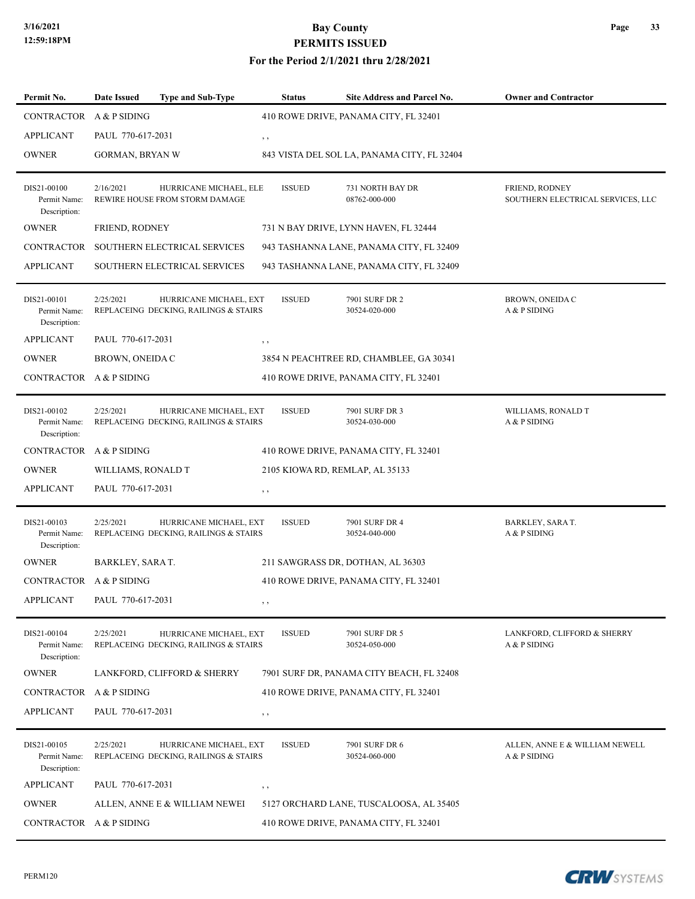**Bay County**
**PERMITS ISSUED**
**For the Period 2/1/2021 thru 2/28/2021**

| Permit No. | Date Issued | Type and Sub-Type | Status | Site Address and Parcel No. | Owner and Contractor |
|---|---|---|---|---|---|
| CONTRACTOR | A & P SIDING | | 410 ROWE DRIVE, PANAMA CITY, FL 32401 | | |
| APPLICANT | PAUL 770-617-2031 | | , , | | |
| OWNER | GORMAN, BRYAN W | | 843 VISTA DEL SOL LA, PANAMA CITY, FL 32404 | | |
| DIS21-00100 Permit Name: Description: | 2/16/2021 | HURRICANE MICHAEL, ELE REWIRE HOUSE FROM STORM DAMAGE | ISSUED | 731 NORTH BAY DR 08762-000-000 | FRIEND, RODNEY SOUTHERN ELECTRICAL SERVICES, LLC |
| OWNER | FRIEND, RODNEY | | 731 N BAY DRIVE, LYNN HAVEN, FL 32444 | | |
| CONTRACTOR | SOUTHERN ELECTRICAL SERVICES | | 943 TASHANNA LANE, PANAMA CITY, FL 32409 | | |
| APPLICANT | SOUTHERN ELECTRICAL SERVICES | | 943 TASHANNA LANE, PANAMA CITY, FL 32409 | | |
| DIS21-00101 Permit Name: Description: | 2/25/2021 | HURRICANE MICHAEL, EXT REPLACEING DECKING, RAILINGS & STAIRS | ISSUED | 7901 SURF DR 2 30524-020-000 | BROWN, ONEIDA C A & P SIDING |
| APPLICANT | PAUL 770-617-2031 | | , , | | |
| OWNER | BROWN, ONEIDA C | | 3854 N PEACHTREE RD, CHAMBLEE, GA 30341 | | |
| CONTRACTOR | A & P SIDING | | 410 ROWE DRIVE, PANAMA CITY, FL 32401 | | |
| DIS21-00102 Permit Name: Description: | 2/25/2021 | HURRICANE MICHAEL, EXT REPLACEING DECKING, RAILINGS & STAIRS | ISSUED | 7901 SURF DR 3 30524-030-000 | WILLIAMS, RONALD T A & P SIDING |
| CONTRACTOR | A & P SIDING | | 410 ROWE DRIVE, PANAMA CITY, FL 32401 | | |
| OWNER | WILLIAMS, RONALD T | | 2105 KIOWA RD, REMLAP, AL 35133 | | |
| APPLICANT | PAUL 770-617-2031 | | , , | | |
| DIS21-00103 Permit Name: Description: | 2/25/2021 | HURRICANE MICHAEL, EXT REPLACEING DECKING, RAILINGS & STAIRS | ISSUED | 7901 SURF DR 4 30524-040-000 | BARKLEY, SARA T. A & P SIDING |
| OWNER | BARKLEY, SARA T. | | 211 SAWGRASS DR, DOTHAN, AL 36303 | | |
| CONTRACTOR | A & P SIDING | | 410 ROWE DRIVE, PANAMA CITY, FL 32401 | | |
| APPLICANT | PAUL 770-617-2031 | | , , | | |
| DIS21-00104 Permit Name: Description: | 2/25/2021 | HURRICANE MICHAEL, EXT REPLACEING DECKING, RAILINGS & STAIRS | ISSUED | 7901 SURF DR 5 30524-050-000 | LANKFORD, CLIFFORD & SHERRY A & P SIDING |
| OWNER | LANKFORD, CLIFFORD & SHERRY | | 7901 SURF DR, PANAMA CITY BEACH, FL 32408 | | |
| CONTRACTOR | A & P SIDING | | 410 ROWE DRIVE, PANAMA CITY, FL 32401 | | |
| APPLICANT | PAUL 770-617-2031 | | , , | | |
| DIS21-00105 Permit Name: Description: | 2/25/2021 | HURRICANE MICHAEL, EXT REPLACEING DECKING, RAILINGS & STAIRS | ISSUED | 7901 SURF DR 6 30524-060-000 | ALLEN, ANNE E & WILLIAM NEWELL A & P SIDING |
| APPLICANT | PAUL 770-617-2031 | | , , | | |
| OWNER | ALLEN, ANNE E & WILLIAM NEWEI | | 5127 ORCHARD LANE, TUSCALOOSA, AL 35405 | | |
| CONTRACTOR | A & P SIDING | | 410 ROWE DRIVE, PANAMA CITY, FL 32401 | | |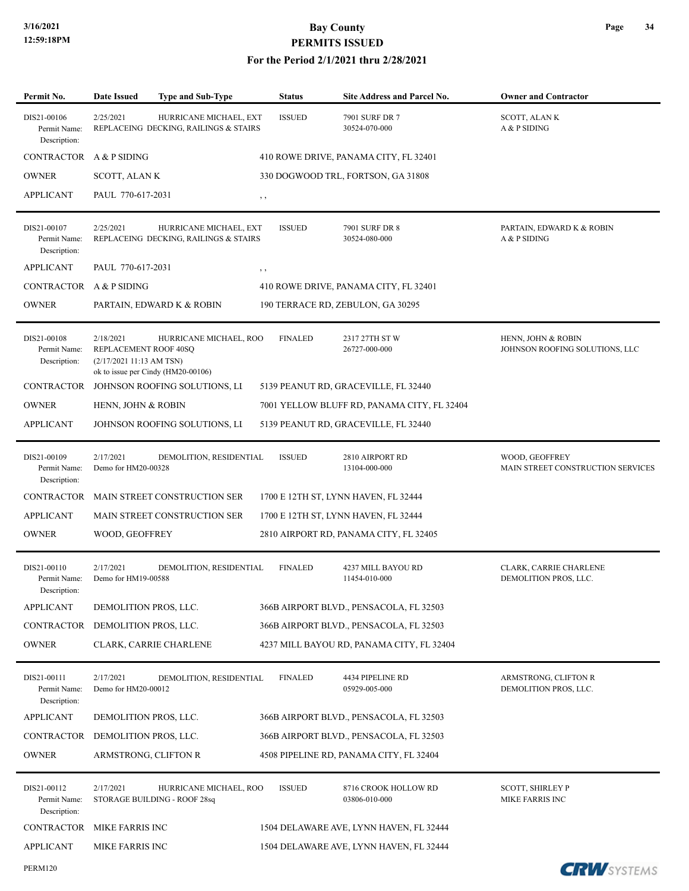# Bay County
## PERMITS ISSUED
### For the Period 2/1/2021 thru 2/28/2021

| Permit No. | Date Issued | Type and Sub-Type | Status | Site Address and Parcel No. | Owner and Contractor |
|---|---|---|---|---|---|
| DIS21-00106 | 2/25/2021 | HURRICANE MICHAEL, EXT | ISSUED | 7901 SURF DR 7 | SCOTT, ALAN K |
| Permit Name: | REPLACEING DECKING, RAILINGS & STAIRS | | | 30524-070-000 | A & P SIDING |
| Description: | | | | | |
| CONTRACTOR | A & P SIDING | | 410 ROWE DRIVE, PANAMA CITY, FL 32401 | | |
| OWNER | SCOTT, ALAN K | | 330 DOGWOOD TRL, FORTSON, GA 31808 | | |
| APPLICANT | PAUL 770-617-2031 | | , , | | |
| DIS21-00107 | 2/25/2021 | HURRICANE MICHAEL, EXT | ISSUED | 7901 SURF DR 8 | PARTAIN, EDWARD K & ROBIN |
| Permit Name: | REPLACEING DECKING, RAILINGS & STAIRS | | | 30524-080-000 | A & P SIDING |
| Description: | | | | | |
| APPLICANT | PAUL 770-617-2031 | | , , | | |
| CONTRACTOR | A & P SIDING | | 410 ROWE DRIVE, PANAMA CITY, FL 32401 | | |
| OWNER | PARTAIN, EDWARD K & ROBIN | | 190 TERRACE RD, ZEBULON, GA 30295 | | |
| DIS21-00108 | 2/18/2021 | HURRICANE MICHAEL, ROO | FINALED | 2317 27TH ST W | HENN, JOHN & ROBIN |
| Permit Name: | REPLACEMENT ROOF 40SQ | | | 26727-000-000 | JOHNSON ROOFING SOLUTIONS, LLC |
| Description: | (2/17/2021 11:13 AM TSN) ok to issue per Cindy (HM20-00106) | | | | |
| CONTRACTOR | JOHNSON ROOFING SOLUTIONS, LI | | 5139 PEANUT RD, GRACEVILLE, FL 32440 | | |
| OWNER | HENN, JOHN & ROBIN | | 7001 YELLOW BLUFF RD, PANAMA CITY, FL 32404 | | |
| APPLICANT | JOHNSON ROOFING SOLUTIONS, LI | | 5139 PEANUT RD, GRACEVILLE, FL 32440 | | |
| DIS21-00109 | 2/17/2021 | DEMOLITION, RESIDENTIAL | ISSUED | 2810 AIRPORT RD | WOOD, GEOFFREY |
| Permit Name: | Demo for HM20-00328 | | | 13104-000-000 | MAIN STREET CONSTRUCTION SERVICES |
| Description: | | | | | |
| CONTRACTOR | MAIN STREET CONSTRUCTION SER | | 1700 E 12TH ST, LYNN HAVEN, FL 32444 | | |
| APPLICANT | MAIN STREET CONSTRUCTION SER | | 1700 E 12TH ST, LYNN HAVEN, FL 32444 | | |
| OWNER | WOOD, GEOFFREY | | 2810 AIRPORT RD, PANAMA CITY, FL 32405 | | |
| DIS21-00110 | 2/17/2021 | DEMOLITION, RESIDENTIAL | FINALED | 4237 MILL BAYOU RD | CLARK, CARRIE CHARLENE |
| Permit Name: | Demo for HM19-00588 | | | 11454-010-000 | DEMOLITION PROS, LLC. |
| Description: | | | | | |
| APPLICANT | DEMOLITION PROS, LLC. | | 366B AIRPORT BLVD., PENSACOLA, FL 32503 | | |
| CONTRACTOR | DEMOLITION PROS, LLC. | | 366B AIRPORT BLVD., PENSACOLA, FL 32503 | | |
| OWNER | CLARK, CARRIE CHARLENE | | 4237 MILL BAYOU RD, PANAMA CITY, FL 32404 | | |
| DIS21-00111 | 2/17/2021 | DEMOLITION, RESIDENTIAL | FINALED | 4434 PIPELINE RD | ARMSTRONG, CLIFTON R |
| Permit Name: | Demo for HM20-00012 | | | 05929-005-000 | DEMOLITION PROS, LLC. |
| Description: | | | | | |
| APPLICANT | DEMOLITION PROS, LLC. | | 366B AIRPORT BLVD., PENSACOLA, FL 32503 | | |
| CONTRACTOR | DEMOLITION PROS, LLC. | | 366B AIRPORT BLVD., PENSACOLA, FL 32503 | | |
| OWNER | ARMSTRONG, CLIFTON R | | 4508 PIPELINE RD, PANAMA CITY, FL 32404 | | |
| DIS21-00112 | 2/17/2021 | HURRICANE MICHAEL, ROO | ISSUED | 8716 CROOK HOLLOW RD | SCOTT, SHIRLEY P |
| Permit Name: | STORAGE BUILDING - ROOF 28sq | | | 03806-010-000 | MIKE FARRIS INC |
| Description: | | | | | |
| CONTRACTOR | MIKE FARRIS INC | | 1504 DELAWARE AVE, LYNN HAVEN, FL 32444 | | |
| APPLICANT | MIKE FARRIS INC | | 1504 DELAWARE AVE, LYNN HAVEN, FL 32444 | | |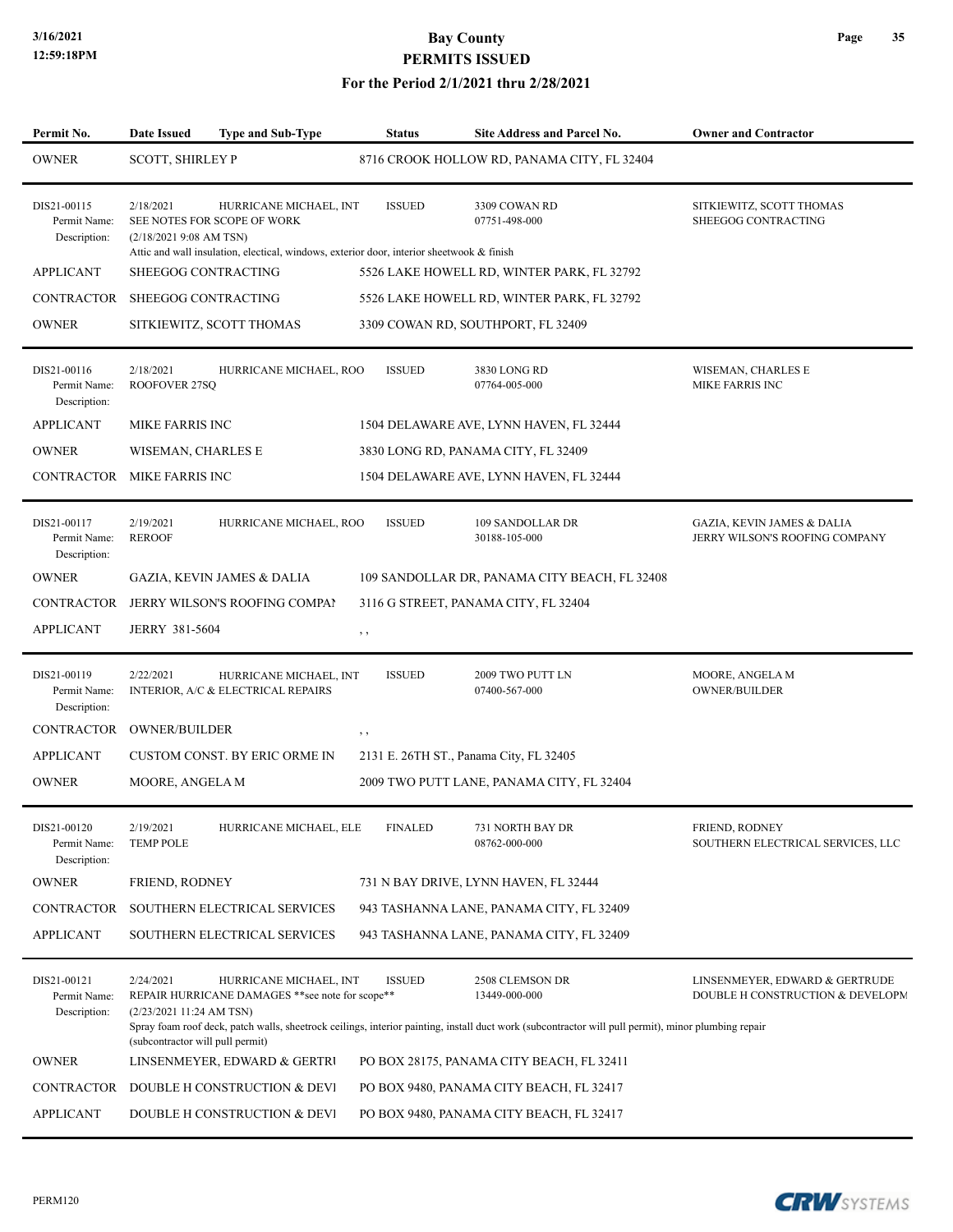# Bay County
## PERMITS ISSUED
### For the Period 2/1/2021 thru 2/28/2021

| Permit No. | Date Issued | Type and Sub-Type | Status | Site Address and Parcel No. | Owner and Contractor |
|---|---|---|---|---|---|
| OWNER | SCOTT, SHIRLEY P | | 8716 CROOK HOLLOW RD, PANAMA CITY, FL 32404 | | |
| DIS21-00115<br>Permit Name:<br>Description: | 2/18/2021<br>SEE NOTES FOR SCOPE OF WORK<br>(2/18/2021 9:08 AM TSN)<br>Attic and wall insulation, electical, windows, exterior door, interior sheetwook & finish | HURRICANE MICHAEL, INT | ISSUED | 3309 COWAN RD<br>07751-498-000 | SITKIEWITZ, SCOTT THOMAS<br>SHEEGOG CONTRACTING |
| APPLICANT | SHEEGOG CONTRACTING | | 5526 LAKE HOWELL RD, WINTER PARK, FL 32792 | | |
| CONTRACTOR | SHEEGOG CONTRACTING | | 5526 LAKE HOWELL RD, WINTER PARK, FL 32792 | | |
| OWNER | SITKIEWITZ, SCOTT THOMAS | | 3309 COWAN RD, SOUTHPORT, FL 32409 | | |
| DIS21-00116<br>Permit Name:<br>Description: | 2/18/2021<br>ROOFOVER 27SQ | HURRICANE MICHAEL, ROO | ISSUED | 3830 LONG RD<br>07764-005-000 | WISEMAN, CHARLES E<br>MIKE FARRIS INC |
| APPLICANT | MIKE FARRIS INC | | 1504 DELAWARE AVE, LYNN HAVEN, FL 32444 | | |
| OWNER | WISEMAN, CHARLES E | | 3830 LONG RD, PANAMA CITY, FL 32409 | | |
| CONTRACTOR | MIKE FARRIS INC | | 1504 DELAWARE AVE, LYNN HAVEN, FL 32444 | | |
| DIS21-00117<br>Permit Name:<br>Description: | 2/19/2021<br>REROOF | HURRICANE MICHAEL, ROO | ISSUED | 109 SANDOLLAR DR<br>30188-105-000 | GAZIA, KEVIN JAMES & DALIA<br>JERRY WILSON'S ROOFING COMPANY |
| OWNER | GAZIA, KEVIN JAMES & DALIA | | 109 SANDOLLAR DR, PANAMA CITY BEACH, FL 32408 | | |
| CONTRACTOR | JERRY WILSON'S ROOFING COMPAI | | 3116 G STREET, PANAMA CITY, FL 32404 | | |
| APPLICANT | JERRY 381-5604 | | , , | | |
| DIS21-00119<br>Permit Name:<br>Description: | 2/22/2021<br>INTERIOR, A/C & ELECTRICAL REPAIRS | HURRICANE MICHAEL, INT | ISSUED | 2009 TWO PUTT LN<br>07400-567-000 | MOORE, ANGELA M<br>OWNER/BUILDER |
| CONTRACTOR | OWNER/BUILDER | | , , | | |
| APPLICANT | CUSTOM CONST. BY ERIC ORME IN | | 2131 E. 26TH ST., Panama City, FL 32405 | | |
| OWNER | MOORE, ANGELA M | | 2009 TWO PUTT LANE, PANAMA CITY, FL 32404 | | |
| DIS21-00120<br>Permit Name:<br>Description: | 2/19/2021<br>TEMP POLE | HURRICANE MICHAEL, ELE | FINALED | 731 NORTH BAY DR<br>08762-000-000 | FRIEND, RODNEY<br>SOUTHERN ELECTRICAL SERVICES, LLC |
| OWNER | FRIEND, RODNEY | | 731 N BAY DRIVE, LYNN HAVEN, FL 32444 | | |
| CONTRACTOR | SOUTHERN ELECTRICAL SERVICES | | 943 TASHANNA LANE, PANAMA CITY, FL 32409 | | |
| APPLICANT | SOUTHERN ELECTRICAL SERVICES | | 943 TASHANNA LANE, PANAMA CITY, FL 32409 | | |
| DIS21-00121<br>Permit Name:<br>Description: | 2/24/2021<br>REPAIR HURRICANE DAMAGES **see note for scope**<br>(2/23/2021 11:24 AM TSN)<br>Spray foam roof deck, patch walls, sheetrock ceilings, interior painting, install duct work (subcontractor will pull permit), minor plumbing repair (subcontractor will pull permit) | HURRICANE MICHAEL, INT | ISSUED | 2508 CLEMSON DR<br>13449-000-000 | LINSENMEYER, EDWARD & GERTRUDE<br>DOUBLE H CONSTRUCTION & DEVELOPM |
| OWNER | LINSENMEYER, EDWARD & GERTRU | | PO BOX 28175, PANAMA CITY BEACH, FL 32411 | | |
| CONTRACTOR | DOUBLE H CONSTRUCTION & DEVI | | PO BOX 9480, PANAMA CITY BEACH, FL 32417 | | |
| APPLICANT | DOUBLE H CONSTRUCTION & DEVI | | PO BOX 9480, PANAMA CITY BEACH, FL 32417 | | |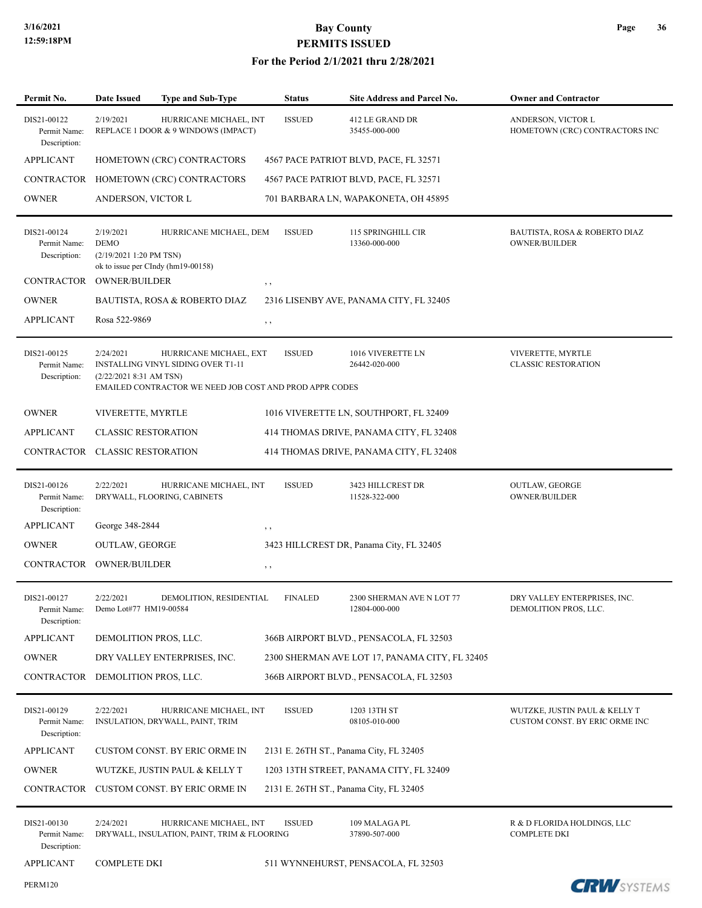| Permit No. | Date Issued | Type and Sub-Type | Status | Site Address and Parcel No. | Owner and Contractor |
|---|---|---|---|---|---|
| DIS21-00122<br>Permit Name:<br>Description: | 2/19/2021 | HURRICANE MICHAEL, INT<br>REPLACE 1 DOOR & 9 WINDOWS (IMPACT) | ISSUED | 412 LE GRAND DR<br>35455-000-000 | ANDERSON, VICTOR L<br>HOMETOWN (CRC) CONTRACTORS INC |
| APPLICANT | HOMETOWN (CRC) CONTRACTORS | | 4567 PACE PATRIOT BLVD, PACE, FL 32571 | | |
| CONTRACTOR | HOMETOWN (CRC) CONTRACTORS | | 4567 PACE PATRIOT BLVD, PACE, FL 32571 | | |
| OWNER | ANDERSON, VICTOR L | | 701 BARBARA LN, WAPAKONETA, OH 45895 | | |
| DIS21-00124<br>Permit Name:<br>Description: | 2/19/2021<br>DEMO<br>(2/19/2021 1:20 PM TSN)<br>ok to issue per CIndy (hm19-00158) | HURRICANE MICHAEL, DEM | ISSUED | 115 SPRINGHILL CIR<br>13360-000-000 | BAUTISTA, ROSA & ROBERTO DIAZ<br>OWNER/BUILDER |
| CONTRACTOR | OWNER/BUILDER | | , , | | |
| OWNER | BAUTISTA, ROSA & ROBERTO DIAZ | | 2316 LISENBY AVE, PANAMA CITY, FL 32405 | | |
| APPLICANT | Rosa 522-9869 | | , , | | |
| DIS21-00125<br>Permit Name:<br>Description: | 2/24/2021<br>INSTALLING VINYL SIDING OVER T1-11<br>(2/22/2021 8:31 AM TSN)<br>EMAILED CONTRACTOR WE NEED JOB COST AND PROD APPR CODES | HURRICANE MICHAEL, EXT | ISSUED | 1016 VIVERETTE LN<br>26442-020-000 | VIVERETTE, MYRTLE<br>CLASSIC RESTORATION |
| OWNER | VIVERETTE, MYRTLE | | 1016 VIVERETTE LN, SOUTHPORT, FL 32409 | | |
| APPLICANT | CLASSIC RESTORATION | | 414 THOMAS DRIVE, PANAMA CITY, FL 32408 | | |
| CONTRACTOR | CLASSIC RESTORATION | | 414 THOMAS DRIVE, PANAMA CITY, FL 32408 | | |
| DIS21-00126<br>Permit Name:<br>Description: | 2/22/2021 | HURRICANE MICHAEL, INT<br>DRYWALL, FLOORING, CABINETS | ISSUED | 3423 HILLCREST DR<br>11528-322-000 | OUTLAW, GEORGE<br>OWNER/BUILDER |
| APPLICANT | George 348-2844 | | , , | | |
| OWNER | OUTLAW, GEORGE | | 3423 HILLCREST DR, Panama City, FL 32405 | | |
| CONTRACTOR | OWNER/BUILDER | | , , | | |
| DIS21-00127<br>Permit Name:<br>Description: | 2/22/2021<br>Demo Lot#77 HM19-00584 | DEMOLITION, RESIDENTIAL | FINALED | 2300 SHERMAN AVE N LOT 77<br>12804-000-000 | DRY VALLEY ENTERPRISES, INC.<br>DEMOLITION PROS, LLC. |
| APPLICANT | DEMOLITION PROS, LLC. | | 366B AIRPORT BLVD., PENSACOLA, FL 32503 | | |
| OWNER | DRY VALLEY ENTERPRISES, INC. | | 2300 SHERMAN AVE LOT 17, PANAMA CITY, FL 32405 | | |
| CONTRACTOR | DEMOLITION PROS, LLC. | | 366B AIRPORT BLVD., PENSACOLA, FL 32503 | | |
| DIS21-00129<br>Permit Name:<br>Description: | 2/22/2021 | HURRICANE MICHAEL, INT<br>INSULATION, DRYWALL, PAINT, TRIM | ISSUED | 1203 13TH ST<br>08105-010-000 | WUTZKE, JUSTIN PAUL & KELLY T<br>CUSTOM CONST. BY ERIC ORME INC |
| APPLICANT | CUSTOM CONST. BY ERIC ORME IN | | 2131 E. 26TH ST., Panama City, FL 32405 | | |
| OWNER | WUTZKE, JUSTIN PAUL & KELLY T | | 1203 13TH STREET, PANAMA CITY, FL 32409 | | |
| CONTRACTOR | CUSTOM CONST. BY ERIC ORME IN | | 2131 E. 26TH ST., Panama City, FL 32405 | | |
| DIS21-00130<br>Permit Name:<br>Description: | 2/24/2021 | HURRICANE MICHAEL, INT<br>DRYWALL, INSULATION, PAINT, TRIM & FLOORING | ISSUED | 109 MALAGA PL<br>37890-507-000 | R & D FLORIDA HOLDINGS, LLC<br>COMPLETE DKI |
| APPLICANT | COMPLETE DKI | | 511 WYNNEHURST, PENSACOLA, FL 32503 | | |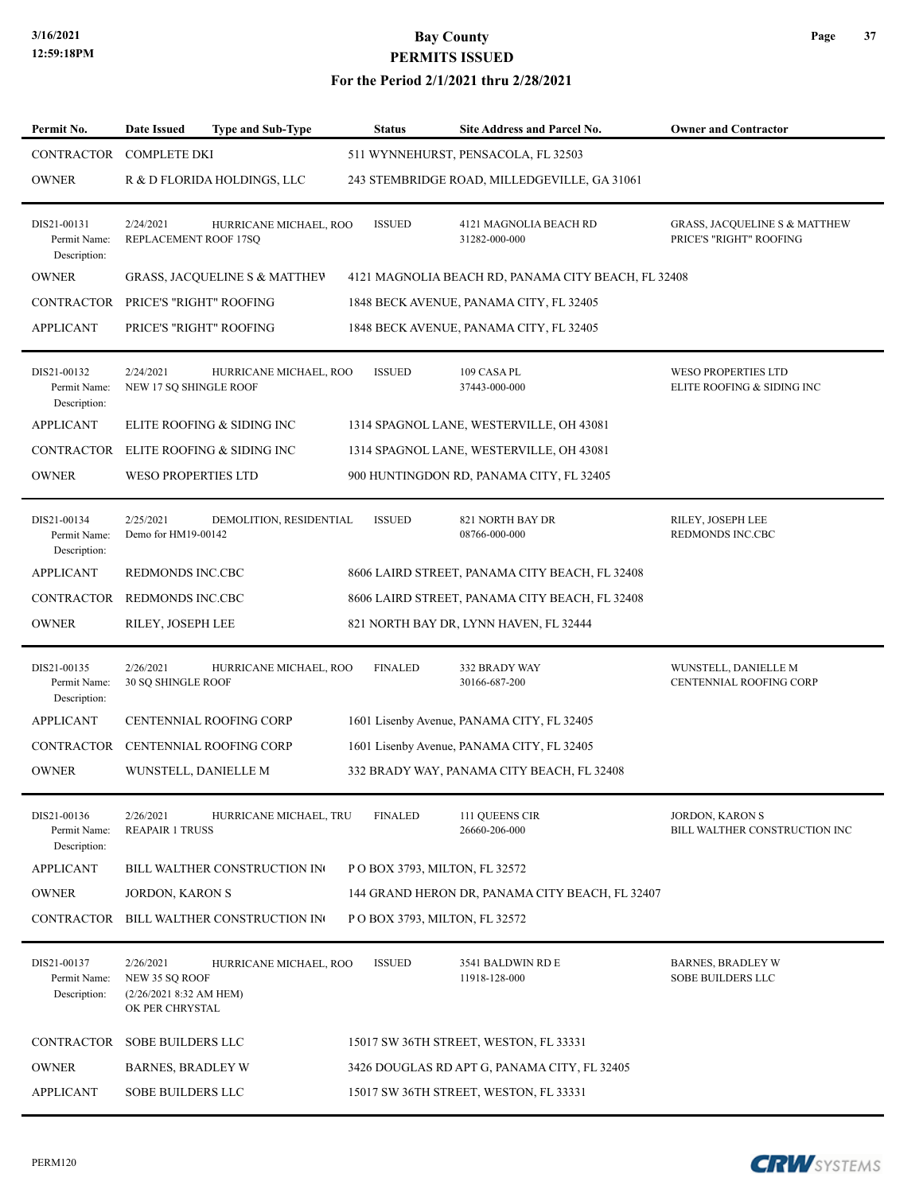# Bay County
## PERMITS ISSUED
### For the Period 2/1/2021 thru 2/28/2021

| Permit No. | Date Issued | Type and Sub-Type | Status | Site Address and Parcel No. | Owner and Contractor |
|---|---|---|---|---|---|
| CONTRACTOR | COMPLETE DKI | | 511 WYNNEHURST, PENSACOLA, FL 32503 | | |
| OWNER | R & D FLORIDA HOLDINGS, LLC | | 243 STEMBRIDGE ROAD, MILLEDGEVILLE, GA 31061 | | |
| DIS21-00131<br>Permit Name:<br>Description: | 2/24/2021<br>REPLACEMENT ROOF 17SQ | HURRICANE MICHAEL, ROO | ISSUED | 4121 MAGNOLIA BEACH RD<br>31282-000-000 | GRASS, JACQUELINE S & MATTHEW<br>PRICE'S "RIGHT" ROOFING |
| OWNER | GRASS, JACQUELINE S & MATTHEV | | 4121 MAGNOLIA BEACH RD, PANAMA CITY BEACH, FL 32408 | | |
| CONTRACTOR | PRICE'S "RIGHT" ROOFING | | 1848 BECK AVENUE, PANAMA CITY, FL 32405 | | |
| APPLICANT | PRICE'S "RIGHT" ROOFING | | 1848 BECK AVENUE, PANAMA CITY, FL 32405 | | |
| DIS21-00132<br>Permit Name:<br>Description: | 2/24/2021<br>NEW 17 SQ SHINGLE ROOF | HURRICANE MICHAEL, ROO | ISSUED | 109 CASA PL<br>37443-000-000 | WESO PROPERTIES LTD<br>ELITE ROOFING & SIDING INC |
| APPLICANT | ELITE ROOFING & SIDING INC | | 1314 SPAGNOL LANE, WESTERVILLE, OH 43081 | | |
| CONTRACTOR | ELITE ROOFING & SIDING INC | | 1314 SPAGNOL LANE, WESTERVILLE, OH 43081 | | |
| OWNER | WESO PROPERTIES LTD | | 900 HUNTINGDON RD, PANAMA CITY, FL 32405 | | |
| DIS21-00134<br>Permit Name:<br>Description: | 2/25/2021<br>Demo for HM19-00142 | DEMOLITION, RESIDENTIAL | ISSUED | 821 NORTH BAY DR<br>08766-000-000 | RILEY, JOSEPH LEE<br>REDMONDS INC.CBC |
| APPLICANT | REDMONDS INC.CBC | | 8606 LAIRD STREET, PANAMA CITY BEACH, FL 32408 | | |
| CONTRACTOR | REDMONDS INC.CBC | | 8606 LAIRD STREET, PANAMA CITY BEACH, FL 32408 | | |
| OWNER | RILEY, JOSEPH LEE | | 821 NORTH BAY DR, LYNN HAVEN, FL 32444 | | |
| DIS21-00135<br>Permit Name:<br>Description: | 2/26/2021<br>30 SQ SHINGLE ROOF | HURRICANE MICHAEL, ROO | FINALED | 332 BRADY WAY<br>30166-687-200 | WUNSTELL, DANIELLE M<br>CENTENNIAL ROOFING CORP |
| APPLICANT | CENTENNIAL ROOFING CORP | | 1601 Lisenby Avenue, PANAMA CITY, FL 32405 | | |
| CONTRACTOR | CENTENNIAL ROOFING CORP | | 1601 Lisenby Avenue, PANAMA CITY, FL 32405 | | |
| OWNER | WUNSTELL, DANIELLE M | | 332 BRADY WAY, PANAMA CITY BEACH, FL 32408 | | |
| DIS21-00136<br>Permit Name:<br>Description: | 2/26/2021<br>REAPAIR 1 TRUSS | HURRICANE MICHAEL, TRU | FINALED | 111 QUEENS CIR<br>26660-206-000 | JORDON, KARON S<br>BILL WALTHER CONSTRUCTION INC |
| APPLICANT | BILL WALTHER CONSTRUCTION IN( | | P O BOX 3793, MILTON, FL 32572 | | |
| OWNER | JORDON, KARON S | | 144 GRAND HERON DR, PANAMA CITY BEACH, FL 32407 | | |
| CONTRACTOR | BILL WALTHER CONSTRUCTION IN( | | P O BOX 3793, MILTON, FL 32572 | | |
| DIS21-00137<br>Permit Name:<br>Description: | 2/26/2021<br>NEW 35 SQ ROOF<br>(2/26/2021 8:32 AM HEM)<br>OK PER CHRYSTAL | HURRICANE MICHAEL, ROO | ISSUED | 3541 BALDWIN RD E<br>11918-128-000 | BARNES, BRADLEY W<br>SOBE BUILDERS LLC |
| CONTRACTOR | SOBE BUILDERS LLC | | 15017 SW 36TH STREET, WESTON, FL 33331 | | |
| OWNER | BARNES, BRADLEY W | | 3426 DOUGLAS RD APT G, PANAMA CITY, FL 32405 | | |
| APPLICANT | SOBE BUILDERS LLC | | 15017 SW 36TH STREET, WESTON, FL 33331 | | |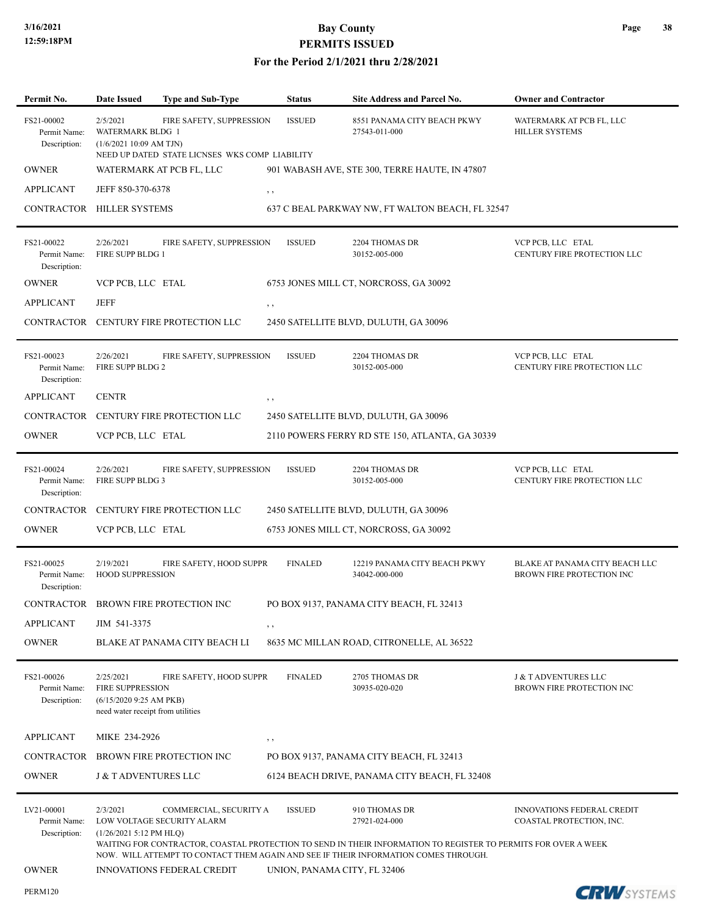# Bay County
## PERMITS ISSUED
### For the Period 2/1/2021 thru 2/28/2021

| Permit No. | Date Issued | Type and Sub-Type | Status | Site Address and Parcel No. | Owner and Contractor |
|---|---|---|---|---|---|
| FS21-00002 | 2/5/2021 | FIRE SAFETY, SUPPRESSION | ISSUED | 8551 PANAMA CITY BEACH PKWY<br>27543-011-000 | WATERMARK AT PCB FL, LLC<br>HILLER SYSTEMS |

Permit Name: WATERMARK BLDG 1
Description: (1/6/2021 10:09 AM TJN)
NEED UP DATED STATE LICNSES WKS COMP LIABILITY

| | | |
|---|---|---|
| OWNER | WATERMARK AT PCB FL, LLC | 901 WABASH AVE, STE 300, TERRE HAUTE, IN 47807 |
| APPLICANT | JEFF 850-370-6378 | , , |
| CONTRACTOR | HILLER SYSTEMS | 637 C BEAL PARKWAY NW, FT WALTON BEACH, FL 32547 |

---

| Permit No. | Date Issued | Type and Sub-Type | Status | Site Address and Parcel No. | Owner and Contractor |
|---|---|---|---|---|---|
| FS21-00022 | 2/26/2021 | FIRE SAFETY, SUPPRESSION | ISSUED | 2204 THOMAS DR<br>30152-005-000 | VCP PCB, LLC ETAL<br>CENTURY FIRE PROTECTION LLC |

Permit Name: FIRE SUPP BLDG 1
Description:

| | | |
|---|---|---|
| OWNER | VCP PCB, LLC ETAL | 6753 JONES MILL CT, NORCROSS, GA 30092 |
| APPLICANT | JEFF | , , |
| CONTRACTOR | CENTURY FIRE PROTECTION LLC | 2450 SATELLITE BLVD, DULUTH, GA 30096 |

---

| Permit No. | Date Issued | Type and Sub-Type | Status | Site Address and Parcel No. | Owner and Contractor |
|---|---|---|---|---|---|
| FS21-00023 | 2/26/2021 | FIRE SAFETY, SUPPRESSION | ISSUED | 2204 THOMAS DR<br>30152-005-000 | VCP PCB, LLC ETAL<br>CENTURY FIRE PROTECTION LLC |

Permit Name: FIRE SUPP BLDG 2
Description:

| | | |
|---|---|---|
| APPLICANT | CENTR | , , |
| CONTRACTOR | CENTURY FIRE PROTECTION LLC | 2450 SATELLITE BLVD, DULUTH, GA 30096 |
| OWNER | VCP PCB, LLC ETAL | 2110 POWERS FERRY RD STE 150, ATLANTA, GA 30339 |

---

| Permit No. | Date Issued | Type and Sub-Type | Status | Site Address and Parcel No. | Owner and Contractor |
|---|---|---|---|---|---|
| FS21-00024 | 2/26/2021 | FIRE SAFETY, SUPPRESSION | ISSUED | 2204 THOMAS DR<br>30152-005-000 | VCP PCB, LLC ETAL<br>CENTURY FIRE PROTECTION LLC |

Permit Name: FIRE SUPP BLDG 3
Description:

| | | |
|---|---|---|
| CONTRACTOR | CENTURY FIRE PROTECTION LLC | 2450 SATELLITE BLVD, DULUTH, GA 30096 |
| OWNER | VCP PCB, LLC ETAL | 6753 JONES MILL CT, NORCROSS, GA 30092 |

---

| Permit No. | Date Issued | Type and Sub-Type | Status | Site Address and Parcel No. | Owner and Contractor |
|---|---|---|---|---|---|
| FS21-00025 | 2/19/2021 | FIRE SAFETY, HOOD SUPPR | FINALED | 12219 PANAMA CITY BEACH PKWY<br>34042-000-000 | BLAKE AT PANAMA CITY BEACH LLC<br>BROWN FIRE PROTECTION INC |

Permit Name: HOOD SUPPRESSION
Description:

| | | |
|---|---|---|
| CONTRACTOR | BROWN FIRE PROTECTION INC | PO BOX 9137, PANAMA CITY BEACH, FL 32413 |
| APPLICANT | JIM 541-3375 | , , |
| OWNER | BLAKE AT PANAMA CITY BEACH LI | 8635 MC MILLAN ROAD, CITRONELLE, AL 36522 |

---

| Permit No. | Date Issued | Type and Sub-Type | Status | Site Address and Parcel No. | Owner and Contractor |
|---|---|---|---|---|---|
| FS21-00026 | 2/25/2021 | FIRE SAFETY, HOOD SUPPR | FINALED | 2705 THOMAS DR<br>30935-020-020 | J & T ADVENTURES LLC<br>BROWN FIRE PROTECTION INC |

Permit Name: FIRE SUPPRESSION
Description: (6/15/2020 9:25 AM PKB)
need water receipt from utilities

| | | |
|---|---|---|
| APPLICANT | MIKE 234-2926 | , , |
| CONTRACTOR | BROWN FIRE PROTECTION INC | PO BOX 9137, PANAMA CITY BEACH, FL 32413 |
| OWNER | J & T ADVENTURES LLC | 6124 BEACH DRIVE, PANAMA CITY BEACH, FL 32408 |

---

| Permit No. | Date Issued | Type and Sub-Type | Status | Site Address and Parcel No. | Owner and Contractor |
|---|---|---|---|---|---|
| LV21-00001 | 2/3/2021 | COMMERCIAL, SECURITY A | ISSUED | 910 THOMAS DR<br>27921-024-000 | INNOVATIONS FEDERAL CREDIT<br>COASTAL PROTECTION, INC. |

Permit Name: LOW VOLTAGE SECURITY ALARM
Description: (1/26/2021 5:12 PM HLQ)
WAITING FOR CONTRACTOR, COASTAL PROTECTION TO SEND IN THEIR INFORMATION TO REGISTER TO PERMITS FOR OVER A WEEK NOW. WILL ATTEMPT TO CONTACT THEM AGAIN AND SEE IF THEIR INFORMATION COMES THROUGH.

| | | |
|---|---|---|
| OWNER | INNOVATIONS FEDERAL CREDIT | UNION, PANAMA CITY, FL 32406 |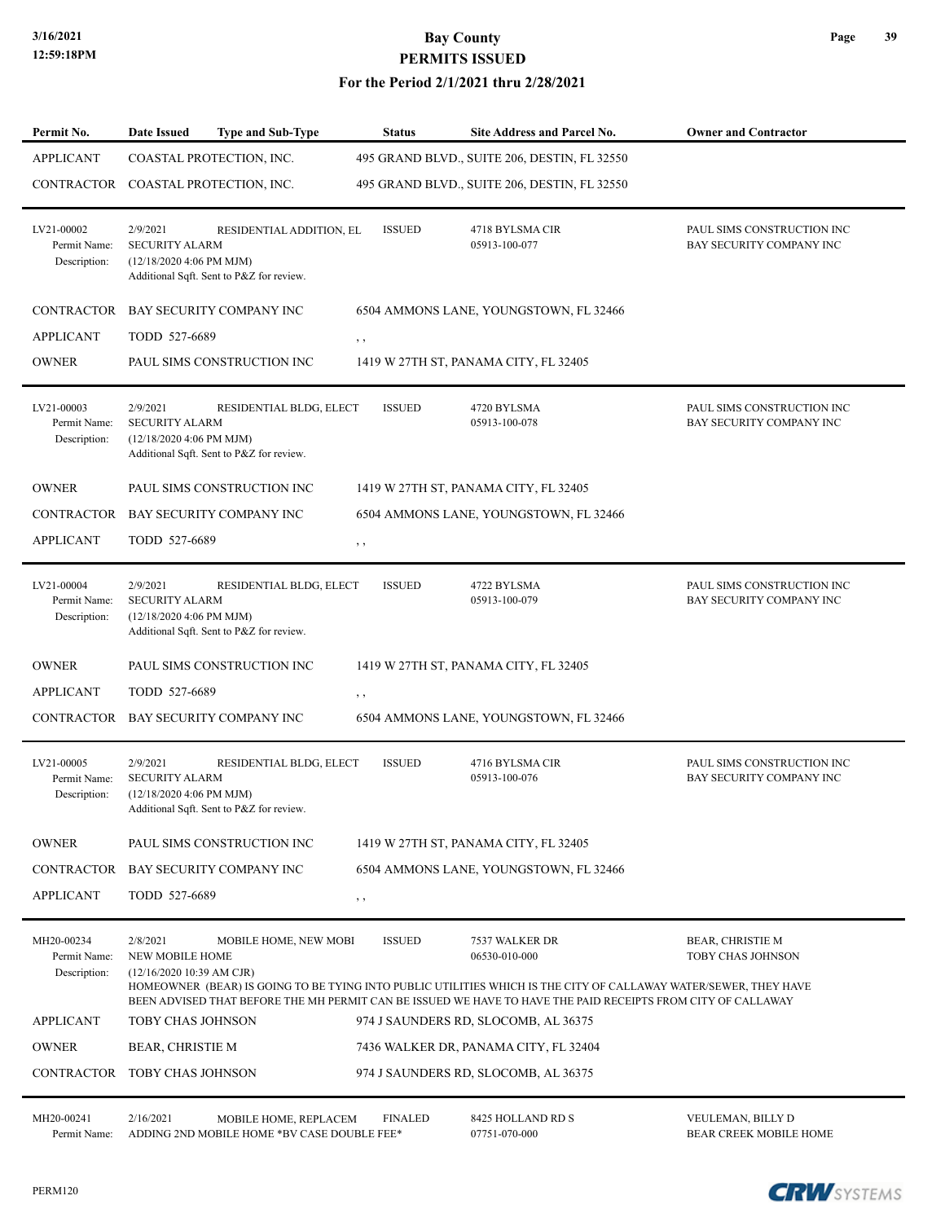| Permit No. | Date Issued | Type and Sub-Type | Status | Site Address and Parcel No. | Owner and Contractor |
|---|---|---|---|---|---|
| APPLICANT | COASTAL PROTECTION, INC. | | 495 GRAND BLVD., SUITE 206, DESTIN, FL 32550 | | |
| CONTRACTOR | COASTAL PROTECTION, INC. | | 495 GRAND BLVD., SUITE 206, DESTIN, FL 32550 | | |
| LV21-00002<br>Permit Name:<br>Description: | 2/9/2021<br>SECURITY ALARM<br>(12/18/2020 4:06 PM MJM)<br>Additional Sqft. Sent to P&Z for review. | RESIDENTIAL ADDITION, EL | ISSUED | 4718 BYLSMA CIR<br>05913-100-077 | PAUL SIMS CONSTRUCTION INC<br>BAY SECURITY COMPANY INC |
| CONTRACTOR | BAY SECURITY COMPANY INC | | 6504 AMMONS LANE, YOUNGSTOWN, FL 32466 | | |
| APPLICANT | TODD 527-6689 | | , , | | |
| OWNER | PAUL SIMS CONSTRUCTION INC | | 1419 W 27TH ST, PANAMA CITY, FL 32405 | | |
| LV21-00003<br>Permit Name:<br>Description: | 2/9/2021<br>SECURITY ALARM<br>(12/18/2020 4:06 PM MJM)<br>Additional Sqft. Sent to P&Z for review. | RESIDENTIAL BLDG, ELECT | ISSUED | 4720 BYLSMA<br>05913-100-078 | PAUL SIMS CONSTRUCTION INC<br>BAY SECURITY COMPANY INC |
| OWNER | PAUL SIMS CONSTRUCTION INC | | 1419 W 27TH ST, PANAMA CITY, FL 32405 | | |
| CONTRACTOR | BAY SECURITY COMPANY INC | | 6504 AMMONS LANE, YOUNGSTOWN, FL 32466 | | |
| APPLICANT | TODD 527-6689 | | , , | | |
| LV21-00004<br>Permit Name:<br>Description: | 2/9/2021<br>SECURITY ALARM<br>(12/18/2020 4:06 PM MJM)<br>Additional Sqft. Sent to P&Z for review. | RESIDENTIAL BLDG, ELECT | ISSUED | 4722 BYLSMA<br>05913-100-079 | PAUL SIMS CONSTRUCTION INC<br>BAY SECURITY COMPANY INC |
| OWNER | PAUL SIMS CONSTRUCTION INC | | 1419 W 27TH ST, PANAMA CITY, FL 32405 | | |
| APPLICANT | TODD 527-6689 | | , , | | |
| CONTRACTOR | BAY SECURITY COMPANY INC | | 6504 AMMONS LANE, YOUNGSTOWN, FL 32466 | | |
| LV21-00005<br>Permit Name:<br>Description: | 2/9/2021<br>SECURITY ALARM<br>(12/18/2020 4:06 PM MJM)<br>Additional Sqft. Sent to P&Z for review. | RESIDENTIAL BLDG, ELECT | ISSUED | 4716 BYLSMA CIR<br>05913-100-076 | PAUL SIMS CONSTRUCTION INC<br>BAY SECURITY COMPANY INC |
| OWNER | PAUL SIMS CONSTRUCTION INC | | 1419 W 27TH ST, PANAMA CITY, FL 32405 | | |
| CONTRACTOR | BAY SECURITY COMPANY INC | | 6504 AMMONS LANE, YOUNGSTOWN, FL 32466 | | |
| APPLICANT | TODD 527-6689 | | , , | | |
| MH20-00234<br>Permit Name:<br>Description: | 2/8/2021<br>NEW MOBILE HOME<br>(12/16/2020 10:39 AM CJR)<br>HOMEOWNER (BEAR) IS GOING TO BE TYING INTO PUBLIC UTILITIES WHICH IS THE CITY OF CALLAWAY WATER/SEWER, THEY HAVE BEEN ADVISED THAT BEFORE THE MH PERMIT CAN BE ISSUED WE HAVE TO HAVE THE PAID RECEIPTS FROM CITY OF CALLAWAY | MOBILE HOME, NEW MOBI | ISSUED | 7537 WALKER DR<br>06530-010-000 | BEAR, CHRISTIE M<br>TOBY CHAS JOHNSON |
| APPLICANT | TOBY CHAS JOHNSON | | 974 J SAUNDERS RD, SLOCOMB, AL 36375 | | |
| OWNER | BEAR, CHRISTIE M | | 7436 WALKER DR, PANAMA CITY, FL 32404 | | |
| CONTRACTOR | TOBY CHAS JOHNSON | | 974 J SAUNDERS RD, SLOCOMB, AL 36375 | | |
| MH20-00241<br>Permit Name: | 2/16/2021<br>ADDING 2ND MOBILE HOME *BV CASE DOUBLE FEE* | MOBILE HOME, REPLACEM | FINALED | 8425 HOLLAND RD S<br>07751-070-000 | VEULEMAN, BILLY D<br>BEAR CREEK MOBILE HOME |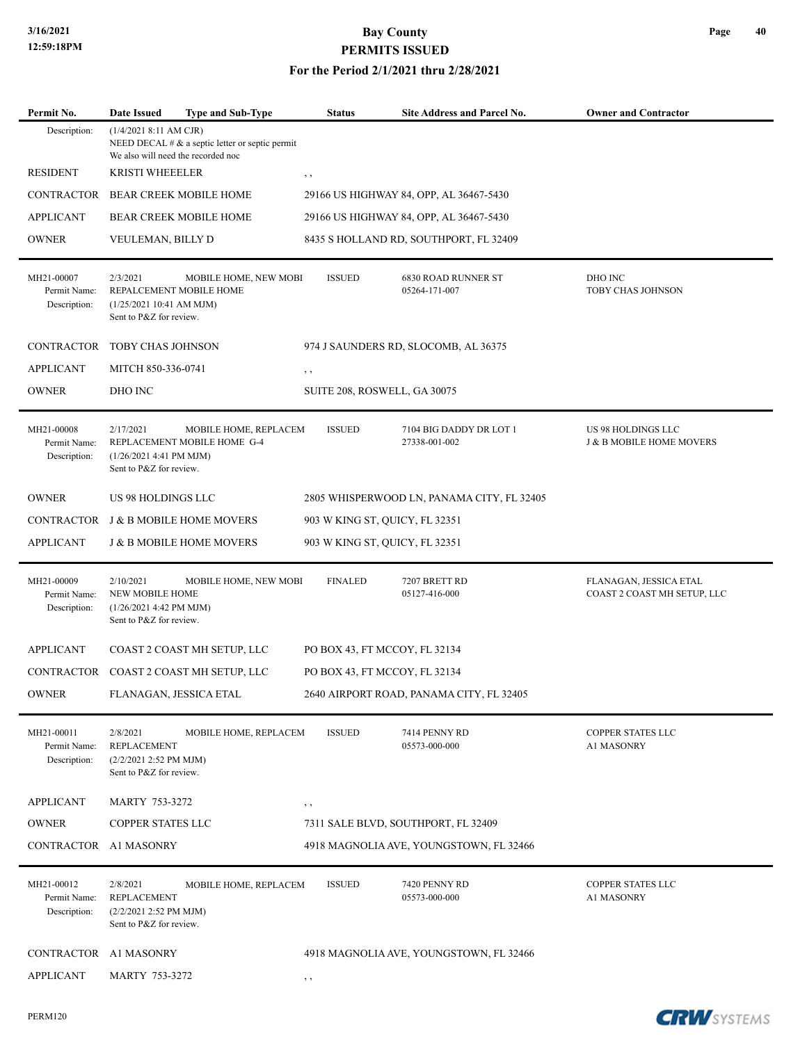# Bay County

## PERMITS ISSUED

### For the Period 2/1/2021 thru 2/28/2021

| Permit No. | Date Issued | Type and Sub-Type | Status | Site Address and Parcel No. | Owner and Contractor |
|---|---|---|---|---|---|
| Description: | (1/4/2021 8:11 AM CJR)<br>NEED DECAL # & a septic letter or septic permit<br>We also will need the recorded noc | | | | |
| RESIDENT | KRISTI WHEEELER | | , , | | |
| CONTRACTOR | BEAR CREEK MOBILE HOME | | 29166 US HIGHWAY 84, OPP, AL 36467-5430 | | |
| APPLICANT | BEAR CREEK MOBILE HOME | | 29166 US HIGHWAY 84, OPP, AL 36467-5430 | | |
| OWNER | VEULEMAN, BILLY D | | 8435 S HOLLAND RD, SOUTHPORT, FL 32409 | | |
| MH21-00007<br>Permit Name:<br>Description: | 2/3/2021<br>REPALCEMENT MOBILE HOME<br>(1/25/2021 10:41 AM MJM)<br>Sent to P&Z for review. | MOBILE HOME, NEW MOBI | ISSUED | 6830 ROAD RUNNER ST<br>05264-171-007 | DHO INC<br>TOBY CHAS JOHNSON |
| CONTRACTOR | TOBY CHAS JOHNSON | | 974 J SAUNDERS RD, SLOCOMB, AL 36375 | | |
| APPLICANT | MITCH 850-336-0741 | | , , | | |
| OWNER | DHO INC | | SUITE 208, ROSWELL, GA 30075 | | |
| MH21-00008<br>Permit Name:<br>Description: | 2/17/2021<br>REPLACEMENT MOBILE HOME G-4<br>(1/26/2021 4:41 PM MJM)<br>Sent to P&Z for review. | MOBILE HOME, REPLACEM | ISSUED | 7104 BIG DADDY DR LOT 1<br>27338-001-002 | US 98 HOLDINGS LLC<br>J & B MOBILE HOME MOVERS |
| OWNER | US 98 HOLDINGS LLC | | 2805 WHISPERWOOD LN, PANAMA CITY, FL 32405 | | |
| CONTRACTOR | J & B MOBILE HOME MOVERS | | 903 W KING ST, QUICY, FL 32351 | | |
| APPLICANT | J & B MOBILE HOME MOVERS | | 903 W KING ST, QUICY, FL 32351 | | |
| MH21-00009<br>Permit Name:<br>Description: | 2/10/2021<br>NEW MOBILE HOME<br>(1/26/2021 4:42 PM MJM)<br>Sent to P&Z for review. | MOBILE HOME, NEW MOBI | FINALED | 7207 BRETT RD<br>05127-416-000 | FLANAGAN, JESSICA ETAL<br>COAST 2 COAST MH SETUP, LLC |
| APPLICANT | COAST 2 COAST MH SETUP, LLC | | PO BOX 43, FT MCCOY, FL 32134 | | |
| CONTRACTOR | COAST 2 COAST MH SETUP, LLC | | PO BOX 43, FT MCCOY, FL 32134 | | |
| OWNER | FLANAGAN, JESSICA ETAL | | 2640 AIRPORT ROAD, PANAMA CITY, FL 32405 | | |
| MH21-00011<br>Permit Name:<br>Description: | 2/8/2021<br>REPLACEMENT<br>(2/2/2021 2:52 PM MJM)<br>Sent to P&Z for review. | MOBILE HOME, REPLACEM | ISSUED | 7414 PENNY RD<br>05573-000-000 | COPPER STATES LLC<br>A1 MASONRY |
| APPLICANT | MARTY 753-3272 | | , , | | |
| OWNER | COPPER STATES LLC | | 7311 SALE BLVD, SOUTHPORT, FL 32409 | | |
| CONTRACTOR | A1 MASONRY | | 4918 MAGNOLIA AVE, YOUNGSTOWN, FL 32466 | | |
| MH21-00012<br>Permit Name:<br>Description: | 2/8/2021<br>REPLACEMENT<br>(2/2/2021 2:52 PM MJM)<br>Sent to P&Z for review. | MOBILE HOME, REPLACEM | ISSUED | 7420 PENNY RD<br>05573-000-000 | COPPER STATES LLC<br>A1 MASONRY |
| CONTRACTOR | A1 MASONRY | | 4918 MAGNOLIA AVE, YOUNGSTOWN, FL 32466 | | |
| APPLICANT | MARTY 753-3272 | | , , | | |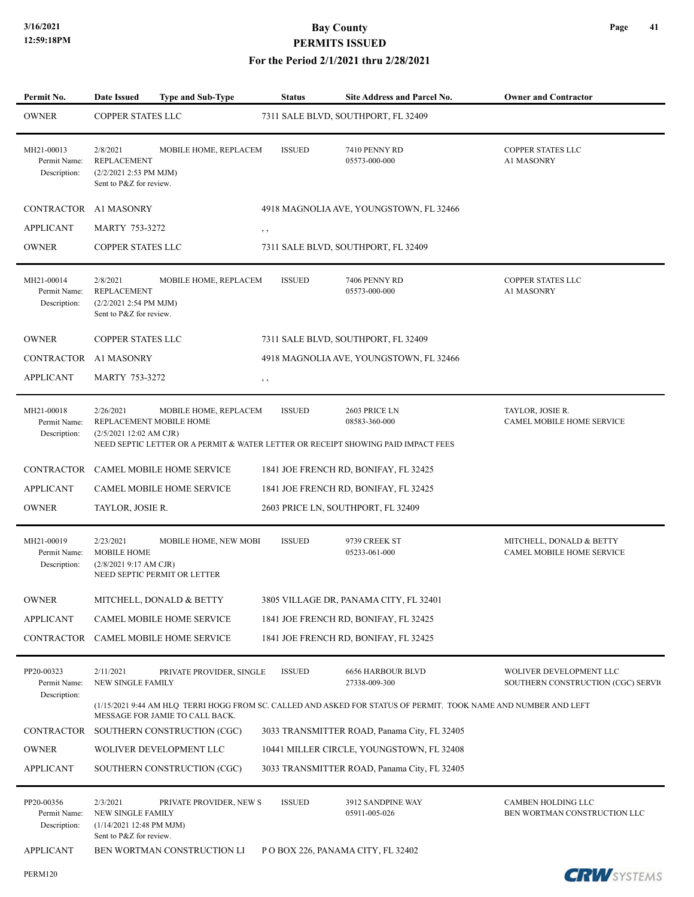| Permit No. | Date Issued | Type and Sub-Type | Status | Site Address and Parcel No. | Owner and Contractor |
|---|---|---|---|---|---|
| OWNER | COPPER STATES LLC | | 7311 SALE BLVD, SOUTHPORT, FL 32409 | | |
| MH21-00013<br>Permit Name:<br>Description: | 2/8/2021<br>REPLACEMENT<br>(2/2/2021 2:53 PM MJM)<br>Sent to P&Z for review. | MOBILE HOME, REPLACEM | ISSUED | 7410 PENNY RD<br>05573-000-000 | COPPER STATES LLC<br>A1 MASONRY |
| CONTRACTOR | A1 MASONRY | | 4918 MAGNOLIA AVE, YOUNGSTOWN, FL 32466 | | |
| APPLICANT | MARTY 753-3272 | | , , | | |
| OWNER | COPPER STATES LLC | | 7311 SALE BLVD, SOUTHPORT, FL 32409 | | |
| MH21-00014<br>Permit Name:<br>Description: | 2/8/2021<br>REPLACEMENT<br>(2/2/2021 2:54 PM MJM)<br>Sent to P&Z for review. | MOBILE HOME, REPLACEM | ISSUED | 7406 PENNY RD<br>05573-000-000 | COPPER STATES LLC<br>A1 MASONRY |
| OWNER | COPPER STATES LLC | | 7311 SALE BLVD, SOUTHPORT, FL 32409 | | |
| CONTRACTOR | A1 MASONRY | | 4918 MAGNOLIA AVE, YOUNGSTOWN, FL 32466 | | |
| APPLICANT | MARTY 753-3272 | | , , | | |
| MH21-00018<br>Permit Name:<br>Description: | 2/26/2021<br>REPLACEMENT MOBILE HOME<br>(2/5/2021 12:02 AM CJR)<br>NEED SEPTIC LETTER OR A PERMIT & WATER LETTER OR RECEIPT SHOWING PAID IMPACT FEES | MOBILE HOME, REPLACEM | ISSUED | 2603 PRICE LN<br>08583-360-000 | TAYLOR, JOSIE R.<br>CAMEL MOBILE HOME SERVICE |
| CONTRACTOR | CAMEL MOBILE HOME SERVICE | | 1841 JOE FRENCH RD, BONIFAY, FL 32425 | | |
| APPLICANT | CAMEL MOBILE HOME SERVICE | | 1841 JOE FRENCH RD, BONIFAY, FL 32425 | | |
| OWNER | TAYLOR, JOSIE R. | | 2603 PRICE LN, SOUTHPORT, FL 32409 | | |
| MH21-00019<br>Permit Name:<br>Description: | 2/23/2021<br>MOBILE HOME<br>(2/8/2021 9:17 AM CJR)<br>NEED SEPTIC PERMIT OR LETTER | MOBILE HOME, NEW MOBI | ISSUED | 9739 CREEK ST<br>05233-061-000 | MITCHELL, DONALD & BETTY<br>CAMEL MOBILE HOME SERVICE |
| OWNER | MITCHELL, DONALD & BETTY | | 3805 VILLAGE DR, PANAMA CITY, FL 32401 | | |
| APPLICANT | CAMEL MOBILE HOME SERVICE | | 1841 JOE FRENCH RD, BONIFAY, FL 32425 | | |
| CONTRACTOR | CAMEL MOBILE HOME SERVICE | | 1841 JOE FRENCH RD, BONIFAY, FL 32425 | | |
| PP20-00323<br>Permit Name:<br>Description: | 2/11/2021<br>NEW SINGLE FAMILY<br>(1/15/2021 9:44 AM HLQ TERRI HOGG FROM SC. CALLED AND ASKED FOR STATUS OF PERMIT. TOOK NAME AND NUMBER AND LEFT MESSAGE FOR JAMIE TO CALL BACK. | PRIVATE PROVIDER, SINGLE | ISSUED | 6656 HARBOUR BLVD<br>27338-009-300 | WOLIVER DEVELOPMENT LLC<br>SOUTHERN CONSTRUCTION (CGC) SERVI( |
| CONTRACTOR | SOUTHERN CONSTRUCTION (CGC) | | 3033 TRANSMITTER ROAD, Panama City, FL 32405 | | |
| OWNER | WOLIVER DEVELOPMENT LLC | | 10441 MILLER CIRCLE, YOUNGSTOWN, FL 32408 | | |
| APPLICANT | SOUTHERN CONSTRUCTION (CGC) | | 3033 TRANSMITTER ROAD, Panama City, FL 32405 | | |
| PP20-00356<br>Permit Name:<br>Description: | 2/3/2021<br>NEW SINGLE FAMILY<br>(1/14/2021 12:48 PM MJM)<br>Sent to P&Z for review. | PRIVATE PROVIDER, NEW S | ISSUED | 3912 SANDPINE WAY<br>05911-005-026 | CAMBEN HOLDING LLC<br>BEN WORTMAN CONSTRUCTION LLC |
| APPLICANT | BEN WORTMAN CONSTRUCTION LI | | P O BOX 226, PANAMA CITY, FL 32402 | | |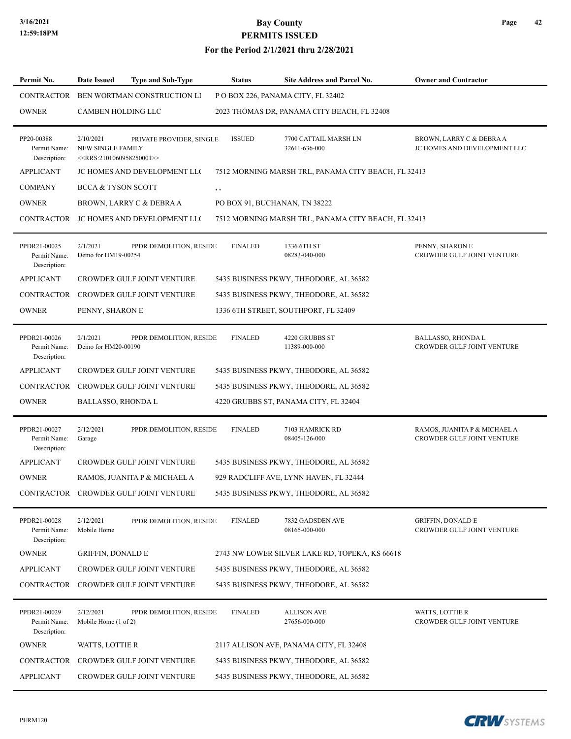| Permit No. | Date Issued | Type and Sub-Type | Status | Site Address and Parcel No. | Owner and Contractor |
|---|---|---|---|---|---|
| CONTRACTOR | BEN WORTMAN CONSTRUCTION LI | | P O BOX 226, PANAMA CITY, FL 32402 | | |
| OWNER | CAMBEN HOLDING LLC | | 2023 THOMAS DR, PANAMA CITY BEACH, FL 32408 | | |
| PP20-00388<br>Permit Name:<br>Description: | 2/10/2021<br>NEW SINGLE FAMILY<br><<RRS:2101060958250001>> | PRIVATE PROVIDER, SINGLE | ISSUED | 7700 CATTAIL MARSH LN<br>32611-636-000 | BROWN, LARRY C & DEBRA A<br>JC HOMES AND DEVELOPMENT LLC |
| APPLICANT | JC HOMES AND DEVELOPMENT LL( | | 7512 MORNING MARSH TRL, PANAMA CITY BEACH, FL 32413 | | |
| COMPANY | BCCA & TYSON SCOTT | | , , | | |
| OWNER | BROWN, LARRY C & DEBRA A | | PO BOX 91, BUCHANAN, TN 38222 | | |
| CONTRACTOR | JC HOMES AND DEVELOPMENT LL( | | 7512 MORNING MARSH TRL, PANAMA CITY BEACH, FL 32413 | | |
| PPDR21-00025<br>Permit Name:<br>Description: | 2/1/2021<br>Demo for HM19-00254 | PPDR DEMOLITION, RESIDE | FINALED | 1336 6TH ST<br>08283-040-000 | PENNY, SHARON E<br>CROWDER GULF JOINT VENTURE |
| APPLICANT | CROWDER GULF JOINT VENTURE | | 5435 BUSINESS PKWY, THEODORE, AL 36582 | | |
| CONTRACTOR | CROWDER GULF JOINT VENTURE | | 5435 BUSINESS PKWY, THEODORE, AL 36582 | | |
| OWNER | PENNY, SHARON E | | 1336 6TH STREET, SOUTHPORT, FL 32409 | | |
| PPDR21-00026<br>Permit Name:<br>Description: | 2/1/2021<br>Demo for HM20-00190 | PPDR DEMOLITION, RESIDE | FINALED | 4220 GRUBBS ST<br>11389-000-000 | BALLASSO, RHONDA L<br>CROWDER GULF JOINT VENTURE |
| APPLICANT | CROWDER GULF JOINT VENTURE | | 5435 BUSINESS PKWY, THEODORE, AL 36582 | | |
| CONTRACTOR | CROWDER GULF JOINT VENTURE | | 5435 BUSINESS PKWY, THEODORE, AL 36582 | | |
| OWNER | BALLASSO, RHONDA L | | 4220 GRUBBS ST, PANAMA CITY, FL 32404 | | |
| PPDR21-00027<br>Permit Name:<br>Description: | 2/12/2021<br>Garage | PPDR DEMOLITION, RESIDE | FINALED | 7103 HAMRICK RD<br>08405-126-000 | RAMOS, JUANITA P & MICHAEL A<br>CROWDER GULF JOINT VENTURE |
| APPLICANT | CROWDER GULF JOINT VENTURE | | 5435 BUSINESS PKWY, THEODORE, AL 36582 | | |
| OWNER | RAMOS, JUANITA P & MICHAEL A | | 929 RADCLIFF AVE, LYNN HAVEN, FL 32444 | | |
| CONTRACTOR | CROWDER GULF JOINT VENTURE | | 5435 BUSINESS PKWY, THEODORE, AL 36582 | | |
| PPDR21-00028<br>Permit Name:<br>Description: | 2/12/2021<br>Mobile Home | PPDR DEMOLITION, RESIDE | FINALED | 7832 GADSDEN AVE<br>08165-000-000 | GRIFFIN, DONALD E<br>CROWDER GULF JOINT VENTURE |
| OWNER | GRIFFIN, DONALD E | | 2743 NW LOWER SILVER LAKE RD, TOPEKA, KS 66618 | | |
| APPLICANT | CROWDER GULF JOINT VENTURE | | 5435 BUSINESS PKWY, THEODORE, AL 36582 | | |
| CONTRACTOR | CROWDER GULF JOINT VENTURE | | 5435 BUSINESS PKWY, THEODORE, AL 36582 | | |
| PPDR21-00029<br>Permit Name:<br>Description: | 2/12/2021<br>Mobile Home (1 of 2) | PPDR DEMOLITION, RESIDE | FINALED | ALLISON AVE<br>27656-000-000 | WATTS, LOTTIE R<br>CROWDER GULF JOINT VENTURE |
| OWNER | WATTS, LOTTIE R | | 2117 ALLISON AVE, PANAMA CITY, FL 32408 | | |
| CONTRACTOR | CROWDER GULF JOINT VENTURE | | 5435 BUSINESS PKWY, THEODORE, AL 36582 | | |
| APPLICANT | CROWDER GULF JOINT VENTURE | | 5435 BUSINESS PKWY, THEODORE, AL 36582 | | |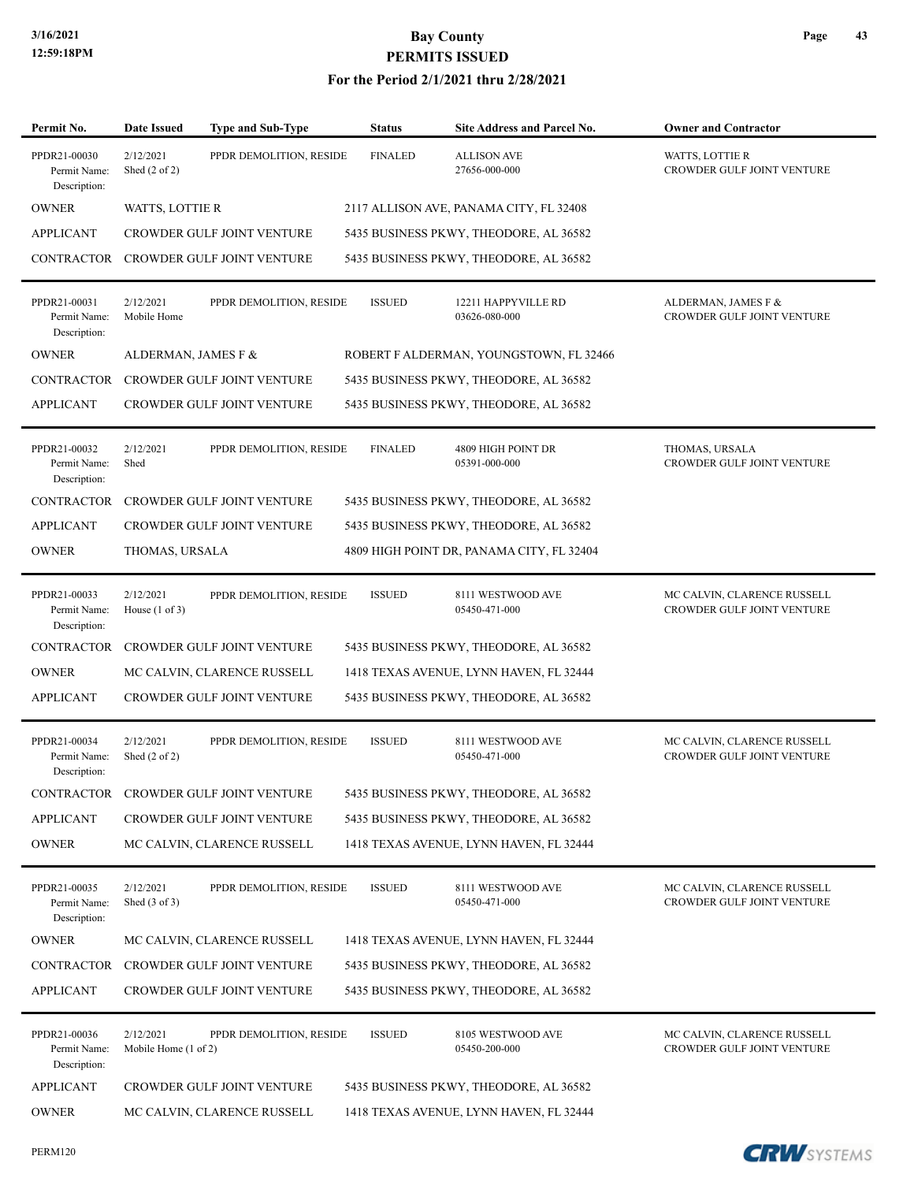# Bay County
## PERMITS ISSUED
### For the Period 2/1/2021 thru 2/28/2021

| Permit No. | Date Issued | Type and Sub-Type | Status | Site Address and Parcel No. | Owner and Contractor |
|---|---|---|---|---|---|
| PPDR21-00030<br>Permit Name:<br>Description: | 2/12/2021<br>Shed (2 of 2) | PPDR DEMOLITION, RESIDE | FINALED | ALLISON AVE<br>27656-000-000 | WATTS, LOTTIE R<br>CROWDER GULF JOINT VENTURE |
| OWNER | WATTS, LOTTIE R | | 2117 ALLISON AVE, PANAMA CITY, FL 32408 | | |
| APPLICANT | CROWDER GULF JOINT VENTURE | | 5435 BUSINESS PKWY, THEODORE, AL 36582 | | |
| CONTRACTOR | CROWDER GULF JOINT VENTURE | | 5435 BUSINESS PKWY, THEODORE, AL 36582 | | |
| PPDR21-00031<br>Permit Name:<br>Description: | 2/12/2021<br>Mobile Home | PPDR DEMOLITION, RESIDE | ISSUED | 12211 HAPPYVILLE RD<br>03626-080-000 | ALDERMAN, JAMES F &<br>CROWDER GULF JOINT VENTURE |
| OWNER | ALDERMAN, JAMES F & | | ROBERT F ALDERMAN, YOUNGSTOWN, FL 32466 | | |
| CONTRACTOR | CROWDER GULF JOINT VENTURE | | 5435 BUSINESS PKWY, THEODORE, AL 36582 | | |
| APPLICANT | CROWDER GULF JOINT VENTURE | | 5435 BUSINESS PKWY, THEODORE, AL 36582 | | |
| PPDR21-00032<br>Permit Name:<br>Description: | 2/12/2021<br>Shed | PPDR DEMOLITION, RESIDE | FINALED | 4809 HIGH POINT DR<br>05391-000-000 | THOMAS, URSALA<br>CROWDER GULF JOINT VENTURE |
| CONTRACTOR | CROWDER GULF JOINT VENTURE | | 5435 BUSINESS PKWY, THEODORE, AL 36582 | | |
| APPLICANT | CROWDER GULF JOINT VENTURE | | 5435 BUSINESS PKWY, THEODORE, AL 36582 | | |
| OWNER | THOMAS, URSALA | | 4809 HIGH POINT DR, PANAMA CITY, FL 32404 | | |
| PPDR21-00033<br>Permit Name:<br>Description: | 2/12/2021<br>House (1 of 3) | PPDR DEMOLITION, RESIDE | ISSUED | 8111 WESTWOOD AVE<br>05450-471-000 | MC CALVIN, CLARENCE RUSSELL<br>CROWDER GULF JOINT VENTURE |
| CONTRACTOR | CROWDER GULF JOINT VENTURE | | 5435 BUSINESS PKWY, THEODORE, AL 36582 | | |
| OWNER | MC CALVIN, CLARENCE RUSSELL | | 1418 TEXAS AVENUE, LYNN HAVEN, FL 32444 | | |
| APPLICANT | CROWDER GULF JOINT VENTURE | | 5435 BUSINESS PKWY, THEODORE, AL 36582 | | |
| PPDR21-00034<br>Permit Name:<br>Description: | 2/12/2021<br>Shed (2 of 2) | PPDR DEMOLITION, RESIDE | ISSUED | 8111 WESTWOOD AVE<br>05450-471-000 | MC CALVIN, CLARENCE RUSSELL<br>CROWDER GULF JOINT VENTURE |
| CONTRACTOR | CROWDER GULF JOINT VENTURE | | 5435 BUSINESS PKWY, THEODORE, AL 36582 | | |
| APPLICANT | CROWDER GULF JOINT VENTURE | | 5435 BUSINESS PKWY, THEODORE, AL 36582 | | |
| OWNER | MC CALVIN, CLARENCE RUSSELL | | 1418 TEXAS AVENUE, LYNN HAVEN, FL 32444 | | |
| PPDR21-00035<br>Permit Name:<br>Description: | 2/12/2021<br>Shed (3 of 3) | PPDR DEMOLITION, RESIDE | ISSUED | 8111 WESTWOOD AVE<br>05450-471-000 | MC CALVIN, CLARENCE RUSSELL<br>CROWDER GULF JOINT VENTURE |
| OWNER | MC CALVIN, CLARENCE RUSSELL | | 1418 TEXAS AVENUE, LYNN HAVEN, FL 32444 | | |
| CONTRACTOR | CROWDER GULF JOINT VENTURE | | 5435 BUSINESS PKWY, THEODORE, AL 36582 | | |
| APPLICANT | CROWDER GULF JOINT VENTURE | | 5435 BUSINESS PKWY, THEODORE, AL 36582 | | |
| PPDR21-00036<br>Permit Name:<br>Description: | 2/12/2021<br>Mobile Home (1 of 2) | PPDR DEMOLITION, RESIDE | ISSUED | 8105 WESTWOOD AVE<br>05450-200-000 | MC CALVIN, CLARENCE RUSSELL<br>CROWDER GULF JOINT VENTURE |
| APPLICANT | CROWDER GULF JOINT VENTURE | | 5435 BUSINESS PKWY, THEODORE, AL 36582 | | |
| OWNER | MC CALVIN, CLARENCE RUSSELL | | 1418 TEXAS AVENUE, LYNN HAVEN, FL 32444 | | |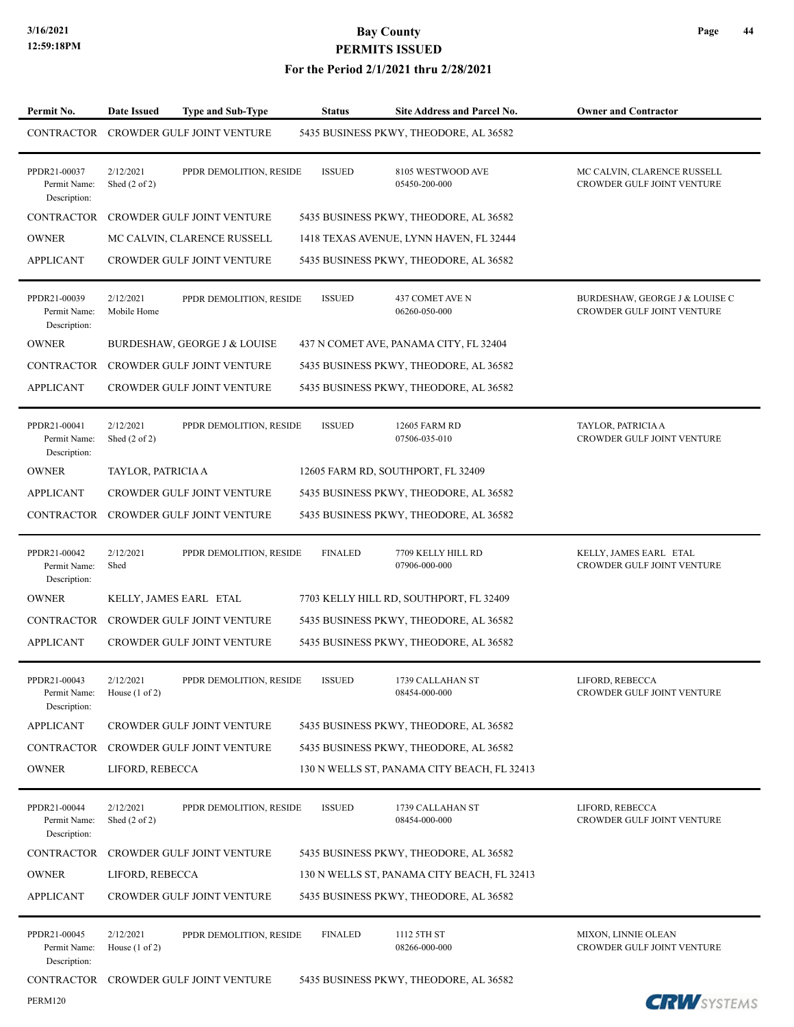| Permit No. | Date Issued | Type and Sub-Type | Status | Site Address and Parcel No. | Owner and Contractor |
|---|---|---|---|---|---|
| CONTRACTOR | CROWDER GULF JOINT VENTURE | | 5435 BUSINESS PKWY, THEODORE, AL 36582 | | |
| PPDR21-00037<br>Permit Name:<br>Description: | 2/12/2021<br>Shed (2 of 2) | PPDR DEMOLITION, RESIDE | ISSUED | 8105 WESTWOOD AVE<br>05450-200-000 | MC CALVIN, CLARENCE RUSSELL<br>CROWDER GULF JOINT VENTURE |
| CONTRACTOR | CROWDER GULF JOINT VENTURE | | 5435 BUSINESS PKWY, THEODORE, AL 36582 | | |
| OWNER | MC CALVIN, CLARENCE RUSSELL | | 1418 TEXAS AVENUE, LYNN HAVEN, FL 32444 | | |
| APPLICANT | CROWDER GULF JOINT VENTURE | | 5435 BUSINESS PKWY, THEODORE, AL 36582 | | |
| PPDR21-00039<br>Permit Name:<br>Description: | 2/12/2021<br>Mobile Home | PPDR DEMOLITION, RESIDE | ISSUED | 437 COMET AVE N<br>06260-050-000 | BURDESHAW, GEORGE J & LOUISE C<br>CROWDER GULF JOINT VENTURE |
| OWNER | BURDESHAW, GEORGE J & LOUISE | | 437 N COMET AVE, PANAMA CITY, FL 32404 | | |
| CONTRACTOR | CROWDER GULF JOINT VENTURE | | 5435 BUSINESS PKWY, THEODORE, AL 36582 | | |
| APPLICANT | CROWDER GULF JOINT VENTURE | | 5435 BUSINESS PKWY, THEODORE, AL 36582 | | |
| PPDR21-00041<br>Permit Name:<br>Description: | 2/12/2021<br>Shed (2 of 2) | PPDR DEMOLITION, RESIDE | ISSUED | 12605 FARM RD<br>07506-035-010 | TAYLOR, PATRICIA A<br>CROWDER GULF JOINT VENTURE |
| OWNER | TAYLOR, PATRICIA A | | 12605 FARM RD, SOUTHPORT, FL 32409 | | |
| APPLICANT | CROWDER GULF JOINT VENTURE | | 5435 BUSINESS PKWY, THEODORE, AL 36582 | | |
| CONTRACTOR | CROWDER GULF JOINT VENTURE | | 5435 BUSINESS PKWY, THEODORE, AL 36582 | | |
| PPDR21-00042<br>Permit Name:<br>Description: | 2/12/2021<br>Shed | PPDR DEMOLITION, RESIDE | FINALED | 7709 KELLY HILL RD<br>07906-000-000 | KELLY, JAMES EARL ETAL<br>CROWDER GULF JOINT VENTURE |
| OWNER | KELLY, JAMES EARL ETAL | | 7703 KELLY HILL RD, SOUTHPORT, FL 32409 | | |
| CONTRACTOR | CROWDER GULF JOINT VENTURE | | 5435 BUSINESS PKWY, THEODORE, AL 36582 | | |
| APPLICANT | CROWDER GULF JOINT VENTURE | | 5435 BUSINESS PKWY, THEODORE, AL 36582 | | |
| PPDR21-00043<br>Permit Name:<br>Description: | 2/12/2021<br>House (1 of 2) | PPDR DEMOLITION, RESIDE | ISSUED | 1739 CALLAHAN ST<br>08454-000-000 | LIFORD, REBECCA<br>CROWDER GULF JOINT VENTURE |
| APPLICANT | CROWDER GULF JOINT VENTURE | | 5435 BUSINESS PKWY, THEODORE, AL 36582 | | |
| CONTRACTOR | CROWDER GULF JOINT VENTURE | | 5435 BUSINESS PKWY, THEODORE, AL 36582 | | |
| OWNER | LIFORD, REBECCA | | 130 N WELLS ST, PANAMA CITY BEACH, FL 32413 | | |
| PPDR21-00044<br>Permit Name:<br>Description: | 2/12/2021<br>Shed (2 of 2) | PPDR DEMOLITION, RESIDE | ISSUED | 1739 CALLAHAN ST<br>08454-000-000 | LIFORD, REBECCA<br>CROWDER GULF JOINT VENTURE |
| CONTRACTOR | CROWDER GULF JOINT VENTURE | | 5435 BUSINESS PKWY, THEODORE, AL 36582 | | |
| OWNER | LIFORD, REBECCA | | 130 N WELLS ST, PANAMA CITY BEACH, FL 32413 | | |
| APPLICANT | CROWDER GULF JOINT VENTURE | | 5435 BUSINESS PKWY, THEODORE, AL 36582 | | |
| PPDR21-00045<br>Permit Name:<br>Description: | 2/12/2021<br>House (1 of 2) | PPDR DEMOLITION, RESIDE | FINALED | 1112 5TH ST<br>08266-000-000 | MIXON, LINNIE OLEAN<br>CROWDER GULF JOINT VENTURE |
| CONTRACTOR | CROWDER GULF JOINT VENTURE | | 5435 BUSINESS PKWY, THEODORE, AL 36582 | | |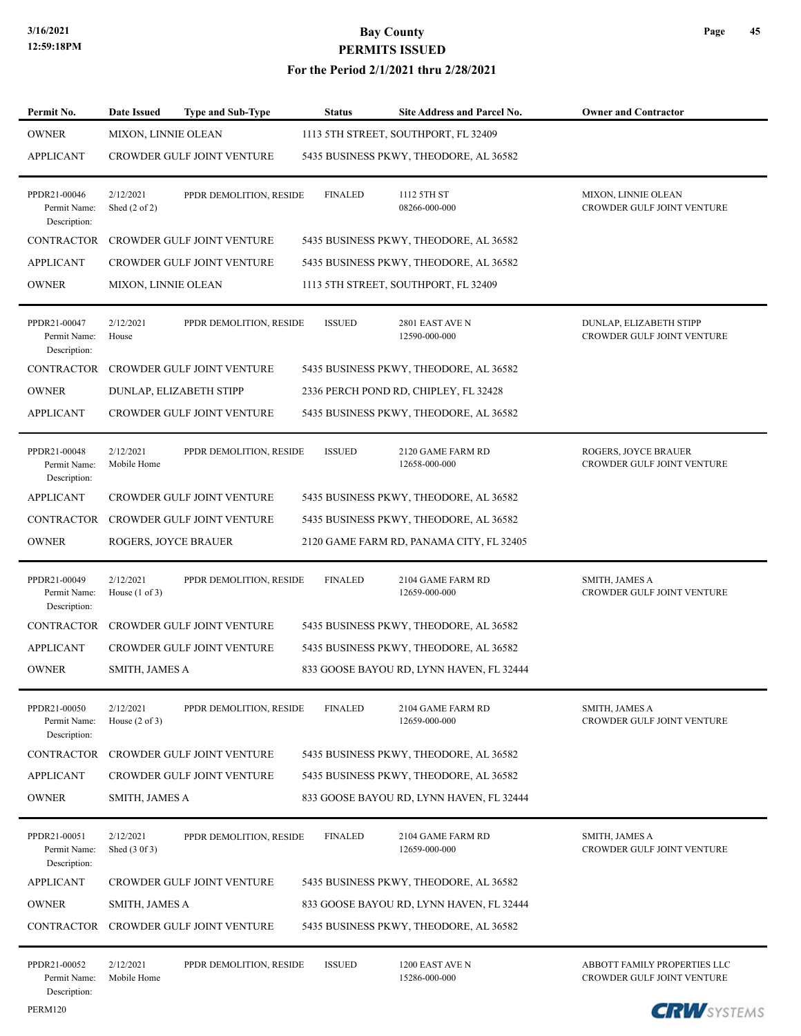| Permit No. | Date Issued | Type and Sub-Type | Status | Site Address and Parcel No. | Owner and Contractor |
|---|---|---|---|---|---|
| OWNER | MIXON, LINNIE OLEAN | | 1113 5TH STREET, SOUTHPORT, FL 32409 | | |
| APPLICANT | CROWDER GULF JOINT VENTURE | | 5435 BUSINESS PKWY, THEODORE, AL 36582 | | |
| PPDR21-00046 | 2/12/2021 | PPDR DEMOLITION, RESIDE | FINALED | 1112 5TH ST | MIXON, LINNIE OLEAN |
| Permit Name: | Shed (2 of 2) | | | 08266-000-000 | CROWDER GULF JOINT VENTURE |
| Description: | | | | | |
| CONTRACTOR | CROWDER GULF JOINT VENTURE | | 5435 BUSINESS PKWY, THEODORE, AL 36582 | | |
| APPLICANT | CROWDER GULF JOINT VENTURE | | 5435 BUSINESS PKWY, THEODORE, AL 36582 | | |
| OWNER | MIXON, LINNIE OLEAN | | 1113 5TH STREET, SOUTHPORT, FL 32409 | | |
| PPDR21-00047 | 2/12/2021 | PPDR DEMOLITION, RESIDE | ISSUED | 2801 EAST AVE N | DUNLAP, ELIZABETH STIPP |
| Permit Name: | House | | | 12590-000-000 | CROWDER GULF JOINT VENTURE |
| Description: | | | | | |
| CONTRACTOR | CROWDER GULF JOINT VENTURE | | 5435 BUSINESS PKWY, THEODORE, AL 36582 | | |
| OWNER | DUNLAP, ELIZABETH STIPP | | 2336 PERCH POND RD, CHIPLEY, FL 32428 | | |
| APPLICANT | CROWDER GULF JOINT VENTURE | | 5435 BUSINESS PKWY, THEODORE, AL 36582 | | |
| PPDR21-00048 | 2/12/2021 | PPDR DEMOLITION, RESIDE | ISSUED | 2120 GAME FARM RD | ROGERS, JOYCE BRAUER |
| Permit Name: | Mobile Home | | | 12658-000-000 | CROWDER GULF JOINT VENTURE |
| Description: | | | | | |
| APPLICANT | CROWDER GULF JOINT VENTURE | | 5435 BUSINESS PKWY, THEODORE, AL 36582 | | |
| CONTRACTOR | CROWDER GULF JOINT VENTURE | | 5435 BUSINESS PKWY, THEODORE, AL 36582 | | |
| OWNER | ROGERS, JOYCE BRAUER | | 2120 GAME FARM RD, PANAMA CITY, FL 32405 | | |
| PPDR21-00049 | 2/12/2021 | PPDR DEMOLITION, RESIDE | FINALED | 2104 GAME FARM RD | SMITH, JAMES A |
| Permit Name: | House (1 of 3) | | | 12659-000-000 | CROWDER GULF JOINT VENTURE |
| Description: | | | | | |
| CONTRACTOR | CROWDER GULF JOINT VENTURE | | 5435 BUSINESS PKWY, THEODORE, AL 36582 | | |
| APPLICANT | CROWDER GULF JOINT VENTURE | | 5435 BUSINESS PKWY, THEODORE, AL 36582 | | |
| OWNER | SMITH, JAMES A | | 833 GOOSE BAYOU RD, LYNN HAVEN, FL 32444 | | |
| PPDR21-00050 | 2/12/2021 | PPDR DEMOLITION, RESIDE | FINALED | 2104 GAME FARM RD | SMITH, JAMES A |
| Permit Name: | House (2 of 3) | | | 12659-000-000 | CROWDER GULF JOINT VENTURE |
| Description: | | | | | |
| CONTRACTOR | CROWDER GULF JOINT VENTURE | | 5435 BUSINESS PKWY, THEODORE, AL 36582 | | |
| APPLICANT | CROWDER GULF JOINT VENTURE | | 5435 BUSINESS PKWY, THEODORE, AL 36582 | | |
| OWNER | SMITH, JAMES A | | 833 GOOSE BAYOU RD, LYNN HAVEN, FL 32444 | | |
| PPDR21-00051 | 2/12/2021 | PPDR DEMOLITION, RESIDE | FINALED | 2104 GAME FARM RD | SMITH, JAMES A |
| Permit Name: | Shed (3 0f 3) | | | 12659-000-000 | CROWDER GULF JOINT VENTURE |
| Description: | | | | | |
| APPLICANT | CROWDER GULF JOINT VENTURE | | 5435 BUSINESS PKWY, THEODORE, AL 36582 | | |
| OWNER | SMITH, JAMES A | | 833 GOOSE BAYOU RD, LYNN HAVEN, FL 32444 | | |
| CONTRACTOR | CROWDER GULF JOINT VENTURE | | 5435 BUSINESS PKWY, THEODORE, AL 36582 | | |
| PPDR21-00052 | 2/12/2021 | PPDR DEMOLITION, RESIDE | ISSUED | 1200 EAST AVE N | ABBOTT FAMILY PROPERTIES LLC |
| Permit Name: | Mobile Home | | | 15286-000-000 | CROWDER GULF JOINT VENTURE |
| Description: | | | | | |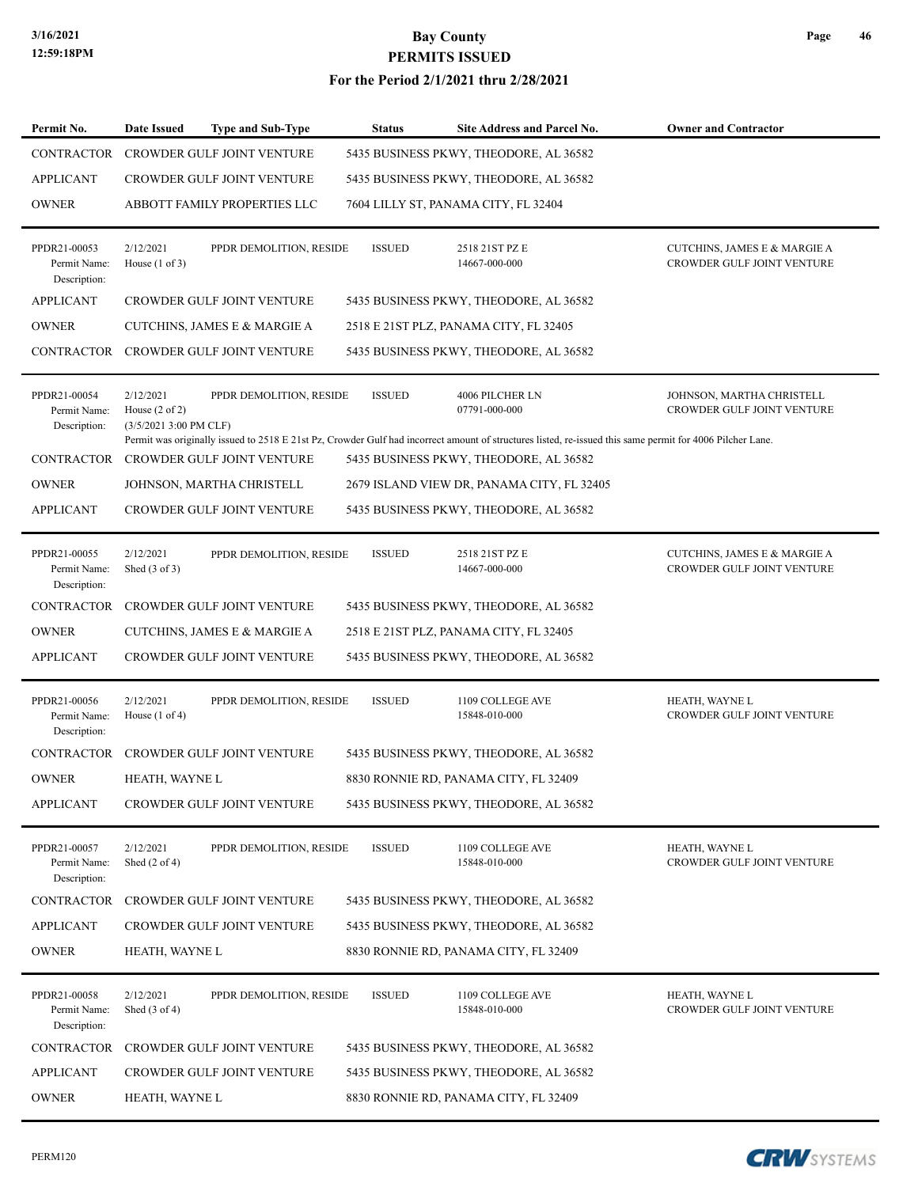# Bay County
## PERMITS ISSUED
### For the Period 2/1/2021 thru 2/28/2021

| Permit No. | Date Issued | Type and Sub-Type | Status | Site Address and Parcel No. | Owner and Contractor |
|---|---|---|---|---|---|
| CONTRACTOR | CROWDER GULF JOINT VENTURE | | 5435 BUSINESS PKWY, THEODORE, AL 36582 | | |
| APPLICANT | CROWDER GULF JOINT VENTURE | | 5435 BUSINESS PKWY, THEODORE, AL 36582 | | |
| OWNER | ABBOTT FAMILY PROPERTIES LLC | | 7604 LILLY ST, PANAMA CITY, FL 32404 | | |
| PPDR21-00053<br>Permit Name:<br>Description: | 2/12/2021<br>House (1 of 3) | PPDR DEMOLITION, RESIDE | ISSUED | 2518 21ST PZ E<br>14667-000-000 | CUTCHINS, JAMES E & MARGIE A<br>CROWDER GULF JOINT VENTURE |
| APPLICANT | CROWDER GULF JOINT VENTURE | | 5435 BUSINESS PKWY, THEODORE, AL 36582 | | |
| OWNER | CUTCHINS, JAMES E & MARGIE A | | 2518 E 21ST PLZ, PANAMA CITY, FL 32405 | | |
| CONTRACTOR | CROWDER GULF JOINT VENTURE | | 5435 BUSINESS PKWY, THEODORE, AL 36582 | | |
| PPDR21-00054<br>Permit Name:<br>Description: | 2/12/2021<br>House (2 of 2)<br>(3/5/2021 3:00 PM CLF)<br>Permit was originally issued to 2518 E 21st Pz, Crowder Gulf had incorrect amount of structures listed, re-issued this same permit for 4006 Pilcher Lane. | PPDR DEMOLITION, RESIDE | ISSUED | 4006 PILCHER LN<br>07791-000-000 | JOHNSON, MARTHA CHRISTELL<br>CROWDER GULF JOINT VENTURE |
| CONTRACTOR | CROWDER GULF JOINT VENTURE | | 5435 BUSINESS PKWY, THEODORE, AL 36582 | | |
| OWNER | JOHNSON, MARTHA CHRISTELL | | 2679 ISLAND VIEW DR, PANAMA CITY, FL 32405 | | |
| APPLICANT | CROWDER GULF JOINT VENTURE | | 5435 BUSINESS PKWY, THEODORE, AL 36582 | | |
| PPDR21-00055<br>Permit Name:<br>Description: | 2/12/2021<br>Shed (3 of 3) | PPDR DEMOLITION, RESIDE | ISSUED | 2518 21ST PZ E<br>14667-000-000 | CUTCHINS, JAMES E & MARGIE A<br>CROWDER GULF JOINT VENTURE |
| CONTRACTOR | CROWDER GULF JOINT VENTURE | | 5435 BUSINESS PKWY, THEODORE, AL 36582 | | |
| OWNER | CUTCHINS, JAMES E & MARGIE A | | 2518 E 21ST PLZ, PANAMA CITY, FL 32405 | | |
| APPLICANT | CROWDER GULF JOINT VENTURE | | 5435 BUSINESS PKWY, THEODORE, AL 36582 | | |
| PPDR21-00056<br>Permit Name:<br>Description: | 2/12/2021<br>House (1 of 4) | PPDR DEMOLITION, RESIDE | ISSUED | 1109 COLLEGE AVE<br>15848-010-000 | HEATH, WAYNE L<br>CROWDER GULF JOINT VENTURE |
| CONTRACTOR | CROWDER GULF JOINT VENTURE | | 5435 BUSINESS PKWY, THEODORE, AL 36582 | | |
| OWNER | HEATH, WAYNE L | | 8830 RONNIE RD, PANAMA CITY, FL 32409 | | |
| APPLICANT | CROWDER GULF JOINT VENTURE | | 5435 BUSINESS PKWY, THEODORE, AL 36582 | | |
| PPDR21-00057<br>Permit Name:<br>Description: | 2/12/2021<br>Shed (2 of 4) | PPDR DEMOLITION, RESIDE | ISSUED | 1109 COLLEGE AVE<br>15848-010-000 | HEATH, WAYNE L<br>CROWDER GULF JOINT VENTURE |
| CONTRACTOR | CROWDER GULF JOINT VENTURE | | 5435 BUSINESS PKWY, THEODORE, AL 36582 | | |
| APPLICANT | CROWDER GULF JOINT VENTURE | | 5435 BUSINESS PKWY, THEODORE, AL 36582 | | |
| OWNER | HEATH, WAYNE L | | 8830 RONNIE RD, PANAMA CITY, FL 32409 | | |
| PPDR21-00058<br>Permit Name:<br>Description: | 2/12/2021<br>Shed (3 of 4) | PPDR DEMOLITION, RESIDE | ISSUED | 1109 COLLEGE AVE<br>15848-010-000 | HEATH, WAYNE L<br>CROWDER GULF JOINT VENTURE |
| CONTRACTOR | CROWDER GULF JOINT VENTURE | | 5435 BUSINESS PKWY, THEODORE, AL 36582 | | |
| APPLICANT | CROWDER GULF JOINT VENTURE | | 5435 BUSINESS PKWY, THEODORE, AL 36582 | | |
| OWNER | HEATH, WAYNE L | | 8830 RONNIE RD, PANAMA CITY, FL 32409 | | |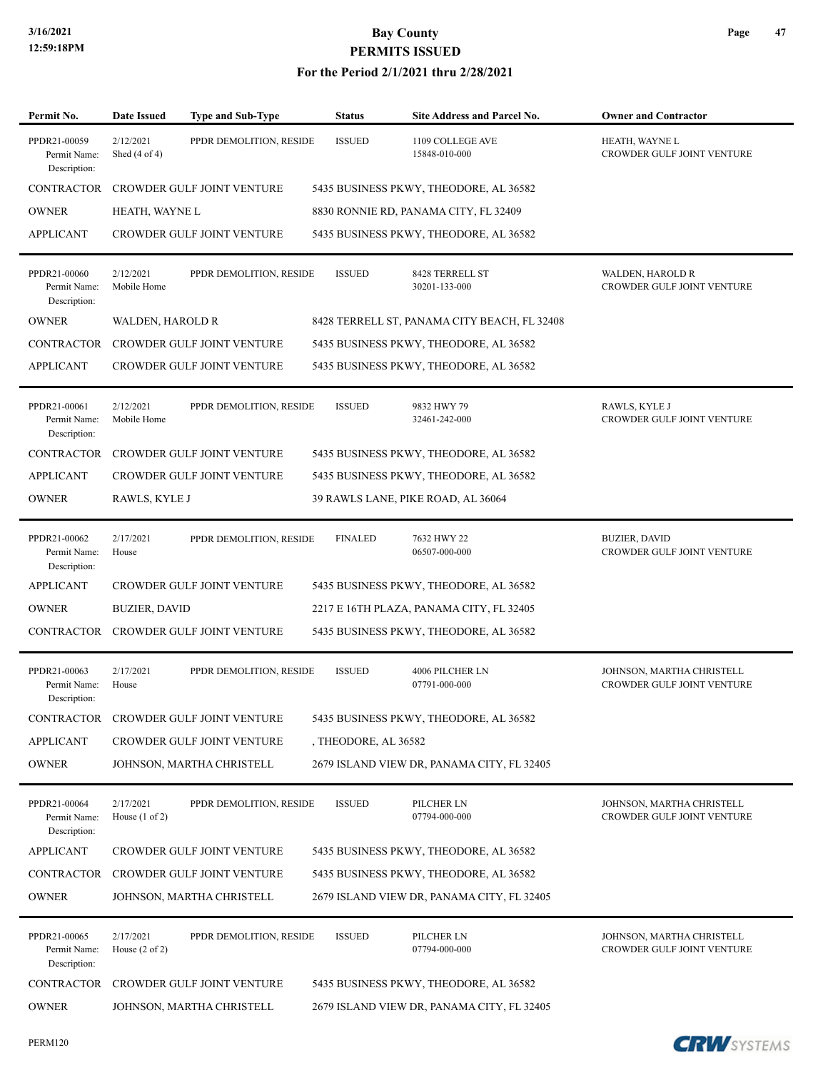# Bay County
## PERMITS ISSUED
### For the Period 2/1/2021 thru 2/28/2021

| Permit No. | Date Issued | Type and Sub-Type | Status | Site Address and Parcel No. | Owner and Contractor |
|---|---|---|---|---|---|
| PPDR21-00059 Permit Name: Description: | 2/12/2021 Shed (4 of 4) | PPDR DEMOLITION, RESIDE | ISSUED | 1109 COLLEGE AVE 15848-010-000 | HEATH, WAYNE L CROWDER GULF JOINT VENTURE |
| CONTRACTOR | CROWDER GULF JOINT VENTURE | | 5435 BUSINESS PKWY, THEODORE, AL 36582 | | |
| OWNER | HEATH, WAYNE L | | 8830 RONNIE RD, PANAMA CITY, FL 32409 | | |
| APPLICANT | CROWDER GULF JOINT VENTURE | | 5435 BUSINESS PKWY, THEODORE, AL 36582 | | |
| PPDR21-00060 Permit Name: Description: | 2/12/2021 Mobile Home | PPDR DEMOLITION, RESIDE | ISSUED | 8428 TERRELL ST 30201-133-000 | WALDEN, HAROLD R CROWDER GULF JOINT VENTURE |
| OWNER | WALDEN, HAROLD R | | 8428 TERRELL ST, PANAMA CITY BEACH, FL 32408 | | |
| CONTRACTOR | CROWDER GULF JOINT VENTURE | | 5435 BUSINESS PKWY, THEODORE, AL 36582 | | |
| APPLICANT | CROWDER GULF JOINT VENTURE | | 5435 BUSINESS PKWY, THEODORE, AL 36582 | | |
| PPDR21-00061 Permit Name: Description: | 2/12/2021 Mobile Home | PPDR DEMOLITION, RESIDE | ISSUED | 9832 HWY 79 32461-242-000 | RAWLS, KYLE J CROWDER GULF JOINT VENTURE |
| CONTRACTOR | CROWDER GULF JOINT VENTURE | | 5435 BUSINESS PKWY, THEODORE, AL 36582 | | |
| APPLICANT | CROWDER GULF JOINT VENTURE | | 5435 BUSINESS PKWY, THEODORE, AL 36582 | | |
| OWNER | RAWLS, KYLE J | | 39 RAWLS LANE, PIKE ROAD, AL 36064 | | |
| PPDR21-00062 Permit Name: Description: | 2/17/2021 House | PPDR DEMOLITION, RESIDE | FINALED | 7632 HWY 22 06507-000-000 | BUZIER, DAVID CROWDER GULF JOINT VENTURE |
| APPLICANT | CROWDER GULF JOINT VENTURE | | 5435 BUSINESS PKWY, THEODORE, AL 36582 | | |
| OWNER | BUZIER, DAVID | | 2217 E 16TH PLAZA, PANAMA CITY, FL 32405 | | |
| CONTRACTOR | CROWDER GULF JOINT VENTURE | | 5435 BUSINESS PKWY, THEODORE, AL 36582 | | |
| PPDR21-00063 Permit Name: Description: | 2/17/2021 House | PPDR DEMOLITION, RESIDE | ISSUED | 4006 PILCHER LN 07791-000-000 | JOHNSON, MARTHA CHRISTELL CROWDER GULF JOINT VENTURE |
| CONTRACTOR | CROWDER GULF JOINT VENTURE | | 5435 BUSINESS PKWY, THEODORE, AL 36582 | | |
| APPLICANT | CROWDER GULF JOINT VENTURE | | , THEODORE, AL 36582 | | |
| OWNER | JOHNSON, MARTHA CHRISTELL | | 2679 ISLAND VIEW DR, PANAMA CITY, FL 32405 | | |
| PPDR21-00064 Permit Name: Description: | 2/17/2021 House (1 of 2) | PPDR DEMOLITION, RESIDE | ISSUED | PILCHER LN 07794-000-000 | JOHNSON, MARTHA CHRISTELL CROWDER GULF JOINT VENTURE |
| APPLICANT | CROWDER GULF JOINT VENTURE | | 5435 BUSINESS PKWY, THEODORE, AL 36582 | | |
| CONTRACTOR | CROWDER GULF JOINT VENTURE | | 5435 BUSINESS PKWY, THEODORE, AL 36582 | | |
| OWNER | JOHNSON, MARTHA CHRISTELL | | 2679 ISLAND VIEW DR, PANAMA CITY, FL 32405 | | |
| PPDR21-00065 Permit Name: Description: | 2/17/2021 House (2 of 2) | PPDR DEMOLITION, RESIDE | ISSUED | PILCHER LN 07794-000-000 | JOHNSON, MARTHA CHRISTELL CROWDER GULF JOINT VENTURE |
| CONTRACTOR | CROWDER GULF JOINT VENTURE | | 5435 BUSINESS PKWY, THEODORE, AL 36582 | | |
| OWNER | JOHNSON, MARTHA CHRISTELL | | 2679 ISLAND VIEW DR, PANAMA CITY, FL 32405 | | |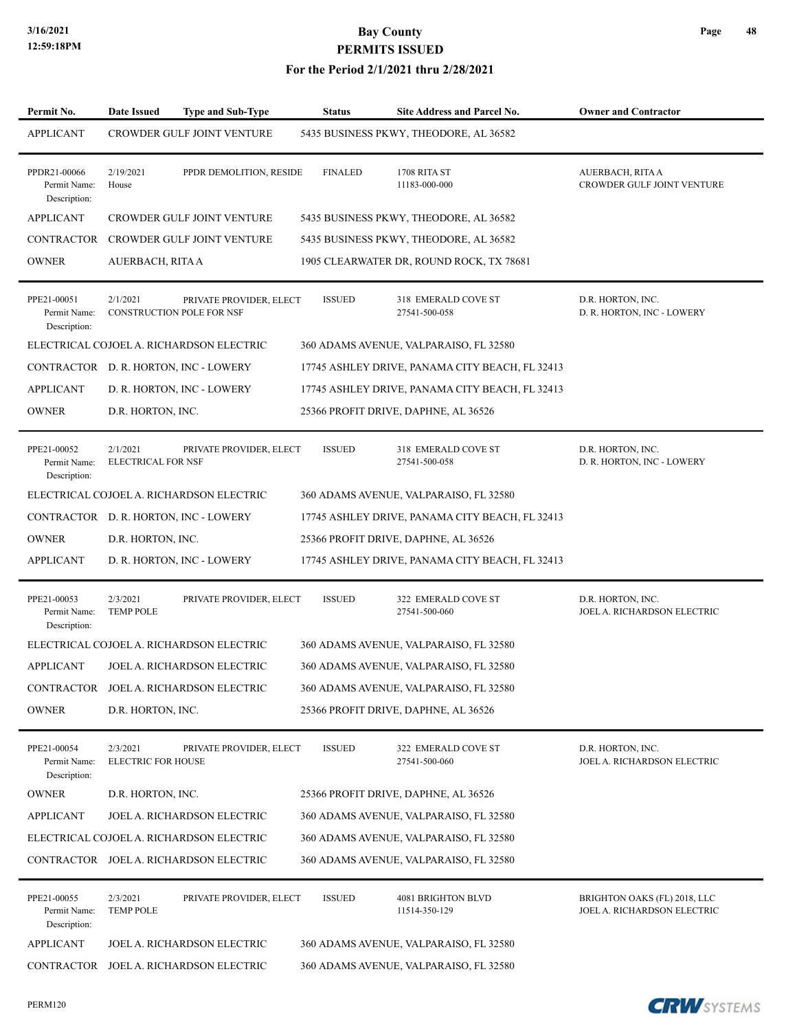| Permit No. | Date Issued | Type and Sub-Type | Status | Site Address and Parcel No. | Owner and Contractor |
|---|---|---|---|---|---|
| APPLICANT | CROWDER GULF JOINT VENTURE | | 5435 BUSINESS PKWY, THEODORE, AL 36582 | | |
| PPDR21-00066<br>Permit Name: House<br>Description: | 2/19/2021 | PPDR DEMOLITION, RESIDE | FINALED | 1708 RITA ST<br>11183-000-000 | AUERBACH, RITA A<br>CROWDER GULF JOINT VENTURE |
| APPLICANT | CROWDER GULF JOINT VENTURE | | 5435 BUSINESS PKWY, THEODORE, AL 36582 | | |
| CONTRACTOR | CROWDER GULF JOINT VENTURE | | 5435 BUSINESS PKWY, THEODORE, AL 36582 | | |
| OWNER | AUERBACH, RITA A | | 1905 CLEARWATER DR, ROUND ROCK, TX 78681 | | |
| PPE21-00051<br>Permit Name: CONSTRUCTION POLE FOR NSF<br>Description: | 2/1/2021 | PRIVATE PROVIDER, ELECT | ISSUED | 318 EMERALD COVE ST<br>27541-500-058 | D.R. HORTON, INC.<br>D. R. HORTON, INC - LOWERY |
| ELECTRICAL CO | JOEL A. RICHARDSON ELECTRIC | | 360 ADAMS AVENUE, VALPARAISO, FL 32580 | | |
| CONTRACTOR | D. R. HORTON, INC - LOWERY | | 17745 ASHLEY DRIVE, PANAMA CITY BEACH, FL 32413 | | |
| APPLICANT | D. R. HORTON, INC - LOWERY | | 17745 ASHLEY DRIVE, PANAMA CITY BEACH, FL 32413 | | |
| OWNER | D.R. HORTON, INC. | | 25366 PROFIT DRIVE, DAPHNE, AL 36526 | | |
| PPE21-00052<br>Permit Name: ELECTRICAL FOR NSF<br>Description: | 2/1/2021 | PRIVATE PROVIDER, ELECT | ISSUED | 318 EMERALD COVE ST<br>27541-500-058 | D.R. HORTON, INC.<br>D. R. HORTON, INC - LOWERY |
| ELECTRICAL CO | JOEL A. RICHARDSON ELECTRIC | | 360 ADAMS AVENUE, VALPARAISO, FL 32580 | | |
| CONTRACTOR | D. R. HORTON, INC - LOWERY | | 17745 ASHLEY DRIVE, PANAMA CITY BEACH, FL 32413 | | |
| OWNER | D.R. HORTON, INC. | | 25366 PROFIT DRIVE, DAPHNE, AL 36526 | | |
| APPLICANT | D. R. HORTON, INC - LOWERY | | 17745 ASHLEY DRIVE, PANAMA CITY BEACH, FL 32413 | | |
| PPE21-00053<br>Permit Name: TEMP POLE<br>Description: | 2/3/2021 | PRIVATE PROVIDER, ELECT | ISSUED | 322 EMERALD COVE ST<br>27541-500-060 | D.R. HORTON, INC.<br>JOEL A. RICHARDSON ELECTRIC |
| ELECTRICAL CO | JOEL A. RICHARDSON ELECTRIC | | 360 ADAMS AVENUE, VALPARAISO, FL 32580 | | |
| APPLICANT | JOEL A. RICHARDSON ELECTRIC | | 360 ADAMS AVENUE, VALPARAISO, FL 32580 | | |
| CONTRACTOR | JOEL A. RICHARDSON ELECTRIC | | 360 ADAMS AVENUE, VALPARAISO, FL 32580 | | |
| OWNER | D.R. HORTON, INC. | | 25366 PROFIT DRIVE, DAPHNE, AL 36526 | | |
| PPE21-00054<br>Permit Name: ELECTRIC FOR HOUSE<br>Description: | 2/3/2021 | PRIVATE PROVIDER, ELECT | ISSUED | 322 EMERALD COVE ST<br>27541-500-060 | D.R. HORTON, INC.<br>JOEL A. RICHARDSON ELECTRIC |
| OWNER | D.R. HORTON, INC. | | 25366 PROFIT DRIVE, DAPHNE, AL 36526 | | |
| APPLICANT | JOEL A. RICHARDSON ELECTRIC | | 360 ADAMS AVENUE, VALPARAISO, FL 32580 | | |
| ELECTRICAL CO | JOEL A. RICHARDSON ELECTRIC | | 360 ADAMS AVENUE, VALPARAISO, FL 32580 | | |
| CONTRACTOR | JOEL A. RICHARDSON ELECTRIC | | 360 ADAMS AVENUE, VALPARAISO, FL 32580 | | |
| PPE21-00055<br>Permit Name: TEMP POLE<br>Description: | 2/3/2021 | PRIVATE PROVIDER, ELECT | ISSUED | 4081 BRIGHTON BLVD<br>11514-350-129 | BRIGHTON OAKS (FL) 2018, LLC<br>JOEL A. RICHARDSON ELECTRIC |
| APPLICANT | JOEL A. RICHARDSON ELECTRIC | | 360 ADAMS AVENUE, VALPARAISO, FL 32580 | | |
| CONTRACTOR | JOEL A. RICHARDSON ELECTRIC | | 360 ADAMS AVENUE, VALPARAISO, FL 32580 | | |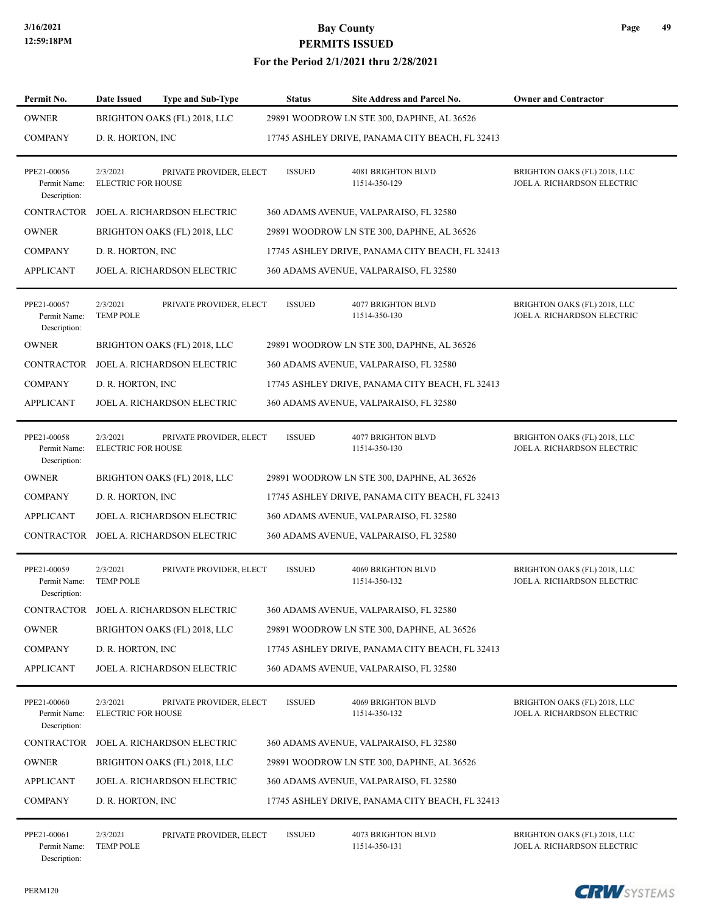# Bay County
## PERMITS ISSUED
### For the Period 2/1/2021 thru 2/28/2021

| Permit No. | Date Issued | Type and Sub-Type | Status | Site Address and Parcel No. | Owner and Contractor |
|---|---|---|---|---|---|
| OWNER | BRIGHTON OAKS (FL) 2018, LLC | | 29891 WOODROW LN STE 300, DAPHNE, AL 36526 | | |
| COMPANY | D. R. HORTON, INC | | 17745 ASHLEY DRIVE, PANAMA CITY BEACH, FL 32413 | | |
| PPE21-00056<br>Permit Name:<br>Description: | 2/3/2021<br>ELECTRIC FOR HOUSE | PRIVATE PROVIDER, ELECT | ISSUED | 4081 BRIGHTON BLVD<br>11514-350-129 | BRIGHTON OAKS (FL) 2018, LLC<br>JOEL A. RICHARDSON ELECTRIC |
| CONTRACTOR | JOEL A. RICHARDSON ELECTRIC | | 360 ADAMS AVENUE, VALPARAISO, FL 32580 | | |
| OWNER | BRIGHTON OAKS (FL) 2018, LLC | | 29891 WOODROW LN STE 300, DAPHNE, AL 36526 | | |
| COMPANY | D. R. HORTON, INC | | 17745 ASHLEY DRIVE, PANAMA CITY BEACH, FL 32413 | | |
| APPLICANT | JOEL A. RICHARDSON ELECTRIC | | 360 ADAMS AVENUE, VALPARAISO, FL 32580 | | |
| PPE21-00057<br>Permit Name:<br>Description: | 2/3/2021<br>TEMP POLE | PRIVATE PROVIDER, ELECT | ISSUED | 4077 BRIGHTON BLVD<br>11514-350-130 | BRIGHTON OAKS (FL) 2018, LLC<br>JOEL A. RICHARDSON ELECTRIC |
| OWNER | BRIGHTON OAKS (FL) 2018, LLC | | 29891 WOODROW LN STE 300, DAPHNE, AL 36526 | | |
| CONTRACTOR | JOEL A. RICHARDSON ELECTRIC | | 360 ADAMS AVENUE, VALPARAISO, FL 32580 | | |
| COMPANY | D. R. HORTON, INC | | 17745 ASHLEY DRIVE, PANAMA CITY BEACH, FL 32413 | | |
| APPLICANT | JOEL A. RICHARDSON ELECTRIC | | 360 ADAMS AVENUE, VALPARAISO, FL 32580 | | |
| PPE21-00058<br>Permit Name:<br>Description: | 2/3/2021<br>ELECTRIC FOR HOUSE | PRIVATE PROVIDER, ELECT | ISSUED | 4077 BRIGHTON BLVD<br>11514-350-130 | BRIGHTON OAKS (FL) 2018, LLC<br>JOEL A. RICHARDSON ELECTRIC |
| OWNER | BRIGHTON OAKS (FL) 2018, LLC | | 29891 WOODROW LN STE 300, DAPHNE, AL 36526 | | |
| COMPANY | D. R. HORTON, INC | | 17745 ASHLEY DRIVE, PANAMA CITY BEACH, FL 32413 | | |
| APPLICANT | JOEL A. RICHARDSON ELECTRIC | | 360 ADAMS AVENUE, VALPARAISO, FL 32580 | | |
| CONTRACTOR | JOEL A. RICHARDSON ELECTRIC | | 360 ADAMS AVENUE, VALPARAISO, FL 32580 | | |
| PPE21-00059<br>Permit Name:<br>Description: | 2/3/2021<br>TEMP POLE | PRIVATE PROVIDER, ELECT | ISSUED | 4069 BRIGHTON BLVD<br>11514-350-132 | BRIGHTON OAKS (FL) 2018, LLC<br>JOEL A. RICHARDSON ELECTRIC |
| CONTRACTOR | JOEL A. RICHARDSON ELECTRIC | | 360 ADAMS AVENUE, VALPARAISO, FL 32580 | | |
| OWNER | BRIGHTON OAKS (FL) 2018, LLC | | 29891 WOODROW LN STE 300, DAPHNE, AL 36526 | | |
| COMPANY | D. R. HORTON, INC | | 17745 ASHLEY DRIVE, PANAMA CITY BEACH, FL 32413 | | |
| APPLICANT | JOEL A. RICHARDSON ELECTRIC | | 360 ADAMS AVENUE, VALPARAISO, FL 32580 | | |
| PPE21-00060<br>Permit Name:<br>Description: | 2/3/2021<br>ELECTRIC FOR HOUSE | PRIVATE PROVIDER, ELECT | ISSUED | 4069 BRIGHTON BLVD<br>11514-350-132 | BRIGHTON OAKS (FL) 2018, LLC<br>JOEL A. RICHARDSON ELECTRIC |
| CONTRACTOR | JOEL A. RICHARDSON ELECTRIC | | 360 ADAMS AVENUE, VALPARAISO, FL 32580 | | |
| OWNER | BRIGHTON OAKS (FL) 2018, LLC | | 29891 WOODROW LN STE 300, DAPHNE, AL 36526 | | |
| APPLICANT | JOEL A. RICHARDSON ELECTRIC | | 360 ADAMS AVENUE, VALPARAISO, FL 32580 | | |
| COMPANY | D. R. HORTON, INC | | 17745 ASHLEY DRIVE, PANAMA CITY BEACH, FL 32413 | | |
| PPE21-00061<br>Permit Name:<br>Description: | 2/3/2021<br>TEMP POLE | PRIVATE PROVIDER, ELECT | ISSUED | 4073 BRIGHTON BLVD<br>11514-350-131 | BRIGHTON OAKS (FL) 2018, LLC<br>JOEL A. RICHARDSON ELECTRIC |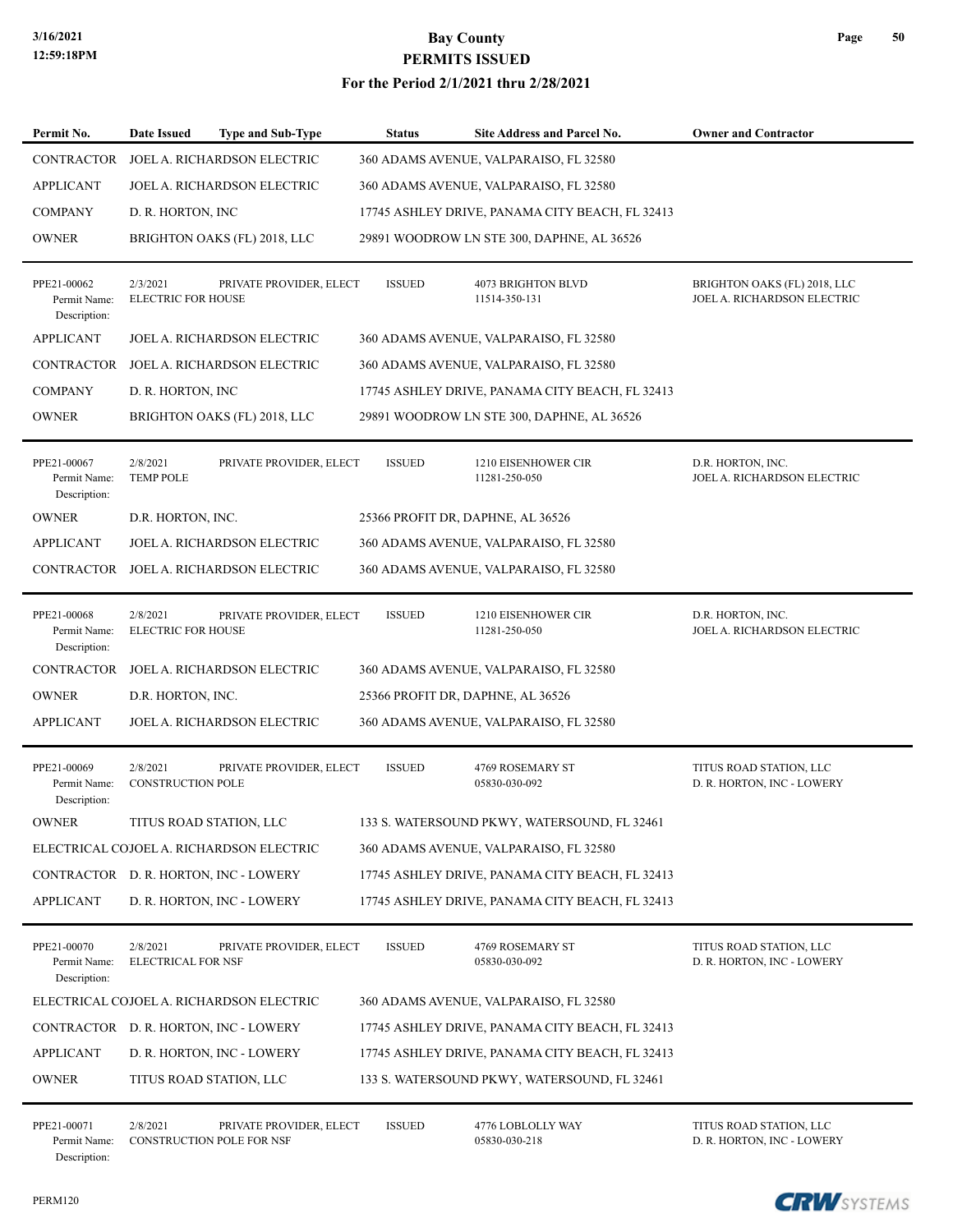# Bay County
## PERMITS ISSUED
### For the Period 2/1/2021 thru 2/28/2021

| Permit No. | Date Issued | Type and Sub-Type | Status | Site Address and Parcel No. | Owner and Contractor |
|---|---|---|---|---|---|
| CONTRACTOR | JOEL A. RICHARDSON ELECTRIC | | 360 ADAMS AVENUE, VALPARAISO, FL 32580 | | |
| APPLICANT | JOEL A. RICHARDSON ELECTRIC | | 360 ADAMS AVENUE, VALPARAISO, FL 32580 | | |
| COMPANY | D. R. HORTON, INC | | 17745 ASHLEY DRIVE, PANAMA CITY BEACH, FL 32413 | | |
| OWNER | BRIGHTON OAKS (FL) 2018, LLC | | 29891 WOODROW LN STE 300, DAPHNE, AL 36526 | | |
| PPE21-00062<br>Permit Name:<br>Description: | 2/3/2021<br>ELECTRIC FOR HOUSE | PRIVATE PROVIDER, ELECT | ISSUED | 4073 BRIGHTON BLVD<br>11514-350-131 | BRIGHTON OAKS (FL) 2018, LLC<br>JOEL A. RICHARDSON ELECTRIC |
| APPLICANT | JOEL A. RICHARDSON ELECTRIC | | 360 ADAMS AVENUE, VALPARAISO, FL 32580 | | |
| CONTRACTOR | JOEL A. RICHARDSON ELECTRIC | | 360 ADAMS AVENUE, VALPARAISO, FL 32580 | | |
| COMPANY | D. R. HORTON, INC | | 17745 ASHLEY DRIVE, PANAMA CITY BEACH, FL 32413 | | |
| OWNER | BRIGHTON OAKS (FL) 2018, LLC | | 29891 WOODROW LN STE 300, DAPHNE, AL 36526 | | |
| PPE21-00067<br>Permit Name:<br>Description: | 2/8/2021<br>TEMP POLE | PRIVATE PROVIDER, ELECT | ISSUED | 1210 EISENHOWER CIR<br>11281-250-050 | D.R. HORTON, INC.<br>JOEL A. RICHARDSON ELECTRIC |
| OWNER | D.R. HORTON, INC. | | 25366 PROFIT DR, DAPHNE, AL 36526 | | |
| APPLICANT | JOEL A. RICHARDSON ELECTRIC | | 360 ADAMS AVENUE, VALPARAISO, FL 32580 | | |
| CONTRACTOR | JOEL A. RICHARDSON ELECTRIC | | 360 ADAMS AVENUE, VALPARAISO, FL 32580 | | |
| PPE21-00068<br>Permit Name:<br>Description: | 2/8/2021<br>ELECTRIC FOR HOUSE | PRIVATE PROVIDER, ELECT | ISSUED | 1210 EISENHOWER CIR<br>11281-250-050 | D.R. HORTON, INC.<br>JOEL A. RICHARDSON ELECTRIC |
| CONTRACTOR | JOEL A. RICHARDSON ELECTRIC | | 360 ADAMS AVENUE, VALPARAISO, FL 32580 | | |
| OWNER | D.R. HORTON, INC. | | 25366 PROFIT DR, DAPHNE, AL 36526 | | |
| APPLICANT | JOEL A. RICHARDSON ELECTRIC | | 360 ADAMS AVENUE, VALPARAISO, FL 32580 | | |
| PPE21-00069<br>Permit Name:<br>Description: | 2/8/2021<br>CONSTRUCTION POLE | PRIVATE PROVIDER, ELECT | ISSUED | 4769 ROSEMARY ST<br>05830-030-092 | TITUS ROAD STATION, LLC<br>D. R. HORTON, INC - LOWERY |
| OWNER | TITUS ROAD STATION, LLC | | 133 S. WATERSOUND PKWY, WATERSOUND, FL 32461 | | |
| ELECTRICAL CO | JOEL A. RICHARDSON ELECTRIC | | 360 ADAMS AVENUE, VALPARAISO, FL 32580 | | |
| CONTRACTOR | D. R. HORTON, INC - LOWERY | | 17745 ASHLEY DRIVE, PANAMA CITY BEACH, FL 32413 | | |
| APPLICANT | D. R. HORTON, INC - LOWERY | | 17745 ASHLEY DRIVE, PANAMA CITY BEACH, FL 32413 | | |
| PPE21-00070<br>Permit Name:<br>Description: | 2/8/2021<br>ELECTRICAL FOR NSF | PRIVATE PROVIDER, ELECT | ISSUED | 4769 ROSEMARY ST<br>05830-030-092 | TITUS ROAD STATION, LLC<br>D. R. HORTON, INC - LOWERY |
| ELECTRICAL CO | JOEL A. RICHARDSON ELECTRIC | | 360 ADAMS AVENUE, VALPARAISO, FL 32580 | | |
| CONTRACTOR | D. R. HORTON, INC - LOWERY | | 17745 ASHLEY DRIVE, PANAMA CITY BEACH, FL 32413 | | |
| APPLICANT | D. R. HORTON, INC - LOWERY | | 17745 ASHLEY DRIVE, PANAMA CITY BEACH, FL 32413 | | |
| OWNER | TITUS ROAD STATION, LLC | | 133 S. WATERSOUND PKWY, WATERSOUND, FL 32461 | | |
| PPE21-00071<br>Permit Name:<br>Description: | 2/8/2021<br>CONSTRUCTION POLE FOR NSF | PRIVATE PROVIDER, ELECT | ISSUED | 4776 LOBLOLLY WAY<br>05830-030-218 | TITUS ROAD STATION, LLC<br>D. R. HORTON, INC - LOWERY |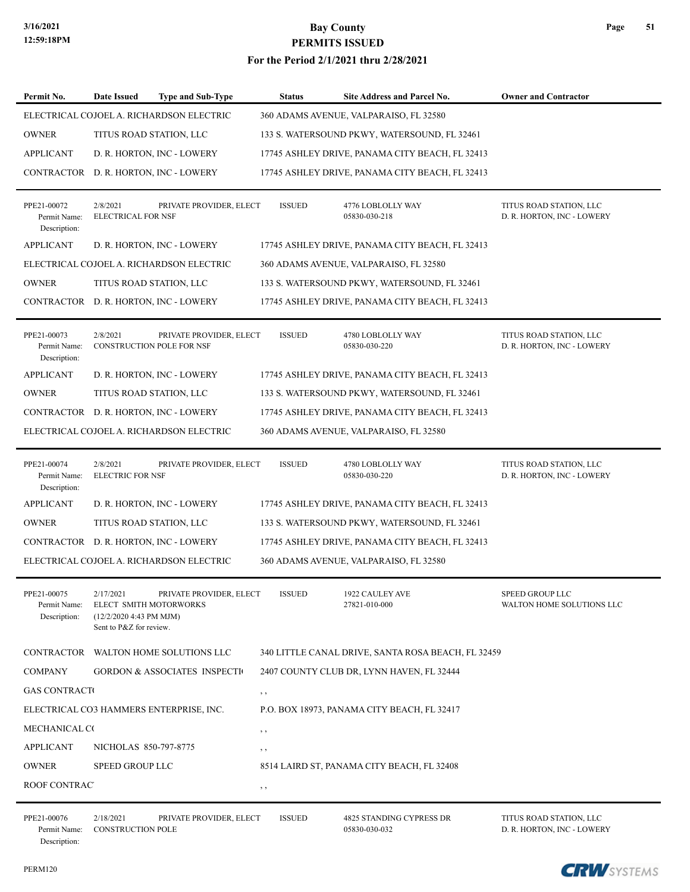| Permit No. | Date Issued | Type and Sub-Type | Status | Site Address and Parcel No. | Owner and Contractor |
|---|---|---|---|---|---|
| ELECTRICAL CO | JOEL A. RICHARDSON ELECTRIC | | 360 ADAMS AVENUE, VALPARAISO, FL 32580 | | |
| OWNER | TITUS ROAD STATION, LLC | | 133 S. WATERSOUND PKWY, WATERSOUND, FL 32461 | | |
| APPLICANT | D. R. HORTON, INC - LOWERY | | 17745 ASHLEY DRIVE, PANAMA CITY BEACH, FL 32413 | | |
| CONTRACTOR | D. R. HORTON, INC - LOWERY | | 17745 ASHLEY DRIVE, PANAMA CITY BEACH, FL 32413 | | |
| PPE21-00072 | 2/8/2021 | PRIVATE PROVIDER, ELECT | ISSUED | 4776 LOBLOLLY WAY | TITUS ROAD STATION, LLC |
| Permit Name: | ELECTRICAL FOR NSF | | | 05830-030-218 | D. R. HORTON, INC - LOWERY |
| Description: | | | | | |
| APPLICANT | D. R. HORTON, INC - LOWERY | | 17745 ASHLEY DRIVE, PANAMA CITY BEACH, FL 32413 | | |
| ELECTRICAL CO | JOEL A. RICHARDSON ELECTRIC | | 360 ADAMS AVENUE, VALPARAISO, FL 32580 | | |
| OWNER | TITUS ROAD STATION, LLC | | 133 S. WATERSOUND PKWY, WATERSOUND, FL 32461 | | |
| CONTRACTOR | D. R. HORTON, INC - LOWERY | | 17745 ASHLEY DRIVE, PANAMA CITY BEACH, FL 32413 | | |
| PPE21-00073 | 2/8/2021 | PRIVATE PROVIDER, ELECT | ISSUED | 4780 LOBLOLLY WAY | TITUS ROAD STATION, LLC |
| Permit Name: | CONSTRUCTION POLE FOR NSF | | | 05830-030-220 | D. R. HORTON, INC - LOWERY |
| Description: | | | | | |
| APPLICANT | D. R. HORTON, INC - LOWERY | | 17745 ASHLEY DRIVE, PANAMA CITY BEACH, FL 32413 | | |
| OWNER | TITUS ROAD STATION, LLC | | 133 S. WATERSOUND PKWY, WATERSOUND, FL 32461 | | |
| CONTRACTOR | D. R. HORTON, INC - LOWERY | | 17745 ASHLEY DRIVE, PANAMA CITY BEACH, FL 32413 | | |
| ELECTRICAL CO | JOEL A. RICHARDSON ELECTRIC | | 360 ADAMS AVENUE, VALPARAISO, FL 32580 | | |
| PPE21-00074 | 2/8/2021 | PRIVATE PROVIDER, ELECT | ISSUED | 4780 LOBLOLLY WAY | TITUS ROAD STATION, LLC |
| Permit Name: | ELECTRIC FOR NSF | | | 05830-030-220 | D. R. HORTON, INC - LOWERY |
| Description: | | | | | |
| APPLICANT | D. R. HORTON, INC - LOWERY | | 17745 ASHLEY DRIVE, PANAMA CITY BEACH, FL 32413 | | |
| OWNER | TITUS ROAD STATION, LLC | | 133 S. WATERSOUND PKWY, WATERSOUND, FL 32461 | | |
| CONTRACTOR | D. R. HORTON, INC - LOWERY | | 17745 ASHLEY DRIVE, PANAMA CITY BEACH, FL 32413 | | |
| ELECTRICAL CO | JOEL A. RICHARDSON ELECTRIC | | 360 ADAMS AVENUE, VALPARAISO, FL 32580 | | |
| PPE21-00075 | 2/17/2021 | PRIVATE PROVIDER, ELECT | ISSUED | 1922 CAULEY AVE | SPEED GROUP LLC |
| Permit Name: | ELECT SMITH MOTORWORKS | | | 27821-010-000 | WALTON HOME SOLUTIONS LLC |
| Description: | (12/2/2020 4:43 PM MJM) Sent to P&Z for review. | | | | |
| CONTRACTOR | WALTON HOME SOLUTIONS LLC | | 340 LITTLE CANAL DRIVE, SANTA ROSA BEACH, FL 32459 | | |
| COMPANY | GORDON & ASSOCIATES INSPECTI | | 2407 COUNTY CLUB DR, LYNN HAVEN, FL 32444 | | |
| GAS CONTRACT | | | , , | | |
| ELECTRICAL CO | 3 HAMMERS ENTERPRISE, INC. | | P.O. BOX 18973, PANAMA CITY BEACH, FL 32417 | | |
| MECHANICAL C | | | , , | | |
| APPLICANT | NICHOLAS 850-797-8775 | | , , | | |
| OWNER | SPEED GROUP LLC | | 8514 LAIRD ST, PANAMA CITY BEACH, FL 32408 | | |
| ROOF CONTRAC | | | , , | | |
| PPE21-00076 | 2/18/2021 | PRIVATE PROVIDER, ELECT | ISSUED | 4825 STANDING CYPRESS DR | TITUS ROAD STATION, LLC |
| Permit Name: | CONSTRUCTION POLE | | | 05830-030-032 | D. R. HORTON, INC - LOWERY |
| Description: | | | | | |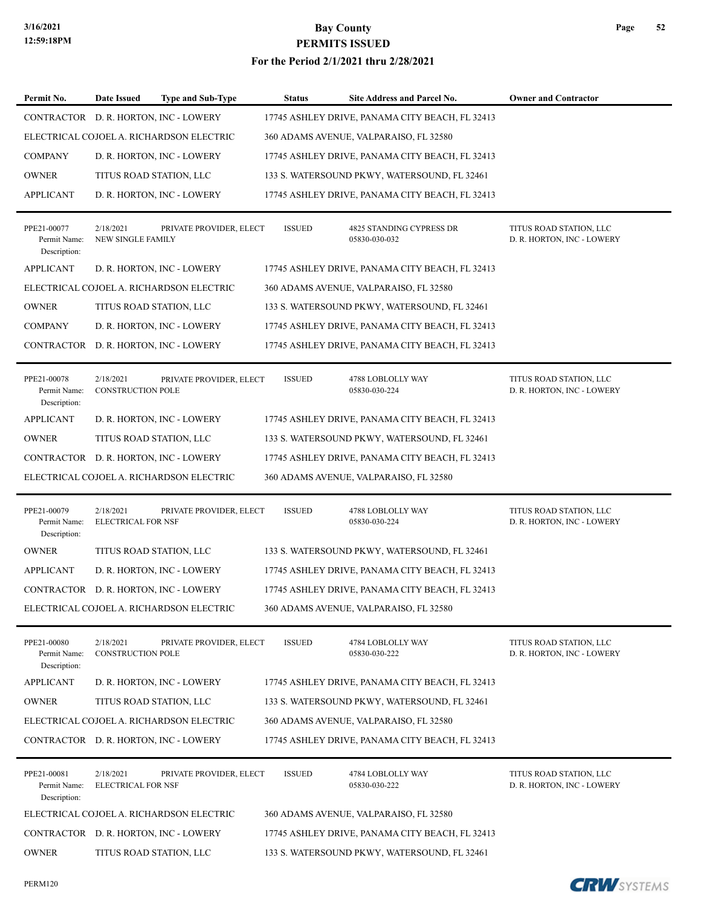| Permit No. | Date Issued | Type and Sub-Type | Status | Site Address and Parcel No. | Owner and Contractor |
|---|---|---|---|---|---|
| CONTRACTOR | D. R. HORTON, INC - LOWERY | | 17745 ASHLEY DRIVE, PANAMA CITY BEACH, FL 32413 | | |
| ELECTRICAL COJOEL A. RICHARDSON ELECTRIC | | | 360 ADAMS AVENUE, VALPARAISO, FL 32580 | | |
| COMPANY | D. R. HORTON, INC - LOWERY | | 17745 ASHLEY DRIVE, PANAMA CITY BEACH, FL 32413 | | |
| OWNER | TITUS ROAD STATION, LLC | | 133 S. WATERSOUND PKWY, WATERSOUND, FL 32461 | | |
| APPLICANT | D. R. HORTON, INC - LOWERY | | 17745 ASHLEY DRIVE, PANAMA CITY BEACH, FL 32413 | | |
| PPE21-00077 | 2/18/2021 | PRIVATE PROVIDER, ELECT | ISSUED | 4825 STANDING CYPRESS DR | TITUS ROAD STATION, LLC |
| Permit Name: | NEW SINGLE FAMILY | | | 05830-030-032 | D. R. HORTON, INC - LOWERY |
| Description: | | | | | |
| APPLICANT | D. R. HORTON, INC - LOWERY | | 17745 ASHLEY DRIVE, PANAMA CITY BEACH, FL 32413 | | |
| ELECTRICAL COJOEL A. RICHARDSON ELECTRIC | | | 360 ADAMS AVENUE, VALPARAISO, FL 32580 | | |
| OWNER | TITUS ROAD STATION, LLC | | 133 S. WATERSOUND PKWY, WATERSOUND, FL 32461 | | |
| COMPANY | D. R. HORTON, INC - LOWERY | | 17745 ASHLEY DRIVE, PANAMA CITY BEACH, FL 32413 | | |
| CONTRACTOR | D. R. HORTON, INC - LOWERY | | 17745 ASHLEY DRIVE, PANAMA CITY BEACH, FL 32413 | | |
| PPE21-00078 | 2/18/2021 | PRIVATE PROVIDER, ELECT | ISSUED | 4788 LOBLOLLY WAY | TITUS ROAD STATION, LLC |
| Permit Name: | CONSTRUCTION POLE | | | 05830-030-224 | D. R. HORTON, INC - LOWERY |
| Description: | | | | | |
| APPLICANT | D. R. HORTON, INC - LOWERY | | 17745 ASHLEY DRIVE, PANAMA CITY BEACH, FL 32413 | | |
| OWNER | TITUS ROAD STATION, LLC | | 133 S. WATERSOUND PKWY, WATERSOUND, FL 32461 | | |
| CONTRACTOR | D. R. HORTON, INC - LOWERY | | 17745 ASHLEY DRIVE, PANAMA CITY BEACH, FL 32413 | | |
| ELECTRICAL COJOEL A. RICHARDSON ELECTRIC | | | 360 ADAMS AVENUE, VALPARAISO, FL 32580 | | |
| PPE21-00079 | 2/18/2021 | PRIVATE PROVIDER, ELECT | ISSUED | 4788 LOBLOLLY WAY | TITUS ROAD STATION, LLC |
| Permit Name: | ELECTRICAL FOR NSF | | | 05830-030-224 | D. R. HORTON, INC - LOWERY |
| Description: | | | | | |
| OWNER | TITUS ROAD STATION, LLC | | 133 S. WATERSOUND PKWY, WATERSOUND, FL 32461 | | |
| APPLICANT | D. R. HORTON, INC - LOWERY | | 17745 ASHLEY DRIVE, PANAMA CITY BEACH, FL 32413 | | |
| CONTRACTOR | D. R. HORTON, INC - LOWERY | | 17745 ASHLEY DRIVE, PANAMA CITY BEACH, FL 32413 | | |
| ELECTRICAL COJOEL A. RICHARDSON ELECTRIC | | | 360 ADAMS AVENUE, VALPARAISO, FL 32580 | | |
| PPE21-00080 | 2/18/2021 | PRIVATE PROVIDER, ELECT | ISSUED | 4784 LOBLOLLY WAY | TITUS ROAD STATION, LLC |
| Permit Name: | CONSTRUCTION POLE | | | 05830-030-222 | D. R. HORTON, INC - LOWERY |
| Description: | | | | | |
| APPLICANT | D. R. HORTON, INC - LOWERY | | 17745 ASHLEY DRIVE, PANAMA CITY BEACH, FL 32413 | | |
| OWNER | TITUS ROAD STATION, LLC | | 133 S. WATERSOUND PKWY, WATERSOUND, FL 32461 | | |
| ELECTRICAL COJOEL A. RICHARDSON ELECTRIC | | | 360 ADAMS AVENUE, VALPARAISO, FL 32580 | | |
| CONTRACTOR | D. R. HORTON, INC - LOWERY | | 17745 ASHLEY DRIVE, PANAMA CITY BEACH, FL 32413 | | |
| PPE21-00081 | 2/18/2021 | PRIVATE PROVIDER, ELECT | ISSUED | 4784 LOBLOLLY WAY | TITUS ROAD STATION, LLC |
| Permit Name: | ELECTRICAL FOR NSF | | | 05830-030-222 | D. R. HORTON, INC - LOWERY |
| Description: | | | | | |
| ELECTRICAL COJOEL A. RICHARDSON ELECTRIC | | | 360 ADAMS AVENUE, VALPARAISO, FL 32580 | | |
| CONTRACTOR | D. R. HORTON, INC - LOWERY | | 17745 ASHLEY DRIVE, PANAMA CITY BEACH, FL 32413 | | |
| OWNER | TITUS ROAD STATION, LLC | | 133 S. WATERSOUND PKWY, WATERSOUND, FL 32461 | | |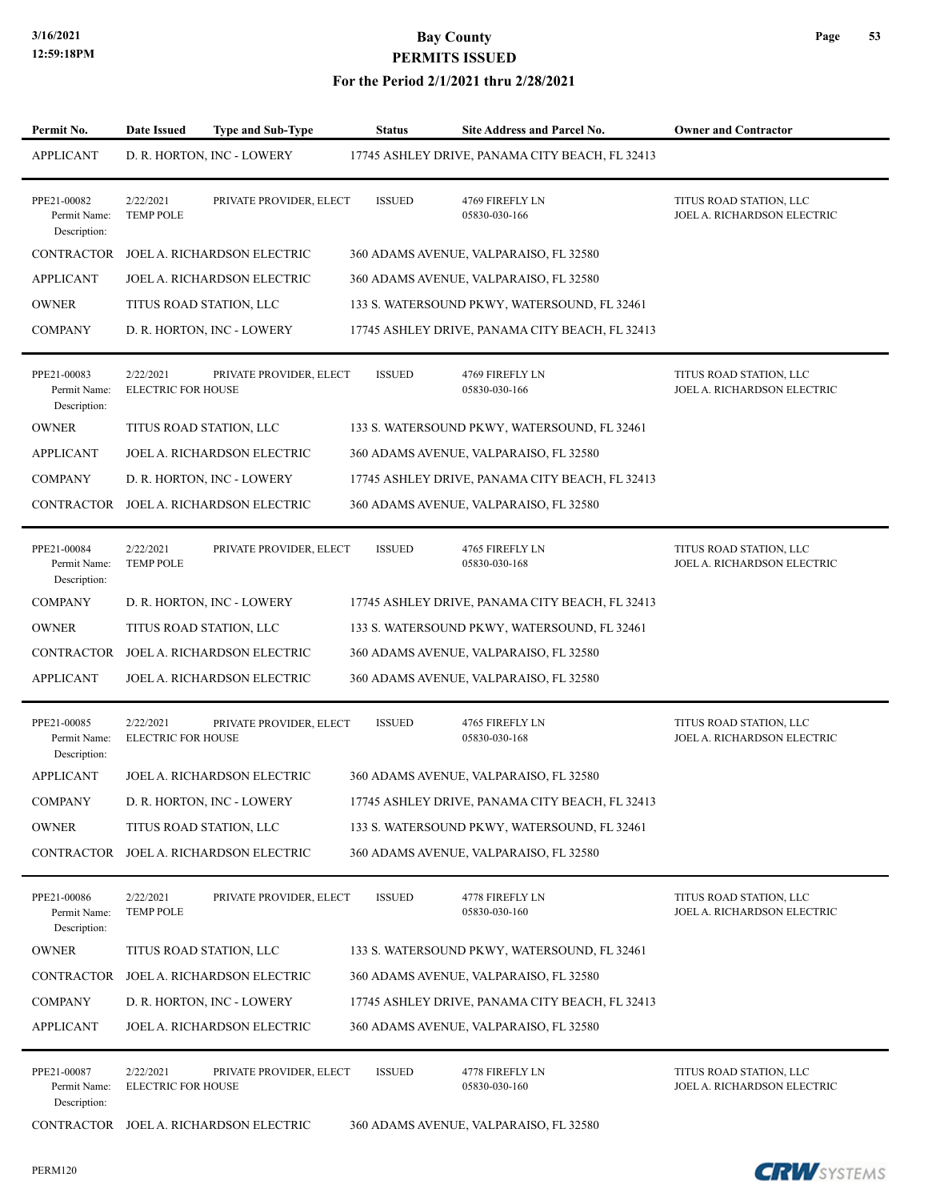| Permit No. | Date Issued | Type and Sub-Type | Status | Site Address and Parcel No. | Owner and Contractor |
|---|---|---|---|---|---|
| APPLICANT | D. R. HORTON, INC - LOWERY | | 17745 ASHLEY DRIVE, PANAMA CITY BEACH, FL 32413 | | |
| PPE21-00082<br>Permit Name:<br>Description: | 2/22/2021<br>TEMP POLE | PRIVATE PROVIDER, ELECT | ISSUED | 4769 FIREFLY LN<br>05830-030-166 | TITUS ROAD STATION, LLC<br>JOEL A. RICHARDSON ELECTRIC |
| CONTRACTOR | JOEL A. RICHARDSON ELECTRIC | | 360 ADAMS AVENUE, VALPARAISO, FL 32580 | | |
| APPLICANT | JOEL A. RICHARDSON ELECTRIC | | 360 ADAMS AVENUE, VALPARAISO, FL 32580 | | |
| OWNER | TITUS ROAD STATION, LLC | | 133 S. WATERSOUND PKWY, WATERSOUND, FL 32461 | | |
| COMPANY | D. R. HORTON, INC - LOWERY | | 17745 ASHLEY DRIVE, PANAMA CITY BEACH, FL 32413 | | |
| PPE21-00083<br>Permit Name:<br>Description: | 2/22/2021<br>ELECTRIC FOR HOUSE | PRIVATE PROVIDER, ELECT | ISSUED | 4769 FIREFLY LN<br>05830-030-166 | TITUS ROAD STATION, LLC<br>JOEL A. RICHARDSON ELECTRIC |
| OWNER | TITUS ROAD STATION, LLC | | 133 S. WATERSOUND PKWY, WATERSOUND, FL 32461 | | |
| APPLICANT | JOEL A. RICHARDSON ELECTRIC | | 360 ADAMS AVENUE, VALPARAISO, FL 32580 | | |
| COMPANY | D. R. HORTON, INC - LOWERY | | 17745 ASHLEY DRIVE, PANAMA CITY BEACH, FL 32413 | | |
| CONTRACTOR | JOEL A. RICHARDSON ELECTRIC | | 360 ADAMS AVENUE, VALPARAISO, FL 32580 | | |
| PPE21-00084<br>Permit Name:<br>Description: | 2/22/2021<br>TEMP POLE | PRIVATE PROVIDER, ELECT | ISSUED | 4765 FIREFLY LN<br>05830-030-168 | TITUS ROAD STATION, LLC<br>JOEL A. RICHARDSON ELECTRIC |
| COMPANY | D. R. HORTON, INC - LOWERY | | 17745 ASHLEY DRIVE, PANAMA CITY BEACH, FL 32413 | | |
| OWNER | TITUS ROAD STATION, LLC | | 133 S. WATERSOUND PKWY, WATERSOUND, FL 32461 | | |
| CONTRACTOR | JOEL A. RICHARDSON ELECTRIC | | 360 ADAMS AVENUE, VALPARAISO, FL 32580 | | |
| APPLICANT | JOEL A. RICHARDSON ELECTRIC | | 360 ADAMS AVENUE, VALPARAISO, FL 32580 | | |
| PPE21-00085<br>Permit Name:<br>Description: | 2/22/2021<br>ELECTRIC FOR HOUSE | PRIVATE PROVIDER, ELECT | ISSUED | 4765 FIREFLY LN<br>05830-030-168 | TITUS ROAD STATION, LLC<br>JOEL A. RICHARDSON ELECTRIC |
| APPLICANT | JOEL A. RICHARDSON ELECTRIC | | 360 ADAMS AVENUE, VALPARAISO, FL 32580 | | |
| COMPANY | D. R. HORTON, INC - LOWERY | | 17745 ASHLEY DRIVE, PANAMA CITY BEACH, FL 32413 | | |
| OWNER | TITUS ROAD STATION, LLC | | 133 S. WATERSOUND PKWY, WATERSOUND, FL 32461 | | |
| CONTRACTOR | JOEL A. RICHARDSON ELECTRIC | | 360 ADAMS AVENUE, VALPARAISO, FL 32580 | | |
| PPE21-00086<br>Permit Name:<br>Description: | 2/22/2021<br>TEMP POLE | PRIVATE PROVIDER, ELECT | ISSUED | 4778 FIREFLY LN<br>05830-030-160 | TITUS ROAD STATION, LLC<br>JOEL A. RICHARDSON ELECTRIC |
| OWNER | TITUS ROAD STATION, LLC | | 133 S. WATERSOUND PKWY, WATERSOUND, FL 32461 | | |
| CONTRACTOR | JOEL A. RICHARDSON ELECTRIC | | 360 ADAMS AVENUE, VALPARAISO, FL 32580 | | |
| COMPANY | D. R. HORTON, INC - LOWERY | | 17745 ASHLEY DRIVE, PANAMA CITY BEACH, FL 32413 | | |
| APPLICANT | JOEL A. RICHARDSON ELECTRIC | | 360 ADAMS AVENUE, VALPARAISO, FL 32580 | | |
| PPE21-00087<br>Permit Name:<br>Description: | 2/22/2021<br>ELECTRIC FOR HOUSE | PRIVATE PROVIDER, ELECT | ISSUED | 4778 FIREFLY LN<br>05830-030-160 | TITUS ROAD STATION, LLC<br>JOEL A. RICHARDSON ELECTRIC |
| CONTRACTOR | JOEL A. RICHARDSON ELECTRIC | | 360 ADAMS AVENUE, VALPARAISO, FL 32580 | | |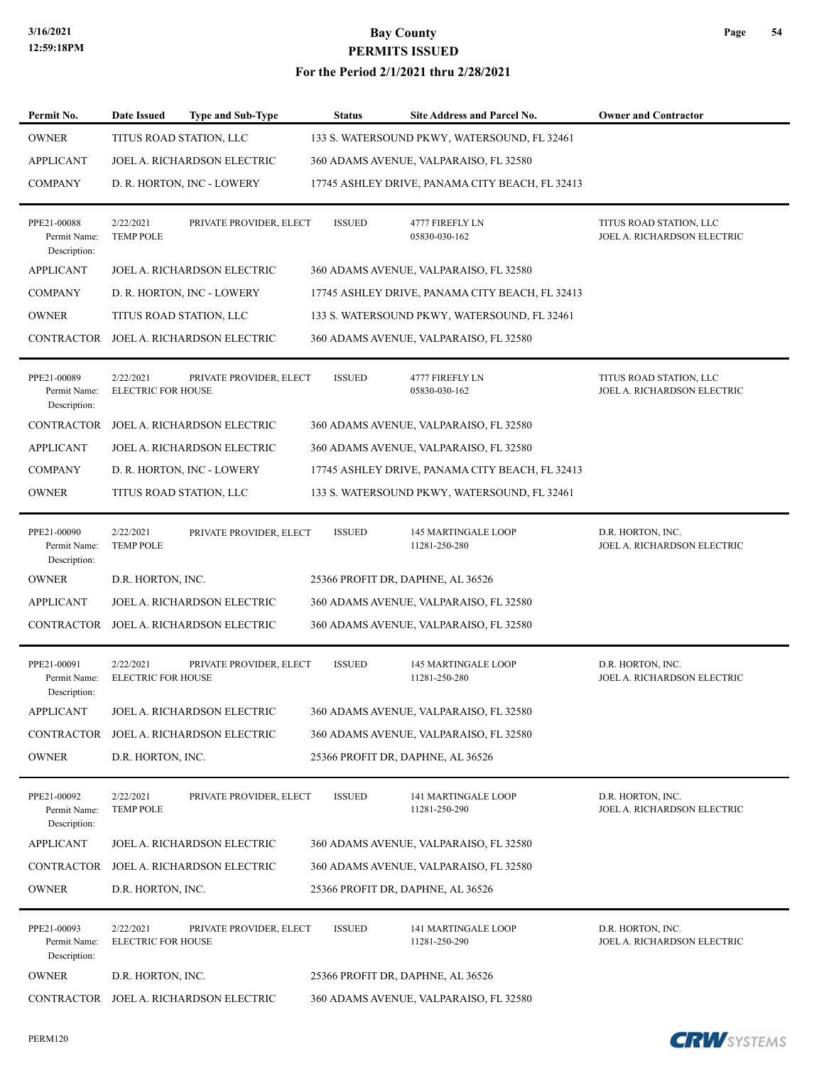| Permit No. | Date Issued | Type and Sub-Type | Status | Site Address and Parcel No. | Owner and Contractor |
|---|---|---|---|---|---|
| OWNER | TITUS ROAD STATION, LLC | | 133 S. WATERSOUND PKWY, WATERSOUND, FL 32461 | | |
| APPLICANT | JOEL A. RICHARDSON ELECTRIC | | 360 ADAMS AVENUE, VALPARAISO, FL 32580 | | |
| COMPANY | D. R. HORTON, INC - LOWERY | | 17745 ASHLEY DRIVE, PANAMA CITY BEACH, FL 32413 | | |
| PPE21-00088<br>Permit Name:<br>Description: | 2/22/2021<br>TEMP POLE | PRIVATE PROVIDER, ELECT | ISSUED | 4777 FIREFLY LN<br>05830-030-162 | TITUS ROAD STATION, LLC<br>JOEL A. RICHARDSON ELECTRIC |
| APPLICANT | JOEL A. RICHARDSON ELECTRIC | | 360 ADAMS AVENUE, VALPARAISO, FL 32580 | | |
| COMPANY | D. R. HORTON, INC - LOWERY | | 17745 ASHLEY DRIVE, PANAMA CITY BEACH, FL 32413 | | |
| OWNER | TITUS ROAD STATION, LLC | | 133 S. WATERSOUND PKWY, WATERSOUND, FL 32461 | | |
| CONTRACTOR | JOEL A. RICHARDSON ELECTRIC | | 360 ADAMS AVENUE, VALPARAISO, FL 32580 | | |
| PPE21-00089<br>Permit Name:<br>Description: | 2/22/2021<br>ELECTRIC FOR HOUSE | PRIVATE PROVIDER, ELECT | ISSUED | 4777 FIREFLY LN<br>05830-030-162 | TITUS ROAD STATION, LLC<br>JOEL A. RICHARDSON ELECTRIC |
| CONTRACTOR | JOEL A. RICHARDSON ELECTRIC | | 360 ADAMS AVENUE, VALPARAISO, FL 32580 | | |
| APPLICANT | JOEL A. RICHARDSON ELECTRIC | | 360 ADAMS AVENUE, VALPARAISO, FL 32580 | | |
| COMPANY | D. R. HORTON, INC - LOWERY | | 17745 ASHLEY DRIVE, PANAMA CITY BEACH, FL 32413 | | |
| OWNER | TITUS ROAD STATION, LLC | | 133 S. WATERSOUND PKWY, WATERSOUND, FL 32461 | | |
| PPE21-00090<br>Permit Name:<br>Description: | 2/22/2021<br>TEMP POLE | PRIVATE PROVIDER, ELECT | ISSUED | 145 MARTINGALE LOOP<br>11281-250-280 | D.R. HORTON, INC.<br>JOEL A. RICHARDSON ELECTRIC |
| OWNER | D.R. HORTON, INC. | | 25366 PROFIT DR, DAPHNE, AL 36526 | | |
| APPLICANT | JOEL A. RICHARDSON ELECTRIC | | 360 ADAMS AVENUE, VALPARAISO, FL 32580 | | |
| CONTRACTOR | JOEL A. RICHARDSON ELECTRIC | | 360 ADAMS AVENUE, VALPARAISO, FL 32580 | | |
| PPE21-00091<br>Permit Name:<br>Description: | 2/22/2021<br>ELECTRIC FOR HOUSE | PRIVATE PROVIDER, ELECT | ISSUED | 145 MARTINGALE LOOP<br>11281-250-280 | D.R. HORTON, INC.<br>JOEL A. RICHARDSON ELECTRIC |
| APPLICANT | JOEL A. RICHARDSON ELECTRIC | | 360 ADAMS AVENUE, VALPARAISO, FL 32580 | | |
| CONTRACTOR | JOEL A. RICHARDSON ELECTRIC | | 360 ADAMS AVENUE, VALPARAISO, FL 32580 | | |
| OWNER | D.R. HORTON, INC. | | 25366 PROFIT DR, DAPHNE, AL 36526 | | |
| PPE21-00092<br>Permit Name:<br>Description: | 2/22/2021<br>TEMP POLE | PRIVATE PROVIDER, ELECT | ISSUED | 141 MARTINGALE LOOP<br>11281-250-290 | D.R. HORTON, INC.<br>JOEL A. RICHARDSON ELECTRIC |
| APPLICANT | JOEL A. RICHARDSON ELECTRIC | | 360 ADAMS AVENUE, VALPARAISO, FL 32580 | | |
| CONTRACTOR | JOEL A. RICHARDSON ELECTRIC | | 360 ADAMS AVENUE, VALPARAISO, FL 32580 | | |
| OWNER | D.R. HORTON, INC. | | 25366 PROFIT DR, DAPHNE, AL 36526 | | |
| PPE21-00093<br>Permit Name:<br>Description: | 2/22/2021<br>ELECTRIC FOR HOUSE | PRIVATE PROVIDER, ELECT | ISSUED | 141 MARTINGALE LOOP<br>11281-250-290 | D.R. HORTON, INC.<br>JOEL A. RICHARDSON ELECTRIC |
| OWNER | D.R. HORTON, INC. | | 25366 PROFIT DR, DAPHNE, AL 36526 | | |
| CONTRACTOR | JOEL A. RICHARDSON ELECTRIC | | 360 ADAMS AVENUE, VALPARAISO, FL 32580 | | |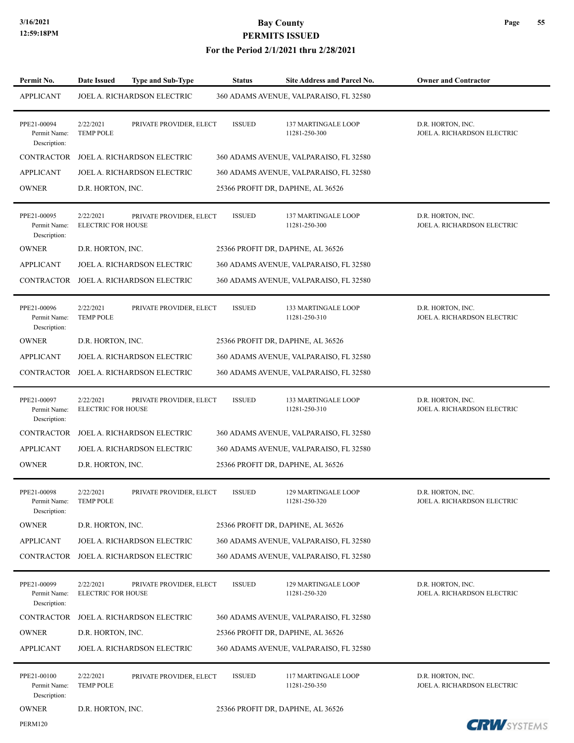| Permit No. | Date Issued | Type and Sub-Type | Status | Site Address and Parcel No. | Owner and Contractor |
|---|---|---|---|---|---|
| APPLICANT | JOEL A. RICHARDSON ELECTRIC | | 360 ADAMS AVENUE, VALPARAISO, FL 32580 | | |
| PPE21-00094<br>Permit Name:<br>Description: | 2/22/2021<br>TEMP POLE | PRIVATE PROVIDER, ELECT | ISSUED | 137 MARTINGALE LOOP<br>11281-250-300 | D.R. HORTON, INC.<br>JOEL A. RICHARDSON ELECTRIC |
| CONTRACTOR | JOEL A. RICHARDSON ELECTRIC | | 360 ADAMS AVENUE, VALPARAISO, FL 32580 | | |
| APPLICANT | JOEL A. RICHARDSON ELECTRIC | | 360 ADAMS AVENUE, VALPARAISO, FL 32580 | | |
| OWNER | D.R. HORTON, INC. | | 25366 PROFIT DR, DAPHNE, AL 36526 | | |
| PPE21-00095<br>Permit Name:<br>Description: | 2/22/2021<br>ELECTRIC FOR HOUSE | PRIVATE PROVIDER, ELECT | ISSUED | 137 MARTINGALE LOOP<br>11281-250-300 | D.R. HORTON, INC.<br>JOEL A. RICHARDSON ELECTRIC |
| OWNER | D.R. HORTON, INC. | | 25366 PROFIT DR, DAPHNE, AL 36526 | | |
| APPLICANT | JOEL A. RICHARDSON ELECTRIC | | 360 ADAMS AVENUE, VALPARAISO, FL 32580 | | |
| CONTRACTOR | JOEL A. RICHARDSON ELECTRIC | | 360 ADAMS AVENUE, VALPARAISO, FL 32580 | | |
| PPE21-00096<br>Permit Name:<br>Description: | 2/22/2021<br>TEMP POLE | PRIVATE PROVIDER, ELECT | ISSUED | 133 MARTINGALE LOOP<br>11281-250-310 | D.R. HORTON, INC.<br>JOEL A. RICHARDSON ELECTRIC |
| OWNER | D.R. HORTON, INC. | | 25366 PROFIT DR, DAPHNE, AL 36526 | | |
| APPLICANT | JOEL A. RICHARDSON ELECTRIC | | 360 ADAMS AVENUE, VALPARAISO, FL 32580 | | |
| CONTRACTOR | JOEL A. RICHARDSON ELECTRIC | | 360 ADAMS AVENUE, VALPARAISO, FL 32580 | | |
| PPE21-00097<br>Permit Name:<br>Description: | 2/22/2021<br>ELECTRIC FOR HOUSE | PRIVATE PROVIDER, ELECT | ISSUED | 133 MARTINGALE LOOP<br>11281-250-310 | D.R. HORTON, INC.<br>JOEL A. RICHARDSON ELECTRIC |
| CONTRACTOR | JOEL A. RICHARDSON ELECTRIC | | 360 ADAMS AVENUE, VALPARAISO, FL 32580 | | |
| APPLICANT | JOEL A. RICHARDSON ELECTRIC | | 360 ADAMS AVENUE, VALPARAISO, FL 32580 | | |
| OWNER | D.R. HORTON, INC. | | 25366 PROFIT DR, DAPHNE, AL 36526 | | |
| PPE21-00098<br>Permit Name:<br>Description: | 2/22/2021<br>TEMP POLE | PRIVATE PROVIDER, ELECT | ISSUED | 129 MARTINGALE LOOP<br>11281-250-320 | D.R. HORTON, INC.<br>JOEL A. RICHARDSON ELECTRIC |
| OWNER | D.R. HORTON, INC. | | 25366 PROFIT DR, DAPHNE, AL 36526 | | |
| APPLICANT | JOEL A. RICHARDSON ELECTRIC | | 360 ADAMS AVENUE, VALPARAISO, FL 32580 | | |
| CONTRACTOR | JOEL A. RICHARDSON ELECTRIC | | 360 ADAMS AVENUE, VALPARAISO, FL 32580 | | |
| PPE21-00099<br>Permit Name:<br>Description: | 2/22/2021<br>ELECTRIC FOR HOUSE | PRIVATE PROVIDER, ELECT | ISSUED | 129 MARTINGALE LOOP<br>11281-250-320 | D.R. HORTON, INC.<br>JOEL A. RICHARDSON ELECTRIC |
| CONTRACTOR | JOEL A. RICHARDSON ELECTRIC | | 360 ADAMS AVENUE, VALPARAISO, FL 32580 | | |
| OWNER | D.R. HORTON, INC. | | 25366 PROFIT DR, DAPHNE, AL 36526 | | |
| APPLICANT | JOEL A. RICHARDSON ELECTRIC | | 360 ADAMS AVENUE, VALPARAISO, FL 32580 | | |
| PPE21-00100<br>Permit Name:<br>Description: | 2/22/2021<br>TEMP POLE | PRIVATE PROVIDER, ELECT | ISSUED | 117 MARTINGALE LOOP<br>11281-250-350 | D.R. HORTON, INC.<br>JOEL A. RICHARDSON ELECTRIC |
| OWNER | D.R. HORTON, INC. | | 25366 PROFIT DR, DAPHNE, AL 36526 | | |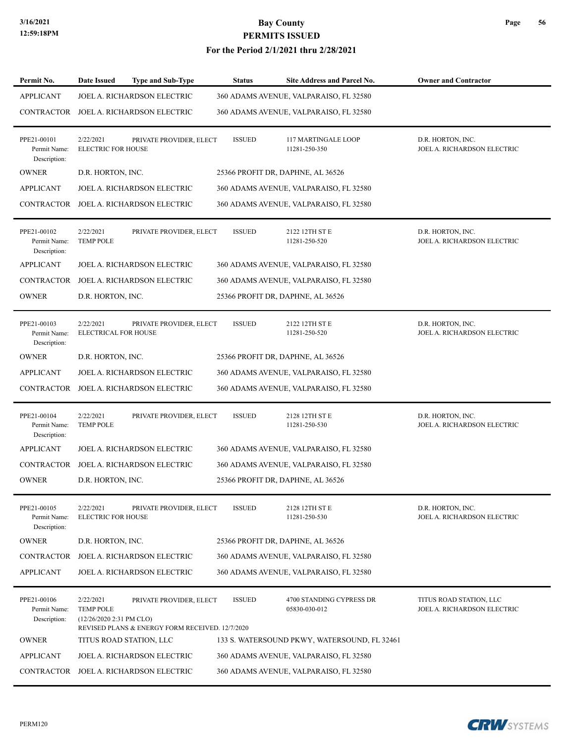| Permit No. | Date Issued | Type and Sub-Type | Status | Site Address and Parcel No. | Owner and Contractor |
|---|---|---|---|---|---|
| APPLICANT | JOEL A. RICHARDSON ELECTRIC | | 360 ADAMS AVENUE, VALPARAISO, FL 32580 | | |
| CONTRACTOR | JOEL A. RICHARDSON ELECTRIC | | 360 ADAMS AVENUE, VALPARAISO, FL 32580 | | |
| PPE21-00101 | 2/22/2021 | PRIVATE PROVIDER, ELECT | ISSUED | 117 MARTINGALE LOOP | D.R. HORTON, INC. |
| Permit Name: | ELECTRIC FOR HOUSE | | | 11281-250-350 | JOEL A. RICHARDSON ELECTRIC |
| Description: | | | | | |
| OWNER | D.R. HORTON, INC. | | 25366 PROFIT DR, DAPHNE, AL 36526 | | |
| APPLICANT | JOEL A. RICHARDSON ELECTRIC | | 360 ADAMS AVENUE, VALPARAISO, FL 32580 | | |
| CONTRACTOR | JOEL A. RICHARDSON ELECTRIC | | 360 ADAMS AVENUE, VALPARAISO, FL 32580 | | |
| PPE21-00102 | 2/22/2021 | PRIVATE PROVIDER, ELECT | ISSUED | 2122 12TH ST E | D.R. HORTON, INC. |
| Permit Name: | TEMP POLE | | | 11281-250-520 | JOEL A. RICHARDSON ELECTRIC |
| Description: | | | | | |
| APPLICANT | JOEL A. RICHARDSON ELECTRIC | | 360 ADAMS AVENUE, VALPARAISO, FL 32580 | | |
| CONTRACTOR | JOEL A. RICHARDSON ELECTRIC | | 360 ADAMS AVENUE, VALPARAISO, FL 32580 | | |
| OWNER | D.R. HORTON, INC. | | 25366 PROFIT DR, DAPHNE, AL 36526 | | |
| PPE21-00103 | 2/22/2021 | PRIVATE PROVIDER, ELECT | ISSUED | 2122 12TH ST E | D.R. HORTON, INC. |
| Permit Name: | ELECTRICAL FOR HOUSE | | | 11281-250-520 | JOEL A. RICHARDSON ELECTRIC |
| Description: | | | | | |
| OWNER | D.R. HORTON, INC. | | 25366 PROFIT DR, DAPHNE, AL 36526 | | |
| APPLICANT | JOEL A. RICHARDSON ELECTRIC | | 360 ADAMS AVENUE, VALPARAISO, FL 32580 | | |
| CONTRACTOR | JOEL A. RICHARDSON ELECTRIC | | 360 ADAMS AVENUE, VALPARAISO, FL 32580 | | |
| PPE21-00104 | 2/22/2021 | PRIVATE PROVIDER, ELECT | ISSUED | 2128 12TH ST E | D.R. HORTON, INC. |
| Permit Name: | TEMP POLE | | | 11281-250-530 | JOEL A. RICHARDSON ELECTRIC |
| Description: | | | | | |
| APPLICANT | JOEL A. RICHARDSON ELECTRIC | | 360 ADAMS AVENUE, VALPARAISO, FL 32580 | | |
| CONTRACTOR | JOEL A. RICHARDSON ELECTRIC | | 360 ADAMS AVENUE, VALPARAISO, FL 32580 | | |
| OWNER | D.R. HORTON, INC. | | 25366 PROFIT DR, DAPHNE, AL 36526 | | |
| PPE21-00105 | 2/22/2021 | PRIVATE PROVIDER, ELECT | ISSUED | 2128 12TH ST E | D.R. HORTON, INC. |
| Permit Name: | ELECTRIC FOR HOUSE | | | 11281-250-530 | JOEL A. RICHARDSON ELECTRIC |
| Description: | | | | | |
| OWNER | D.R. HORTON, INC. | | 25366 PROFIT DR, DAPHNE, AL 36526 | | |
| CONTRACTOR | JOEL A. RICHARDSON ELECTRIC | | 360 ADAMS AVENUE, VALPARAISO, FL 32580 | | |
| APPLICANT | JOEL A. RICHARDSON ELECTRIC | | 360 ADAMS AVENUE, VALPARAISO, FL 32580 | | |
| PPE21-00106 | 2/22/2021 | PRIVATE PROVIDER, ELECT | ISSUED | 4700 STANDING CYPRESS DR | TITUS ROAD STATION, LLC |
| Permit Name: | TEMP POLE | | | 05830-030-012 | JOEL A. RICHARDSON ELECTRIC |
| Description: | (12/26/2020 2:31 PM CLO) REVISED PLANS & ENERGY FORM RECEIVED. 12/7/2020 | | | | |
| OWNER | TITUS ROAD STATION, LLC | | 133 S. WATERSOUND PKWY, WATERSOUND, FL 32461 | | |
| APPLICANT | JOEL A. RICHARDSON ELECTRIC | | 360 ADAMS AVENUE, VALPARAISO, FL 32580 | | |
| CONTRACTOR | JOEL A. RICHARDSON ELECTRIC | | 360 ADAMS AVENUE, VALPARAISO, FL 32580 | | |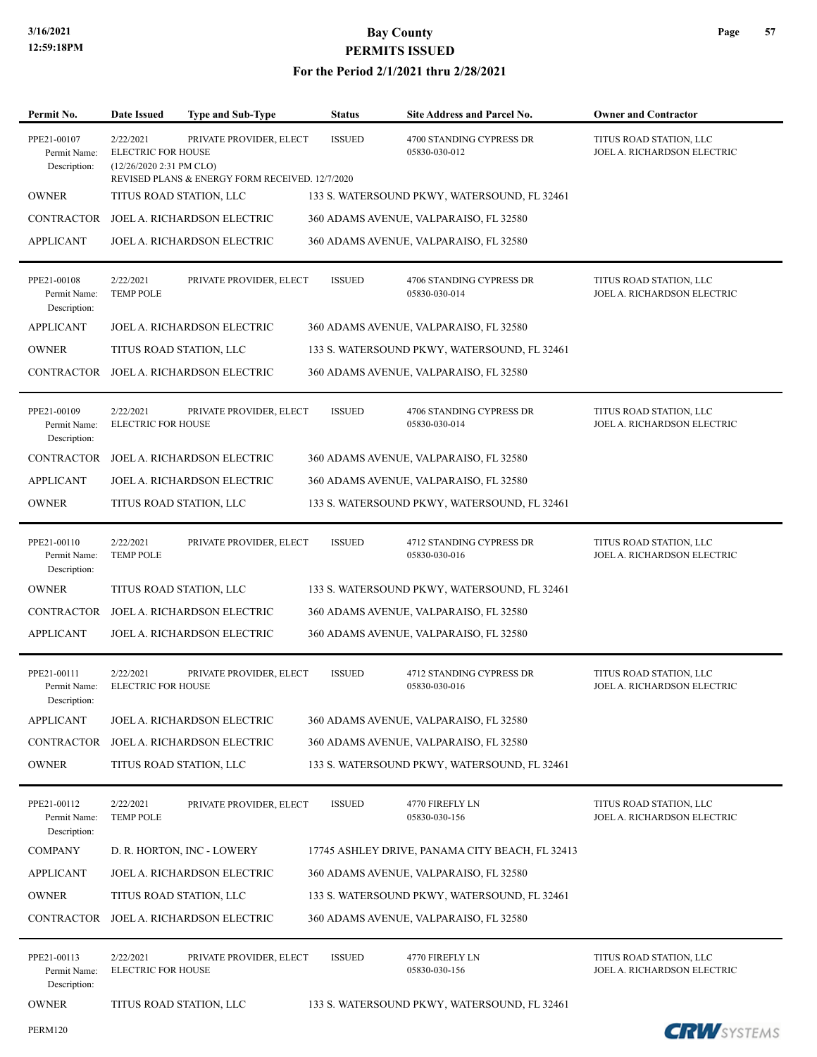| Permit No. | Date Issued | Type and Sub-Type | Status | Site Address and Parcel No. | Owner and Contractor |
|---|---|---|---|---|---|
| PPE21-00107 | 2/22/2021 | PRIVATE PROVIDER, ELECT | ISSUED | 4700 STANDING CYPRESS DR | TITUS ROAD STATION, LLC |
| Permit Name: | ELECTRIC FOR HOUSE | | | 05830-030-012 | JOEL A. RICHARDSON ELECTRIC |
| Description: | (12/26/2020 2:31 PM CLO) REVISED PLANS & ENERGY FORM RECEIVED. 12/7/2020 | | | | |
| OWNER | TITUS ROAD STATION, LLC | | 133 S. WATERSOUND PKWY, WATERSOUND, FL 32461 | | |
| CONTRACTOR | JOEL A. RICHARDSON ELECTRIC | | 360 ADAMS AVENUE, VALPARAISO, FL 32580 | | |
| APPLICANT | JOEL A. RICHARDSON ELECTRIC | | 360 ADAMS AVENUE, VALPARAISO, FL 32580 | | |
| PPE21-00108 | 2/22/2021 | PRIVATE PROVIDER, ELECT | ISSUED | 4706 STANDING CYPRESS DR | TITUS ROAD STATION, LLC |
| Permit Name: | TEMP POLE | | | 05830-030-014 | JOEL A. RICHARDSON ELECTRIC |
| Description: | | | | | |
| APPLICANT | JOEL A. RICHARDSON ELECTRIC | | 360 ADAMS AVENUE, VALPARAISO, FL 32580 | | |
| OWNER | TITUS ROAD STATION, LLC | | 133 S. WATERSOUND PKWY, WATERSOUND, FL 32461 | | |
| CONTRACTOR | JOEL A. RICHARDSON ELECTRIC | | 360 ADAMS AVENUE, VALPARAISO, FL 32580 | | |
| PPE21-00109 | 2/22/2021 | PRIVATE PROVIDER, ELECT | ISSUED | 4706 STANDING CYPRESS DR | TITUS ROAD STATION, LLC |
| Permit Name: | ELECTRIC FOR HOUSE | | | 05830-030-014 | JOEL A. RICHARDSON ELECTRIC |
| Description: | | | | | |
| CONTRACTOR | JOEL A. RICHARDSON ELECTRIC | | 360 ADAMS AVENUE, VALPARAISO, FL 32580 | | |
| APPLICANT | JOEL A. RICHARDSON ELECTRIC | | 360 ADAMS AVENUE, VALPARAISO, FL 32580 | | |
| OWNER | TITUS ROAD STATION, LLC | | 133 S. WATERSOUND PKWY, WATERSOUND, FL 32461 | | |
| PPE21-00110 | 2/22/2021 | PRIVATE PROVIDER, ELECT | ISSUED | 4712 STANDING CYPRESS DR | TITUS ROAD STATION, LLC |
| Permit Name: | TEMP POLE | | | 05830-030-016 | JOEL A. RICHARDSON ELECTRIC |
| Description: | | | | | |
| OWNER | TITUS ROAD STATION, LLC | | 133 S. WATERSOUND PKWY, WATERSOUND, FL 32461 | | |
| CONTRACTOR | JOEL A. RICHARDSON ELECTRIC | | 360 ADAMS AVENUE, VALPARAISO, FL 32580 | | |
| APPLICANT | JOEL A. RICHARDSON ELECTRIC | | 360 ADAMS AVENUE, VALPARAISO, FL 32580 | | |
| PPE21-00111 | 2/22/2021 | PRIVATE PROVIDER, ELECT | ISSUED | 4712 STANDING CYPRESS DR | TITUS ROAD STATION, LLC |
| Permit Name: | ELECTRIC FOR HOUSE | | | 05830-030-016 | JOEL A. RICHARDSON ELECTRIC |
| Description: | | | | | |
| APPLICANT | JOEL A. RICHARDSON ELECTRIC | | 360 ADAMS AVENUE, VALPARAISO, FL 32580 | | |
| CONTRACTOR | JOEL A. RICHARDSON ELECTRIC | | 360 ADAMS AVENUE, VALPARAISO, FL 32580 | | |
| OWNER | TITUS ROAD STATION, LLC | | 133 S. WATERSOUND PKWY, WATERSOUND, FL 32461 | | |
| PPE21-00112 | 2/22/2021 | PRIVATE PROVIDER, ELECT | ISSUED | 4770 FIREFLY LN | TITUS ROAD STATION, LLC |
| Permit Name: | TEMP POLE | | | 05830-030-156 | JOEL A. RICHARDSON ELECTRIC |
| Description: | | | | | |
| COMPANY | D. R. HORTON, INC - LOWERY | | 17745 ASHLEY DRIVE, PANAMA CITY BEACH, FL 32413 | | |
| APPLICANT | JOEL A. RICHARDSON ELECTRIC | | 360 ADAMS AVENUE, VALPARAISO, FL 32580 | | |
| OWNER | TITUS ROAD STATION, LLC | | 133 S. WATERSOUND PKWY, WATERSOUND, FL 32461 | | |
| CONTRACTOR | JOEL A. RICHARDSON ELECTRIC | | 360 ADAMS AVENUE, VALPARAISO, FL 32580 | | |
| PPE21-00113 | 2/22/2021 | PRIVATE PROVIDER, ELECT | ISSUED | 4770 FIREFLY LN | TITUS ROAD STATION, LLC |
| Permit Name: | ELECTRIC FOR HOUSE | | | 05830-030-156 | JOEL A. RICHARDSON ELECTRIC |
| Description: | | | | | |
| OWNER | TITUS ROAD STATION, LLC | | 133 S. WATERSOUND PKWY, WATERSOUND, FL 32461 | | |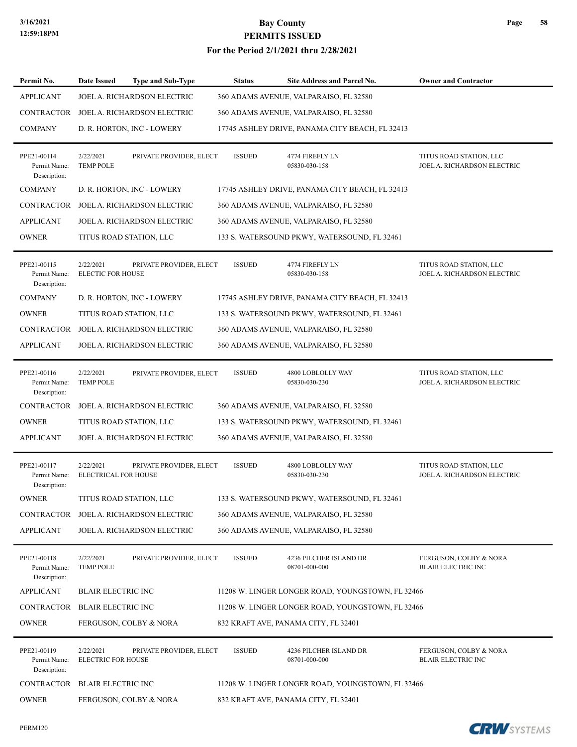# Bay County
## PERMITS ISSUED
### For the Period 2/1/2021 thru 2/28/2021

| Permit No. | Date Issued | Type and Sub-Type | Status | Site Address and Parcel No. | Owner and Contractor |
|---|---|---|---|---|---|
| APPLICANT | JOEL A. RICHARDSON ELECTRIC | | 360 ADAMS AVENUE, VALPARAISO, FL 32580 | | |
| CONTRACTOR | JOEL A. RICHARDSON ELECTRIC | | 360 ADAMS AVENUE, VALPARAISO, FL 32580 | | |
| COMPANY | D. R. HORTON, INC - LOWERY | | 17745 ASHLEY DRIVE, PANAMA CITY BEACH, FL 32413 | | |
| PPE21-00114<br>Permit Name: TEMP POLE<br>Description: | 2/22/2021 | PRIVATE PROVIDER, ELECT | ISSUED | 4774 FIREFLY LN<br>05830-030-158 | TITUS ROAD STATION, LLC<br>JOEL A. RICHARDSON ELECTRIC |
| COMPANY | D. R. HORTON, INC - LOWERY | | 17745 ASHLEY DRIVE, PANAMA CITY BEACH, FL 32413 | | |
| CONTRACTOR | JOEL A. RICHARDSON ELECTRIC | | 360 ADAMS AVENUE, VALPARAISO, FL 32580 | | |
| APPLICANT | JOEL A. RICHARDSON ELECTRIC | | 360 ADAMS AVENUE, VALPARAISO, FL 32580 | | |
| OWNER | TITUS ROAD STATION, LLC | | 133 S. WATERSOUND PKWY, WATERSOUND, FL 32461 | | |
| PPE21-00115<br>Permit Name: ELECTIC FOR HOUSE<br>Description: | 2/22/2021 | PRIVATE PROVIDER, ELECT | ISSUED | 4774 FIREFLY LN<br>05830-030-158 | TITUS ROAD STATION, LLC<br>JOEL A. RICHARDSON ELECTRIC |
| COMPANY | D. R. HORTON, INC - LOWERY | | 17745 ASHLEY DRIVE, PANAMA CITY BEACH, FL 32413 | | |
| OWNER | TITUS ROAD STATION, LLC | | 133 S. WATERSOUND PKWY, WATERSOUND, FL 32461 | | |
| CONTRACTOR | JOEL A. RICHARDSON ELECTRIC | | 360 ADAMS AVENUE, VALPARAISO, FL 32580 | | |
| APPLICANT | JOEL A. RICHARDSON ELECTRIC | | 360 ADAMS AVENUE, VALPARAISO, FL 32580 | | |
| PPE21-00116<br>Permit Name: TEMP POLE<br>Description: | 2/22/2021 | PRIVATE PROVIDER, ELECT | ISSUED | 4800 LOBLOLLY WAY<br>05830-030-230 | TITUS ROAD STATION, LLC<br>JOEL A. RICHARDSON ELECTRIC |
| CONTRACTOR | JOEL A. RICHARDSON ELECTRIC | | 360 ADAMS AVENUE, VALPARAISO, FL 32580 | | |
| OWNER | TITUS ROAD STATION, LLC | | 133 S. WATERSOUND PKWY, WATERSOUND, FL 32461 | | |
| APPLICANT | JOEL A. RICHARDSON ELECTRIC | | 360 ADAMS AVENUE, VALPARAISO, FL 32580 | | |
| PPE21-00117<br>Permit Name: ELECTRICAL FOR HOUSE<br>Description: | 2/22/2021 | PRIVATE PROVIDER, ELECT | ISSUED | 4800 LOBLOLLY WAY<br>05830-030-230 | TITUS ROAD STATION, LLC<br>JOEL A. RICHARDSON ELECTRIC |
| OWNER | TITUS ROAD STATION, LLC | | 133 S. WATERSOUND PKWY, WATERSOUND, FL 32461 | | |
| CONTRACTOR | JOEL A. RICHARDSON ELECTRIC | | 360 ADAMS AVENUE, VALPARAISO, FL 32580 | | |
| APPLICANT | JOEL A. RICHARDSON ELECTRIC | | 360 ADAMS AVENUE, VALPARAISO, FL 32580 | | |
| PPE21-00118<br>Permit Name: TEMP POLE<br>Description: | 2/22/2021 | PRIVATE PROVIDER, ELECT | ISSUED | 4236 PILCHER ISLAND DR<br>08701-000-000 | FERGUSON, COLBY & NORA<br>BLAIR ELECTRIC INC |
| APPLICANT | BLAIR ELECTRIC INC | | 11208 W. LINGER LONGER ROAD, YOUNGSTOWN, FL 32466 | | |
| CONTRACTOR | BLAIR ELECTRIC INC | | 11208 W. LINGER LONGER ROAD, YOUNGSTOWN, FL 32466 | | |
| OWNER | FERGUSON, COLBY & NORA | | 832 KRAFT AVE, PANAMA CITY, FL 32401 | | |
| PPE21-00119<br>Permit Name: ELECTRIC FOR HOUSE<br>Description: | 2/22/2021 | PRIVATE PROVIDER, ELECT | ISSUED | 4236 PILCHER ISLAND DR<br>08701-000-000 | FERGUSON, COLBY & NORA<br>BLAIR ELECTRIC INC |
| CONTRACTOR | BLAIR ELECTRIC INC | | 11208 W. LINGER LONGER ROAD, YOUNGSTOWN, FL 32466 | | |
| OWNER | FERGUSON, COLBY & NORA | | 832 KRAFT AVE, PANAMA CITY, FL 32401 | | |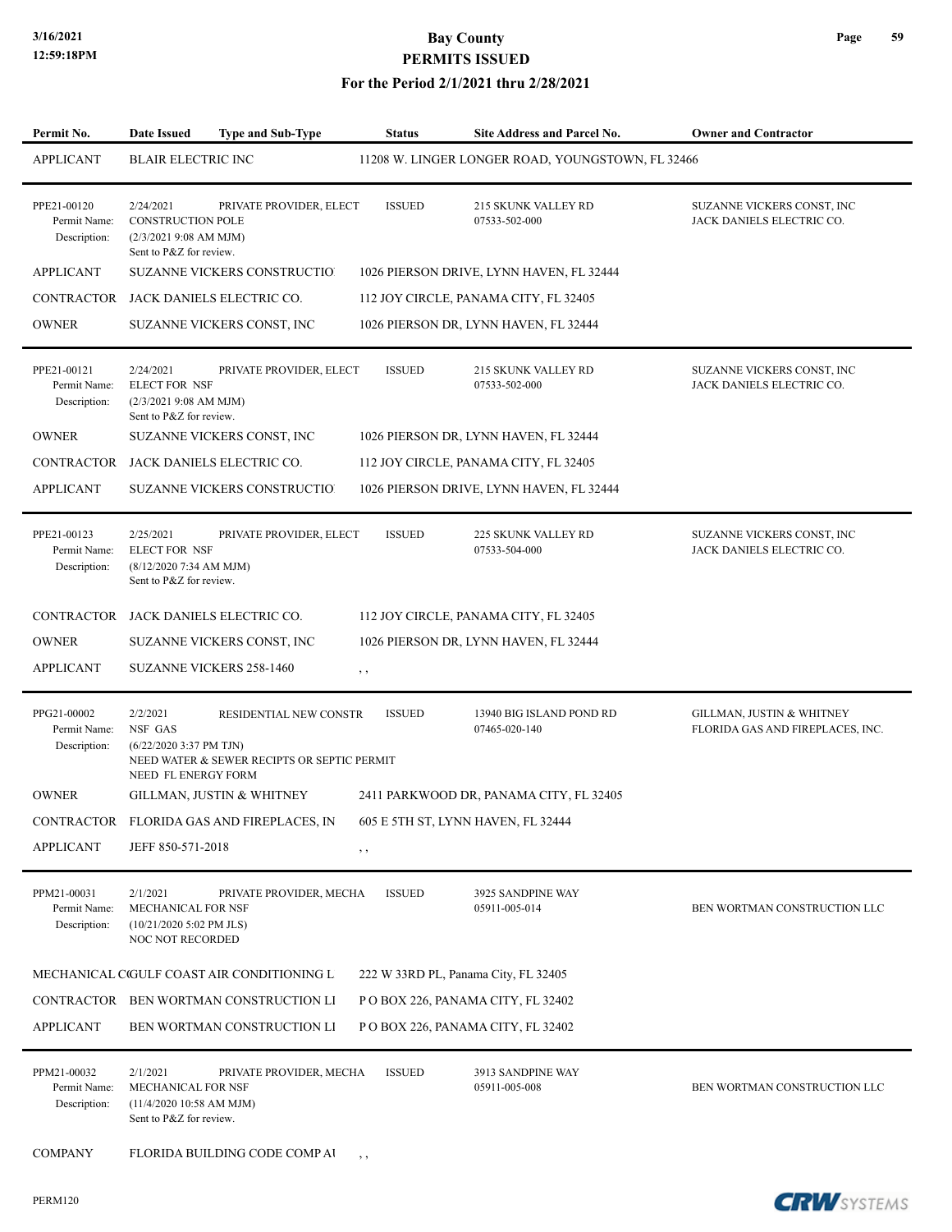# Bay County
## PERMITS ISSUED
### For the Period 2/1/2021 thru 2/28/2021

| Permit No. | Date Issued | Type and Sub-Type | Status | Site Address and Parcel No. | Owner and Contractor |
|---|---|---|---|---|---|
| APPLICANT | BLAIR ELECTRIC INC | | 11208 W. LINGER LONGER ROAD, YOUNGSTOWN, FL 32466 | | |
| PPE21-00120 | 2/24/2021 | PRIVATE PROVIDER, ELECT | ISSUED | 215 SKUNK VALLEY RD 07533-502-000 | SUZANNE VICKERS CONST, INC JACK DANIELS ELECTRIC CO. |
| Permit Name: | CONSTRUCTION POLE | | | | |
| Description: | (2/3/2021 9:08 AM MJM) Sent to P&Z for review. | | | | |
| APPLICANT | SUZANNE VICKERS CONSTRUCTIO | | 1026 PIERSON DRIVE, LYNN HAVEN, FL 32444 | | |
| CONTRACTOR | JACK DANIELS ELECTRIC CO. | | 112 JOY CIRCLE, PANAMA CITY, FL 32405 | | |
| OWNER | SUZANNE VICKERS CONST, INC | | 1026 PIERSON DR, LYNN HAVEN, FL 32444 | | |
| PPE21-00121 | 2/24/2021 | PRIVATE PROVIDER, ELECT | ISSUED | 215 SKUNK VALLEY RD 07533-502-000 | SUZANNE VICKERS CONST, INC JACK DANIELS ELECTRIC CO. |
| Permit Name: | ELECT FOR NSF | | | | |
| Description: | (2/3/2021 9:08 AM MJM) Sent to P&Z for review. | | | | |
| OWNER | SUZANNE VICKERS CONST, INC | | 1026 PIERSON DR, LYNN HAVEN, FL 32444 | | |
| CONTRACTOR | JACK DANIELS ELECTRIC CO. | | 112 JOY CIRCLE, PANAMA CITY, FL 32405 | | |
| APPLICANT | SUZANNE VICKERS CONSTRUCTIO | | 1026 PIERSON DRIVE, LYNN HAVEN, FL 32444 | | |
| PPE21-00123 | 2/25/2021 | PRIVATE PROVIDER, ELECT | ISSUED | 225 SKUNK VALLEY RD 07533-504-000 | SUZANNE VICKERS CONST, INC JACK DANIELS ELECTRIC CO. |
| Permit Name: | ELECT FOR NSF | | | | |
| Description: | (8/12/2020 7:34 AM MJM) Sent to P&Z for review. | | | | |
| CONTRACTOR | JACK DANIELS ELECTRIC CO. | | 112 JOY CIRCLE, PANAMA CITY, FL 32405 | | |
| OWNER | SUZANNE VICKERS CONST, INC | | 1026 PIERSON DR, LYNN HAVEN, FL 32444 | | |
| APPLICANT | SUZANNE VICKERS 258-1460 | | , , | | |
| PPG21-00002 | 2/2/2021 | RESIDENTIAL NEW CONSTR | ISSUED | 13940 BIG ISLAND POND RD 07465-020-140 | GILLMAN, JUSTIN & WHITNEY FLORIDA GAS AND FIREPLACES, INC. |
| Permit Name: | NSF GAS | | | | |
| Description: | (6/22/2020 3:37 PM TJN) NEED WATER & SEWER RECIPTS OR SEPTIC PERMIT NEED FL ENERGY FORM | | | | |
| OWNER | GILLMAN, JUSTIN & WHITNEY | | 2411 PARKWOOD DR, PANAMA CITY, FL 32405 | | |
| CONTRACTOR | FLORIDA GAS AND FIREPLACES, IN | | 605 E 5TH ST, LYNN HAVEN, FL 32444 | | |
| APPLICANT | JEFF 850-571-2018 | | , , | | |
| PPM21-00031 | 2/1/2021 | PRIVATE PROVIDER, MECHA | ISSUED | 3925 SANDPINE WAY 05911-005-014 | BEN WORTMAN CONSTRUCTION LLC |
| Permit Name: | MECHANICAL FOR NSF | | | | |
| Description: | (10/21/2020 5:02 PM JLS) NOC NOT RECORDED | | | | |
| MECHANICAL C | GULF COAST AIR CONDITIONING L | | 222 W 33RD PL, Panama City, FL 32405 | | |
| CONTRACTOR | BEN WORTMAN CONSTRUCTION LI | | P O BOX 226, PANAMA CITY, FL 32402 | | |
| APPLICANT | BEN WORTMAN CONSTRUCTION LI | | P O BOX 226, PANAMA CITY, FL 32402 | | |
| PPM21-00032 | 2/1/2021 | PRIVATE PROVIDER, MECHA | ISSUED | 3913 SANDPINE WAY 05911-005-008 | BEN WORTMAN CONSTRUCTION LLC |
| Permit Name: | MECHANICAL FOR NSF | | | | |
| Description: | (11/4/2020 10:58 AM MJM) Sent to P&Z for review. | | | | |
| COMPANY | FLORIDA BUILDING CODE COMP AI | | , , | | |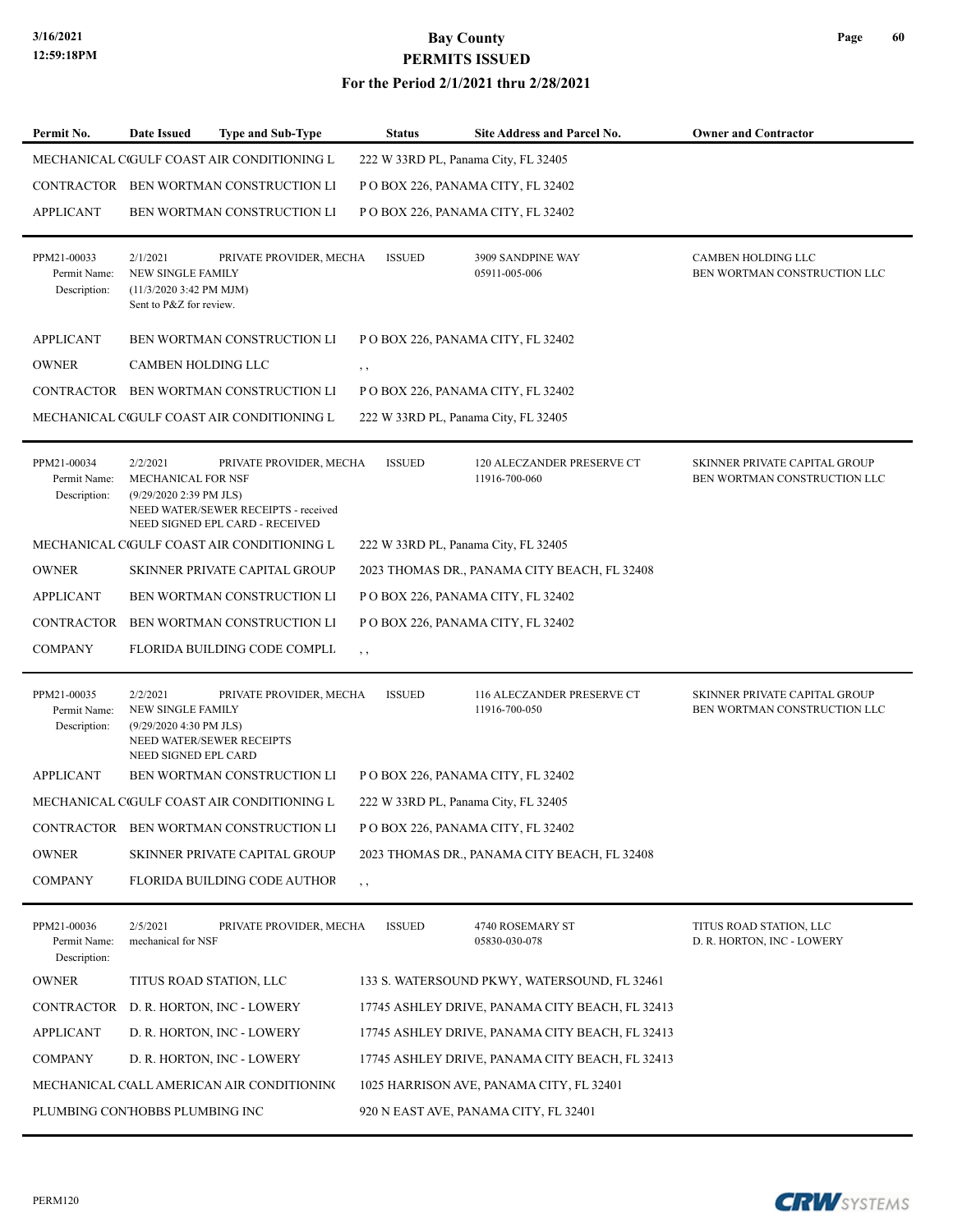| Permit No. | Date Issued | Type and Sub-Type | Status | Site Address and Parcel No. | Owner and Contractor |
|---|---|---|---|---|---|
| MECHANICAL C | GULF COAST AIR CONDITIONING L | | 222 W 33RD PL, Panama City, FL 32405 | | |
| CONTRACTOR | BEN WORTMAN CONSTRUCTION LI | | P O BOX 226, PANAMA CITY, FL 32402 | | |
| APPLICANT | BEN WORTMAN CONSTRUCTION LI | | P O BOX 226, PANAMA CITY, FL 32402 | | |
| PPM21-00033<br>Permit Name:<br>Description: | 2/1/2021<br>NEW SINGLE FAMILY<br>(11/3/2020 3:42 PM MJM)<br>Sent to P&Z for review. | PRIVATE PROVIDER, MECHA | ISSUED | 3909 SANDPINE WAY<br>05911-005-006 | CAMBEN HOLDING LLC<br>BEN WORTMAN CONSTRUCTION LLC |
| APPLICANT | BEN WORTMAN CONSTRUCTION LI | | P O BOX 226, PANAMA CITY, FL 32402 | | |
| OWNER | CAMBEN HOLDING LLC | | , , | | |
| CONTRACTOR | BEN WORTMAN CONSTRUCTION LI | | P O BOX 226, PANAMA CITY, FL 32402 | | |
| MECHANICAL C | GULF COAST AIR CONDITIONING L | | 222 W 33RD PL, Panama City, FL 32405 | | |
| PPM21-00034<br>Permit Name:<br>Description: | 2/2/2021<br>MECHANICAL FOR NSF<br>(9/29/2020 2:39 PM JLS)<br>NEED WATER/SEWER RECEIPTS - received<br>NEED SIGNED EPL CARD - RECEIVED | PRIVATE PROVIDER, MECHA | ISSUED | 120 ALECZANDER PRESERVE CT<br>11916-700-060 | SKINNER PRIVATE CAPITAL GROUP<br>BEN WORTMAN CONSTRUCTION LLC |
| MECHANICAL C | GULF COAST AIR CONDITIONING L | | 222 W 33RD PL, Panama City, FL 32405 | | |
| OWNER | SKINNER PRIVATE CAPITAL GROUP | | 2023 THOMAS DR., PANAMA CITY BEACH, FL 32408 | | |
| APPLICANT | BEN WORTMAN CONSTRUCTION LI | | P O BOX 226, PANAMA CITY, FL 32402 | | |
| CONTRACTOR | BEN WORTMAN CONSTRUCTION LI | | P O BOX 226, PANAMA CITY, FL 32402 | | |
| COMPANY | FLORIDA BUILDING CODE COMPLI. | | , , | | |
| PPM21-00035<br>Permit Name:<br>Description: | 2/2/2021<br>NEW SINGLE FAMILY<br>(9/29/2020 4:30 PM JLS)<br>NEED WATER/SEWER RECEIPTS<br>NEED SIGNED EPL CARD | PRIVATE PROVIDER, MECHA | ISSUED | 116 ALECZANDER PRESERVE CT<br>11916-700-050 | SKINNER PRIVATE CAPITAL GROUP<br>BEN WORTMAN CONSTRUCTION LLC |
| APPLICANT | BEN WORTMAN CONSTRUCTION LI | | P O BOX 226, PANAMA CITY, FL 32402 | | |
| MECHANICAL C | GULF COAST AIR CONDITIONING L | | 222 W 33RD PL, Panama City, FL 32405 | | |
| CONTRACTOR | BEN WORTMAN CONSTRUCTION LI | | P O BOX 226, PANAMA CITY, FL 32402 | | |
| OWNER | SKINNER PRIVATE CAPITAL GROUP | | 2023 THOMAS DR., PANAMA CITY BEACH, FL 32408 | | |
| COMPANY | FLORIDA BUILDING CODE AUTHOR | | , , | | |
| PPM21-00036<br>Permit Name:<br>Description: | 2/5/2021<br>mechanical for NSF | PRIVATE PROVIDER, MECHA | ISSUED | 4740 ROSEMARY ST<br>05830-030-078 | TITUS ROAD STATION, LLC<br>D. R. HORTON, INC - LOWERY |
| OWNER | TITUS ROAD STATION, LLC | | 133 S. WATERSOUND PKWY, WATERSOUND, FL 32461 | | |
| CONTRACTOR | D. R. HORTON, INC - LOWERY | | 17745 ASHLEY DRIVE, PANAMA CITY BEACH, FL 32413 | | |
| APPLICANT | D. R. HORTON, INC - LOWERY | | 17745 ASHLEY DRIVE, PANAMA CITY BEACH, FL 32413 | | |
| COMPANY | D. R. HORTON, INC - LOWERY | | 17745 ASHLEY DRIVE, PANAMA CITY BEACH, FL 32413 | | |
| MECHANICAL C | ALL AMERICAN AIR CONDITIONING | | 1025 HARRISON AVE, PANAMA CITY, FL 32401 | | |
| PLUMBING CON | HOBBS PLUMBING INC | | 920 N EAST AVE, PANAMA CITY, FL 32401 | | |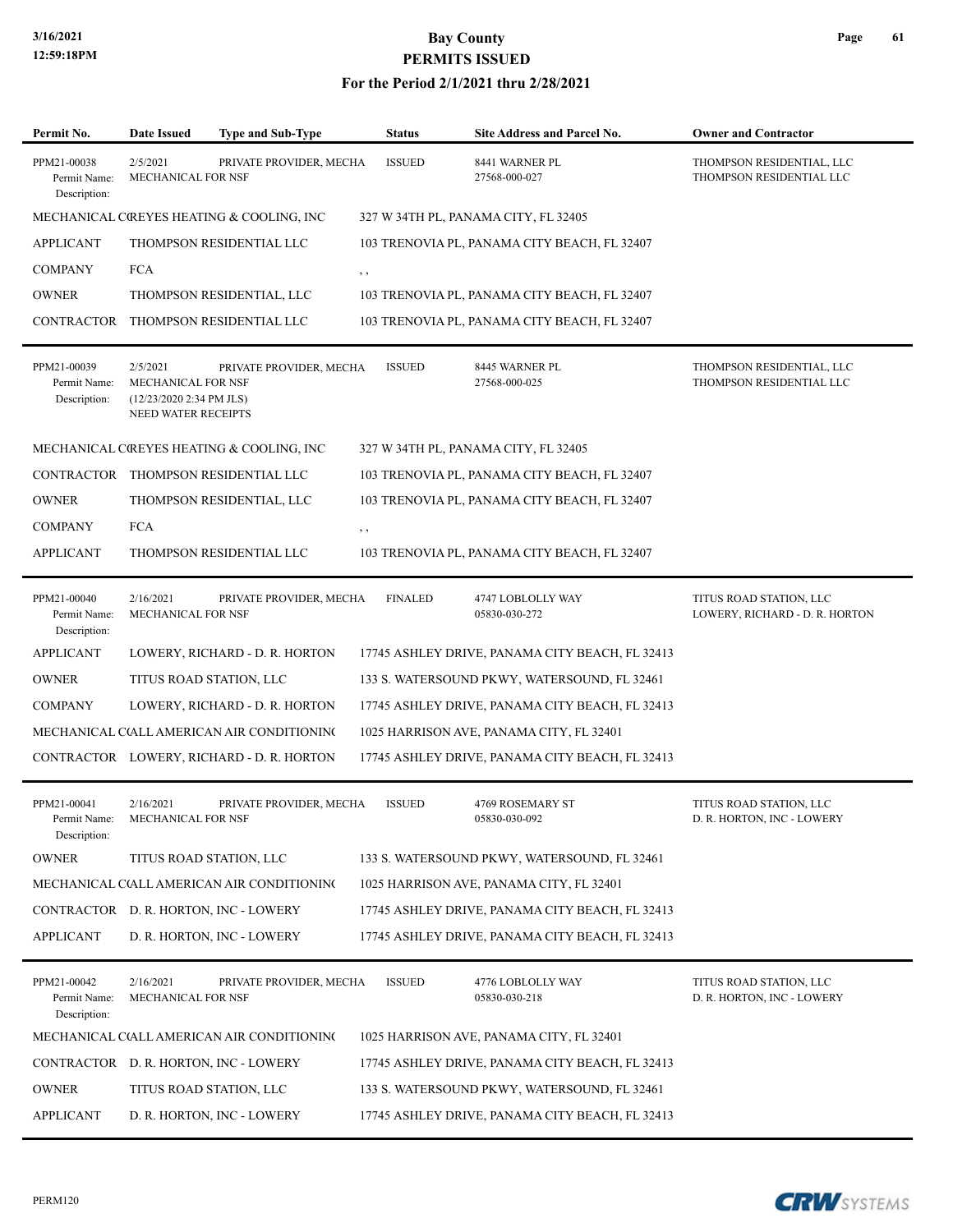# Bay County
## PERMITS ISSUED
### For the Period 2/1/2021 thru 2/28/2021

| Permit No. | Date Issued | Type and Sub-Type | Status | Site Address and Parcel No. | Owner and Contractor |
|---|---|---|---|---|---|
| PPM21-00038<br>Permit Name:<br>Description: | 2/5/2021<br>MECHANICAL FOR NSF | PRIVATE PROVIDER, MECHA | ISSUED | 8441 WARNER PL<br>27568-000-027 | THOMPSON RESIDENTIAL, LLC<br>THOMPSON RESIDENTIAL LLC |

| Role | Name | Address |
|---|---|---|
| MECHANICAL C( | REYES HEATING & COOLING, INC | 327 W 34TH PL, PANAMA CITY, FL 32405 |
| APPLICANT | THOMPSON RESIDENTIAL LLC | 103 TRENOVIA PL, PANAMA CITY BEACH, FL 32407 |
| COMPANY | FCA | , , |
| OWNER | THOMPSON RESIDENTIAL, LLC | 103 TRENOVIA PL, PANAMA CITY BEACH, FL 32407 |
| CONTRACTOR | THOMPSON RESIDENTIAL LLC | 103 TRENOVIA PL, PANAMA CITY BEACH, FL 32407 |

| Permit No. | Date Issued | Type and Sub-Type | Status | Site Address and Parcel No. | Owner and Contractor |
|---|---|---|---|---|---|
| PPM21-00039<br>Permit Name:<br>Description: | 2/5/2021<br>MECHANICAL FOR NSF<br>(12/23/2020 2:34 PM JLS)<br>NEED WATER RECEIPTS | PRIVATE PROVIDER, MECHA | ISSUED | 8445 WARNER PL<br>27568-000-025 | THOMPSON RESIDENTIAL, LLC<br>THOMPSON RESIDENTIAL LLC |

| Role | Name | Address |
|---|---|---|
| MECHANICAL C( | REYES HEATING & COOLING, INC | 327 W 34TH PL, PANAMA CITY, FL 32405 |
| CONTRACTOR | THOMPSON RESIDENTIAL LLC | 103 TRENOVIA PL, PANAMA CITY BEACH, FL 32407 |
| OWNER | THOMPSON RESIDENTIAL, LLC | 103 TRENOVIA PL, PANAMA CITY BEACH, FL 32407 |
| COMPANY | FCA | , , |
| APPLICANT | THOMPSON RESIDENTIAL LLC | 103 TRENOVIA PL, PANAMA CITY BEACH, FL 32407 |

| Permit No. | Date Issued | Type and Sub-Type | Status | Site Address and Parcel No. | Owner and Contractor |
|---|---|---|---|---|---|
| PPM21-00040<br>Permit Name:<br>Description: | 2/16/2021<br>MECHANICAL FOR NSF | PRIVATE PROVIDER, MECHA | FINALED | 4747 LOBLOLLY WAY<br>05830-030-272 | TITUS ROAD STATION, LLC<br>LOWERY, RICHARD - D. R. HORTON |

| Role | Name | Address |
|---|---|---|
| APPLICANT | LOWERY, RICHARD - D. R. HORTON | 17745 ASHLEY DRIVE, PANAMA CITY BEACH, FL 32413 |
| OWNER | TITUS ROAD STATION, LLC | 133 S. WATERSOUND PKWY, WATERSOUND, FL 32461 |
| COMPANY | LOWERY, RICHARD - D. R. HORTON | 17745 ASHLEY DRIVE, PANAMA CITY BEACH, FL 32413 |
| MECHANICAL C( | ALL AMERICAN AIR CONDITIONIN( | 1025 HARRISON AVE, PANAMA CITY, FL 32401 |
| CONTRACTOR | LOWERY, RICHARD - D. R. HORTON | 17745 ASHLEY DRIVE, PANAMA CITY BEACH, FL 32413 |

| Permit No. | Date Issued | Type and Sub-Type | Status | Site Address and Parcel No. | Owner and Contractor |
|---|---|---|---|---|---|
| PPM21-00041<br>Permit Name:<br>Description: | 2/16/2021<br>MECHANICAL FOR NSF | PRIVATE PROVIDER, MECHA | ISSUED | 4769 ROSEMARY ST<br>05830-030-092 | TITUS ROAD STATION, LLC<br>D. R. HORTON, INC - LOWERY |

| Role | Name | Address |
|---|---|---|
| OWNER | TITUS ROAD STATION, LLC | 133 S. WATERSOUND PKWY, WATERSOUND, FL 32461 |
| MECHANICAL C( | ALL AMERICAN AIR CONDITIONIN( | 1025 HARRISON AVE, PANAMA CITY, FL 32401 |
| CONTRACTOR | D. R. HORTON, INC - LOWERY | 17745 ASHLEY DRIVE, PANAMA CITY BEACH, FL 32413 |
| APPLICANT | D. R. HORTON, INC - LOWERY | 17745 ASHLEY DRIVE, PANAMA CITY BEACH, FL 32413 |

| Permit No. | Date Issued | Type and Sub-Type | Status | Site Address and Parcel No. | Owner and Contractor |
|---|---|---|---|---|---|
| PPM21-00042<br>Permit Name:<br>Description: | 2/16/2021<br>MECHANICAL FOR NSF | PRIVATE PROVIDER, MECHA | ISSUED | 4776 LOBLOLLY WAY<br>05830-030-218 | TITUS ROAD STATION, LLC<br>D. R. HORTON, INC - LOWERY |

| Role | Name | Address |
|---|---|---|
| MECHANICAL C( | ALL AMERICAN AIR CONDITIONIN( | 1025 HARRISON AVE, PANAMA CITY, FL 32401 |
| CONTRACTOR | D. R. HORTON, INC - LOWERY | 17745 ASHLEY DRIVE, PANAMA CITY BEACH, FL 32413 |
| OWNER | TITUS ROAD STATION, LLC | 133 S. WATERSOUND PKWY, WATERSOUND, FL 32461 |
| APPLICANT | D. R. HORTON, INC - LOWERY | 17745 ASHLEY DRIVE, PANAMA CITY BEACH, FL 32413 |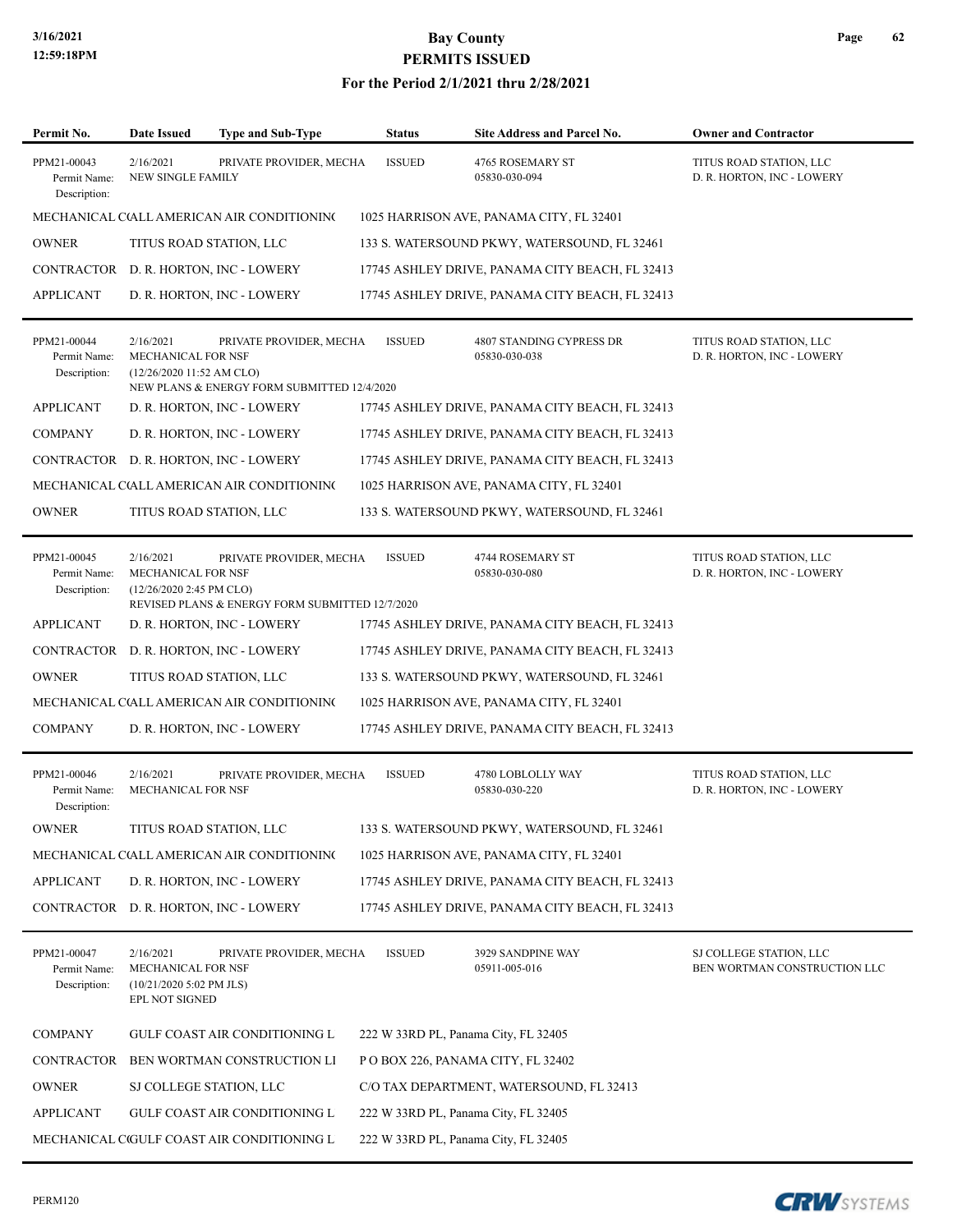# Bay County
## PERMITS ISSUED
### For the Period 2/1/2021 thru 2/28/2021

| Permit No. | Date Issued | Type and Sub-Type | Status | Site Address and Parcel No. | Owner and Contractor |
|---|---|---|---|---|---|
| PPM21-00043 | 2/16/2021 | PRIVATE PROVIDER, MECHA | ISSUED | 4765 ROSEMARY ST | TITUS ROAD STATION, LLC |
| Permit Name: | NEW SINGLE FAMILY | | | 05830-030-094 | D. R. HORTON, INC - LOWERY |
| Description: | | | | | |

MECHANICAL C(ALL AMERICAN AIR CONDITIONIN( — 1025 HARRISON AVE, PANAMA CITY, FL 32401
OWNER — TITUS ROAD STATION, LLC — 133 S. WATERSOUND PKWY, WATERSOUND, FL 32461
CONTRACTOR — D. R. HORTON, INC - LOWERY — 17745 ASHLEY DRIVE, PANAMA CITY BEACH, FL 32413
APPLICANT — D. R. HORTON, INC - LOWERY — 17745 ASHLEY DRIVE, PANAMA CITY BEACH, FL 32413

---

| Permit No. | Date Issued | Type and Sub-Type | Status | Site Address and Parcel No. | Owner and Contractor |
|---|---|---|---|---|---|
| PPM21-00044 | 2/16/2021 | PRIVATE PROVIDER, MECHA | ISSUED | 4807 STANDING CYPRESS DR | TITUS ROAD STATION, LLC |
| Permit Name: | MECHANICAL FOR NSF | | | 05830-030-038 | D. R. HORTON, INC - LOWERY |
| Description: | (12/26/2020 11:52 AM CLO) NEW PLANS & ENERGY FORM SUBMITTED 12/4/2020 | | | | |

APPLICANT — D. R. HORTON, INC - LOWERY — 17745 ASHLEY DRIVE, PANAMA CITY BEACH, FL 32413
COMPANY — D. R. HORTON, INC - LOWERY — 17745 ASHLEY DRIVE, PANAMA CITY BEACH, FL 32413
CONTRACTOR — D. R. HORTON, INC - LOWERY — 17745 ASHLEY DRIVE, PANAMA CITY BEACH, FL 32413
MECHANICAL C(ALL AMERICAN AIR CONDITIONIN( — 1025 HARRISON AVE, PANAMA CITY, FL 32401
OWNER — TITUS ROAD STATION, LLC — 133 S. WATERSOUND PKWY, WATERSOUND, FL 32461

---

| Permit No. | Date Issued | Type and Sub-Type | Status | Site Address and Parcel No. | Owner and Contractor |
|---|---|---|---|---|---|
| PPM21-00045 | 2/16/2021 | PRIVATE PROVIDER, MECHA | ISSUED | 4744 ROSEMARY ST | TITUS ROAD STATION, LLC |
| Permit Name: | MECHANICAL FOR NSF | | | 05830-030-080 | D. R. HORTON, INC - LOWERY |
| Description: | (12/26/2020 2:45 PM CLO) REVISED PLANS & ENERGY FORM SUBMITTED 12/7/2020 | | | | |

APPLICANT — D. R. HORTON, INC - LOWERY — 17745 ASHLEY DRIVE, PANAMA CITY BEACH, FL 32413
CONTRACTOR — D. R. HORTON, INC - LOWERY — 17745 ASHLEY DRIVE, PANAMA CITY BEACH, FL 32413
OWNER — TITUS ROAD STATION, LLC — 133 S. WATERSOUND PKWY, WATERSOUND, FL 32461
MECHANICAL C(ALL AMERICAN AIR CONDITIONIN( — 1025 HARRISON AVE, PANAMA CITY, FL 32401
COMPANY — D. R. HORTON, INC - LOWERY — 17745 ASHLEY DRIVE, PANAMA CITY BEACH, FL 32413

---

| Permit No. | Date Issued | Type and Sub-Type | Status | Site Address and Parcel No. | Owner and Contractor |
|---|---|---|---|---|---|
| PPM21-00046 | 2/16/2021 | PRIVATE PROVIDER, MECHA | ISSUED | 4780 LOBLOLLY WAY | TITUS ROAD STATION, LLC |
| Permit Name: | MECHANICAL FOR NSF | | | 05830-030-220 | D. R. HORTON, INC - LOWERY |
| Description: | | | | | |

OWNER — TITUS ROAD STATION, LLC — 133 S. WATERSOUND PKWY, WATERSOUND, FL 32461
MECHANICAL C(ALL AMERICAN AIR CONDITIONIN( — 1025 HARRISON AVE, PANAMA CITY, FL 32401
APPLICANT — D. R. HORTON, INC - LOWERY — 17745 ASHLEY DRIVE, PANAMA CITY BEACH, FL 32413
CONTRACTOR — D. R. HORTON, INC - LOWERY — 17745 ASHLEY DRIVE, PANAMA CITY BEACH, FL 32413

---

| Permit No. | Date Issued | Type and Sub-Type | Status | Site Address and Parcel No. | Owner and Contractor |
|---|---|---|---|---|---|
| PPM21-00047 | 2/16/2021 | PRIVATE PROVIDER, MECHA | ISSUED | 3929 SANDPINE WAY | SJ COLLEGE STATION, LLC |
| Permit Name: | MECHANICAL FOR NSF | | | 05911-005-016 | BEN WORTMAN CONSTRUCTION LLC |
| Description: | (10/21/2020 5:02 PM JLS) EPL NOT SIGNED | | | | |

COMPANY — GULF COAST AIR CONDITIONING L — 222 W 33RD PL, Panama City, FL 32405
CONTRACTOR — BEN WORTMAN CONSTRUCTION LI — P O BOX 226, PANAMA CITY, FL 32402
OWNER — SJ COLLEGE STATION, LLC — C/O TAX DEPARTMENT, WATERSOUND, FL 32413
APPLICANT — GULF COAST AIR CONDITIONING L — 222 W 33RD PL, Panama City, FL 32405
MECHANICAL C(GULF COAST AIR CONDITIONING L — 222 W 33RD PL, Panama City, FL 32405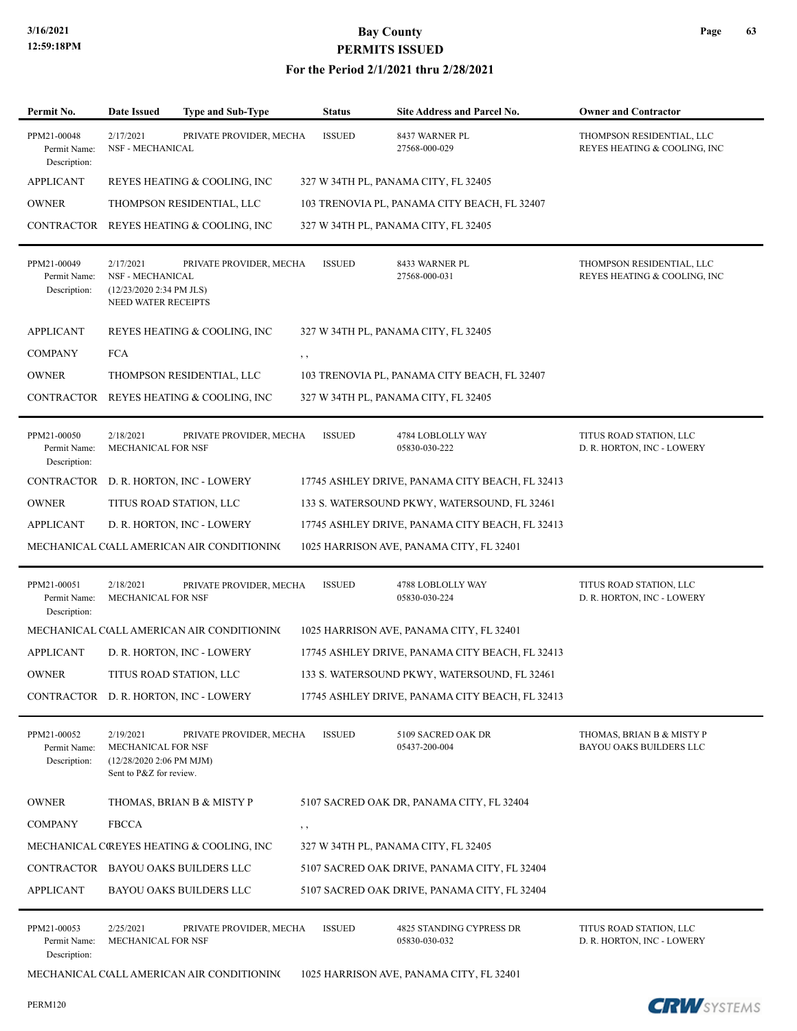# Bay County
## PERMITS ISSUED
### For the Period 2/1/2021 thru 2/28/2021

| Permit No. | Date Issued | Type and Sub-Type | Status | Site Address and Parcel No. | Owner and Contractor |
|---|---|---|---|---|---|
| PPM21-00048 | 2/17/2021 | PRIVATE PROVIDER, MECHA | ISSUED | 8437 WARNER PL<br>27568-000-029 | THOMPSON RESIDENTIAL, LLC<br>REYES HEATING & COOLING, INC |

Permit Name: NSF - MECHANICAL
Description:

| | | |
|---|---|---|
| APPLICANT | REYES HEATING & COOLING, INC | 327 W 34TH PL, PANAMA CITY, FL 32405 |
| OWNER | THOMPSON RESIDENTIAL, LLC | 103 TRENOVIA PL, PANAMA CITY BEACH, FL 32407 |
| CONTRACTOR | REYES HEATING & COOLING, INC | 327 W 34TH PL, PANAMA CITY, FL 32405 |

---

| Permit No. | Date Issued | Type and Sub-Type | Status | Site Address and Parcel No. | Owner and Contractor |
|---|---|---|---|---|---|
| PPM21-00049 | 2/17/2021 | PRIVATE PROVIDER, MECHA | ISSUED | 8433 WARNER PL<br>27568-000-031 | THOMPSON RESIDENTIAL, LLC<br>REYES HEATING & COOLING, INC |

Permit Name: NSF - MECHANICAL
Description: (12/23/2020 2:34 PM JLS)
NEED WATER RECEIPTS

| | | |
|---|---|---|
| APPLICANT | REYES HEATING & COOLING, INC | 327 W 34TH PL, PANAMA CITY, FL 32405 |
| COMPANY | FCA | , , |
| OWNER | THOMPSON RESIDENTIAL, LLC | 103 TRENOVIA PL, PANAMA CITY BEACH, FL 32407 |
| CONTRACTOR | REYES HEATING & COOLING, INC | 327 W 34TH PL, PANAMA CITY, FL 32405 |

---

| Permit No. | Date Issued | Type and Sub-Type | Status | Site Address and Parcel No. | Owner and Contractor |
|---|---|---|---|---|---|
| PPM21-00050 | 2/18/2021 | PRIVATE PROVIDER, MECHA | ISSUED | 4784 LOBLOLLY WAY<br>05830-030-222 | TITUS ROAD STATION, LLC<br>D. R. HORTON, INC - LOWERY |

Permit Name: MECHANICAL FOR NSF
Description:

| | | |
|---|---|---|
| CONTRACTOR | D. R. HORTON, INC - LOWERY | 17745 ASHLEY DRIVE, PANAMA CITY BEACH, FL 32413 |
| OWNER | TITUS ROAD STATION, LLC | 133 S. WATERSOUND PKWY, WATERSOUND, FL 32461 |
| APPLICANT | D. R. HORTON, INC - LOWERY | 17745 ASHLEY DRIVE, PANAMA CITY BEACH, FL 32413 |
| MECHANICAL C( | ALL AMERICAN AIR CONDITIONIN( | 1025 HARRISON AVE, PANAMA CITY, FL 32401 |

---

| Permit No. | Date Issued | Type and Sub-Type | Status | Site Address and Parcel No. | Owner and Contractor |
|---|---|---|---|---|---|
| PPM21-00051 | 2/18/2021 | PRIVATE PROVIDER, MECHA | ISSUED | 4788 LOBLOLLY WAY<br>05830-030-224 | TITUS ROAD STATION, LLC<br>D. R. HORTON, INC - LOWERY |

Permit Name: MECHANICAL FOR NSF
Description:

| | | |
|---|---|---|
| MECHANICAL C( | ALL AMERICAN AIR CONDITIONIN( | 1025 HARRISON AVE, PANAMA CITY, FL 32401 |
| APPLICANT | D. R. HORTON, INC - LOWERY | 17745 ASHLEY DRIVE, PANAMA CITY BEACH, FL 32413 |
| OWNER | TITUS ROAD STATION, LLC | 133 S. WATERSOUND PKWY, WATERSOUND, FL 32461 |
| CONTRACTOR | D. R. HORTON, INC - LOWERY | 17745 ASHLEY DRIVE, PANAMA CITY BEACH, FL 32413 |

---

| Permit No. | Date Issued | Type and Sub-Type | Status | Site Address and Parcel No. | Owner and Contractor |
|---|---|---|---|---|---|
| PPM21-00052 | 2/19/2021 | PRIVATE PROVIDER, MECHA | ISSUED | 5109 SACRED OAK DR<br>05437-200-004 | THOMAS, BRIAN B & MISTY P<br>BAYOU OAKS BUILDERS LLC |

Permit Name: MECHANICAL FOR NSF
Description: (12/28/2020 2:06 PM MJM)
Sent to P&Z for review.

| | | |
|---|---|---|
| OWNER | THOMAS, BRIAN B & MISTY P | 5107 SACRED OAK DR, PANAMA CITY, FL 32404 |
| COMPANY | FBCCA | , , |
| MECHANICAL C( | REYES HEATING & COOLING, INC | 327 W 34TH PL, PANAMA CITY, FL 32405 |
| CONTRACTOR | BAYOU OAKS BUILDERS LLC | 5107 SACRED OAK DRIVE, PANAMA CITY, FL 32404 |
| APPLICANT | BAYOU OAKS BUILDERS LLC | 5107 SACRED OAK DRIVE, PANAMA CITY, FL 32404 |

---

| Permit No. | Date Issued | Type and Sub-Type | Status | Site Address and Parcel No. | Owner and Contractor |
|---|---|---|---|---|---|
| PPM21-00053 | 2/25/2021 | PRIVATE PROVIDER, MECHA | ISSUED | 4825 STANDING CYPRESS DR<br>05830-030-032 | TITUS ROAD STATION, LLC<br>D. R. HORTON, INC - LOWERY |

Permit Name: MECHANICAL FOR NSF
Description:

| | | |
|---|---|---|
| MECHANICAL C( | ALL AMERICAN AIR CONDITIONIN( | 1025 HARRISON AVE, PANAMA CITY, FL 32401 |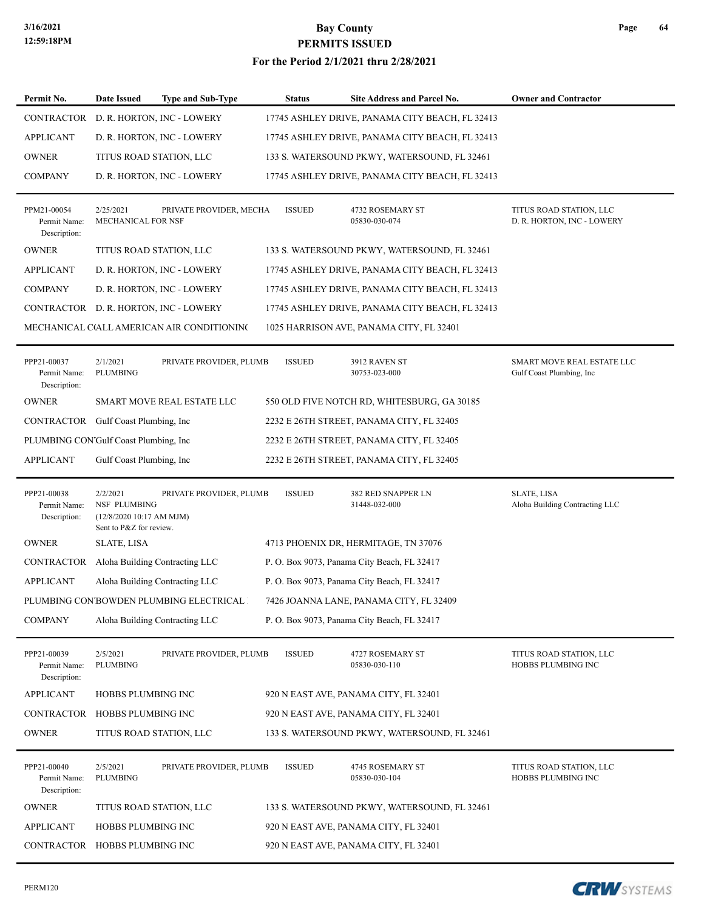| Permit No. | Date Issued | Type and Sub-Type | Status | Site Address and Parcel No. | Owner and Contractor |
|---|---|---|---|---|---|
| CONTRACTOR | D. R. HORTON, INC - LOWERY | | 17745 ASHLEY DRIVE, PANAMA CITY BEACH, FL 32413 | | |
| APPLICANT | D. R. HORTON, INC - LOWERY | | 17745 ASHLEY DRIVE, PANAMA CITY BEACH, FL 32413 | | |
| OWNER | TITUS ROAD STATION, LLC | | 133 S. WATERSOUND PKWY, WATERSOUND, FL 32461 | | |
| COMPANY | D. R. HORTON, INC - LOWERY | | 17745 ASHLEY DRIVE, PANAMA CITY BEACH, FL 32413 | | |
| PPM21-00054 Permit Name: Description: | 2/25/2021 MECHANICAL FOR NSF | PRIVATE PROVIDER, MECHA | ISSUED | 4732 ROSEMARY ST 05830-030-074 | TITUS ROAD STATION, LLC D. R. HORTON, INC - LOWERY |
| OWNER | TITUS ROAD STATION, LLC | | 133 S. WATERSOUND PKWY, WATERSOUND, FL 32461 | | |
| APPLICANT | D. R. HORTON, INC - LOWERY | | 17745 ASHLEY DRIVE, PANAMA CITY BEACH, FL 32413 | | |
| COMPANY | D. R. HORTON, INC - LOWERY | | 17745 ASHLEY DRIVE, PANAMA CITY BEACH, FL 32413 | | |
| CONTRACTOR | D. R. HORTON, INC - LOWERY | | 17745 ASHLEY DRIVE, PANAMA CITY BEACH, FL 32413 | | |
| MECHANICAL C( | ALL AMERICAN AIR CONDITIONIN( | | 1025 HARRISON AVE, PANAMA CITY, FL 32401 | | |
| PPP21-00037 Permit Name: Description: | 2/1/2021 PLUMBING | PRIVATE PROVIDER, PLUMB | ISSUED | 3912 RAVEN ST 30753-023-000 | SMART MOVE REAL ESTATE LLC Gulf Coast Plumbing, Inc |
| OWNER | SMART MOVE REAL ESTATE LLC | | 550 OLD FIVE NOTCH RD, WHITESBURG, GA 30185 | | |
| CONTRACTOR | Gulf Coast Plumbing, Inc | | 2232 E 26TH STREET, PANAMA CITY, FL 32405 | | |
| PLUMBING CON' | Gulf Coast Plumbing, Inc | | 2232 E 26TH STREET, PANAMA CITY, FL 32405 | | |
| APPLICANT | Gulf Coast Plumbing, Inc | | 2232 E 26TH STREET, PANAMA CITY, FL 32405 | | |
| PPP21-00038 Permit Name: Description: | 2/2/2021 NSF PLUMBING (12/8/2020 10:17 AM MJM) Sent to P&Z for review. | PRIVATE PROVIDER, PLUMB | ISSUED | 382 RED SNAPPER LN 31448-032-000 | SLATE, LISA Aloha Building Contracting LLC |
| OWNER | SLATE, LISA | | 4713 PHOENIX DR, HERMITAGE, TN 37076 | | |
| CONTRACTOR | Aloha Building Contracting LLC | | P. O. Box 9073, Panama City Beach, FL 32417 | | |
| APPLICANT | Aloha Building Contracting LLC | | P. O. Box 9073, Panama City Beach, FL 32417 | | |
| PLUMBING CON' | BOWDEN PLUMBING ELECTRICAL | | 7426 JOANNA LANE, PANAMA CITY, FL 32409 | | |
| COMPANY | Aloha Building Contracting LLC | | P. O. Box 9073, Panama City Beach, FL 32417 | | |
| PPP21-00039 Permit Name: Description: | 2/5/2021 PLUMBING | PRIVATE PROVIDER, PLUMB | ISSUED | 4727 ROSEMARY ST 05830-030-110 | TITUS ROAD STATION, LLC HOBBS PLUMBING INC |
| APPLICANT | HOBBS PLUMBING INC | | 920 N EAST AVE, PANAMA CITY, FL 32401 | | |
| CONTRACTOR | HOBBS PLUMBING INC | | 920 N EAST AVE, PANAMA CITY, FL 32401 | | |
| OWNER | TITUS ROAD STATION, LLC | | 133 S. WATERSOUND PKWY, WATERSOUND, FL 32461 | | |
| PPP21-00040 Permit Name: Description: | 2/5/2021 PLUMBING | PRIVATE PROVIDER, PLUMB | ISSUED | 4745 ROSEMARY ST 05830-030-104 | TITUS ROAD STATION, LLC HOBBS PLUMBING INC |
| OWNER | TITUS ROAD STATION, LLC | | 133 S. WATERSOUND PKWY, WATERSOUND, FL 32461 | | |
| APPLICANT | HOBBS PLUMBING INC | | 920 N EAST AVE, PANAMA CITY, FL 32401 | | |
| CONTRACTOR | HOBBS PLUMBING INC | | 920 N EAST AVE, PANAMA CITY, FL 32401 | | |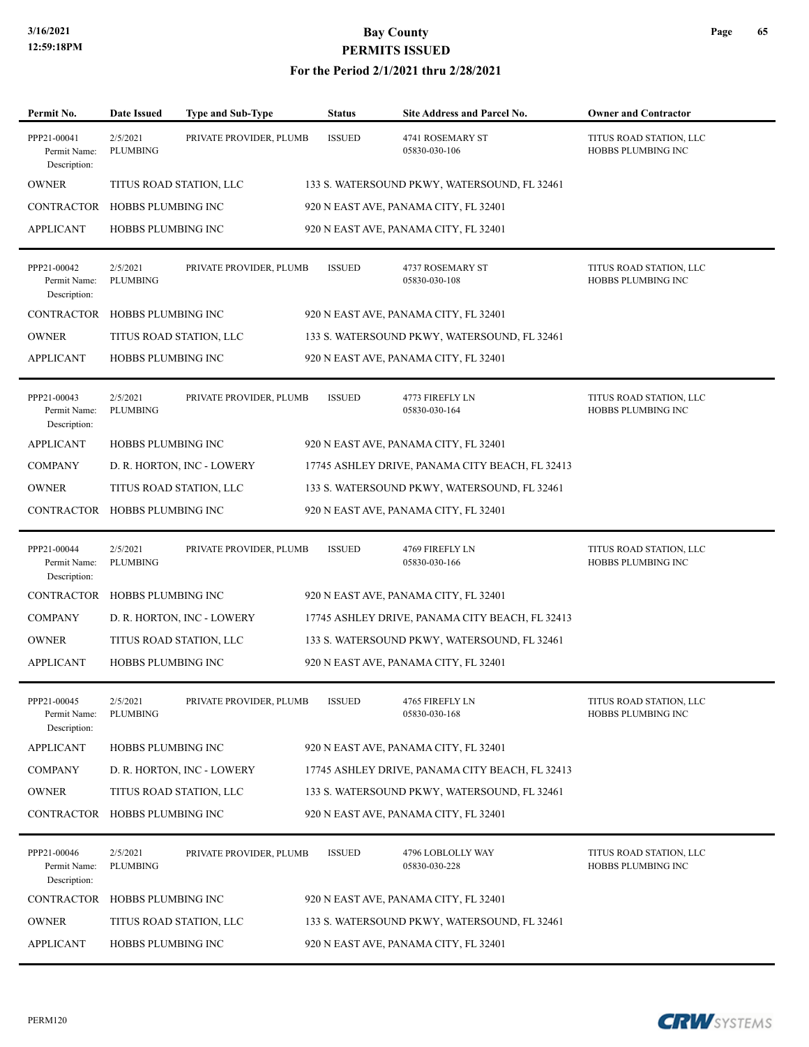# Bay County
## PERMITS ISSUED
### For the Period 2/1/2021 thru 2/28/2021

| Permit No. | Date Issued | Type and Sub-Type | Status | Site Address and Parcel No. | Owner and Contractor |
|---|---|---|---|---|---|
| PPP21-00041<br>Permit Name:<br>Description: | 2/5/2021<br>PLUMBING | PRIVATE PROVIDER, PLUMB | ISSUED | 4741 ROSEMARY ST<br>05830-030-106 | TITUS ROAD STATION, LLC<br>HOBBS PLUMBING INC |

| | | |
|---|---|---|
| OWNER | TITUS ROAD STATION, LLC | 133 S. WATERSOUND PKWY, WATERSOUND, FL 32461 |
| CONTRACTOR | HOBBS PLUMBING INC | 920 N EAST AVE, PANAMA CITY, FL 32401 |
| APPLICANT | HOBBS PLUMBING INC | 920 N EAST AVE, PANAMA CITY, FL 32401 |

| Permit No. | Date Issued | Type and Sub-Type | Status | Site Address and Parcel No. | Owner and Contractor |
|---|---|---|---|---|---|
| PPP21-00042<br>Permit Name:<br>Description: | 2/5/2021<br>PLUMBING | PRIVATE PROVIDER, PLUMB | ISSUED | 4737 ROSEMARY ST<br>05830-030-108 | TITUS ROAD STATION, LLC<br>HOBBS PLUMBING INC |

| | | |
|---|---|---|
| CONTRACTOR | HOBBS PLUMBING INC | 920 N EAST AVE, PANAMA CITY, FL 32401 |
| OWNER | TITUS ROAD STATION, LLC | 133 S. WATERSOUND PKWY, WATERSOUND, FL 32461 |
| APPLICANT | HOBBS PLUMBING INC | 920 N EAST AVE, PANAMA CITY, FL 32401 |

| Permit No. | Date Issued | Type and Sub-Type | Status | Site Address and Parcel No. | Owner and Contractor |
|---|---|---|---|---|---|
| PPP21-00043<br>Permit Name:<br>Description: | 2/5/2021<br>PLUMBING | PRIVATE PROVIDER, PLUMB | ISSUED | 4773 FIREFLY LN<br>05830-030-164 | TITUS ROAD STATION, LLC<br>HOBBS PLUMBING INC |

| | | |
|---|---|---|
| APPLICANT | HOBBS PLUMBING INC | 920 N EAST AVE, PANAMA CITY, FL 32401 |
| COMPANY | D. R. HORTON, INC - LOWERY | 17745 ASHLEY DRIVE, PANAMA CITY BEACH, FL 32413 |
| OWNER | TITUS ROAD STATION, LLC | 133 S. WATERSOUND PKWY, WATERSOUND, FL 32461 |
| CONTRACTOR | HOBBS PLUMBING INC | 920 N EAST AVE, PANAMA CITY, FL 32401 |

| Permit No. | Date Issued | Type and Sub-Type | Status | Site Address and Parcel No. | Owner and Contractor |
|---|---|---|---|---|---|
| PPP21-00044<br>Permit Name:<br>Description: | 2/5/2021<br>PLUMBING | PRIVATE PROVIDER, PLUMB | ISSUED | 4769 FIREFLY LN<br>05830-030-166 | TITUS ROAD STATION, LLC<br>HOBBS PLUMBING INC |

| | | |
|---|---|---|
| CONTRACTOR | HOBBS PLUMBING INC | 920 N EAST AVE, PANAMA CITY, FL 32401 |
| COMPANY | D. R. HORTON, INC - LOWERY | 17745 ASHLEY DRIVE, PANAMA CITY BEACH, FL 32413 |
| OWNER | TITUS ROAD STATION, LLC | 133 S. WATERSOUND PKWY, WATERSOUND, FL 32461 |
| APPLICANT | HOBBS PLUMBING INC | 920 N EAST AVE, PANAMA CITY, FL 32401 |

| Permit No. | Date Issued | Type and Sub-Type | Status | Site Address and Parcel No. | Owner and Contractor |
|---|---|---|---|---|---|
| PPP21-00045<br>Permit Name:<br>Description: | 2/5/2021<br>PLUMBING | PRIVATE PROVIDER, PLUMB | ISSUED | 4765 FIREFLY LN<br>05830-030-168 | TITUS ROAD STATION, LLC<br>HOBBS PLUMBING INC |

| | | |
|---|---|---|
| APPLICANT | HOBBS PLUMBING INC | 920 N EAST AVE, PANAMA CITY, FL 32401 |
| COMPANY | D. R. HORTON, INC - LOWERY | 17745 ASHLEY DRIVE, PANAMA CITY BEACH, FL 32413 |
| OWNER | TITUS ROAD STATION, LLC | 133 S. WATERSOUND PKWY, WATERSOUND, FL 32461 |
| CONTRACTOR | HOBBS PLUMBING INC | 920 N EAST AVE, PANAMA CITY, FL 32401 |

| Permit No. | Date Issued | Type and Sub-Type | Status | Site Address and Parcel No. | Owner and Contractor |
|---|---|---|---|---|---|
| PPP21-00046<br>Permit Name:<br>Description: | 2/5/2021<br>PLUMBING | PRIVATE PROVIDER, PLUMB | ISSUED | 4796 LOBLOLLY WAY<br>05830-030-228 | TITUS ROAD STATION, LLC<br>HOBBS PLUMBING INC |

| | | |
|---|---|---|
| CONTRACTOR | HOBBS PLUMBING INC | 920 N EAST AVE, PANAMA CITY, FL 32401 |
| OWNER | TITUS ROAD STATION, LLC | 133 S. WATERSOUND PKWY, WATERSOUND, FL 32461 |
| APPLICANT | HOBBS PLUMBING INC | 920 N EAST AVE, PANAMA CITY, FL 32401 |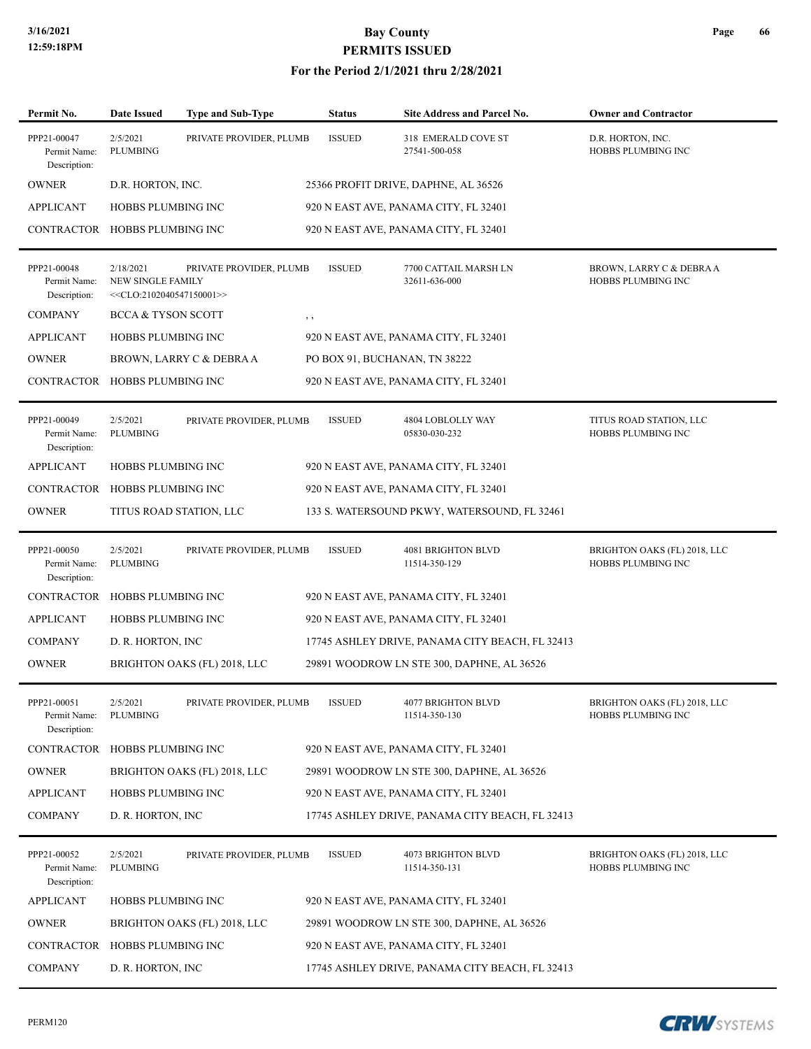# Bay County
## PERMITS ISSUED
### For the Period 2/1/2021 thru 2/28/2021

| Permit No. | Date Issued | Type and Sub-Type | Status | Site Address and Parcel No. | Owner and Contractor |
|---|---|---|---|---|---|
| PPP21-00047<br>Permit Name:<br>Description: | 2/5/2021<br>PLUMBING | PRIVATE PROVIDER, PLUMB | ISSUED | 318 EMERALD COVE ST<br>27541-500-058 | D.R. HORTON, INC.<br>HOBBS PLUMBING INC |
| OWNER | D.R. HORTON, INC. | | 25366 PROFIT DRIVE, DAPHNE, AL 36526 | | |
| APPLICANT | HOBBS PLUMBING INC | | 920 N EAST AVE, PANAMA CITY, FL 32401 | | |
| CONTRACTOR | HOBBS PLUMBING INC | | 920 N EAST AVE, PANAMA CITY, FL 32401 | | |
| PPP21-00048<br>Permit Name:<br>Description: | 2/18/2021<br>NEW SINGLE FAMILY<br><<CLO:2102040547150001>> | PRIVATE PROVIDER, PLUMB | ISSUED | 7700 CATTAIL MARSH LN<br>32611-636-000 | BROWN, LARRY C & DEBRA A<br>HOBBS PLUMBING INC |
| COMPANY | BCCA & TYSON SCOTT | | , , | | |
| APPLICANT | HOBBS PLUMBING INC | | 920 N EAST AVE, PANAMA CITY, FL 32401 | | |
| OWNER | BROWN, LARRY C & DEBRA A | | PO BOX 91, BUCHANAN, TN 38222 | | |
| CONTRACTOR | HOBBS PLUMBING INC | | 920 N EAST AVE, PANAMA CITY, FL 32401 | | |
| PPP21-00049<br>Permit Name:<br>Description: | 2/5/2021<br>PLUMBING | PRIVATE PROVIDER, PLUMB | ISSUED | 4804 LOBLOLLY WAY<br>05830-030-232 | TITUS ROAD STATION, LLC<br>HOBBS PLUMBING INC |
| APPLICANT | HOBBS PLUMBING INC | | 920 N EAST AVE, PANAMA CITY, FL 32401 | | |
| CONTRACTOR | HOBBS PLUMBING INC | | 920 N EAST AVE, PANAMA CITY, FL 32401 | | |
| OWNER | TITUS ROAD STATION, LLC | | 133 S. WATERSOUND PKWY, WATERSOUND, FL 32461 | | |
| PPP21-00050<br>Permit Name:<br>Description: | 2/5/2021<br>PLUMBING | PRIVATE PROVIDER, PLUMB | ISSUED | 4081 BRIGHTON BLVD<br>11514-350-129 | BRIGHTON OAKS (FL) 2018, LLC<br>HOBBS PLUMBING INC |
| CONTRACTOR | HOBBS PLUMBING INC | | 920 N EAST AVE, PANAMA CITY, FL 32401 | | |
| APPLICANT | HOBBS PLUMBING INC | | 920 N EAST AVE, PANAMA CITY, FL 32401 | | |
| COMPANY | D. R. HORTON, INC | | 17745 ASHLEY DRIVE, PANAMA CITY BEACH, FL 32413 | | |
| OWNER | BRIGHTON OAKS (FL) 2018, LLC | | 29891 WOODROW LN STE 300, DAPHNE, AL 36526 | | |
| PPP21-00051<br>Permit Name:<br>Description: | 2/5/2021<br>PLUMBING | PRIVATE PROVIDER, PLUMB | ISSUED | 4077 BRIGHTON BLVD<br>11514-350-130 | BRIGHTON OAKS (FL) 2018, LLC<br>HOBBS PLUMBING INC |
| CONTRACTOR | HOBBS PLUMBING INC | | 920 N EAST AVE, PANAMA CITY, FL 32401 | | |
| OWNER | BRIGHTON OAKS (FL) 2018, LLC | | 29891 WOODROW LN STE 300, DAPHNE, AL 36526 | | |
| APPLICANT | HOBBS PLUMBING INC | | 920 N EAST AVE, PANAMA CITY, FL 32401 | | |
| COMPANY | D. R. HORTON, INC | | 17745 ASHLEY DRIVE, PANAMA CITY BEACH, FL 32413 | | |
| PPP21-00052<br>Permit Name:<br>Description: | 2/5/2021<br>PLUMBING | PRIVATE PROVIDER, PLUMB | ISSUED | 4073 BRIGHTON BLVD<br>11514-350-131 | BRIGHTON OAKS (FL) 2018, LLC<br>HOBBS PLUMBING INC |
| APPLICANT | HOBBS PLUMBING INC | | 920 N EAST AVE, PANAMA CITY, FL 32401 | | |
| OWNER | BRIGHTON OAKS (FL) 2018, LLC | | 29891 WOODROW LN STE 300, DAPHNE, AL 36526 | | |
| CONTRACTOR | HOBBS PLUMBING INC | | 920 N EAST AVE, PANAMA CITY, FL 32401 | | |
| COMPANY | D. R. HORTON, INC | | 17745 ASHLEY DRIVE, PANAMA CITY BEACH, FL 32413 | | |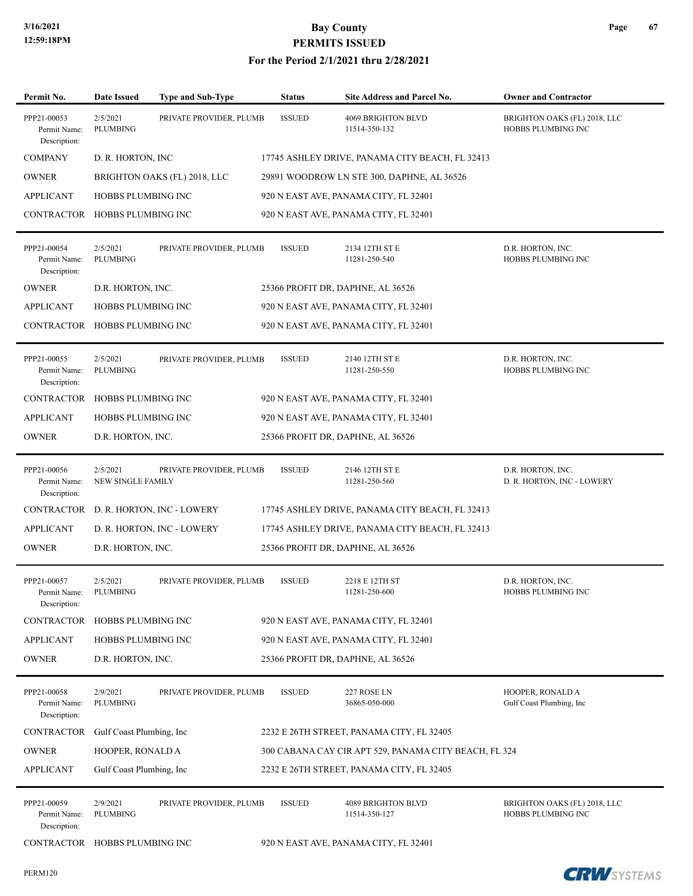| Permit No. | Date Issued | Type and Sub-Type | Status | Site Address and Parcel No. | Owner and Contractor |
|---|---|---|---|---|---|
| PPP21-00053<br>Permit Name:<br>Description: | 2/5/2021<br>PLUMBING | PRIVATE PROVIDER, PLUMB | ISSUED | 4069 BRIGHTON BLVD<br>11514-350-132 | BRIGHTON OAKS (FL) 2018, LLC<br>HOBBS PLUMBING INC |
| COMPANY | D. R. HORTON, INC | | 17745 ASHLEY DRIVE, PANAMA CITY BEACH, FL 32413 | | |
| OWNER | BRIGHTON OAKS (FL) 2018, LLC | | 29891 WOODROW LN STE 300, DAPHNE, AL 36526 | | |
| APPLICANT | HOBBS PLUMBING INC | | 920 N EAST AVE, PANAMA CITY, FL 32401 | | |
| CONTRACTOR | HOBBS PLUMBING INC | | 920 N EAST AVE, PANAMA CITY, FL 32401 | | |
| PPP21-00054<br>Permit Name:<br>Description: | 2/5/2021<br>PLUMBING | PRIVATE PROVIDER, PLUMB | ISSUED | 2134 12TH ST E<br>11281-250-540 | D.R. HORTON, INC.<br>HOBBS PLUMBING INC |
| OWNER | D.R. HORTON, INC. | | 25366 PROFIT DR, DAPHNE, AL 36526 | | |
| APPLICANT | HOBBS PLUMBING INC | | 920 N EAST AVE, PANAMA CITY, FL 32401 | | |
| CONTRACTOR | HOBBS PLUMBING INC | | 920 N EAST AVE, PANAMA CITY, FL 32401 | | |
| PPP21-00055<br>Permit Name:<br>Description: | 2/5/2021<br>PLUMBING | PRIVATE PROVIDER, PLUMB | ISSUED | 2140 12TH ST E<br>11281-250-550 | D.R. HORTON, INC.<br>HOBBS PLUMBING INC |
| CONTRACTOR | HOBBS PLUMBING INC | | 920 N EAST AVE, PANAMA CITY, FL 32401 | | |
| APPLICANT | HOBBS PLUMBING INC | | 920 N EAST AVE, PANAMA CITY, FL 32401 | | |
| OWNER | D.R. HORTON, INC. | | 25366 PROFIT DR, DAPHNE, AL 36526 | | |
| PPP21-00056<br>Permit Name:<br>Description: | 2/5/2021<br>NEW SINGLE FAMILY | PRIVATE PROVIDER, PLUMB | ISSUED | 2146 12TH ST E<br>11281-250-560 | D.R. HORTON, INC.<br>D. R. HORTON, INC - LOWERY |
| CONTRACTOR | D. R. HORTON, INC - LOWERY | | 17745 ASHLEY DRIVE, PANAMA CITY BEACH, FL 32413 | | |
| APPLICANT | D. R. HORTON, INC - LOWERY | | 17745 ASHLEY DRIVE, PANAMA CITY BEACH, FL 32413 | | |
| OWNER | D.R. HORTON, INC. | | 25366 PROFIT DR, DAPHNE, AL 36526 | | |
| PPP21-00057<br>Permit Name:<br>Description: | 2/5/2021<br>PLUMBING | PRIVATE PROVIDER, PLUMB | ISSUED | 2218 E 12TH ST<br>11281-250-600 | D.R. HORTON, INC.<br>HOBBS PLUMBING INC |
| CONTRACTOR | HOBBS PLUMBING INC | | 920 N EAST AVE, PANAMA CITY, FL 32401 | | |
| APPLICANT | HOBBS PLUMBING INC | | 920 N EAST AVE, PANAMA CITY, FL 32401 | | |
| OWNER | D.R. HORTON, INC. | | 25366 PROFIT DR, DAPHNE, AL 36526 | | |
| PPP21-00058<br>Permit Name:<br>Description: | 2/9/2021<br>PLUMBING | PRIVATE PROVIDER, PLUMB | ISSUED | 227 ROSE LN<br>36865-050-000 | HOOPER, RONALD A<br>Gulf Coast Plumbing, Inc |
| CONTRACTOR | Gulf Coast Plumbing, Inc | | 2232 E 26TH STREET, PANAMA CITY, FL 32405 | | |
| OWNER | HOOPER, RONALD A | | 300 CABANA CAY CIR APT 529, PANAMA CITY BEACH, FL 324 | | |
| APPLICANT | Gulf Coast Plumbing, Inc | | 2232 E 26TH STREET, PANAMA CITY, FL 32405 | | |
| PPP21-00059<br>Permit Name:<br>Description: | 2/9/2021<br>PLUMBING | PRIVATE PROVIDER, PLUMB | ISSUED | 4089 BRIGHTON BLVD<br>11514-350-127 | BRIGHTON OAKS (FL) 2018, LLC<br>HOBBS PLUMBING INC |
| CONTRACTOR | HOBBS PLUMBING INC | | 920 N EAST AVE, PANAMA CITY, FL 32401 | | |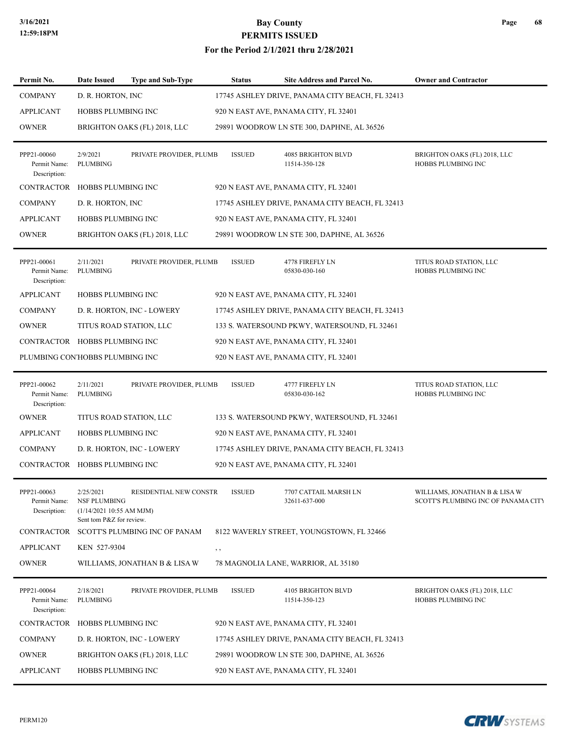| Permit No. | Date Issued | Type and Sub-Type | Status | Site Address and Parcel No. | Owner and Contractor |
|---|---|---|---|---|---|
| COMPANY | D. R. HORTON, INC | | 17745 ASHLEY DRIVE, PANAMA CITY BEACH, FL 32413 | | |
| APPLICANT | HOBBS PLUMBING INC | | 920 N EAST AVE, PANAMA CITY, FL 32401 | | |
| OWNER | BRIGHTON OAKS (FL) 2018, LLC | | 29891 WOODROW LN STE 300, DAPHNE, AL 36526 | | |
| PPP21-00060<br>Permit Name:<br>Description: | 2/9/2021<br>PLUMBING | PRIVATE PROVIDER, PLUMB | ISSUED | 4085 BRIGHTON BLVD<br>11514-350-128 | BRIGHTON OAKS (FL) 2018, LLC<br>HOBBS PLUMBING INC |
| CONTRACTOR | HOBBS PLUMBING INC | | 920 N EAST AVE, PANAMA CITY, FL 32401 | | |
| COMPANY | D. R. HORTON, INC | | 17745 ASHLEY DRIVE, PANAMA CITY BEACH, FL 32413 | | |
| APPLICANT | HOBBS PLUMBING INC | | 920 N EAST AVE, PANAMA CITY, FL 32401 | | |
| OWNER | BRIGHTON OAKS (FL) 2018, LLC | | 29891 WOODROW LN STE 300, DAPHNE, AL 36526 | | |
| PPP21-00061<br>Permit Name:<br>Description: | 2/11/2021<br>PLUMBING | PRIVATE PROVIDER, PLUMB | ISSUED | 4778 FIREFLY LN<br>05830-030-160 | TITUS ROAD STATION, LLC<br>HOBBS PLUMBING INC |
| APPLICANT | HOBBS PLUMBING INC | | 920 N EAST AVE, PANAMA CITY, FL 32401 | | |
| COMPANY | D. R. HORTON, INC - LOWERY | | 17745 ASHLEY DRIVE, PANAMA CITY BEACH, FL 32413 | | |
| OWNER | TITUS ROAD STATION, LLC | | 133 S. WATERSOUND PKWY, WATERSOUND, FL 32461 | | |
| CONTRACTOR | HOBBS PLUMBING INC | | 920 N EAST AVE, PANAMA CITY, FL 32401 | | |
| PLUMBING CON'HOBBS PLUMBING INC | | | 920 N EAST AVE, PANAMA CITY, FL 32401 | | |
| PPP21-00062<br>Permit Name:<br>Description: | 2/11/2021<br>PLUMBING | PRIVATE PROVIDER, PLUMB | ISSUED | 4777 FIREFLY LN<br>05830-030-162 | TITUS ROAD STATION, LLC<br>HOBBS PLUMBING INC |
| OWNER | TITUS ROAD STATION, LLC | | 133 S. WATERSOUND PKWY, WATERSOUND, FL 32461 | | |
| APPLICANT | HOBBS PLUMBING INC | | 920 N EAST AVE, PANAMA CITY, FL 32401 | | |
| COMPANY | D. R. HORTON, INC - LOWERY | | 17745 ASHLEY DRIVE, PANAMA CITY BEACH, FL 32413 | | |
| CONTRACTOR | HOBBS PLUMBING INC | | 920 N EAST AVE, PANAMA CITY, FL 32401 | | |
| PPP21-00063<br>Permit Name:<br>Description: | 2/25/2021<br>NSF PLUMBING<br>(1/14/2021 10:55 AM MJM)<br>Sent tom P&Z for review. | RESIDENTIAL NEW CONSTR | ISSUED | 7707 CATTAIL MARSH LN<br>32611-637-000 | WILLIAMS, JONATHAN B & LISA W<br>SCOTT'S PLUMBING INC OF PANAMA CITY |
| CONTRACTOR | SCOTT'S PLUMBING INC OF PANAM | | 8122 WAVERLY STREET, YOUNGSTOWN, FL 32466 | | |
| APPLICANT | KEN 527-9304 | | , , | | |
| OWNER | WILLIAMS, JONATHAN B & LISA W | | 78 MAGNOLIA LANE, WARRIOR, AL 35180 | | |
| PPP21-00064<br>Permit Name:<br>Description: | 2/18/2021<br>PLUMBING | PRIVATE PROVIDER, PLUMB | ISSUED | 4105 BRIGHTON BLVD<br>11514-350-123 | BRIGHTON OAKS (FL) 2018, LLC<br>HOBBS PLUMBING INC |
| CONTRACTOR | HOBBS PLUMBING INC | | 920 N EAST AVE, PANAMA CITY, FL 32401 | | |
| COMPANY | D. R. HORTON, INC - LOWERY | | 17745 ASHLEY DRIVE, PANAMA CITY BEACH, FL 32413 | | |
| OWNER | BRIGHTON OAKS (FL) 2018, LLC | | 29891 WOODROW LN STE 300, DAPHNE, AL 36526 | | |
| APPLICANT | HOBBS PLUMBING INC | | 920 N EAST AVE, PANAMA CITY, FL 32401 | | |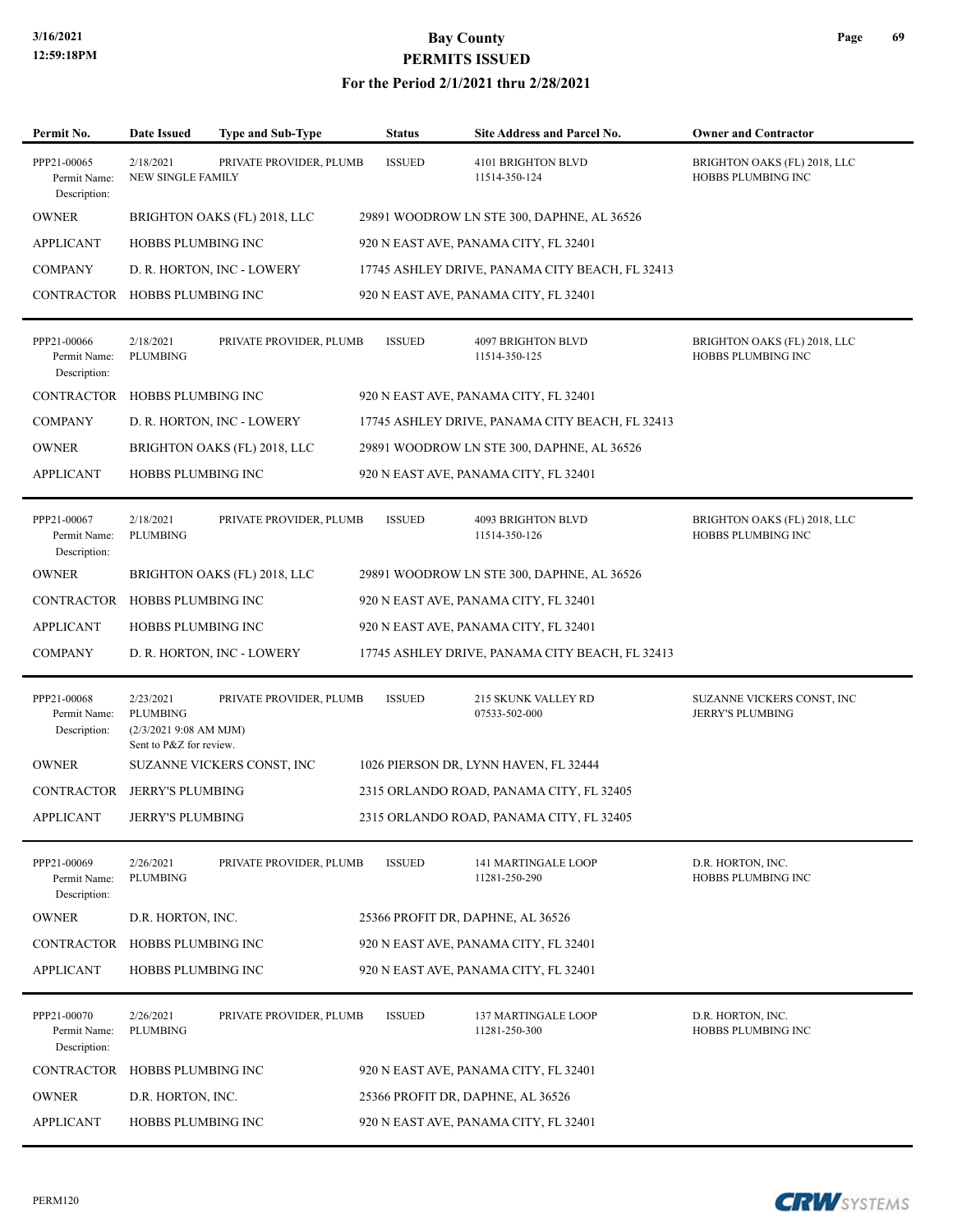# Bay County
## PERMITS ISSUED
### For the Period 2/1/2021 thru 2/28/2021

| Permit No. | Date Issued | Type and Sub-Type | Status | Site Address and Parcel No. | Owner and Contractor |
|---|---|---|---|---|---|
| PPP21-00065<br>Permit Name:<br>Description: | 2/18/2021<br>NEW SINGLE FAMILY | PRIVATE PROVIDER, PLUMB | ISSUED | 4101 BRIGHTON BLVD<br>11514-350-124 | BRIGHTON OAKS (FL) 2018, LLC<br>HOBBS PLUMBING INC |
| OWNER | BRIGHTON OAKS (FL) 2018, LLC | | 29891 WOODROW LN STE 300, DAPHNE, AL 36526 | | |
| APPLICANT | HOBBS PLUMBING INC | | 920 N EAST AVE, PANAMA CITY, FL 32401 | | |
| COMPANY | D. R. HORTON, INC - LOWERY | | 17745 ASHLEY DRIVE, PANAMA CITY BEACH, FL 32413 | | |
| CONTRACTOR | HOBBS PLUMBING INC | | 920 N EAST AVE, PANAMA CITY, FL 32401 | | |
| PPP21-00066<br>Permit Name:<br>Description: | 2/18/2021<br>PLUMBING | PRIVATE PROVIDER, PLUMB | ISSUED | 4097 BRIGHTON BLVD<br>11514-350-125 | BRIGHTON OAKS (FL) 2018, LLC<br>HOBBS PLUMBING INC |
| CONTRACTOR | HOBBS PLUMBING INC | | 920 N EAST AVE, PANAMA CITY, FL 32401 | | |
| COMPANY | D. R. HORTON, INC - LOWERY | | 17745 ASHLEY DRIVE, PANAMA CITY BEACH, FL 32413 | | |
| OWNER | BRIGHTON OAKS (FL) 2018, LLC | | 29891 WOODROW LN STE 300, DAPHNE, AL 36526 | | |
| APPLICANT | HOBBS PLUMBING INC | | 920 N EAST AVE, PANAMA CITY, FL 32401 | | |
| PPP21-00067<br>Permit Name:<br>Description: | 2/18/2021<br>PLUMBING | PRIVATE PROVIDER, PLUMB | ISSUED | 4093 BRIGHTON BLVD<br>11514-350-126 | BRIGHTON OAKS (FL) 2018, LLC<br>HOBBS PLUMBING INC |
| OWNER | BRIGHTON OAKS (FL) 2018, LLC | | 29891 WOODROW LN STE 300, DAPHNE, AL 36526 | | |
| CONTRACTOR | HOBBS PLUMBING INC | | 920 N EAST AVE, PANAMA CITY, FL 32401 | | |
| APPLICANT | HOBBS PLUMBING INC | | 920 N EAST AVE, PANAMA CITY, FL 32401 | | |
| COMPANY | D. R. HORTON, INC - LOWERY | | 17745 ASHLEY DRIVE, PANAMA CITY BEACH, FL 32413 | | |
| PPP21-00068<br>Permit Name:<br>Description: | 2/23/2021<br>PLUMBING<br>(2/3/2021 9:08 AM MJM)<br>Sent to P&Z for review. | PRIVATE PROVIDER, PLUMB | ISSUED | 215 SKUNK VALLEY RD<br>07533-502-000 | SUZANNE VICKERS CONST, INC<br>JERRY'S PLUMBING |
| OWNER | SUZANNE VICKERS CONST, INC | | 1026 PIERSON DR, LYNN HAVEN, FL 32444 | | |
| CONTRACTOR | JERRY'S PLUMBING | | 2315 ORLANDO ROAD, PANAMA CITY, FL 32405 | | |
| APPLICANT | JERRY'S PLUMBING | | 2315 ORLANDO ROAD, PANAMA CITY, FL 32405 | | |
| PPP21-00069<br>Permit Name:<br>Description: | 2/26/2021<br>PLUMBING | PRIVATE PROVIDER, PLUMB | ISSUED | 141 MARTINGALE LOOP<br>11281-250-290 | D.R. HORTON, INC.<br>HOBBS PLUMBING INC |
| OWNER | D.R. HORTON, INC. | | 25366 PROFIT DR, DAPHNE, AL 36526 | | |
| CONTRACTOR | HOBBS PLUMBING INC | | 920 N EAST AVE, PANAMA CITY, FL 32401 | | |
| APPLICANT | HOBBS PLUMBING INC | | 920 N EAST AVE, PANAMA CITY, FL 32401 | | |
| PPP21-00070<br>Permit Name:<br>Description: | 2/26/2021<br>PLUMBING | PRIVATE PROVIDER, PLUMB | ISSUED | 137 MARTINGALE LOOP<br>11281-250-300 | D.R. HORTON, INC.<br>HOBBS PLUMBING INC |
| CONTRACTOR | HOBBS PLUMBING INC | | 920 N EAST AVE, PANAMA CITY, FL 32401 | | |
| OWNER | D.R. HORTON, INC. | | 25366 PROFIT DR, DAPHNE, AL 36526 | | |
| APPLICANT | HOBBS PLUMBING INC | | 920 N EAST AVE, PANAMA CITY, FL 32401 | | |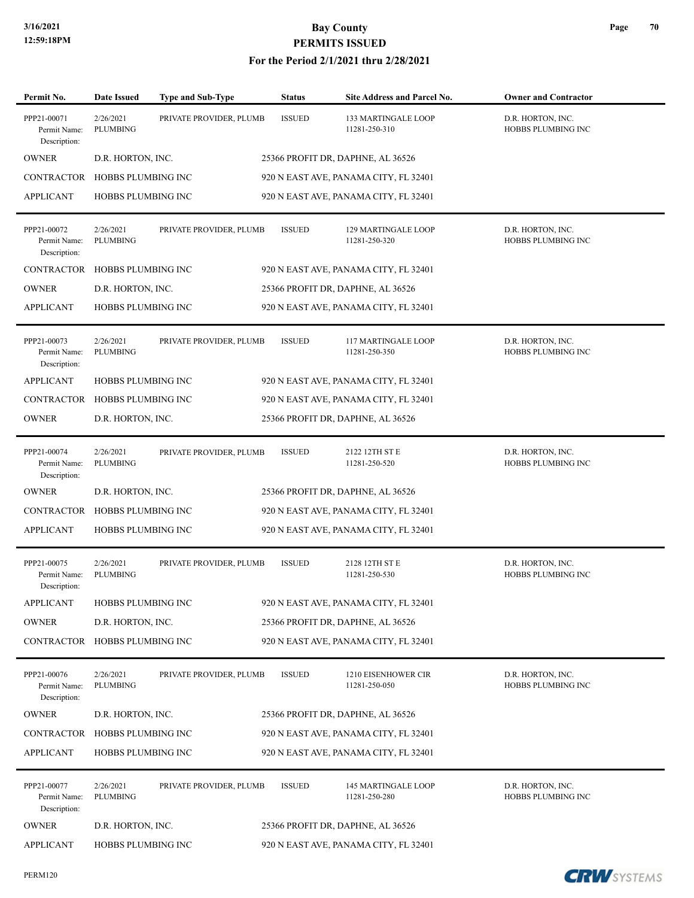| Permit No. | Date Issued | Type and Sub-Type | Status | Site Address and Parcel No. | Owner and Contractor |
|---|---|---|---|---|---|
| PPP21-00071 | 2/26/2021 | PRIVATE PROVIDER, PLUMB | ISSUED | 133 MARTINGALE LOOP | D.R. HORTON, INC. |
| Permit Name: | PLUMBING | | | 11281-250-310 | HOBBS PLUMBING INC |
| Description: | | | | | |
| OWNER | D.R. HORTON, INC. | | 25366 PROFIT DR, DAPHNE, AL 36526 | | |
| CONTRACTOR | HOBBS PLUMBING INC | | 920 N EAST AVE, PANAMA CITY, FL 32401 | | |
| APPLICANT | HOBBS PLUMBING INC | | 920 N EAST AVE, PANAMA CITY, FL 32401 | | |
| PPP21-00072 | 2/26/2021 | PRIVATE PROVIDER, PLUMB | ISSUED | 129 MARTINGALE LOOP | D.R. HORTON, INC. |
| Permit Name: | PLUMBING | | | 11281-250-320 | HOBBS PLUMBING INC |
| Description: | | | | | |
| CONTRACTOR | HOBBS PLUMBING INC | | 920 N EAST AVE, PANAMA CITY, FL 32401 | | |
| OWNER | D.R. HORTON, INC. | | 25366 PROFIT DR, DAPHNE, AL 36526 | | |
| APPLICANT | HOBBS PLUMBING INC | | 920 N EAST AVE, PANAMA CITY, FL 32401 | | |
| PPP21-00073 | 2/26/2021 | PRIVATE PROVIDER, PLUMB | ISSUED | 117 MARTINGALE LOOP | D.R. HORTON, INC. |
| Permit Name: | PLUMBING | | | 11281-250-350 | HOBBS PLUMBING INC |
| Description: | | | | | |
| APPLICANT | HOBBS PLUMBING INC | | 920 N EAST AVE, PANAMA CITY, FL 32401 | | |
| CONTRACTOR | HOBBS PLUMBING INC | | 920 N EAST AVE, PANAMA CITY, FL 32401 | | |
| OWNER | D.R. HORTON, INC. | | 25366 PROFIT DR, DAPHNE, AL 36526 | | |
| PPP21-00074 | 2/26/2021 | PRIVATE PROVIDER, PLUMB | ISSUED | 2122 12TH ST E | D.R. HORTON, INC. |
| Permit Name: | PLUMBING | | | 11281-250-520 | HOBBS PLUMBING INC |
| Description: | | | | | |
| OWNER | D.R. HORTON, INC. | | 25366 PROFIT DR, DAPHNE, AL 36526 | | |
| CONTRACTOR | HOBBS PLUMBING INC | | 920 N EAST AVE, PANAMA CITY, FL 32401 | | |
| APPLICANT | HOBBS PLUMBING INC | | 920 N EAST AVE, PANAMA CITY, FL 32401 | | |
| PPP21-00075 | 2/26/2021 | PRIVATE PROVIDER, PLUMB | ISSUED | 2128 12TH ST E | D.R. HORTON, INC. |
| Permit Name: | PLUMBING | | | 11281-250-530 | HOBBS PLUMBING INC |
| Description: | | | | | |
| APPLICANT | HOBBS PLUMBING INC | | 920 N EAST AVE, PANAMA CITY, FL 32401 | | |
| OWNER | D.R. HORTON, INC. | | 25366 PROFIT DR, DAPHNE, AL 36526 | | |
| CONTRACTOR | HOBBS PLUMBING INC | | 920 N EAST AVE, PANAMA CITY, FL 32401 | | |
| PPP21-00076 | 2/26/2021 | PRIVATE PROVIDER, PLUMB | ISSUED | 1210 EISENHOWER CIR | D.R. HORTON, INC. |
| Permit Name: | PLUMBING | | | 11281-250-050 | HOBBS PLUMBING INC |
| Description: | | | | | |
| OWNER | D.R. HORTON, INC. | | 25366 PROFIT DR, DAPHNE, AL 36526 | | |
| CONTRACTOR | HOBBS PLUMBING INC | | 920 N EAST AVE, PANAMA CITY, FL 32401 | | |
| APPLICANT | HOBBS PLUMBING INC | | 920 N EAST AVE, PANAMA CITY, FL 32401 | | |
| PPP21-00077 | 2/26/2021 | PRIVATE PROVIDER, PLUMB | ISSUED | 145 MARTINGALE LOOP | D.R. HORTON, INC. |
| Permit Name: | PLUMBING | | | 11281-250-280 | HOBBS PLUMBING INC |
| Description: | | | | | |
| OWNER | D.R. HORTON, INC. | | 25366 PROFIT DR, DAPHNE, AL 36526 | | |
| APPLICANT | HOBBS PLUMBING INC | | 920 N EAST AVE, PANAMA CITY, FL 32401 | | |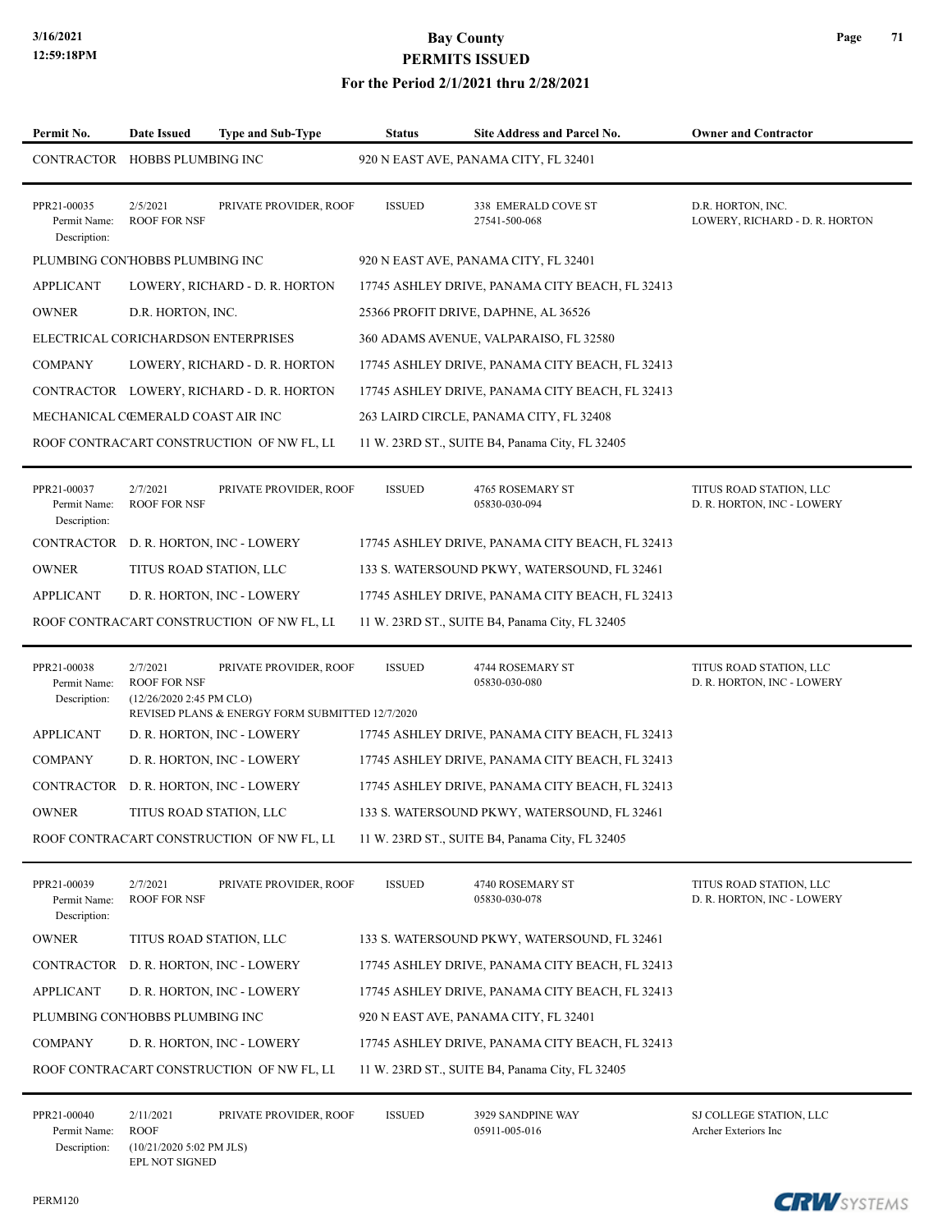| Permit No. | Date Issued | Type and Sub-Type | Status | Site Address and Parcel No. | Owner and Contractor |
|---|---|---|---|---|---|
| CONTRACTOR | HOBBS PLUMBING INC | | 920 N EAST AVE, PANAMA CITY, FL 32401 | | |
| PPR21-00035 Permit Name: Description: | 2/5/2021 ROOF FOR NSF | PRIVATE PROVIDER, ROOF | ISSUED | 338 EMERALD COVE ST 27541-500-068 | D.R. HORTON, INC. LOWERY, RICHARD - D. R. HORTON |
| PLUMBING CON | HOBBS PLUMBING INC | | 920 N EAST AVE, PANAMA CITY, FL 32401 | | |
| APPLICANT | LOWERY, RICHARD - D. R. HORTON | | 17745 ASHLEY DRIVE, PANAMA CITY BEACH, FL 32413 | | |
| OWNER | D.R. HORTON, INC. | | 25366 PROFIT DRIVE, DAPHNE, AL 36526 | | |
| ELECTRICAL CO | RICHARDSON ENTERPRISES | | 360 ADAMS AVENUE, VALPARAISO, FL 32580 | | |
| COMPANY | LOWERY, RICHARD - D. R. HORTON | | 17745 ASHLEY DRIVE, PANAMA CITY BEACH, FL 32413 | | |
| CONTRACTOR | LOWERY, RICHARD - D. R. HORTON | | 17745 ASHLEY DRIVE, PANAMA CITY BEACH, FL 32413 | | |
| MECHANICAL C | EMERALD COAST AIR INC | | 263 LAIRD CIRCLE, PANAMA CITY, FL 32408 | | |
| ROOF CONTRAC | ART CONSTRUCTION OF NW FL, LL | | 11 W. 23RD ST., SUITE B4, Panama City, FL 32405 | | |
| PPR21-00037 Permit Name: Description: | 2/7/2021 ROOF FOR NSF | PRIVATE PROVIDER, ROOF | ISSUED | 4765 ROSEMARY ST 05830-030-094 | TITUS ROAD STATION, LLC D. R. HORTON, INC - LOWERY |
| CONTRACTOR | D. R. HORTON, INC - LOWERY | | 17745 ASHLEY DRIVE, PANAMA CITY BEACH, FL 32413 | | |
| OWNER | TITUS ROAD STATION, LLC | | 133 S. WATERSOUND PKWY, WATERSOUND, FL 32461 | | |
| APPLICANT | D. R. HORTON, INC - LOWERY | | 17745 ASHLEY DRIVE, PANAMA CITY BEACH, FL 32413 | | |
| ROOF CONTRAC | ART CONSTRUCTION OF NW FL, LL | | 11 W. 23RD ST., SUITE B4, Panama City, FL 32405 | | |
| PPR21-00038 Permit Name: Description: | 2/7/2021 ROOF FOR NSF (12/26/2020 2:45 PM CLO) REVISED PLANS & ENERGY FORM SUBMITTED 12/7/2020 | PRIVATE PROVIDER, ROOF | ISSUED | 4744 ROSEMARY ST 05830-030-080 | TITUS ROAD STATION, LLC D. R. HORTON, INC - LOWERY |
| APPLICANT | D. R. HORTON, INC - LOWERY | | 17745 ASHLEY DRIVE, PANAMA CITY BEACH, FL 32413 | | |
| COMPANY | D. R. HORTON, INC - LOWERY | | 17745 ASHLEY DRIVE, PANAMA CITY BEACH, FL 32413 | | |
| CONTRACTOR | D. R. HORTON, INC - LOWERY | | 17745 ASHLEY DRIVE, PANAMA CITY BEACH, FL 32413 | | |
| OWNER | TITUS ROAD STATION, LLC | | 133 S. WATERSOUND PKWY, WATERSOUND, FL 32461 | | |
| ROOF CONTRAC | ART CONSTRUCTION OF NW FL, LL | | 11 W. 23RD ST., SUITE B4, Panama City, FL 32405 | | |
| PPR21-00039 Permit Name: Description: | 2/7/2021 ROOF FOR NSF | PRIVATE PROVIDER, ROOF | ISSUED | 4740 ROSEMARY ST 05830-030-078 | TITUS ROAD STATION, LLC D. R. HORTON, INC - LOWERY |
| OWNER | TITUS ROAD STATION, LLC | | 133 S. WATERSOUND PKWY, WATERSOUND, FL 32461 | | |
| CONTRACTOR | D. R. HORTON, INC - LOWERY | | 17745 ASHLEY DRIVE, PANAMA CITY BEACH, FL 32413 | | |
| APPLICANT | D. R. HORTON, INC - LOWERY | | 17745 ASHLEY DRIVE, PANAMA CITY BEACH, FL 32413 | | |
| PLUMBING CON | HOBBS PLUMBING INC | | 920 N EAST AVE, PANAMA CITY, FL 32401 | | |
| COMPANY | D. R. HORTON, INC - LOWERY | | 17745 ASHLEY DRIVE, PANAMA CITY BEACH, FL 32413 | | |
| ROOF CONTRAC | ART CONSTRUCTION OF NW FL, LL | | 11 W. 23RD ST., SUITE B4, Panama City, FL 32405 | | |
| PPR21-00040 Permit Name: Description: | 2/11/2021 ROOF (10/21/2020 5:02 PM JLS) EPL NOT SIGNED | PRIVATE PROVIDER, ROOF | ISSUED | 3929 SANDPINE WAY 05911-005-016 | SJ COLLEGE STATION, LLC Archer Exteriors Inc |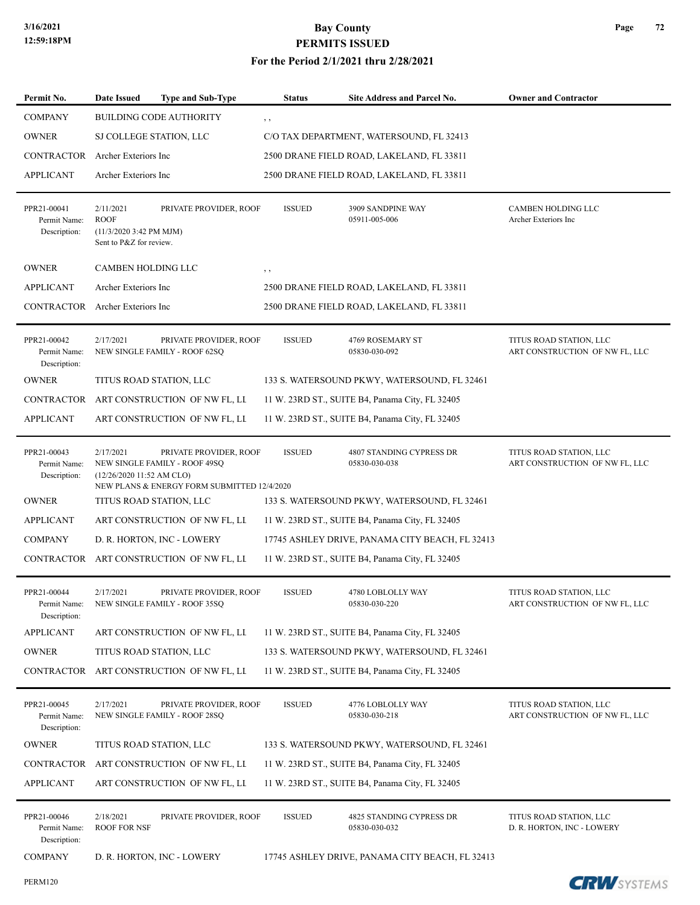| Permit No. | Date Issued | Type and Sub-Type | Status | Site Address and Parcel No. | Owner and Contractor |
|---|---|---|---|---|---|
| COMPANY | BUILDING CODE AUTHORITY | | , , | | |
| OWNER | SJ COLLEGE STATION, LLC | | C/O TAX DEPARTMENT, WATERSOUND, FL 32413 | | |
| CONTRACTOR | Archer Exteriors Inc | | 2500 DRANE FIELD ROAD, LAKELAND, FL 33811 | | |
| APPLICANT | Archer Exteriors Inc | | 2500 DRANE FIELD ROAD, LAKELAND, FL 33811 | | |
| PPR21-00041<br>Permit Name:<br>Description: | 2/11/2021<br>ROOF<br>(11/3/2020 3:42 PM MJM)<br>Sent to P&Z for review. | PRIVATE PROVIDER, ROOF | ISSUED | 3909 SANDPINE WAY<br>05911-005-006 | CAMBEN HOLDING LLC<br>Archer Exteriors Inc |
| OWNER | CAMBEN HOLDING LLC | | , , | | |
| APPLICANT | Archer Exteriors Inc | | 2500 DRANE FIELD ROAD, LAKELAND, FL 33811 | | |
| CONTRACTOR | Archer Exteriors Inc | | 2500 DRANE FIELD ROAD, LAKELAND, FL 33811 | | |
| PPR21-00042<br>Permit Name:<br>Description: | 2/17/2021<br>NEW SINGLE FAMILY - ROOF 62SQ | PRIVATE PROVIDER, ROOF | ISSUED | 4769 ROSEMARY ST<br>05830-030-092 | TITUS ROAD STATION, LLC<br>ART CONSTRUCTION OF NW FL, LLC |
| OWNER | TITUS ROAD STATION, LLC | | 133 S. WATERSOUND PKWY, WATERSOUND, FL 32461 | | |
| CONTRACTOR | ART CONSTRUCTION OF NW FL, LL | | 11 W. 23RD ST., SUITE B4, Panama City, FL 32405 | | |
| APPLICANT | ART CONSTRUCTION OF NW FL, LL | | 11 W. 23RD ST., SUITE B4, Panama City, FL 32405 | | |
| PPR21-00043<br>Permit Name:<br>Description: | 2/17/2021<br>NEW SINGLE FAMILY - ROOF 49SQ<br>(12/26/2020 11:52 AM CLO)<br>NEW PLANS & ENERGY FORM SUBMITTED 12/4/2020 | PRIVATE PROVIDER, ROOF | ISSUED | 4807 STANDING CYPRESS DR<br>05830-030-038 | TITUS ROAD STATION, LLC<br>ART CONSTRUCTION OF NW FL, LLC |
| OWNER | TITUS ROAD STATION, LLC | | 133 S. WATERSOUND PKWY, WATERSOUND, FL 32461 | | |
| APPLICANT | ART CONSTRUCTION OF NW FL, LL | | 11 W. 23RD ST., SUITE B4, Panama City, FL 32405 | | |
| COMPANY | D. R. HORTON, INC - LOWERY | | 17745 ASHLEY DRIVE, PANAMA CITY BEACH, FL 32413 | | |
| CONTRACTOR | ART CONSTRUCTION OF NW FL, LL | | 11 W. 23RD ST., SUITE B4, Panama City, FL 32405 | | |
| PPR21-00044<br>Permit Name:<br>Description: | 2/17/2021<br>NEW SINGLE FAMILY - ROOF 35SQ | PRIVATE PROVIDER, ROOF | ISSUED | 4780 LOBLOLLY WAY<br>05830-030-220 | TITUS ROAD STATION, LLC<br>ART CONSTRUCTION OF NW FL, LLC |
| APPLICANT | ART CONSTRUCTION OF NW FL, LL | | 11 W. 23RD ST., SUITE B4, Panama City, FL 32405 | | |
| OWNER | TITUS ROAD STATION, LLC | | 133 S. WATERSOUND PKWY, WATERSOUND, FL 32461 | | |
| CONTRACTOR | ART CONSTRUCTION OF NW FL, LL | | 11 W. 23RD ST., SUITE B4, Panama City, FL 32405 | | |
| PPR21-00045<br>Permit Name:<br>Description: | 2/17/2021<br>NEW SINGLE FAMILY - ROOF 28SQ | PRIVATE PROVIDER, ROOF | ISSUED | 4776 LOBLOLLY WAY<br>05830-030-218 | TITUS ROAD STATION, LLC<br>ART CONSTRUCTION OF NW FL, LLC |
| OWNER | TITUS ROAD STATION, LLC | | 133 S. WATERSOUND PKWY, WATERSOUND, FL 32461 | | |
| CONTRACTOR | ART CONSTRUCTION OF NW FL, LL | | 11 W. 23RD ST., SUITE B4, Panama City, FL 32405 | | |
| APPLICANT | ART CONSTRUCTION OF NW FL, LL | | 11 W. 23RD ST., SUITE B4, Panama City, FL 32405 | | |
| PPR21-00046<br>Permit Name:<br>Description: | 2/18/2021<br>ROOF FOR NSF | PRIVATE PROVIDER, ROOF | ISSUED | 4825 STANDING CYPRESS DR<br>05830-030-032 | TITUS ROAD STATION, LLC<br>D. R. HORTON, INC - LOWERY |
| COMPANY | D. R. HORTON, INC - LOWERY | | 17745 ASHLEY DRIVE, PANAMA CITY BEACH, FL 32413 | | |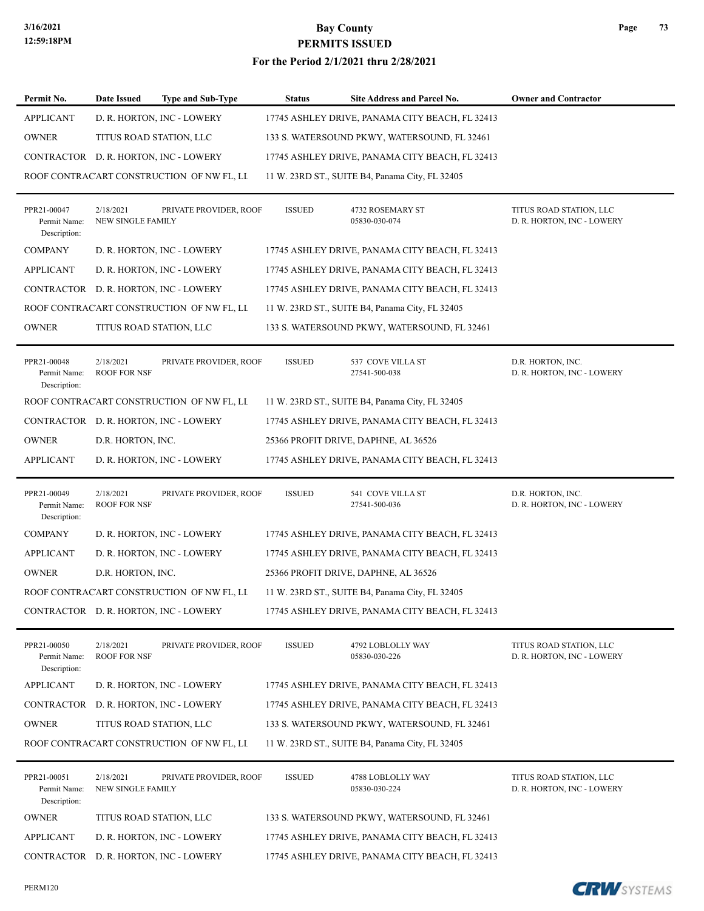| Permit No. | Date Issued | Type and Sub-Type | Status | Site Address and Parcel No. | Owner and Contractor |
|---|---|---|---|---|---|
| APPLICANT | D. R. HORTON, INC - LOWERY | | 17745 ASHLEY DRIVE, PANAMA CITY BEACH, FL 32413 | | |
| OWNER | TITUS ROAD STATION, LLC | | 133 S. WATERSOUND PKWY, WATERSOUND, FL 32461 | | |
| CONTRACTOR | D. R. HORTON, INC - LOWERY | | 17745 ASHLEY DRIVE, PANAMA CITY BEACH, FL 32413 | | |
| ROOF CONTRACTOR | ART CONSTRUCTION OF NW FL, LL | | 11 W. 23RD ST., SUITE B4, Panama City, FL 32405 | | |
| PPR21-00047<br>Permit Name:<br>Description: | 2/18/2021<br>NEW SINGLE FAMILY | PRIVATE PROVIDER, ROOF | ISSUED | 4732 ROSEMARY ST<br>05830-030-074 | TITUS ROAD STATION, LLC<br>D. R. HORTON, INC - LOWERY |
| COMPANY | D. R. HORTON, INC - LOWERY | | 17745 ASHLEY DRIVE, PANAMA CITY BEACH, FL 32413 | | |
| APPLICANT | D. R. HORTON, INC - LOWERY | | 17745 ASHLEY DRIVE, PANAMA CITY BEACH, FL 32413 | | |
| CONTRACTOR | D. R. HORTON, INC - LOWERY | | 17745 ASHLEY DRIVE, PANAMA CITY BEACH, FL 32413 | | |
| ROOF CONTRACTOR | ART CONSTRUCTION OF NW FL, LL | | 11 W. 23RD ST., SUITE B4, Panama City, FL 32405 | | |
| OWNER | TITUS ROAD STATION, LLC | | 133 S. WATERSOUND PKWY, WATERSOUND, FL 32461 | | |
| PPR21-00048<br>Permit Name:<br>Description: | 2/18/2021<br>ROOF FOR NSF | PRIVATE PROVIDER, ROOF | ISSUED | 537 COVE VILLA ST<br>27541-500-038 | D.R. HORTON, INC.<br>D. R. HORTON, INC - LOWERY |
| ROOF CONTRACTOR | ART CONSTRUCTION OF NW FL, LL | | 11 W. 23RD ST., SUITE B4, Panama City, FL 32405 | | |
| CONTRACTOR | D. R. HORTON, INC - LOWERY | | 17745 ASHLEY DRIVE, PANAMA CITY BEACH, FL 32413 | | |
| OWNER | D.R. HORTON, INC. | | 25366 PROFIT DRIVE, DAPHNE, AL 36526 | | |
| APPLICANT | D. R. HORTON, INC - LOWERY | | 17745 ASHLEY DRIVE, PANAMA CITY BEACH, FL 32413 | | |
| PPR21-00049<br>Permit Name:<br>Description: | 2/18/2021<br>ROOF FOR NSF | PRIVATE PROVIDER, ROOF | ISSUED | 541 COVE VILLA ST<br>27541-500-036 | D.R. HORTON, INC.<br>D. R. HORTON, INC - LOWERY |
| COMPANY | D. R. HORTON, INC - LOWERY | | 17745 ASHLEY DRIVE, PANAMA CITY BEACH, FL 32413 | | |
| APPLICANT | D. R. HORTON, INC - LOWERY | | 17745 ASHLEY DRIVE, PANAMA CITY BEACH, FL 32413 | | |
| OWNER | D.R. HORTON, INC. | | 25366 PROFIT DRIVE, DAPHNE, AL 36526 | | |
| ROOF CONTRACTOR | ART CONSTRUCTION OF NW FL, LL | | 11 W. 23RD ST., SUITE B4, Panama City, FL 32405 | | |
| CONTRACTOR | D. R. HORTON, INC - LOWERY | | 17745 ASHLEY DRIVE, PANAMA CITY BEACH, FL 32413 | | |
| PPR21-00050<br>Permit Name:<br>Description: | 2/18/2021<br>ROOF FOR NSF | PRIVATE PROVIDER, ROOF | ISSUED | 4792 LOBLOLLY WAY<br>05830-030-226 | TITUS ROAD STATION, LLC<br>D. R. HORTON, INC - LOWERY |
| APPLICANT | D. R. HORTON, INC - LOWERY | | 17745 ASHLEY DRIVE, PANAMA CITY BEACH, FL 32413 | | |
| CONTRACTOR | D. R. HORTON, INC - LOWERY | | 17745 ASHLEY DRIVE, PANAMA CITY BEACH, FL 32413 | | |
| OWNER | TITUS ROAD STATION, LLC | | 133 S. WATERSOUND PKWY, WATERSOUND, FL 32461 | | |
| ROOF CONTRACTOR | ART CONSTRUCTION OF NW FL, LL | | 11 W. 23RD ST., SUITE B4, Panama City, FL 32405 | | |
| PPR21-00051<br>Permit Name:<br>Description: | 2/18/2021<br>NEW SINGLE FAMILY | PRIVATE PROVIDER, ROOF | ISSUED | 4788 LOBLOLLY WAY<br>05830-030-224 | TITUS ROAD STATION, LLC<br>D. R. HORTON, INC - LOWERY |
| OWNER | TITUS ROAD STATION, LLC | | 133 S. WATERSOUND PKWY, WATERSOUND, FL 32461 | | |
| APPLICANT | D. R. HORTON, INC - LOWERY | | 17745 ASHLEY DRIVE, PANAMA CITY BEACH, FL 32413 | | |
| CONTRACTOR | D. R. HORTON, INC - LOWERY | | 17745 ASHLEY DRIVE, PANAMA CITY BEACH, FL 32413 | | |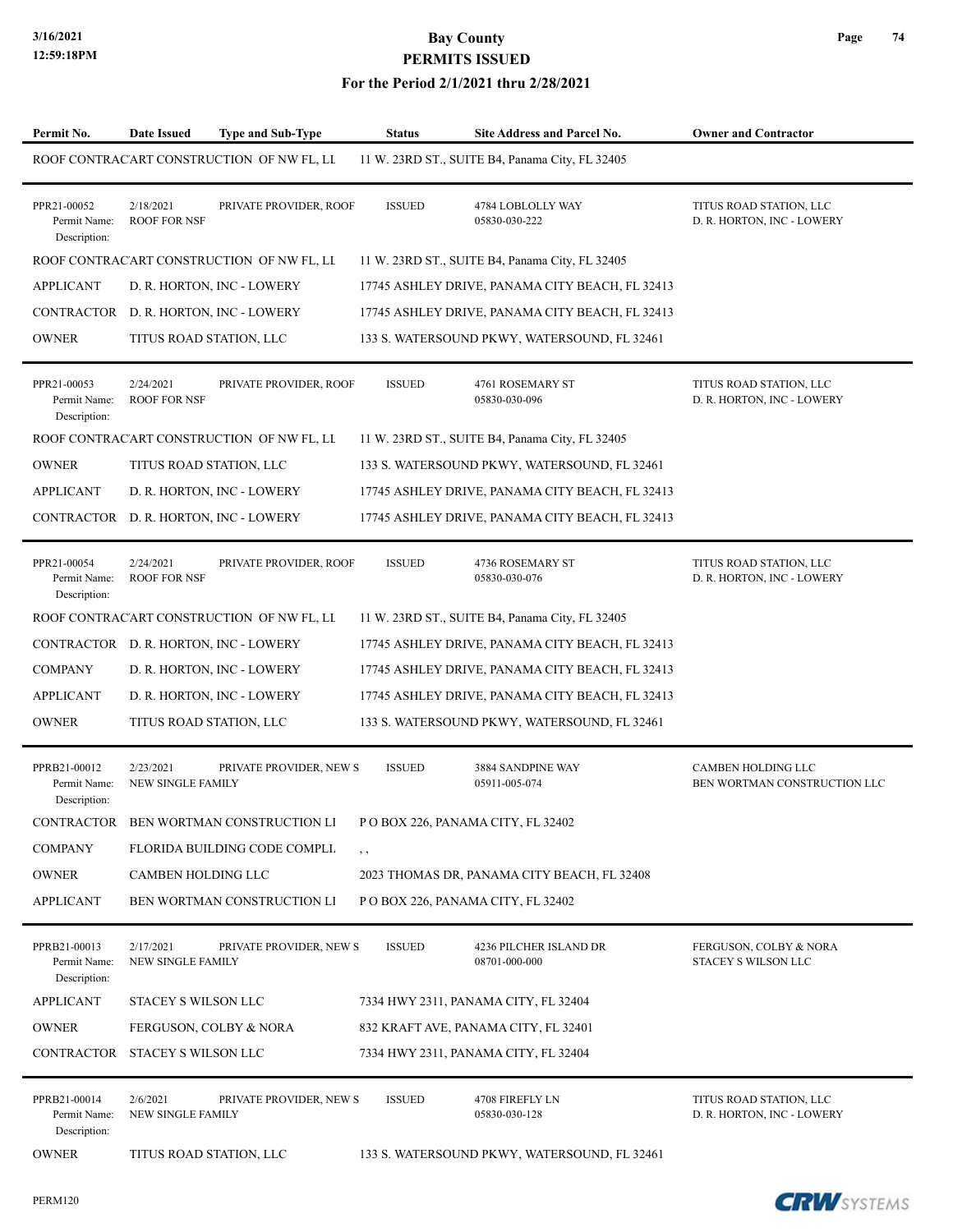# Bay County
## PERMITS ISSUED
### For the Period 2/1/2021 thru 2/28/2021

| Permit No. | Date Issued | Type and Sub-Type | Status | Site Address and Parcel No. | Owner and Contractor |
|---|---|---|---|---|---|
| ROOF CONTRAC | ART CONSTRUCTION OF NW FL, LI | | | 11 W. 23RD ST., SUITE B4, Panama City, FL 32405 | |
| PPR21-00052 | 2/18/2021 | PRIVATE PROVIDER, ROOF | ISSUED | 4784 LOBLOLLY WAY | TITUS ROAD STATION, LLC |
| Permit Name: | ROOF FOR NSF | | | 05830-030-222 | D. R. HORTON, INC - LOWERY |
| Description: | | | | | |
| ROOF CONTRAC | ART CONSTRUCTION OF NW FL, LI | | | 11 W. 23RD ST., SUITE B4, Panama City, FL 32405 | |
| APPLICANT | D. R. HORTON, INC - LOWERY | | | 17745 ASHLEY DRIVE, PANAMA CITY BEACH, FL 32413 | |
| CONTRACTOR | D. R. HORTON, INC - LOWERY | | | 17745 ASHLEY DRIVE, PANAMA CITY BEACH, FL 32413 | |
| OWNER | TITUS ROAD STATION, LLC | | | 133 S. WATERSOUND PKWY, WATERSOUND, FL 32461 | |
| PPR21-00053 | 2/24/2021 | PRIVATE PROVIDER, ROOF | ISSUED | 4761 ROSEMARY ST | TITUS ROAD STATION, LLC |
| Permit Name: | ROOF FOR NSF | | | 05830-030-096 | D. R. HORTON, INC - LOWERY |
| Description: | | | | | |
| ROOF CONTRAC | ART CONSTRUCTION OF NW FL, LI | | | 11 W. 23RD ST., SUITE B4, Panama City, FL 32405 | |
| OWNER | TITUS ROAD STATION, LLC | | | 133 S. WATERSOUND PKWY, WATERSOUND, FL 32461 | |
| APPLICANT | D. R. HORTON, INC - LOWERY | | | 17745 ASHLEY DRIVE, PANAMA CITY BEACH, FL 32413 | |
| CONTRACTOR | D. R. HORTON, INC - LOWERY | | | 17745 ASHLEY DRIVE, PANAMA CITY BEACH, FL 32413 | |
| PPR21-00054 | 2/24/2021 | PRIVATE PROVIDER, ROOF | ISSUED | 4736 ROSEMARY ST | TITUS ROAD STATION, LLC |
| Permit Name: | ROOF FOR NSF | | | 05830-030-076 | D. R. HORTON, INC - LOWERY |
| Description: | | | | | |
| ROOF CONTRAC | ART CONSTRUCTION OF NW FL, LI | | | 11 W. 23RD ST., SUITE B4, Panama City, FL 32405 | |
| CONTRACTOR | D. R. HORTON, INC - LOWERY | | | 17745 ASHLEY DRIVE, PANAMA CITY BEACH, FL 32413 | |
| COMPANY | D. R. HORTON, INC - LOWERY | | | 17745 ASHLEY DRIVE, PANAMA CITY BEACH, FL 32413 | |
| APPLICANT | D. R. HORTON, INC - LOWERY | | | 17745 ASHLEY DRIVE, PANAMA CITY BEACH, FL 32413 | |
| OWNER | TITUS ROAD STATION, LLC | | | 133 S. WATERSOUND PKWY, WATERSOUND, FL 32461 | |
| PPRB21-00012 | 2/23/2021 | PRIVATE PROVIDER, NEW S | ISSUED | 3884 SANDPINE WAY | CAMBEN HOLDING LLC |
| Permit Name: | NEW SINGLE FAMILY | | | 05911-005-074 | BEN WORTMAN CONSTRUCTION LLC |
| Description: | | | | | |
| CONTRACTOR | BEN WORTMAN CONSTRUCTION LI | | | P O BOX 226, PANAMA CITY, FL 32402 | |
| COMPANY | FLORIDA BUILDING CODE COMPLI | | | , , | |
| OWNER | CAMBEN HOLDING LLC | | | 2023 THOMAS DR, PANAMA CITY BEACH, FL 32408 | |
| APPLICANT | BEN WORTMAN CONSTRUCTION LI | | | P O BOX 226, PANAMA CITY, FL 32402 | |
| PPRB21-00013 | 2/17/2021 | PRIVATE PROVIDER, NEW S | ISSUED | 4236 PILCHER ISLAND DR | FERGUSON, COLBY & NORA |
| Permit Name: | NEW SINGLE FAMILY | | | 08701-000-000 | STACEY S WILSON LLC |
| Description: | | | | | |
| APPLICANT | STACEY S WILSON LLC | | | 7334 HWY 2311, PANAMA CITY, FL 32404 | |
| OWNER | FERGUSON, COLBY & NORA | | | 832 KRAFT AVE, PANAMA CITY, FL 32401 | |
| CONTRACTOR | STACEY S WILSON LLC | | | 7334 HWY 2311, PANAMA CITY, FL 32404 | |
| PPRB21-00014 | 2/6/2021 | PRIVATE PROVIDER, NEW S | ISSUED | 4708 FIREFLY LN | TITUS ROAD STATION, LLC |
| Permit Name: | NEW SINGLE FAMILY | | | 05830-030-128 | D. R. HORTON, INC - LOWERY |
| Description: | | | | | |
| OWNER | TITUS ROAD STATION, LLC | | | 133 S. WATERSOUND PKWY, WATERSOUND, FL 32461 | |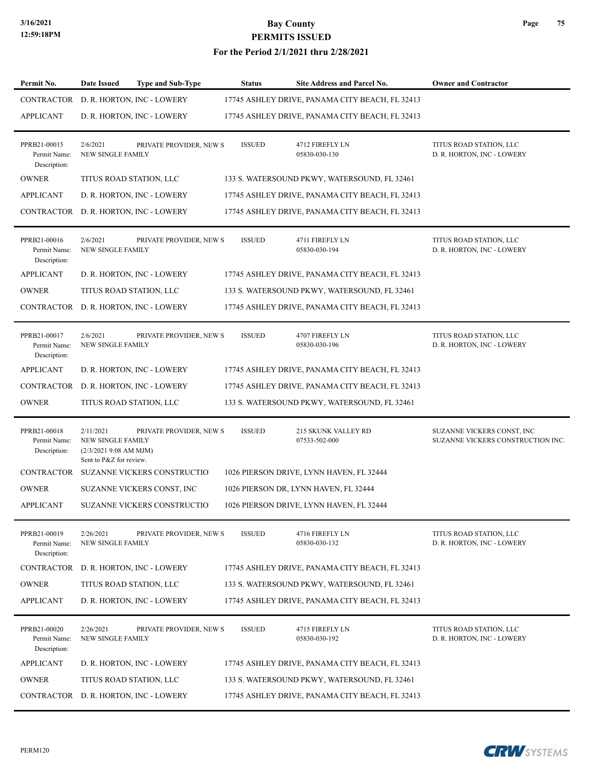# Bay County
## PERMITS ISSUED
### For the Period 2/1/2021 thru 2/28/2021

| Permit No. | Date Issued | Type and Sub-Type | Status | Site Address and Parcel No. | Owner and Contractor |
|---|---|---|---|---|---|
| CONTRACTOR | D. R. HORTON, INC - LOWERY | | 17745 ASHLEY DRIVE, PANAMA CITY BEACH, FL 32413 | | |
| APPLICANT | D. R. HORTON, INC - LOWERY | | 17745 ASHLEY DRIVE, PANAMA CITY BEACH, FL 32413 | | |
| PPRB21-00015<br>Permit Name:<br>Description: | 2/6/2021<br>NEW SINGLE FAMILY | PRIVATE PROVIDER, NEW S | ISSUED | 4712 FIREFLY LN<br>05830-030-130 | TITUS ROAD STATION, LLC<br>D. R. HORTON, INC - LOWERY |
| OWNER | TITUS ROAD STATION, LLC | | 133 S. WATERSOUND PKWY, WATERSOUND, FL 32461 | | |
| APPLICANT | D. R. HORTON, INC - LOWERY | | 17745 ASHLEY DRIVE, PANAMA CITY BEACH, FL 32413 | | |
| CONTRACTOR | D. R. HORTON, INC - LOWERY | | 17745 ASHLEY DRIVE, PANAMA CITY BEACH, FL 32413 | | |
| PPRB21-00016<br>Permit Name:<br>Description: | 2/6/2021<br>NEW SINGLE FAMILY | PRIVATE PROVIDER, NEW S | ISSUED | 4711 FIREFLY LN<br>05830-030-194 | TITUS ROAD STATION, LLC<br>D. R. HORTON, INC - LOWERY |
| APPLICANT | D. R. HORTON, INC - LOWERY | | 17745 ASHLEY DRIVE, PANAMA CITY BEACH, FL 32413 | | |
| OWNER | TITUS ROAD STATION, LLC | | 133 S. WATERSOUND PKWY, WATERSOUND, FL 32461 | | |
| CONTRACTOR | D. R. HORTON, INC - LOWERY | | 17745 ASHLEY DRIVE, PANAMA CITY BEACH, FL 32413 | | |
| PPRB21-00017<br>Permit Name:<br>Description: | 2/6/2021<br>NEW SINGLE FAMILY | PRIVATE PROVIDER, NEW S | ISSUED | 4707 FIREFLY LN<br>05830-030-196 | TITUS ROAD STATION, LLC<br>D. R. HORTON, INC - LOWERY |
| APPLICANT | D. R. HORTON, INC - LOWERY | | 17745 ASHLEY DRIVE, PANAMA CITY BEACH, FL 32413 | | |
| CONTRACTOR | D. R. HORTON, INC - LOWERY | | 17745 ASHLEY DRIVE, PANAMA CITY BEACH, FL 32413 | | |
| OWNER | TITUS ROAD STATION, LLC | | 133 S. WATERSOUND PKWY, WATERSOUND, FL 32461 | | |
| PPRB21-00018<br>Permit Name:<br>Description: | 2/11/2021<br>NEW SINGLE FAMILY<br>(2/3/2021 9:08 AM MJM)<br>Sent to P&Z for review. | PRIVATE PROVIDER, NEW S | ISSUED | 215 SKUNK VALLEY RD<br>07533-502-000 | SUZANNE VICKERS CONST, INC<br>SUZANNE VICKERS CONSTRUCTION INC. |
| CONTRACTOR | SUZANNE VICKERS CONSTRUCTIO | | 1026 PIERSON DRIVE, LYNN HAVEN, FL 32444 | | |
| OWNER | SUZANNE VICKERS CONST, INC | | 1026 PIERSON DR, LYNN HAVEN, FL 32444 | | |
| APPLICANT | SUZANNE VICKERS CONSTRUCTIO | | 1026 PIERSON DRIVE, LYNN HAVEN, FL 32444 | | |
| PPRB21-00019<br>Permit Name:<br>Description: | 2/26/2021<br>NEW SINGLE FAMILY | PRIVATE PROVIDER, NEW S | ISSUED | 4716 FIREFLY LN<br>05830-030-132 | TITUS ROAD STATION, LLC<br>D. R. HORTON, INC - LOWERY |
| CONTRACTOR | D. R. HORTON, INC - LOWERY | | 17745 ASHLEY DRIVE, PANAMA CITY BEACH, FL 32413 | | |
| OWNER | TITUS ROAD STATION, LLC | | 133 S. WATERSOUND PKWY, WATERSOUND, FL 32461 | | |
| APPLICANT | D. R. HORTON, INC - LOWERY | | 17745 ASHLEY DRIVE, PANAMA CITY BEACH, FL 32413 | | |
| PPRB21-00020<br>Permit Name:<br>Description: | 2/26/2021<br>NEW SINGLE FAMILY | PRIVATE PROVIDER, NEW S | ISSUED | 4715 FIREFLY LN<br>05830-030-192 | TITUS ROAD STATION, LLC<br>D. R. HORTON, INC - LOWERY |
| APPLICANT | D. R. HORTON, INC - LOWERY | | 17745 ASHLEY DRIVE, PANAMA CITY BEACH, FL 32413 | | |
| OWNER | TITUS ROAD STATION, LLC | | 133 S. WATERSOUND PKWY, WATERSOUND, FL 32461 | | |
| CONTRACTOR | D. R. HORTON, INC - LOWERY | | 17745 ASHLEY DRIVE, PANAMA CITY BEACH, FL 32413 | | |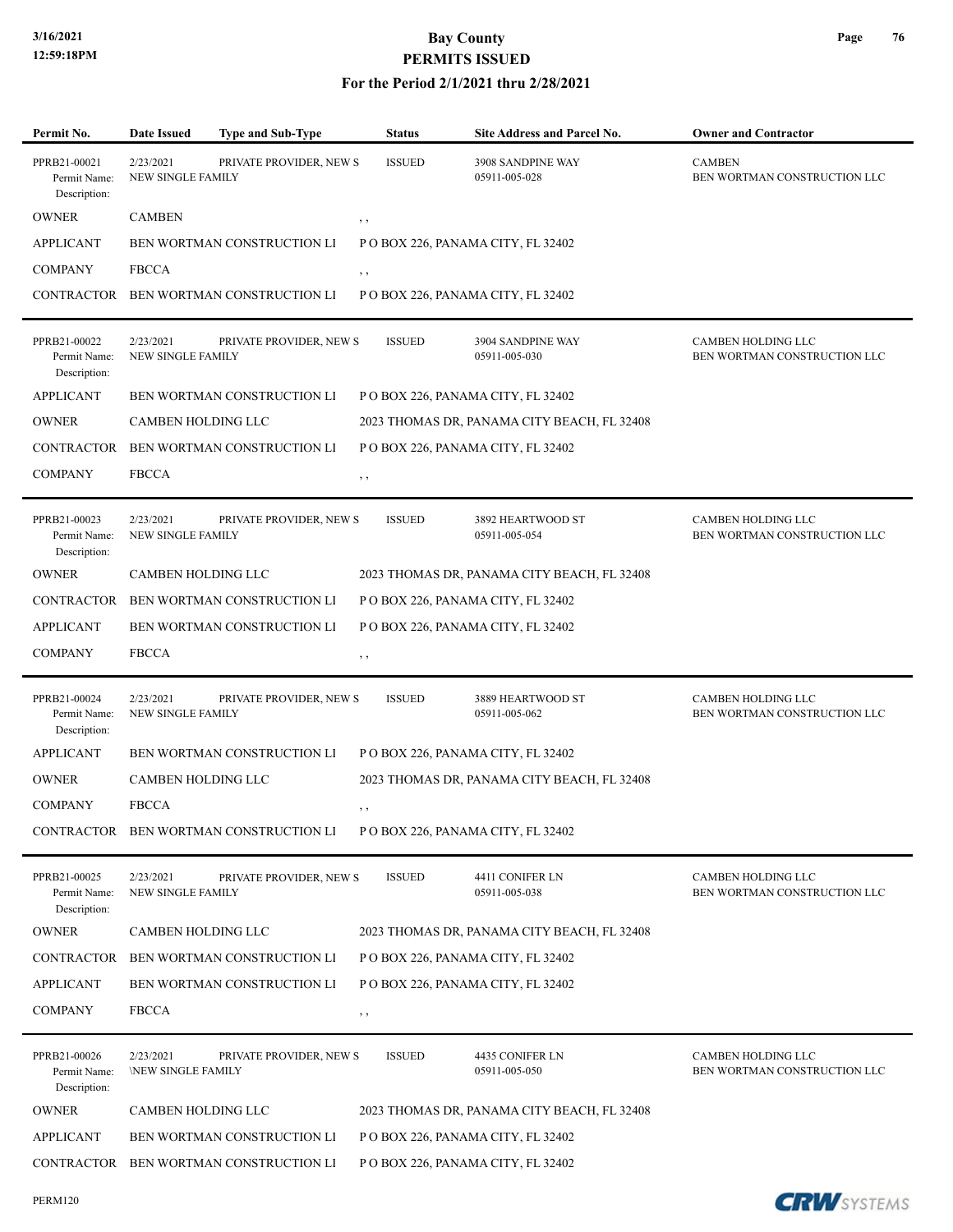# Bay County
## PERMITS ISSUED
### For the Period 2/1/2021 thru 2/28/2021

| Permit No. | Date Issued | Type and Sub-Type | Status | Site Address and Parcel No. | Owner and Contractor |
|---|---|---|---|---|---|
| PPRB21-00021<br>Permit Name:<br>Description: | 2/23/2021<br>NEW SINGLE FAMILY | PRIVATE PROVIDER, NEW S | ISSUED | 3908 SANDPINE WAY<br>05911-005-028 | CAMBEN<br>BEN WORTMAN CONSTRUCTION LLC |

| | | |
|---|---|---|
| OWNER | CAMBEN | , , |
| APPLICANT | BEN WORTMAN CONSTRUCTION LI | P O BOX 226, PANAMA CITY, FL 32402 |
| COMPANY | FBCCA | , , |
| CONTRACTOR | BEN WORTMAN CONSTRUCTION LI | P O BOX 226, PANAMA CITY, FL 32402 |

| Permit No. | Date Issued | Type and Sub-Type | Status | Site Address and Parcel No. | Owner and Contractor |
|---|---|---|---|---|---|
| PPRB21-00022<br>Permit Name:<br>Description: | 2/23/2021<br>NEW SINGLE FAMILY | PRIVATE PROVIDER, NEW S | ISSUED | 3904 SANDPINE WAY<br>05911-005-030 | CAMBEN HOLDING LLC<br>BEN WORTMAN CONSTRUCTION LLC |

| | | |
|---|---|---|
| APPLICANT | BEN WORTMAN CONSTRUCTION LI | P O BOX 226, PANAMA CITY, FL 32402 |
| OWNER | CAMBEN HOLDING LLC | 2023 THOMAS DR, PANAMA CITY BEACH, FL 32408 |
| CONTRACTOR | BEN WORTMAN CONSTRUCTION LI | P O BOX 226, PANAMA CITY, FL 32402 |
| COMPANY | FBCCA | , , |

| Permit No. | Date Issued | Type and Sub-Type | Status | Site Address and Parcel No. | Owner and Contractor |
|---|---|---|---|---|---|
| PPRB21-00023<br>Permit Name:<br>Description: | 2/23/2021<br>NEW SINGLE FAMILY | PRIVATE PROVIDER, NEW S | ISSUED | 3892 HEARTWOOD ST<br>05911-005-054 | CAMBEN HOLDING LLC<br>BEN WORTMAN CONSTRUCTION LLC |

| | | |
|---|---|---|
| OWNER | CAMBEN HOLDING LLC | 2023 THOMAS DR, PANAMA CITY BEACH, FL 32408 |
| CONTRACTOR | BEN WORTMAN CONSTRUCTION LI | P O BOX 226, PANAMA CITY, FL 32402 |
| APPLICANT | BEN WORTMAN CONSTRUCTION LI | P O BOX 226, PANAMA CITY, FL 32402 |
| COMPANY | FBCCA | , , |

| Permit No. | Date Issued | Type and Sub-Type | Status | Site Address and Parcel No. | Owner and Contractor |
|---|---|---|---|---|---|
| PPRB21-00024<br>Permit Name:<br>Description: | 2/23/2021<br>NEW SINGLE FAMILY | PRIVATE PROVIDER, NEW S | ISSUED | 3889 HEARTWOOD ST<br>05911-005-062 | CAMBEN HOLDING LLC<br>BEN WORTMAN CONSTRUCTION LLC |

| | | |
|---|---|---|
| APPLICANT | BEN WORTMAN CONSTRUCTION LI | P O BOX 226, PANAMA CITY, FL 32402 |
| OWNER | CAMBEN HOLDING LLC | 2023 THOMAS DR, PANAMA CITY BEACH, FL 32408 |
| COMPANY | FBCCA | , , |
| CONTRACTOR | BEN WORTMAN CONSTRUCTION LI | P O BOX 226, PANAMA CITY, FL 32402 |

| Permit No. | Date Issued | Type and Sub-Type | Status | Site Address and Parcel No. | Owner and Contractor |
|---|---|---|---|---|---|
| PPRB21-00025<br>Permit Name:<br>Description: | 2/23/2021<br>NEW SINGLE FAMILY | PRIVATE PROVIDER, NEW S | ISSUED | 4411 CONIFER LN<br>05911-005-038 | CAMBEN HOLDING LLC<br>BEN WORTMAN CONSTRUCTION LLC |

| | | |
|---|---|---|
| OWNER | CAMBEN HOLDING LLC | 2023 THOMAS DR, PANAMA CITY BEACH, FL 32408 |
| CONTRACTOR | BEN WORTMAN CONSTRUCTION LI | P O BOX 226, PANAMA CITY, FL 32402 |
| APPLICANT | BEN WORTMAN CONSTRUCTION LI | P O BOX 226, PANAMA CITY, FL 32402 |
| COMPANY | FBCCA | , , |

| Permit No. | Date Issued | Type and Sub-Type | Status | Site Address and Parcel No. | Owner and Contractor |
|---|---|---|---|---|---|
| PPRB21-00026<br>Permit Name:<br>Description: | 2/23/2021<br>\NEW SINGLE FAMILY | PRIVATE PROVIDER, NEW S | ISSUED | 4435 CONIFER LN<br>05911-005-050 | CAMBEN HOLDING LLC<br>BEN WORTMAN CONSTRUCTION LLC |

| | | |
|---|---|---|
| OWNER | CAMBEN HOLDING LLC | 2023 THOMAS DR, PANAMA CITY BEACH, FL 32408 |
| APPLICANT | BEN WORTMAN CONSTRUCTION LI | P O BOX 226, PANAMA CITY, FL 32402 |
| CONTRACTOR | BEN WORTMAN CONSTRUCTION LI | P O BOX 226, PANAMA CITY, FL 32402 |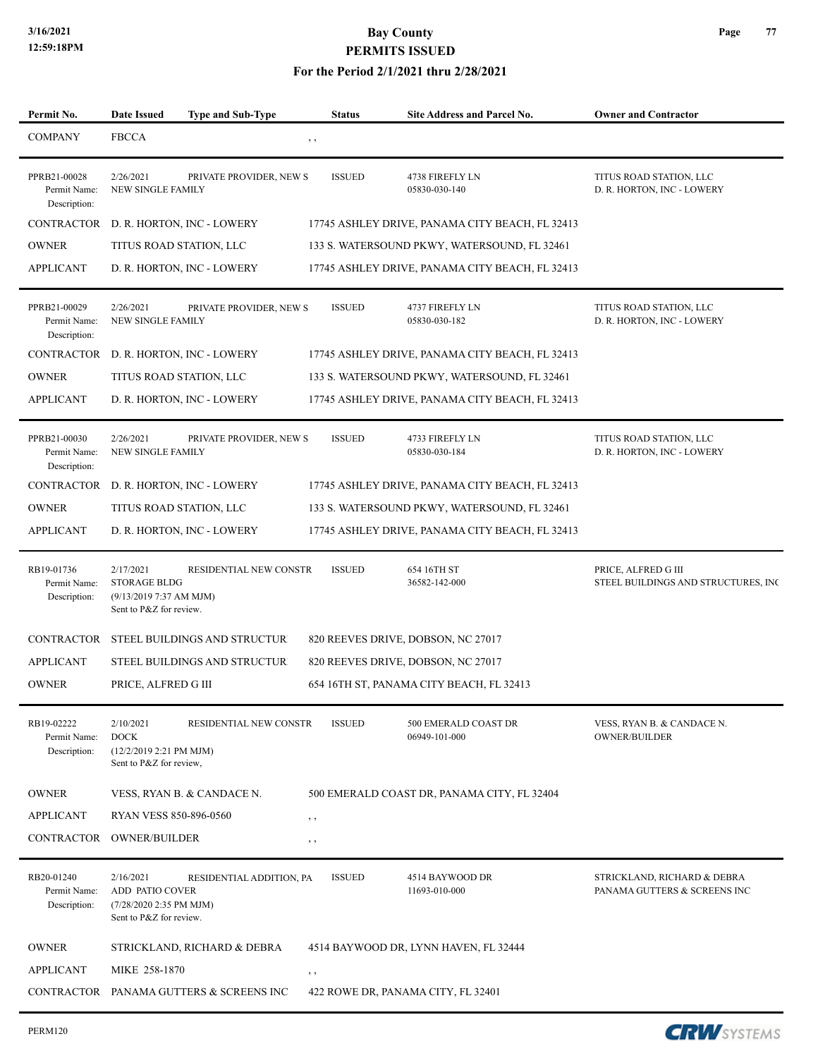| Permit No. | Date Issued | Type and Sub-Type | Status | Site Address and Parcel No. | Owner and Contractor |
|---|---|---|---|---|---|
| COMPANY | FBCCA | | , , | | |
| PPRB21-00028<br>Permit Name:<br>Description: | 2/26/2021<br>NEW SINGLE FAMILY | PRIVATE PROVIDER, NEW S | ISSUED | 4738 FIREFLY LN<br>05830-030-140 | TITUS ROAD STATION, LLC<br>D. R. HORTON, INC - LOWERY |
| CONTRACTOR | D. R. HORTON, INC - LOWERY | | 17745 ASHLEY DRIVE, PANAMA CITY BEACH, FL 32413 | | |
| OWNER | TITUS ROAD STATION, LLC | | 133 S. WATERSOUND PKWY, WATERSOUND, FL 32461 | | |
| APPLICANT | D. R. HORTON, INC - LOWERY | | 17745 ASHLEY DRIVE, PANAMA CITY BEACH, FL 32413 | | |
| PPRB21-00029<br>Permit Name:<br>Description: | 2/26/2021<br>NEW SINGLE FAMILY | PRIVATE PROVIDER, NEW S | ISSUED | 4737 FIREFLY LN<br>05830-030-182 | TITUS ROAD STATION, LLC<br>D. R. HORTON, INC - LOWERY |
| CONTRACTOR | D. R. HORTON, INC - LOWERY | | 17745 ASHLEY DRIVE, PANAMA CITY BEACH, FL 32413 | | |
| OWNER | TITUS ROAD STATION, LLC | | 133 S. WATERSOUND PKWY, WATERSOUND, FL 32461 | | |
| APPLICANT | D. R. HORTON, INC - LOWERY | | 17745 ASHLEY DRIVE, PANAMA CITY BEACH, FL 32413 | | |
| PPRB21-00030<br>Permit Name:<br>Description: | 2/26/2021<br>NEW SINGLE FAMILY | PRIVATE PROVIDER, NEW S | ISSUED | 4733 FIREFLY LN<br>05830-030-184 | TITUS ROAD STATION, LLC<br>D. R. HORTON, INC - LOWERY |
| CONTRACTOR | D. R. HORTON, INC - LOWERY | | 17745 ASHLEY DRIVE, PANAMA CITY BEACH, FL 32413 | | |
| OWNER | TITUS ROAD STATION, LLC | | 133 S. WATERSOUND PKWY, WATERSOUND, FL 32461 | | |
| APPLICANT | D. R. HORTON, INC - LOWERY | | 17745 ASHLEY DRIVE, PANAMA CITY BEACH, FL 32413 | | |
| RB19-01736<br>Permit Name:<br>Description: | 2/17/2021<br>STORAGE BLDG<br>(9/13/2019 7:37 AM MJM)<br>Sent to P&Z for review. | RESIDENTIAL NEW CONSTR | ISSUED | 654 16TH ST<br>36582-142-000 | PRICE, ALFRED G III<br>STEEL BUILDINGS AND STRUCTURES, INC |
| CONTRACTOR | STEEL BUILDINGS AND STRUCTUR | | 820 REEVES DRIVE, DOBSON, NC 27017 | | |
| APPLICANT | STEEL BUILDINGS AND STRUCTUR | | 820 REEVES DRIVE, DOBSON, NC 27017 | | |
| OWNER | PRICE, ALFRED G III | | 654 16TH ST, PANAMA CITY BEACH, FL 32413 | | |
| RB19-02222<br>Permit Name:<br>Description: | 2/10/2021<br>DOCK<br>(12/2/2019 2:21 PM MJM)<br>Sent to P&Z for review, | RESIDENTIAL NEW CONSTR | ISSUED | 500 EMERALD COAST DR<br>06949-101-000 | VESS, RYAN B. & CANDACE N.<br>OWNER/BUILDER |
| OWNER | VESS, RYAN B. & CANDACE N. | | 500 EMERALD COAST DR, PANAMA CITY, FL 32404 | | |
| APPLICANT | RYAN VESS 850-896-0560 | | , , | | |
| CONTRACTOR | OWNER/BUILDER | | , , | | |
| RB20-01240<br>Permit Name:<br>Description: | 2/16/2021<br>ADD PATIO COVER<br>(7/28/2020 2:35 PM MJM)<br>Sent to P&Z for review. | RESIDENTIAL ADDITION, PA | ISSUED | 4514 BAYWOOD DR<br>11693-010-000 | STRICKLAND, RICHARD & DEBRA<br>PANAMA GUTTERS & SCREENS INC |
| OWNER | STRICKLAND, RICHARD & DEBRA | | 4514 BAYWOOD DR, LYNN HAVEN, FL 32444 | | |
| APPLICANT | MIKE 258-1870 | | , , | | |
| CONTRACTOR | PANAMA GUTTERS & SCREENS INC | | 422 ROWE DR, PANAMA CITY, FL 32401 | | |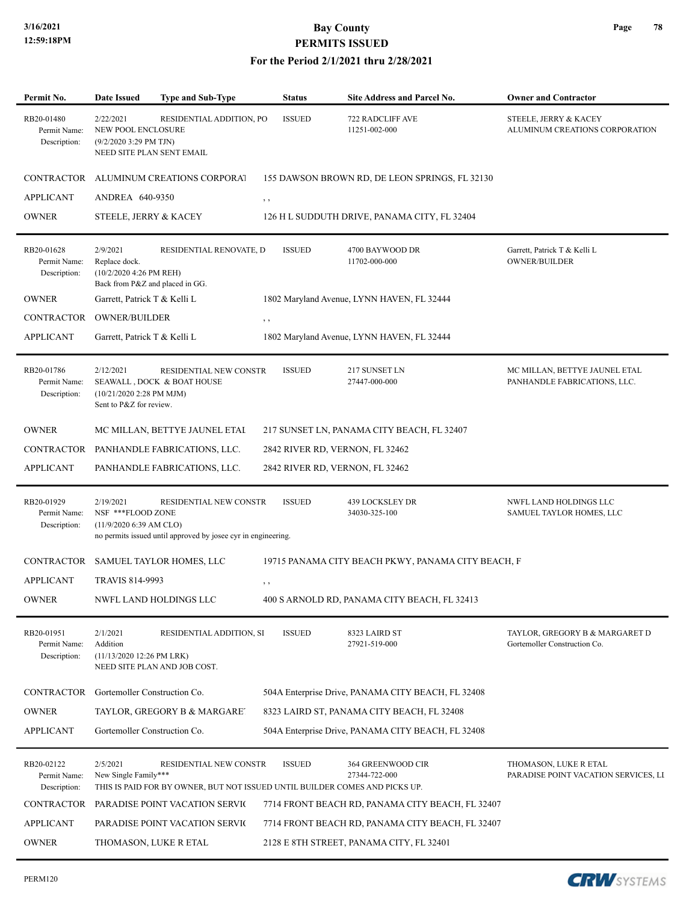# Bay County
## PERMITS ISSUED
### For the Period 2/1/2021 thru 2/28/2021

| Permit No. | Date Issued | Type and Sub-Type | Status | Site Address and Parcel No. | Owner and Contractor |
|---|---|---|---|---|---|
| RB20-01480 | 2/22/2021 | RESIDENTIAL ADDITION, PO | ISSUED | 722 RADCLIFF AVE<br>11251-002-000 | STEELE, JERRY & KACEY<br>ALUMINUM CREATIONS CORPORATION |

Permit Name: NEW POOL ENCLOSURE
Description: (9/2/2020 3:29 PM TJN)
NEED SITE PLAN SENT EMAIL

| | | |
|---|---|---|
| CONTRACTOR | ALUMINUM CREATIONS CORPORAT | 155 DAWSON BROWN RD, DE LEON SPRINGS, FL 32130 |
| APPLICANT | ANDREA 640-9350 | , , |
| OWNER | STEELE, JERRY & KACEY | 126 H L SUDDUTH DRIVE, PANAMA CITY, FL 32404 |

---

| Permit No. | Date Issued | Type and Sub-Type | Status | Site Address and Parcel No. | Owner and Contractor |
|---|---|---|---|---|---|
| RB20-01628 | 2/9/2021 | RESIDENTIAL RENOVATE, D | ISSUED | 4700 BAYWOOD DR<br>11702-000-000 | Garrett, Patrick T & Kelli L<br>OWNER/BUILDER |

Permit Name: Replace dock.
Description: (10/2/2020 4:26 PM REH)
Back from P&Z and placed in GG.

| | | |
|---|---|---|
| OWNER | Garrett, Patrick T & Kelli L | 1802 Maryland Avenue, LYNN HAVEN, FL 32444 |
| CONTRACTOR | OWNER/BUILDER | , , |
| APPLICANT | Garrett, Patrick T & Kelli L | 1802 Maryland Avenue, LYNN HAVEN, FL 32444 |

---

| Permit No. | Date Issued | Type and Sub-Type | Status | Site Address and Parcel No. | Owner and Contractor |
|---|---|---|---|---|---|
| RB20-01786 | 2/12/2021 | RESIDENTIAL NEW CONSTR | ISSUED | 217 SUNSET LN<br>27447-000-000 | MC MILLAN, BETTYE JAUNEL ETAL<br>PANHANDLE FABRICATIONS, LLC. |

Permit Name: SEAWALL , DOCK & BOAT HOUSE
Description: (10/21/2020 2:28 PM MJM)
Sent to P&Z for review.

| | | |
|---|---|---|
| OWNER | MC MILLAN, BETTYE JAUNEL ETAL | 217 SUNSET LN, PANAMA CITY BEACH, FL 32407 |
| CONTRACTOR | PANHANDLE FABRICATIONS, LLC. | 2842 RIVER RD, VERNON, FL 32462 |
| APPLICANT | PANHANDLE FABRICATIONS, LLC. | 2842 RIVER RD, VERNON, FL 32462 |

---

| Permit No. | Date Issued | Type and Sub-Type | Status | Site Address and Parcel No. | Owner and Contractor |
|---|---|---|---|---|---|
| RB20-01929 | 2/19/2021 | RESIDENTIAL NEW CONSTR | ISSUED | 439 LOCKSLEY DR<br>34030-325-100 | NWFL LAND HOLDINGS LLC<br>SAMUEL TAYLOR HOMES, LLC |

Permit Name: NSF ***FLOOD ZONE
Description: (11/9/2020 6:39 AM CLO)
no permits issued until approved by josee cyr in engineering.

| | | |
|---|---|---|
| CONTRACTOR | SAMUEL TAYLOR HOMES, LLC | 19715 PANAMA CITY BEACH PKWY, PANAMA CITY BEACH, F |
| APPLICANT | TRAVIS 814-9993 | , , |
| OWNER | NWFL LAND HOLDINGS LLC | 400 S ARNOLD RD, PANAMA CITY BEACH, FL 32413 |

---

| Permit No. | Date Issued | Type and Sub-Type | Status | Site Address and Parcel No. | Owner and Contractor |
|---|---|---|---|---|---|
| RB20-01951 | 2/1/2021 | RESIDENTIAL ADDITION, SI | ISSUED | 8323 LAIRD ST<br>27921-519-000 | TAYLOR, GREGORY B & MARGARET D<br>Gortemoller Construction Co. |

Permit Name: Addition
Description: (11/13/2020 12:26 PM LRK)
NEED SITE PLAN AND JOB COST.

| | | |
|---|---|---|
| CONTRACTOR | Gortemoller Construction Co. | 504A Enterprise Drive, PANAMA CITY BEACH, FL 32408 |
| OWNER | TAYLOR, GREGORY B & MARGARET | 8323 LAIRD ST, PANAMA CITY BEACH, FL 32408 |
| APPLICANT | Gortemoller Construction Co. | 504A Enterprise Drive, PANAMA CITY BEACH, FL 32408 |

---

| Permit No. | Date Issued | Type and Sub-Type | Status | Site Address and Parcel No. | Owner and Contractor |
|---|---|---|---|---|---|
| RB20-02122 | 2/5/2021 | RESIDENTIAL NEW CONSTR | ISSUED | 364 GREENWOOD CIR<br>27344-722-000 | THOMASON, LUKE R ETAL<br>PARADISE POINT VACATION SERVICES, LI |

Permit Name: New Single Family***
Description: THIS IS PAID FOR BY OWNER, BUT NOT ISSUED UNTIL BUILDER COMES AND PICKS UP.

| | | |
|---|---|---|
| CONTRACTOR | PARADISE POINT VACATION SERVIC | 7714 FRONT BEACH RD, PANAMA CITY BEACH, FL 32407 |
| APPLICANT | PARADISE POINT VACATION SERVIC | 7714 FRONT BEACH RD, PANAMA CITY BEACH, FL 32407 |
| OWNER | THOMASON, LUKE R ETAL | 2128 E 8TH STREET, PANAMA CITY, FL 32401 |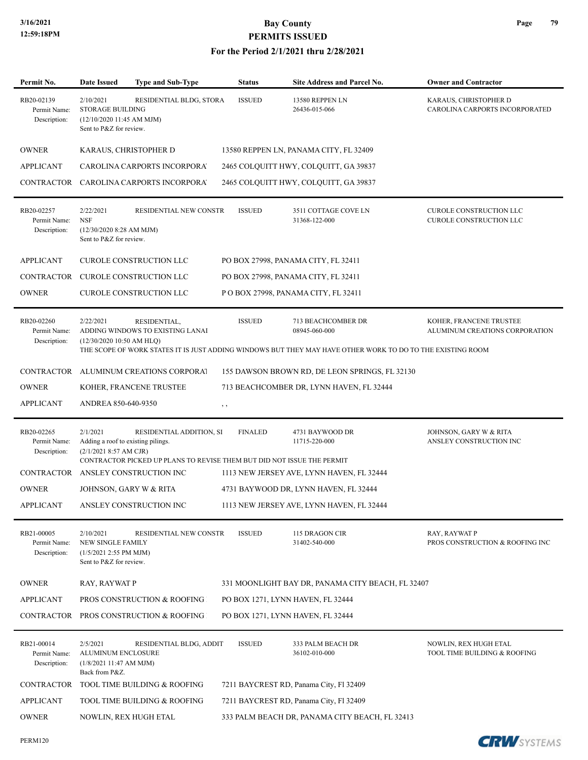# Bay County
## PERMITS ISSUED
### For the Period 2/1/2021 thru 2/28/2021

| Permit No. | Date Issued | Type and Sub-Type | Status | Site Address and Parcel No. | Owner and Contractor |
|---|---|---|---|---|---|
| RB20-02139 | 2/10/2021 | RESIDENTIAL BLDG, STORA | ISSUED | 13580 REPPEN LN 26436-015-066 | KARAUS, CHRISTOPHER D CAROLINA CARPORTS INCORPORATED |

Permit Name: STORAGE BUILDING
Description: (12/10/2020 11:45 AM MJM) Sent to P&Z for review.

| | | |
|---|---|---|
| OWNER | KARAUS, CHRISTOPHER D | 13580 REPPEN LN, PANAMA CITY, FL 32409 |
| APPLICANT | CAROLINA CARPORTS INCORPORA | 2465 COLQUITT HWY, COLQUITT, GA 39837 |
| CONTRACTOR | CAROLINA CARPORTS INCORPORA | 2465 COLQUITT HWY, COLQUITT, GA 39837 |

---

| Permit No. | Date Issued | Type and Sub-Type | Status | Site Address and Parcel No. | Owner and Contractor |
|---|---|---|---|---|---|
| RB20-02257 | 2/22/2021 | RESIDENTIAL NEW CONSTR | ISSUED | 3511 COTTAGE COVE LN 31368-122-000 | CUROLE CONSTRUCTION LLC CUROLE CONSTRUCTION LLC |

Permit Name: NSF
Description: (12/30/2020 8:28 AM MJM) Sent to P&Z for review.

| | | |
|---|---|---|
| APPLICANT | CUROLE CONSTRUCTION LLC | PO BOX 27998, PANAMA CITY, FL 32411 |
| CONTRACTOR | CUROLE CONSTRUCTION LLC | PO BOX 27998, PANAMA CITY, FL 32411 |
| OWNER | CUROLE CONSTRUCTION LLC | P O BOX 27998, PANAMA CITY, FL 32411 |

---

| Permit No. | Date Issued | Type and Sub-Type | Status | Site Address and Parcel No. | Owner and Contractor |
|---|---|---|---|---|---|
| RB20-02260 | 2/22/2021 | RESIDENTIAL, | ISSUED | 713 BEACHCOMBER DR 08945-060-000 | KOHER, FRANCENE TRUSTEE ALUMINUM CREATIONS CORPORATION |

Permit Name: ADDING WINDOWS TO EXISTING LANAI
Description: (12/30/2020 10:50 AM HLQ) THE SCOPE OF WORK STATES IT IS JUST ADDING WINDOWS BUT THEY MAY HAVE OTHER WORK TO DO TO THE EXISTING ROOM

| | | |
|---|---|---|
| CONTRACTOR | ALUMINUM CREATIONS CORPORAT | 155 DAWSON BROWN RD, DE LEON SPRINGS, FL 32130 |
| OWNER | KOHER, FRANCENE TRUSTEE | 713 BEACHCOMBER DR, LYNN HAVEN, FL 32444 |
| APPLICANT | ANDREA 850-640-9350 | , , |

---

| Permit No. | Date Issued | Type and Sub-Type | Status | Site Address and Parcel No. | Owner and Contractor |
|---|---|---|---|---|---|
| RB20-02265 | 2/1/2021 | RESIDENTIAL ADDITION, SI | FINALED | 4731 BAYWOOD DR 11715-220-000 | JOHNSON, GARY W & RITA ANSLEY CONSTRUCTION INC |

Permit Name: Adding a roof to existing pilings.
Description: (2/1/2021 8:57 AM CJR) CONTRACTOR PICKED UP PLANS TO REVISE THEM BUT DID NOT ISSUE THE PERMIT

| | | |
|---|---|---|
| CONTRACTOR | ANSLEY CONSTRUCTION INC | 1113 NEW JERSEY AVE, LYNN HAVEN, FL 32444 |
| OWNER | JOHNSON, GARY W & RITA | 4731 BAYWOOD DR, LYNN HAVEN, FL 32444 |
| APPLICANT | ANSLEY CONSTRUCTION INC | 1113 NEW JERSEY AVE, LYNN HAVEN, FL 32444 |

---

| Permit No. | Date Issued | Type and Sub-Type | Status | Site Address and Parcel No. | Owner and Contractor |
|---|---|---|---|---|---|
| RB21-00005 | 2/10/2021 | RESIDENTIAL NEW CONSTR | ISSUED | 115 DRAGON CIR 31402-540-000 | RAY, RAYWAT P PROS CONSTRUCTION & ROOFING INC |

Permit Name: NEW SINGLE FAMILY
Description: (1/5/2021 2:55 PM MJM) Sent to P&Z for review.

| | | |
|---|---|---|
| OWNER | RAY, RAYWAT P | 331 MOONLIGHT BAY DR, PANAMA CITY BEACH, FL 32407 |
| APPLICANT | PROS CONSTRUCTION & ROOFING | PO BOX 1271, LYNN HAVEN, FL 32444 |
| CONTRACTOR | PROS CONSTRUCTION & ROOFING | PO BOX 1271, LYNN HAVEN, FL 32444 |

---

| Permit No. | Date Issued | Type and Sub-Type | Status | Site Address and Parcel No. | Owner and Contractor |
|---|---|---|---|---|---|
| RB21-00014 | 2/5/2021 | RESIDENTIAL BLDG, ADDIT | ISSUED | 333 PALM BEACH DR 36102-010-000 | NOWLIN, REX HUGH ETAL TOOL TIME BUILDING & ROOFING |

Permit Name: ALUMINUM ENCLOSURE
Description: (1/8/2021 11:47 AM MJM) Back from P&Z.

| | | |
|---|---|---|
| CONTRACTOR | TOOL TIME BUILDING & ROOFING | 7211 BAYCREST RD, Panama City, Fl 32409 |
| APPLICANT | TOOL TIME BUILDING & ROOFING | 7211 BAYCREST RD, Panama City, Fl 32409 |
| OWNER | NOWLIN, REX HUGH ETAL | 333 PALM BEACH DR, PANAMA CITY BEACH, FL 32413 |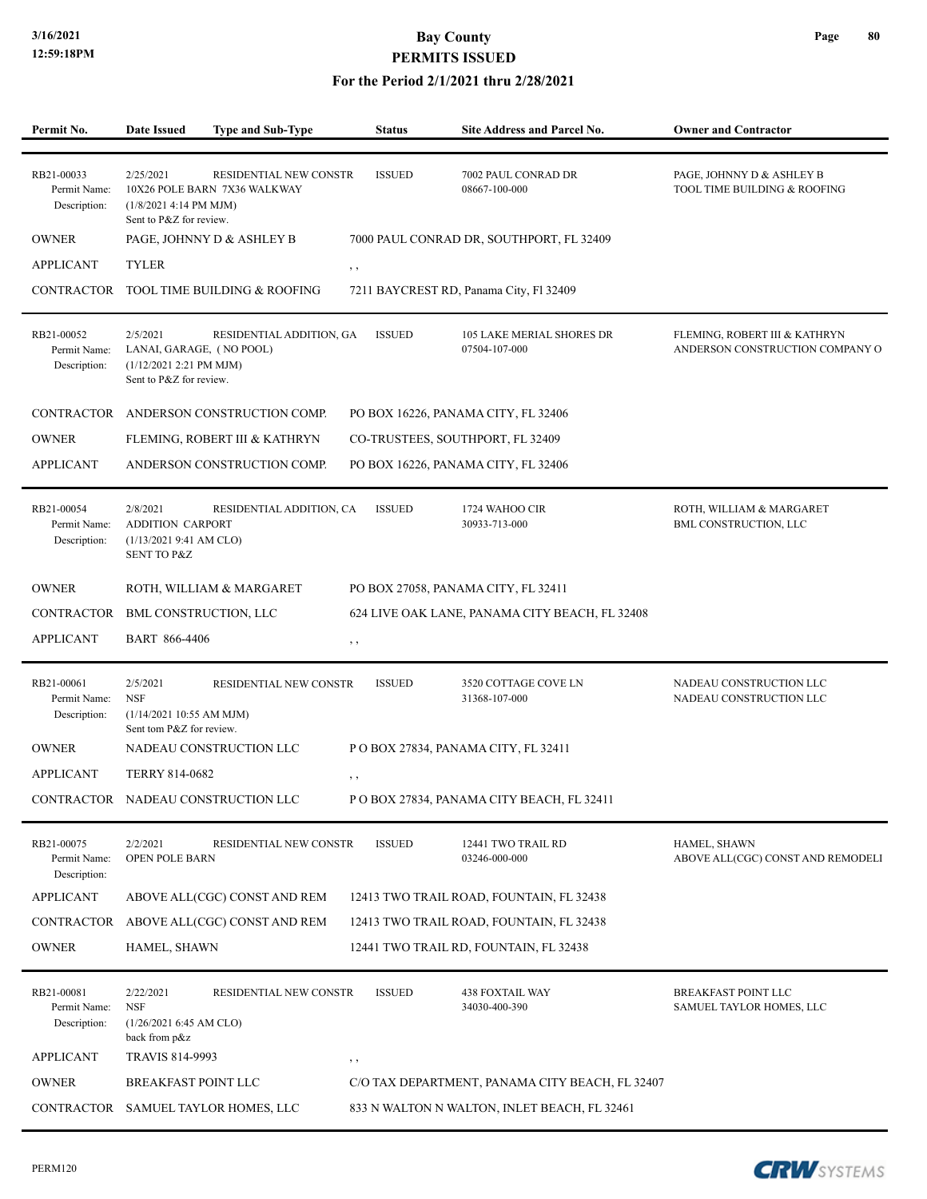# Bay County
## PERMITS ISSUED
### For the Period 2/1/2021 thru 2/28/2021

| Permit No. | Date Issued | Type and Sub-Type | Status | Site Address and Parcel No. | Owner and Contractor |
|---|---|---|---|---|---|
| RB21-00033 | 2/25/2021 | RESIDENTIAL NEW CONSTR | ISSUED | 7002 PAUL CONRAD DR<br>08667-100-000 | PAGE, JOHNNY D & ASHLEY B<br>TOOL TIME BUILDING & ROOFING |
| Permit Name: | 10X26 POLE BARN 7X36 WALKWAY | | | | |
| Description: | (1/8/2021 4:14 PM MJM)<br>Sent to P&Z for review. | | | | |
| OWNER | PAGE, JOHNNY D & ASHLEY B | | 7000 PAUL CONRAD DR, SOUTHPORT, FL 32409 | | |
| APPLICANT | TYLER | | , , | | |
| CONTRACTOR | TOOL TIME BUILDING & ROOFING | | 7211 BAYCREST RD, Panama City, Fl 32409 | | |
| RB21-00052 | 2/5/2021 | RESIDENTIAL ADDITION, GA | ISSUED | 105 LAKE MERIAL SHORES DR<br>07504-107-000 | FLEMING, ROBERT III & KATHRYN<br>ANDERSON CONSTRUCTION COMPANY O |
| Permit Name: | LANAI, GARAGE, ( NO POOL) | | | | |
| Description: | (1/12/2021 2:21 PM MJM)<br>Sent to P&Z for review. | | | | |
| CONTRACTOR | ANDERSON CONSTRUCTION COMP. | | PO BOX 16226, PANAMA CITY, FL 32406 | | |
| OWNER | FLEMING, ROBERT III & KATHRYN | | CO-TRUSTEES, SOUTHPORT, FL 32409 | | |
| APPLICANT | ANDERSON CONSTRUCTION COMP. | | PO BOX 16226, PANAMA CITY, FL 32406 | | |
| RB21-00054 | 2/8/2021 | RESIDENTIAL ADDITION, CA | ISSUED | 1724 WAHOO CIR<br>30933-713-000 | ROTH, WILLIAM & MARGARET<br>BML CONSTRUCTION, LLC |
| Permit Name: | ADDITION CARPORT | | | | |
| Description: | (1/13/2021 9:41 AM CLO)<br>SENT TO P&Z | | | | |
| OWNER | ROTH, WILLIAM & MARGARET | | PO BOX 27058, PANAMA CITY, FL 32411 | | |
| CONTRACTOR | BML CONSTRUCTION, LLC | | 624 LIVE OAK LANE, PANAMA CITY BEACH, FL 32408 | | |
| APPLICANT | BART 866-4406 | | , , | | |
| RB21-00061 | 2/5/2021 | RESIDENTIAL NEW CONSTR | ISSUED | 3520 COTTAGE COVE LN<br>31368-107-000 | NADEAU CONSTRUCTION LLC<br>NADEAU CONSTRUCTION LLC |
| Permit Name: | NSF | | | | |
| Description: | (1/14/2021 10:55 AM MJM)<br>Sent tom P&Z for review. | | | | |
| OWNER | NADEAU CONSTRUCTION LLC | | P O BOX 27834, PANAMA CITY, FL 32411 | | |
| APPLICANT | TERRY 814-0682 | | , , | | |
| CONTRACTOR | NADEAU CONSTRUCTION LLC | | P O BOX 27834, PANAMA CITY BEACH, FL 32411 | | |
| RB21-00075 | 2/2/2021 | RESIDENTIAL NEW CONSTR | ISSUED | 12441 TWO TRAIL RD<br>03246-000-000 | HAMEL, SHAWN<br>ABOVE ALL(CGC) CONST AND REMODELI |
| Permit Name: | OPEN POLE BARN | | | | |
| Description: | | | | | |
| APPLICANT | ABOVE ALL(CGC) CONST AND REM | | 12413 TWO TRAIL ROAD, FOUNTAIN, FL 32438 | | |
| CONTRACTOR | ABOVE ALL(CGC) CONST AND REM | | 12413 TWO TRAIL ROAD, FOUNTAIN, FL 32438 | | |
| OWNER | HAMEL, SHAWN | | 12441 TWO TRAIL RD, FOUNTAIN, FL 32438 | | |
| RB21-00081 | 2/22/2021 | RESIDENTIAL NEW CONSTR | ISSUED | 438 FOXTAIL WAY<br>34030-400-390 | BREAKFAST POINT LLC<br>SAMUEL TAYLOR HOMES, LLC |
| Permit Name: | NSF | | | | |
| Description: | (1/26/2021 6:45 AM CLO)<br>back from p&z | | | | |
| APPLICANT | TRAVIS 814-9993 | | , , | | |
| OWNER | BREAKFAST POINT LLC | | C/O TAX DEPARTMENT, PANAMA CITY BEACH, FL 32407 | | |
| CONTRACTOR | SAMUEL TAYLOR HOMES, LLC | | 833 N WALTON N WALTON, INLET BEACH, FL 32461 | | |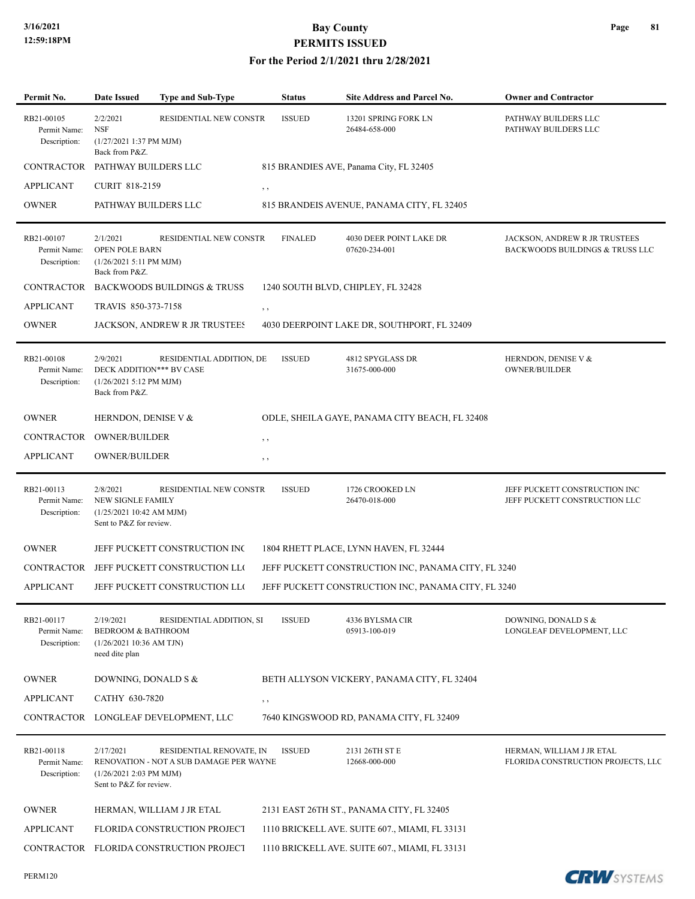# Bay County
## PERMITS ISSUED
### For the Period 2/1/2021 thru 2/28/2021

| Permit No. | Date Issued | Type and Sub-Type | Status | Site Address and Parcel No. | Owner and Contractor |
|---|---|---|---|---|---|
| RB21-00105 | 2/2/2021 | RESIDENTIAL NEW CONSTR | ISSUED | 13201 SPRING FORK LN<br>26484-658-000 | PATHWAY BUILDERS LLC<br>PATHWAY BUILDERS LLC |
| Permit Name: | NSF | | | | |
| Description: | (1/27/2021 1:37 PM MJM)<br>Back from P&Z. | | | | |
| CONTRACTOR | PATHWAY BUILDERS LLC | | 815 BRANDIES AVE, Panama City, FL 32405 | | |
| APPLICANT | CURIT 818-2159 | | , , | | |
| OWNER | PATHWAY BUILDERS LLC | | 815 BRANDEIS AVENUE, PANAMA CITY, FL 32405 | | |
| RB21-00107 | 2/1/2021 | RESIDENTIAL NEW CONSTR | FINALED | 4030 DEER POINT LAKE DR<br>07620-234-001 | JACKSON, ANDREW R JR TRUSTEES<br>BACKWOODS BUILDINGS & TRUSS LLC |
| Permit Name: | OPEN POLE BARN | | | | |
| Description: | (1/26/2021 5:11 PM MJM)<br>Back from P&Z. | | | | |
| CONTRACTOR | BACKWOODS BUILDINGS & TRUSS | | 1240 SOUTH BLVD, CHIPLEY, FL 32428 | | |
| APPLICANT | TRAVIS 850-373-7158 | | , , | | |
| OWNER | JACKSON, ANDREW R JR TRUSTEES | | 4030 DEERPOINT LAKE DR, SOUTHPORT, FL 32409 | | |
| RB21-00108 | 2/9/2021 | RESIDENTIAL ADDITION, DE | ISSUED | 4812 SPYGLASS DR<br>31675-000-000 | HERNDON, DENISE V &<br>OWNER/BUILDER |
| Permit Name: | DECK ADDITION*** BV CASE | | | | |
| Description: | (1/26/2021 5:12 PM MJM)<br>Back from P&Z. | | | | |
| OWNER | HERNDON, DENISE V & | | ODLE, SHEILA GAYE, PANAMA CITY BEACH, FL 32408 | | |
| CONTRACTOR | OWNER/BUILDER | | , , | | |
| APPLICANT | OWNER/BUILDER | | , , | | |
| RB21-00113 | 2/8/2021 | RESIDENTIAL NEW CONSTR | ISSUED | 1726 CROOKED LN<br>26470-018-000 | JEFF PUCKETT CONSTRUCTION INC<br>JEFF PUCKETT CONSTRUCTION LLC |
| Permit Name: | NEW SIGNLE FAMILY | | | | |
| Description: | (1/25/2021 10:42 AM MJM)<br>Sent to P&Z for review. | | | | |
| OWNER | JEFF PUCKETT CONSTRUCTION INC | | 1804 RHETT PLACE, LYNN HAVEN, FL 32444 | | |
| CONTRACTOR | JEFF PUCKETT CONSTRUCTION LLC | | JEFF PUCKETT CONSTRUCTION INC, PANAMA CITY, FL 3240 | | |
| APPLICANT | JEFF PUCKETT CONSTRUCTION LLC | | JEFF PUCKETT CONSTRUCTION INC, PANAMA CITY, FL 3240 | | |
| RB21-00117 | 2/19/2021 | RESIDENTIAL ADDITION, SI | ISSUED | 4336 BYLSMA CIR<br>05913-100-019 | DOWNING, DONALD S &<br>LONGLEAF DEVELOPMENT, LLC |
| Permit Name: | BEDROOM & BATHROOM | | | | |
| Description: | (1/26/2021 10:36 AM TJN)<br>need dite plan | | | | |
| OWNER | DOWNING, DONALD S & | | BETH ALLYSON VICKERY, PANAMA CITY, FL 32404 | | |
| APPLICANT | CATHY 630-7820 | | , , | | |
| CONTRACTOR | LONGLEAF DEVELOPMENT, LLC | | 7640 KINGSWOOD RD, PANAMA CITY, FL 32409 | | |
| RB21-00118 | 2/17/2021 | RESIDENTIAL RENOVATE, IN | ISSUED | 2131 26TH ST E<br>12668-000-000 | HERMAN, WILLIAM J JR ETAL<br>FLORIDA CONSTRUCTION PROJECTS, LLC |
| Permit Name: | RENOVATION - NOT A SUB DAMAGE PER WAYNE | | | | |
| Description: | (1/26/2021 2:03 PM MJM)<br>Sent to P&Z for review. | | | | |
| OWNER | HERMAN, WILLIAM J JR ETAL | | 2131 EAST 26TH ST., PANAMA CITY, FL 32405 | | |
| APPLICANT | FLORIDA CONSTRUCTION PROJECT | | 1110 BRICKELL AVE. SUITE 607., MIAMI, FL 33131 | | |
| CONTRACTOR | FLORIDA CONSTRUCTION PROJECT | | 1110 BRICKELL AVE. SUITE 607., MIAMI, FL 33131 | | |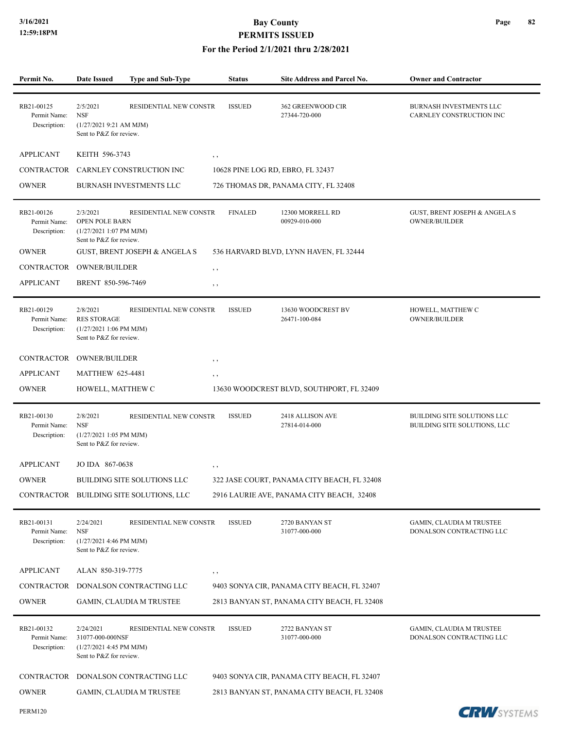| Permit No. | Date Issued | Type and Sub-Type | Status | Site Address and Parcel No. | Owner and Contractor |
|---|---|---|---|---|---|
| RB21-00125 | 2/5/2021 | RESIDENTIAL NEW CONSTR | ISSUED | 362 GREENWOOD CIR | BURNASH INVESTMENTS LLC |
| Permit Name: | NSF | | | 27344-720-000 | CARNLEY CONSTRUCTION INC |
| Description: | (1/27/2021 9:21 AM MJM) Sent to P&Z for review. | | | | |

| | | |
|---|---|---|
| APPLICANT | KEITH 596-3743 | , , |
| CONTRACTOR | CARNLEY CONSTRUCTION INC | 10628 PINE LOG RD, EBRO, FL 32437 |
| OWNER | BURNASH INVESTMENTS LLC | 726 THOMAS DR, PANAMA CITY, FL 32408 |

| Permit No. | Date Issued | Type and Sub-Type | Status | Site Address and Parcel No. | Owner and Contractor |
|---|---|---|---|---|---|
| RB21-00126 | 2/3/2021 | RESIDENTIAL NEW CONSTR | FINALED | 12300 MORRELL RD | GUST, BRENT JOSEPH & ANGELA S |
| Permit Name: | OPEN POLE BARN | | | 00929-010-000 | OWNER/BUILDER |
| Description: | (1/27/2021 1:07 PM MJM) Sent to P&Z for review. | | | | |

| | | |
|---|---|---|
| OWNER | GUST, BRENT JOSEPH & ANGELA S | 536 HARVARD BLVD, LYNN HAVEN, FL 32444 |
| CONTRACTOR | OWNER/BUILDER | , , |
| APPLICANT | BRENT 850-596-7469 | , , |

| Permit No. | Date Issued | Type and Sub-Type | Status | Site Address and Parcel No. | Owner and Contractor |
|---|---|---|---|---|---|
| RB21-00129 | 2/8/2021 | RESIDENTIAL NEW CONSTR | ISSUED | 13630 WOODCREST BV | HOWELL, MATTHEW C |
| Permit Name: | RES STORAGE | | | 26471-100-084 | OWNER/BUILDER |
| Description: | (1/27/2021 1:06 PM MJM) Sent to P&Z for review. | | | | |

| | | |
|---|---|---|
| CONTRACTOR | OWNER/BUILDER | , , |
| APPLICANT | MATTHEW 625-4481 | , , |
| OWNER | HOWELL, MATTHEW C | 13630 WOODCREST BLVD, SOUTHPORT, FL 32409 |

| Permit No. | Date Issued | Type and Sub-Type | Status | Site Address and Parcel No. | Owner and Contractor |
|---|---|---|---|---|---|
| RB21-00130 | 2/8/2021 | RESIDENTIAL NEW CONSTR | ISSUED | 2418 ALLISON AVE | BUILDING SITE SOLUTIONS LLC |
| Permit Name: | NSF | | | 27814-014-000 | BUILDING SITE SOLUTIONS, LLC |
| Description: | (1/27/2021 1:05 PM MJM) Sent to P&Z for review. | | | | |

| | | |
|---|---|---|
| APPLICANT | JO IDA 867-0638 | , , |
| OWNER | BUILDING SITE SOLUTIONS LLC | 322 JASE COURT, PANAMA CITY BEACH, FL 32408 |
| CONTRACTOR | BUILDING SITE SOLUTIONS, LLC | 2916 LAURIE AVE, PANAMA CITY BEACH, 32408 |

| Permit No. | Date Issued | Type and Sub-Type | Status | Site Address and Parcel No. | Owner and Contractor |
|---|---|---|---|---|---|
| RB21-00131 | 2/24/2021 | RESIDENTIAL NEW CONSTR | ISSUED | 2720 BANYAN ST | GAMIN, CLAUDIA M TRUSTEE |
| Permit Name: | NSF | | | 31077-000-000 | DONALSON CONTRACTING LLC |
| Description: | (1/27/2021 4:46 PM MJM) Sent to P&Z for review. | | | | |

| | | |
|---|---|---|
| APPLICANT | ALAN 850-319-7775 | , , |
| CONTRACTOR | DONALSON CONTRACTING LLC | 9403 SONYA CIR, PANAMA CITY BEACH, FL 32407 |
| OWNER | GAMIN, CLAUDIA M TRUSTEE | 2813 BANYAN ST, PANAMA CITY BEACH, FL 32408 |

| Permit No. | Date Issued | Type and Sub-Type | Status | Site Address and Parcel No. | Owner and Contractor |
|---|---|---|---|---|---|
| RB21-00132 | 2/24/2021 | RESIDENTIAL NEW CONSTR | ISSUED | 2722 BANYAN ST | GAMIN, CLAUDIA M TRUSTEE |
| Permit Name: | 31077-000-000NSF | | | 31077-000-000 | DONALSON CONTRACTING LLC |
| Description: | (1/27/2021 4:45 PM MJM) Sent to P&Z for review. | | | | |

| | | |
|---|---|---|
| CONTRACTOR | DONALSON CONTRACTING LLC | 9403 SONYA CIR, PANAMA CITY BEACH, FL 32407 |
| OWNER | GAMIN, CLAUDIA M TRUSTEE | 2813 BANYAN ST, PANAMA CITY BEACH, FL 32408 |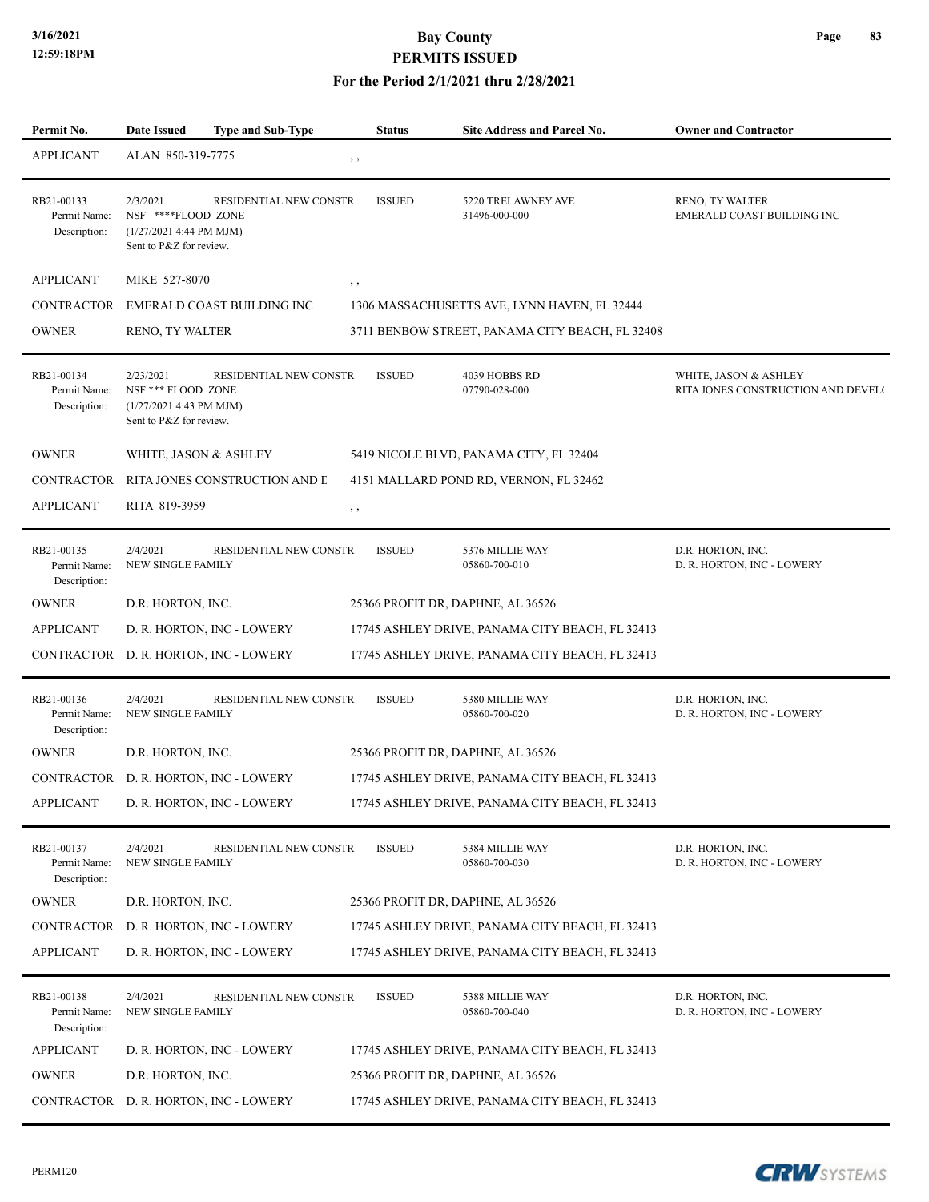# Bay County
## PERMITS ISSUED
### For the Period 2/1/2021 thru 2/28/2021

| Permit No. | Date Issued | Type and Sub-Type | Status | Site Address and Parcel No. | Owner and Contractor |
|---|---|---|---|---|---|
| APPLICANT | ALAN 850-319-7775 | | , , | | |
| RB21-00133<br>Permit Name:<br>Description: | 2/3/2021<br>NSF ****FLOOD ZONE<br>(1/27/2021 4:44 PM MJM)<br>Sent to P&Z for review. | RESIDENTIAL NEW CONSTR | ISSUED | 5220 TRELAWNEY AVE<br>31496-000-000 | RENO, TY WALTER<br>EMERALD COAST BUILDING INC |
| APPLICANT | MIKE 527-8070 | | , , | | |
| CONTRACTOR | EMERALD COAST BUILDING INC | | 1306 MASSACHUSETTS AVE, LYNN HAVEN, FL 32444 | | |
| OWNER | RENO, TY WALTER | | 3711 BENBOW STREET, PANAMA CITY BEACH, FL 32408 | | |
| RB21-00134<br>Permit Name:<br>Description: | 2/23/2021<br>NSF *** FLOOD ZONE<br>(1/27/2021 4:43 PM MJM)<br>Sent to P&Z for review. | RESIDENTIAL NEW CONSTR | ISSUED | 4039 HOBBS RD<br>07790-028-000 | WHITE, JASON & ASHLEY<br>RITA JONES CONSTRUCTION AND DEVEL( |
| OWNER | WHITE, JASON & ASHLEY | | 5419 NICOLE BLVD, PANAMA CITY, FL 32404 | | |
| CONTRACTOR | RITA JONES CONSTRUCTION AND D | | 4151 MALLARD POND RD, VERNON, FL 32462 | | |
| APPLICANT | RITA 819-3959 | | , , | | |
| RB21-00135<br>Permit Name:<br>Description: | 2/4/2021<br>NEW SINGLE FAMILY | RESIDENTIAL NEW CONSTR | ISSUED | 5376 MILLIE WAY<br>05860-700-010 | D.R. HORTON, INC.<br>D. R. HORTON, INC - LOWERY |
| OWNER | D.R. HORTON, INC. | | 25366 PROFIT DR, DAPHNE, AL 36526 | | |
| APPLICANT | D. R. HORTON, INC - LOWERY | | 17745 ASHLEY DRIVE, PANAMA CITY BEACH, FL 32413 | | |
| CONTRACTOR | D. R. HORTON, INC - LOWERY | | 17745 ASHLEY DRIVE, PANAMA CITY BEACH, FL 32413 | | |
| RB21-00136<br>Permit Name:<br>Description: | 2/4/2021<br>NEW SINGLE FAMILY | RESIDENTIAL NEW CONSTR | ISSUED | 5380 MILLIE WAY<br>05860-700-020 | D.R. HORTON, INC.<br>D. R. HORTON, INC - LOWERY |
| OWNER | D.R. HORTON, INC. | | 25366 PROFIT DR, DAPHNE, AL 36526 | | |
| CONTRACTOR | D. R. HORTON, INC - LOWERY | | 17745 ASHLEY DRIVE, PANAMA CITY BEACH, FL 32413 | | |
| APPLICANT | D. R. HORTON, INC - LOWERY | | 17745 ASHLEY DRIVE, PANAMA CITY BEACH, FL 32413 | | |
| RB21-00137<br>Permit Name:<br>Description: | 2/4/2021<br>NEW SINGLE FAMILY | RESIDENTIAL NEW CONSTR | ISSUED | 5384 MILLIE WAY<br>05860-700-030 | D.R. HORTON, INC.<br>D. R. HORTON, INC - LOWERY |
| OWNER | D.R. HORTON, INC. | | 25366 PROFIT DR, DAPHNE, AL 36526 | | |
| CONTRACTOR | D. R. HORTON, INC - LOWERY | | 17745 ASHLEY DRIVE, PANAMA CITY BEACH, FL 32413 | | |
| APPLICANT | D. R. HORTON, INC - LOWERY | | 17745 ASHLEY DRIVE, PANAMA CITY BEACH, FL 32413 | | |
| RB21-00138<br>Permit Name:<br>Description: | 2/4/2021<br>NEW SINGLE FAMILY | RESIDENTIAL NEW CONSTR | ISSUED | 5388 MILLIE WAY<br>05860-700-040 | D.R. HORTON, INC.<br>D. R. HORTON, INC - LOWERY |
| APPLICANT | D. R. HORTON, INC - LOWERY | | 17745 ASHLEY DRIVE, PANAMA CITY BEACH, FL 32413 | | |
| OWNER | D.R. HORTON, INC. | | 25366 PROFIT DR, DAPHNE, AL 36526 | | |
| CONTRACTOR | D. R. HORTON, INC - LOWERY | | 17745 ASHLEY DRIVE, PANAMA CITY BEACH, FL 32413 | | |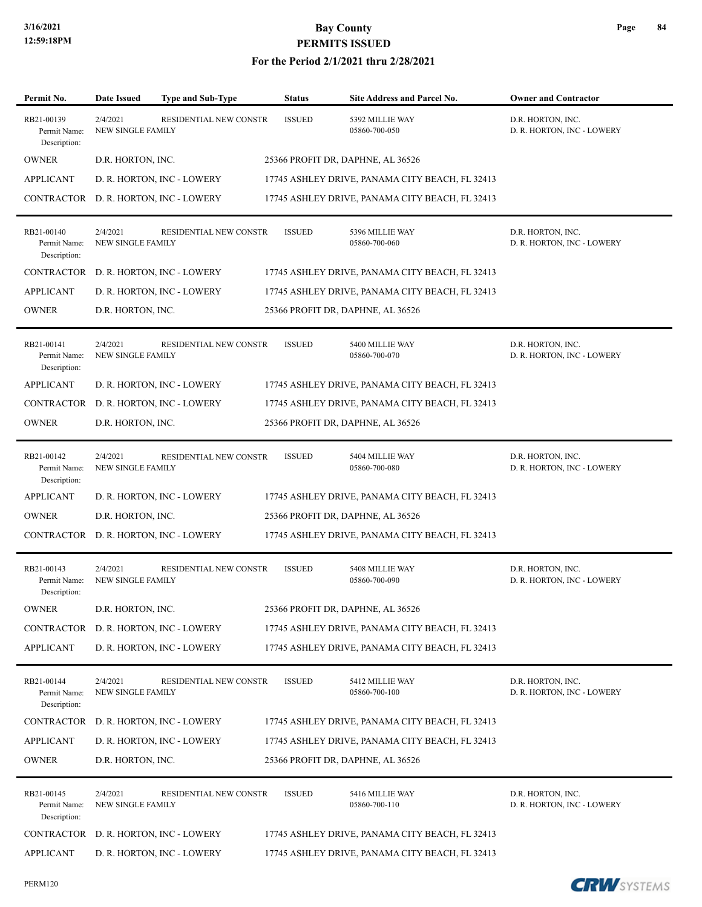# Bay County
# PERMITS ISSUED
## For the Period 2/1/2021 thru 2/28/2021

| Permit No. | Date Issued | Type and Sub-Type | Status | Site Address and Parcel No. | Owner and Contractor |
|---|---|---|---|---|---|
| RB21-00139 | 2/4/2021 | RESIDENTIAL NEW CONSTR | ISSUED | 5392 MILLIE WAY | D.R. HORTON, INC. |
| Permit Name: | NEW SINGLE FAMILY | | | 05860-700-050 | D. R. HORTON, INC - LOWERY |
| Description: | | | | | |
| OWNER | D.R. HORTON, INC. | | 25366 PROFIT DR, DAPHNE, AL 36526 | | |
| APPLICANT | D. R. HORTON, INC - LOWERY | | 17745 ASHLEY DRIVE, PANAMA CITY BEACH, FL 32413 | | |
| CONTRACTOR | D. R. HORTON, INC - LOWERY | | 17745 ASHLEY DRIVE, PANAMA CITY BEACH, FL 32413 | | |
| RB21-00140 | 2/4/2021 | RESIDENTIAL NEW CONSTR | ISSUED | 5396 MILLIE WAY | D.R. HORTON, INC. |
| Permit Name: | NEW SINGLE FAMILY | | | 05860-700-060 | D. R. HORTON, INC - LOWERY |
| Description: | | | | | |
| CONTRACTOR | D. R. HORTON, INC - LOWERY | | 17745 ASHLEY DRIVE, PANAMA CITY BEACH, FL 32413 | | |
| APPLICANT | D. R. HORTON, INC - LOWERY | | 17745 ASHLEY DRIVE, PANAMA CITY BEACH, FL 32413 | | |
| OWNER | D.R. HORTON, INC. | | 25366 PROFIT DR, DAPHNE, AL 36526 | | |
| RB21-00141 | 2/4/2021 | RESIDENTIAL NEW CONSTR | ISSUED | 5400 MILLIE WAY | D.R. HORTON, INC. |
| Permit Name: | NEW SINGLE FAMILY | | | 05860-700-070 | D. R. HORTON, INC - LOWERY |
| Description: | | | | | |
| APPLICANT | D. R. HORTON, INC - LOWERY | | 17745 ASHLEY DRIVE, PANAMA CITY BEACH, FL 32413 | | |
| CONTRACTOR | D. R. HORTON, INC - LOWERY | | 17745 ASHLEY DRIVE, PANAMA CITY BEACH, FL 32413 | | |
| OWNER | D.R. HORTON, INC. | | 25366 PROFIT DR, DAPHNE, AL 36526 | | |
| RB21-00142 | 2/4/2021 | RESIDENTIAL NEW CONSTR | ISSUED | 5404 MILLIE WAY | D.R. HORTON, INC. |
| Permit Name: | NEW SINGLE FAMILY | | | 05860-700-080 | D. R. HORTON, INC - LOWERY |
| Description: | | | | | |
| APPLICANT | D. R. HORTON, INC - LOWERY | | 17745 ASHLEY DRIVE, PANAMA CITY BEACH, FL 32413 | | |
| OWNER | D.R. HORTON, INC. | | 25366 PROFIT DR, DAPHNE, AL 36526 | | |
| CONTRACTOR | D. R. HORTON, INC - LOWERY | | 17745 ASHLEY DRIVE, PANAMA CITY BEACH, FL 32413 | | |
| RB21-00143 | 2/4/2021 | RESIDENTIAL NEW CONSTR | ISSUED | 5408 MILLIE WAY | D.R. HORTON, INC. |
| Permit Name: | NEW SINGLE FAMILY | | | 05860-700-090 | D. R. HORTON, INC - LOWERY |
| Description: | | | | | |
| OWNER | D.R. HORTON, INC. | | 25366 PROFIT DR, DAPHNE, AL 36526 | | |
| CONTRACTOR | D. R. HORTON, INC - LOWERY | | 17745 ASHLEY DRIVE, PANAMA CITY BEACH, FL 32413 | | |
| APPLICANT | D. R. HORTON, INC - LOWERY | | 17745 ASHLEY DRIVE, PANAMA CITY BEACH, FL 32413 | | |
| RB21-00144 | 2/4/2021 | RESIDENTIAL NEW CONSTR | ISSUED | 5412 MILLIE WAY | D.R. HORTON, INC. |
| Permit Name: | NEW SINGLE FAMILY | | | 05860-700-100 | D. R. HORTON, INC - LOWERY |
| Description: | | | | | |
| CONTRACTOR | D. R. HORTON, INC - LOWERY | | 17745 ASHLEY DRIVE, PANAMA CITY BEACH, FL 32413 | | |
| APPLICANT | D. R. HORTON, INC - LOWERY | | 17745 ASHLEY DRIVE, PANAMA CITY BEACH, FL 32413 | | |
| OWNER | D.R. HORTON, INC. | | 25366 PROFIT DR, DAPHNE, AL 36526 | | |
| RB21-00145 | 2/4/2021 | RESIDENTIAL NEW CONSTR | ISSUED | 5416 MILLIE WAY | D.R. HORTON, INC. |
| Permit Name: | NEW SINGLE FAMILY | | | 05860-700-110 | D. R. HORTON, INC - LOWERY |
| Description: | | | | | |
| CONTRACTOR | D. R. HORTON, INC - LOWERY | | 17745 ASHLEY DRIVE, PANAMA CITY BEACH, FL 32413 | | |
| APPLICANT | D. R. HORTON, INC - LOWERY | | 17745 ASHLEY DRIVE, PANAMA CITY BEACH, FL 32413 | | |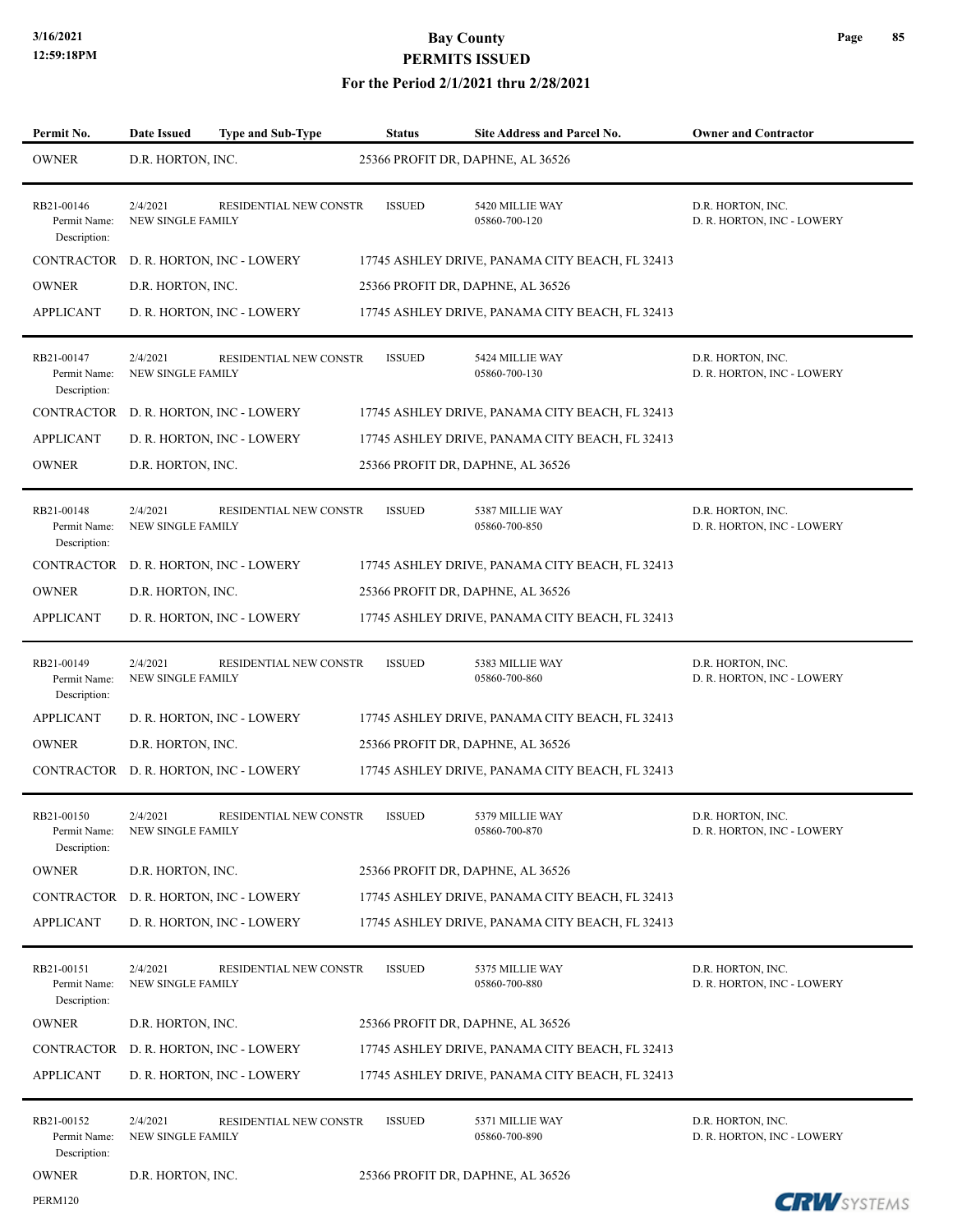| Permit No. | Date Issued | Type and Sub-Type | Status | Site Address and Parcel No. | Owner and Contractor |
|---|---|---|---|---|---|
| OWNER | D.R. HORTON, INC. | | 25366 PROFIT DR, DAPHNE, AL 36526 | | |
| RB21-00146<br>Permit Name:<br>Description: | 2/4/2021<br>NEW SINGLE FAMILY | RESIDENTIAL NEW CONSTR | ISSUED | 5420 MILLIE WAY<br>05860-700-120 | D.R. HORTON, INC.<br>D. R. HORTON, INC - LOWERY |
| CONTRACTOR | D. R. HORTON, INC - LOWERY | | 17745 ASHLEY DRIVE, PANAMA CITY BEACH, FL 32413 | | |
| OWNER | D.R. HORTON, INC. | | 25366 PROFIT DR, DAPHNE, AL 36526 | | |
| APPLICANT | D. R. HORTON, INC - LOWERY | | 17745 ASHLEY DRIVE, PANAMA CITY BEACH, FL 32413 | | |
| RB21-00147<br>Permit Name:<br>Description: | 2/4/2021<br>NEW SINGLE FAMILY | RESIDENTIAL NEW CONSTR | ISSUED | 5424 MILLIE WAY<br>05860-700-130 | D.R. HORTON, INC.<br>D. R. HORTON, INC - LOWERY |
| CONTRACTOR | D. R. HORTON, INC - LOWERY | | 17745 ASHLEY DRIVE, PANAMA CITY BEACH, FL 32413 | | |
| APPLICANT | D. R. HORTON, INC - LOWERY | | 17745 ASHLEY DRIVE, PANAMA CITY BEACH, FL 32413 | | |
| OWNER | D.R. HORTON, INC. | | 25366 PROFIT DR, DAPHNE, AL 36526 | | |
| RB21-00148<br>Permit Name:<br>Description: | 2/4/2021<br>NEW SINGLE FAMILY | RESIDENTIAL NEW CONSTR | ISSUED | 5387 MILLIE WAY<br>05860-700-850 | D.R. HORTON, INC.<br>D. R. HORTON, INC - LOWERY |
| CONTRACTOR | D. R. HORTON, INC - LOWERY | | 17745 ASHLEY DRIVE, PANAMA CITY BEACH, FL 32413 | | |
| OWNER | D.R. HORTON, INC. | | 25366 PROFIT DR, DAPHNE, AL 36526 | | |
| APPLICANT | D. R. HORTON, INC - LOWERY | | 17745 ASHLEY DRIVE, PANAMA CITY BEACH, FL 32413 | | |
| RB21-00149<br>Permit Name:<br>Description: | 2/4/2021<br>NEW SINGLE FAMILY | RESIDENTIAL NEW CONSTR | ISSUED | 5383 MILLIE WAY<br>05860-700-860 | D.R. HORTON, INC.<br>D. R. HORTON, INC - LOWERY |
| APPLICANT | D. R. HORTON, INC - LOWERY | | 17745 ASHLEY DRIVE, PANAMA CITY BEACH, FL 32413 | | |
| OWNER | D.R. HORTON, INC. | | 25366 PROFIT DR, DAPHNE, AL 36526 | | |
| CONTRACTOR | D. R. HORTON, INC - LOWERY | | 17745 ASHLEY DRIVE, PANAMA CITY BEACH, FL 32413 | | |
| RB21-00150<br>Permit Name:<br>Description: | 2/4/2021<br>NEW SINGLE FAMILY | RESIDENTIAL NEW CONSTR | ISSUED | 5379 MILLIE WAY<br>05860-700-870 | D.R. HORTON, INC.<br>D. R. HORTON, INC - LOWERY |
| OWNER | D.R. HORTON, INC. | | 25366 PROFIT DR, DAPHNE, AL 36526 | | |
| CONTRACTOR | D. R. HORTON, INC - LOWERY | | 17745 ASHLEY DRIVE, PANAMA CITY BEACH, FL 32413 | | |
| APPLICANT | D. R. HORTON, INC - LOWERY | | 17745 ASHLEY DRIVE, PANAMA CITY BEACH, FL 32413 | | |
| RB21-00151<br>Permit Name:<br>Description: | 2/4/2021<br>NEW SINGLE FAMILY | RESIDENTIAL NEW CONSTR | ISSUED | 5375 MILLIE WAY<br>05860-700-880 | D.R. HORTON, INC.<br>D. R. HORTON, INC - LOWERY |
| OWNER | D.R. HORTON, INC. | | 25366 PROFIT DR, DAPHNE, AL 36526 | | |
| CONTRACTOR | D. R. HORTON, INC - LOWERY | | 17745 ASHLEY DRIVE, PANAMA CITY BEACH, FL 32413 | | |
| APPLICANT | D. R. HORTON, INC - LOWERY | | 17745 ASHLEY DRIVE, PANAMA CITY BEACH, FL 32413 | | |
| RB21-00152<br>Permit Name:<br>Description: | 2/4/2021<br>NEW SINGLE FAMILY | RESIDENTIAL NEW CONSTR | ISSUED | 5371 MILLIE WAY<br>05860-700-890 | D.R. HORTON, INC.<br>D. R. HORTON, INC - LOWERY |
| OWNER | D.R. HORTON, INC. | | 25366 PROFIT DR, DAPHNE, AL 36526 | | |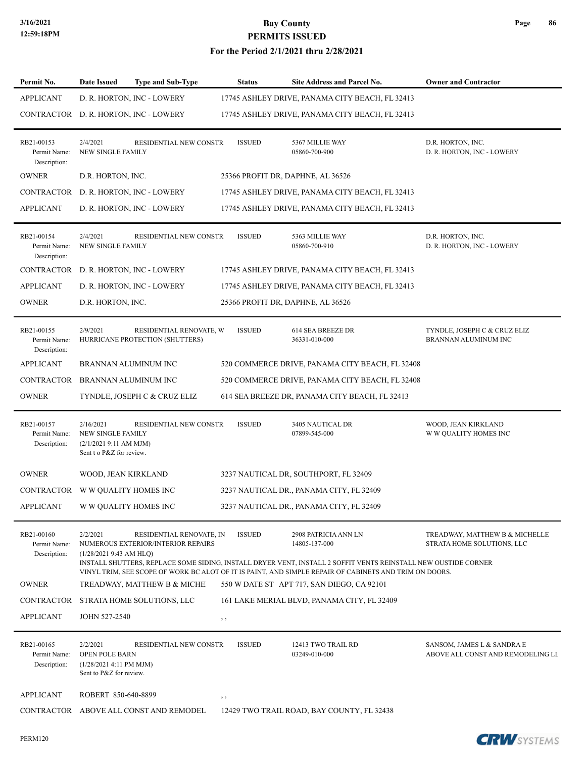# Bay County
## PERMITS ISSUED
### For the Period 2/1/2021 thru 2/28/2021

| Permit No. | Date Issued | Type and Sub-Type | Status | Site Address and Parcel No. | Owner and Contractor |
|---|---|---|---|---|---|
| APPLICANT | D. R. HORTON, INC - LOWERY | | 17745 ASHLEY DRIVE, PANAMA CITY BEACH, FL 32413 | | |
| CONTRACTOR | D. R. HORTON, INC - LOWERY | | 17745 ASHLEY DRIVE, PANAMA CITY BEACH, FL 32413 | | |
| RB21-00153<br>Permit Name:<br>Description: | 2/4/2021<br>NEW SINGLE FAMILY | RESIDENTIAL NEW CONSTR | ISSUED | 5367 MILLIE WAY<br>05860-700-900 | D.R. HORTON, INC.<br>D. R. HORTON, INC - LOWERY |
| OWNER | D.R. HORTON, INC. | | 25366 PROFIT DR, DAPHNE, AL 36526 | | |
| CONTRACTOR | D. R. HORTON, INC - LOWERY | | 17745 ASHLEY DRIVE, PANAMA CITY BEACH, FL 32413 | | |
| APPLICANT | D. R. HORTON, INC - LOWERY | | 17745 ASHLEY DRIVE, PANAMA CITY BEACH, FL 32413 | | |
| RB21-00154<br>Permit Name:<br>Description: | 2/4/2021<br>NEW SINGLE FAMILY | RESIDENTIAL NEW CONSTR | ISSUED | 5363 MILLIE WAY<br>05860-700-910 | D.R. HORTON, INC.<br>D. R. HORTON, INC - LOWERY |
| CONTRACTOR | D. R. HORTON, INC - LOWERY | | 17745 ASHLEY DRIVE, PANAMA CITY BEACH, FL 32413 | | |
| APPLICANT | D. R. HORTON, INC - LOWERY | | 17745 ASHLEY DRIVE, PANAMA CITY BEACH, FL 32413 | | |
| OWNER | D.R. HORTON, INC. | | 25366 PROFIT DR, DAPHNE, AL 36526 | | |
| RB21-00155<br>Permit Name:<br>Description: | 2/9/2021<br>HURRICANE PROTECTION (SHUTTERS) | RESIDENTIAL RENOVATE, W | ISSUED | 614 SEA BREEZE DR<br>36331-010-000 | TYNDLE, JOSEPH C & CRUZ ELIZ<br>BRANNAN ALUMINUM INC |
| APPLICANT | BRANNAN ALUMINUM INC | | 520 COMMERCE DRIVE, PANAMA CITY BEACH, FL 32408 | | |
| CONTRACTOR | BRANNAN ALUMINUM INC | | 520 COMMERCE DRIVE, PANAMA CITY BEACH, FL 32408 | | |
| OWNER | TYNDLE, JOSEPH C & CRUZ ELIZ | | 614 SEA BREEZE DR, PANAMA CITY BEACH, FL 32413 | | |
| RB21-00157<br>Permit Name:<br>Description: | 2/16/2021<br>NEW SINGLE FAMILY<br>(2/1/2021 9:11 AM MJM)<br>Sent t o P&Z for review. | RESIDENTIAL NEW CONSTR | ISSUED | 3405 NAUTICAL DR<br>07899-545-000 | WOOD, JEAN KIRKLAND<br>W W QUALITY HOMES INC |
| OWNER | WOOD, JEAN KIRKLAND | | 3237 NAUTICAL DR, SOUTHPORT, FL 32409 | | |
| CONTRACTOR | W W QUALITY HOMES INC | | 3237 NAUTICAL DR., PANAMA CITY, FL 32409 | | |
| APPLICANT | W W QUALITY HOMES INC | | 3237 NAUTICAL DR., PANAMA CITY, FL 32409 | | |
| RB21-00160<br>Permit Name:<br>Description: | 2/2/2021<br>NUMEROUS EXTERIOR/INTERIOR REPAIRS<br>(1/28/2021 9:43 AM HLQ)<br>INSTALL SHUTTERS, REPLACE SOME SIDING, INSTALL DRYER VENT, INSTALL 2 SOFFIT VENTS REINSTALL NEW OUSTIDE CORNER VINYL TRIM, SEE SCOPE OF WORK BC ALOT OF IT IS PAINT, AND SIMPLE REPAIR OF CABINETS AND TRIM ON DOORS. | RESIDENTIAL RENOVATE, IN | ISSUED | 2908 PATRICIA ANN LN<br>14805-137-000 | TREADWAY, MATTHEW B & MICHELLE<br>STRATA HOME SOLUTIONS, LLC |
| OWNER | TREADWAY, MATTHEW B & MICHE | | 550 W DATE ST APT 717, SAN DIEGO, CA 92101 | | |
| CONTRACTOR | STRATA HOME SOLUTIONS, LLC | | 161 LAKE MERIAL BLVD, PANAMA CITY, FL 32409 | | |
| APPLICANT | JOHN 527-2540 | | , , | | |
| RB21-00165<br>Permit Name:<br>Description: | 2/2/2021<br>OPEN POLE BARN<br>(1/28/2021 4:11 PM MJM)<br>Sent to P&Z for review. | RESIDENTIAL NEW CONSTR | ISSUED | 12413 TWO TRAIL RD<br>03249-010-000 | SANSOM, JAMES L & SANDRA E<br>ABOVE ALL CONST AND REMODELING LL |
| APPLICANT | ROBERT 850-640-8899 | | , , | | |
| CONTRACTOR | ABOVE ALL CONST AND REMODEL | | 12429 TWO TRAIL ROAD, BAY COUNTY, FL 32438 | | |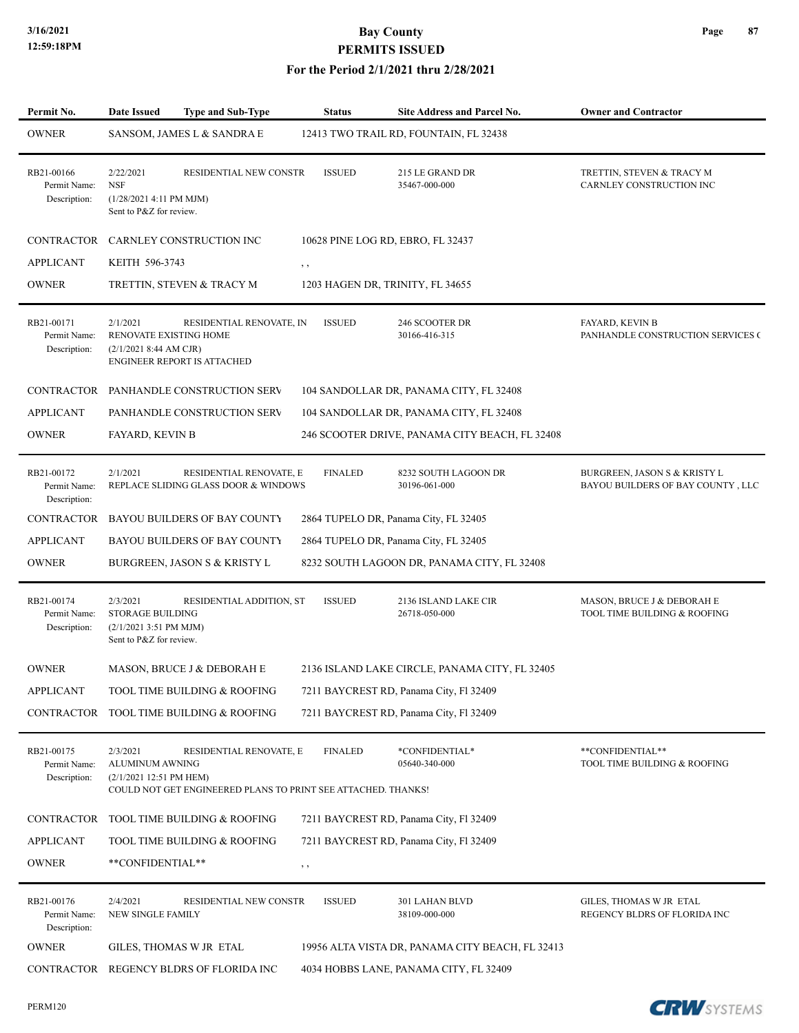| Permit No. | Date Issued | Type and Sub-Type | Status | Site Address and Parcel No. | Owner and Contractor |
|---|---|---|---|---|---|
| OWNER | SANSOM, JAMES L & SANDRA E | | 12413 TWO TRAIL RD, FOUNTAIN, FL 32438 | | |
| RB21-00166<br>Permit Name:<br>Description: | 2/22/2021<br>NSF<br>(1/28/2021 4:11 PM MJM)<br>Sent to P&Z for review. | RESIDENTIAL NEW CONSTR | ISSUED | 215 LE GRAND DR<br>35467-000-000 | TRETTIN, STEVEN & TRACY M<br>CARNLEY CONSTRUCTION INC |
| CONTRACTOR | CARNLEY CONSTRUCTION INC | | 10628 PINE LOG RD, EBRO, FL 32437 | | |
| APPLICANT | KEITH 596-3743 | | , , | | |
| OWNER | TRETTIN, STEVEN & TRACY M | | 1203 HAGEN DR, TRINITY, FL 34655 | | |
| RB21-00171<br>Permit Name:<br>Description: | 2/1/2021<br>RENOVATE EXISTING HOME<br>(2/1/2021 8:44 AM CJR)<br>ENGINEER REPORT IS ATTACHED | RESIDENTIAL RENOVATE, IN | ISSUED | 246 SCOOTER DR<br>30166-416-315 | FAYARD, KEVIN B<br>PANHANDLE CONSTRUCTION SERVICES ( |
| CONTRACTOR | PANHANDLE CONSTRUCTION SERV | | 104 SANDOLLAR DR, PANAMA CITY, FL 32408 | | |
| APPLICANT | PANHANDLE CONSTRUCTION SERV | | 104 SANDOLLAR DR, PANAMA CITY, FL 32408 | | |
| OWNER | FAYARD, KEVIN B | | 246 SCOOTER DRIVE, PANAMA CITY BEACH, FL 32408 | | |
| RB21-00172<br>Permit Name:<br>Description: | 2/1/2021<br>REPLACE SLIDING GLASS DOOR & WINDOWS | RESIDENTIAL RENOVATE, E | FINALED | 8232 SOUTH LAGOON DR<br>30196-061-000 | BURGREEN, JASON S & KRISTY L<br>BAYOU BUILDERS OF BAY COUNTY , LLC |
| CONTRACTOR | BAYOU BUILDERS OF BAY COUNTY | | 2864 TUPELO DR, Panama City, FL 32405 | | |
| APPLICANT | BAYOU BUILDERS OF BAY COUNTY | | 2864 TUPELO DR, Panama City, FL 32405 | | |
| OWNER | BURGREEN, JASON S & KRISTY L | | 8232 SOUTH LAGOON DR, PANAMA CITY, FL 32408 | | |
| RB21-00174<br>Permit Name:<br>Description: | 2/3/2021<br>STORAGE BUILDING<br>(2/1/2021 3:51 PM MJM)<br>Sent to P&Z for review. | RESIDENTIAL ADDITION, ST | ISSUED | 2136 ISLAND LAKE CIR<br>26718-050-000 | MASON, BRUCE J & DEBORAH E<br>TOOL TIME BUILDING & ROOFING |
| OWNER | MASON, BRUCE J & DEBORAH E | | 2136 ISLAND LAKE CIRCLE, PANAMA CITY, FL 32405 | | |
| APPLICANT | TOOL TIME BUILDING & ROOFING | | 7211 BAYCREST RD, Panama City, Fl 32409 | | |
| CONTRACTOR | TOOL TIME BUILDING & ROOFING | | 7211 BAYCREST RD, Panama City, Fl 32409 | | |
| RB21-00175<br>Permit Name:<br>Description: | 2/3/2021<br>ALUMINUM AWNING<br>(2/1/2021 12:51 PM HEM)<br>COULD NOT GET ENGINEERED PLANS TO PRINT SEE ATTACHED. THANKS! | RESIDENTIAL RENOVATE, E | FINALED | *CONFIDENTIAL*<br>05640-340-000 | **CONFIDENTIAL**<br>TOOL TIME BUILDING & ROOFING |
| CONTRACTOR | TOOL TIME BUILDING & ROOFING | | 7211 BAYCREST RD, Panama City, Fl 32409 | | |
| APPLICANT | TOOL TIME BUILDING & ROOFING | | 7211 BAYCREST RD, Panama City, Fl 32409 | | |
| OWNER | **CONFIDENTIAL** | | , , | | |
| RB21-00176<br>Permit Name:<br>Description: | 2/4/2021<br>NEW SINGLE FAMILY | RESIDENTIAL NEW CONSTR | ISSUED | 301 LAHAN BLVD<br>38109-000-000 | GILES, THOMAS W JR ETAL<br>REGENCY BLDRS OF FLORIDA INC |
| OWNER | GILES, THOMAS W JR ETAL | | 19956 ALTA VISTA DR, PANAMA CITY BEACH, FL 32413 | | |
| CONTRACTOR | REGENCY BLDRS OF FLORIDA INC | | 4034 HOBBS LANE, PANAMA CITY, FL 32409 | | |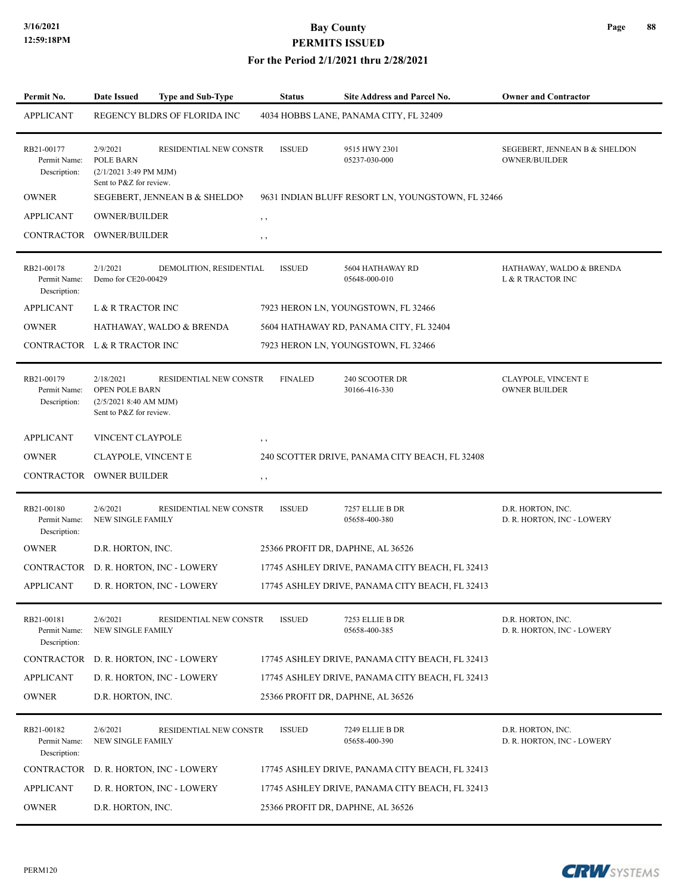# Bay County
## PERMITS ISSUED
### For the Period 2/1/2021 thru 2/28/2021

| Permit No. | Date Issued | Type and Sub-Type | Status | Site Address and Parcel No. | Owner and Contractor |
|---|---|---|---|---|---|
| APPLICANT | REGENCY BLDRS OF FLORIDA INC | | 4034 HOBBS LANE, PANAMA CITY, FL 32409 | | |
| RB21-00177 | 2/9/2021 | RESIDENTIAL NEW CONSTR | ISSUED | 9515 HWY 2301 | SEGEBERT, JENNEAN B & SHELDON |
| Permit Name: | POLE BARN | | | 05237-030-000 | OWNER/BUILDER |
| Description: | (2/1/2021 3:49 PM MJM) Sent to P&Z for review. | | | | |
| OWNER | SEGEBERT, JENNEAN B & SHELDON | | 9631 INDIAN BLUFF RESORT LN, YOUNGSTOWN, FL 32466 | | |
| APPLICANT | OWNER/BUILDER | | , , | | |
| CONTRACTOR | OWNER/BUILDER | | , , | | |
| RB21-00178 | 2/1/2021 | DEMOLITION, RESIDENTIAL | ISSUED | 5604 HATHAWAY RD | HATHAWAY, WALDO & BRENDA |
| Permit Name: | Demo for CE20-00429 | | | 05648-000-010 | L & R TRACTOR INC |
| Description: | | | | | |
| APPLICANT | L & R TRACTOR INC | | 7923 HERON LN, YOUNGSTOWN, FL 32466 | | |
| OWNER | HATHAWAY, WALDO & BRENDA | | 5604 HATHAWAY RD, PANAMA CITY, FL 32404 | | |
| CONTRACTOR | L & R TRACTOR INC | | 7923 HERON LN, YOUNGSTOWN, FL 32466 | | |
| RB21-00179 | 2/18/2021 | RESIDENTIAL NEW CONSTR | FINALED | 240 SCOOTER DR | CLAYPOLE, VINCENT E |
| Permit Name: | OPEN POLE BARN | | | 30166-416-330 | OWNER BUILDER |
| Description: | (2/5/2021 8:40 AM MJM) Sent to P&Z for review. | | | | |
| APPLICANT | VINCENT CLAYPOLE | | , , | | |
| OWNER | CLAYPOLE, VINCENT E | | 240 SCOTTER DRIVE, PANAMA CITY BEACH, FL 32408 | | |
| CONTRACTOR | OWNER BUILDER | | , , | | |
| RB21-00180 | 2/6/2021 | RESIDENTIAL NEW CONSTR | ISSUED | 7257 ELLIE B DR | D.R. HORTON, INC. |
| Permit Name: | NEW SINGLE FAMILY | | | 05658-400-380 | D. R. HORTON, INC - LOWERY |
| Description: | | | | | |
| OWNER | D.R. HORTON, INC. | | 25366 PROFIT DR, DAPHNE, AL 36526 | | |
| CONTRACTOR | D. R. HORTON, INC - LOWERY | | 17745 ASHLEY DRIVE, PANAMA CITY BEACH, FL 32413 | | |
| APPLICANT | D. R. HORTON, INC - LOWERY | | 17745 ASHLEY DRIVE, PANAMA CITY BEACH, FL 32413 | | |
| RB21-00181 | 2/6/2021 | RESIDENTIAL NEW CONSTR | ISSUED | 7253 ELLIE B DR | D.R. HORTON, INC. |
| Permit Name: | NEW SINGLE FAMILY | | | 05658-400-385 | D. R. HORTON, INC - LOWERY |
| Description: | | | | | |
| CONTRACTOR | D. R. HORTON, INC - LOWERY | | 17745 ASHLEY DRIVE, PANAMA CITY BEACH, FL 32413 | | |
| APPLICANT | D. R. HORTON, INC - LOWERY | | 17745 ASHLEY DRIVE, PANAMA CITY BEACH, FL 32413 | | |
| OWNER | D.R. HORTON, INC. | | 25366 PROFIT DR, DAPHNE, AL 36526 | | |
| RB21-00182 | 2/6/2021 | RESIDENTIAL NEW CONSTR | ISSUED | 7249 ELLIE B DR | D.R. HORTON, INC. |
| Permit Name: | NEW SINGLE FAMILY | | | 05658-400-390 | D. R. HORTON, INC - LOWERY |
| Description: | | | | | |
| CONTRACTOR | D. R. HORTON, INC - LOWERY | | 17745 ASHLEY DRIVE, PANAMA CITY BEACH, FL 32413 | | |
| APPLICANT | D. R. HORTON, INC - LOWERY | | 17745 ASHLEY DRIVE, PANAMA CITY BEACH, FL 32413 | | |
| OWNER | D.R. HORTON, INC. | | 25366 PROFIT DR, DAPHNE, AL 36526 | | |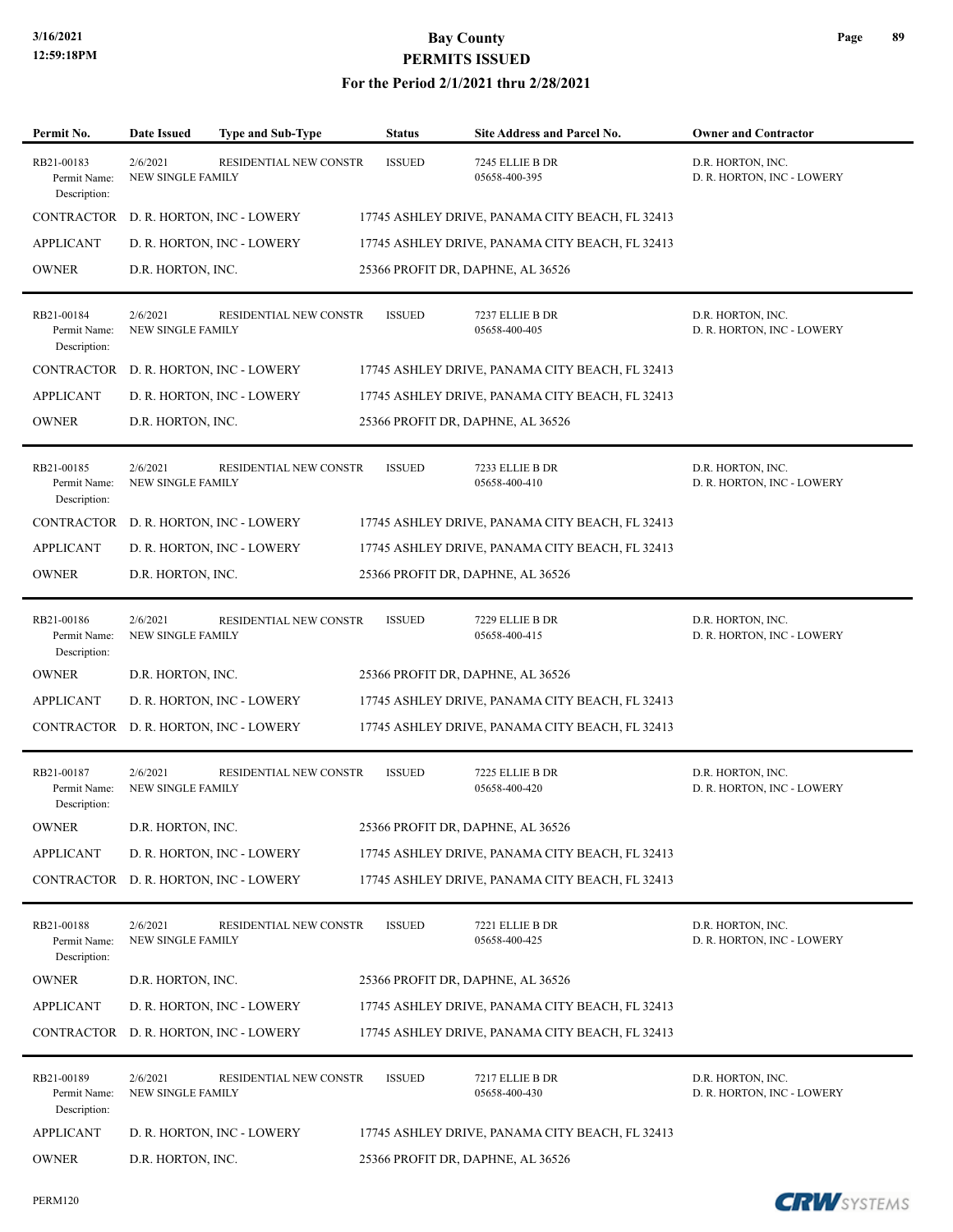# Bay County
## PERMITS ISSUED
### For the Period 2/1/2021 thru 2/28/2021

| Permit No. | Date Issued | Type and Sub-Type | Status | Site Address and Parcel No. | Owner and Contractor |
|---|---|---|---|---|---|
| RB21-00183<br>Permit Name:<br>Description: | 2/6/2021<br>NEW SINGLE FAMILY | RESIDENTIAL NEW CONSTR | ISSUED | 7245 ELLIE B DR<br>05658-400-395 | D.R. HORTON, INC.<br>D. R. HORTON, INC - LOWERY |
| CONTRACTOR | D. R. HORTON, INC - LOWERY | | 17745 ASHLEY DRIVE, PANAMA CITY BEACH, FL 32413 | | |
| APPLICANT | D. R. HORTON, INC - LOWERY | | 17745 ASHLEY DRIVE, PANAMA CITY BEACH, FL 32413 | | |
| OWNER | D.R. HORTON, INC. | | 25366 PROFIT DR, DAPHNE, AL 36526 | | |
| RB21-00184<br>Permit Name:<br>Description: | 2/6/2021<br>NEW SINGLE FAMILY | RESIDENTIAL NEW CONSTR | ISSUED | 7237 ELLIE B DR<br>05658-400-405 | D.R. HORTON, INC.<br>D. R. HORTON, INC - LOWERY |
| CONTRACTOR | D. R. HORTON, INC - LOWERY | | 17745 ASHLEY DRIVE, PANAMA CITY BEACH, FL 32413 | | |
| APPLICANT | D. R. HORTON, INC - LOWERY | | 17745 ASHLEY DRIVE, PANAMA CITY BEACH, FL 32413 | | |
| OWNER | D.R. HORTON, INC. | | 25366 PROFIT DR, DAPHNE, AL 36526 | | |
| RB21-00185<br>Permit Name:<br>Description: | 2/6/2021<br>NEW SINGLE FAMILY | RESIDENTIAL NEW CONSTR | ISSUED | 7233 ELLIE B DR<br>05658-400-410 | D.R. HORTON, INC.<br>D. R. HORTON, INC - LOWERY |
| CONTRACTOR | D. R. HORTON, INC - LOWERY | | 17745 ASHLEY DRIVE, PANAMA CITY BEACH, FL 32413 | | |
| APPLICANT | D. R. HORTON, INC - LOWERY | | 17745 ASHLEY DRIVE, PANAMA CITY BEACH, FL 32413 | | |
| OWNER | D.R. HORTON, INC. | | 25366 PROFIT DR, DAPHNE, AL 36526 | | |
| RB21-00186<br>Permit Name:<br>Description: | 2/6/2021<br>NEW SINGLE FAMILY | RESIDENTIAL NEW CONSTR | ISSUED | 7229 ELLIE B DR<br>05658-400-415 | D.R. HORTON, INC.<br>D. R. HORTON, INC - LOWERY |
| OWNER | D.R. HORTON, INC. | | 25366 PROFIT DR, DAPHNE, AL 36526 | | |
| APPLICANT | D. R. HORTON, INC - LOWERY | | 17745 ASHLEY DRIVE, PANAMA CITY BEACH, FL 32413 | | |
| CONTRACTOR | D. R. HORTON, INC - LOWERY | | 17745 ASHLEY DRIVE, PANAMA CITY BEACH, FL 32413 | | |
| RB21-00187<br>Permit Name:<br>Description: | 2/6/2021<br>NEW SINGLE FAMILY | RESIDENTIAL NEW CONSTR | ISSUED | 7225 ELLIE B DR<br>05658-400-420 | D.R. HORTON, INC.<br>D. R. HORTON, INC - LOWERY |
| OWNER | D.R. HORTON, INC. | | 25366 PROFIT DR, DAPHNE, AL 36526 | | |
| APPLICANT | D. R. HORTON, INC - LOWERY | | 17745 ASHLEY DRIVE, PANAMA CITY BEACH, FL 32413 | | |
| CONTRACTOR | D. R. HORTON, INC - LOWERY | | 17745 ASHLEY DRIVE, PANAMA CITY BEACH, FL 32413 | | |
| RB21-00188<br>Permit Name:<br>Description: | 2/6/2021<br>NEW SINGLE FAMILY | RESIDENTIAL NEW CONSTR | ISSUED | 7221 ELLIE B DR<br>05658-400-425 | D.R. HORTON, INC.<br>D. R. HORTON, INC - LOWERY |
| OWNER | D.R. HORTON, INC. | | 25366 PROFIT DR, DAPHNE, AL 36526 | | |
| APPLICANT | D. R. HORTON, INC - LOWERY | | 17745 ASHLEY DRIVE, PANAMA CITY BEACH, FL 32413 | | |
| CONTRACTOR | D. R. HORTON, INC - LOWERY | | 17745 ASHLEY DRIVE, PANAMA CITY BEACH, FL 32413 | | |
| RB21-00189<br>Permit Name:<br>Description: | 2/6/2021<br>NEW SINGLE FAMILY | RESIDENTIAL NEW CONSTR | ISSUED | 7217 ELLIE B DR<br>05658-400-430 | D.R. HORTON, INC.<br>D. R. HORTON, INC - LOWERY |
| APPLICANT | D. R. HORTON, INC - LOWERY | | 17745 ASHLEY DRIVE, PANAMA CITY BEACH, FL 32413 | | |
| OWNER | D.R. HORTON, INC. | | 25366 PROFIT DR, DAPHNE, AL 36526 | | |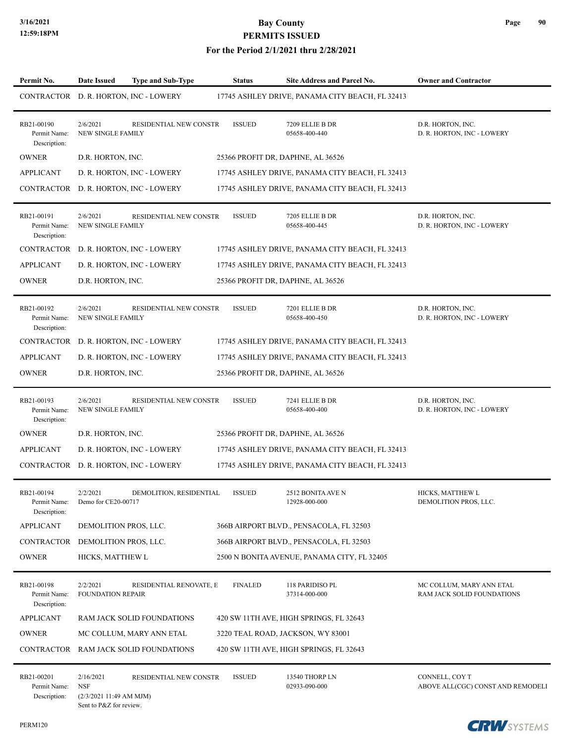# Bay County
## PERMITS ISSUED
### For the Period 2/1/2021 thru 2/28/2021

| Permit No. | Date Issued | Type and Sub-Type | Status | Site Address and Parcel No. | Owner and Contractor |
|---|---|---|---|---|---|
| CONTRACTOR | D. R. HORTON, INC - LOWERY | | 17745 ASHLEY DRIVE, PANAMA CITY BEACH, FL 32413 | | |
| RB21-00190<br>Permit Name:<br>Description: | 2/6/2021<br>NEW SINGLE FAMILY | RESIDENTIAL NEW CONSTR | ISSUED | 7209 ELLIE B DR<br>05658-400-440 | D.R. HORTON, INC.<br>D. R. HORTON, INC - LOWERY |
| OWNER | D.R. HORTON, INC. | | 25366 PROFIT DR, DAPHNE, AL 36526 | | |
| APPLICANT | D. R. HORTON, INC - LOWERY | | 17745 ASHLEY DRIVE, PANAMA CITY BEACH, FL 32413 | | |
| CONTRACTOR | D. R. HORTON, INC - LOWERY | | 17745 ASHLEY DRIVE, PANAMA CITY BEACH, FL 32413 | | |
| RB21-00191<br>Permit Name:<br>Description: | 2/6/2021<br>NEW SINGLE FAMILY | RESIDENTIAL NEW CONSTR | ISSUED | 7205 ELLIE B DR<br>05658-400-445 | D.R. HORTON, INC.<br>D. R. HORTON, INC - LOWERY |
| CONTRACTOR | D. R. HORTON, INC - LOWERY | | 17745 ASHLEY DRIVE, PANAMA CITY BEACH, FL 32413 | | |
| APPLICANT | D. R. HORTON, INC - LOWERY | | 17745 ASHLEY DRIVE, PANAMA CITY BEACH, FL 32413 | | |
| OWNER | D.R. HORTON, INC. | | 25366 PROFIT DR, DAPHNE, AL 36526 | | |
| RB21-00192<br>Permit Name:<br>Description: | 2/6/2021<br>NEW SINGLE FAMILY | RESIDENTIAL NEW CONSTR | ISSUED | 7201 ELLIE B DR<br>05658-400-450 | D.R. HORTON, INC.<br>D. R. HORTON, INC - LOWERY |
| CONTRACTOR | D. R. HORTON, INC - LOWERY | | 17745 ASHLEY DRIVE, PANAMA CITY BEACH, FL 32413 | | |
| APPLICANT | D. R. HORTON, INC - LOWERY | | 17745 ASHLEY DRIVE, PANAMA CITY BEACH, FL 32413 | | |
| OWNER | D.R. HORTON, INC. | | 25366 PROFIT DR, DAPHNE, AL 36526 | | |
| RB21-00193<br>Permit Name:<br>Description: | 2/6/2021<br>NEW SINGLE FAMILY | RESIDENTIAL NEW CONSTR | ISSUED | 7241 ELLIE B DR<br>05658-400-400 | D.R. HORTON, INC.<br>D. R. HORTON, INC - LOWERY |
| OWNER | D.R. HORTON, INC. | | 25366 PROFIT DR, DAPHNE, AL 36526 | | |
| APPLICANT | D. R. HORTON, INC - LOWERY | | 17745 ASHLEY DRIVE, PANAMA CITY BEACH, FL 32413 | | |
| CONTRACTOR | D. R. HORTON, INC - LOWERY | | 17745 ASHLEY DRIVE, PANAMA CITY BEACH, FL 32413 | | |
| RB21-00194<br>Permit Name:<br>Description: | 2/2/2021<br>Demo for CE20-00717 | DEMOLITION, RESIDENTIAL | ISSUED | 2512 BONITA AVE N<br>12928-000-000 | HICKS, MATTHEW L<br>DEMOLITION PROS, LLC. |
| APPLICANT | DEMOLITION PROS, LLC. | | 366B AIRPORT BLVD., PENSACOLA, FL 32503 | | |
| CONTRACTOR | DEMOLITION PROS, LLC. | | 366B AIRPORT BLVD., PENSACOLA, FL 32503 | | |
| OWNER | HICKS, MATTHEW L | | 2500 N BONITA AVENUE, PANAMA CITY, FL 32405 | | |
| RB21-00198<br>Permit Name:<br>Description: | 2/2/2021<br>FOUNDATION REPAIR | RESIDENTIAL RENOVATE, E | FINALED | 118 PARIDISO PL<br>37314-000-000 | MC COLLUM, MARY ANN ETAL<br>RAM JACK SOLID FOUNDATIONS |
| APPLICANT | RAM JACK SOLID FOUNDATIONS | | 420 SW 11TH AVE, HIGH SPRINGS, FL 32643 | | |
| OWNER | MC COLLUM, MARY ANN ETAL | | 3220 TEAL ROAD, JACKSON, WY 83001 | | |
| CONTRACTOR | RAM JACK SOLID FOUNDATIONS | | 420 SW 11TH AVE, HIGH SPRINGS, FL 32643 | | |
| RB21-00201<br>Permit Name:<br>Description: | 2/16/2021<br>NSF<br>(2/3/2021 11:49 AM MJM)<br>Sent to P&Z for review. | RESIDENTIAL NEW CONSTR | ISSUED | 13540 THORP LN<br>02933-090-000 | CONNELL, COY T<br>ABOVE ALL(CGC) CONST AND REMODELI |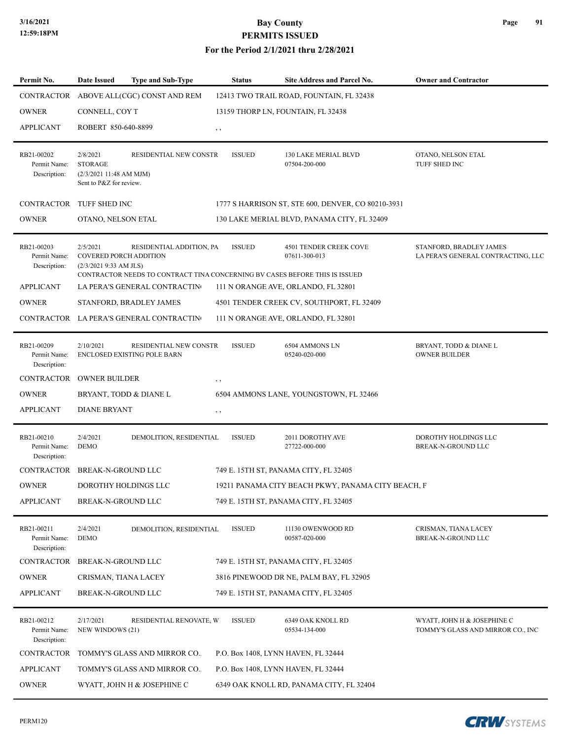# Bay County
## PERMITS ISSUED
### For the Period 2/1/2021 thru 2/28/2021

| Permit No. | Date Issued | Type and Sub-Type | Status | Site Address and Parcel No. | Owner and Contractor |
|---|---|---|---|---|---|
| CONTRACTOR | ABOVE ALL(CGC) CONST AND REM | | 12413 TWO TRAIL ROAD, FOUNTAIN, FL 32438 | | |
| OWNER | CONNELL, COY T | | 13159 THORP LN, FOUNTAIN, FL 32438 | | |
| APPLICANT | ROBERT 850-640-8899 | | , , | | |

| Permit No. | Date Issued | Type and Sub-Type | Status | Site Address and Parcel No. | Owner and Contractor |
|---|---|---|---|---|---|
| RB21-00202<br>Permit Name:<br>Description: | 2/8/2021<br>STORAGE<br>(2/3/2021 11:48 AM MJM)<br>Sent to P&Z for review. | RESIDENTIAL NEW CONSTR | ISSUED | 130 LAKE MERIAL BLVD<br>07504-200-000 | OTANO, NELSON ETAL<br>TUFF SHED INC |
| CONTRACTOR | TUFF SHED INC | | 1777 S HARRISON ST, STE 600, DENVER, CO 80210-3931 | | |
| OWNER | OTANO, NELSON ETAL | | 130 LAKE MERIAL BLVD, PANAMA CITY, FL 32409 | | |

| Permit No. | Date Issued | Type and Sub-Type | Status | Site Address and Parcel No. | Owner and Contractor |
|---|---|---|---|---|---|
| RB21-00203<br>Permit Name:<br>Description: | 2/5/2021<br>COVERED PORCH ADDITION<br>(2/3/2021 9:33 AM JLS)<br>CONTRACTOR NEEDS TO CONTRACT TINA CONCERNING BV CASES BEFORE THIS IS ISSUED | RESIDENTIAL ADDITION, PA | ISSUED | 4501 TENDER CREEK COVE<br>07611-300-013 | STANFORD, BRADLEY JAMES<br>LA PERA'S GENERAL CONTRACTING, LLC |
| APPLICANT | LA PERA'S GENERAL CONTRACTIN | | 111 N ORANGE AVE, ORLANDO, FL 32801 | | |
| OWNER | STANFORD, BRADLEY JAMES | | 4501 TENDER CREEK CV, SOUTHPORT, FL 32409 | | |
| CONTRACTOR | LA PERA'S GENERAL CONTRACTIN | | 111 N ORANGE AVE, ORLANDO, FL 32801 | | |

| Permit No. | Date Issued | Type and Sub-Type | Status | Site Address and Parcel No. | Owner and Contractor |
|---|---|---|---|---|---|
| RB21-00209<br>Permit Name:<br>Description: | 2/10/2021<br>ENCLOSED EXISTING POLE BARN | RESIDENTIAL NEW CONSTR | ISSUED | 6504 AMMONS LN<br>05240-020-000 | BRYANT, TODD & DIANE L<br>OWNER BUILDER |
| CONTRACTOR | OWNER BUILDER | | , , | | |
| OWNER | BRYANT, TODD & DIANE L | | 6504 AMMONS LANE, YOUNGSTOWN, FL 32466 | | |
| APPLICANT | DIANE BRYANT | | , , | | |

| Permit No. | Date Issued | Type and Sub-Type | Status | Site Address and Parcel No. | Owner and Contractor |
|---|---|---|---|---|---|
| RB21-00210<br>Permit Name:<br>Description: | 2/4/2021<br>DEMO | DEMOLITION, RESIDENTIAL | ISSUED | 2011 DOROTHY AVE<br>27722-000-000 | DOROTHY HOLDINGS LLC<br>BREAK-N-GROUND LLC |
| CONTRACTOR | BREAK-N-GROUND LLC | | 749 E. 15TH ST, PANAMA CITY, FL 32405 | | |
| OWNER | DOROTHY HOLDINGS LLC | | 19211 PANAMA CITY BEACH PKWY, PANAMA CITY BEACH, F | | |
| APPLICANT | BREAK-N-GROUND LLC | | 749 E. 15TH ST, PANAMA CITY, FL 32405 | | |

| Permit No. | Date Issued | Type and Sub-Type | Status | Site Address and Parcel No. | Owner and Contractor |
|---|---|---|---|---|---|
| RB21-00211<br>Permit Name:<br>Description: | 2/4/2021<br>DEMO | DEMOLITION, RESIDENTIAL | ISSUED | 11130 OWENWOOD RD<br>00587-020-000 | CRISMAN, TIANA LACEY<br>BREAK-N-GROUND LLC |
| CONTRACTOR | BREAK-N-GROUND LLC | | 749 E. 15TH ST, PANAMA CITY, FL 32405 | | |
| OWNER | CRISMAN, TIANA LACEY | | 3816 PINEWOOD DR NE, PALM BAY, FL 32905 | | |
| APPLICANT | BREAK-N-GROUND LLC | | 749 E. 15TH ST, PANAMA CITY, FL 32405 | | |

| Permit No. | Date Issued | Type and Sub-Type | Status | Site Address and Parcel No. | Owner and Contractor |
|---|---|---|---|---|---|
| RB21-00212<br>Permit Name:<br>Description: | 2/17/2021<br>NEW WINDOWS (21) | RESIDENTIAL RENOVATE, W | ISSUED | 6349 OAK KNOLL RD<br>05534-134-000 | WYATT, JOHN H & JOSEPHINE C<br>TOMMY'S GLASS AND MIRROR CO., INC |
| CONTRACTOR | TOMMY'S GLASS AND MIRROR CO. | | P.O. Box 1408, LYNN HAVEN, FL 32444 | | |
| APPLICANT | TOMMY'S GLASS AND MIRROR CO. | | P.O. Box 1408, LYNN HAVEN, FL 32444 | | |
| OWNER | WYATT, JOHN H & JOSEPHINE C | | 6349 OAK KNOLL RD, PANAMA CITY, FL 32404 | | |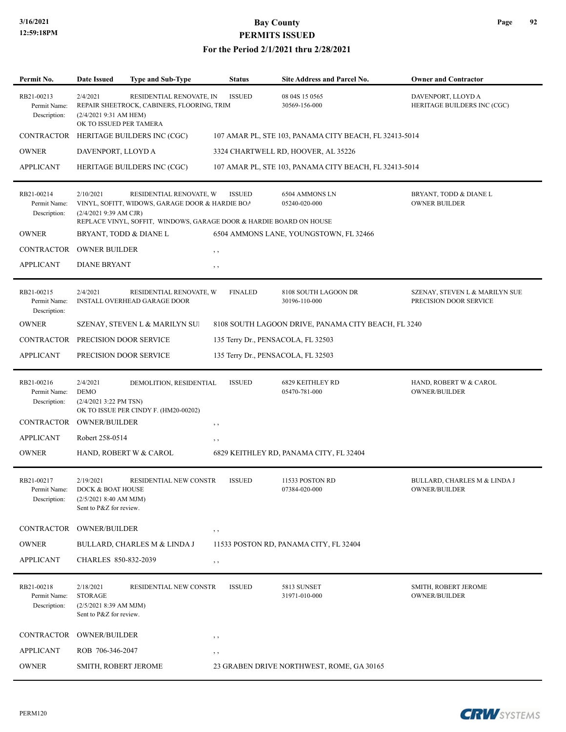# Bay County
## PERMITS ISSUED
### For the Period 2/1/2021 thru 2/28/2021

| Permit No. | Date Issued | Type and Sub-Type | Status | Site Address and Parcel No. | Owner and Contractor |
|---|---|---|---|---|---|
| RB21-00213 | 2/4/2021 | RESIDENTIAL RENOVATE, IN | ISSUED | 08 04S 15 0565<br>30569-156-000 | DAVENPORT, LLOYD A<br>HERITAGE BUILDERS INC (CGC) |

Permit Name: REPAIR SHEETROCK, CABINERS, FLOORING, TRIM
Description: (2/4/2021 9:31 AM HEM)
OK TO ISSUED PER TAMERA

| | | |
|---|---|---|
| CONTRACTOR | HERITAGE BUILDERS INC (CGC) | 107 AMAR PL, STE 103, PANAMA CITY BEACH, FL 32413-5014 |
| OWNER | DAVENPORT, LLOYD A | 3324 CHARTWELL RD, HOOVER, AL 35226 |
| APPLICANT | HERITAGE BUILDERS INC (CGC) | 107 AMAR PL, STE 103, PANAMA CITY BEACH, FL 32413-5014 |

| Permit No. | Date Issued | Type and Sub-Type | Status | Site Address and Parcel No. | Owner and Contractor |
|---|---|---|---|---|---|
| RB21-00214 | 2/10/2021 | RESIDENTIAL RENOVATE, W | ISSUED | 6504 AMMONS LN<br>05240-020-000 | BRYANT, TODD & DIANE L<br>OWNER BUILDER |

Permit Name: VINYL, SOFITT, WIDOWS, GARAGE DOOR & HARDIE BOA
Description: (2/4/2021 9:39 AM CJR)
REPLACE VINYL, SOFFIT, WINDOWS, GARAGE DOOR & HARDIE BOARD ON HOUSE

| | | |
|---|---|---|
| OWNER | BRYANT, TODD & DIANE L | 6504 AMMONS LANE, YOUNGSTOWN, FL 32466 |
| CONTRACTOR | OWNER BUILDER | , , |
| APPLICANT | DIANE BRYANT | , , |

| Permit No. | Date Issued | Type and Sub-Type | Status | Site Address and Parcel No. | Owner and Contractor |
|---|---|---|---|---|---|
| RB21-00215 | 2/4/2021 | RESIDENTIAL RENOVATE, W | FINALED | 8108 SOUTH LAGOON DR<br>30196-110-000 | SZENAY, STEVEN L & MARILYN SUE<br>PRECISION DOOR SERVICE |

Permit Name: INSTALL OVERHEAD GARAGE DOOR
Description:

| | | |
|---|---|---|
| OWNER | SZENAY, STEVEN L & MARILYN SUI | 8108 SOUTH LAGOON DRIVE, PANAMA CITY BEACH, FL 3240 |
| CONTRACTOR | PRECISION DOOR SERVICE | 135 Terry Dr., PENSACOLA, FL 32503 |
| APPLICANT | PRECISION DOOR SERVICE | 135 Terry Dr., PENSACOLA, FL 32503 |

| Permit No. | Date Issued | Type and Sub-Type | Status | Site Address and Parcel No. | Owner and Contractor |
|---|---|---|---|---|---|
| RB21-00216 | 2/4/2021 | DEMOLITION, RESIDENTIAL | ISSUED | 6829 KEITHLEY RD<br>05470-781-000 | HAND, ROBERT W & CAROL<br>OWNER/BUILDER |

Permit Name: DEMO
Description: (2/4/2021 3:22 PM TSN)
OK TO ISSUE PER CINDY F. (HM20-00202)

| | | |
|---|---|---|
| CONTRACTOR | OWNER/BUILDER | , , |
| APPLICANT | Robert 258-0514 | , , |
| OWNER | HAND, ROBERT W & CAROL | 6829 KEITHLEY RD, PANAMA CITY, FL 32404 |

| Permit No. | Date Issued | Type and Sub-Type | Status | Site Address and Parcel No. | Owner and Contractor |
|---|---|---|---|---|---|
| RB21-00217 | 2/19/2021 | RESIDENTIAL NEW CONSTR | ISSUED | 11533 POSTON RD<br>07384-020-000 | BULLARD, CHARLES M & LINDA J<br>OWNER/BUILDER |

Permit Name: DOCK & BOAT HOUSE
Description: (2/5/2021 8:40 AM MJM)
Sent to P&Z for review.

| | | |
|---|---|---|
| CONTRACTOR | OWNER/BUILDER | , , |
| OWNER | BULLARD, CHARLES M & LINDA J | 11533 POSTON RD, PANAMA CITY, FL 32404 |
| APPLICANT | CHARLES 850-832-2039 | , , |

| Permit No. | Date Issued | Type and Sub-Type | Status | Site Address and Parcel No. | Owner and Contractor |
|---|---|---|---|---|---|
| RB21-00218 | 2/18/2021 | RESIDENTIAL NEW CONSTR | ISSUED | 5813 SUNSET<br>31971-010-000 | SMITH, ROBERT JEROME<br>OWNER/BUILDER |

Permit Name: STORAGE
Description: (2/5/2021 8:39 AM MJM)
Sent to P&Z for review.

| | | |
|---|---|---|
| CONTRACTOR | OWNER/BUILDER | , , |
| APPLICANT | ROB 706-346-2047 | , , |
| OWNER | SMITH, ROBERT JEROME | 23 GRABEN DRIVE NORTHWEST, ROME, GA 30165 |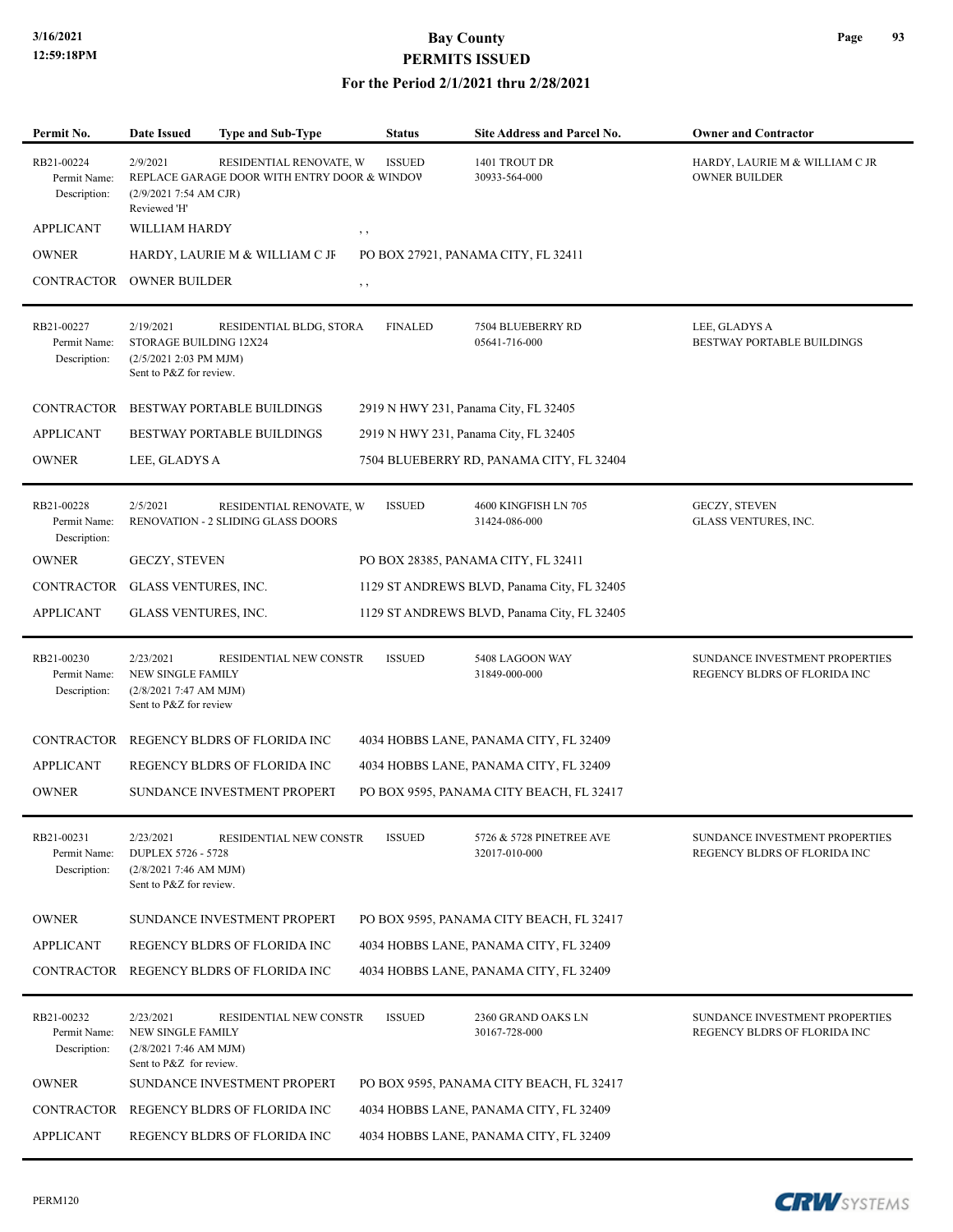# Bay County

## PERMITS ISSUED

### For the Period 2/1/2021 thru 2/28/2021

| Permit No. | Date Issued | Type and Sub-Type | Status | Site Address and Parcel No. | Owner and Contractor |
|---|---|---|---|---|---|
| RB21-00224 | 2/9/2021 | RESIDENTIAL RENOVATE, W | ISSUED | 1401 TROUT DR | HARDY, LAURIE M & WILLIAM C JR |
| Permit Name: | REPLACE GARAGE DOOR WITH ENTRY DOOR & WINDOV | | | 30933-564-000 | OWNER BUILDER |
| Description: | (2/9/2021 7:54 AM CJR) Reviewed 'H' | | | | |
| APPLICANT | WILLIAM HARDY | | , , | | |
| OWNER | HARDY, LAURIE M & WILLIAM C JF | | PO BOX 27921, PANAMA CITY, FL 32411 | | |
| CONTRACTOR | OWNER BUILDER | | , , | | |
| RB21-00227 | 2/19/2021 | RESIDENTIAL BLDG, STORA | FINALED | 7504 BLUEBERRY RD | LEE, GLADYS A |
| Permit Name: | STORAGE BUILDING 12X24 | | | 05641-716-000 | BESTWAY PORTABLE BUILDINGS |
| Description: | (2/5/2021 2:03 PM MJM) Sent to P&Z for review. | | | | |
| CONTRACTOR | BESTWAY PORTABLE BUILDINGS | | 2919 N HWY 231, Panama City, FL 32405 | | |
| APPLICANT | BESTWAY PORTABLE BUILDINGS | | 2919 N HWY 231, Panama City, FL 32405 | | |
| OWNER | LEE, GLADYS A | | 7504 BLUEBERRY RD, PANAMA CITY, FL 32404 | | |
| RB21-00228 | 2/5/2021 | RESIDENTIAL RENOVATE, W | ISSUED | 4600 KINGFISH LN 705 | GECZY, STEVEN |
| Permit Name: | RENOVATION - 2 SLIDING GLASS DOORS | | | 31424-086-000 | GLASS VENTURES, INC. |
| Description: | | | | | |
| OWNER | GECZY, STEVEN | | PO BOX 28385, PANAMA CITY, FL 32411 | | |
| CONTRACTOR | GLASS VENTURES, INC. | | 1129 ST ANDREWS BLVD, Panama City, FL 32405 | | |
| APPLICANT | GLASS VENTURES, INC. | | 1129 ST ANDREWS BLVD, Panama City, FL 32405 | | |
| RB21-00230 | 2/23/2021 | RESIDENTIAL NEW CONSTR | ISSUED | 5408 LAGOON WAY | SUNDANCE INVESTMENT PROPERTIES |
| Permit Name: | NEW SINGLE FAMILY | | | 31849-000-000 | REGENCY BLDRS OF FLORIDA INC |
| Description: | (2/8/2021 7:47 AM MJM) Sent to P&Z for review | | | | |
| CONTRACTOR | REGENCY BLDRS OF FLORIDA INC | | 4034 HOBBS LANE, PANAMA CITY, FL 32409 | | |
| APPLICANT | REGENCY BLDRS OF FLORIDA INC | | 4034 HOBBS LANE, PANAMA CITY, FL 32409 | | |
| OWNER | SUNDANCE INVESTMENT PROPERT | | PO BOX 9595, PANAMA CITY BEACH, FL 32417 | | |
| RB21-00231 | 2/23/2021 | RESIDENTIAL NEW CONSTR | ISSUED | 5726 & 5728 PINETREE AVE | SUNDANCE INVESTMENT PROPERTIES |
| Permit Name: | DUPLEX 5726 - 5728 | | | 32017-010-000 | REGENCY BLDRS OF FLORIDA INC |
| Description: | (2/8/2021 7:46 AM MJM) Sent to P&Z for review. | | | | |
| OWNER | SUNDANCE INVESTMENT PROPERT | | PO BOX 9595, PANAMA CITY BEACH, FL 32417 | | |
| APPLICANT | REGENCY BLDRS OF FLORIDA INC | | 4034 HOBBS LANE, PANAMA CITY, FL 32409 | | |
| CONTRACTOR | REGENCY BLDRS OF FLORIDA INC | | 4034 HOBBS LANE, PANAMA CITY, FL 32409 | | |
| RB21-00232 | 2/23/2021 | RESIDENTIAL NEW CONSTR | ISSUED | 2360 GRAND OAKS LN | SUNDANCE INVESTMENT PROPERTIES |
| Permit Name: | NEW SINGLE FAMILY | | | 30167-728-000 | REGENCY BLDRS OF FLORIDA INC |
| Description: | (2/8/2021 7:46 AM MJM) Sent to P&Z for review. | | | | |
| OWNER | SUNDANCE INVESTMENT PROPERT | | PO BOX 9595, PANAMA CITY BEACH, FL 32417 | | |
| CONTRACTOR | REGENCY BLDRS OF FLORIDA INC | | 4034 HOBBS LANE, PANAMA CITY, FL 32409 | | |
| APPLICANT | REGENCY BLDRS OF FLORIDA INC | | 4034 HOBBS LANE, PANAMA CITY, FL 32409 | | |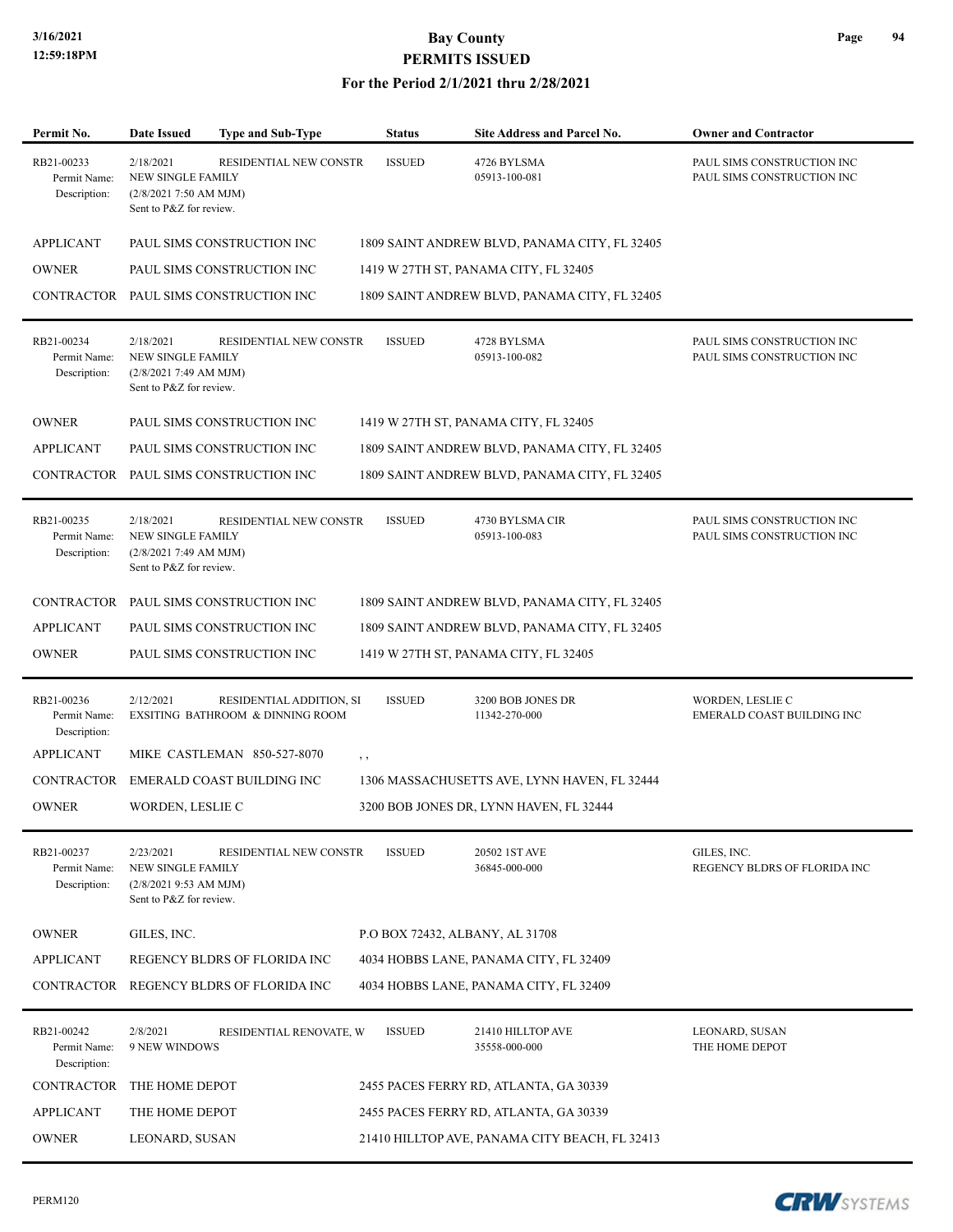# Bay County
## PERMITS ISSUED
### For the Period 2/1/2021 thru 2/28/2021

| Permit No. | Date Issued | Type and Sub-Type | Status | Site Address and Parcel No. | Owner and Contractor |
|---|---|---|---|---|---|
| RB21-00233 | 2/18/2021 | RESIDENTIAL NEW CONSTR | ISSUED | 4726 BYLSMA | PAUL SIMS CONSTRUCTION INC |
| Permit Name: | NEW SINGLE FAMILY | | | 05913-100-081 | PAUL SIMS CONSTRUCTION INC |
| Description: | (2/8/2021 7:50 AM MJM) Sent to P&Z for review. | | | | |
| APPLICANT | PAUL SIMS CONSTRUCTION INC | | 1809 SAINT ANDREW BLVD, PANAMA CITY, FL 32405 | | |
| OWNER | PAUL SIMS CONSTRUCTION INC | | 1419 W 27TH ST, PANAMA CITY, FL 32405 | | |
| CONTRACTOR | PAUL SIMS CONSTRUCTION INC | | 1809 SAINT ANDREW BLVD, PANAMA CITY, FL 32405 | | |
| RB21-00234 | 2/18/2021 | RESIDENTIAL NEW CONSTR | ISSUED | 4728 BYLSMA | PAUL SIMS CONSTRUCTION INC |
| Permit Name: | NEW SINGLE FAMILY | | | 05913-100-082 | PAUL SIMS CONSTRUCTION INC |
| Description: | (2/8/2021 7:49 AM MJM) Sent to P&Z for review. | | | | |
| OWNER | PAUL SIMS CONSTRUCTION INC | | 1419 W 27TH ST, PANAMA CITY, FL 32405 | | |
| APPLICANT | PAUL SIMS CONSTRUCTION INC | | 1809 SAINT ANDREW BLVD, PANAMA CITY, FL 32405 | | |
| CONTRACTOR | PAUL SIMS CONSTRUCTION INC | | 1809 SAINT ANDREW BLVD, PANAMA CITY, FL 32405 | | |
| RB21-00235 | 2/18/2021 | RESIDENTIAL NEW CONSTR | ISSUED | 4730 BYLSMA CIR | PAUL SIMS CONSTRUCTION INC |
| Permit Name: | NEW SINGLE FAMILY | | | 05913-100-083 | PAUL SIMS CONSTRUCTION INC |
| Description: | (2/8/2021 7:49 AM MJM) Sent to P&Z for review. | | | | |
| CONTRACTOR | PAUL SIMS CONSTRUCTION INC | | 1809 SAINT ANDREW BLVD, PANAMA CITY, FL 32405 | | |
| APPLICANT | PAUL SIMS CONSTRUCTION INC | | 1809 SAINT ANDREW BLVD, PANAMA CITY, FL 32405 | | |
| OWNER | PAUL SIMS CONSTRUCTION INC | | 1419 W 27TH ST, PANAMA CITY, FL 32405 | | |
| RB21-00236 | 2/12/2021 | RESIDENTIAL ADDITION, SI | ISSUED | 3200 BOB JONES DR | WORDEN, LESLIE C |
| Permit Name: | EXSITING BATHROOM & DINNING ROOM | | | 11342-270-000 | EMERALD COAST BUILDING INC |
| Description: | | | | | |
| APPLICANT | MIKE CASTLEMAN 850-527-8070 | | , , | | |
| CONTRACTOR | EMERALD COAST BUILDING INC | | 1306 MASSACHUSETTS AVE, LYNN HAVEN, FL 32444 | | |
| OWNER | WORDEN, LESLIE C | | 3200 BOB JONES DR, LYNN HAVEN, FL 32444 | | |
| RB21-00237 | 2/23/2021 | RESIDENTIAL NEW CONSTR | ISSUED | 20502 1ST AVE | GILES, INC. |
| Permit Name: | NEW SINGLE FAMILY | | | 36845-000-000 | REGENCY BLDRS OF FLORIDA INC |
| Description: | (2/8/2021 9:53 AM MJM) Sent to P&Z for review. | | | | |
| OWNER | GILES, INC. | | P.O BOX 72432, ALBANY, AL 31708 | | |
| APPLICANT | REGENCY BLDRS OF FLORIDA INC | | 4034 HOBBS LANE, PANAMA CITY, FL 32409 | | |
| CONTRACTOR | REGENCY BLDRS OF FLORIDA INC | | 4034 HOBBS LANE, PANAMA CITY, FL 32409 | | |
| RB21-00242 | 2/8/2021 | RESIDENTIAL RENOVATE, W | ISSUED | 21410 HILLTOP AVE | LEONARD, SUSAN |
| Permit Name: | 9 NEW WINDOWS | | | 35558-000-000 | THE HOME DEPOT |
| Description: | | | | | |
| CONTRACTOR | THE HOME DEPOT | | 2455 PACES FERRY RD, ATLANTA, GA 30339 | | |
| APPLICANT | THE HOME DEPOT | | 2455 PACES FERRY RD, ATLANTA, GA 30339 | | |
| OWNER | LEONARD, SUSAN | | 21410 HILLTOP AVE, PANAMA CITY BEACH, FL 32413 | | |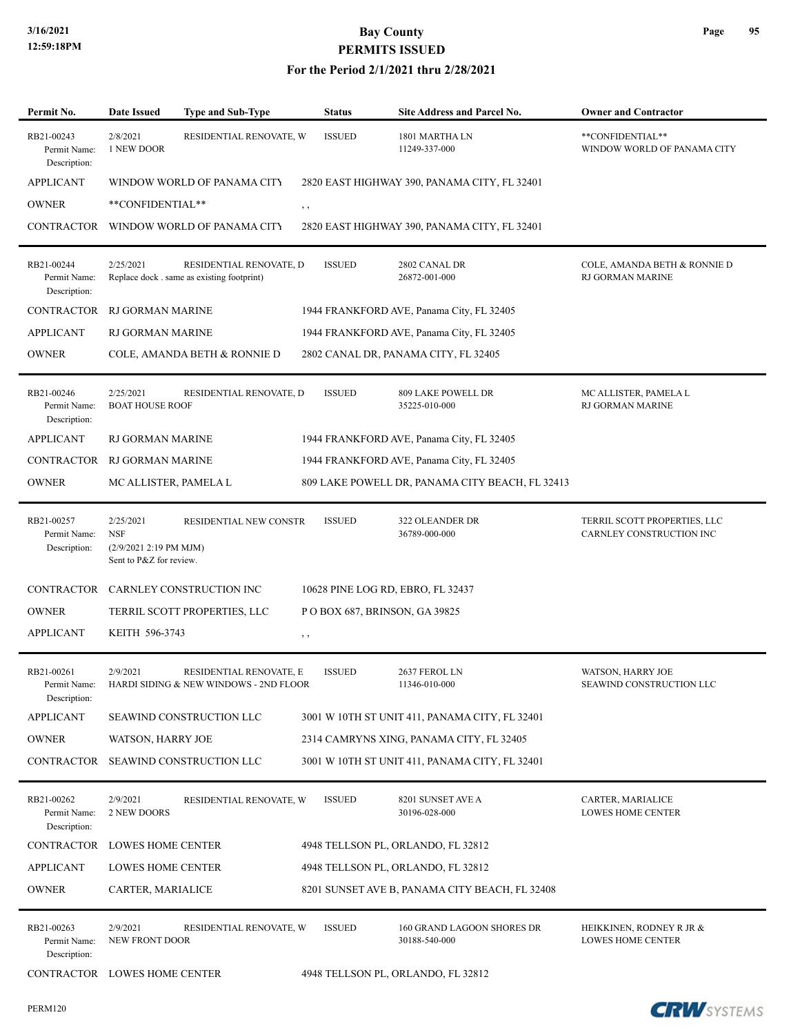# Bay County
## PERMITS ISSUED
### For the Period 2/1/2021 thru 2/28/2021

| Permit No. | Date Issued | Type and Sub-Type | Status | Site Address and Parcel No. | Owner and Contractor |
|---|---|---|---|---|---|
| RB21-00243<br>Permit Name:<br>Description: | 2/8/2021<br>1 NEW DOOR | RESIDENTIAL RENOVATE, W | ISSUED | 1801 MARTHA LN<br>11249-337-000 | **CONFIDENTIAL**<br>WINDOW WORLD OF PANAMA CITY |
| APPLICANT | WINDOW WORLD OF PANAMA CITY | 2820 EAST HIGHWAY 390, PANAMA CITY, FL 32401 | | | |
| OWNER | **CONFIDENTIAL** | , , | | | |
| CONTRACTOR | WINDOW WORLD OF PANAMA CITY | 2820 EAST HIGHWAY 390, PANAMA CITY, FL 32401 | | | |
| RB21-00244<br>Permit Name:<br>Description: | 2/25/2021<br>Replace dock . same as existing footprint) | RESIDENTIAL RENOVATE, D | ISSUED | 2802 CANAL DR<br>26872-001-000 | COLE, AMANDA BETH & RONNIE D<br>RJ GORMAN MARINE |
| CONTRACTOR | RJ GORMAN MARINE | 1944 FRANKFORD AVE, Panama City, FL 32405 | | | |
| APPLICANT | RJ GORMAN MARINE | 1944 FRANKFORD AVE, Panama City, FL 32405 | | | |
| OWNER | COLE, AMANDA BETH & RONNIE D | 2802 CANAL DR, PANAMA CITY, FL 32405 | | | |
| RB21-00246<br>Permit Name:<br>Description: | 2/25/2021<br>BOAT HOUSE ROOF | RESIDENTIAL RENOVATE, D | ISSUED | 809 LAKE POWELL DR<br>35225-010-000 | MC ALLISTER, PAMELA L<br>RJ GORMAN MARINE |
| APPLICANT | RJ GORMAN MARINE | 1944 FRANKFORD AVE, Panama City, FL 32405 | | | |
| CONTRACTOR | RJ GORMAN MARINE | 1944 FRANKFORD AVE, Panama City, FL 32405 | | | |
| OWNER | MC ALLISTER, PAMELA L | 809 LAKE POWELL DR, PANAMA CITY BEACH, FL 32413 | | | |
| RB21-00257<br>Permit Name:<br>Description: | 2/25/2021<br>NSF<br>(2/9/2021 2:19 PM MJM)<br>Sent to P&Z for review. | RESIDENTIAL NEW CONSTR | ISSUED | 322 OLEANDER DR<br>36789-000-000 | TERRIL SCOTT PROPERTIES, LLC<br>CARNLEY CONSTRUCTION INC |
| CONTRACTOR | CARNLEY CONSTRUCTION INC | 10628 PINE LOG RD, EBRO, FL 32437 | | | |
| OWNER | TERRIL SCOTT PROPERTIES, LLC | P O BOX 687, BRINSON, GA 39825 | | | |
| APPLICANT | KEITH 596-3743 | , , | | | |
| RB21-00261<br>Permit Name:<br>Description: | 2/9/2021<br>HARDI SIDING & NEW WINDOWS - 2ND FLOOR | RESIDENTIAL RENOVATE, E | ISSUED | 2637 FEROL LN<br>11346-010-000 | WATSON, HARRY JOE<br>SEAWIND CONSTRUCTION LLC |
| APPLICANT | SEAWIND CONSTRUCTION LLC | 3001 W 10TH ST UNIT 411, PANAMA CITY, FL 32401 | | | |
| OWNER | WATSON, HARRY JOE | 2314 CAMRYNS XING, PANAMA CITY, FL 32405 | | | |
| CONTRACTOR | SEAWIND CONSTRUCTION LLC | 3001 W 10TH ST UNIT 411, PANAMA CITY, FL 32401 | | | |
| RB21-00262<br>Permit Name:<br>Description: | 2/9/2021<br>2 NEW DOORS | RESIDENTIAL RENOVATE, W | ISSUED | 8201 SUNSET AVE A<br>30196-028-000 | CARTER, MARIALICE<br>LOWES HOME CENTER |
| CONTRACTOR | LOWES HOME CENTER | 4948 TELLSON PL, ORLANDO, FL 32812 | | | |
| APPLICANT | LOWES HOME CENTER | 4948 TELLSON PL, ORLANDO, FL 32812 | | | |
| OWNER | CARTER, MARIALICE | 8201 SUNSET AVE B, PANAMA CITY BEACH, FL 32408 | | | |
| RB21-00263<br>Permit Name:<br>Description: | 2/9/2021<br>NEW FRONT DOOR | RESIDENTIAL RENOVATE, W | ISSUED | 160 GRAND LAGOON SHORES DR<br>30188-540-000 | HEIKKINEN, RODNEY R JR &<br>LOWES HOME CENTER |
| CONTRACTOR | LOWES HOME CENTER | 4948 TELLSON PL, ORLANDO, FL 32812 | | | |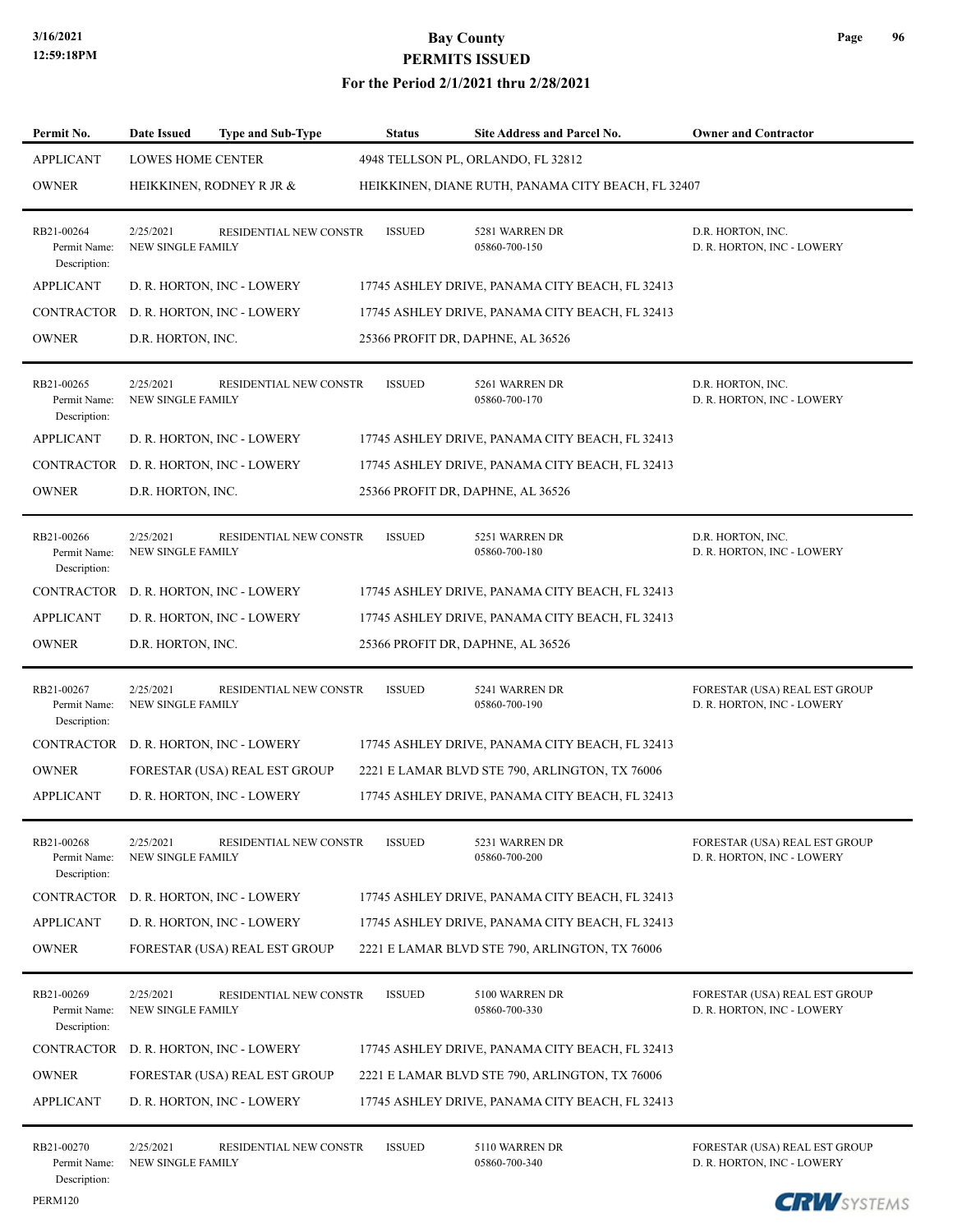| Permit No. | Date Issued | Type and Sub-Type | Status | Site Address and Parcel No. | Owner and Contractor |
|---|---|---|---|---|---|
| APPLICANT | LOWES HOME CENTER | | 4948 TELLSON PL, ORLANDO, FL 32812 | | |
| OWNER | HEIKKINEN, RODNEY R JR & | | HEIKKINEN, DIANE RUTH, PANAMA CITY BEACH, FL 32407 | | |
| RB21-00264<br>Permit Name:<br>Description: | 2/25/2021<br>NEW SINGLE FAMILY | RESIDENTIAL NEW CONSTR | ISSUED | 5281 WARREN DR<br>05860-700-150 | D.R. HORTON, INC.<br>D. R. HORTON, INC - LOWERY |
| APPLICANT | D. R. HORTON, INC - LOWERY | | 17745 ASHLEY DRIVE, PANAMA CITY BEACH, FL 32413 | | |
| CONTRACTOR | D. R. HORTON, INC - LOWERY | | 17745 ASHLEY DRIVE, PANAMA CITY BEACH, FL 32413 | | |
| OWNER | D.R. HORTON, INC. | | 25366 PROFIT DR, DAPHNE, AL 36526 | | |
| RB21-00265<br>Permit Name:<br>Description: | 2/25/2021<br>NEW SINGLE FAMILY | RESIDENTIAL NEW CONSTR | ISSUED | 5261 WARREN DR<br>05860-700-170 | D.R. HORTON, INC.<br>D. R. HORTON, INC - LOWERY |
| APPLICANT | D. R. HORTON, INC - LOWERY | | 17745 ASHLEY DRIVE, PANAMA CITY BEACH, FL 32413 | | |
| CONTRACTOR | D. R. HORTON, INC - LOWERY | | 17745 ASHLEY DRIVE, PANAMA CITY BEACH, FL 32413 | | |
| OWNER | D.R. HORTON, INC. | | 25366 PROFIT DR, DAPHNE, AL 36526 | | |
| RB21-00266<br>Permit Name:<br>Description: | 2/25/2021<br>NEW SINGLE FAMILY | RESIDENTIAL NEW CONSTR | ISSUED | 5251 WARREN DR<br>05860-700-180 | D.R. HORTON, INC.<br>D. R. HORTON, INC - LOWERY |
| CONTRACTOR | D. R. HORTON, INC - LOWERY | | 17745 ASHLEY DRIVE, PANAMA CITY BEACH, FL 32413 | | |
| APPLICANT | D. R. HORTON, INC - LOWERY | | 17745 ASHLEY DRIVE, PANAMA CITY BEACH, FL 32413 | | |
| OWNER | D.R. HORTON, INC. | | 25366 PROFIT DR, DAPHNE, AL 36526 | | |
| RB21-00267<br>Permit Name:<br>Description: | 2/25/2021<br>NEW SINGLE FAMILY | RESIDENTIAL NEW CONSTR | ISSUED | 5241 WARREN DR<br>05860-700-190 | FORESTAR (USA) REAL EST GROUP<br>D. R. HORTON, INC - LOWERY |
| CONTRACTOR | D. R. HORTON, INC - LOWERY | | 17745 ASHLEY DRIVE, PANAMA CITY BEACH, FL 32413 | | |
| OWNER | FORESTAR (USA) REAL EST GROUP | | 2221 E LAMAR BLVD STE 790, ARLINGTON, TX 76006 | | |
| APPLICANT | D. R. HORTON, INC - LOWERY | | 17745 ASHLEY DRIVE, PANAMA CITY BEACH, FL 32413 | | |
| RB21-00268<br>Permit Name:<br>Description: | 2/25/2021<br>NEW SINGLE FAMILY | RESIDENTIAL NEW CONSTR | ISSUED | 5231 WARREN DR<br>05860-700-200 | FORESTAR (USA) REAL EST GROUP<br>D. R. HORTON, INC - LOWERY |
| CONTRACTOR | D. R. HORTON, INC - LOWERY | | 17745 ASHLEY DRIVE, PANAMA CITY BEACH, FL 32413 | | |
| APPLICANT | D. R. HORTON, INC - LOWERY | | 17745 ASHLEY DRIVE, PANAMA CITY BEACH, FL 32413 | | |
| OWNER | FORESTAR (USA) REAL EST GROUP | | 2221 E LAMAR BLVD STE 790, ARLINGTON, TX 76006 | | |
| RB21-00269<br>Permit Name:<br>Description: | 2/25/2021<br>NEW SINGLE FAMILY | RESIDENTIAL NEW CONSTR | ISSUED | 5100 WARREN DR<br>05860-700-330 | FORESTAR (USA) REAL EST GROUP<br>D. R. HORTON, INC - LOWERY |
| CONTRACTOR | D. R. HORTON, INC - LOWERY | | 17745 ASHLEY DRIVE, PANAMA CITY BEACH, FL 32413 | | |
| OWNER | FORESTAR (USA) REAL EST GROUP | | 2221 E LAMAR BLVD STE 790, ARLINGTON, TX 76006 | | |
| APPLICANT | D. R. HORTON, INC - LOWERY | | 17745 ASHLEY DRIVE, PANAMA CITY BEACH, FL 32413 | | |
| RB21-00270<br>Permit Name:<br>Description: | 2/25/2021<br>NEW SINGLE FAMILY | RESIDENTIAL NEW CONSTR | ISSUED | 5110 WARREN DR<br>05860-700-340 | FORESTAR (USA) REAL EST GROUP<br>D. R. HORTON, INC - LOWERY |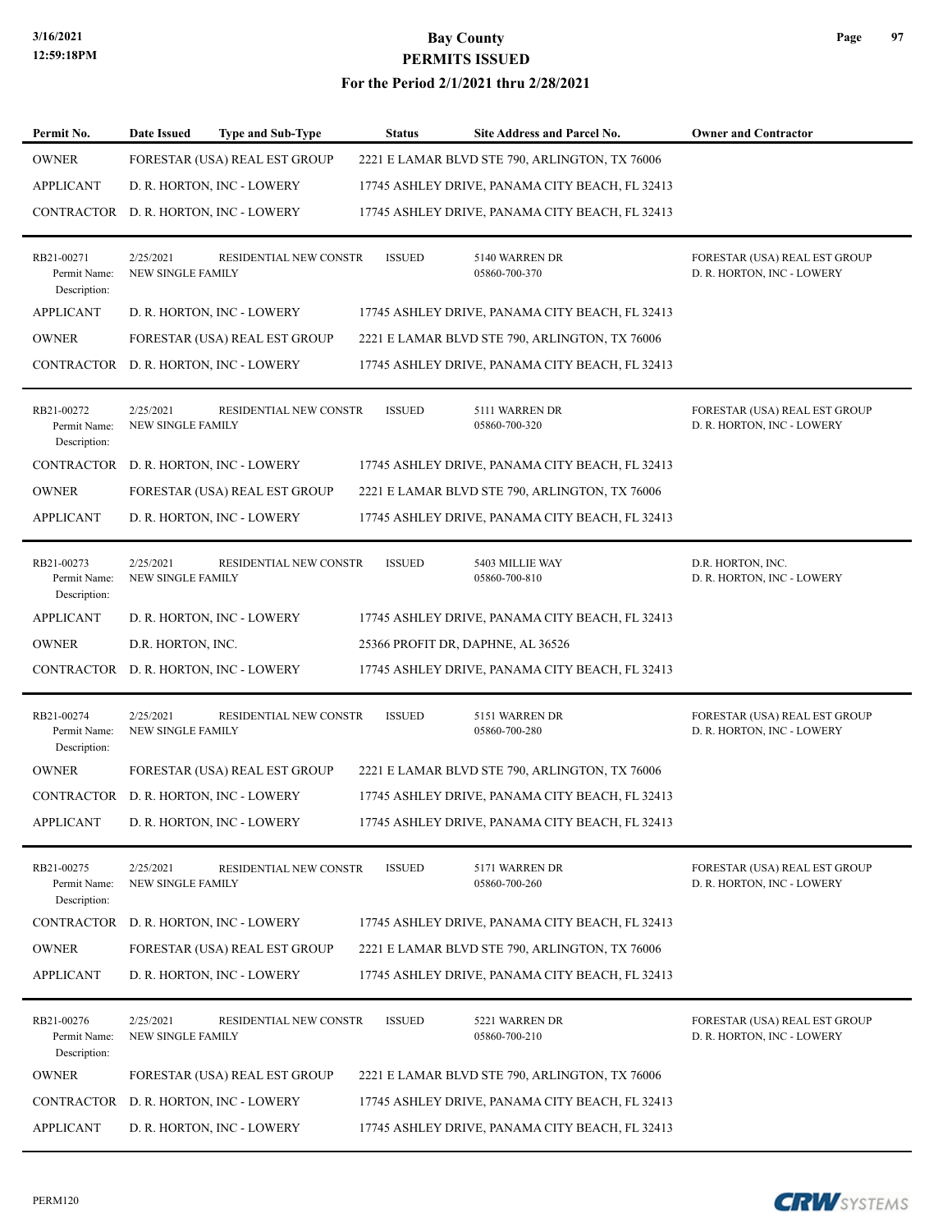| Permit No. | Date Issued | Type and Sub-Type | Status | Site Address and Parcel No. | Owner and Contractor |
|---|---|---|---|---|---|
| OWNER | FORESTAR (USA) REAL EST GROUP | | | 2221 E LAMAR BLVD STE 790, ARLINGTON, TX 76006 | |
| APPLICANT | D. R. HORTON, INC - LOWERY | | | 17745 ASHLEY DRIVE, PANAMA CITY BEACH, FL 32413 | |
| CONTRACTOR | D. R. HORTON, INC - LOWERY | | | 17745 ASHLEY DRIVE, PANAMA CITY BEACH, FL 32413 | |
| RB21-00271<br>Permit Name:<br>Description: | 2/25/2021<br>NEW SINGLE FAMILY | RESIDENTIAL NEW CONSTR | ISSUED | 5140 WARREN DR<br>05860-700-370 | FORESTAR (USA) REAL EST GROUP<br>D. R. HORTON, INC - LOWERY |
| APPLICANT | D. R. HORTON, INC - LOWERY | | | 17745 ASHLEY DRIVE, PANAMA CITY BEACH, FL 32413 | |
| OWNER | FORESTAR (USA) REAL EST GROUP | | | 2221 E LAMAR BLVD STE 790, ARLINGTON, TX 76006 | |
| CONTRACTOR | D. R. HORTON, INC - LOWERY | | | 17745 ASHLEY DRIVE, PANAMA CITY BEACH, FL 32413 | |
| RB21-00272<br>Permit Name:<br>Description: | 2/25/2021<br>NEW SINGLE FAMILY | RESIDENTIAL NEW CONSTR | ISSUED | 5111 WARREN DR<br>05860-700-320 | FORESTAR (USA) REAL EST GROUP<br>D. R. HORTON, INC - LOWERY |
| CONTRACTOR | D. R. HORTON, INC - LOWERY | | | 17745 ASHLEY DRIVE, PANAMA CITY BEACH, FL 32413 | |
| OWNER | FORESTAR (USA) REAL EST GROUP | | | 2221 E LAMAR BLVD STE 790, ARLINGTON, TX 76006 | |
| APPLICANT | D. R. HORTON, INC - LOWERY | | | 17745 ASHLEY DRIVE, PANAMA CITY BEACH, FL 32413 | |
| RB21-00273<br>Permit Name:<br>Description: | 2/25/2021<br>NEW SINGLE FAMILY | RESIDENTIAL NEW CONSTR | ISSUED | 5403 MILLIE WAY<br>05860-700-810 | D.R. HORTON, INC.<br>D. R. HORTON, INC - LOWERY |
| APPLICANT | D. R. HORTON, INC - LOWERY | | | 17745 ASHLEY DRIVE, PANAMA CITY BEACH, FL 32413 | |
| OWNER | D.R. HORTON, INC. | | | 25366 PROFIT DR, DAPHNE, AL 36526 | |
| CONTRACTOR | D. R. HORTON, INC - LOWERY | | | 17745 ASHLEY DRIVE, PANAMA CITY BEACH, FL 32413 | |
| RB21-00274<br>Permit Name:<br>Description: | 2/25/2021<br>NEW SINGLE FAMILY | RESIDENTIAL NEW CONSTR | ISSUED | 5151 WARREN DR<br>05860-700-280 | FORESTAR (USA) REAL EST GROUP<br>D. R. HORTON, INC - LOWERY |
| OWNER | FORESTAR (USA) REAL EST GROUP | | | 2221 E LAMAR BLVD STE 790, ARLINGTON, TX 76006 | |
| CONTRACTOR | D. R. HORTON, INC - LOWERY | | | 17745 ASHLEY DRIVE, PANAMA CITY BEACH, FL 32413 | |
| APPLICANT | D. R. HORTON, INC - LOWERY | | | 17745 ASHLEY DRIVE, PANAMA CITY BEACH, FL 32413 | |
| RB21-00275<br>Permit Name:<br>Description: | 2/25/2021<br>NEW SINGLE FAMILY | RESIDENTIAL NEW CONSTR | ISSUED | 5171 WARREN DR<br>05860-700-260 | FORESTAR (USA) REAL EST GROUP<br>D. R. HORTON, INC - LOWERY |
| CONTRACTOR | D. R. HORTON, INC - LOWERY | | | 17745 ASHLEY DRIVE, PANAMA CITY BEACH, FL 32413 | |
| OWNER | FORESTAR (USA) REAL EST GROUP | | | 2221 E LAMAR BLVD STE 790, ARLINGTON, TX 76006 | |
| APPLICANT | D. R. HORTON, INC - LOWERY | | | 17745 ASHLEY DRIVE, PANAMA CITY BEACH, FL 32413 | |
| RB21-00276<br>Permit Name:<br>Description: | 2/25/2021<br>NEW SINGLE FAMILY | RESIDENTIAL NEW CONSTR | ISSUED | 5221 WARREN DR<br>05860-700-210 | FORESTAR (USA) REAL EST GROUP<br>D. R. HORTON, INC - LOWERY |
| OWNER | FORESTAR (USA) REAL EST GROUP | | | 2221 E LAMAR BLVD STE 790, ARLINGTON, TX 76006 | |
| CONTRACTOR | D. R. HORTON, INC - LOWERY | | | 17745 ASHLEY DRIVE, PANAMA CITY BEACH, FL 32413 | |
| APPLICANT | D. R. HORTON, INC - LOWERY | | | 17745 ASHLEY DRIVE, PANAMA CITY BEACH, FL 32413 | |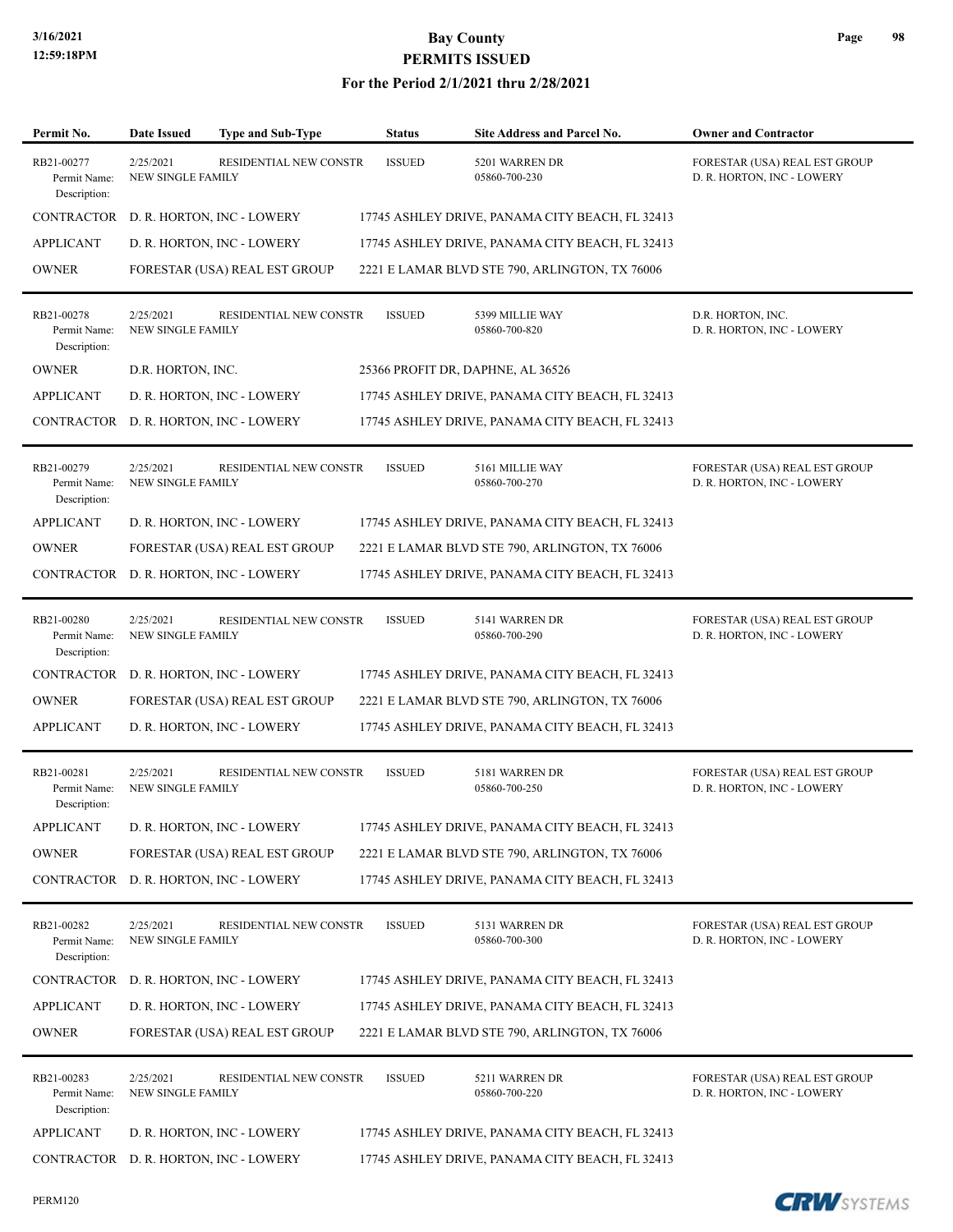# Bay County
## PERMITS ISSUED
### For the Period 2/1/2021 thru 2/28/2021

| Permit No. | Date Issued | Type and Sub-Type | Status | Site Address and Parcel No. | Owner and Contractor |
|---|---|---|---|---|---|
| RB21-00277 | 2/25/2021 | RESIDENTIAL NEW CONSTR | ISSUED | 5201 WARREN DR | FORESTAR (USA) REAL EST GROUP |
| Permit Name: | NEW SINGLE FAMILY | | | 05860-700-230 | D. R. HORTON, INC - LOWERY |
| Description: | | | | | |
| CONTRACTOR | D. R. HORTON, INC - LOWERY | | 17745 ASHLEY DRIVE, PANAMA CITY BEACH, FL 32413 | | |
| APPLICANT | D. R. HORTON, INC - LOWERY | | 17745 ASHLEY DRIVE, PANAMA CITY BEACH, FL 32413 | | |
| OWNER | FORESTAR (USA) REAL EST GROUP | | 2221 E LAMAR BLVD STE 790, ARLINGTON, TX 76006 | | |
| RB21-00278 | 2/25/2021 | RESIDENTIAL NEW CONSTR | ISSUED | 5399 MILLIE WAY | D.R. HORTON, INC. |
| Permit Name: | NEW SINGLE FAMILY | | | 05860-700-820 | D. R. HORTON, INC - LOWERY |
| Description: | | | | | |
| OWNER | D.R. HORTON, INC. | | 25366 PROFIT DR, DAPHNE, AL 36526 | | |
| APPLICANT | D. R. HORTON, INC - LOWERY | | 17745 ASHLEY DRIVE, PANAMA CITY BEACH, FL 32413 | | |
| CONTRACTOR | D. R. HORTON, INC - LOWERY | | 17745 ASHLEY DRIVE, PANAMA CITY BEACH, FL 32413 | | |
| RB21-00279 | 2/25/2021 | RESIDENTIAL NEW CONSTR | ISSUED | 5161 MILLIE WAY | FORESTAR (USA) REAL EST GROUP |
| Permit Name: | NEW SINGLE FAMILY | | | 05860-700-270 | D. R. HORTON, INC - LOWERY |
| Description: | | | | | |
| APPLICANT | D. R. HORTON, INC - LOWERY | | 17745 ASHLEY DRIVE, PANAMA CITY BEACH, FL 32413 | | |
| OWNER | FORESTAR (USA) REAL EST GROUP | | 2221 E LAMAR BLVD STE 790, ARLINGTON, TX 76006 | | |
| CONTRACTOR | D. R. HORTON, INC - LOWERY | | 17745 ASHLEY DRIVE, PANAMA CITY BEACH, FL 32413 | | |
| RB21-00280 | 2/25/2021 | RESIDENTIAL NEW CONSTR | ISSUED | 5141 WARREN DR | FORESTAR (USA) REAL EST GROUP |
| Permit Name: | NEW SINGLE FAMILY | | | 05860-700-290 | D. R. HORTON, INC - LOWERY |
| Description: | | | | | |
| CONTRACTOR | D. R. HORTON, INC - LOWERY | | 17745 ASHLEY DRIVE, PANAMA CITY BEACH, FL 32413 | | |
| OWNER | FORESTAR (USA) REAL EST GROUP | | 2221 E LAMAR BLVD STE 790, ARLINGTON, TX 76006 | | |
| APPLICANT | D. R. HORTON, INC - LOWERY | | 17745 ASHLEY DRIVE, PANAMA CITY BEACH, FL 32413 | | |
| RB21-00281 | 2/25/2021 | RESIDENTIAL NEW CONSTR | ISSUED | 5181 WARREN DR | FORESTAR (USA) REAL EST GROUP |
| Permit Name: | NEW SINGLE FAMILY | | | 05860-700-250 | D. R. HORTON, INC - LOWERY |
| Description: | | | | | |
| APPLICANT | D. R. HORTON, INC - LOWERY | | 17745 ASHLEY DRIVE, PANAMA CITY BEACH, FL 32413 | | |
| OWNER | FORESTAR (USA) REAL EST GROUP | | 2221 E LAMAR BLVD STE 790, ARLINGTON, TX 76006 | | |
| CONTRACTOR | D. R. HORTON, INC - LOWERY | | 17745 ASHLEY DRIVE, PANAMA CITY BEACH, FL 32413 | | |
| RB21-00282 | 2/25/2021 | RESIDENTIAL NEW CONSTR | ISSUED | 5131 WARREN DR | FORESTAR (USA) REAL EST GROUP |
| Permit Name: | NEW SINGLE FAMILY | | | 05860-700-300 | D. R. HORTON, INC - LOWERY |
| Description: | | | | | |
| CONTRACTOR | D. R. HORTON, INC - LOWERY | | 17745 ASHLEY DRIVE, PANAMA CITY BEACH, FL 32413 | | |
| APPLICANT | D. R. HORTON, INC - LOWERY | | 17745 ASHLEY DRIVE, PANAMA CITY BEACH, FL 32413 | | |
| OWNER | FORESTAR (USA) REAL EST GROUP | | 2221 E LAMAR BLVD STE 790, ARLINGTON, TX 76006 | | |
| RB21-00283 | 2/25/2021 | RESIDENTIAL NEW CONSTR | ISSUED | 5211 WARREN DR | FORESTAR (USA) REAL EST GROUP |
| Permit Name: | NEW SINGLE FAMILY | | | 05860-700-220 | D. R. HORTON, INC - LOWERY |
| Description: | | | | | |
| APPLICANT | D. R. HORTON, INC - LOWERY | | 17745 ASHLEY DRIVE, PANAMA CITY BEACH, FL 32413 | | |
| CONTRACTOR | D. R. HORTON, INC - LOWERY | | 17745 ASHLEY DRIVE, PANAMA CITY BEACH, FL 32413 | | |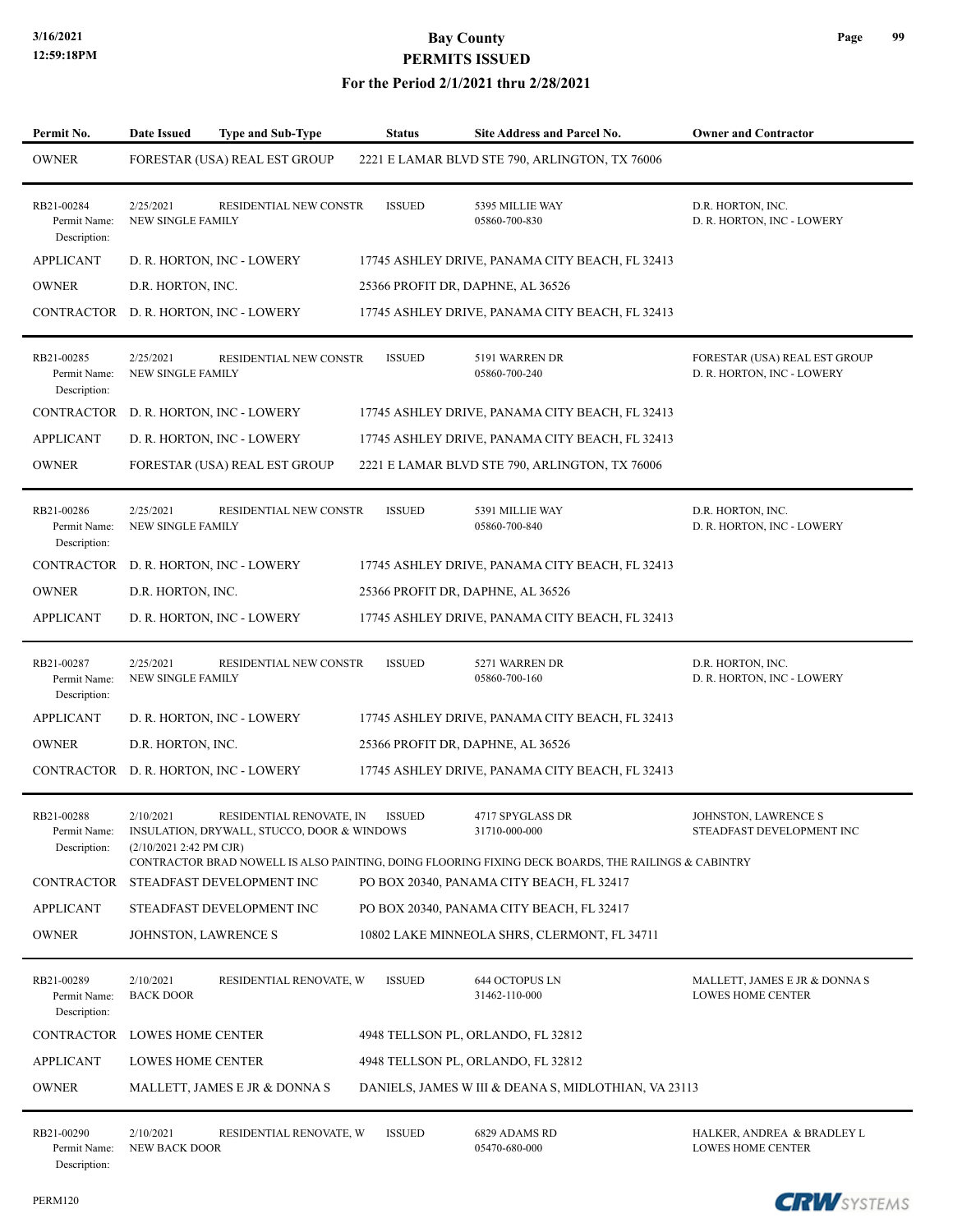# Bay County
## PERMITS ISSUED
### For the Period 2/1/2021 thru 2/28/2021

| Permit No. | Date Issued | Type and Sub-Type | Status | Site Address and Parcel No. | Owner and Contractor |
|---|---|---|---|---|---|
| OWNER | FORESTAR (USA) REAL EST GROUP | | 2221 E LAMAR BLVD STE 790, ARLINGTON, TX 76006 | | |
| RB21-00284<br>Permit Name:<br>Description: | 2/25/2021<br>NEW SINGLE FAMILY | RESIDENTIAL NEW CONSTR | ISSUED | 5395 MILLIE WAY<br>05860-700-830 | D.R. HORTON, INC.<br>D. R. HORTON, INC - LOWERY |
| APPLICANT | D. R. HORTON, INC - LOWERY | | 17745 ASHLEY DRIVE, PANAMA CITY BEACH, FL 32413 | | |
| OWNER | D.R. HORTON, INC. | | 25366 PROFIT DR, DAPHNE, AL 36526 | | |
| CONTRACTOR | D. R. HORTON, INC - LOWERY | | 17745 ASHLEY DRIVE, PANAMA CITY BEACH, FL 32413 | | |
| RB21-00285<br>Permit Name:<br>Description: | 2/25/2021<br>NEW SINGLE FAMILY | RESIDENTIAL NEW CONSTR | ISSUED | 5191 WARREN DR<br>05860-700-240 | FORESTAR (USA) REAL EST GROUP<br>D. R. HORTON, INC - LOWERY |
| CONTRACTOR | D. R. HORTON, INC - LOWERY | | 17745 ASHLEY DRIVE, PANAMA CITY BEACH, FL 32413 | | |
| APPLICANT | D. R. HORTON, INC - LOWERY | | 17745 ASHLEY DRIVE, PANAMA CITY BEACH, FL 32413 | | |
| OWNER | FORESTAR (USA) REAL EST GROUP | | 2221 E LAMAR BLVD STE 790, ARLINGTON, TX 76006 | | |
| RB21-00286<br>Permit Name:<br>Description: | 2/25/2021<br>NEW SINGLE FAMILY | RESIDENTIAL NEW CONSTR | ISSUED | 5391 MILLIE WAY<br>05860-700-840 | D.R. HORTON, INC.<br>D. R. HORTON, INC - LOWERY |
| CONTRACTOR | D. R. HORTON, INC - LOWERY | | 17745 ASHLEY DRIVE, PANAMA CITY BEACH, FL 32413 | | |
| OWNER | D.R. HORTON, INC. | | 25366 PROFIT DR, DAPHNE, AL 36526 | | |
| APPLICANT | D. R. HORTON, INC - LOWERY | | 17745 ASHLEY DRIVE, PANAMA CITY BEACH, FL 32413 | | |
| RB21-00287<br>Permit Name:<br>Description: | 2/25/2021<br>NEW SINGLE FAMILY | RESIDENTIAL NEW CONSTR | ISSUED | 5271 WARREN DR<br>05860-700-160 | D.R. HORTON, INC.<br>D. R. HORTON, INC - LOWERY |
| APPLICANT | D. R. HORTON, INC - LOWERY | | 17745 ASHLEY DRIVE, PANAMA CITY BEACH, FL 32413 | | |
| OWNER | D.R. HORTON, INC. | | 25366 PROFIT DR, DAPHNE, AL 36526 | | |
| CONTRACTOR | D. R. HORTON, INC - LOWERY | | 17745 ASHLEY DRIVE, PANAMA CITY BEACH, FL 32413 | | |
| RB21-00288<br>Permit Name:<br>Description: | 2/10/2021<br>INSULATION, DRYWALL, STUCCO, DOOR & WINDOWS<br>(2/10/2021 2:42 PM CJR)<br>CONTRACTOR BRAD NOWELL IS ALSO PAINTING, DOING FLOORING FIXING DECK BOARDS, THE RAILINGS & CABINTRY | RESIDENTIAL RENOVATE, IN | ISSUED | 4717 SPYGLASS DR<br>31710-000-000 | JOHNSTON, LAWRENCE S<br>STEADFAST DEVELOPMENT INC |
| CONTRACTOR | STEADFAST DEVELOPMENT INC | | PO BOX 20340, PANAMA CITY BEACH, FL 32417 | | |
| APPLICANT | STEADFAST DEVELOPMENT INC | | PO BOX 20340, PANAMA CITY BEACH, FL 32417 | | |
| OWNER | JOHNSTON, LAWRENCE S | | 10802 LAKE MINNEOLA SHRS, CLERMONT, FL 34711 | | |
| RB21-00289<br>Permit Name:<br>Description: | 2/10/2021<br>BACK DOOR | RESIDENTIAL RENOVATE, W | ISSUED | 644 OCTOPUS LN<br>31462-110-000 | MALLETT, JAMES E JR & DONNA S<br>LOWES HOME CENTER |
| CONTRACTOR | LOWES HOME CENTER | | 4948 TELLSON PL, ORLANDO, FL 32812 | | |
| APPLICANT | LOWES HOME CENTER | | 4948 TELLSON PL, ORLANDO, FL 32812 | | |
| OWNER | MALLETT, JAMES E JR & DONNA S | | DANIELS, JAMES W III & DEANA S, MIDLOTHIAN, VA 23113 | | |
| RB21-00290<br>Permit Name:<br>Description: | 2/10/2021<br>NEW BACK DOOR | RESIDENTIAL RENOVATE, W | ISSUED | 6829 ADAMS RD<br>05470-680-000 | HALKER, ANDREA & BRADLEY L<br>LOWES HOME CENTER |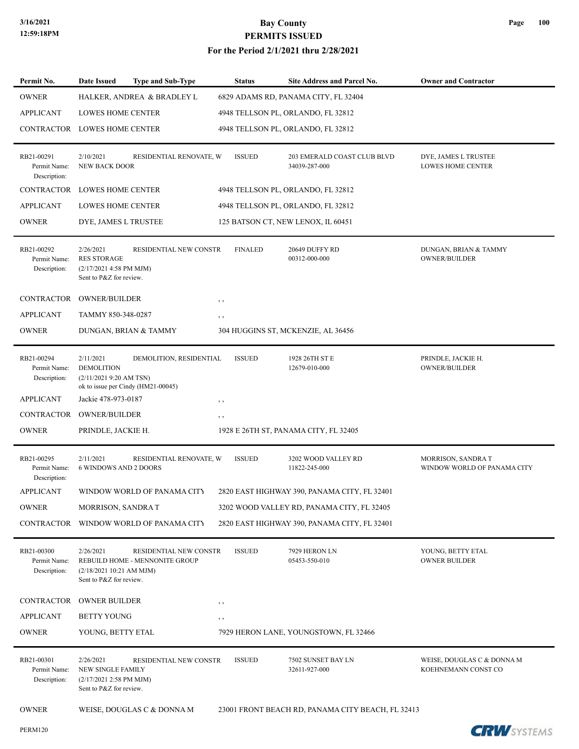# Bay County
## PERMITS ISSUED
### For the Period 2/1/2021 thru 2/28/2021

| Permit No. | Date Issued | Type and Sub-Type | Status | Site Address and Parcel No. | Owner and Contractor |
|---|---|---|---|---|---|
| OWNER | HALKER, ANDREA & BRADLEY L | | 6829 ADAMS RD, PANAMA CITY, FL 32404 | | |
| APPLICANT | LOWES HOME CENTER | | 4948 TELLSON PL, ORLANDO, FL 32812 | | |
| CONTRACTOR | LOWES HOME CENTER | | 4948 TELLSON PL, ORLANDO, FL 32812 | | |
| RB21-00291<br>Permit Name:<br>Description: | 2/10/2021<br>NEW BACK DOOR | RESIDENTIAL RENOVATE, W | ISSUED | 203 EMERALD COAST CLUB BLVD<br>34039-287-000 | DYE, JAMES L TRUSTEE<br>LOWES HOME CENTER |
| CONTRACTOR | LOWES HOME CENTER | | 4948 TELLSON PL, ORLANDO, FL 32812 | | |
| APPLICANT | LOWES HOME CENTER | | 4948 TELLSON PL, ORLANDO, FL 32812 | | |
| OWNER | DYE, JAMES L TRUSTEE | | 125 BATSON CT, NEW LENOX, IL 60451 | | |
| RB21-00292<br>Permit Name:<br>Description: | 2/26/2021<br>RES STORAGE<br>(2/17/2021 4:58 PM MJM)<br>Sent to P&Z for review. | RESIDENTIAL NEW CONSTR | FINALED | 20649 DUFFY RD<br>00312-000-000 | DUNGAN, BRIAN & TAMMY<br>OWNER/BUILDER |
| CONTRACTOR | OWNER/BUILDER | | , , | | |
| APPLICANT | TAMMY 850-348-0287 | | , , | | |
| OWNER | DUNGAN, BRIAN & TAMMY | | 304 HUGGINS ST, MCKENZIE, AL 36456 | | |
| RB21-00294<br>Permit Name:<br>Description: | 2/11/2021<br>DEMOLITION<br>(2/11/2021 9:20 AM TSN)<br>ok to issue per Cindy (HM21-00045) | DEMOLITION, RESIDENTIAL | ISSUED | 1928 26TH ST E<br>12679-010-000 | PRINDLE, JACKIE H.<br>OWNER/BUILDER |
| APPLICANT | Jackie 478-973-0187 | | , , | | |
| CONTRACTOR | OWNER/BUILDER | | , , | | |
| OWNER | PRINDLE, JACKIE H. | | 1928 E 26TH ST, PANAMA CITY, FL 32405 | | |
| RB21-00295<br>Permit Name:<br>Description: | 2/11/2021<br>6 WINDOWS AND 2 DOORS | RESIDENTIAL RENOVATE, W | ISSUED | 3202 WOOD VALLEY RD<br>11822-245-000 | MORRISON, SANDRA T<br>WINDOW WORLD OF PANAMA CITY |
| APPLICANT | WINDOW WORLD OF PANAMA CITY | | 2820 EAST HIGHWAY 390, PANAMA CITY, FL 32401 | | |
| OWNER | MORRISON, SANDRA T | | 3202 WOOD VALLEY RD, PANAMA CITY, FL 32405 | | |
| CONTRACTOR | WINDOW WORLD OF PANAMA CITY | | 2820 EAST HIGHWAY 390, PANAMA CITY, FL 32401 | | |
| RB21-00300<br>Permit Name:<br>Description: | 2/26/2021<br>REBUILD HOME - MENNONITE GROUP<br>(2/18/2021 10:21 AM MJM)<br>Sent to P&Z for review. | RESIDENTIAL NEW CONSTR | ISSUED | 7929 HERON LN<br>05453-550-010 | YOUNG, BETTY ETAL<br>OWNER BUILDER |
| CONTRACTOR | OWNER BUILDER | | , , | | |
| APPLICANT | BETTY YOUNG | | , , | | |
| OWNER | YOUNG, BETTY ETAL | | 7929 HERON LANE, YOUNGSTOWN, FL 32466 | | |
| RB21-00301<br>Permit Name:<br>Description: | 2/26/2021<br>NEW SINGLE FAMILY<br>(2/17/2021 2:58 PM MJM)<br>Sent to P&Z for review. | RESIDENTIAL NEW CONSTR | ISSUED | 7502 SUNSET BAY LN<br>32611-927-000 | WEISE, DOUGLAS C & DONNA M<br>KOEHNEMANN CONST CO |
| OWNER | WEISE, DOUGLAS C & DONNA M | | 23001 FRONT BEACH RD, PANAMA CITY BEACH, FL 32413 | | |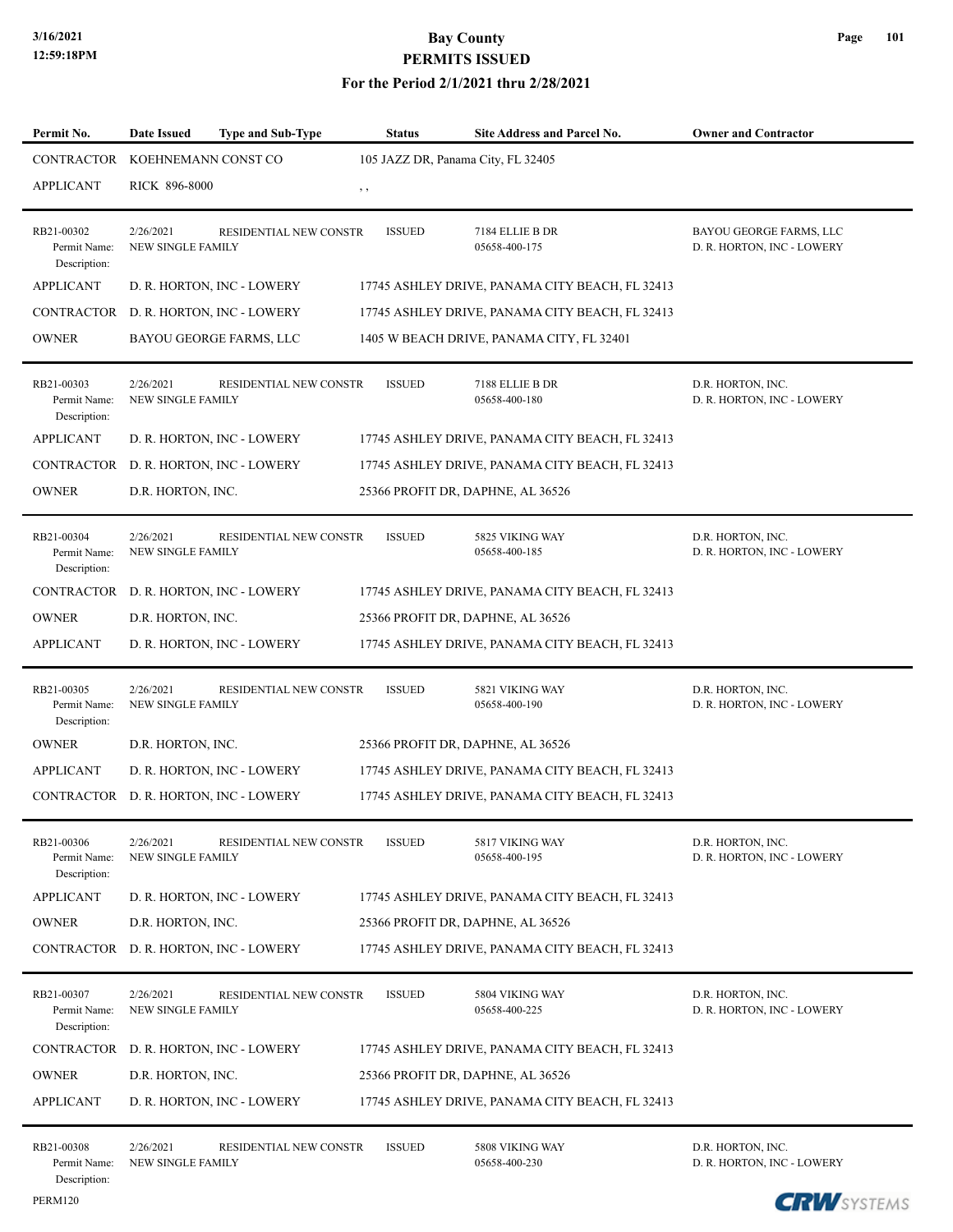| Permit No. | Date Issued | Type and Sub-Type | Status | Site Address and Parcel No. | Owner and Contractor |
|---|---|---|---|---|---|
| CONTRACTOR | KOEHNEMANN CONST CO | | 105 JAZZ DR, Panama City, FL 32405 | | |
| APPLICANT | RICK 896-8000 | | , , | | |
| RB21-00302<br>Permit Name:<br>Description: | 2/26/2021<br>NEW SINGLE FAMILY | RESIDENTIAL NEW CONSTR | ISSUED | 7184 ELLIE B DR<br>05658-400-175 | BAYOU GEORGE FARMS, LLC<br>D. R. HORTON, INC - LOWERY |
| APPLICANT | D. R. HORTON, INC - LOWERY | | 17745 ASHLEY DRIVE, PANAMA CITY BEACH, FL 32413 | | |
| CONTRACTOR | D. R. HORTON, INC - LOWERY | | 17745 ASHLEY DRIVE, PANAMA CITY BEACH, FL 32413 | | |
| OWNER | BAYOU GEORGE FARMS, LLC | | 1405 W BEACH DRIVE, PANAMA CITY, FL 32401 | | |
| RB21-00303<br>Permit Name:<br>Description: | 2/26/2021<br>NEW SINGLE FAMILY | RESIDENTIAL NEW CONSTR | ISSUED | 7188 ELLIE B DR<br>05658-400-180 | D.R. HORTON, INC.<br>D. R. HORTON, INC - LOWERY |
| APPLICANT | D. R. HORTON, INC - LOWERY | | 17745 ASHLEY DRIVE, PANAMA CITY BEACH, FL 32413 | | |
| CONTRACTOR | D. R. HORTON, INC - LOWERY | | 17745 ASHLEY DRIVE, PANAMA CITY BEACH, FL 32413 | | |
| OWNER | D.R. HORTON, INC. | | 25366 PROFIT DR, DAPHNE, AL 36526 | | |
| RB21-00304<br>Permit Name:<br>Description: | 2/26/2021<br>NEW SINGLE FAMILY | RESIDENTIAL NEW CONSTR | ISSUED | 5825 VIKING WAY<br>05658-400-185 | D.R. HORTON, INC.<br>D. R. HORTON, INC - LOWERY |
| CONTRACTOR | D. R. HORTON, INC - LOWERY | | 17745 ASHLEY DRIVE, PANAMA CITY BEACH, FL 32413 | | |
| OWNER | D.R. HORTON, INC. | | 25366 PROFIT DR, DAPHNE, AL 36526 | | |
| APPLICANT | D. R. HORTON, INC - LOWERY | | 17745 ASHLEY DRIVE, PANAMA CITY BEACH, FL 32413 | | |
| RB21-00305<br>Permit Name:<br>Description: | 2/26/2021<br>NEW SINGLE FAMILY | RESIDENTIAL NEW CONSTR | ISSUED | 5821 VIKING WAY<br>05658-400-190 | D.R. HORTON, INC.<br>D. R. HORTON, INC - LOWERY |
| OWNER | D.R. HORTON, INC. | | 25366 PROFIT DR, DAPHNE, AL 36526 | | |
| APPLICANT | D. R. HORTON, INC - LOWERY | | 17745 ASHLEY DRIVE, PANAMA CITY BEACH, FL 32413 | | |
| CONTRACTOR | D. R. HORTON, INC - LOWERY | | 17745 ASHLEY DRIVE, PANAMA CITY BEACH, FL 32413 | | |
| RB21-00306<br>Permit Name:<br>Description: | 2/26/2021<br>NEW SINGLE FAMILY | RESIDENTIAL NEW CONSTR | ISSUED | 5817 VIKING WAY<br>05658-400-195 | D.R. HORTON, INC.<br>D. R. HORTON, INC - LOWERY |
| APPLICANT | D. R. HORTON, INC - LOWERY | | 17745 ASHLEY DRIVE, PANAMA CITY BEACH, FL 32413 | | |
| OWNER | D.R. HORTON, INC. | | 25366 PROFIT DR, DAPHNE, AL 36526 | | |
| CONTRACTOR | D. R. HORTON, INC - LOWERY | | 17745 ASHLEY DRIVE, PANAMA CITY BEACH, FL 32413 | | |
| RB21-00307<br>Permit Name:<br>Description: | 2/26/2021<br>NEW SINGLE FAMILY | RESIDENTIAL NEW CONSTR | ISSUED | 5804 VIKING WAY<br>05658-400-225 | D.R. HORTON, INC.<br>D. R. HORTON, INC - LOWERY |
| CONTRACTOR | D. R. HORTON, INC - LOWERY | | 17745 ASHLEY DRIVE, PANAMA CITY BEACH, FL 32413 | | |
| OWNER | D.R. HORTON, INC. | | 25366 PROFIT DR, DAPHNE, AL 36526 | | |
| APPLICANT | D. R. HORTON, INC - LOWERY | | 17745 ASHLEY DRIVE, PANAMA CITY BEACH, FL 32413 | | |
| RB21-00308<br>Permit Name:<br>Description: | 2/26/2021<br>NEW SINGLE FAMILY | RESIDENTIAL NEW CONSTR | ISSUED | 5808 VIKING WAY<br>05658-400-230 | D.R. HORTON, INC.<br>D. R. HORTON, INC - LOWERY |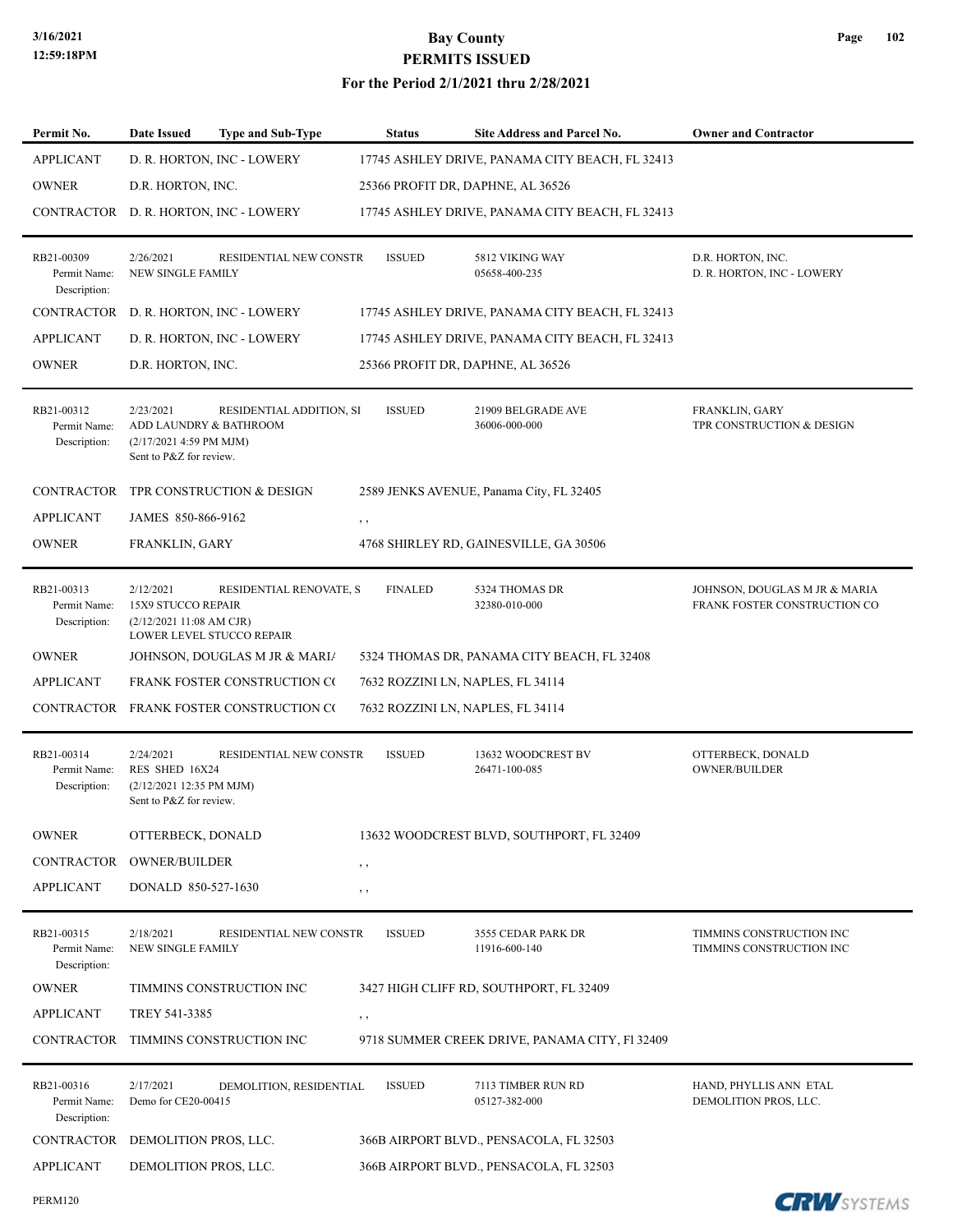# Bay County
## PERMITS ISSUED
### For the Period 2/1/2021 thru 2/28/2021

| Permit No. | Date Issued | Type and Sub-Type | Status | Site Address and Parcel No. | Owner and Contractor |
|---|---|---|---|---|---|
| APPLICANT | D. R. HORTON, INC - LOWERY | | 17745 ASHLEY DRIVE, PANAMA CITY BEACH, FL 32413 | | |
| OWNER | D.R. HORTON, INC. | | 25366 PROFIT DR, DAPHNE, AL 36526 | | |
| CONTRACTOR | D. R. HORTON, INC - LOWERY | | 17745 ASHLEY DRIVE, PANAMA CITY BEACH, FL 32413 | | |
| RB21-00309<br>Permit Name:<br>Description: | 2/26/2021<br>NEW SINGLE FAMILY | RESIDENTIAL NEW CONSTR | ISSUED | 5812 VIKING WAY<br>05658-400-235 | D.R. HORTON, INC.<br>D. R. HORTON, INC - LOWERY |
| CONTRACTOR | D. R. HORTON, INC - LOWERY | | 17745 ASHLEY DRIVE, PANAMA CITY BEACH, FL 32413 | | |
| APPLICANT | D. R. HORTON, INC - LOWERY | | 17745 ASHLEY DRIVE, PANAMA CITY BEACH, FL 32413 | | |
| OWNER | D.R. HORTON, INC. | | 25366 PROFIT DR, DAPHNE, AL 36526 | | |
| RB21-00312<br>Permit Name:<br>Description: | 2/23/2021<br>ADD LAUNDRY & BATHROOM<br>(2/17/2021 4:59 PM MJM)<br>Sent to P&Z for review. | RESIDENTIAL ADDITION, SI | ISSUED | 21909 BELGRADE AVE<br>36006-000-000 | FRANKLIN, GARY<br>TPR CONSTRUCTION & DESIGN |
| CONTRACTOR | TPR CONSTRUCTION & DESIGN | | 2589 JENKS AVENUE, Panama City, FL 32405 | | |
| APPLICANT | JAMES 850-866-9162 | | , , | | |
| OWNER | FRANKLIN, GARY | | 4768 SHIRLEY RD, GAINESVILLE, GA 30506 | | |
| RB21-00313<br>Permit Name:<br>Description: | 2/12/2021<br>15X9 STUCCO REPAIR<br>(2/12/2021 11:08 AM CJR)<br>LOWER LEVEL STUCCO REPAIR | RESIDENTIAL RENOVATE, S | FINALED | 5324 THOMAS DR<br>32380-010-000 | JOHNSON, DOUGLAS M JR & MARIA<br>FRANK FOSTER CONSTRUCTION CO |
| OWNER | JOHNSON, DOUGLAS M JR & MARI/ | | 5324 THOMAS DR, PANAMA CITY BEACH, FL 32408 | | |
| APPLICANT | FRANK FOSTER CONSTRUCTION C( | | 7632 ROZZINI LN, NAPLES, FL 34114 | | |
| CONTRACTOR | FRANK FOSTER CONSTRUCTION C( | | 7632 ROZZINI LN, NAPLES, FL 34114 | | |
| RB21-00314<br>Permit Name:<br>Description: | 2/24/2021<br>RES SHED 16X24<br>(2/12/2021 12:35 PM MJM)<br>Sent to P&Z for review. | RESIDENTIAL NEW CONSTR | ISSUED | 13632 WOODCREST BV<br>26471-100-085 | OTTERBECK, DONALD<br>OWNER/BUILDER |
| OWNER | OTTERBECK, DONALD | | 13632 WOODCREST BLVD, SOUTHPORT, FL 32409 | | |
| CONTRACTOR | OWNER/BUILDER | | , , | | |
| APPLICANT | DONALD 850-527-1630 | | , , | | |
| RB21-00315<br>Permit Name:<br>Description: | 2/18/2021<br>NEW SINGLE FAMILY | RESIDENTIAL NEW CONSTR | ISSUED | 3555 CEDAR PARK DR<br>11916-600-140 | TIMMINS CONSTRUCTION INC<br>TIMMINS CONSTRUCTION INC |
| OWNER | TIMMINS CONSTRUCTION INC | | 3427 HIGH CLIFF RD, SOUTHPORT, FL 32409 | | |
| APPLICANT | TREY 541-3385 | | , , | | |
| CONTRACTOR | TIMMINS CONSTRUCTION INC | | 9718 SUMMER CREEK DRIVE, PANAMA CITY, Fl 32409 | | |
| RB21-00316<br>Permit Name:<br>Description: | 2/17/2021<br>Demo for CE20-00415 | DEMOLITION, RESIDENTIAL | ISSUED | 7113 TIMBER RUN RD<br>05127-382-000 | HAND, PHYLLIS ANN ETAL<br>DEMOLITION PROS, LLC. |
| CONTRACTOR | DEMOLITION PROS, LLC. | | 366B AIRPORT BLVD., PENSACOLA, FL 32503 | | |
| APPLICANT | DEMOLITION PROS, LLC. | | 366B AIRPORT BLVD., PENSACOLA, FL 32503 | | |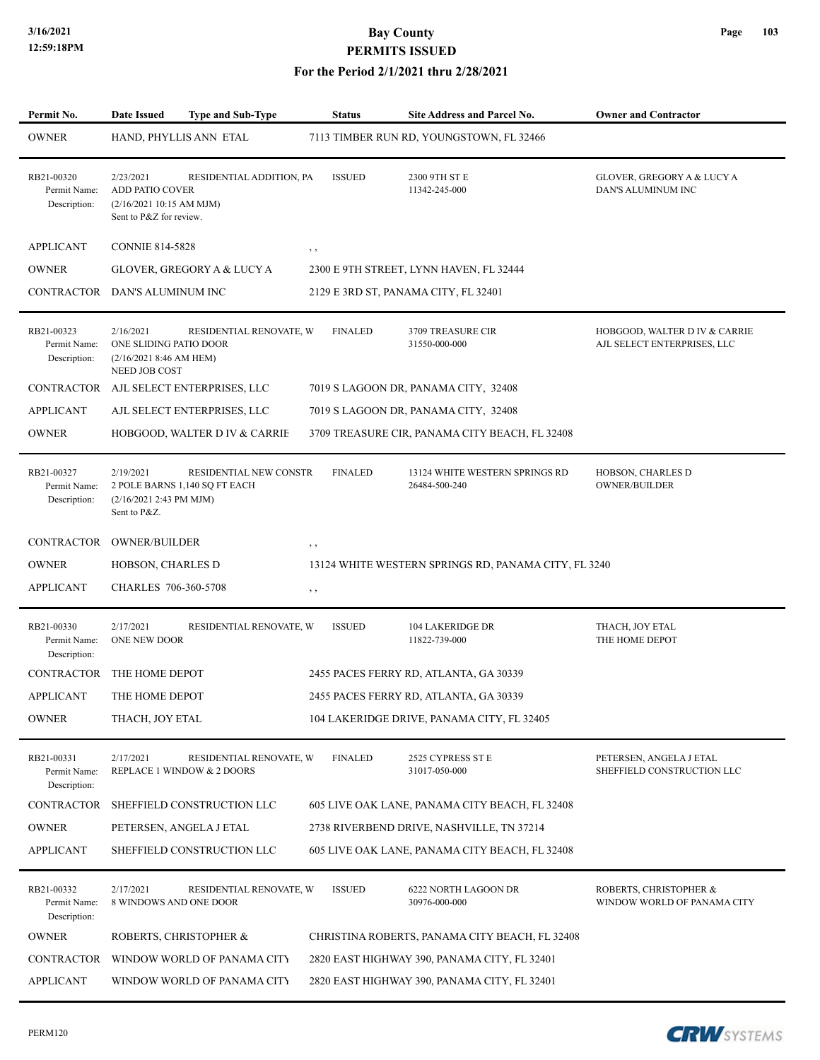# Bay County
## PERMITS ISSUED
### For the Period 2/1/2021 thru 2/28/2021

| Permit No. | Date Issued | Type and Sub-Type | Status | Site Address and Parcel No. | Owner and Contractor |
|---|---|---|---|---|---|
| OWNER | HAND, PHYLLIS ANN ETAL | | 7113 TIMBER RUN RD, YOUNGSTOWN, FL 32466 | | |
| RB21-00320 | 2/23/2021 | RESIDENTIAL ADDITION, PA | ISSUED | 2300 9TH ST E<br>11342-245-000 | GLOVER, GREGORY A & LUCY A<br>DAN'S ALUMINUM INC |
| Permit Name: | ADD PATIO COVER | | | | |
| Description: | (2/16/2021 10:15 AM MJM)<br>Sent to P&Z for review. | | | | |
| APPLICANT | CONNIE 814-5828 | | , , | | |
| OWNER | GLOVER, GREGORY A & LUCY A | | 2300 E 9TH STREET, LYNN HAVEN, FL 32444 | | |
| CONTRACTOR | DAN'S ALUMINUM INC | | 2129 E 3RD ST, PANAMA CITY, FL 32401 | | |
| RB21-00323 | 2/16/2021 | RESIDENTIAL RENOVATE, W | FINALED | 3709 TREASURE CIR<br>31550-000-000 | HOBGOOD, WALTER D IV & CARRIE<br>AJL SELECT ENTERPRISES, LLC |
| Permit Name: | ONE SLIDING PATIO DOOR | | | | |
| Description: | (2/16/2021 8:46 AM HEM)<br>NEED JOB COST | | | | |
| CONTRACTOR | AJL SELECT ENTERPRISES, LLC | | 7019 S LAGOON DR, PANAMA CITY, 32408 | | |
| APPLICANT | AJL SELECT ENTERPRISES, LLC | | 7019 S LAGOON DR, PANAMA CITY, 32408 | | |
| OWNER | HOBGOOD, WALTER D IV & CARRIE | | 3709 TREASURE CIR, PANAMA CITY BEACH, FL 32408 | | |
| RB21-00327 | 2/19/2021 | RESIDENTIAL NEW CONSTR | FINALED | 13124 WHITE WESTERN SPRINGS RD<br>26484-500-240 | HOBSON, CHARLES D<br>OWNER/BUILDER |
| Permit Name: | 2 POLE BARNS 1,140 SQ FT EACH | | | | |
| Description: | (2/16/2021 2:43 PM MJM)<br>Sent to P&Z. | | | | |
| CONTRACTOR | OWNER/BUILDER | | , , | | |
| OWNER | HOBSON, CHARLES D | | 13124 WHITE WESTERN SPRINGS RD, PANAMA CITY, FL 3240 | | |
| APPLICANT | CHARLES 706-360-5708 | | , , | | |
| RB21-00330 | 2/17/2021 | RESIDENTIAL RENOVATE, W | ISSUED | 104 LAKERIDGE DR<br>11822-739-000 | THACH, JOY ETAL<br>THE HOME DEPOT |
| Permit Name: | ONE NEW DOOR | | | | |
| Description: | | | | | |
| CONTRACTOR | THE HOME DEPOT | | 2455 PACES FERRY RD, ATLANTA, GA 30339 | | |
| APPLICANT | THE HOME DEPOT | | 2455 PACES FERRY RD, ATLANTA, GA 30339 | | |
| OWNER | THACH, JOY ETAL | | 104 LAKERIDGE DRIVE, PANAMA CITY, FL 32405 | | |
| RB21-00331 | 2/17/2021 | RESIDENTIAL RENOVATE, W | FINALED | 2525 CYPRESS ST E<br>31017-050-000 | PETERSEN, ANGELA J ETAL<br>SHEFFIELD CONSTRUCTION LLC |
| Permit Name: | REPLACE 1 WINDOW & 2 DOORS | | | | |
| Description: | | | | | |
| CONTRACTOR | SHEFFIELD CONSTRUCTION LLC | | 605 LIVE OAK LANE, PANAMA CITY BEACH, FL 32408 | | |
| OWNER | PETERSEN, ANGELA J ETAL | | 2738 RIVERBEND DRIVE, NASHVILLE, TN 37214 | | |
| APPLICANT | SHEFFIELD CONSTRUCTION LLC | | 605 LIVE OAK LANE, PANAMA CITY BEACH, FL 32408 | | |
| RB21-00332 | 2/17/2021 | RESIDENTIAL RENOVATE, W | ISSUED | 6222 NORTH LAGOON DR<br>30976-000-000 | ROBERTS, CHRISTOPHER &<br>WINDOW WORLD OF PANAMA CITY |
| Permit Name: | 8 WINDOWS AND ONE DOOR | | | | |
| Description: | | | | | |
| OWNER | ROBERTS, CHRISTOPHER & | | CHRISTINA ROBERTS, PANAMA CITY BEACH, FL 32408 | | |
| CONTRACTOR | WINDOW WORLD OF PANAMA CITY | | 2820 EAST HIGHWAY 390, PANAMA CITY, FL 32401 | | |
| APPLICANT | WINDOW WORLD OF PANAMA CITY | | 2820 EAST HIGHWAY 390, PANAMA CITY, FL 32401 | | |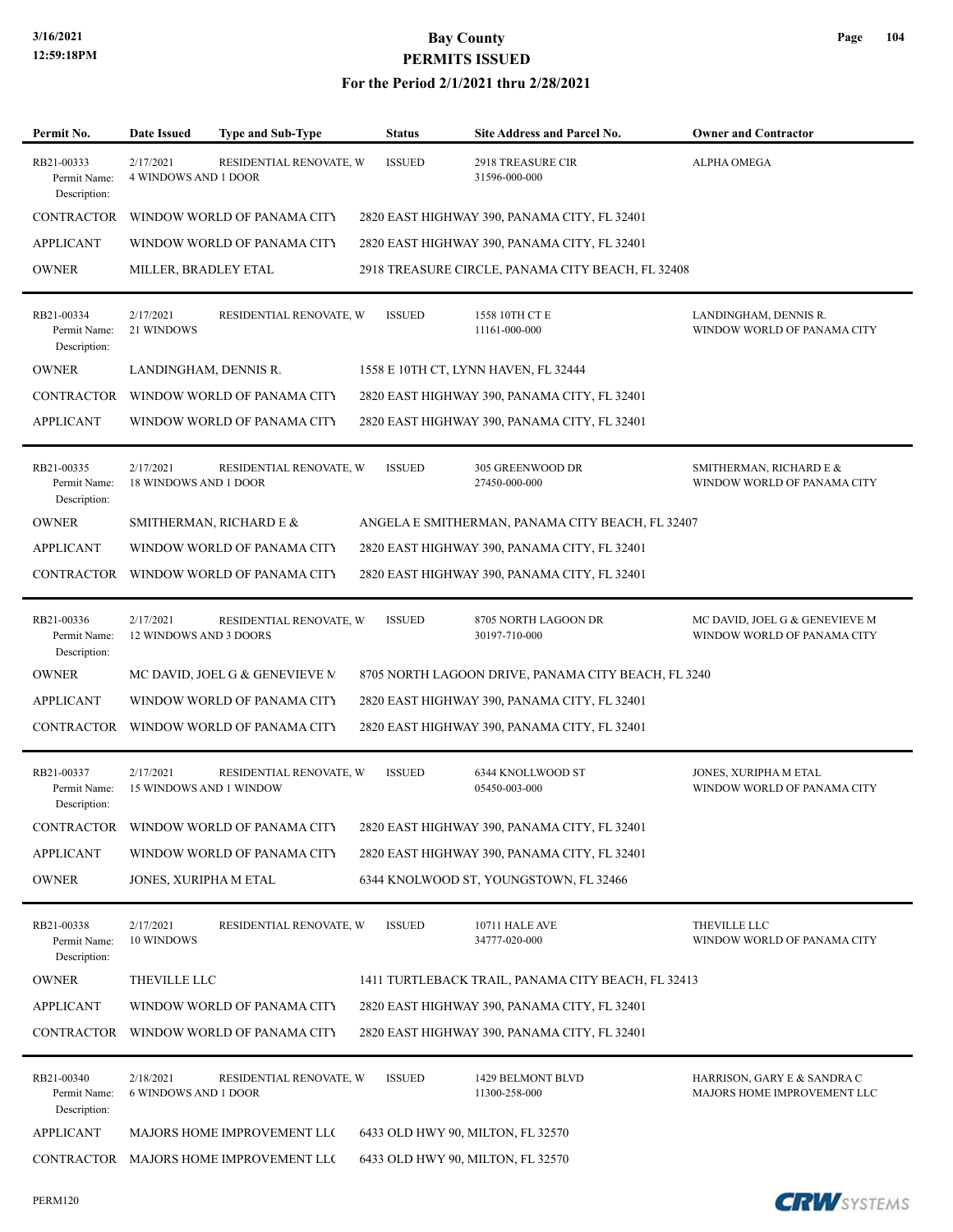# Bay County
## PERMITS ISSUED
### For the Period 2/1/2021 thru 2/28/2021

| Permit No. | Date Issued | Type and Sub-Type | Status | Site Address and Parcel No. | Owner and Contractor |
|---|---|---|---|---|---|
| RB21-00333 | 2/17/2021 | RESIDENTIAL RENOVATE, W | ISSUED | 2918 TREASURE CIR 31596-000-000 | ALPHA OMEGA |
| Permit Name: Description: | 4 WINDOWS AND 1 DOOR | | | | |
| CONTRACTOR | WINDOW WORLD OF PANAMA CITY | | 2820 EAST HIGHWAY 390, PANAMA CITY, FL 32401 | | |
| APPLICANT | WINDOW WORLD OF PANAMA CITY | | 2820 EAST HIGHWAY 390, PANAMA CITY, FL 32401 | | |
| OWNER | MILLER, BRADLEY ETAL | | 2918 TREASURE CIRCLE, PANAMA CITY BEACH, FL 32408 | | |
| RB21-00334 | 2/17/2021 | RESIDENTIAL RENOVATE, W | ISSUED | 1558 10TH CT E 11161-000-000 | LANDINGHAM, DENNIS R. WINDOW WORLD OF PANAMA CITY |
| Permit Name: Description: | 21 WINDOWS | | | | |
| OWNER | LANDINGHAM, DENNIS R. | | 1558 E 10TH CT, LYNN HAVEN, FL 32444 | | |
| CONTRACTOR | WINDOW WORLD OF PANAMA CITY | | 2820 EAST HIGHWAY 390, PANAMA CITY, FL 32401 | | |
| APPLICANT | WINDOW WORLD OF PANAMA CITY | | 2820 EAST HIGHWAY 390, PANAMA CITY, FL 32401 | | |
| RB21-00335 | 2/17/2021 | RESIDENTIAL RENOVATE, W | ISSUED | 305 GREENWOOD DR 27450-000-000 | SMITHERMAN, RICHARD E & WINDOW WORLD OF PANAMA CITY |
| Permit Name: Description: | 18 WINDOWS AND 1 DOOR | | | | |
| OWNER | SMITHERMAN, RICHARD E & | | ANGELA E SMITHERMAN, PANAMA CITY BEACH, FL 32407 | | |
| APPLICANT | WINDOW WORLD OF PANAMA CITY | | 2820 EAST HIGHWAY 390, PANAMA CITY, FL 32401 | | |
| CONTRACTOR | WINDOW WORLD OF PANAMA CITY | | 2820 EAST HIGHWAY 390, PANAMA CITY, FL 32401 | | |
| RB21-00336 | 2/17/2021 | RESIDENTIAL RENOVATE, W | ISSUED | 8705 NORTH LAGOON DR 30197-710-000 | MC DAVID, JOEL G & GENEVIEVE M WINDOW WORLD OF PANAMA CITY |
| Permit Name: Description: | 12 WINDOWS AND 3 DOORS | | | | |
| OWNER | MC DAVID, JOEL G & GENEVIEVE M | | 8705 NORTH LAGOON DRIVE, PANAMA CITY BEACH, FL 3240 | | |
| APPLICANT | WINDOW WORLD OF PANAMA CITY | | 2820 EAST HIGHWAY 390, PANAMA CITY, FL 32401 | | |
| CONTRACTOR | WINDOW WORLD OF PANAMA CITY | | 2820 EAST HIGHWAY 390, PANAMA CITY, FL 32401 | | |
| RB21-00337 | 2/17/2021 | RESIDENTIAL RENOVATE, W | ISSUED | 6344 KNOLLWOOD ST 05450-003-000 | JONES, XURIPHA M ETAL WINDOW WORLD OF PANAMA CITY |
| Permit Name: Description: | 15 WINDOWS AND 1 WINDOW | | | | |
| CONTRACTOR | WINDOW WORLD OF PANAMA CITY | | 2820 EAST HIGHWAY 390, PANAMA CITY, FL 32401 | | |
| APPLICANT | WINDOW WORLD OF PANAMA CITY | | 2820 EAST HIGHWAY 390, PANAMA CITY, FL 32401 | | |
| OWNER | JONES, XURIPHA M ETAL | | 6344 KNOLWOOD ST, YOUNGSTOWN, FL 32466 | | |
| RB21-00338 | 2/17/2021 | RESIDENTIAL RENOVATE, W | ISSUED | 10711 HALE AVE 34777-020-000 | THEVILLE LLC WINDOW WORLD OF PANAMA CITY |
| Permit Name: Description: | 10 WINDOWS | | | | |
| OWNER | THEVILLE LLC | | 1411 TURTLEBACK TRAIL, PANAMA CITY BEACH, FL 32413 | | |
| APPLICANT | WINDOW WORLD OF PANAMA CITY | | 2820 EAST HIGHWAY 390, PANAMA CITY, FL 32401 | | |
| CONTRACTOR | WINDOW WORLD OF PANAMA CITY | | 2820 EAST HIGHWAY 390, PANAMA CITY, FL 32401 | | |
| RB21-00340 | 2/18/2021 | RESIDENTIAL RENOVATE, W | ISSUED | 1429 BELMONT BLVD 11300-258-000 | HARRISON, GARY E & SANDRA C MAJORS HOME IMPROVEMENT LLC |
| Permit Name: Description: | 6 WINDOWS AND 1 DOOR | | | | |
| APPLICANT | MAJORS HOME IMPROVEMENT LLC | | 6433 OLD HWY 90, MILTON, FL 32570 | | |
| CONTRACTOR | MAJORS HOME IMPROVEMENT LLC | | 6433 OLD HWY 90, MILTON, FL 32570 | | |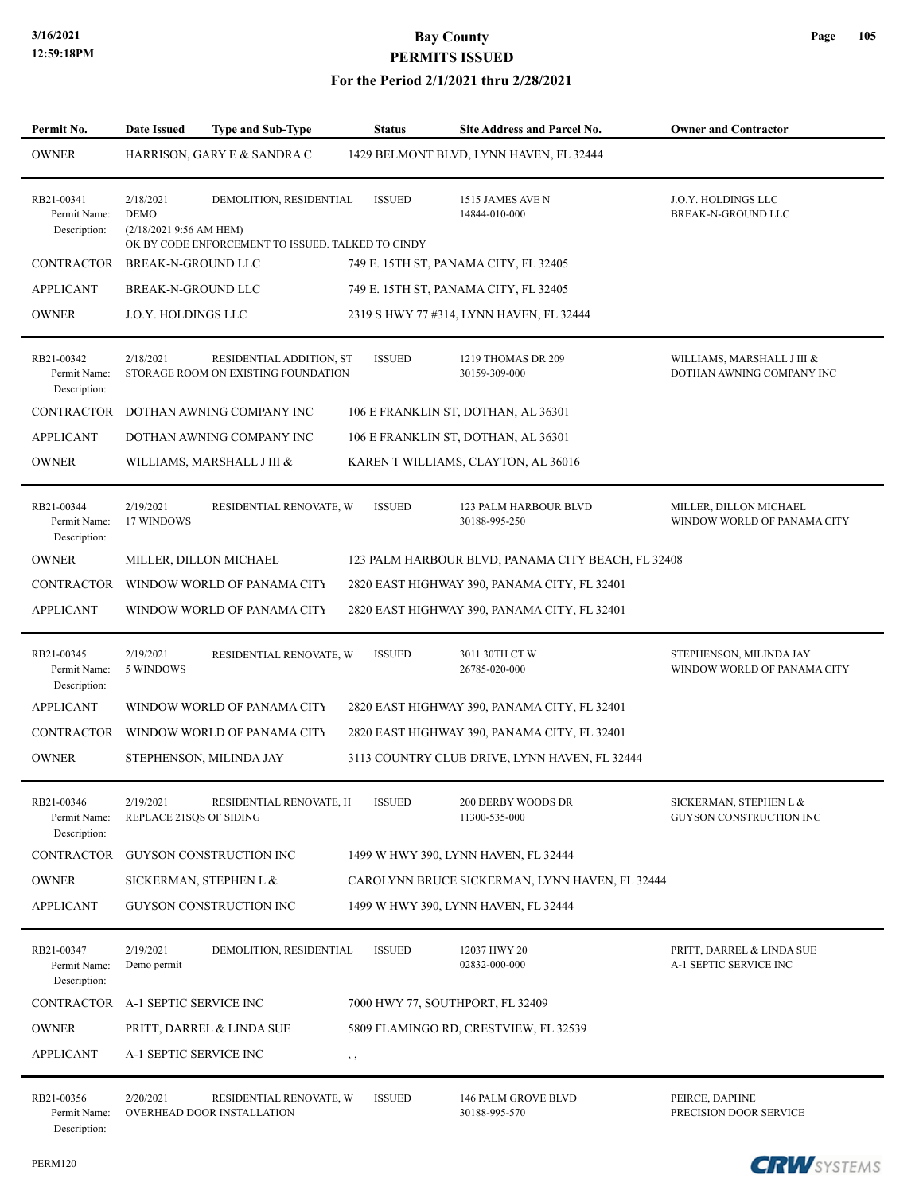# Bay County
## PERMITS ISSUED
### For the Period 2/1/2021 thru 2/28/2021

| Permit No. | Date Issued | Type and Sub-Type | Status | Site Address and Parcel No. | Owner and Contractor |
|---|---|---|---|---|---|
| OWNER | HARRISON, GARY E & SANDRA C | | 1429 BELMONT BLVD, LYNN HAVEN, FL 32444 | | |
| RB21-00341 | 2/18/2021 | DEMOLITION, RESIDENTIAL | ISSUED | 1515 JAMES AVE N<br>14844-010-000 | J.O.Y. HOLDINGS LLC<br>BREAK-N-GROUND LLC |
| Permit Name: | DEMO | | | | |
| Description: | (2/18/2021 9:56 AM HEM)<br>OK BY CODE ENFORCEMENT TO ISSUED. TALKED TO CINDY | | | | |
| CONTRACTOR | BREAK-N-GROUND LLC | | 749 E. 15TH ST, PANAMA CITY, FL 32405 | | |
| APPLICANT | BREAK-N-GROUND LLC | | 749 E. 15TH ST, PANAMA CITY, FL 32405 | | |
| OWNER | J.O.Y. HOLDINGS LLC | | 2319 S HWY 77 #314, LYNN HAVEN, FL 32444 | | |
| RB21-00342 | 2/18/2021 | RESIDENTIAL ADDITION, ST | ISSUED | 1219 THOMAS DR 209<br>30159-309-000 | WILLIAMS, MARSHALL J III &<br>DOTHAN AWNING COMPANY INC |
| Permit Name: | STORAGE ROOM ON EXISTING FOUNDATION | | | | |
| Description: | | | | | |
| CONTRACTOR | DOTHAN AWNING COMPANY INC | | 106 E FRANKLIN ST, DOTHAN, AL 36301 | | |
| APPLICANT | DOTHAN AWNING COMPANY INC | | 106 E FRANKLIN ST, DOTHAN, AL 36301 | | |
| OWNER | WILLIAMS, MARSHALL J III & | | KAREN T WILLIAMS, CLAYTON, AL 36016 | | |
| RB21-00344 | 2/19/2021 | RESIDENTIAL RENOVATE, W | ISSUED | 123 PALM HARBOUR BLVD<br>30188-995-250 | MILLER, DILLON MICHAEL<br>WINDOW WORLD OF PANAMA CITY |
| Permit Name: | 17 WINDOWS | | | | |
| Description: | | | | | |
| OWNER | MILLER, DILLON MICHAEL | | 123 PALM HARBOUR BLVD, PANAMA CITY BEACH, FL 32408 | | |
| CONTRACTOR | WINDOW WORLD OF PANAMA CITY | | 2820 EAST HIGHWAY 390, PANAMA CITY, FL 32401 | | |
| APPLICANT | WINDOW WORLD OF PANAMA CITY | | 2820 EAST HIGHWAY 390, PANAMA CITY, FL 32401 | | |
| RB21-00345 | 2/19/2021 | RESIDENTIAL RENOVATE, W | ISSUED | 3011 30TH CT W<br>26785-020-000 | STEPHENSON, MILINDA JAY<br>WINDOW WORLD OF PANAMA CITY |
| Permit Name: | 5 WINDOWS | | | | |
| Description: | | | | | |
| APPLICANT | WINDOW WORLD OF PANAMA CITY | | 2820 EAST HIGHWAY 390, PANAMA CITY, FL 32401 | | |
| CONTRACTOR | WINDOW WORLD OF PANAMA CITY | | 2820 EAST HIGHWAY 390, PANAMA CITY, FL 32401 | | |
| OWNER | STEPHENSON, MILINDA JAY | | 3113 COUNTRY CLUB DRIVE, LYNN HAVEN, FL 32444 | | |
| RB21-00346 | 2/19/2021 | RESIDENTIAL RENOVATE, H | ISSUED | 200 DERBY WOODS DR<br>11300-535-000 | SICKERMAN, STEPHEN L &<br>GUYSON CONSTRUCTION INC |
| Permit Name: | REPLACE 21SQS OF SIDING | | | | |
| Description: | | | | | |
| CONTRACTOR | GUYSON CONSTRUCTION INC | | 1499 W HWY 390, LYNN HAVEN, FL 32444 | | |
| OWNER | SICKERMAN, STEPHEN L & | | CAROLYNN BRUCE SICKERMAN, LYNN HAVEN, FL 32444 | | |
| APPLICANT | GUYSON CONSTRUCTION INC | | 1499 W HWY 390, LYNN HAVEN, FL 32444 | | |
| RB21-00347 | 2/19/2021 | DEMOLITION, RESIDENTIAL | ISSUED | 12037 HWY 20<br>02832-000-000 | PRITT, DARREL & LINDA SUE<br>A-1 SEPTIC SERVICE INC |
| Permit Name: | Demo permit | | | | |
| Description: | | | | | |
| CONTRACTOR | A-1 SEPTIC SERVICE INC | | 7000 HWY 77, SOUTHPORT, FL 32409 | | |
| OWNER | PRITT, DARREL & LINDA SUE | | 5809 FLAMINGO RD, CRESTVIEW, FL 32539 | | |
| APPLICANT | A-1 SEPTIC SERVICE INC | | , , | | |
| RB21-00356 | 2/20/2021 | RESIDENTIAL RENOVATE, W | ISSUED | 146 PALM GROVE BLVD<br>30188-995-570 | PEIRCE, DAPHNE<br>PRECISION DOOR SERVICE |
| Permit Name: | OVERHEAD DOOR INSTALLATION | | | | |
| Description: | | | | | |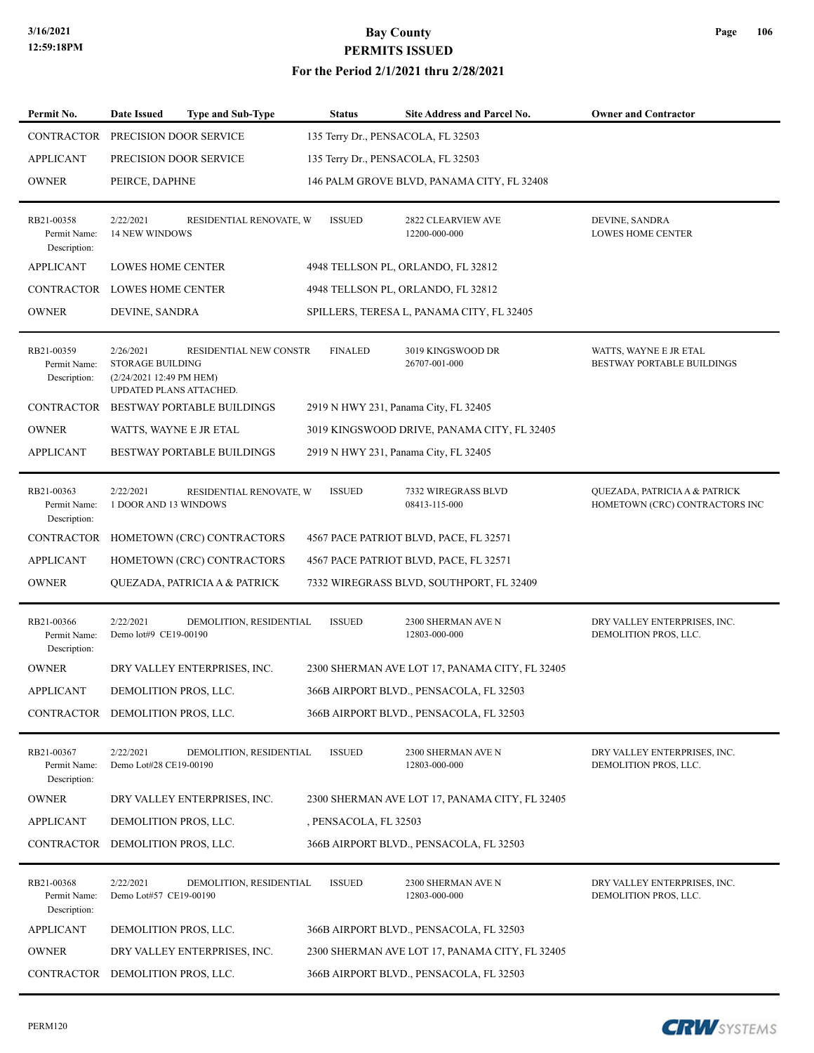# Bay County
## PERMITS ISSUED
### For the Period 2/1/2021 thru 2/28/2021

| Permit No. | Date Issued | Type and Sub-Type | Status | Site Address and Parcel No. | Owner and Contractor |
|---|---|---|---|---|---|
| CONTRACTOR | PRECISION DOOR SERVICE | | 135 Terry Dr., PENSACOLA, FL 32503 | | |
| APPLICANT | PRECISION DOOR SERVICE | | 135 Terry Dr., PENSACOLA, FL 32503 | | |
| OWNER | PEIRCE, DAPHNE | | 146 PALM GROVE BLVD, PANAMA CITY, FL 32408 | | |
| RB21-00358 Permit Name: Description: | 2/22/2021 14 NEW WINDOWS | RESIDENTIAL RENOVATE, W | ISSUED | 2822 CLEARVIEW AVE 12200-000-000 | DEVINE, SANDRA LOWES HOME CENTER |
| APPLICANT | LOWES HOME CENTER | | 4948 TELLSON PL, ORLANDO, FL 32812 | | |
| CONTRACTOR | LOWES HOME CENTER | | 4948 TELLSON PL, ORLANDO, FL 32812 | | |
| OWNER | DEVINE, SANDRA | | SPILLERS, TERESA L, PANAMA CITY, FL 32405 | | |
| RB21-00359 Permit Name: Description: | 2/26/2021 STORAGE BUILDING (2/24/2021 12:49 PM HEM) UPDATED PLANS ATTACHED. | RESIDENTIAL NEW CONSTR | FINALED | 3019 KINGSWOOD DR 26707-001-000 | WATTS, WAYNE E JR ETAL BESTWAY PORTABLE BUILDINGS |
| CONTRACTOR | BESTWAY PORTABLE BUILDINGS | | 2919 N HWY 231, Panama City, FL 32405 | | |
| OWNER | WATTS, WAYNE E JR ETAL | | 3019 KINGSWOOD DRIVE, PANAMA CITY, FL 32405 | | |
| APPLICANT | BESTWAY PORTABLE BUILDINGS | | 2919 N HWY 231, Panama City, FL 32405 | | |
| RB21-00363 Permit Name: Description: | 2/22/2021 1 DOOR AND 13 WINDOWS | RESIDENTIAL RENOVATE, W | ISSUED | 7332 WIREGRASS BLVD 08413-115-000 | QUEZADA, PATRICIA A & PATRICK HOMETOWN (CRC) CONTRACTORS INC |
| CONTRACTOR | HOMETOWN (CRC) CONTRACTORS | | 4567 PACE PATRIOT BLVD, PACE, FL 32571 | | |
| APPLICANT | HOMETOWN (CRC) CONTRACTORS | | 4567 PACE PATRIOT BLVD, PACE, FL 32571 | | |
| OWNER | QUEZADA, PATRICIA A & PATRICK | | 7332 WIREGRASS BLVD, SOUTHPORT, FL 32409 | | |
| RB21-00366 Permit Name: Description: | 2/22/2021 Demo lot#9 CE19-00190 | DEMOLITION, RESIDENTIAL | ISSUED | 2300 SHERMAN AVE N 12803-000-000 | DRY VALLEY ENTERPRISES, INC. DEMOLITION PROS, LLC. |
| OWNER | DRY VALLEY ENTERPRISES, INC. | | 2300 SHERMAN AVE LOT 17, PANAMA CITY, FL 32405 | | |
| APPLICANT | DEMOLITION PROS, LLC. | | 366B AIRPORT BLVD., PENSACOLA, FL 32503 | | |
| CONTRACTOR | DEMOLITION PROS, LLC. | | 366B AIRPORT BLVD., PENSACOLA, FL 32503 | | |
| RB21-00367 Permit Name: Description: | 2/22/2021 Demo Lot#28 CE19-00190 | DEMOLITION, RESIDENTIAL | ISSUED | 2300 SHERMAN AVE N 12803-000-000 | DRY VALLEY ENTERPRISES, INC. DEMOLITION PROS, LLC. |
| OWNER | DRY VALLEY ENTERPRISES, INC. | | 2300 SHERMAN AVE LOT 17, PANAMA CITY, FL 32405 | | |
| APPLICANT | DEMOLITION PROS, LLC. | | , PENSACOLA, FL 32503 | | |
| CONTRACTOR | DEMOLITION PROS, LLC. | | 366B AIRPORT BLVD., PENSACOLA, FL 32503 | | |
| RB21-00368 Permit Name: Description: | 2/22/2021 Demo Lot#57 CE19-00190 | DEMOLITION, RESIDENTIAL | ISSUED | 2300 SHERMAN AVE N 12803-000-000 | DRY VALLEY ENTERPRISES, INC. DEMOLITION PROS, LLC. |
| APPLICANT | DEMOLITION PROS, LLC. | | 366B AIRPORT BLVD., PENSACOLA, FL 32503 | | |
| OWNER | DRY VALLEY ENTERPRISES, INC. | | 2300 SHERMAN AVE LOT 17, PANAMA CITY, FL 32405 | | |
| CONTRACTOR | DEMOLITION PROS, LLC. | | 366B AIRPORT BLVD., PENSACOLA, FL 32503 | | |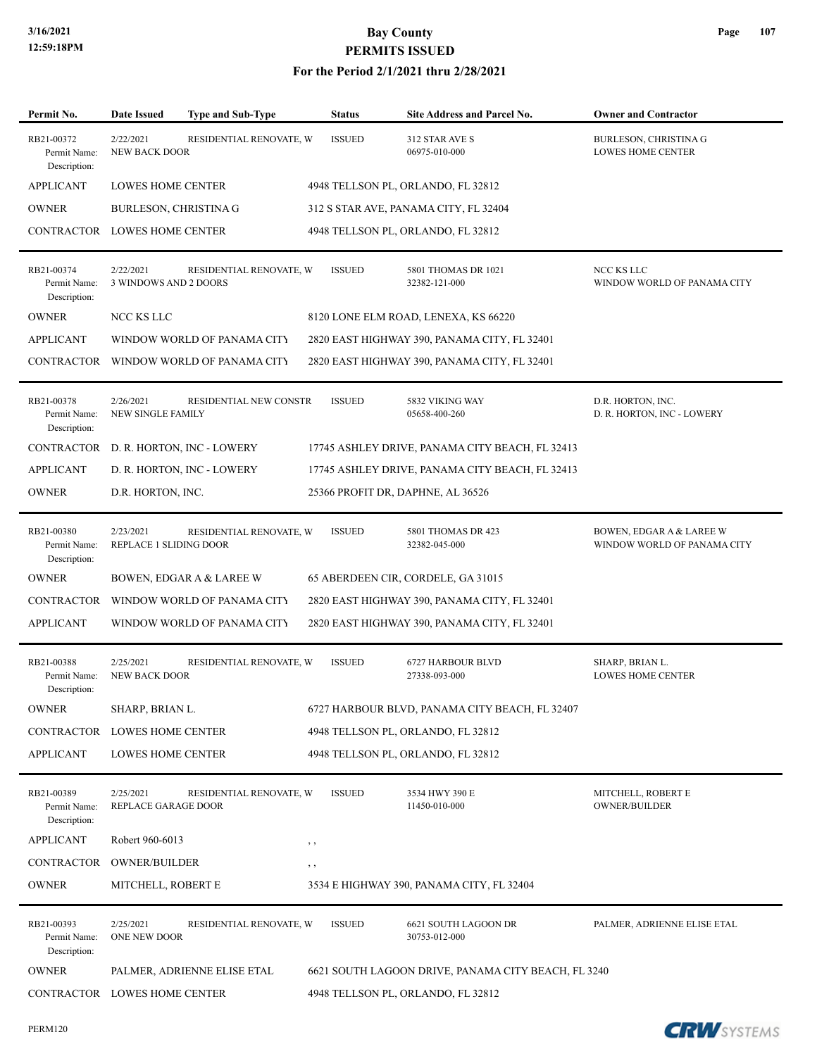# Bay County
## PERMITS ISSUED
### For the Period 2/1/2021 thru 2/28/2021

| Permit No. | Date Issued | Type and Sub-Type | Status | Site Address and Parcel No. | Owner and Contractor |
|---|---|---|---|---|---|
| RB21-00372 | 2/22/2021 | RESIDENTIAL RENOVATE, W | ISSUED | 312 STAR AVE S | BURLESON, CHRISTINA G |
| Permit Name: | NEW BACK DOOR | | | 06975-010-000 | LOWES HOME CENTER |
| Description: | | | | | |
| APPLICANT | LOWES HOME CENTER | | 4948 TELLSON PL, ORLANDO, FL 32812 | | |
| OWNER | BURLESON, CHRISTINA G | | 312 S STAR AVE, PANAMA CITY, FL 32404 | | |
| CONTRACTOR | LOWES HOME CENTER | | 4948 TELLSON PL, ORLANDO, FL 32812 | | |
| RB21-00374 | 2/22/2021 | RESIDENTIAL RENOVATE, W | ISSUED | 5801 THOMAS DR 1021 | NCC KS LLC |
| Permit Name: | 3 WINDOWS AND 2 DOORS | | | 32382-121-000 | WINDOW WORLD OF PANAMA CITY |
| Description: | | | | | |
| OWNER | NCC KS LLC | | 8120 LONE ELM ROAD, LENEXA, KS 66220 | | |
| APPLICANT | WINDOW WORLD OF PANAMA CITY | | 2820 EAST HIGHWAY 390, PANAMA CITY, FL 32401 | | |
| CONTRACTOR | WINDOW WORLD OF PANAMA CITY | | 2820 EAST HIGHWAY 390, PANAMA CITY, FL 32401 | | |
| RB21-00378 | 2/26/2021 | RESIDENTIAL NEW CONSTR | ISSUED | 5832 VIKING WAY | D.R. HORTON, INC. |
| Permit Name: | NEW SINGLE FAMILY | | | 05658-400-260 | D. R. HORTON, INC - LOWERY |
| Description: | | | | | |
| CONTRACTOR | D. R. HORTON, INC - LOWERY | | 17745 ASHLEY DRIVE, PANAMA CITY BEACH, FL 32413 | | |
| APPLICANT | D. R. HORTON, INC - LOWERY | | 17745 ASHLEY DRIVE, PANAMA CITY BEACH, FL 32413 | | |
| OWNER | D.R. HORTON, INC. | | 25366 PROFIT DR, DAPHNE, AL 36526 | | |
| RB21-00380 | 2/23/2021 | RESIDENTIAL RENOVATE, W | ISSUED | 5801 THOMAS DR 423 | BOWEN, EDGAR A & LAREE W |
| Permit Name: | REPLACE 1 SLIDING DOOR | | | 32382-045-000 | WINDOW WORLD OF PANAMA CITY |
| Description: | | | | | |
| OWNER | BOWEN, EDGAR A & LAREE W | | 65 ABERDEEN CIR, CORDELE, GA 31015 | | |
| CONTRACTOR | WINDOW WORLD OF PANAMA CITY | | 2820 EAST HIGHWAY 390, PANAMA CITY, FL 32401 | | |
| APPLICANT | WINDOW WORLD OF PANAMA CITY | | 2820 EAST HIGHWAY 390, PANAMA CITY, FL 32401 | | |
| RB21-00388 | 2/25/2021 | RESIDENTIAL RENOVATE, W | ISSUED | 6727 HARBOUR BLVD | SHARP, BRIAN L. |
| Permit Name: | NEW BACK DOOR | | | 27338-093-000 | LOWES HOME CENTER |
| Description: | | | | | |
| OWNER | SHARP, BRIAN L. | | 6727 HARBOUR BLVD, PANAMA CITY BEACH, FL 32407 | | |
| CONTRACTOR | LOWES HOME CENTER | | 4948 TELLSON PL, ORLANDO, FL 32812 | | |
| APPLICANT | LOWES HOME CENTER | | 4948 TELLSON PL, ORLANDO, FL 32812 | | |
| RB21-00389 | 2/25/2021 | RESIDENTIAL RENOVATE, W | ISSUED | 3534 HWY 390 E | MITCHELL, ROBERT E |
| Permit Name: | REPLACE GARAGE DOOR | | | 11450-010-000 | OWNER/BUILDER |
| Description: | | | | | |
| APPLICANT | Robert 960-6013 | | , , | | |
| CONTRACTOR | OWNER/BUILDER | | , , | | |
| OWNER | MITCHELL, ROBERT E | | 3534 E HIGHWAY 390, PANAMA CITY, FL 32404 | | |
| RB21-00393 | 2/25/2021 | RESIDENTIAL RENOVATE, W | ISSUED | 6621 SOUTH LAGOON DR | PALMER, ADRIENNE ELISE ETAL |
| Permit Name: | ONE NEW DOOR | | | 30753-012-000 | |
| Description: | | | | | |
| OWNER | PALMER, ADRIENNE ELISE ETAL | | 6621 SOUTH LAGOON DRIVE, PANAMA CITY BEACH, FL 3240 | | |
| CONTRACTOR | LOWES HOME CENTER | | 4948 TELLSON PL, ORLANDO, FL 32812 | | |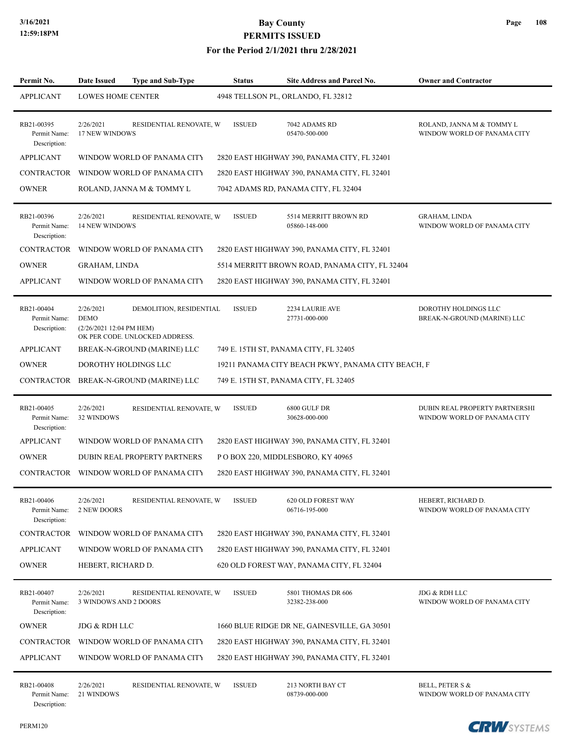| Permit No. | Date Issued | Type and Sub-Type | Status | Site Address and Parcel No. | Owner and Contractor |
|---|---|---|---|---|---|
| APPLICANT | LOWES HOME CENTER | | 4948 TELLSON PL, ORLANDO, FL 32812 | | |
| RB21-00395<br>Permit Name:<br>Description: | 2/26/2021<br>17 NEW WINDOWS | RESIDENTIAL RENOVATE, W | ISSUED | 7042 ADAMS RD<br>05470-500-000 | ROLAND, JANNA M & TOMMY L<br>WINDOW WORLD OF PANAMA CITY |
| APPLICANT | WINDOW WORLD OF PANAMA CITY | | 2820 EAST HIGHWAY 390, PANAMA CITY, FL 32401 | | |
| CONTRACTOR | WINDOW WORLD OF PANAMA CITY | | 2820 EAST HIGHWAY 390, PANAMA CITY, FL 32401 | | |
| OWNER | ROLAND, JANNA M & TOMMY L | | 7042 ADAMS RD, PANAMA CITY, FL 32404 | | |
| RB21-00396<br>Permit Name:<br>Description: | 2/26/2021<br>14 NEW WINDOWS | RESIDENTIAL RENOVATE, W | ISSUED | 5514 MERRITT BROWN RD<br>05860-148-000 | GRAHAM, LINDA<br>WINDOW WORLD OF PANAMA CITY |
| CONTRACTOR | WINDOW WORLD OF PANAMA CITY | | 2820 EAST HIGHWAY 390, PANAMA CITY, FL 32401 | | |
| OWNER | GRAHAM, LINDA | | 5514 MERRITT BROWN ROAD, PANAMA CITY, FL 32404 | | |
| APPLICANT | WINDOW WORLD OF PANAMA CITY | | 2820 EAST HIGHWAY 390, PANAMA CITY, FL 32401 | | |
| RB21-00404<br>Permit Name:<br>Description: | 2/26/2021<br>DEMO<br>(2/26/2021 12:04 PM HEM)<br>OK PER CODE. UNLOCKED ADDRESS. | DEMOLITION, RESIDENTIAL | ISSUED | 2234 LAURIE AVE<br>27731-000-000 | DOROTHY HOLDINGS LLC<br>BREAK-N-GROUND (MARINE) LLC |
| APPLICANT | BREAK-N-GROUND (MARINE) LLC | | 749 E. 15TH ST, PANAMA CITY, FL 32405 | | |
| OWNER | DOROTHY HOLDINGS LLC | | 19211 PANAMA CITY BEACH PKWY, PANAMA CITY BEACH, F | | |
| CONTRACTOR | BREAK-N-GROUND (MARINE) LLC | | 749 E. 15TH ST, PANAMA CITY, FL 32405 | | |
| RB21-00405<br>Permit Name:<br>Description: | 2/26/2021<br>32 WINDOWS | RESIDENTIAL RENOVATE, W | ISSUED | 6800 GULF DR<br>30628-000-000 | DUBIN REAL PROPERTY PARTNERSHI<br>WINDOW WORLD OF PANAMA CITY |
| APPLICANT | WINDOW WORLD OF PANAMA CITY | | 2820 EAST HIGHWAY 390, PANAMA CITY, FL 32401 | | |
| OWNER | DUBIN REAL PROPERTY PARTNERS | | P O BOX 220, MIDDLESBORO, KY 40965 | | |
| CONTRACTOR | WINDOW WORLD OF PANAMA CITY | | 2820 EAST HIGHWAY 390, PANAMA CITY, FL 32401 | | |
| RB21-00406<br>Permit Name:<br>Description: | 2/26/2021<br>2 NEW DOORS | RESIDENTIAL RENOVATE, W | ISSUED | 620 OLD FOREST WAY<br>06716-195-000 | HEBERT, RICHARD D.<br>WINDOW WORLD OF PANAMA CITY |
| CONTRACTOR | WINDOW WORLD OF PANAMA CITY | | 2820 EAST HIGHWAY 390, PANAMA CITY, FL 32401 | | |
| APPLICANT | WINDOW WORLD OF PANAMA CITY | | 2820 EAST HIGHWAY 390, PANAMA CITY, FL 32401 | | |
| OWNER | HEBERT, RICHARD D. | | 620 OLD FOREST WAY, PANAMA CITY, FL 32404 | | |
| RB21-00407<br>Permit Name:<br>Description: | 2/26/2021<br>3 WINDOWS AND 2 DOORS | RESIDENTIAL RENOVATE, W | ISSUED | 5801 THOMAS DR 606<br>32382-238-000 | JDG & RDH LLC<br>WINDOW WORLD OF PANAMA CITY |
| OWNER | JDG & RDH LLC | | 1660 BLUE RIDGE DR NE, GAINESVILLE, GA 30501 | | |
| CONTRACTOR | WINDOW WORLD OF PANAMA CITY | | 2820 EAST HIGHWAY 390, PANAMA CITY, FL 32401 | | |
| APPLICANT | WINDOW WORLD OF PANAMA CITY | | 2820 EAST HIGHWAY 390, PANAMA CITY, FL 32401 | | |
| RB21-00408<br>Permit Name:<br>Description: | 2/26/2021<br>21 WINDOWS | RESIDENTIAL RENOVATE, W | ISSUED | 213 NORTH BAY CT<br>08739-000-000 | BELL, PETER S &<br>WINDOW WORLD OF PANAMA CITY |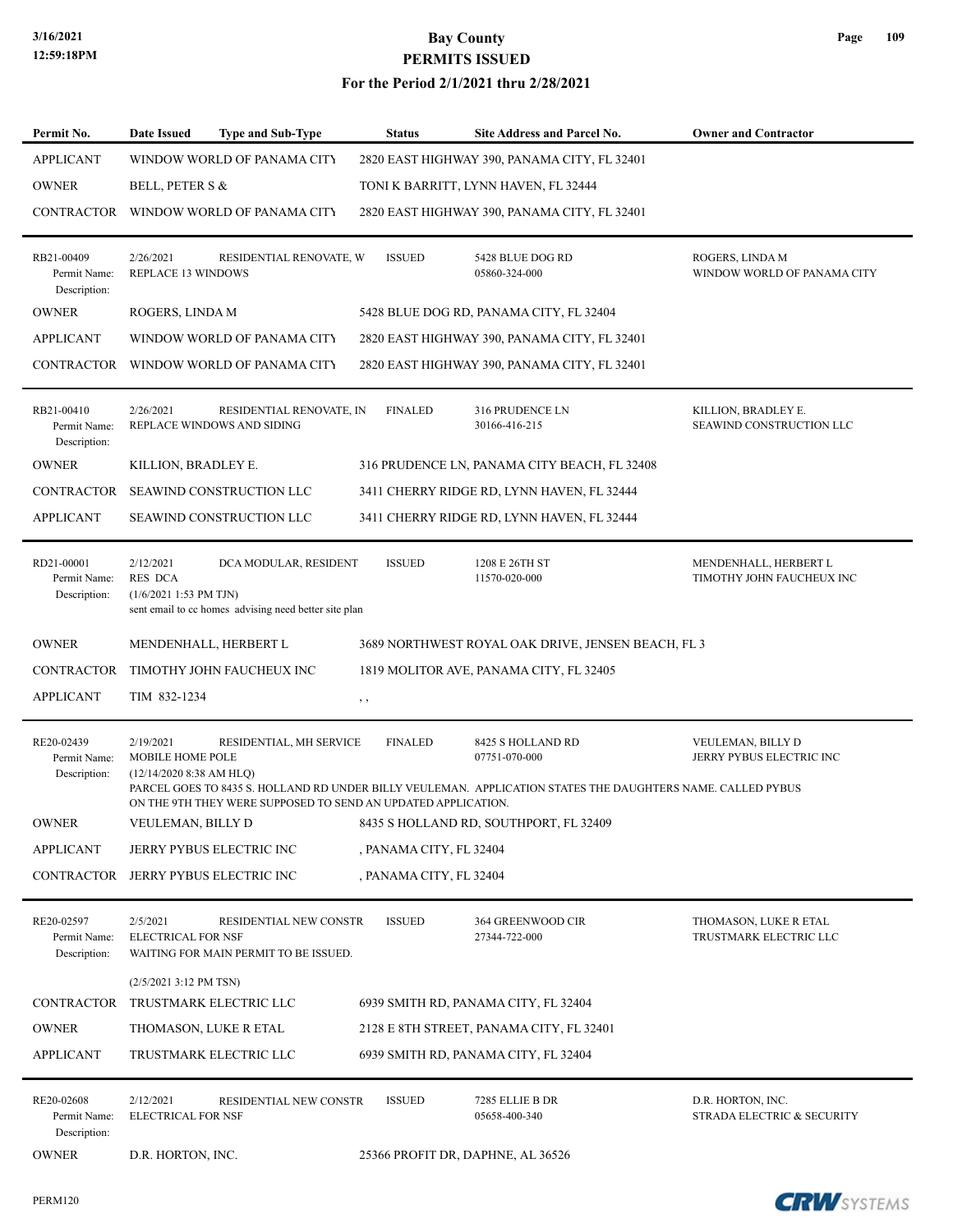| Permit No. | Date Issued | Type and Sub-Type | Status | Site Address and Parcel No. | Owner and Contractor |
|---|---|---|---|---|---|
| APPLICANT | WINDOW WORLD OF PANAMA CITY | | 2820 EAST HIGHWAY 390, PANAMA CITY, FL 32401 | | |
| OWNER | BELL, PETER S & | | TONI K BARRITT, LYNN HAVEN, FL 32444 | | |
| CONTRACTOR | WINDOW WORLD OF PANAMA CITY | | 2820 EAST HIGHWAY 390, PANAMA CITY, FL 32401 | | |
| RB21-00409<br>Permit Name:<br>Description: | 2/26/2021<br>REPLACE 13 WINDOWS | RESIDENTIAL RENOVATE, W | ISSUED | 5428 BLUE DOG RD<br>05860-324-000 | ROGERS, LINDA M<br>WINDOW WORLD OF PANAMA CITY |
| OWNER | ROGERS, LINDA M | | 5428 BLUE DOG RD, PANAMA CITY, FL 32404 | | |
| APPLICANT | WINDOW WORLD OF PANAMA CITY | | 2820 EAST HIGHWAY 390, PANAMA CITY, FL 32401 | | |
| CONTRACTOR | WINDOW WORLD OF PANAMA CITY | | 2820 EAST HIGHWAY 390, PANAMA CITY, FL 32401 | | |
| RB21-00410<br>Permit Name:<br>Description: | 2/26/2021<br>REPLACE WINDOWS AND SIDING | RESIDENTIAL RENOVATE, IN | FINALED | 316 PRUDENCE LN<br>30166-416-215 | KILLION, BRADLEY E.<br>SEAWIND CONSTRUCTION LLC |
| OWNER | KILLION, BRADLEY E. | | 316 PRUDENCE LN, PANAMA CITY BEACH, FL 32408 | | |
| CONTRACTOR | SEAWIND CONSTRUCTION LLC | | 3411 CHERRY RIDGE RD, LYNN HAVEN, FL 32444 | | |
| APPLICANT | SEAWIND CONSTRUCTION LLC | | 3411 CHERRY RIDGE RD, LYNN HAVEN, FL 32444 | | |
| RD21-00001<br>Permit Name:<br>Description: | 2/12/2021<br>RES DCA<br>(1/6/2021 1:53 PM TJN)<br>sent email to cc homes advising need better site plan | DCA MODULAR, RESIDENT | ISSUED | 1208 E 26TH ST<br>11570-020-000 | MENDENHALL, HERBERT L<br>TIMOTHY JOHN FAUCHEUX INC |
| OWNER | MENDENHALL, HERBERT L | | 3689 NORTHWEST ROYAL OAK DRIVE, JENSEN BEACH, FL 3 | | |
| CONTRACTOR | TIMOTHY JOHN FAUCHEUX INC | | 1819 MOLITOR AVE, PANAMA CITY, FL 32405 | | |
| APPLICANT | TIM 832-1234 | | , , | | |
| RE20-02439<br>Permit Name:<br>Description: | 2/19/2021<br>MOBILE HOME POLE<br>(12/14/2020 8:38 AM HLQ)<br>PARCEL GOES TO 8435 S. HOLLAND RD UNDER BILLY VEULEMAN. APPLICATION STATES THE DAUGHTERS NAME. CALLED PYBUS ON THE 9TH THEY WERE SUPPOSED TO SEND AN UPDATED APPLICATION. | RESIDENTIAL, MH SERVICE | FINALED | 8425 S HOLLAND RD<br>07751-070-000 | VEULEMAN, BILLY D<br>JERRY PYBUS ELECTRIC INC |
| OWNER | VEULEMAN, BILLY D | | 8435 S HOLLAND RD, SOUTHPORT, FL 32409 | | |
| APPLICANT | JERRY PYBUS ELECTRIC INC | | , PANAMA CITY, FL 32404 | | |
| CONTRACTOR | JERRY PYBUS ELECTRIC INC | | , PANAMA CITY, FL 32404 | | |
| RE20-02597<br>Permit Name:<br>Description: | 2/5/2021<br>ELECTRICAL FOR NSF<br>WAITING FOR MAIN PERMIT TO BE ISSUED.<br>(2/5/2021 3:12 PM TSN) | RESIDENTIAL NEW CONSTR | ISSUED | 364 GREENWOOD CIR<br>27344-722-000 | THOMASON, LUKE R ETAL<br>TRUSTMARK ELECTRIC LLC |
| CONTRACTOR | TRUSTMARK ELECTRIC LLC | | 6939 SMITH RD, PANAMA CITY, FL 32404 | | |
| OWNER | THOMASON, LUKE R ETAL | | 2128 E 8TH STREET, PANAMA CITY, FL 32401 | | |
| APPLICANT | TRUSTMARK ELECTRIC LLC | | 6939 SMITH RD, PANAMA CITY, FL 32404 | | |
| RE20-02608<br>Permit Name:<br>Description: | 2/12/2021<br>ELECTRICAL FOR NSF | RESIDENTIAL NEW CONSTR | ISSUED | 7285 ELLIE B DR<br>05658-400-340 | D.R. HORTON, INC.<br>STRADA ELECTRIC & SECURITY |
| OWNER | D.R. HORTON, INC. | | 25366 PROFIT DR, DAPHNE, AL 36526 | | |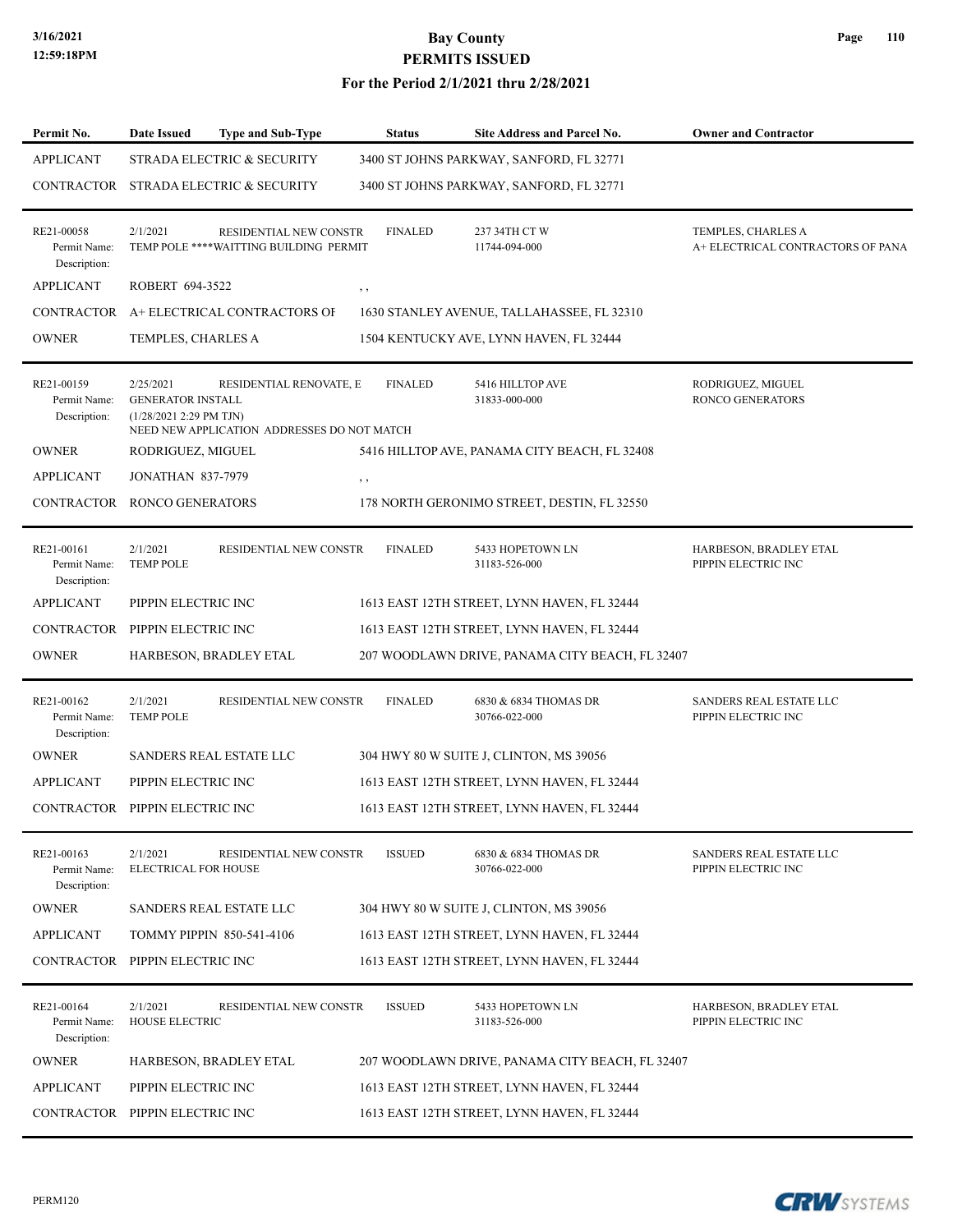# Bay County
## PERMITS ISSUED
### For the Period 2/1/2021 thru 2/28/2021

| Permit No. | Date Issued | Type and Sub-Type | Status | Site Address and Parcel No. | Owner and Contractor |
|---|---|---|---|---|---|
| APPLICANT | STRADA ELECTRIC & SECURITY | | 3400 ST JOHNS PARKWAY, SANFORD, FL 32771 | | |
| CONTRACTOR | STRADA ELECTRIC & SECURITY | | 3400 ST JOHNS PARKWAY, SANFORD, FL 32771 | | |
| RE21-00058<br>Permit Name:<br>Description: | 2/1/2021<br>TEMP POLE ****WAITTING BUILDING PERMIT | RESIDENTIAL NEW CONSTR | FINALED | 237 34TH CT W<br>11744-094-000 | TEMPLES, CHARLES A<br>A+ ELECTRICAL CONTRACTORS OF PANA |
| APPLICANT | ROBERT 694-3522 | | , , | | |
| CONTRACTOR | A+ ELECTRICAL CONTRACTORS OF | | 1630 STANLEY AVENUE, TALLAHASSEE, FL 32310 | | |
| OWNER | TEMPLES, CHARLES A | | 1504 KENTUCKY AVE, LYNN HAVEN, FL 32444 | | |
| RE21-00159<br>Permit Name:<br>Description: | 2/25/2021<br>GENERATOR INSTALL<br>(1/28/2021 2:29 PM TJN)<br>NEED NEW APPLICATION ADDRESSES DO NOT MATCH | RESIDENTIAL RENOVATE, E | FINALED | 5416 HILLTOP AVE<br>31833-000-000 | RODRIGUEZ, MIGUEL<br>RONCO GENERATORS |
| OWNER | RODRIGUEZ, MIGUEL | | 5416 HILLTOP AVE, PANAMA CITY BEACH, FL 32408 | | |
| APPLICANT | JONATHAN 837-7979 | | , , | | |
| CONTRACTOR | RONCO GENERATORS | | 178 NORTH GERONIMO STREET, DESTIN, FL 32550 | | |
| RE21-00161<br>Permit Name:<br>Description: | 2/1/2021<br>TEMP POLE | RESIDENTIAL NEW CONSTR | FINALED | 5433 HOPETOWN LN<br>31183-526-000 | HARBESON, BRADLEY ETAL<br>PIPPIN ELECTRIC INC |
| APPLICANT | PIPPIN ELECTRIC INC | | 1613 EAST 12TH STREET, LYNN HAVEN, FL 32444 | | |
| CONTRACTOR | PIPPIN ELECTRIC INC | | 1613 EAST 12TH STREET, LYNN HAVEN, FL 32444 | | |
| OWNER | HARBESON, BRADLEY ETAL | | 207 WOODLAWN DRIVE, PANAMA CITY BEACH, FL 32407 | | |
| RE21-00162<br>Permit Name:<br>Description: | 2/1/2021<br>TEMP POLE | RESIDENTIAL NEW CONSTR | FINALED | 6830 & 6834 THOMAS DR<br>30766-022-000 | SANDERS REAL ESTATE LLC<br>PIPPIN ELECTRIC INC |
| OWNER | SANDERS REAL ESTATE LLC | | 304 HWY 80 W SUITE J, CLINTON, MS 39056 | | |
| APPLICANT | PIPPIN ELECTRIC INC | | 1613 EAST 12TH STREET, LYNN HAVEN, FL 32444 | | |
| CONTRACTOR | PIPPIN ELECTRIC INC | | 1613 EAST 12TH STREET, LYNN HAVEN, FL 32444 | | |
| RE21-00163<br>Permit Name:<br>Description: | 2/1/2021<br>ELECTRICAL FOR HOUSE | RESIDENTIAL NEW CONSTR | ISSUED | 6830 & 6834 THOMAS DR<br>30766-022-000 | SANDERS REAL ESTATE LLC<br>PIPPIN ELECTRIC INC |
| OWNER | SANDERS REAL ESTATE LLC | | 304 HWY 80 W SUITE J, CLINTON, MS 39056 | | |
| APPLICANT | TOMMY PIPPIN 850-541-4106 | | 1613 EAST 12TH STREET, LYNN HAVEN, FL 32444 | | |
| CONTRACTOR | PIPPIN ELECTRIC INC | | 1613 EAST 12TH STREET, LYNN HAVEN, FL 32444 | | |
| RE21-00164<br>Permit Name:<br>Description: | 2/1/2021<br>HOUSE ELECTRIC | RESIDENTIAL NEW CONSTR | ISSUED | 5433 HOPETOWN LN<br>31183-526-000 | HARBESON, BRADLEY ETAL<br>PIPPIN ELECTRIC INC |
| OWNER | HARBESON, BRADLEY ETAL | | 207 WOODLAWN DRIVE, PANAMA CITY BEACH, FL 32407 | | |
| APPLICANT | PIPPIN ELECTRIC INC | | 1613 EAST 12TH STREET, LYNN HAVEN, FL 32444 | | |
| CONTRACTOR | PIPPIN ELECTRIC INC | | 1613 EAST 12TH STREET, LYNN HAVEN, FL 32444 | | |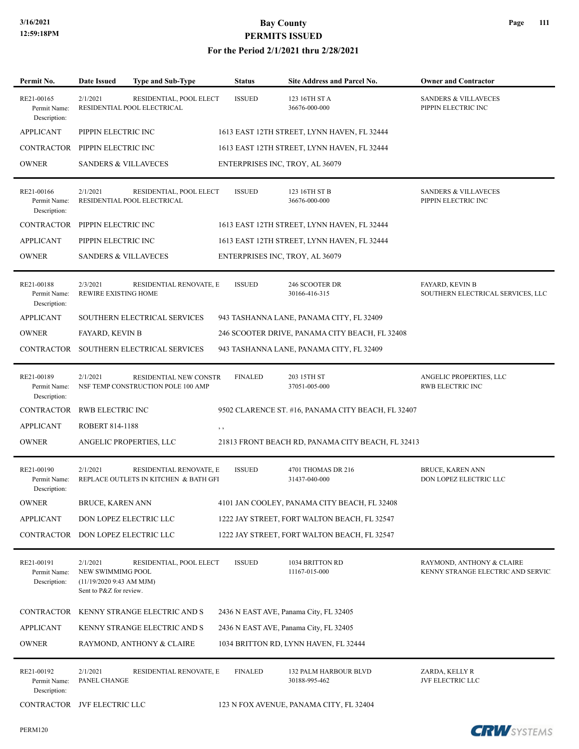# Bay County
## PERMITS ISSUED
### For the Period 2/1/2021 thru 2/28/2021

| Permit No. | Date Issued | Type and Sub-Type | Status | Site Address and Parcel No. | Owner and Contractor |
|---|---|---|---|---|---|
| RE21-00165<br>Permit Name:<br>Description: | 2/1/2021<br>RESIDENTIAL POOL ELECTRICAL | RESIDENTIAL, POOL ELECT | ISSUED | 123 16TH ST A<br>36676-000-000 | SANDERS & VILLAVECES<br>PIPPIN ELECTRIC INC |
| APPLICANT | PIPPIN ELECTRIC INC | | 1613 EAST 12TH STREET, LYNN HAVEN, FL 32444 | | |
| CONTRACTOR | PIPPIN ELECTRIC INC | | 1613 EAST 12TH STREET, LYNN HAVEN, FL 32444 | | |
| OWNER | SANDERS & VILLAVECES | | ENTERPRISES INC, TROY, AL 36079 | | |
| RE21-00166<br>Permit Name:<br>Description: | 2/1/2021<br>RESIDENTIAL POOL ELECTRICAL | RESIDENTIAL, POOL ELECT | ISSUED | 123 16TH ST B<br>36676-000-000 | SANDERS & VILLAVECES<br>PIPPIN ELECTRIC INC |
| CONTRACTOR | PIPPIN ELECTRIC INC | | 1613 EAST 12TH STREET, LYNN HAVEN, FL 32444 | | |
| APPLICANT | PIPPIN ELECTRIC INC | | 1613 EAST 12TH STREET, LYNN HAVEN, FL 32444 | | |
| OWNER | SANDERS & VILLAVECES | | ENTERPRISES INC, TROY, AL 36079 | | |
| RE21-00188<br>Permit Name:<br>Description: | 2/3/2021<br>REWIRE EXISTING HOME | RESIDENTIAL RENOVATE, E | ISSUED | 246 SCOOTER DR<br>30166-416-315 | FAYARD, KEVIN B<br>SOUTHERN ELECTRICAL SERVICES, LLC |
| APPLICANT | SOUTHERN ELECTRICAL SERVICES | | 943 TASHANNA LANE, PANAMA CITY, FL 32409 | | |
| OWNER | FAYARD, KEVIN B | | 246 SCOOTER DRIVE, PANAMA CITY BEACH, FL 32408 | | |
| CONTRACTOR | SOUTHERN ELECTRICAL SERVICES | | 943 TASHANNA LANE, PANAMA CITY, FL 32409 | | |
| RE21-00189<br>Permit Name:<br>Description: | 2/1/2021<br>NSF TEMP CONSTRUCTION POLE 100 AMP | RESIDENTIAL NEW CONSTR | FINALED | 203 15TH ST<br>37051-005-000 | ANGELIC PROPERTIES, LLC<br>RWB ELECTRIC INC |
| CONTRACTOR | RWB ELECTRIC INC | | 9502 CLARENCE ST. #16, PANAMA CITY BEACH, FL 32407 | | |
| APPLICANT | ROBERT 814-1188 | | , , | | |
| OWNER | ANGELIC PROPERTIES, LLC | | 21813 FRONT BEACH RD, PANAMA CITY BEACH, FL 32413 | | |
| RE21-00190<br>Permit Name:<br>Description: | 2/1/2021<br>REPLACE OUTLETS IN KITCHEN & BATH GFI | RESIDENTIAL RENOVATE, E | ISSUED | 4701 THOMAS DR 216<br>31437-040-000 | BRUCE, KAREN ANN<br>DON LOPEZ ELECTRIC LLC |
| OWNER | BRUCE, KAREN ANN | | 4101 JAN COOLEY, PANAMA CITY BEACH, FL 32408 | | |
| APPLICANT | DON LOPEZ ELECTRIC LLC | | 1222 JAY STREET, FORT WALTON BEACH, FL 32547 | | |
| CONTRACTOR | DON LOPEZ ELECTRIC LLC | | 1222 JAY STREET, FORT WALTON BEACH, FL 32547 | | |
| RE21-00191<br>Permit Name:<br>Description: | 2/1/2021<br>NEW SWIMMIMG POOL<br>(11/19/2020 9:43 AM MJM)<br>Sent to P&Z for review. | RESIDENTIAL, POOL ELECT | ISSUED | 1034 BRITTON RD<br>11167-015-000 | RAYMOND, ANTHONY & CLAIRE<br>KENNY STRANGE ELECTRIC AND SERVIC |
| CONTRACTOR | KENNY STRANGE ELECTRIC AND S | | 2436 N EAST AVE, Panama City, FL 32405 | | |
| APPLICANT | KENNY STRANGE ELECTRIC AND S | | 2436 N EAST AVE, Panama City, FL 32405 | | |
| OWNER | RAYMOND, ANTHONY & CLAIRE | | 1034 BRITTON RD, LYNN HAVEN, FL 32444 | | |
| RE21-00192<br>Permit Name:<br>Description: | 2/1/2021<br>PANEL CHANGE | RESIDENTIAL RENOVATE, E | FINALED | 132 PALM HARBOUR BLVD<br>30188-995-462 | ZARDA, KELLY R<br>JVF ELECTRIC LLC |
| CONTRACTOR | JVF ELECTRIC LLC | | 123 N FOX AVENUE, PANAMA CITY, FL 32404 | | |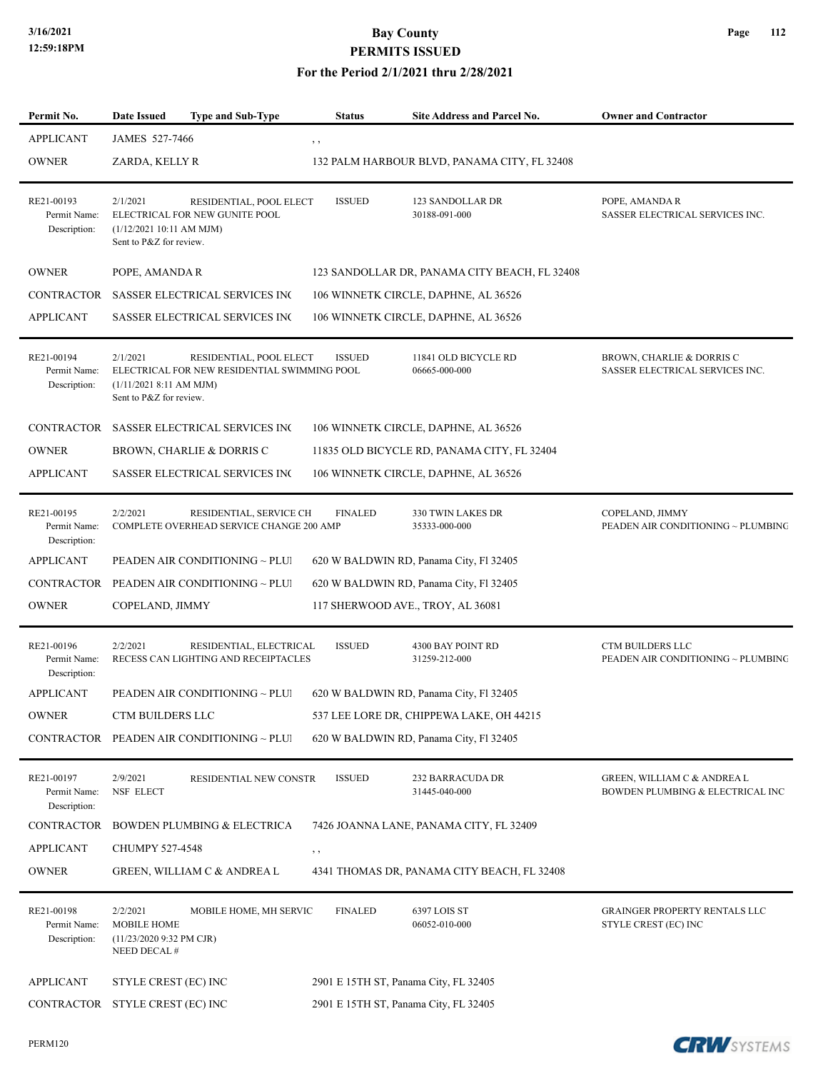# Bay County
## PERMITS ISSUED
### For the Period 2/1/2021 thru 2/28/2021

| Permit No. | Date Issued | Type and Sub-Type | Status | Site Address and Parcel No. | Owner and Contractor |
|---|---|---|---|---|---|
| APPLICANT | JAMES 527-7466 | | , , | | |
| OWNER | ZARDA, KELLY R | | 132 PALM HARBOUR BLVD, PANAMA CITY, FL 32408 | | |
| RE21-00193<br>Permit Name:<br>Description: | 2/1/2021<br>ELECTRICAL FOR NEW GUNITE POOL<br>(1/12/2021 10:11 AM MJM)<br>Sent to P&Z for review. | RESIDENTIAL, POOL ELECT | ISSUED | 123 SANDOLLAR DR<br>30188-091-000 | POPE, AMANDA R<br>SASSER ELECTRICAL SERVICES INC. |
| OWNER | POPE, AMANDA R | | 123 SANDOLLAR DR, PANAMA CITY BEACH, FL 32408 | | |
| CONTRACTOR | SASSER ELECTRICAL SERVICES INC | | 106 WINNETK CIRCLE, DAPHNE, AL 36526 | | |
| APPLICANT | SASSER ELECTRICAL SERVICES INC | | 106 WINNETK CIRCLE, DAPHNE, AL 36526 | | |
| RE21-00194<br>Permit Name:<br>Description: | 2/1/2021<br>ELECTRICAL FOR NEW RESIDENTIAL SWIMMING POOL<br>(1/11/2021 8:11 AM MJM)<br>Sent to P&Z for review. | RESIDENTIAL, POOL ELECT | ISSUED | 11841 OLD BICYCLE RD<br>06665-000-000 | BROWN, CHARLIE & DORRIS C<br>SASSER ELECTRICAL SERVICES INC. |
| CONTRACTOR | SASSER ELECTRICAL SERVICES INC | | 106 WINNETK CIRCLE, DAPHNE, AL 36526 | | |
| OWNER | BROWN, CHARLIE & DORRIS C | | 11835 OLD BICYCLE RD, PANAMA CITY, FL 32404 | | |
| APPLICANT | SASSER ELECTRICAL SERVICES INC | | 106 WINNETK CIRCLE, DAPHNE, AL 36526 | | |
| RE21-00195<br>Permit Name:<br>Description: | 2/2/2021<br>COMPLETE OVERHEAD SERVICE CHANGE 200 AMP | RESIDENTIAL, SERVICE CH | FINALED | 330 TWIN LAKES DR<br>35333-000-000 | COPELAND, JIMMY<br>PEADEN AIR CONDITIONING ~ PLUMBING |
| APPLICANT | PEADEN AIR CONDITIONING ~ PLUI | | 620 W BALDWIN RD, Panama City, Fl 32405 | | |
| CONTRACTOR | PEADEN AIR CONDITIONING ~ PLUI | | 620 W BALDWIN RD, Panama City, Fl 32405 | | |
| OWNER | COPELAND, JIMMY | | 117 SHERWOOD AVE., TROY, AL 36081 | | |
| RE21-00196<br>Permit Name:<br>Description: | 2/2/2021<br>RECESS CAN LIGHTING AND RECEIPTACLES | RESIDENTIAL, ELECTRICAL | ISSUED | 4300 BAY POINT RD<br>31259-212-000 | CTM BUILDERS LLC<br>PEADEN AIR CONDITIONING ~ PLUMBING |
| APPLICANT | PEADEN AIR CONDITIONING ~ PLUI | | 620 W BALDWIN RD, Panama City, Fl 32405 | | |
| OWNER | CTM BUILDERS LLC | | 537 LEE LORE DR, CHIPPEWA LAKE, OH 44215 | | |
| CONTRACTOR | PEADEN AIR CONDITIONING ~ PLUI | | 620 W BALDWIN RD, Panama City, Fl 32405 | | |
| RE21-00197<br>Permit Name:<br>Description: | 2/9/2021<br>NSF ELECT | RESIDENTIAL NEW CONSTR | ISSUED | 232 BARRACUDA DR<br>31445-040-000 | GREEN, WILLIAM C & ANDREA L<br>BOWDEN PLUMBING & ELECTRICAL INC |
| CONTRACTOR | BOWDEN PLUMBING & ELECTRICA | | 7426 JOANNA LANE, PANAMA CITY, FL 32409 | | |
| APPLICANT | CHUMPY 527-4548 | | , , | | |
| OWNER | GREEN, WILLIAM C & ANDREA L | | 4341 THOMAS DR, PANAMA CITY BEACH, FL 32408 | | |
| RE21-00198<br>Permit Name:<br>Description: | 2/2/2021<br>MOBILE HOME<br>(11/23/2020 9:32 PM CJR)<br>NEED DECAL # | MOBILE HOME, MH SERVIC | FINALED | 6397 LOIS ST<br>06052-010-000 | GRAINGER PROPERTY RENTALS LLC<br>STYLE CREST (EC) INC |
| APPLICANT | STYLE CREST (EC) INC | | 2901 E 15TH ST, Panama City, FL 32405 | | |
| CONTRACTOR | STYLE CREST (EC) INC | | 2901 E 15TH ST, Panama City, FL 32405 | | |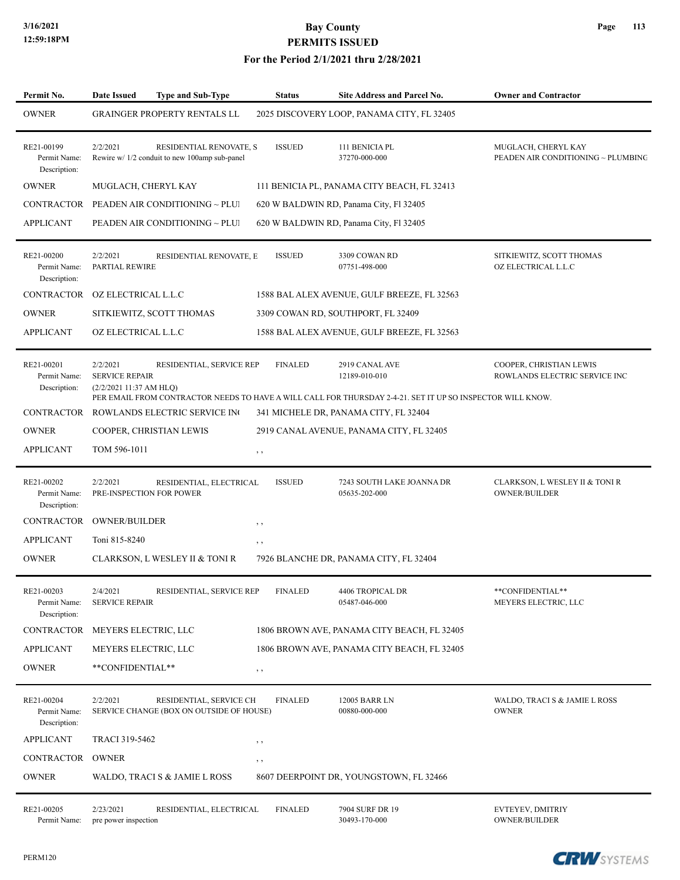| Permit No. | Date Issued | Type and Sub-Type | Status | Site Address and Parcel No. | Owner and Contractor |
|---|---|---|---|---|---|
| OWNER | GRAINGER PROPERTY RENTALS LL | | 2025 DISCOVERY LOOP, PANAMA CITY, FL 32405 | | |
| RE21-00199 Permit Name: Description: | 2/2/2021 Rewire w/ 1/2 conduit to new 100amp sub-panel | RESIDENTIAL RENOVATE, S | ISSUED | 111 BENICIA PL 37270-000-000 | MUGLACH, CHERYL KAY PEADEN AIR CONDITIONING ~ PLUMBING |
| OWNER | MUGLACH, CHERYL KAY | | 111 BENICIA PL, PANAMA CITY BEACH, FL 32413 | | |
| CONTRACTOR | PEADEN AIR CONDITIONING ~ PLUI | | 620 W BALDWIN RD, Panama City, Fl 32405 | | |
| APPLICANT | PEADEN AIR CONDITIONING ~ PLUI | | 620 W BALDWIN RD, Panama City, Fl 32405 | | |
| RE21-00200 Permit Name: Description: | 2/2/2021 PARTIAL REWIRE | RESIDENTIAL RENOVATE, E | ISSUED | 3309 COWAN RD 07751-498-000 | SITKIEWITZ, SCOTT THOMAS OZ ELECTRICAL L.L.C |
| CONTRACTOR | OZ ELECTRICAL L.L.C | | 1588 BAL ALEX AVENUE, GULF BREEZE, FL 32563 | | |
| OWNER | SITKIEWITZ, SCOTT THOMAS | | 3309 COWAN RD, SOUTHPORT, FL 32409 | | |
| APPLICANT | OZ ELECTRICAL L.L.C | | 1588 BAL ALEX AVENUE, GULF BREEZE, FL 32563 | | |
| RE21-00201 Permit Name: Description: | 2/2/2021 SERVICE REPAIR (2/2/2021 11:37 AM HLQ) PER EMAIL FROM CONTRACTOR NEEDS TO HAVE A WILL CALL FOR THURSDAY 2-4-21. SET IT UP SO INSPECTOR WILL KNOW. | RESIDENTIAL, SERVICE REP | FINALED | 2919 CANAL AVE 12189-010-010 | COOPER, CHRISTIAN LEWIS ROWLANDS ELECTRIC SERVICE INC |
| CONTRACTOR | ROWLANDS ELECTRIC SERVICE IN( | | 341 MICHELE DR, PANAMA CITY, FL 32404 | | |
| OWNER | COOPER, CHRISTIAN LEWIS | | 2919 CANAL AVENUE, PANAMA CITY, FL 32405 | | |
| APPLICANT | TOM 596-1011 | | , , | | |
| RE21-00202 Permit Name: Description: | 2/2/2021 PRE-INSPECTION FOR POWER | RESIDENTIAL, ELECTRICAL | ISSUED | 7243 SOUTH LAKE JOANNA DR 05635-202-000 | CLARKSON, L WESLEY II & TONI R OWNER/BUILDER |
| CONTRACTOR | OWNER/BUILDER | | , , | | |
| APPLICANT | Toni 815-8240 | | , , | | |
| OWNER | CLARKSON, L WESLEY II & TONI R | | 7926 BLANCHE DR, PANAMA CITY, FL 32404 | | |
| RE21-00203 Permit Name: Description: | 2/4/2021 SERVICE REPAIR | RESIDENTIAL, SERVICE REP | FINALED | 4406 TROPICAL DR 05487-046-000 | **CONFIDENTIAL** MEYERS ELECTRIC, LLC |
| CONTRACTOR | MEYERS ELECTRIC, LLC | | 1806 BROWN AVE, PANAMA CITY BEACH, FL 32405 | | |
| APPLICANT | MEYERS ELECTRIC, LLC | | 1806 BROWN AVE, PANAMA CITY BEACH, FL 32405 | | |
| OWNER | **CONFIDENTIAL** | | , , | | |
| RE21-00204 Permit Name: Description: | 2/2/2021 SERVICE CHANGE (BOX ON OUTSIDE OF HOUSE) | RESIDENTIAL, SERVICE CH | FINALED | 12005 BARR LN 00880-000-000 | WALDO, TRACI S & JAMIE L ROSS OWNER |
| APPLICANT | TRACI 319-5462 | | , , | | |
| CONTRACTOR | OWNER | | , , | | |
| OWNER | WALDO, TRACI S & JAMIE L ROSS | | 8607 DEERPOINT DR, YOUNGSTOWN, FL 32466 | | |
| RE21-00205 Permit Name: | 2/23/2021 pre power inspection | RESIDENTIAL, ELECTRICAL | FINALED | 7904 SURF DR 19 30493-170-000 | EVTEYEV, DMITRIY OWNER/BUILDER |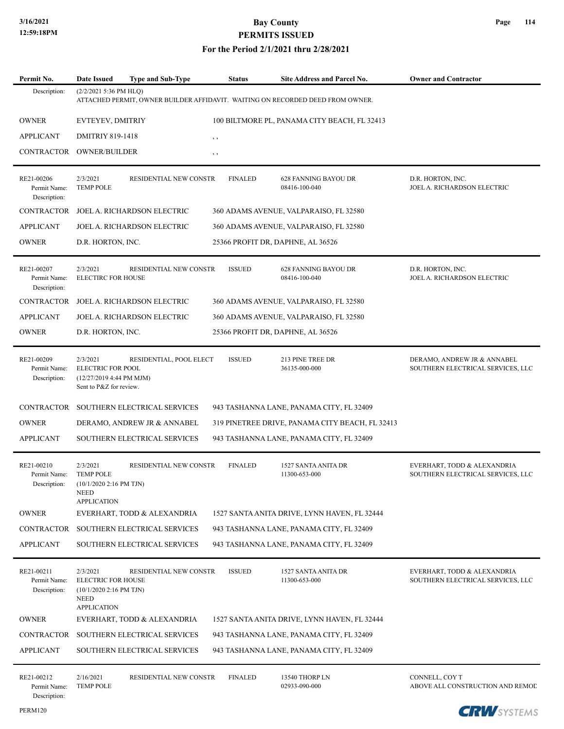| Permit No. | Date Issued | Type and Sub-Type | Status | Site Address and Parcel No. | Owner and Contractor |
|---|---|---|---|---|---|
| Description: | (2/2/2021 5:36 PM HLQ) ATTACHED PERMIT, OWNER BUILDER AFFIDAVIT. WAITING ON RECORDED DEED FROM OWNER. | | | | |

| | | |
|---|---|---|
| OWNER | EVTEYEV, DMITRIY | 100 BILTMORE PL, PANAMA CITY BEACH, FL 32413 |
| APPLICANT | DMITRIY 819-1418 | , , |
| CONTRACTOR | OWNER/BUILDER | , , |

| Permit No. | Date Issued | Type and Sub-Type | Status | Site Address and Parcel No. | Owner and Contractor |
|---|---|---|---|---|---|
| RE21-00206<br>Permit Name: TEMP POLE<br>Description: | 2/3/2021 | RESIDENTIAL NEW CONSTR | FINALED | 628 FANNING BAYOU DR<br>08416-100-040 | D.R. HORTON, INC.<br>JOEL A. RICHARDSON ELECTRIC |

| | | |
|---|---|---|
| CONTRACTOR | JOEL A. RICHARDSON ELECTRIC | 360 ADAMS AVENUE, VALPARAISO, FL 32580 |
| APPLICANT | JOEL A. RICHARDSON ELECTRIC | 360 ADAMS AVENUE, VALPARAISO, FL 32580 |
| OWNER | D.R. HORTON, INC. | 25366 PROFIT DR, DAPHNE, AL 36526 |

| Permit No. | Date Issued | Type and Sub-Type | Status | Site Address and Parcel No. | Owner and Contractor |
|---|---|---|---|---|---|
| RE21-00207<br>Permit Name: ELECTIRC FOR HOUSE<br>Description: | 2/3/2021 | RESIDENTIAL NEW CONSTR | ISSUED | 628 FANNING BAYOU DR<br>08416-100-040 | D.R. HORTON, INC.<br>JOEL A. RICHARDSON ELECTRIC |

| | | |
|---|---|---|
| CONTRACTOR | JOEL A. RICHARDSON ELECTRIC | 360 ADAMS AVENUE, VALPARAISO, FL 32580 |
| APPLICANT | JOEL A. RICHARDSON ELECTRIC | 360 ADAMS AVENUE, VALPARAISO, FL 32580 |
| OWNER | D.R. HORTON, INC. | 25366 PROFIT DR, DAPHNE, AL 36526 |

| Permit No. | Date Issued | Type and Sub-Type | Status | Site Address and Parcel No. | Owner and Contractor |
|---|---|---|---|---|---|
| RE21-00209<br>Permit Name: ELECTRIC FOR POOL<br>Description: (12/27/2019 4:44 PM MJM) Sent to P&Z for review. | 2/3/2021 | RESIDENTIAL, POOL ELECT | ISSUED | 213 PINE TREE DR<br>36135-000-000 | DERAMO, ANDREW JR & ANNABEL<br>SOUTHERN ELECTRICAL SERVICES, LLC |

| | | |
|---|---|---|
| CONTRACTOR | SOUTHERN ELECTRICAL SERVICES | 943 TASHANNA LANE, PANAMA CITY, FL 32409 |
| OWNER | DERAMO, ANDREW JR & ANNABEL | 319 PINETREE DRIVE, PANAMA CITY BEACH, FL 32413 |
| APPLICANT | SOUTHERN ELECTRICAL SERVICES | 943 TASHANNA LANE, PANAMA CITY, FL 32409 |

| Permit No. | Date Issued | Type and Sub-Type | Status | Site Address and Parcel No. | Owner and Contractor |
|---|---|---|---|---|---|
| RE21-00210<br>Permit Name: TEMP POLE<br>Description: (10/1/2020 2:16 PM TJN) NEED APPLICATION | 2/3/2021 | RESIDENTIAL NEW CONSTR | FINALED | 1527 SANTA ANITA DR<br>11300-653-000 | EVERHART, TODD & ALEXANDRIA<br>SOUTHERN ELECTRICAL SERVICES, LLC |

| | | |
|---|---|---|
| OWNER | EVERHART, TODD & ALEXANDRIA | 1527 SANTA ANITA DRIVE, LYNN HAVEN, FL 32444 |
| CONTRACTOR | SOUTHERN ELECTRICAL SERVICES | 943 TASHANNA LANE, PANAMA CITY, FL 32409 |
| APPLICANT | SOUTHERN ELECTRICAL SERVICES | 943 TASHANNA LANE, PANAMA CITY, FL 32409 |

| Permit No. | Date Issued | Type and Sub-Type | Status | Site Address and Parcel No. | Owner and Contractor |
|---|---|---|---|---|---|
| RE21-00211<br>Permit Name: ELECTRIC FOR HOUSE<br>Description: (10/1/2020 2:16 PM TJN) NEED APPLICATION | 2/3/2021 | RESIDENTIAL NEW CONSTR | ISSUED | 1527 SANTA ANITA DR<br>11300-653-000 | EVERHART, TODD & ALEXANDRIA<br>SOUTHERN ELECTRICAL SERVICES, LLC |

| | | |
|---|---|---|
| OWNER | EVERHART, TODD & ALEXANDRIA | 1527 SANTA ANITA DRIVE, LYNN HAVEN, FL 32444 |
| CONTRACTOR | SOUTHERN ELECTRICAL SERVICES | 943 TASHANNA LANE, PANAMA CITY, FL 32409 |
| APPLICANT | SOUTHERN ELECTRICAL SERVICES | 943 TASHANNA LANE, PANAMA CITY, FL 32409 |

| Permit No. | Date Issued | Type and Sub-Type | Status | Site Address and Parcel No. | Owner and Contractor |
|---|---|---|---|---|---|
| RE21-00212<br>Permit Name: TEMP POLE<br>Description: | 2/16/2021 | RESIDENTIAL NEW CONSTR | FINALED | 13540 THORP LN<br>02933-090-000 | CONNELL, COY T<br>ABOVE ALL CONSTRUCTION AND REMOD |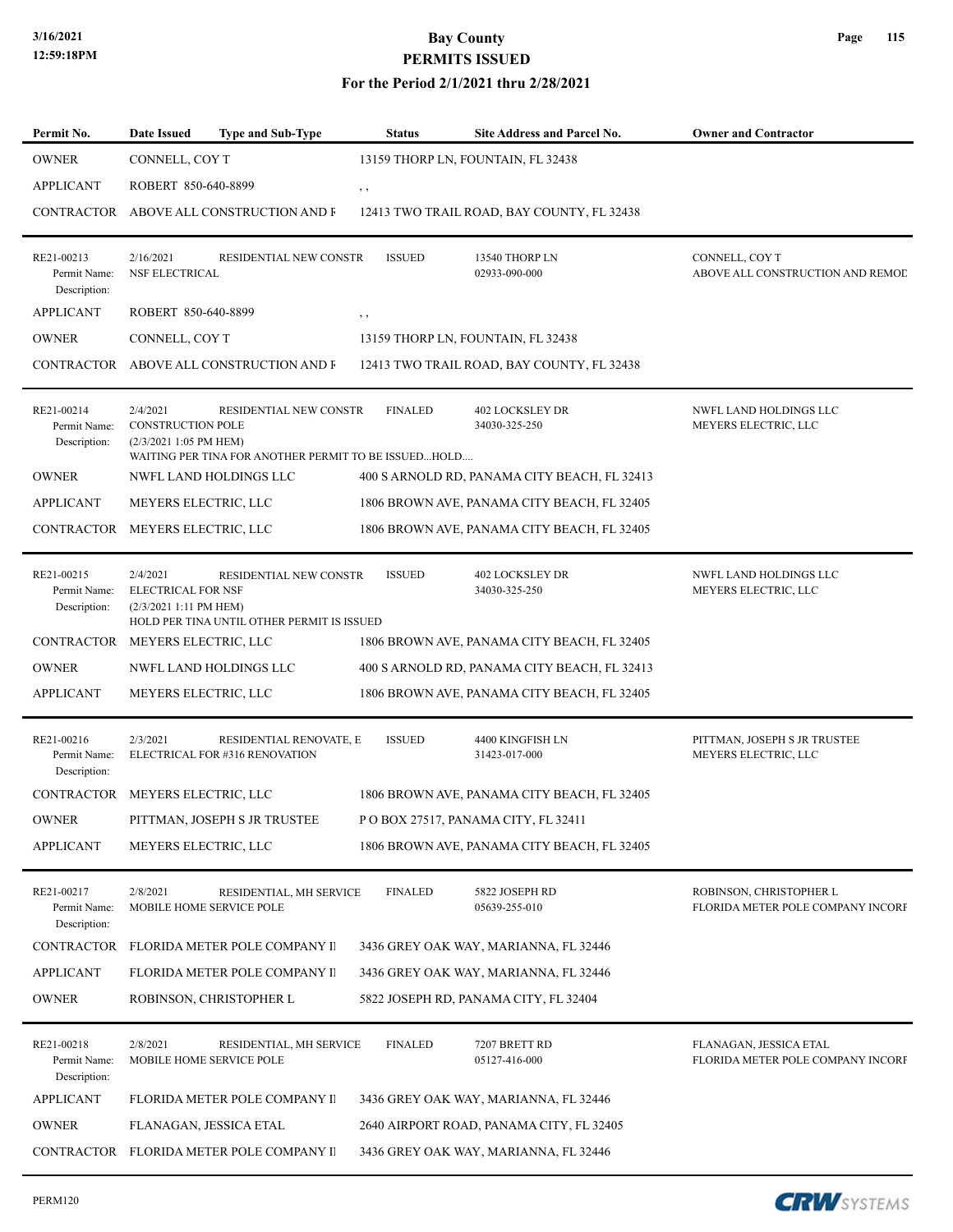# Bay County
## PERMITS ISSUED
### For the Period 2/1/2021 thru 2/28/2021

| Permit No. | Date Issued | Type and Sub-Type | Status | Site Address and Parcel No. | Owner and Contractor |
|---|---|---|---|---|---|
| OWNER | CONNELL, COY T | | 13159 THORP LN, FOUNTAIN, FL 32438 | | |
| APPLICANT | ROBERT 850-640-8899 | | , , | | |
| CONTRACTOR | ABOVE ALL CONSTRUCTION AND F | | 12413 TWO TRAIL ROAD, BAY COUNTY, FL 32438 | | |
| RE21-00213<br>Permit Name:<br>Description: | 2/16/2021<br>NSF ELECTRICAL | RESIDENTIAL NEW CONSTR | ISSUED | 13540 THORP LN<br>02933-090-000 | CONNELL, COY T<br>ABOVE ALL CONSTRUCTION AND REMOD |
| APPLICANT | ROBERT 850-640-8899 | | , , | | |
| OWNER | CONNELL, COY T | | 13159 THORP LN, FOUNTAIN, FL 32438 | | |
| CONTRACTOR | ABOVE ALL CONSTRUCTION AND F | | 12413 TWO TRAIL ROAD, BAY COUNTY, FL 32438 | | |
| RE21-00214<br>Permit Name:<br>Description: | 2/4/2021<br>CONSTRUCTION POLE<br>(2/3/2021 1:05 PM HEM)<br>WAITING PER TINA FOR ANOTHER PERMIT TO BE ISSUED...HOLD.... | RESIDENTIAL NEW CONSTR | FINALED | 402 LOCKSLEY DR<br>34030-325-250 | NWFL LAND HOLDINGS LLC<br>MEYERS ELECTRIC, LLC |
| OWNER | NWFL LAND HOLDINGS LLC | | 400 S ARNOLD RD, PANAMA CITY BEACH, FL 32413 | | |
| APPLICANT | MEYERS ELECTRIC, LLC | | 1806 BROWN AVE, PANAMA CITY BEACH, FL 32405 | | |
| CONTRACTOR | MEYERS ELECTRIC, LLC | | 1806 BROWN AVE, PANAMA CITY BEACH, FL 32405 | | |
| RE21-00215<br>Permit Name:<br>Description: | 2/4/2021<br>ELECTRICAL FOR NSF<br>(2/3/2021 1:11 PM HEM)<br>HOLD PER TINA UNTIL OTHER PERMIT IS ISSUED | RESIDENTIAL NEW CONSTR | ISSUED | 402 LOCKSLEY DR<br>34030-325-250 | NWFL LAND HOLDINGS LLC<br>MEYERS ELECTRIC, LLC |
| CONTRACTOR | MEYERS ELECTRIC, LLC | | 1806 BROWN AVE, PANAMA CITY BEACH, FL 32405 | | |
| OWNER | NWFL LAND HOLDINGS LLC | | 400 S ARNOLD RD, PANAMA CITY BEACH, FL 32413 | | |
| APPLICANT | MEYERS ELECTRIC, LLC | | 1806 BROWN AVE, PANAMA CITY BEACH, FL 32405 | | |
| RE21-00216<br>Permit Name:<br>Description: | 2/3/2021<br>ELECTRICAL FOR #316 RENOVATION | RESIDENTIAL RENOVATE, E | ISSUED | 4400 KINGFISH LN<br>31423-017-000 | PITTMAN, JOSEPH S JR TRUSTEE<br>MEYERS ELECTRIC, LLC |
| CONTRACTOR | MEYERS ELECTRIC, LLC | | 1806 BROWN AVE, PANAMA CITY BEACH, FL 32405 | | |
| OWNER | PITTMAN, JOSEPH S JR TRUSTEE | | P O BOX 27517, PANAMA CITY, FL 32411 | | |
| APPLICANT | MEYERS ELECTRIC, LLC | | 1806 BROWN AVE, PANAMA CITY BEACH, FL 32405 | | |
| RE21-00217<br>Permit Name:<br>Description: | 2/8/2021<br>MOBILE HOME SERVICE POLE | RESIDENTIAL, MH SERVICE | FINALED | 5822 JOSEPH RD<br>05639-255-010 | ROBINSON, CHRISTOPHER L<br>FLORIDA METER POLE COMPANY INCORI |
| CONTRACTOR | FLORIDA METER POLE COMPANY II | | 3436 GREY OAK WAY, MARIANNA, FL 32446 | | |
| APPLICANT | FLORIDA METER POLE COMPANY II | | 3436 GREY OAK WAY, MARIANNA, FL 32446 | | |
| OWNER | ROBINSON, CHRISTOPHER L | | 5822 JOSEPH RD, PANAMA CITY, FL 32404 | | |
| RE21-00218<br>Permit Name:<br>Description: | 2/8/2021<br>MOBILE HOME SERVICE POLE | RESIDENTIAL, MH SERVICE | FINALED | 7207 BRETT RD<br>05127-416-000 | FLANAGAN, JESSICA ETAL<br>FLORIDA METER POLE COMPANY INCORI |
| APPLICANT | FLORIDA METER POLE COMPANY II | | 3436 GREY OAK WAY, MARIANNA, FL 32446 | | |
| OWNER | FLANAGAN, JESSICA ETAL | | 2640 AIRPORT ROAD, PANAMA CITY, FL 32405 | | |
| CONTRACTOR | FLORIDA METER POLE COMPANY II | | 3436 GREY OAK WAY, MARIANNA, FL 32446 | | |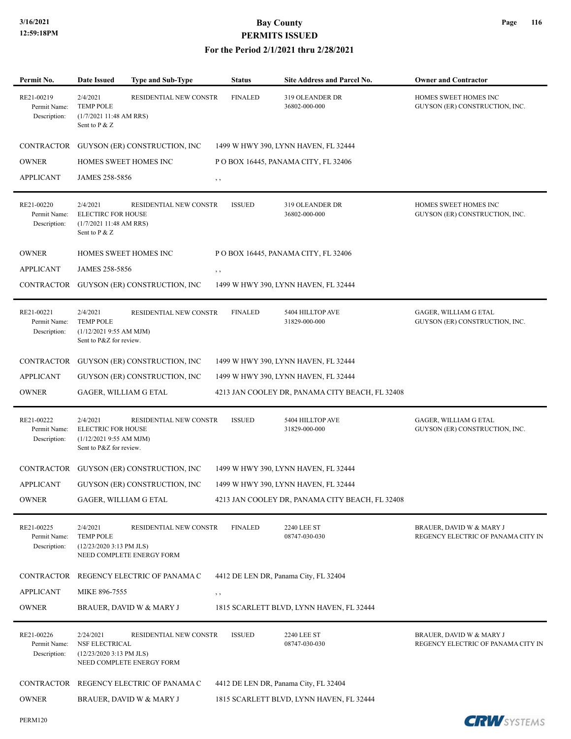# Bay County
## PERMITS ISSUED
### For the Period 2/1/2021 thru 2/28/2021

| Permit No. | Date Issued | Type and Sub-Type | Status | Site Address and Parcel No. | Owner and Contractor |
|---|---|---|---|---|---|
| RE21-00219 | 2/4/2021 | RESIDENTIAL NEW CONSTR | FINALED | 319 OLEANDER DR | HOMES SWEET HOMES INC |
| Permit Name: | TEMP POLE | | | 36802-000-000 | GUYSON (ER) CONSTRUCTION, INC. |
| Description: | (1/7/2021 11:48 AM RRS) Sent to P & Z | | | | |

| | | |
|---|---|---|
| CONTRACTOR | GUYSON (ER) CONSTRUCTION, INC | 1499 W HWY 390, LYNN HAVEN, FL 32444 |
| OWNER | HOMES SWEET HOMES INC | P O BOX 16445, PANAMA CITY, FL 32406 |
| APPLICANT | JAMES 258-5856 | , , |

| Permit No. | Date Issued | Type and Sub-Type | Status | Site Address and Parcel No. | Owner and Contractor |
|---|---|---|---|---|---|
| RE21-00220 | 2/4/2021 | RESIDENTIAL NEW CONSTR | ISSUED | 319 OLEANDER DR | HOMES SWEET HOMES INC |
| Permit Name: | ELECTIRC FOR HOUSE | | | 36802-000-000 | GUYSON (ER) CONSTRUCTION, INC. |
| Description: | (1/7/2021 11:48 AM RRS) Sent to P & Z | | | | |

| | | |
|---|---|---|
| OWNER | HOMES SWEET HOMES INC | P O BOX 16445, PANAMA CITY, FL 32406 |
| APPLICANT | JAMES 258-5856 | , , |
| CONTRACTOR | GUYSON (ER) CONSTRUCTION, INC | 1499 W HWY 390, LYNN HAVEN, FL 32444 |

| Permit No. | Date Issued | Type and Sub-Type | Status | Site Address and Parcel No. | Owner and Contractor |
|---|---|---|---|---|---|
| RE21-00221 | 2/4/2021 | RESIDENTIAL NEW CONSTR | FINALED | 5404 HILLTOP AVE | GAGER, WILLIAM G ETAL |
| Permit Name: | TEMP POLE | | | 31829-000-000 | GUYSON (ER) CONSTRUCTION, INC. |
| Description: | (1/12/2021 9:55 AM MJM) Sent to P&Z for review. | | | | |

| | | |
|---|---|---|
| CONTRACTOR | GUYSON (ER) CONSTRUCTION, INC | 1499 W HWY 390, LYNN HAVEN, FL 32444 |
| APPLICANT | GUYSON (ER) CONSTRUCTION, INC | 1499 W HWY 390, LYNN HAVEN, FL 32444 |
| OWNER | GAGER, WILLIAM G ETAL | 4213 JAN COOLEY DR, PANAMA CITY BEACH, FL 32408 |

| Permit No. | Date Issued | Type and Sub-Type | Status | Site Address and Parcel No. | Owner and Contractor |
|---|---|---|---|---|---|
| RE21-00222 | 2/4/2021 | RESIDENTIAL NEW CONSTR | ISSUED | 5404 HILLTOP AVE | GAGER, WILLIAM G ETAL |
| Permit Name: | ELECTRIC FOR HOUSE | | | 31829-000-000 | GUYSON (ER) CONSTRUCTION, INC. |
| Description: | (1/12/2021 9:55 AM MJM) Sent to P&Z for review. | | | | |

| | | |
|---|---|---|
| CONTRACTOR | GUYSON (ER) CONSTRUCTION, INC | 1499 W HWY 390, LYNN HAVEN, FL 32444 |
| APPLICANT | GUYSON (ER) CONSTRUCTION, INC | 1499 W HWY 390, LYNN HAVEN, FL 32444 |
| OWNER | GAGER, WILLIAM G ETAL | 4213 JAN COOLEY DR, PANAMA CITY BEACH, FL 32408 |

| Permit No. | Date Issued | Type and Sub-Type | Status | Site Address and Parcel No. | Owner and Contractor |
|---|---|---|---|---|---|
| RE21-00225 | 2/4/2021 | RESIDENTIAL NEW CONSTR | FINALED | 2240 LEE ST | BRAUER, DAVID W & MARY J |
| Permit Name: | TEMP POLE | | | 08747-030-030 | REGENCY ELECTRIC OF PANAMA CITY IN |
| Description: | (12/23/2020 3:13 PM JLS) NEED COMPLETE ENERGY FORM | | | | |

| | | |
|---|---|---|
| CONTRACTOR | REGENCY ELECTRIC OF PANAMA C | 4412 DE LEN DR, Panama City, FL 32404 |
| APPLICANT | MIKE 896-7555 | , , |
| OWNER | BRAUER, DAVID W & MARY J | 1815 SCARLETT BLVD, LYNN HAVEN, FL 32444 |

| Permit No. | Date Issued | Type and Sub-Type | Status | Site Address and Parcel No. | Owner and Contractor |
|---|---|---|---|---|---|
| RE21-00226 | 2/24/2021 | RESIDENTIAL NEW CONSTR | ISSUED | 2240 LEE ST | BRAUER, DAVID W & MARY J |
| Permit Name: | NSF ELECTRICAL | | | 08747-030-030 | REGENCY ELECTRIC OF PANAMA CITY IN |
| Description: | (12/23/2020 3:13 PM JLS) NEED COMPLETE ENERGY FORM | | | | |

| | | |
|---|---|---|
| CONTRACTOR | REGENCY ELECTRIC OF PANAMA C | 4412 DE LEN DR, Panama City, FL 32404 |
| OWNER | BRAUER, DAVID W & MARY J | 1815 SCARLETT BLVD, LYNN HAVEN, FL 32444 |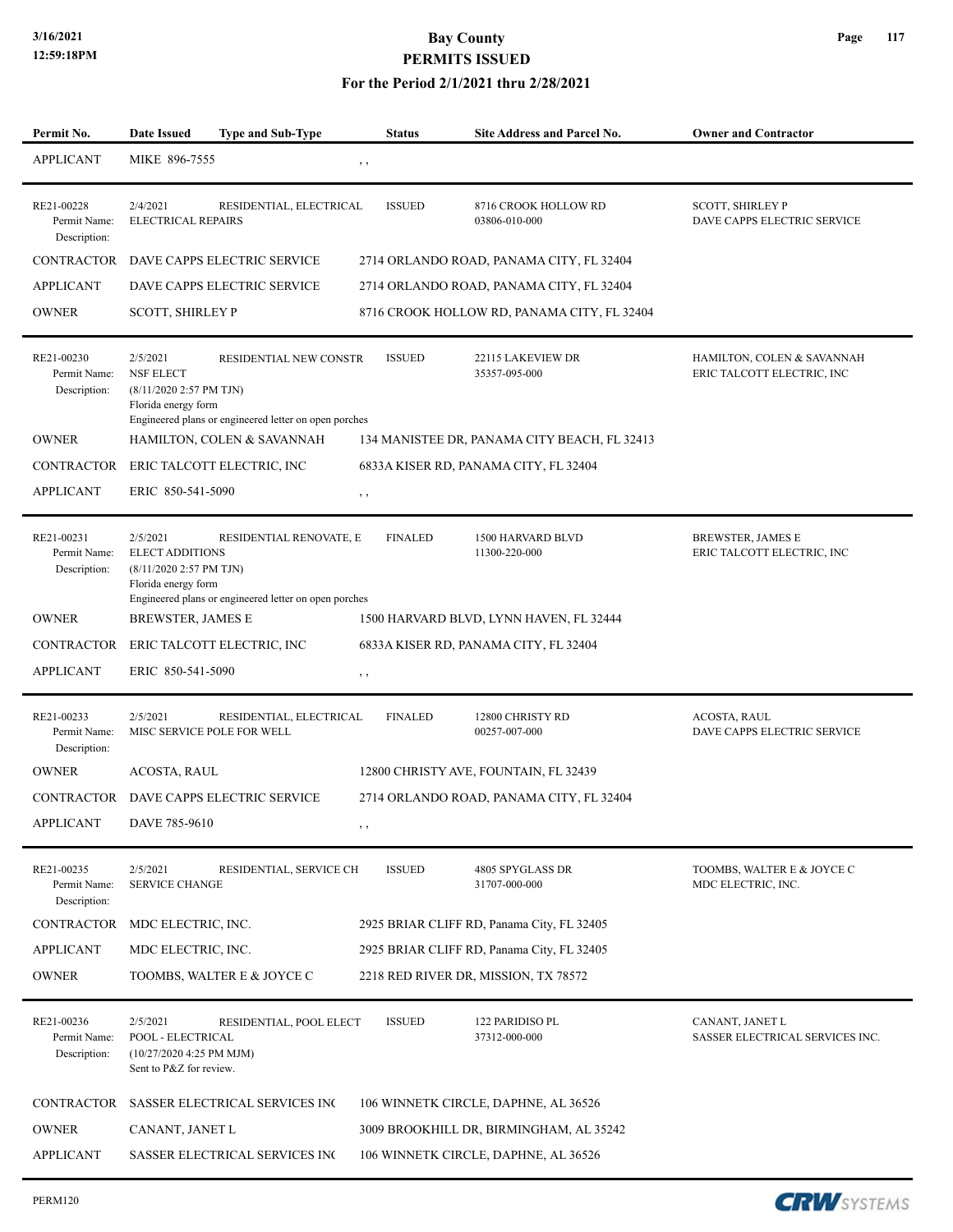| Permit No. | Date Issued | Type and Sub-Type | Status | Site Address and Parcel No. | Owner and Contractor |
|---|---|---|---|---|---|
| APPLICANT | MIKE 896-7555 | | , , | | |
| RE21-00228<br>Permit Name:<br>Description: | 2/4/2021<br>ELECTRICAL REPAIRS | RESIDENTIAL, ELECTRICAL | ISSUED | 8716 CROOK HOLLOW RD<br>03806-010-000 | SCOTT, SHIRLEY P<br>DAVE CAPPS ELECTRIC SERVICE |
| CONTRACTOR | DAVE CAPPS ELECTRIC SERVICE | | 2714 ORLANDO ROAD, PANAMA CITY, FL 32404 | | |
| APPLICANT | DAVE CAPPS ELECTRIC SERVICE | | 2714 ORLANDO ROAD, PANAMA CITY, FL 32404 | | |
| OWNER | SCOTT, SHIRLEY P | | 8716 CROOK HOLLOW RD, PANAMA CITY, FL 32404 | | |
| RE21-00230<br>Permit Name:<br>Description: | 2/5/2021<br>NSF ELECT<br>(8/11/2020 2:57 PM TJN)<br>Florida energy form<br>Engineered plans or engineered letter on open porches | RESIDENTIAL NEW CONSTR | ISSUED | 22115 LAKEVIEW DR<br>35357-095-000 | HAMILTON, COLEN & SAVANNAH<br>ERIC TALCOTT ELECTRIC, INC |
| OWNER | HAMILTON, COLEN & SAVANNAH | | 134 MANISTEE DR, PANAMA CITY BEACH, FL 32413 | | |
| CONTRACTOR | ERIC TALCOTT ELECTRIC, INC | | 6833A KISER RD, PANAMA CITY, FL 32404 | | |
| APPLICANT | ERIC 850-541-5090 | | , , | | |
| RE21-00231<br>Permit Name:<br>Description: | 2/5/2021<br>ELECT ADDITIONS<br>(8/11/2020 2:57 PM TJN)<br>Florida energy form<br>Engineered plans or engineered letter on open porches | RESIDENTIAL RENOVATE, E | FINALED | 1500 HARVARD BLVD<br>11300-220-000 | BREWSTER, JAMES E<br>ERIC TALCOTT ELECTRIC, INC |
| OWNER | BREWSTER, JAMES E | | 1500 HARVARD BLVD, LYNN HAVEN, FL 32444 | | |
| CONTRACTOR | ERIC TALCOTT ELECTRIC, INC | | 6833A KISER RD, PANAMA CITY, FL 32404 | | |
| APPLICANT | ERIC 850-541-5090 | | , , | | |
| RE21-00233<br>Permit Name:<br>Description: | 2/5/2021<br>MISC SERVICE POLE FOR WELL | RESIDENTIAL, ELECTRICAL | FINALED | 12800 CHRISTY RD<br>00257-007-000 | ACOSTA, RAUL<br>DAVE CAPPS ELECTRIC SERVICE |
| OWNER | ACOSTA, RAUL | | 12800 CHRISTY AVE, FOUNTAIN, FL 32439 | | |
| CONTRACTOR | DAVE CAPPS ELECTRIC SERVICE | | 2714 ORLANDO ROAD, PANAMA CITY, FL 32404 | | |
| APPLICANT | DAVE 785-9610 | | , , | | |
| RE21-00235<br>Permit Name:<br>Description: | 2/5/2021<br>SERVICE CHANGE | RESIDENTIAL, SERVICE CH | ISSUED | 4805 SPYGLASS DR<br>31707-000-000 | TOOMBS, WALTER E & JOYCE C<br>MDC ELECTRIC, INC. |
| CONTRACTOR | MDC ELECTRIC, INC. | | 2925 BRIAR CLIFF RD, Panama City, FL 32405 | | |
| APPLICANT | MDC ELECTRIC, INC. | | 2925 BRIAR CLIFF RD, Panama City, FL 32405 | | |
| OWNER | TOOMBS, WALTER E & JOYCE C | | 2218 RED RIVER DR, MISSION, TX 78572 | | |
| RE21-00236<br>Permit Name:<br>Description: | 2/5/2021<br>POOL - ELECTRICAL<br>(10/27/2020 4:25 PM MJM)<br>Sent to P&Z for review. | RESIDENTIAL, POOL ELECT | ISSUED | 122 PARIDISO PL<br>37312-000-000 | CANANT, JANET L<br>SASSER ELECTRICAL SERVICES INC. |
| CONTRACTOR | SASSER ELECTRICAL SERVICES INC | | 106 WINNETK CIRCLE, DAPHNE, AL 36526 | | |
| OWNER | CANANT, JANET L | | 3009 BROOKHILL DR, BIRMINGHAM, AL 35242 | | |
| APPLICANT | SASSER ELECTRICAL SERVICES INC | | 106 WINNETK CIRCLE, DAPHNE, AL 36526 | | |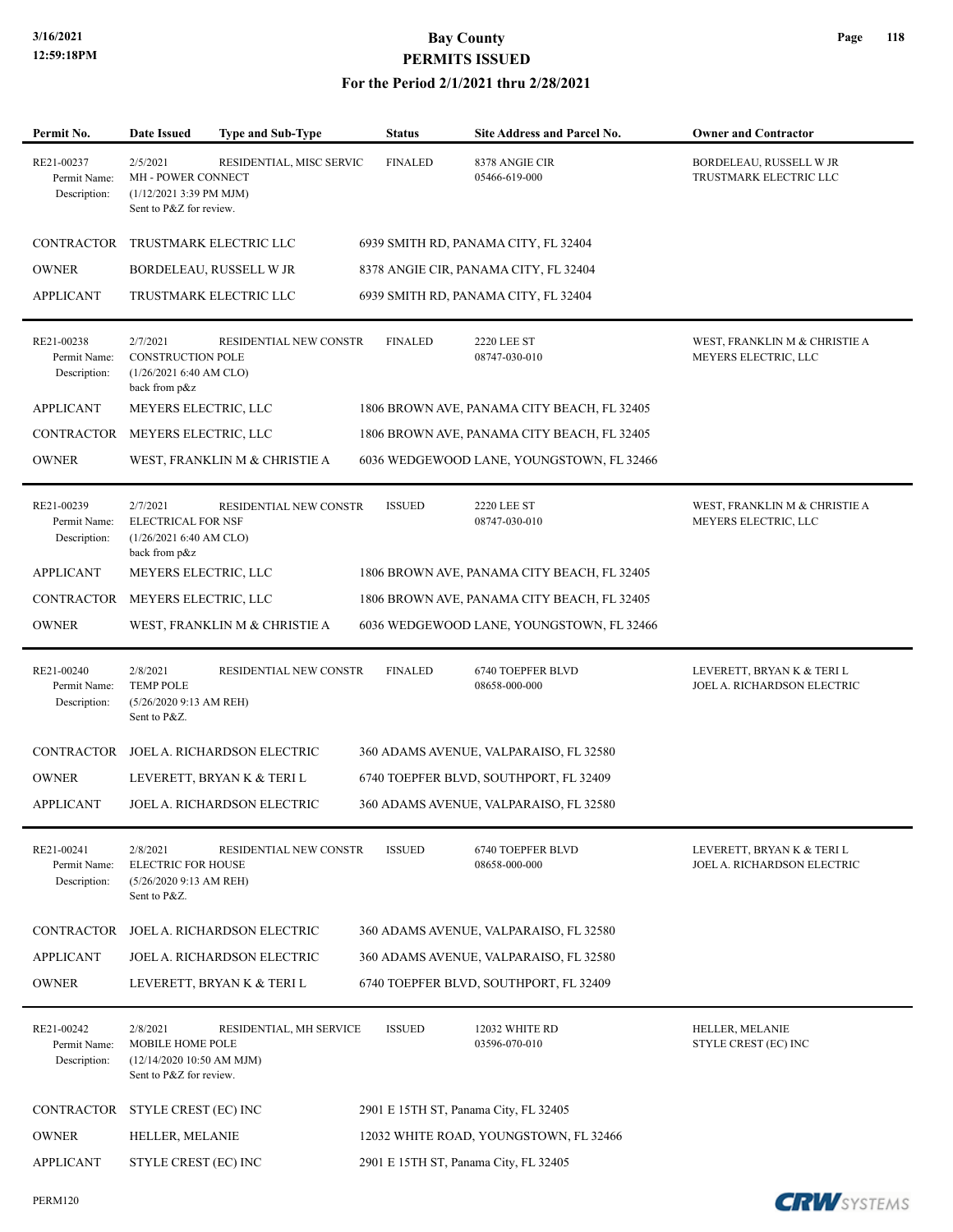# Bay County
## PERMITS ISSUED
### For the Period 2/1/2021 thru 2/28/2021

| Permit No. | Date Issued | Type and Sub-Type | Status | Site Address and Parcel No. | Owner and Contractor |
|---|---|---|---|---|---|
| RE21-00237<br>Permit Name: MH - POWER CONNECT<br>Description: (1/12/2021 3:39 PM MJM) Sent to P&Z for review. | 2/5/2021 | RESIDENTIAL, MISC SERVIC | FINALED | 8378 ANGIE CIR<br>05466-619-000 | BORDELEAU, RUSSELL W JR<br>TRUSTMARK ELECTRIC LLC |

| Role | Name | Address |
|---|---|---|
| CONTRACTOR | TRUSTMARK ELECTRIC LLC | 6939 SMITH RD, PANAMA CITY, FL 32404 |
| OWNER | BORDELEAU, RUSSELL W JR | 8378 ANGIE CIR, PANAMA CITY, FL 32404 |
| APPLICANT | TRUSTMARK ELECTRIC LLC | 6939 SMITH RD, PANAMA CITY, FL 32404 |

| Permit No. | Date Issued | Type and Sub-Type | Status | Site Address and Parcel No. | Owner and Contractor |
|---|---|---|---|---|---|
| RE21-00238<br>Permit Name: CONSTRUCTION POLE<br>Description: (1/26/2021 6:40 AM CLO) back from p&z | 2/7/2021 | RESIDENTIAL NEW CONSTR | FINALED | 2220 LEE ST<br>08747-030-010 | WEST, FRANKLIN M & CHRISTIE A<br>MEYERS ELECTRIC, LLC |

| Role | Name | Address |
|---|---|---|
| APPLICANT | MEYERS ELECTRIC, LLC | 1806 BROWN AVE, PANAMA CITY BEACH, FL 32405 |
| CONTRACTOR | MEYERS ELECTRIC, LLC | 1806 BROWN AVE, PANAMA CITY BEACH, FL 32405 |
| OWNER | WEST, FRANKLIN M & CHRISTIE A | 6036 WEDGEWOOD LANE, YOUNGSTOWN, FL 32466 |

| Permit No. | Date Issued | Type and Sub-Type | Status | Site Address and Parcel No. | Owner and Contractor |
|---|---|---|---|---|---|
| RE21-00239<br>Permit Name: ELECTRICAL FOR NSF<br>Description: (1/26/2021 6:40 AM CLO) back from p&z | 2/7/2021 | RESIDENTIAL NEW CONSTR | ISSUED | 2220 LEE ST<br>08747-030-010 | WEST, FRANKLIN M & CHRISTIE A<br>MEYERS ELECTRIC, LLC |

| Role | Name | Address |
|---|---|---|
| APPLICANT | MEYERS ELECTRIC, LLC | 1806 BROWN AVE, PANAMA CITY BEACH, FL 32405 |
| CONTRACTOR | MEYERS ELECTRIC, LLC | 1806 BROWN AVE, PANAMA CITY BEACH, FL 32405 |
| OWNER | WEST, FRANKLIN M & CHRISTIE A | 6036 WEDGEWOOD LANE, YOUNGSTOWN, FL 32466 |

| Permit No. | Date Issued | Type and Sub-Type | Status | Site Address and Parcel No. | Owner and Contractor |
|---|---|---|---|---|---|
| RE21-00240<br>Permit Name: TEMP POLE<br>Description: (5/26/2020 9:13 AM REH) Sent to P&Z. | 2/8/2021 | RESIDENTIAL NEW CONSTR | FINALED | 6740 TOEPFER BLVD<br>08658-000-000 | LEVERETT, BRYAN K & TERI L<br>JOEL A. RICHARDSON ELECTRIC |

| Role | Name | Address |
|---|---|---|
| CONTRACTOR | JOEL A. RICHARDSON ELECTRIC | 360 ADAMS AVENUE, VALPARAISO, FL 32580 |
| OWNER | LEVERETT, BRYAN K & TERI L | 6740 TOEPFER BLVD, SOUTHPORT, FL 32409 |
| APPLICANT | JOEL A. RICHARDSON ELECTRIC | 360 ADAMS AVENUE, VALPARAISO, FL 32580 |

| Permit No. | Date Issued | Type and Sub-Type | Status | Site Address and Parcel No. | Owner and Contractor |
|---|---|---|---|---|---|
| RE21-00241<br>Permit Name: ELECTRIC FOR HOUSE<br>Description: (5/26/2020 9:13 AM REH) Sent to P&Z. | 2/8/2021 | RESIDENTIAL NEW CONSTR | ISSUED | 6740 TOEPFER BLVD<br>08658-000-000 | LEVERETT, BRYAN K & TERI L<br>JOEL A. RICHARDSON ELECTRIC |

| Role | Name | Address |
|---|---|---|
| CONTRACTOR | JOEL A. RICHARDSON ELECTRIC | 360 ADAMS AVENUE, VALPARAISO, FL 32580 |
| APPLICANT | JOEL A. RICHARDSON ELECTRIC | 360 ADAMS AVENUE, VALPARAISO, FL 32580 |
| OWNER | LEVERETT, BRYAN K & TERI L | 6740 TOEPFER BLVD, SOUTHPORT, FL 32409 |

| Permit No. | Date Issued | Type and Sub-Type | Status | Site Address and Parcel No. | Owner and Contractor |
|---|---|---|---|---|---|
| RE21-00242<br>Permit Name: MOBILE HOME POLE<br>Description: (12/14/2020 10:50 AM MJM) Sent to P&Z for review. | 2/8/2021 | RESIDENTIAL, MH SERVICE | ISSUED | 12032 WHITE RD<br>03596-070-010 | HELLER, MELANIE<br>STYLE CREST (EC) INC |

| Role | Name | Address |
|---|---|---|
| CONTRACTOR | STYLE CREST (EC) INC | 2901 E 15TH ST, Panama City, FL 32405 |
| OWNER | HELLER, MELANIE | 12032 WHITE ROAD, YOUNGSTOWN, FL 32466 |
| APPLICANT | STYLE CREST (EC) INC | 2901 E 15TH ST, Panama City, FL 32405 |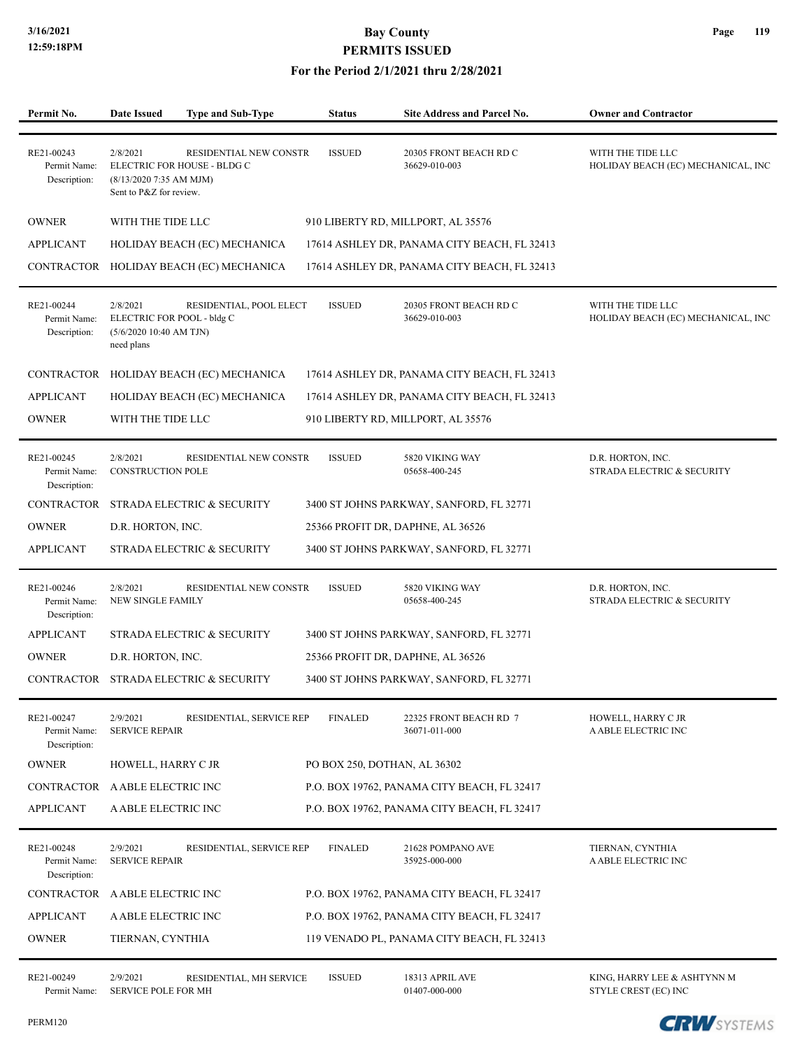# Bay County
## PERMITS ISSUED
### For the Period 2/1/2021 thru 2/28/2021

| Permit No. | Date Issued | Type and Sub-Type | Status | Site Address and Parcel No. | Owner and Contractor |
|---|---|---|---|---|---|
| RE21-00243 | 2/8/2021 | RESIDENTIAL NEW CONSTR | ISSUED | 20305 FRONT BEACH RD C<br>36629-010-003 | WITH THE TIDE LLC<br>HOLIDAY BEACH (EC) MECHANICAL, INC |

Permit Name: ELECTRIC FOR HOUSE - BLDG C
Description: (8/13/2020 7:35 AM MJM) Sent to P&Z for review.

| | | |
|---|---|---|
| OWNER | WITH THE TIDE LLC | 910 LIBERTY RD, MILLPORT, AL 35576 |
| APPLICANT | HOLIDAY BEACH (EC) MECHANICA | 17614 ASHLEY DR, PANAMA CITY BEACH, FL 32413 |
| CONTRACTOR | HOLIDAY BEACH (EC) MECHANICA | 17614 ASHLEY DR, PANAMA CITY BEACH, FL 32413 |

| Permit No. | Date Issued | Type and Sub-Type | Status | Site Address and Parcel No. | Owner and Contractor |
|---|---|---|---|---|---|
| RE21-00244 | 2/8/2021 | RESIDENTIAL, POOL ELECT | ISSUED | 20305 FRONT BEACH RD C<br>36629-010-003 | WITH THE TIDE LLC<br>HOLIDAY BEACH (EC) MECHANICAL, INC |

Permit Name: ELECTRIC FOR POOL - bldg C
Description: (5/6/2020 10:40 AM TJN) need plans

| | | |
|---|---|---|
| CONTRACTOR | HOLIDAY BEACH (EC) MECHANICA | 17614 ASHLEY DR, PANAMA CITY BEACH, FL 32413 |
| APPLICANT | HOLIDAY BEACH (EC) MECHANICA | 17614 ASHLEY DR, PANAMA CITY BEACH, FL 32413 |
| OWNER | WITH THE TIDE LLC | 910 LIBERTY RD, MILLPORT, AL 35576 |

| Permit No. | Date Issued | Type and Sub-Type | Status | Site Address and Parcel No. | Owner and Contractor |
|---|---|---|---|---|---|
| RE21-00245 | 2/8/2021 | RESIDENTIAL NEW CONSTR | ISSUED | 5820 VIKING WAY<br>05658-400-245 | D.R. HORTON, INC.<br>STRADA ELECTRIC & SECURITY |

Permit Name: CONSTRUCTION POLE
Description:

| | | |
|---|---|---|
| CONTRACTOR | STRADA ELECTRIC & SECURITY | 3400 ST JOHNS PARKWAY, SANFORD, FL 32771 |
| OWNER | D.R. HORTON, INC. | 25366 PROFIT DR, DAPHNE, AL 36526 |
| APPLICANT | STRADA ELECTRIC & SECURITY | 3400 ST JOHNS PARKWAY, SANFORD, FL 32771 |

| Permit No. | Date Issued | Type and Sub-Type | Status | Site Address and Parcel No. | Owner and Contractor |
|---|---|---|---|---|---|
| RE21-00246 | 2/8/2021 | RESIDENTIAL NEW CONSTR | ISSUED | 5820 VIKING WAY<br>05658-400-245 | D.R. HORTON, INC.<br>STRADA ELECTRIC & SECURITY |

Permit Name: NEW SINGLE FAMILY
Description:

| | | |
|---|---|---|
| APPLICANT | STRADA ELECTRIC & SECURITY | 3400 ST JOHNS PARKWAY, SANFORD, FL 32771 |
| OWNER | D.R. HORTON, INC. | 25366 PROFIT DR, DAPHNE, AL 36526 |
| CONTRACTOR | STRADA ELECTRIC & SECURITY | 3400 ST JOHNS PARKWAY, SANFORD, FL 32771 |

| Permit No. | Date Issued | Type and Sub-Type | Status | Site Address and Parcel No. | Owner and Contractor |
|---|---|---|---|---|---|
| RE21-00247 | 2/9/2021 | RESIDENTIAL, SERVICE REP | FINALED | 22325 FRONT BEACH RD 7<br>36071-011-000 | HOWELL, HARRY C JR<br>A ABLE ELECTRIC INC |

Permit Name: SERVICE REPAIR
Description:

| | | |
|---|---|---|
| OWNER | HOWELL, HARRY C JR | PO BOX 250, DOTHAN, AL 36302 |
| CONTRACTOR | A ABLE ELECTRIC INC | P.O. BOX 19762, PANAMA CITY BEACH, FL 32417 |
| APPLICANT | A ABLE ELECTRIC INC | P.O. BOX 19762, PANAMA CITY BEACH, FL 32417 |

| Permit No. | Date Issued | Type and Sub-Type | Status | Site Address and Parcel No. | Owner and Contractor |
|---|---|---|---|---|---|
| RE21-00248 | 2/9/2021 | RESIDENTIAL, SERVICE REP | FINALED | 21628 POMPANO AVE<br>35925-000-000 | TIERNAN, CYNTHIA<br>A ABLE ELECTRIC INC |

Permit Name: SERVICE REPAIR
Description:

| | | |
|---|---|---|
| CONTRACTOR | A ABLE ELECTRIC INC | P.O. BOX 19762, PANAMA CITY BEACH, FL 32417 |
| APPLICANT | A ABLE ELECTRIC INC | P.O. BOX 19762, PANAMA CITY BEACH, FL 32417 |
| OWNER | TIERNAN, CYNTHIA | 119 VENADO PL, PANAMA CITY BEACH, FL 32413 |

| Permit No. | Date Issued | Type and Sub-Type | Status | Site Address and Parcel No. | Owner and Contractor |
|---|---|---|---|---|---|
| RE21-00249 | 2/9/2021 | RESIDENTIAL, MH SERVICE | ISSUED | 18313 APRIL AVE<br>01407-000-000 | KING, HARRY LEE & ASHTYNN M<br>STYLE CREST (EC) INC |

Permit Name: SERVICE POLE FOR MH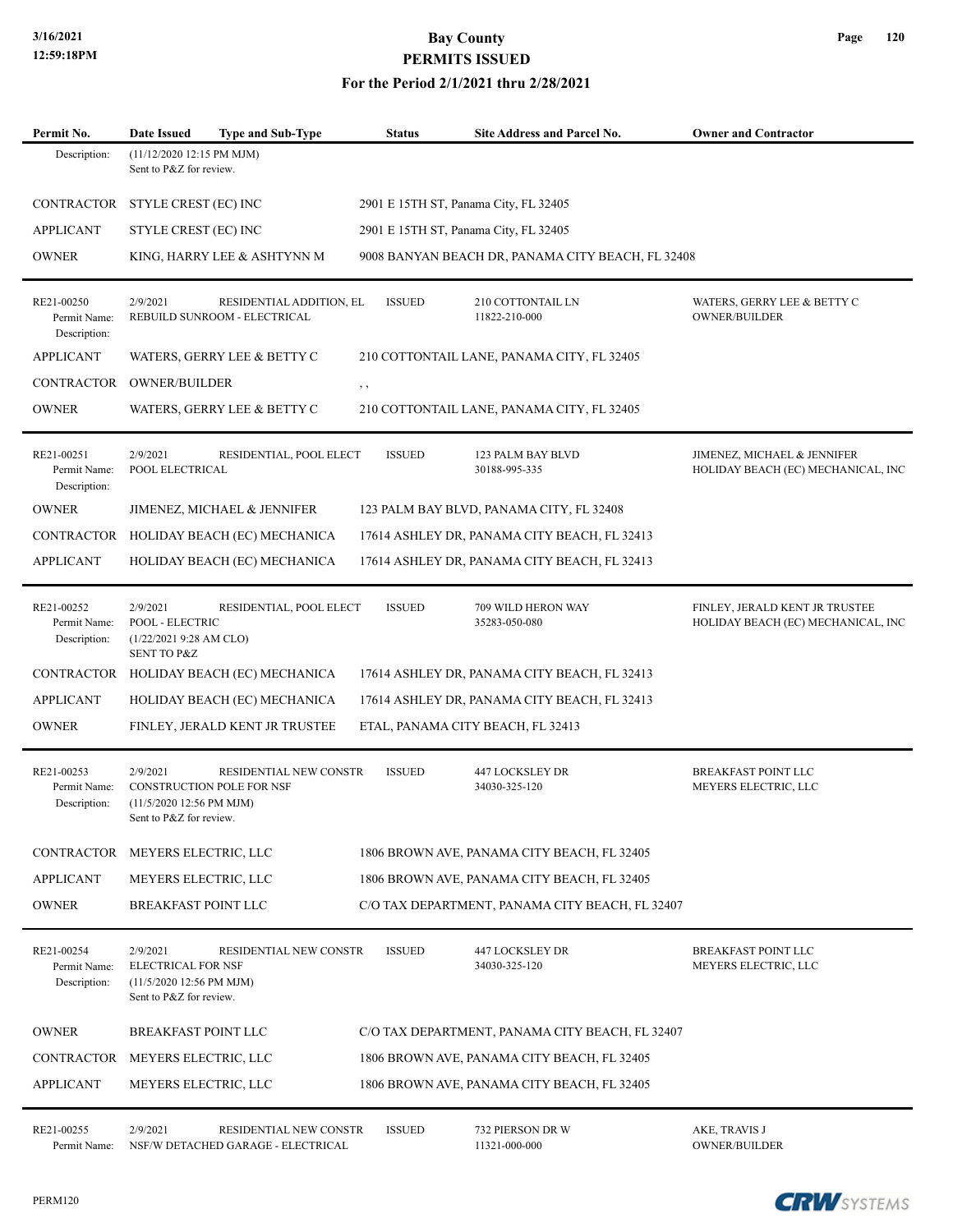| Permit No. | Date Issued | Type and Sub-Type | Status | Site Address and Parcel No. | Owner and Contractor |
|---|---|---|---|---|---|
| Description: | (11/12/2020 12:15 PM MJM) Sent to P&Z for review. | | | | |
| CONTRACTOR | STYLE CREST (EC) INC | | 2901 E 15TH ST, Panama City, FL 32405 | | |
| APPLICANT | STYLE CREST (EC) INC | | 2901 E 15TH ST, Panama City, FL 32405 | | |
| OWNER | KING, HARRY LEE & ASHTYNN M | | 9008 BANYAN BEACH DR, PANAMA CITY BEACH, FL 32408 | | |
| RE21-00250 | 2/9/2021 | RESIDENTIAL ADDITION, EL | ISSUED | 210 COTTONTAIL LN | WATERS, GERRY LEE & BETTY C |
| Permit Name: | REBUILD SUNROOM - ELECTRICAL | | | 11822-210-000 | OWNER/BUILDER |
| Description: | | | | | |
| APPLICANT | WATERS, GERRY LEE & BETTY C | | 210 COTTONTAIL LANE, PANAMA CITY, FL 32405 | | |
| CONTRACTOR | OWNER/BUILDER | | , , | | |
| OWNER | WATERS, GERRY LEE & BETTY C | | 210 COTTONTAIL LANE, PANAMA CITY, FL 32405 | | |
| RE21-00251 | 2/9/2021 | RESIDENTIAL, POOL ELECT | ISSUED | 123 PALM BAY BLVD | JIMENEZ, MICHAEL & JENNIFER |
| Permit Name: | POOL ELECTRICAL | | | 30188-995-335 | HOLIDAY BEACH (EC) MECHANICAL, INC |
| Description: | | | | | |
| OWNER | JIMENEZ, MICHAEL & JENNIFER | | 123 PALM BAY BLVD, PANAMA CITY, FL 32408 | | |
| CONTRACTOR | HOLIDAY BEACH (EC) MECHANICA | | 17614 ASHLEY DR, PANAMA CITY BEACH, FL 32413 | | |
| APPLICANT | HOLIDAY BEACH (EC) MECHANICA | | 17614 ASHLEY DR, PANAMA CITY BEACH, FL 32413 | | |
| RE21-00252 | 2/9/2021 | RESIDENTIAL, POOL ELECT | ISSUED | 709 WILD HERON WAY | FINLEY, JERALD KENT JR TRUSTEE |
| Permit Name: | POOL - ELECTRIC | | | 35283-050-080 | HOLIDAY BEACH (EC) MECHANICAL, INC |
| Description: | (1/22/2021 9:28 AM CLO) SENT TO P&Z | | | | |
| CONTRACTOR | HOLIDAY BEACH (EC) MECHANICA | | 17614 ASHLEY DR, PANAMA CITY BEACH, FL 32413 | | |
| APPLICANT | HOLIDAY BEACH (EC) MECHANICA | | 17614 ASHLEY DR, PANAMA CITY BEACH, FL 32413 | | |
| OWNER | FINLEY, JERALD KENT JR TRUSTEE | | ETAL, PANAMA CITY BEACH, FL 32413 | | |
| RE21-00253 | 2/9/2021 | RESIDENTIAL NEW CONSTR | ISSUED | 447 LOCKSLEY DR | BREAKFAST POINT LLC |
| Permit Name: | CONSTRUCTION POLE FOR NSF | | | 34030-325-120 | MEYERS ELECTRIC, LLC |
| Description: | (11/5/2020 12:56 PM MJM) Sent to P&Z for review. | | | | |
| CONTRACTOR | MEYERS ELECTRIC, LLC | | 1806 BROWN AVE, PANAMA CITY BEACH, FL 32405 | | |
| APPLICANT | MEYERS ELECTRIC, LLC | | 1806 BROWN AVE, PANAMA CITY BEACH, FL 32405 | | |
| OWNER | BREAKFAST POINT LLC | | C/O TAX DEPARTMENT, PANAMA CITY BEACH, FL 32407 | | |
| RE21-00254 | 2/9/2021 | RESIDENTIAL NEW CONSTR | ISSUED | 447 LOCKSLEY DR | BREAKFAST POINT LLC |
| Permit Name: | ELECTRICAL FOR NSF | | | 34030-325-120 | MEYERS ELECTRIC, LLC |
| Description: | (11/5/2020 12:56 PM MJM) Sent to P&Z for review. | | | | |
| OWNER | BREAKFAST POINT LLC | | C/O TAX DEPARTMENT, PANAMA CITY BEACH, FL 32407 | | |
| CONTRACTOR | MEYERS ELECTRIC, LLC | | 1806 BROWN AVE, PANAMA CITY BEACH, FL 32405 | | |
| APPLICANT | MEYERS ELECTRIC, LLC | | 1806 BROWN AVE, PANAMA CITY BEACH, FL 32405 | | |
| RE21-00255 | 2/9/2021 | RESIDENTIAL NEW CONSTR | ISSUED | 732 PIERSON DR W | AKE, TRAVIS J |
| Permit Name: | NSF/W DETACHED GARAGE - ELECTRICAL | | | 11321-000-000 | OWNER/BUILDER |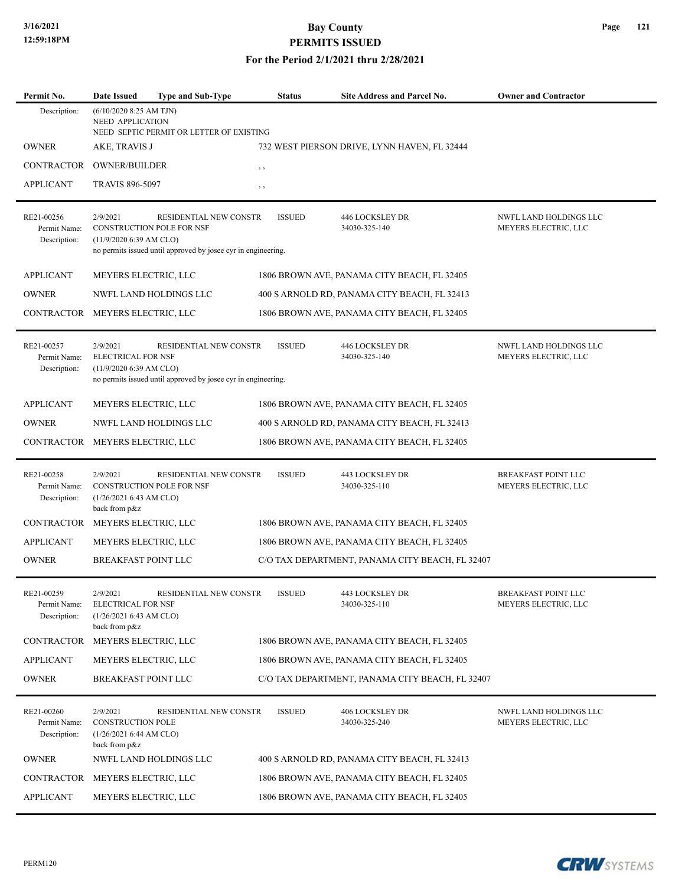# Bay County
## PERMITS ISSUED
### For the Period 2/1/2021 thru 2/28/2021

3/16/2021
12:59:18PM

| Permit No. | Date Issued | Type and Sub-Type | Status | Site Address and Parcel No. | Owner and Contractor |
|---|---|---|---|---|---|
| Description: | (6/10/2020 8:25 AM TJN) NEED APPLICATION NEED SEPTIC PERMIT OR LETTER OF EXISTING | | | | |
| OWNER | AKE, TRAVIS J | | 732 WEST PIERSON DRIVE, LYNN HAVEN, FL 32444 | | |
| CONTRACTOR | OWNER/BUILDER | | , , | | |
| APPLICANT | TRAVIS 896-5097 | | , , | | |
| RE21-00256 | 2/9/2021 | RESIDENTIAL NEW CONSTR | ISSUED | 446 LOCKSLEY DR 34030-325-140 | NWFL LAND HOLDINGS LLC MEYERS ELECTRIC, LLC |
| Permit Name: | CONSTRUCTION POLE FOR NSF | | | | |
| Description: | (11/9/2020 6:39 AM CLO) no permits issued until approved by josee cyr in engineering. | | | | |
| APPLICANT | MEYERS ELECTRIC, LLC | | 1806 BROWN AVE, PANAMA CITY BEACH, FL 32405 | | |
| OWNER | NWFL LAND HOLDINGS LLC | | 400 S ARNOLD RD, PANAMA CITY BEACH, FL 32413 | | |
| CONTRACTOR | MEYERS ELECTRIC, LLC | | 1806 BROWN AVE, PANAMA CITY BEACH, FL 32405 | | |
| RE21-00257 | 2/9/2021 | RESIDENTIAL NEW CONSTR | ISSUED | 446 LOCKSLEY DR 34030-325-140 | NWFL LAND HOLDINGS LLC MEYERS ELECTRIC, LLC |
| Permit Name: | ELECTRICAL FOR NSF | | | | |
| Description: | (11/9/2020 6:39 AM CLO) no permits issued until approved by josee cyr in engineering. | | | | |
| APPLICANT | MEYERS ELECTRIC, LLC | | 1806 BROWN AVE, PANAMA CITY BEACH, FL 32405 | | |
| OWNER | NWFL LAND HOLDINGS LLC | | 400 S ARNOLD RD, PANAMA CITY BEACH, FL 32413 | | |
| CONTRACTOR | MEYERS ELECTRIC, LLC | | 1806 BROWN AVE, PANAMA CITY BEACH, FL 32405 | | |
| RE21-00258 | 2/9/2021 | RESIDENTIAL NEW CONSTR | ISSUED | 443 LOCKSLEY DR 34030-325-110 | BREAKFAST POINT LLC MEYERS ELECTRIC, LLC |
| Permit Name: | CONSTRUCTION POLE FOR NSF | | | | |
| Description: | (1/26/2021 6:43 AM CLO) back from p&z | | | | |
| CONTRACTOR | MEYERS ELECTRIC, LLC | | 1806 BROWN AVE, PANAMA CITY BEACH, FL 32405 | | |
| APPLICANT | MEYERS ELECTRIC, LLC | | 1806 BROWN AVE, PANAMA CITY BEACH, FL 32405 | | |
| OWNER | BREAKFAST POINT LLC | | C/O TAX DEPARTMENT, PANAMA CITY BEACH, FL 32407 | | |
| RE21-00259 | 2/9/2021 | RESIDENTIAL NEW CONSTR | ISSUED | 443 LOCKSLEY DR 34030-325-110 | BREAKFAST POINT LLC MEYERS ELECTRIC, LLC |
| Permit Name: | ELECTRICAL FOR NSF | | | | |
| Description: | (1/26/2021 6:43 AM CLO) back from p&z | | | | |
| CONTRACTOR | MEYERS ELECTRIC, LLC | | 1806 BROWN AVE, PANAMA CITY BEACH, FL 32405 | | |
| APPLICANT | MEYERS ELECTRIC, LLC | | 1806 BROWN AVE, PANAMA CITY BEACH, FL 32405 | | |
| OWNER | BREAKFAST POINT LLC | | C/O TAX DEPARTMENT, PANAMA CITY BEACH, FL 32407 | | |
| RE21-00260 | 2/9/2021 | RESIDENTIAL NEW CONSTR | ISSUED | 406 LOCKSLEY DR 34030-325-240 | NWFL LAND HOLDINGS LLC MEYERS ELECTRIC, LLC |
| Permit Name: | CONSTRUCTION POLE | | | | |
| Description: | (1/26/2021 6:44 AM CLO) back from p&z | | | | |
| OWNER | NWFL LAND HOLDINGS LLC | | 400 S ARNOLD RD, PANAMA CITY BEACH, FL 32413 | | |
| CONTRACTOR | MEYERS ELECTRIC, LLC | | 1806 BROWN AVE, PANAMA CITY BEACH, FL 32405 | | |
| APPLICANT | MEYERS ELECTRIC, LLC | | 1806 BROWN AVE, PANAMA CITY BEACH, FL 32405 | | |

PERM120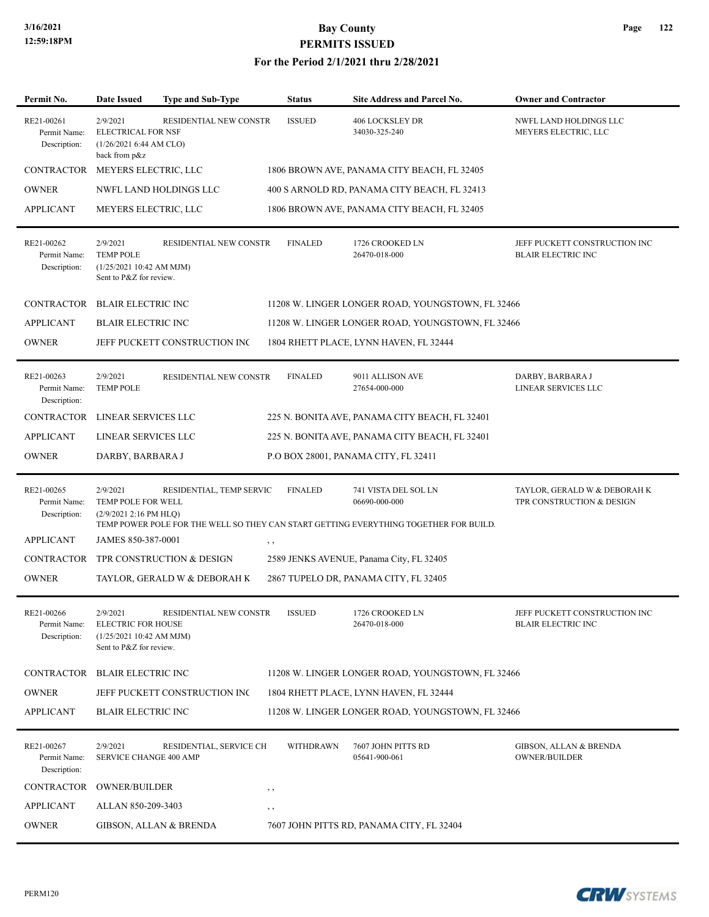# Bay County
## PERMITS ISSUED
### For the Period 2/1/2021 thru 2/28/2021

| Permit No. | Date Issued | Type and Sub-Type | Status | Site Address and Parcel No. | Owner and Contractor |
|---|---|---|---|---|---|
| RE21-00261 | 2/9/2021 | RESIDENTIAL NEW CONSTR | ISSUED | 406 LOCKSLEY DR 34030-325-240 | NWFL LAND HOLDINGS LLC MEYERS ELECTRIC, LLC |
| Permit Name: | ELECTRICAL FOR NSF | | | | |
| Description: | (1/26/2021 6:44 AM CLO) back from p&z | | | | |
| CONTRACTOR | MEYERS ELECTRIC, LLC | | 1806 BROWN AVE, PANAMA CITY BEACH, FL 32405 | | |
| OWNER | NWFL LAND HOLDINGS LLC | | 400 S ARNOLD RD, PANAMA CITY BEACH, FL 32413 | | |
| APPLICANT | MEYERS ELECTRIC, LLC | | 1806 BROWN AVE, PANAMA CITY BEACH, FL 32405 | | |
| RE21-00262 | 2/9/2021 | RESIDENTIAL NEW CONSTR | FINALED | 1726 CROOKED LN 26470-018-000 | JEFF PUCKETT CONSTRUCTION INC BLAIR ELECTRIC INC |
| Permit Name: | TEMP POLE | | | | |
| Description: | (1/25/2021 10:42 AM MJM) Sent to P&Z for review. | | | | |
| CONTRACTOR | BLAIR ELECTRIC INC | | 11208 W. LINGER LONGER ROAD, YOUNGSTOWN, FL 32466 | | |
| APPLICANT | BLAIR ELECTRIC INC | | 11208 W. LINGER LONGER ROAD, YOUNGSTOWN, FL 32466 | | |
| OWNER | JEFF PUCKETT CONSTRUCTION INC | | 1804 RHETT PLACE, LYNN HAVEN, FL 32444 | | |
| RE21-00263 | 2/9/2021 | RESIDENTIAL NEW CONSTR | FINALED | 9011 ALLISON AVE 27654-000-000 | DARBY, BARBARA J LINEAR SERVICES LLC |
| Permit Name: | TEMP POLE | | | | |
| Description: | | | | | |
| CONTRACTOR | LINEAR SERVICES LLC | | 225 N. BONITA AVE, PANAMA CITY BEACH, FL 32401 | | |
| APPLICANT | LINEAR SERVICES LLC | | 225 N. BONITA AVE, PANAMA CITY BEACH, FL 32401 | | |
| OWNER | DARBY, BARBARA J | | P.O BOX 28001, PANAMA CITY, FL 32411 | | |
| RE21-00265 | 2/9/2021 | RESIDENTIAL, TEMP SERVIC | FINALED | 741 VISTA DEL SOL LN 06690-000-000 | TAYLOR, GERALD W & DEBORAH K TPR CONSTRUCTION & DESIGN |
| Permit Name: | TEMP POLE FOR WELL | | | | |
| Description: | (2/9/2021 2:16 PM HLQ) TEMP POWER POLE FOR THE WELL SO THEY CAN START GETTING EVERYTHING TOGETHER FOR BUILD. | | | | |
| APPLICANT | JAMES 850-387-0001 | | , , | | |
| CONTRACTOR | TPR CONSTRUCTION & DESIGN | | 2589 JENKS AVENUE, Panama City, FL 32405 | | |
| OWNER | TAYLOR, GERALD W & DEBORAH K | | 2867 TUPELO DR, PANAMA CITY, FL 32405 | | |
| RE21-00266 | 2/9/2021 | RESIDENTIAL NEW CONSTR | ISSUED | 1726 CROOKED LN 26470-018-000 | JEFF PUCKETT CONSTRUCTION INC BLAIR ELECTRIC INC |
| Permit Name: | ELECTRIC FOR HOUSE | | | | |
| Description: | (1/25/2021 10:42 AM MJM) Sent to P&Z for review. | | | | |
| CONTRACTOR | BLAIR ELECTRIC INC | | 11208 W. LINGER LONGER ROAD, YOUNGSTOWN, FL 32466 | | |
| OWNER | JEFF PUCKETT CONSTRUCTION INC | | 1804 RHETT PLACE, LYNN HAVEN, FL 32444 | | |
| APPLICANT | BLAIR ELECTRIC INC | | 11208 W. LINGER LONGER ROAD, YOUNGSTOWN, FL 32466 | | |
| RE21-00267 | 2/9/2021 | RESIDENTIAL, SERVICE CH | WITHDRAWN | 7607 JOHN PITTS RD 05641-900-061 | GIBSON, ALLAN & BRENDA OWNER/BUILDER |
| Permit Name: | SERVICE CHANGE 400 AMP | | | | |
| Description: | | | | | |
| CONTRACTOR | OWNER/BUILDER | | , , | | |
| APPLICANT | ALLAN 850-209-3403 | | , , | | |
| OWNER | GIBSON, ALLAN & BRENDA | | 7607 JOHN PITTS RD, PANAMA CITY, FL 32404 | | |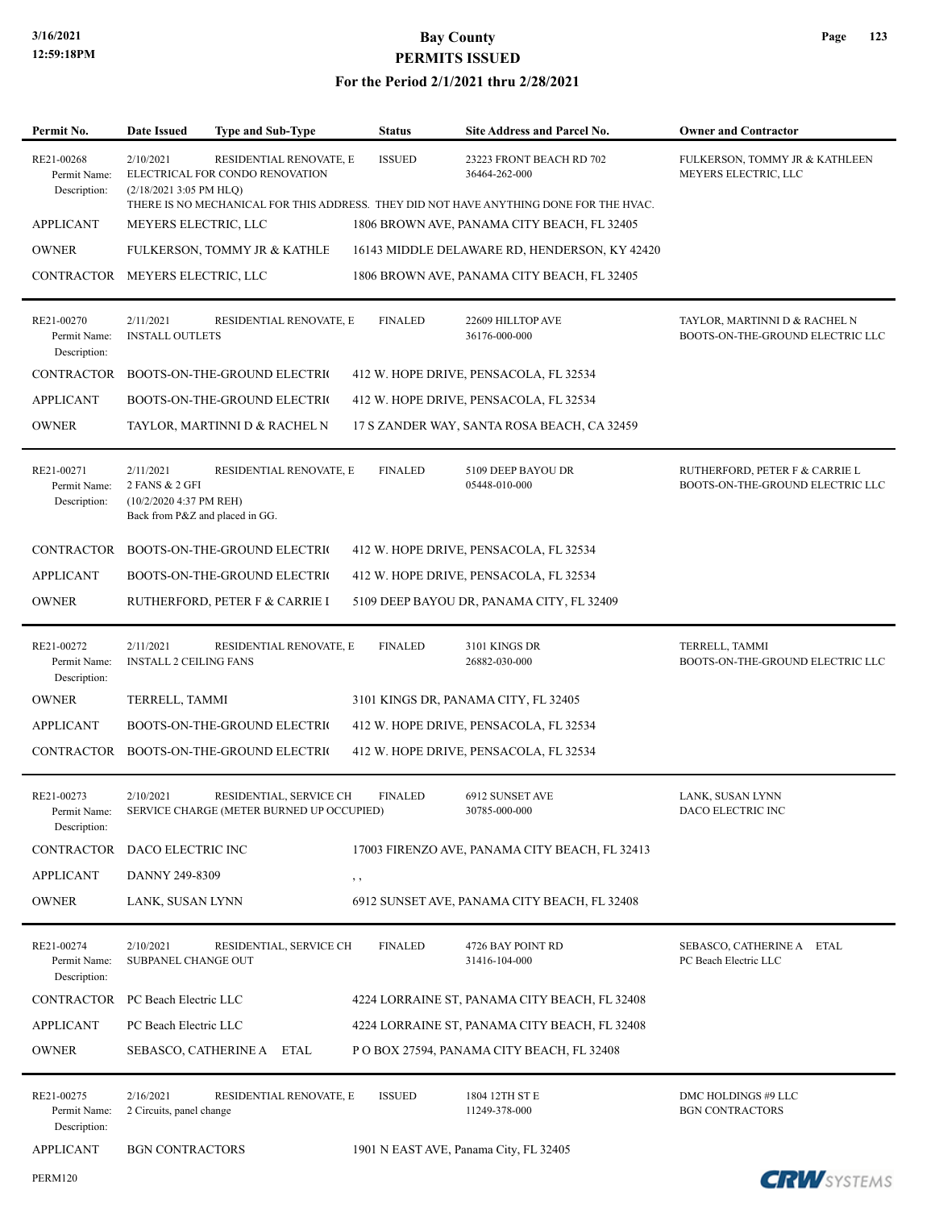# Bay County
## PERMITS ISSUED
### For the Period 2/1/2021 thru 2/28/2021

| Permit No. | Date Issued | Type and Sub-Type | Status | Site Address and Parcel No. | Owner and Contractor |
|---|---|---|---|---|---|
| RE21-00268 | 2/10/2021 | RESIDENTIAL RENOVATE, E | ISSUED | 23223 FRONT BEACH RD 702 | FULKERSON, TOMMY JR & KATHLEEN |
| Permit Name: | ELECTRICAL FOR CONDO RENOVATION | | | 36464-262-000 | MEYERS ELECTRIC, LLC |
| Description: | (2/18/2021 3:05 PM HLQ) THERE IS NO MECHANICAL FOR THIS ADDRESS. THEY DID NOT HAVE ANYTHING DONE FOR THE HVAC. | | | | |
| APPLICANT | MEYERS ELECTRIC, LLC | | | 1806 BROWN AVE, PANAMA CITY BEACH, FL 32405 | |
| OWNER | FULKERSON, TOMMY JR & KATHLE | | | 16143 MIDDLE DELAWARE RD, HENDERSON, KY 42420 | |
| CONTRACTOR | MEYERS ELECTRIC, LLC | | | 1806 BROWN AVE, PANAMA CITY BEACH, FL 32405 | |
| RE21-00270 | 2/11/2021 | RESIDENTIAL RENOVATE, E | FINALED | 22609 HILLTOP AVE | TAYLOR, MARTINNI D & RACHEL N |
| Permit Name: | INSTALL OUTLETS | | | 36176-000-000 | BOOTS-ON-THE-GROUND ELECTRIC LLC |
| Description: | | | | | |
| CONTRACTOR | BOOTS-ON-THE-GROUND ELECTRI( | | | 412 W. HOPE DRIVE, PENSACOLA, FL 32534 | |
| APPLICANT | BOOTS-ON-THE-GROUND ELECTRI( | | | 412 W. HOPE DRIVE, PENSACOLA, FL 32534 | |
| OWNER | TAYLOR, MARTINNI D & RACHEL N | | | 17 S ZANDER WAY, SANTA ROSA BEACH, CA 32459 | |
| RE21-00271 | 2/11/2021 | RESIDENTIAL RENOVATE, E | FINALED | 5109 DEEP BAYOU DR | RUTHERFORD, PETER F & CARRIE L |
| Permit Name: | 2 FANS & 2 GFI | | | 05448-010-000 | BOOTS-ON-THE-GROUND ELECTRIC LLC |
| Description: | (10/2/2020 4:37 PM REH) Back from P&Z and placed in GG. | | | | |
| CONTRACTOR | BOOTS-ON-THE-GROUND ELECTRI( | | | 412 W. HOPE DRIVE, PENSACOLA, FL 32534 | |
| APPLICANT | BOOTS-ON-THE-GROUND ELECTRI( | | | 412 W. HOPE DRIVE, PENSACOLA, FL 32534 | |
| OWNER | RUTHERFORD, PETER F & CARRIE I | | | 5109 DEEP BAYOU DR, PANAMA CITY, FL 32409 | |
| RE21-00272 | 2/11/2021 | RESIDENTIAL RENOVATE, E | FINALED | 3101 KINGS DR | TERRELL, TAMMI |
| Permit Name: | INSTALL 2 CEILING FANS | | | 26882-030-000 | BOOTS-ON-THE-GROUND ELECTRIC LLC |
| Description: | | | | | |
| OWNER | TERRELL, TAMMI | | | 3101 KINGS DR, PANAMA CITY, FL 32405 | |
| APPLICANT | BOOTS-ON-THE-GROUND ELECTRI( | | | 412 W. HOPE DRIVE, PENSACOLA, FL 32534 | |
| CONTRACTOR | BOOTS-ON-THE-GROUND ELECTRI( | | | 412 W. HOPE DRIVE, PENSACOLA, FL 32534 | |
| RE21-00273 | 2/10/2021 | RESIDENTIAL, SERVICE CH | FINALED | 6912 SUNSET AVE | LANK, SUSAN LYNN |
| Permit Name: | SERVICE CHARGE (METER BURNED UP OCCUPIED) | | | 30785-000-000 | DACO ELECTRIC INC |
| Description: | | | | | |
| CONTRACTOR | DACO ELECTRIC INC | | | 17003 FIRENZO AVE, PANAMA CITY BEACH, FL 32413 | |
| APPLICANT | DANNY 249-8309 | | | , , | |
| OWNER | LANK, SUSAN LYNN | | | 6912 SUNSET AVE, PANAMA CITY BEACH, FL 32408 | |
| RE21-00274 | 2/10/2021 | RESIDENTIAL, SERVICE CH | FINALED | 4726 BAY POINT RD | SEBASCO, CATHERINE A ETAL |
| Permit Name: | SUBPANEL CHANGE OUT | | | 31416-104-000 | PC Beach Electric LLC |
| Description: | | | | | |
| CONTRACTOR | PC Beach Electric LLC | | | 4224 LORRAINE ST, PANAMA CITY BEACH, FL 32408 | |
| APPLICANT | PC Beach Electric LLC | | | 4224 LORRAINE ST, PANAMA CITY BEACH, FL 32408 | |
| OWNER | SEBASCO, CATHERINE A ETAL | | | P O BOX 27594, PANAMA CITY BEACH, FL 32408 | |
| RE21-00275 | 2/16/2021 | RESIDENTIAL RENOVATE, E | ISSUED | 1804 12TH ST E | DMC HOLDINGS #9 LLC |
| Permit Name: | 2 Circuits, panel change | | | 11249-378-000 | BGN CONTRACTORS |
| Description: | | | | | |
| APPLICANT | BGN CONTRACTORS | | | 1901 N EAST AVE, Panama City, FL 32405 | |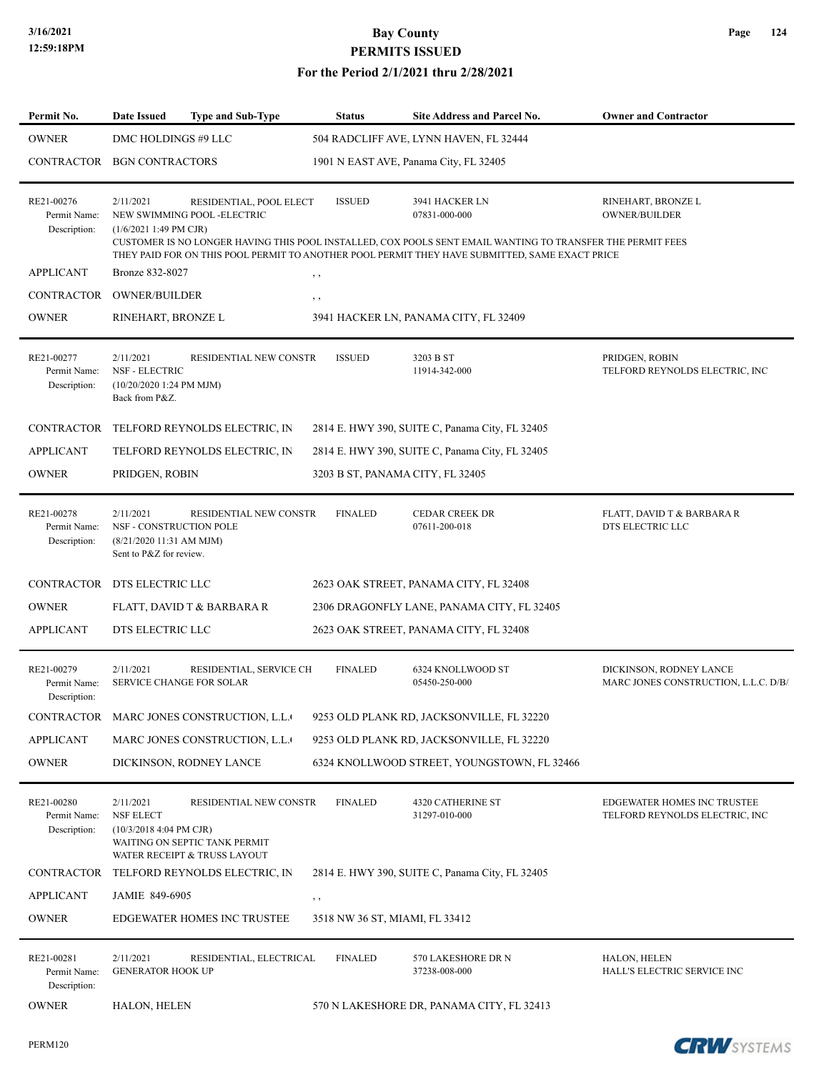# Bay County
## PERMITS ISSUED
### For the Period 2/1/2021 thru 2/28/2021

| Permit No. | Date Issued | Type and Sub-Type | Status | Site Address and Parcel No. | Owner and Contractor |
|---|---|---|---|---|---|
| OWNER | DMC HOLDINGS #9 LLC | | 504 RADCLIFF AVE, LYNN HAVEN, FL 32444 | | |
| CONTRACTOR | BGN CONTRACTORS | | 1901 N EAST AVE, Panama City, FL 32405 | | |

**RE21-00276** — 2/11/2021 — RESIDENTIAL, POOL ELECT — ISSUED — 3941 HACKER LN, 07831-000-000 — RINEHART, BRONZE L / OWNER/BUILDER

Permit Name: NEW SWIMMING POOL -ELECTRIC
Description: (1/6/2021 1:49 PM CJR)
CUSTOMER IS NO LONGER HAVING THIS POOL INSTALLED, COX POOLS SENT EMAIL WANTING TO TRANSFER THE PERMIT FEES THEY PAID FOR ON THIS POOL PERMIT TO ANOTHER POOL PERMIT THEY HAVE SUBMITTED, SAME EXACT PRICE

| Role | Name | Address |
|---|---|---|
| APPLICANT | Bronze 832-8027 | , , |
| CONTRACTOR | OWNER/BUILDER | , , |
| OWNER | RINEHART, BRONZE L | 3941 HACKER LN, PANAMA CITY, FL 32409 |

**RE21-00277** — 2/11/2021 — RESIDENTIAL NEW CONSTR — ISSUED — 3203 B ST, 11914-342-000 — PRIDGEN, ROBIN / TELFORD REYNOLDS ELECTRIC, INC

Permit Name: NSF - ELECTRIC
Description: (10/20/2020 1:24 PM MJM)
Back from P&Z.

| Role | Name | Address |
|---|---|---|
| CONTRACTOR | TELFORD REYNOLDS ELECTRIC, IN | 2814 E. HWY 390, SUITE C, Panama City, FL 32405 |
| APPLICANT | TELFORD REYNOLDS ELECTRIC, IN | 2814 E. HWY 390, SUITE C, Panama City, FL 32405 |
| OWNER | PRIDGEN, ROBIN | 3203 B ST, PANAMA CITY, FL 32405 |

**RE21-00278** — 2/11/2021 — RESIDENTIAL NEW CONSTR — FINALED — CEDAR CREEK DR, 07611-200-018 — FLATT, DAVID T & BARBARA R / DTS ELECTRIC LLC

Permit Name: NSF - CONSTRUCTION POLE
Description: (8/21/2020 11:31 AM MJM)
Sent to P&Z for review.

| Role | Name | Address |
|---|---|---|
| CONTRACTOR | DTS ELECTRIC LLC | 2623 OAK STREET, PANAMA CITY, FL 32408 |
| OWNER | FLATT, DAVID T & BARBARA R | 2306 DRAGONFLY LANE, PANAMA CITY, FL 32405 |
| APPLICANT | DTS ELECTRIC LLC | 2623 OAK STREET, PANAMA CITY, FL 32408 |

**RE21-00279** — 2/11/2021 — RESIDENTIAL, SERVICE CH — FINALED — 6324 KNOLLWOOD ST, 05450-250-000 — DICKINSON, RODNEY LANCE / MARC JONES CONSTRUCTION, L.L.C. D/B/

Permit Name: SERVICE CHANGE FOR SOLAR
Description:

| Role | Name | Address |
|---|---|---|
| CONTRACTOR | MARC JONES CONSTRUCTION, L.L.( | 9253 OLD PLANK RD, JACKSONVILLE, FL 32220 |
| APPLICANT | MARC JONES CONSTRUCTION, L.L.( | 9253 OLD PLANK RD, JACKSONVILLE, FL 32220 |
| OWNER | DICKINSON, RODNEY LANCE | 6324 KNOLLWOOD STREET, YOUNGSTOWN, FL 32466 |

**RE21-00280** — 2/11/2021 — RESIDENTIAL NEW CONSTR — FINALED — 4320 CATHERINE ST, 31297-010-000 — EDGEWATER HOMES INC TRUSTEE / TELFORD REYNOLDS ELECTRIC, INC

Permit Name: NSF ELECT
Description: (10/3/2018 4:04 PM CJR)
WAITING ON SEPTIC TANK PERMIT
WATER RECEIPT & TRUSS LAYOUT

| Role | Name | Address |
|---|---|---|
| CONTRACTOR | TELFORD REYNOLDS ELECTRIC, IN | 2814 E. HWY 390, SUITE C, Panama City, FL 32405 |
| APPLICANT | JAMIE 849-6905 | , , |
| OWNER | EDGEWATER HOMES INC TRUSTEE | 3518 NW 36 ST, MIAMI, FL 33412 |

**RE21-00281** — 2/11/2021 — RESIDENTIAL, ELECTRICAL — FINALED — 570 LAKESHORE DR N, 37238-008-000 — HALON, HELEN / HALL'S ELECTRIC SERVICE INC

Permit Name: GENERATOR HOOK UP
Description:

| Role | Name | Address |
|---|---|---|
| OWNER | HALON, HELEN | 570 N LAKESHORE DR, PANAMA CITY, FL 32413 |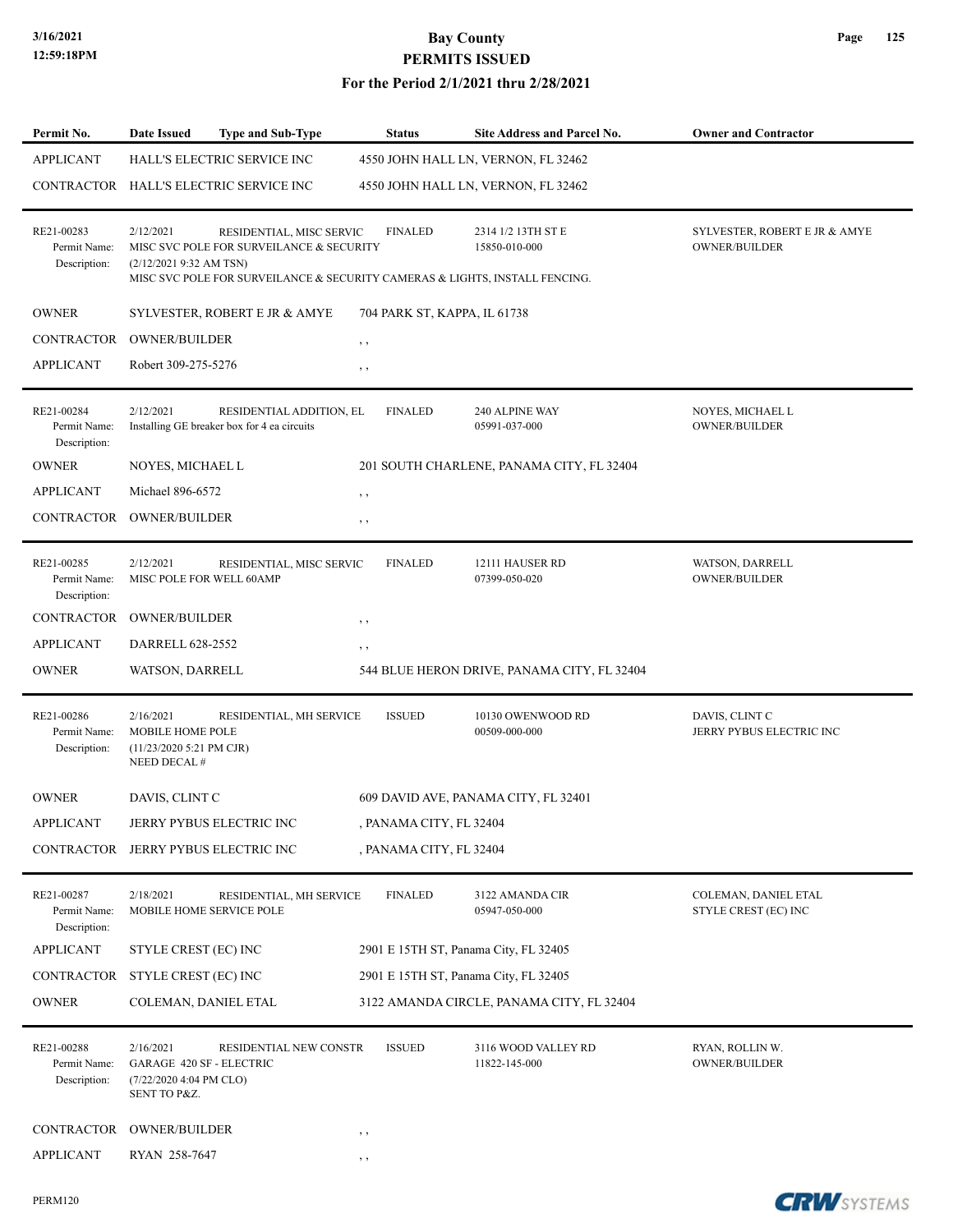# Bay County
## PERMITS ISSUED
### For the Period 2/1/2021 thru 2/28/2021

| Permit No. | Date Issued | Type and Sub-Type | Status | Site Address and Parcel No. | Owner and Contractor |
|---|---|---|---|---|---|
| APPLICANT | HALL'S ELECTRIC SERVICE INC | | 4550 JOHN HALL LN, VERNON, FL 32462 | | |
| CONTRACTOR | HALL'S ELECTRIC SERVICE INC | | 4550 JOHN HALL LN, VERNON, FL 32462 | | |

| Permit No. | Date Issued | Type and Sub-Type | Status | Site Address and Parcel No. | Owner and Contractor |
|---|---|---|---|---|---|
| RE21-00283 | 2/12/2021 | RESIDENTIAL, MISC SERVIC | FINALED | 2314 1/2 13TH ST E | SYLVESTER, ROBERT E JR & AMYE |
| Permit Name: | MISC SVC POLE FOR SURVEILANCE & SECURITY | | | 15850-010-000 | OWNER/BUILDER |
| Description: | (2/12/2021 9:32 AM TSN) MISC SVC POLE FOR SURVEILANCE & SECURITY CAMERAS & LIGHTS, INSTALL FENCING. | | | | |
| OWNER | SYLVESTER, ROBERT E JR & AMYE | | 704 PARK ST, KAPPA, IL 61738 | | |
| CONTRACTOR | OWNER/BUILDER | | , , | | |
| APPLICANT | Robert 309-275-5276 | | , , | | |

| Permit No. | Date Issued | Type and Sub-Type | Status | Site Address and Parcel No. | Owner and Contractor |
|---|---|---|---|---|---|
| RE21-00284 | 2/12/2021 | RESIDENTIAL ADDITION, EL | FINALED | 240 ALPINE WAY | NOYES, MICHAEL L |
| Permit Name: | Installing GE breaker box for 4 ea circuits | | | 05991-037-000 | OWNER/BUILDER |
| Description: | | | | | |
| OWNER | NOYES, MICHAEL L | | 201 SOUTH CHARLENE, PANAMA CITY, FL 32404 | | |
| APPLICANT | Michael 896-6572 | | , , | | |
| CONTRACTOR | OWNER/BUILDER | | , , | | |

| Permit No. | Date Issued | Type and Sub-Type | Status | Site Address and Parcel No. | Owner and Contractor |
|---|---|---|---|---|---|
| RE21-00285 | 2/12/2021 | RESIDENTIAL, MISC SERVIC | FINALED | 12111 HAUSER RD | WATSON, DARRELL |
| Permit Name: | MISC POLE FOR WELL 60AMP | | | 07399-050-020 | OWNER/BUILDER |
| Description: | | | | | |
| CONTRACTOR | OWNER/BUILDER | | , , | | |
| APPLICANT | DARRELL 628-2552 | | , , | | |
| OWNER | WATSON, DARRELL | | 544 BLUE HERON DRIVE, PANAMA CITY, FL 32404 | | |

| Permit No. | Date Issued | Type and Sub-Type | Status | Site Address and Parcel No. | Owner and Contractor |
|---|---|---|---|---|---|
| RE21-00286 | 2/16/2021 | RESIDENTIAL, MH SERVICE | ISSUED | 10130 OWENWOOD RD | DAVIS, CLINT C |
| Permit Name: | MOBILE HOME POLE | | | 00509-000-000 | JERRY PYBUS ELECTRIC INC |
| Description: | (11/23/2020 5:21 PM CJR) NEED DECAL # | | | | |
| OWNER | DAVIS, CLINT C | | 609 DAVID AVE, PANAMA CITY, FL 32401 | | |
| APPLICANT | JERRY PYBUS ELECTRIC INC | | , PANAMA CITY, FL 32404 | | |
| CONTRACTOR | JERRY PYBUS ELECTRIC INC | | , PANAMA CITY, FL 32404 | | |

| Permit No. | Date Issued | Type and Sub-Type | Status | Site Address and Parcel No. | Owner and Contractor |
|---|---|---|---|---|---|
| RE21-00287 | 2/18/2021 | RESIDENTIAL, MH SERVICE | FINALED | 3122 AMANDA CIR | COLEMAN, DANIEL ETAL |
| Permit Name: | MOBILE HOME SERVICE POLE | | | 05947-050-000 | STYLE CREST (EC) INC |
| Description: | | | | | |
| APPLICANT | STYLE CREST (EC) INC | | 2901 E 15TH ST, Panama City, FL 32405 | | |
| CONTRACTOR | STYLE CREST (EC) INC | | 2901 E 15TH ST, Panama City, FL 32405 | | |
| OWNER | COLEMAN, DANIEL ETAL | | 3122 AMANDA CIRCLE, PANAMA CITY, FL 32404 | | |

| Permit No. | Date Issued | Type and Sub-Type | Status | Site Address and Parcel No. | Owner and Contractor |
|---|---|---|---|---|---|
| RE21-00288 | 2/16/2021 | RESIDENTIAL NEW CONSTR | ISSUED | 3116 WOOD VALLEY RD | RYAN, ROLLIN W. |
| Permit Name: | GARAGE 420 SF - ELECTRIC | | | 11822-145-000 | OWNER/BUILDER |
| Description: | (7/22/2020 4:04 PM CLO) SENT TO P&Z. | | | | |
| CONTRACTOR | OWNER/BUILDER | | , , | | |
| APPLICANT | RYAN 258-7647 | | , , | | |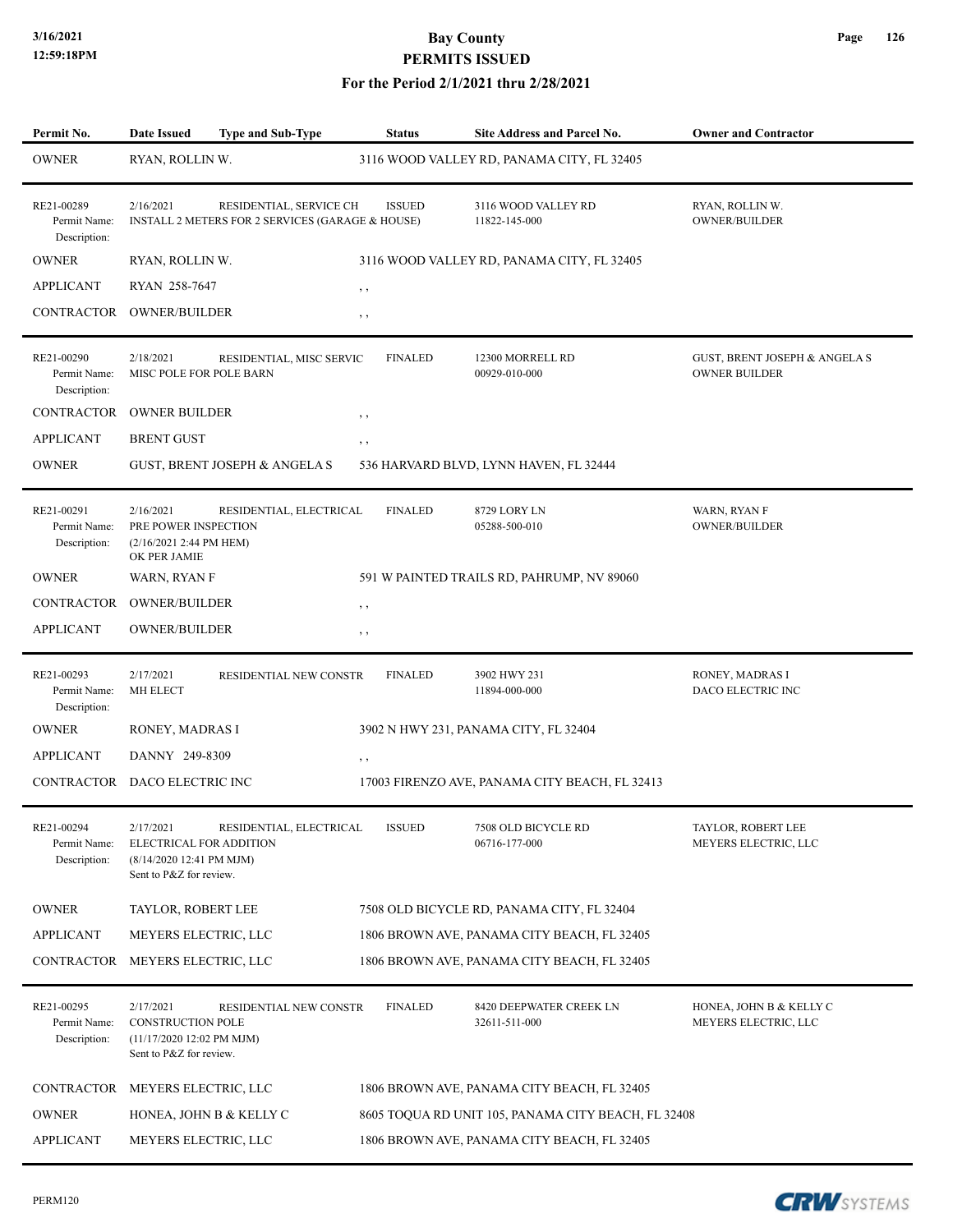# Bay County

## PERMITS ISSUED

### For the Period 2/1/2021 thru 2/28/2021

| Permit No. | Date Issued | Type and Sub-Type | Status | Site Address and Parcel No. | Owner and Contractor |
|---|---|---|---|---|---|
| OWNER | RYAN, ROLLIN W. | | 3116 WOOD VALLEY RD, PANAMA CITY, FL 32405 | | |
| RE21-00289 | 2/16/2021 | RESIDENTIAL, SERVICE CH | ISSUED | 3116 WOOD VALLEY RD | RYAN, ROLLIN W. |
| Permit Name: | INSTALL 2 METERS FOR 2 SERVICES (GARAGE & HOUSE) | | | 11822-145-000 | OWNER/BUILDER |
| Description: | | | | | |
| OWNER | RYAN, ROLLIN W. | | 3116 WOOD VALLEY RD, PANAMA CITY, FL 32405 | | |
| APPLICANT | RYAN 258-7647 | | , , | | |
| CONTRACTOR | OWNER/BUILDER | | , , | | |
| RE21-00290 | 2/18/2021 | RESIDENTIAL, MISC SERVIC | FINALED | 12300 MORRELL RD | GUST, BRENT JOSEPH & ANGELA S |
| Permit Name: | MISC POLE FOR POLE BARN | | | 00929-010-000 | OWNER BUILDER |
| Description: | | | | | |
| CONTRACTOR | OWNER BUILDER | | , , | | |
| APPLICANT | BRENT GUST | | , , | | |
| OWNER | GUST, BRENT JOSEPH & ANGELA S | | 536 HARVARD BLVD, LYNN HAVEN, FL 32444 | | |
| RE21-00291 | 2/16/2021 | RESIDENTIAL, ELECTRICAL | FINALED | 8729 LORY LN | WARN, RYAN F |
| Permit Name: | PRE POWER INSPECTION | | | 05288-500-010 | OWNER/BUILDER |
| Description: | (2/16/2021 2:44 PM HEM) OK PER JAMIE | | | | |
| OWNER | WARN, RYAN F | | 591 W PAINTED TRAILS RD, PAHRUMP, NV 89060 | | |
| CONTRACTOR | OWNER/BUILDER | | , , | | |
| APPLICANT | OWNER/BUILDER | | , , | | |
| RE21-00293 | 2/17/2021 | RESIDENTIAL NEW CONSTR | FINALED | 3902 HWY 231 | RONEY, MADRAS I |
| Permit Name: | MH ELECT | | | 11894-000-000 | DACO ELECTRIC INC |
| Description: | | | | | |
| OWNER | RONEY, MADRAS I | | 3902 N HWY 231, PANAMA CITY, FL 32404 | | |
| APPLICANT | DANNY 249-8309 | | , , | | |
| CONTRACTOR | DACO ELECTRIC INC | | 17003 FIRENZO AVE, PANAMA CITY BEACH, FL 32413 | | |
| RE21-00294 | 2/17/2021 | RESIDENTIAL, ELECTRICAL | ISSUED | 7508 OLD BICYCLE RD | TAYLOR, ROBERT LEE |
| Permit Name: | ELECTRICAL FOR ADDITION | | | 06716-177-000 | MEYERS ELECTRIC, LLC |
| Description: | (8/14/2020 12:41 PM MJM) Sent to P&Z for review. | | | | |
| OWNER | TAYLOR, ROBERT LEE | | 7508 OLD BICYCLE RD, PANAMA CITY, FL 32404 | | |
| APPLICANT | MEYERS ELECTRIC, LLC | | 1806 BROWN AVE, PANAMA CITY BEACH, FL 32405 | | |
| CONTRACTOR | MEYERS ELECTRIC, LLC | | 1806 BROWN AVE, PANAMA CITY BEACH, FL 32405 | | |
| RE21-00295 | 2/17/2021 | RESIDENTIAL NEW CONSTR | FINALED | 8420 DEEPWATER CREEK LN | HONEA, JOHN B & KELLY C |
| Permit Name: | CONSTRUCTION POLE | | | 32611-511-000 | MEYERS ELECTRIC, LLC |
| Description: | (11/17/2020 12:02 PM MJM) Sent to P&Z for review. | | | | |
| CONTRACTOR | MEYERS ELECTRIC, LLC | | 1806 BROWN AVE, PANAMA CITY BEACH, FL 32405 | | |
| OWNER | HONEA, JOHN B & KELLY C | | 8605 TOQUA RD UNIT 105, PANAMA CITY BEACH, FL 32408 | | |
| APPLICANT | MEYERS ELECTRIC, LLC | | 1806 BROWN AVE, PANAMA CITY BEACH, FL 32405 | | |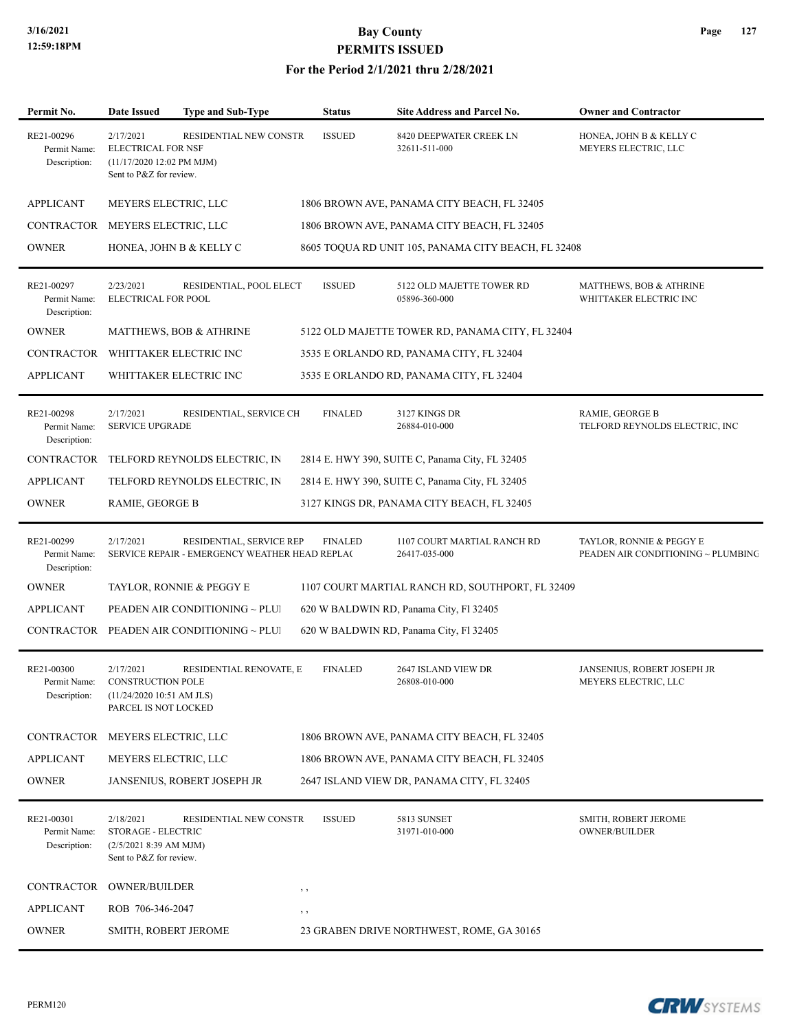# Bay County
## PERMITS ISSUED
### For the Period 2/1/2021 thru 2/28/2021

| Permit No. | Date Issued | Type and Sub-Type | Status | Site Address and Parcel No. | Owner and Contractor |
|---|---|---|---|---|---|
| RE21-00296<br>Permit Name:<br>Description: | 2/17/2021<br>ELECTRICAL FOR NSF<br>(11/17/2020 12:02 PM MJM)<br>Sent to P&Z for review. | RESIDENTIAL NEW CONSTR | ISSUED | 8420 DEEPWATER CREEK LN<br>32611-511-000 | HONEA, JOHN B & KELLY C<br>MEYERS ELECTRIC, LLC |
| APPLICANT | MEYERS ELECTRIC, LLC | | 1806 BROWN AVE, PANAMA CITY BEACH, FL 32405 | | |
| CONTRACTOR | MEYERS ELECTRIC, LLC | | 1806 BROWN AVE, PANAMA CITY BEACH, FL 32405 | | |
| OWNER | HONEA, JOHN B & KELLY C | | 8605 TOQUA RD UNIT 105, PANAMA CITY BEACH, FL 32408 | | |
| RE21-00297<br>Permit Name:<br>Description: | 2/23/2021<br>ELECTRICAL FOR POOL | RESIDENTIAL, POOL ELECT | ISSUED | 5122 OLD MAJETTE TOWER RD<br>05896-360-000 | MATTHEWS, BOB & ATHRINE<br>WHITTAKER ELECTRIC INC |
| OWNER | MATTHEWS, BOB & ATHRINE | | 5122 OLD MAJETTE TOWER RD, PANAMA CITY, FL 32404 | | |
| CONTRACTOR | WHITTAKER ELECTRIC INC | | 3535 E ORLANDO RD, PANAMA CITY, FL 32404 | | |
| APPLICANT | WHITTAKER ELECTRIC INC | | 3535 E ORLANDO RD, PANAMA CITY, FL 32404 | | |
| RE21-00298<br>Permit Name:<br>Description: | 2/17/2021<br>SERVICE UPGRADE | RESIDENTIAL, SERVICE CH | FINALED | 3127 KINGS DR<br>26884-010-000 | RAMIE, GEORGE B<br>TELFORD REYNOLDS ELECTRIC, INC |
| CONTRACTOR | TELFORD REYNOLDS ELECTRIC, IN | | 2814 E. HWY 390, SUITE C, Panama City, FL 32405 | | |
| APPLICANT | TELFORD REYNOLDS ELECTRIC, IN | | 2814 E. HWY 390, SUITE C, Panama City, FL 32405 | | |
| OWNER | RAMIE, GEORGE B | | 3127 KINGS DR, PANAMA CITY BEACH, FL 32405 | | |
| RE21-00299<br>Permit Name:<br>Description: | 2/17/2021<br>SERVICE REPAIR - EMERGENCY WEATHER HEAD REPLAC | RESIDENTIAL, SERVICE REP | FINALED | 1107 COURT MARTIAL RANCH RD<br>26417-035-000 | TAYLOR, RONNIE & PEGGY E<br>PEADEN AIR CONDITIONING ~ PLUMBING |
| OWNER | TAYLOR, RONNIE & PEGGY E | | 1107 COURT MARTIAL RANCH RD, SOUTHPORT, FL 32409 | | |
| APPLICANT | PEADEN AIR CONDITIONING ~ PLUI | | 620 W BALDWIN RD, Panama City, Fl 32405 | | |
| CONTRACTOR | PEADEN AIR CONDITIONING ~ PLUI | | 620 W BALDWIN RD, Panama City, Fl 32405 | | |
| RE21-00300<br>Permit Name:<br>Description: | 2/17/2021<br>CONSTRUCTION POLE<br>(11/24/2020 10:51 AM JLS)<br>PARCEL IS NOT LOCKED | RESIDENTIAL RENOVATE, E | FINALED | 2647 ISLAND VIEW DR<br>26808-010-000 | JANSENIUS, ROBERT JOSEPH JR<br>MEYERS ELECTRIC, LLC |
| CONTRACTOR | MEYERS ELECTRIC, LLC | | 1806 BROWN AVE, PANAMA CITY BEACH, FL 32405 | | |
| APPLICANT | MEYERS ELECTRIC, LLC | | 1806 BROWN AVE, PANAMA CITY BEACH, FL 32405 | | |
| OWNER | JANSENIUS, ROBERT JOSEPH JR | | 2647 ISLAND VIEW DR, PANAMA CITY, FL 32405 | | |
| RE21-00301<br>Permit Name:<br>Description: | 2/18/2021<br>STORAGE - ELECTRIC<br>(2/5/2021 8:39 AM MJM)<br>Sent to P&Z for review. | RESIDENTIAL NEW CONSTR | ISSUED | 5813 SUNSET<br>31971-010-000 | SMITH, ROBERT JEROME<br>OWNER/BUILDER |
| CONTRACTOR | OWNER/BUILDER | | , , | | |
| APPLICANT | ROB 706-346-2047 | | , , | | |
| OWNER | SMITH, ROBERT JEROME | | 23 GRABEN DRIVE NORTHWEST, ROME, GA 30165 | | |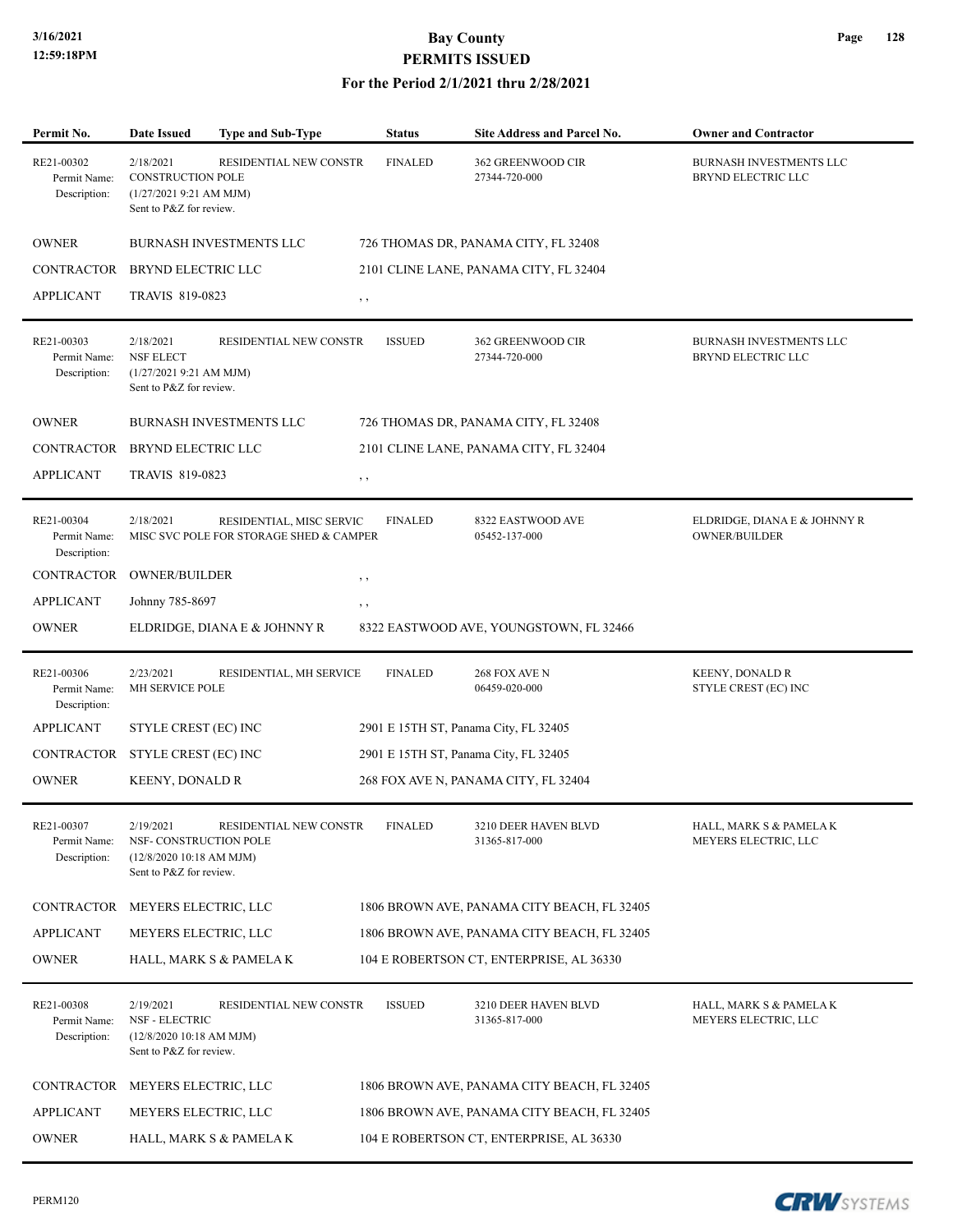# Bay County
## PERMITS ISSUED
### For the Period 2/1/2021 thru 2/28/2021

| Permit No. | Date Issued | Type and Sub-Type | Status | Site Address and Parcel No. | Owner and Contractor |
|---|---|---|---|---|---|
| RE21-00302 | 2/18/2021 | RESIDENTIAL NEW CONSTR | FINALED | 362 GREENWOOD CIR<br>27344-720-000 | BURNASH INVESTMENTS LLC<br>BRYND ELECTRIC LLC |

Permit Name: CONSTRUCTION POLE
Description: (1/27/2021 9:21 AM MJM) Sent to P&Z for review.

| | | |
|---|---|---|
| OWNER | BURNASH INVESTMENTS LLC | 726 THOMAS DR, PANAMA CITY, FL 32408 |
| CONTRACTOR | BRYND ELECTRIC LLC | 2101 CLINE LANE, PANAMA CITY, FL 32404 |
| APPLICANT | TRAVIS 819-0823 | , , |

---

| Permit No. | Date Issued | Type and Sub-Type | Status | Site Address and Parcel No. | Owner and Contractor |
|---|---|---|---|---|---|
| RE21-00303 | 2/18/2021 | RESIDENTIAL NEW CONSTR | ISSUED | 362 GREENWOOD CIR<br>27344-720-000 | BURNASH INVESTMENTS LLC<br>BRYND ELECTRIC LLC |

Permit Name: NSF ELECT
Description: (1/27/2021 9:21 AM MJM) Sent to P&Z for review.

| | | |
|---|---|---|
| OWNER | BURNASH INVESTMENTS LLC | 726 THOMAS DR, PANAMA CITY, FL 32408 |
| CONTRACTOR | BRYND ELECTRIC LLC | 2101 CLINE LANE, PANAMA CITY, FL 32404 |
| APPLICANT | TRAVIS 819-0823 | , , |

---

| Permit No. | Date Issued | Type and Sub-Type | Status | Site Address and Parcel No. | Owner and Contractor |
|---|---|---|---|---|---|
| RE21-00304 | 2/18/2021 | RESIDENTIAL, MISC SERVIC | FINALED | 8322 EASTWOOD AVE<br>05452-137-000 | ELDRIDGE, DIANA E & JOHNNY R<br>OWNER/BUILDER |

Permit Name: MISC SVC POLE FOR STORAGE SHED & CAMPER
Description:

| | | |
|---|---|---|
| CONTRACTOR | OWNER/BUILDER | , , |
| APPLICANT | Johnny 785-8697 | , , |
| OWNER | ELDRIDGE, DIANA E & JOHNNY R | 8322 EASTWOOD AVE, YOUNGSTOWN, FL 32466 |

---

| Permit No. | Date Issued | Type and Sub-Type | Status | Site Address and Parcel No. | Owner and Contractor |
|---|---|---|---|---|---|
| RE21-00306 | 2/23/2021 | RESIDENTIAL, MH SERVICE | FINALED | 268 FOX AVE N<br>06459-020-000 | KEENY, DONALD R<br>STYLE CREST (EC) INC |

Permit Name: MH SERVICE POLE
Description:

| | | |
|---|---|---|
| APPLICANT | STYLE CREST (EC) INC | 2901 E 15TH ST, Panama City, FL 32405 |
| CONTRACTOR | STYLE CREST (EC) INC | 2901 E 15TH ST, Panama City, FL 32405 |
| OWNER | KEENY, DONALD R | 268 FOX AVE N, PANAMA CITY, FL 32404 |

---

| Permit No. | Date Issued | Type and Sub-Type | Status | Site Address and Parcel No. | Owner and Contractor |
|---|---|---|---|---|---|
| RE21-00307 | 2/19/2021 | RESIDENTIAL NEW CONSTR | FINALED | 3210 DEER HAVEN BLVD<br>31365-817-000 | HALL, MARK S & PAMELA K<br>MEYERS ELECTRIC, LLC |

Permit Name: NSF- CONSTRUCTION POLE
Description: (12/8/2020 10:18 AM MJM) Sent to P&Z for review.

| | | |
|---|---|---|
| CONTRACTOR | MEYERS ELECTRIC, LLC | 1806 BROWN AVE, PANAMA CITY BEACH, FL 32405 |
| APPLICANT | MEYERS ELECTRIC, LLC | 1806 BROWN AVE, PANAMA CITY BEACH, FL 32405 |
| OWNER | HALL, MARK S & PAMELA K | 104 E ROBERTSON CT, ENTERPRISE, AL 36330 |

---

| Permit No. | Date Issued | Type and Sub-Type | Status | Site Address and Parcel No. | Owner and Contractor |
|---|---|---|---|---|---|
| RE21-00308 | 2/19/2021 | RESIDENTIAL NEW CONSTR | ISSUED | 3210 DEER HAVEN BLVD<br>31365-817-000 | HALL, MARK S & PAMELA K<br>MEYERS ELECTRIC, LLC |

Permit Name: NSF - ELECTRIC
Description: (12/8/2020 10:18 AM MJM) Sent to P&Z for review.

| | | |
|---|---|---|
| CONTRACTOR | MEYERS ELECTRIC, LLC | 1806 BROWN AVE, PANAMA CITY BEACH, FL 32405 |
| APPLICANT | MEYERS ELECTRIC, LLC | 1806 BROWN AVE, PANAMA CITY BEACH, FL 32405 |
| OWNER | HALL, MARK S & PAMELA K | 104 E ROBERTSON CT, ENTERPRISE, AL 36330 |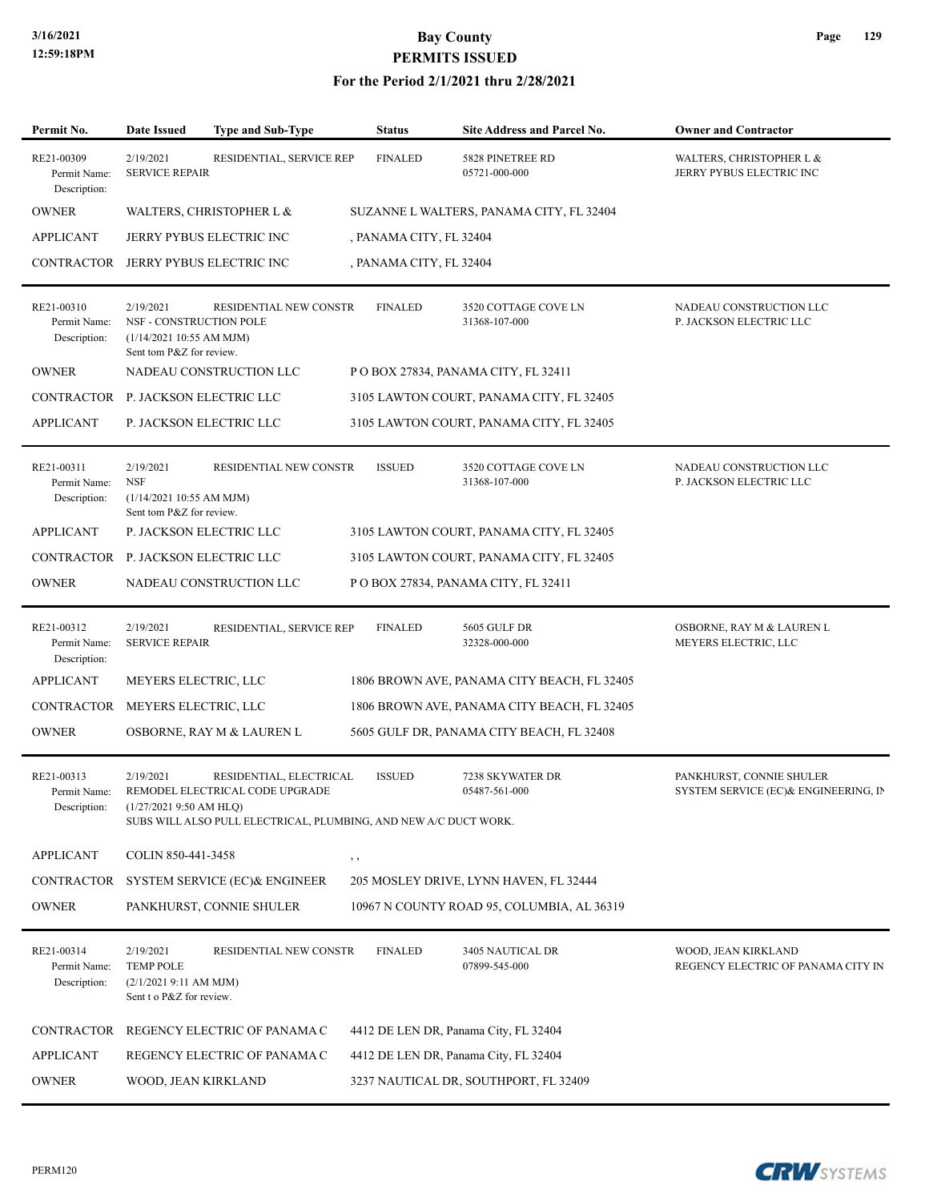# Bay County
## PERMITS ISSUED
### For the Period 2/1/2021 thru 2/28/2021

| Permit No. | Date Issued | Type and Sub-Type | Status | Site Address and Parcel No. | Owner and Contractor |
|---|---|---|---|---|---|
| RE21-00309 | 2/19/2021 | RESIDENTIAL, SERVICE REP | FINALED | 5828 PINETREE RD<br>05721-000-000 | WALTERS, CHRISTOPHER L &<br>JERRY PYBUS ELECTRIC INC |

Permit Name: SERVICE REPAIR
Description:

| Role | Name | Address |
|---|---|---|
| OWNER | WALTERS, CHRISTOPHER L & | SUZANNE L WALTERS, PANAMA CITY, FL 32404 |
| APPLICANT | JERRY PYBUS ELECTRIC INC | , PANAMA CITY, FL 32404 |
| CONTRACTOR | JERRY PYBUS ELECTRIC INC | , PANAMA CITY, FL 32404 |

---

| Permit No. | Date Issued | Type and Sub-Type | Status | Site Address and Parcel No. | Owner and Contractor |
|---|---|---|---|---|---|
| RE21-00310 | 2/19/2021 | RESIDENTIAL NEW CONSTR | FINALED | 3520 COTTAGE COVE LN<br>31368-107-000 | NADEAU CONSTRUCTION LLC<br>P. JACKSON ELECTRIC LLC |

Permit Name: NSF - CONSTRUCTION POLE
Description: (1/14/2021 10:55 AM MJM)
Sent tom P&Z for review.

| Role | Name | Address |
|---|---|---|
| OWNER | NADEAU CONSTRUCTION LLC | P O BOX 27834, PANAMA CITY, FL 32411 |
| CONTRACTOR | P. JACKSON ELECTRIC LLC | 3105 LAWTON COURT, PANAMA CITY, FL 32405 |
| APPLICANT | P. JACKSON ELECTRIC LLC | 3105 LAWTON COURT, PANAMA CITY, FL 32405 |

---

| Permit No. | Date Issued | Type and Sub-Type | Status | Site Address and Parcel No. | Owner and Contractor |
|---|---|---|---|---|---|
| RE21-00311 | 2/19/2021 | RESIDENTIAL NEW CONSTR | ISSUED | 3520 COTTAGE COVE LN<br>31368-107-000 | NADEAU CONSTRUCTION LLC<br>P. JACKSON ELECTRIC LLC |

Permit Name: NSF
Description: (1/14/2021 10:55 AM MJM)
Sent tom P&Z for review.

| Role | Name | Address |
|---|---|---|
| APPLICANT | P. JACKSON ELECTRIC LLC | 3105 LAWTON COURT, PANAMA CITY, FL 32405 |
| CONTRACTOR | P. JACKSON ELECTRIC LLC | 3105 LAWTON COURT, PANAMA CITY, FL 32405 |
| OWNER | NADEAU CONSTRUCTION LLC | P O BOX 27834, PANAMA CITY, FL 32411 |

---

| Permit No. | Date Issued | Type and Sub-Type | Status | Site Address and Parcel No. | Owner and Contractor |
|---|---|---|---|---|---|
| RE21-00312 | 2/19/2021 | RESIDENTIAL, SERVICE REP | FINALED | 5605 GULF DR<br>32328-000-000 | OSBORNE, RAY M & LAUREN L<br>MEYERS ELECTRIC, LLC |

Permit Name: SERVICE REPAIR
Description:

| Role | Name | Address |
|---|---|---|
| APPLICANT | MEYERS ELECTRIC, LLC | 1806 BROWN AVE, PANAMA CITY BEACH, FL 32405 |
| CONTRACTOR | MEYERS ELECTRIC, LLC | 1806 BROWN AVE, PANAMA CITY BEACH, FL 32405 |
| OWNER | OSBORNE, RAY M & LAUREN L | 5605 GULF DR, PANAMA CITY BEACH, FL 32408 |

---

| Permit No. | Date Issued | Type and Sub-Type | Status | Site Address and Parcel No. | Owner and Contractor |
|---|---|---|---|---|---|
| RE21-00313 | 2/19/2021 | RESIDENTIAL, ELECTRICAL | ISSUED | 7238 SKYWATER DR<br>05487-561-000 | PANKHURST, CONNIE SHULER<br>SYSTEM SERVICE (EC)& ENGINEERING, IN |

Permit Name: REMODEL ELECTRICAL CODE UPGRADE
Description: (1/27/2021 9:50 AM HLQ)
SUBS WILL ALSO PULL ELECTRICAL, PLUMBING, AND NEW A/C DUCT WORK.

| Role | Name | Address |
|---|---|---|
| APPLICANT | COLIN 850-441-3458 | , , |
| CONTRACTOR | SYSTEM SERVICE (EC)& ENGINEER | 205 MOSLEY DRIVE, LYNN HAVEN, FL 32444 |
| OWNER | PANKHURST, CONNIE SHULER | 10967 N COUNTY ROAD 95, COLUMBIA, AL 36319 |

---

| Permit No. | Date Issued | Type and Sub-Type | Status | Site Address and Parcel No. | Owner and Contractor |
|---|---|---|---|---|---|
| RE21-00314 | 2/19/2021 | RESIDENTIAL NEW CONSTR | FINALED | 3405 NAUTICAL DR<br>07899-545-000 | WOOD, JEAN KIRKLAND<br>REGENCY ELECTRIC OF PANAMA CITY IN |

Permit Name: TEMP POLE
Description: (2/1/2021 9:11 AM MJM)
Sent t o P&Z for review.

| Role | Name | Address |
|---|---|---|
| CONTRACTOR | REGENCY ELECTRIC OF PANAMA C | 4412 DE LEN DR, Panama City, FL 32404 |
| APPLICANT | REGENCY ELECTRIC OF PANAMA C | 4412 DE LEN DR, Panama City, FL 32404 |
| OWNER | WOOD, JEAN KIRKLAND | 3237 NAUTICAL DR, SOUTHPORT, FL 32409 |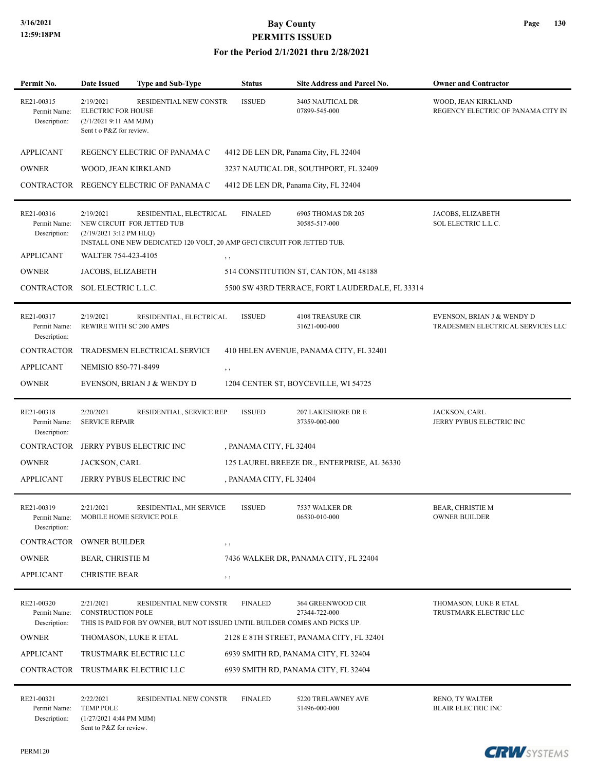# Bay County
## PERMITS ISSUED
### For the Period 2/1/2021 thru 2/28/2021

3/16/2021 12:59:18PM

| Permit No. | Date Issued | Type and Sub-Type | Status | Site Address and Parcel No. | Owner and Contractor |
|---|---|---|---|---|---|
| RE21-00315 | 2/19/2021 | RESIDENTIAL NEW CONSTR | ISSUED | 3405 NAUTICAL DR 07899-545-000 | WOOD, JEAN KIRKLAND / REGENCY ELECTRIC OF PANAMA CITY IN |

Permit Name: ELECTRIC FOR HOUSE
Description: (2/1/2021 9:11 AM MJM) Sent t o P&Z for review.

| | | |
|---|---|---|
| APPLICANT | REGENCY ELECTRIC OF PANAMA C | 4412 DE LEN DR, Panama City, FL 32404 |
| OWNER | WOOD, JEAN KIRKLAND | 3237 NAUTICAL DR, SOUTHPORT, FL 32409 |
| CONTRACTOR | REGENCY ELECTRIC OF PANAMA C | 4412 DE LEN DR, Panama City, FL 32404 |

| Permit No. | Date Issued | Type and Sub-Type | Status | Site Address and Parcel No. | Owner and Contractor |
|---|---|---|---|---|---|
| RE21-00316 | 2/19/2021 | RESIDENTIAL, ELECTRICAL | FINALED | 6905 THOMAS DR 205 30585-517-000 | JACOBS, ELIZABETH / SOL ELECTRIC L.L.C. |

Permit Name: NEW CIRCUIT FOR JETTED TUB
Description: (2/19/2021 3:12 PM HLQ) INSTALL ONE NEW DEDICATED 120 VOLT, 20 AMP GFCI CIRCUIT FOR JETTED TUB.

| | | |
|---|---|---|
| APPLICANT | WALTER 754-423-4105 | , , |
| OWNER | JACOBS, ELIZABETH | 514 CONSTITUTION ST, CANTON, MI 48188 |
| CONTRACTOR | SOL ELECTRIC L.L.C. | 5500 SW 43RD TERRACE, FORT LAUDERDALE, FL 33314 |

| Permit No. | Date Issued | Type and Sub-Type | Status | Site Address and Parcel No. | Owner and Contractor |
|---|---|---|---|---|---|
| RE21-00317 | 2/19/2021 | RESIDENTIAL, ELECTRICAL | ISSUED | 4108 TREASURE CIR 31621-000-000 | EVENSON, BRIAN J & WENDY D / TRADESMEN ELECTRICAL SERVICES LLC |

Permit Name: REWIRE WITH SC 200 AMPS
Description:

| | | |
|---|---|---|
| CONTRACTOR | TRADESMEN ELECTRICAL SERVICE | 410 HELEN AVENUE, PANAMA CITY, FL 32401 |
| APPLICANT | NEMISIO 850-771-8499 | , , |
| OWNER | EVENSON, BRIAN J & WENDY D | 1204 CENTER ST, BOYCEVILLE, WI 54725 |

| Permit No. | Date Issued | Type and Sub-Type | Status | Site Address and Parcel No. | Owner and Contractor |
|---|---|---|---|---|---|
| RE21-00318 | 2/20/2021 | RESIDENTIAL, SERVICE REP | ISSUED | 207 LAKESHORE DR E 37359-000-000 | JACKSON, CARL / JERRY PYBUS ELECTRIC INC |

Permit Name: SERVICE REPAIR
Description:

| | | |
|---|---|---|
| CONTRACTOR | JERRY PYBUS ELECTRIC INC | , PANAMA CITY, FL 32404 |
| OWNER | JACKSON, CARL | 125 LAUREL BREEZE DR., ENTERPRISE, AL 36330 |
| APPLICANT | JERRY PYBUS ELECTRIC INC | , PANAMA CITY, FL 32404 |

| Permit No. | Date Issued | Type and Sub-Type | Status | Site Address and Parcel No. | Owner and Contractor |
|---|---|---|---|---|---|
| RE21-00319 | 2/21/2021 | RESIDENTIAL, MH SERVICE | ISSUED | 7537 WALKER DR 06530-010-000 | BEAR, CHRISTIE M / OWNER BUILDER |

Permit Name: MOBILE HOME SERVICE POLE
Description:

| | | |
|---|---|---|
| CONTRACTOR | OWNER BUILDER | , , |
| OWNER | BEAR, CHRISTIE M | 7436 WALKER DR, PANAMA CITY, FL 32404 |
| APPLICANT | CHRISTIE BEAR | , , |

| Permit No. | Date Issued | Type and Sub-Type | Status | Site Address and Parcel No. | Owner and Contractor |
|---|---|---|---|---|---|
| RE21-00320 | 2/21/2021 | RESIDENTIAL NEW CONSTR | FINALED | 364 GREENWOOD CIR 27344-722-000 | THOMASON, LUKE R ETAL / TRUSTMARK ELECTRIC LLC |

Permit Name: CONSTRUCTION POLE
Description: THIS IS PAID FOR BY OWNER, BUT NOT ISSUED UNTIL BUILDER COMES AND PICKS UP.

| | | |
|---|---|---|
| OWNER | THOMASON, LUKE R ETAL | 2128 E 8TH STREET, PANAMA CITY, FL 32401 |
| APPLICANT | TRUSTMARK ELECTRIC LLC | 6939 SMITH RD, PANAMA CITY, FL 32404 |
| CONTRACTOR | TRUSTMARK ELECTRIC LLC | 6939 SMITH RD, PANAMA CITY, FL 32404 |

| Permit No. | Date Issued | Type and Sub-Type | Status | Site Address and Parcel No. | Owner and Contractor |
|---|---|---|---|---|---|
| RE21-00321 | 2/22/2021 | RESIDENTIAL NEW CONSTR | FINALED | 5220 TRELAWNEY AVE 31496-000-000 | RENO, TY WALTER / BLAIR ELECTRIC INC |

Permit Name: TEMP POLE
Description: (1/27/2021 4:44 PM MJM) Sent to P&Z for review.

PERM120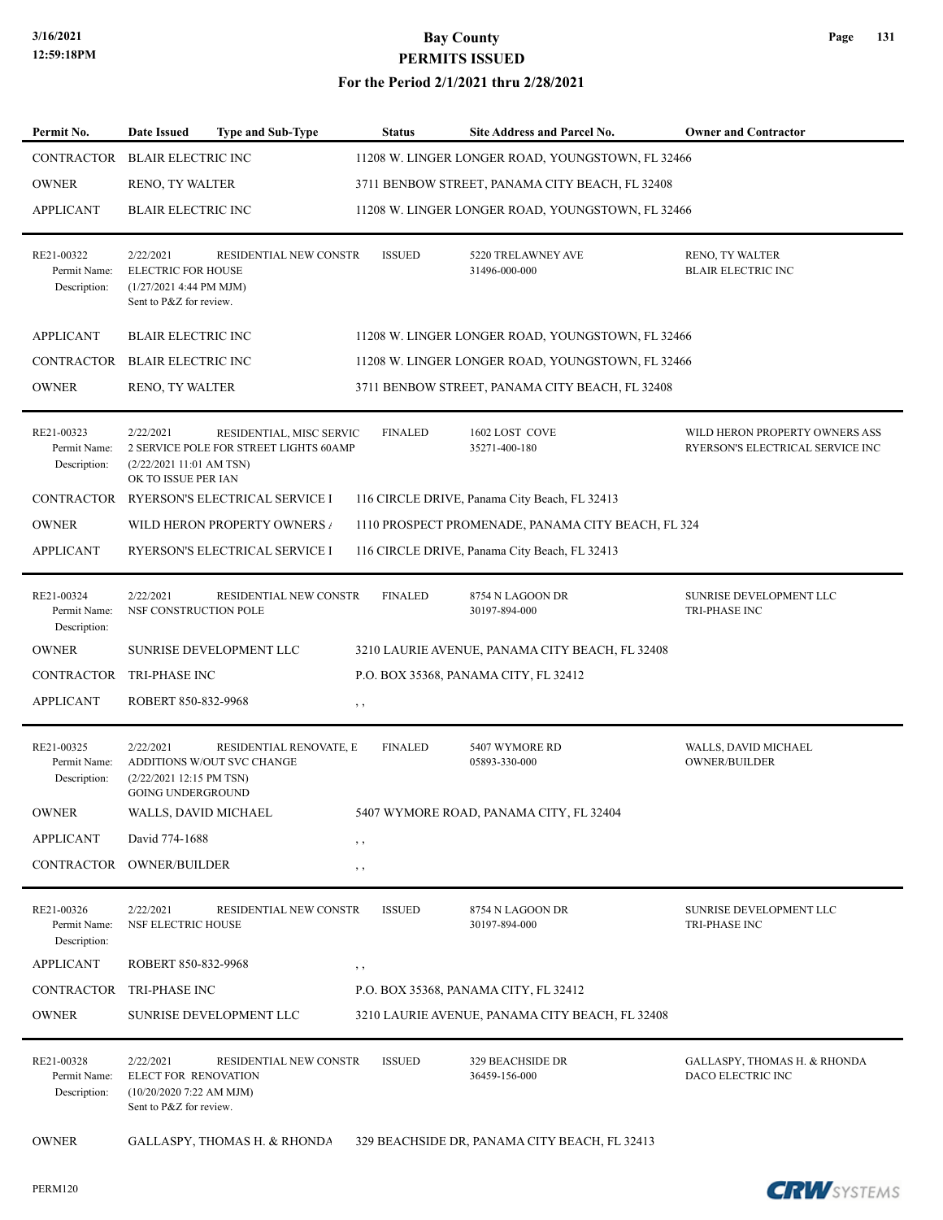# Bay County
## PERMITS ISSUED
### For the Period 2/1/2021 thru 2/28/2021

| Permit No. | Date Issued | Type and Sub-Type | Status | Site Address and Parcel No. | Owner and Contractor |
|---|---|---|---|---|---|
| CONTRACTOR | BLAIR ELECTRIC INC | | 11208 W. LINGER LONGER ROAD, YOUNGSTOWN, FL 32466 | | |
| OWNER | RENO, TY WALTER | | 3711 BENBOW STREET, PANAMA CITY BEACH, FL 32408 | | |
| APPLICANT | BLAIR ELECTRIC INC | | 11208 W. LINGER LONGER ROAD, YOUNGSTOWN, FL 32466 | | |
| RE21-00322<br>Permit Name:<br>Description: | 2/22/2021<br>ELECTRIC FOR HOUSE<br>(1/27/2021 4:44 PM MJM)<br>Sent to P&Z for review. | RESIDENTIAL NEW CONSTR | ISSUED | 5220 TRELAWNEY AVE<br>31496-000-000 | RENO, TY WALTER<br>BLAIR ELECTRIC INC |
| APPLICANT | BLAIR ELECTRIC INC | | 11208 W. LINGER LONGER ROAD, YOUNGSTOWN, FL 32466 | | |
| CONTRACTOR | BLAIR ELECTRIC INC | | 11208 W. LINGER LONGER ROAD, YOUNGSTOWN, FL 32466 | | |
| OWNER | RENO, TY WALTER | | 3711 BENBOW STREET, PANAMA CITY BEACH, FL 32408 | | |
| RE21-00323<br>Permit Name:<br>Description: | 2/22/2021<br>2 SERVICE POLE FOR STREET LIGHTS 60AMP<br>(2/22/2021 11:01 AM TSN)<br>OK TO ISSUE PER IAN | RESIDENTIAL, MISC SERVIC | FINALED | 1602 LOST COVE<br>35271-400-180 | WILD HERON PROPERTY OWNERS ASS<br>RYERSON'S ELECTRICAL SERVICE INC |
| CONTRACTOR | RYERSON'S ELECTRICAL SERVICE I | | 116 CIRCLE DRIVE, Panama City Beach, FL 32413 | | |
| OWNER | WILD HERON PROPERTY OWNERS / | | 1110 PROSPECT PROMENADE, PANAMA CITY BEACH, FL 324 | | |
| APPLICANT | RYERSON'S ELECTRICAL SERVICE I | | 116 CIRCLE DRIVE, Panama City Beach, FL 32413 | | |
| RE21-00324<br>Permit Name:<br>Description: | 2/22/2021<br>NSF CONSTRUCTION POLE | RESIDENTIAL NEW CONSTR | FINALED | 8754 N LAGOON DR<br>30197-894-000 | SUNRISE DEVELOPMENT LLC<br>TRI-PHASE INC |
| OWNER | SUNRISE DEVELOPMENT LLC | | 3210 LAURIE AVENUE, PANAMA CITY BEACH, FL 32408 | | |
| CONTRACTOR | TRI-PHASE INC | | P.O. BOX 35368, PANAMA CITY, FL 32412 | | |
| APPLICANT | ROBERT 850-832-9968 | | , , | | |
| RE21-00325<br>Permit Name:<br>Description: | 2/22/2021<br>ADDITIONS W/OUT SVC CHANGE<br>(2/22/2021 12:15 PM TSN)<br>GOING UNDERGROUND | RESIDENTIAL RENOVATE, E | FINALED | 5407 WYMORE RD<br>05893-330-000 | WALLS, DAVID MICHAEL<br>OWNER/BUILDER |
| OWNER | WALLS, DAVID MICHAEL | | 5407 WYMORE ROAD, PANAMA CITY, FL 32404 | | |
| APPLICANT | David 774-1688 | | , , | | |
| CONTRACTOR | OWNER/BUILDER | | , , | | |
| RE21-00326<br>Permit Name:<br>Description: | 2/22/2021<br>NSF ELECTRIC HOUSE | RESIDENTIAL NEW CONSTR | ISSUED | 8754 N LAGOON DR<br>30197-894-000 | SUNRISE DEVELOPMENT LLC<br>TRI-PHASE INC |
| APPLICANT | ROBERT 850-832-9968 | | , , | | |
| CONTRACTOR | TRI-PHASE INC | | P.O. BOX 35368, PANAMA CITY, FL 32412 | | |
| OWNER | SUNRISE DEVELOPMENT LLC | | 3210 LAURIE AVENUE, PANAMA CITY BEACH, FL 32408 | | |
| RE21-00328<br>Permit Name:<br>Description: | 2/22/2021<br>ELECT FOR RENOVATION<br>(10/20/2020 7:22 AM MJM)<br>Sent to P&Z for review. | RESIDENTIAL NEW CONSTR | ISSUED | 329 BEACHSIDE DR<br>36459-156-000 | GALLASPY, THOMAS H. & RHONDA<br>DACO ELECTRIC INC |
| OWNER | GALLASPY, THOMAS H. & RHONDA | | 329 BEACHSIDE DR, PANAMA CITY BEACH, FL 32413 | | |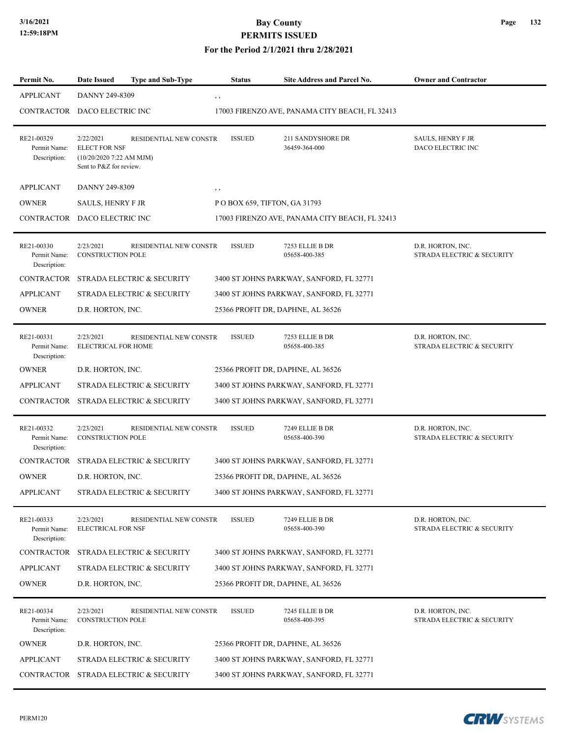| Permit No. | Date Issued | Type and Sub-Type | Status | Site Address and Parcel No. | Owner and Contractor |
|---|---|---|---|---|---|
| APPLICANT | DANNY 249-8309 | | , , | | |
| CONTRACTOR | DACO ELECTRIC INC | | 17003 FIRENZO AVE, PANAMA CITY BEACH, FL 32413 | | |
| RE21-00329<br>Permit Name:<br>Description: | 2/22/2021<br>ELECT FOR NSF<br>(10/20/2020 7:22 AM MJM)<br>Sent to P&Z for review. | RESIDENTIAL NEW CONSTR | ISSUED | 211 SANDYSHORE DR<br>36459-364-000 | SAULS, HENRY F JR<br>DACO ELECTRIC INC |
| APPLICANT | DANNY 249-8309 | | , , | | |
| OWNER | SAULS, HENRY F JR | | P O BOX 659, TIFTON, GA 31793 | | |
| CONTRACTOR | DACO ELECTRIC INC | | 17003 FIRENZO AVE, PANAMA CITY BEACH, FL 32413 | | |
| RE21-00330<br>Permit Name:<br>Description: | 2/23/2021<br>CONSTRUCTION POLE | RESIDENTIAL NEW CONSTR | ISSUED | 7253 ELLIE B DR<br>05658-400-385 | D.R. HORTON, INC.<br>STRADA ELECTRIC & SECURITY |
| CONTRACTOR | STRADA ELECTRIC & SECURITY | | 3400 ST JOHNS PARKWAY, SANFORD, FL 32771 | | |
| APPLICANT | STRADA ELECTRIC & SECURITY | | 3400 ST JOHNS PARKWAY, SANFORD, FL 32771 | | |
| OWNER | D.R. HORTON, INC. | | 25366 PROFIT DR, DAPHNE, AL 36526 | | |
| RE21-00331<br>Permit Name:<br>Description: | 2/23/2021<br>ELECTRICAL FOR HOME | RESIDENTIAL NEW CONSTR | ISSUED | 7253 ELLIE B DR<br>05658-400-385 | D.R. HORTON, INC.<br>STRADA ELECTRIC & SECURITY |
| OWNER | D.R. HORTON, INC. | | 25366 PROFIT DR, DAPHNE, AL 36526 | | |
| APPLICANT | STRADA ELECTRIC & SECURITY | | 3400 ST JOHNS PARKWAY, SANFORD, FL 32771 | | |
| CONTRACTOR | STRADA ELECTRIC & SECURITY | | 3400 ST JOHNS PARKWAY, SANFORD, FL 32771 | | |
| RE21-00332<br>Permit Name:<br>Description: | 2/23/2021<br>CONSTRUCTION POLE | RESIDENTIAL NEW CONSTR | ISSUED | 7249 ELLIE B DR<br>05658-400-390 | D.R. HORTON, INC.<br>STRADA ELECTRIC & SECURITY |
| CONTRACTOR | STRADA ELECTRIC & SECURITY | | 3400 ST JOHNS PARKWAY, SANFORD, FL 32771 | | |
| OWNER | D.R. HORTON, INC. | | 25366 PROFIT DR, DAPHNE, AL 36526 | | |
| APPLICANT | STRADA ELECTRIC & SECURITY | | 3400 ST JOHNS PARKWAY, SANFORD, FL 32771 | | |
| RE21-00333<br>Permit Name:<br>Description: | 2/23/2021<br>ELECTRICAL FOR NSF | RESIDENTIAL NEW CONSTR | ISSUED | 7249 ELLIE B DR<br>05658-400-390 | D.R. HORTON, INC.<br>STRADA ELECTRIC & SECURITY |
| CONTRACTOR | STRADA ELECTRIC & SECURITY | | 3400 ST JOHNS PARKWAY, SANFORD, FL 32771 | | |
| APPLICANT | STRADA ELECTRIC & SECURITY | | 3400 ST JOHNS PARKWAY, SANFORD, FL 32771 | | |
| OWNER | D.R. HORTON, INC. | | 25366 PROFIT DR, DAPHNE, AL 36526 | | |
| RE21-00334<br>Permit Name:<br>Description: | 2/23/2021<br>CONSTRUCTION POLE | RESIDENTIAL NEW CONSTR | ISSUED | 7245 ELLIE B DR<br>05658-400-395 | D.R. HORTON, INC.<br>STRADA ELECTRIC & SECURITY |
| OWNER | D.R. HORTON, INC. | | 25366 PROFIT DR, DAPHNE, AL 36526 | | |
| APPLICANT | STRADA ELECTRIC & SECURITY | | 3400 ST JOHNS PARKWAY, SANFORD, FL 32771 | | |
| CONTRACTOR | STRADA ELECTRIC & SECURITY | | 3400 ST JOHNS PARKWAY, SANFORD, FL 32771 | | |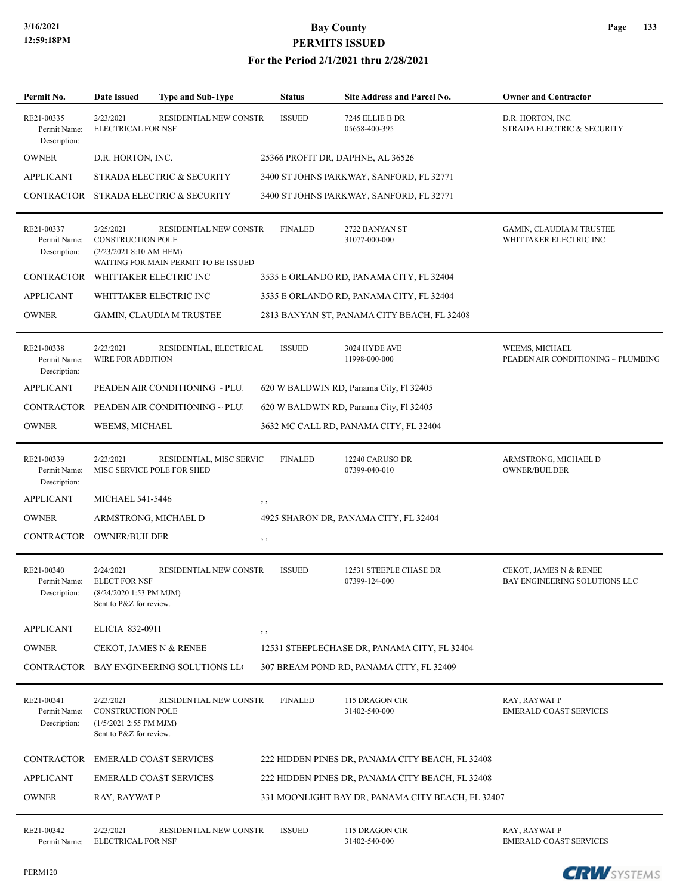| Permit No. | Date Issued | Type and Sub-Type | Status | Site Address and Parcel No. | Owner and Contractor |
|---|---|---|---|---|---|
| RE21-00335 | 2/23/2021 | RESIDENTIAL NEW CONSTR | ISSUED | 7245 ELLIE B DR | D.R. HORTON, INC. |
| Permit Name: | ELECTRICAL FOR NSF | | | 05658-400-395 | STRADA ELECTRIC & SECURITY |
| Description: | | | | | |
| OWNER | D.R. HORTON, INC. | | 25366 PROFIT DR, DAPHNE, AL 36526 | | |
| APPLICANT | STRADA ELECTRIC & SECURITY | | 3400 ST JOHNS PARKWAY, SANFORD, FL 32771 | | |
| CONTRACTOR | STRADA ELECTRIC & SECURITY | | 3400 ST JOHNS PARKWAY, SANFORD, FL 32771 | | |
| RE21-00337 | 2/25/2021 | RESIDENTIAL NEW CONSTR | FINALED | 2722 BANYAN ST | GAMIN, CLAUDIA M TRUSTEE |
| Permit Name: | CONSTRUCTION POLE | | | 31077-000-000 | WHITTAKER ELECTRIC INC |
| Description: | (2/23/2021 8:10 AM HEM) WAITING FOR MAIN PERMIT TO BE ISSUED | | | | |
| CONTRACTOR | WHITTAKER ELECTRIC INC | | 3535 E ORLANDO RD, PANAMA CITY, FL 32404 | | |
| APPLICANT | WHITTAKER ELECTRIC INC | | 3535 E ORLANDO RD, PANAMA CITY, FL 32404 | | |
| OWNER | GAMIN, CLAUDIA M TRUSTEE | | 2813 BANYAN ST, PANAMA CITY BEACH, FL 32408 | | |
| RE21-00338 | 2/23/2021 | RESIDENTIAL, ELECTRICAL | ISSUED | 3024 HYDE AVE | WEEMS, MICHAEL |
| Permit Name: | WIRE FOR ADDITION | | | 11998-000-000 | PEADEN AIR CONDITIONING ~ PLUMBING |
| Description: | | | | | |
| APPLICANT | PEADEN AIR CONDITIONING ~ PLUI | | 620 W BALDWIN RD, Panama City, Fl 32405 | | |
| CONTRACTOR | PEADEN AIR CONDITIONING ~ PLUI | | 620 W BALDWIN RD, Panama City, Fl 32405 | | |
| OWNER | WEEMS, MICHAEL | | 3632 MC CALL RD, PANAMA CITY, FL 32404 | | |
| RE21-00339 | 2/23/2021 | RESIDENTIAL, MISC SERVIC | FINALED | 12240 CARUSO DR | ARMSTRONG, MICHAEL D |
| Permit Name: | MISC SERVICE POLE FOR SHED | | | 07399-040-010 | OWNER/BUILDER |
| Description: | | | | | |
| APPLICANT | MICHAEL 541-5446 | | , , | | |
| OWNER | ARMSTRONG, MICHAEL D | | 4925 SHARON DR, PANAMA CITY, FL 32404 | | |
| CONTRACTOR | OWNER/BUILDER | | , , | | |
| RE21-00340 | 2/24/2021 | RESIDENTIAL NEW CONSTR | ISSUED | 12531 STEEPLE CHASE DR | CEKOT, JAMES N & RENEE |
| Permit Name: | ELECT FOR NSF | | | 07399-124-000 | BAY ENGINEERING SOLUTIONS LLC |
| Description: | (8/24/2020 1:53 PM MJM) Sent to P&Z for review. | | | | |
| APPLICANT | ELICIA 832-0911 | | , , | | |
| OWNER | CEKOT, JAMES N & RENEE | | 12531 STEEPLECHASE DR, PANAMA CITY, FL 32404 | | |
| CONTRACTOR | BAY ENGINEERING SOLUTIONS LL( | | 307 BREAM POND RD, PANAMA CITY, FL 32409 | | |
| RE21-00341 | 2/23/2021 | RESIDENTIAL NEW CONSTR | FINALED | 115 DRAGON CIR | RAY, RAYWAT P |
| Permit Name: | CONSTRUCTION POLE | | | 31402-540-000 | EMERALD COAST SERVICES |
| Description: | (1/5/2021 2:55 PM MJM) Sent to P&Z for review. | | | | |
| CONTRACTOR | EMERALD COAST SERVICES | | 222 HIDDEN PINES DR, PANAMA CITY BEACH, FL 32408 | | |
| APPLICANT | EMERALD COAST SERVICES | | 222 HIDDEN PINES DR, PANAMA CITY BEACH, FL 32408 | | |
| OWNER | RAY, RAYWAT P | | 331 MOONLIGHT BAY DR, PANAMA CITY BEACH, FL 32407 | | |
| RE21-00342 | 2/23/2021 | RESIDENTIAL NEW CONSTR | ISSUED | 115 DRAGON CIR | RAY, RAYWAT P |
| Permit Name: | ELECTRICAL FOR NSF | | | 31402-540-000 | EMERALD COAST SERVICES |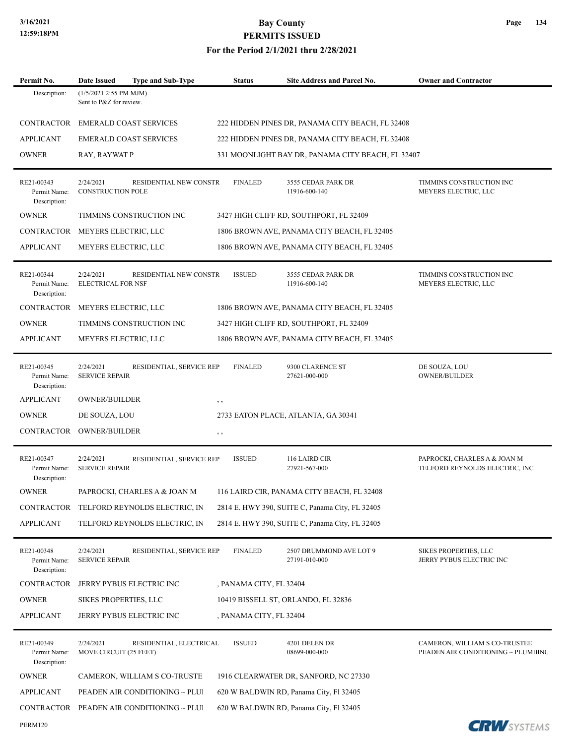| Permit No. | Date Issued | Type and Sub-Type | Status | Site Address and Parcel No. | Owner and Contractor |
|---|---|---|---|---|---|
| Description: | (1/5/2021 2:55 PM MJM) Sent to P&Z for review. | | | | |
| CONTRACTOR | EMERALD COAST SERVICES | | 222 HIDDEN PINES DR, PANAMA CITY BEACH, FL 32408 | | |
| APPLICANT | EMERALD COAST SERVICES | | 222 HIDDEN PINES DR, PANAMA CITY BEACH, FL 32408 | | |
| OWNER | RAY, RAYWAT P | | 331 MOONLIGHT BAY DR, PANAMA CITY BEACH, FL 32407 | | |
| RE21-00343 | 2/24/2021 | RESIDENTIAL NEW CONSTR | FINALED | 3555 CEDAR PARK DR | TIMMINS CONSTRUCTION INC |
| Permit Name: | CONSTRUCTION POLE | | | 11916-600-140 | MEYERS ELECTRIC, LLC |
| Description: | | | | | |
| OWNER | TIMMINS CONSTRUCTION INC | | 3427 HIGH CLIFF RD, SOUTHPORT, FL 32409 | | |
| CONTRACTOR | MEYERS ELECTRIC, LLC | | 1806 BROWN AVE, PANAMA CITY BEACH, FL 32405 | | |
| APPLICANT | MEYERS ELECTRIC, LLC | | 1806 BROWN AVE, PANAMA CITY BEACH, FL 32405 | | |
| RE21-00344 | 2/24/2021 | RESIDENTIAL NEW CONSTR | ISSUED | 3555 CEDAR PARK DR | TIMMINS CONSTRUCTION INC |
| Permit Name: | ELECTRICAL FOR NSF | | | 11916-600-140 | MEYERS ELECTRIC, LLC |
| Description: | | | | | |
| CONTRACTOR | MEYERS ELECTRIC, LLC | | 1806 BROWN AVE, PANAMA CITY BEACH, FL 32405 | | |
| OWNER | TIMMINS CONSTRUCTION INC | | 3427 HIGH CLIFF RD, SOUTHPORT, FL 32409 | | |
| APPLICANT | MEYERS ELECTRIC, LLC | | 1806 BROWN AVE, PANAMA CITY BEACH, FL 32405 | | |
| RE21-00345 | 2/24/2021 | RESIDENTIAL, SERVICE REP | FINALED | 9300 CLARENCE ST | DE SOUZA, LOU |
| Permit Name: | SERVICE REPAIR | | | 27621-000-000 | OWNER/BUILDER |
| Description: | | | | | |
| APPLICANT | OWNER/BUILDER | | , , | | |
| OWNER | DE SOUZA, LOU | | 2733 EATON PLACE, ATLANTA, GA 30341 | | |
| CONTRACTOR | OWNER/BUILDER | | , , | | |
| RE21-00347 | 2/24/2021 | RESIDENTIAL, SERVICE REP | ISSUED | 116 LAIRD CIR | PAPROCKI, CHARLES A & JOAN M |
| Permit Name: | SERVICE REPAIR | | | 27921-567-000 | TELFORD REYNOLDS ELECTRIC, INC |
| Description: | | | | | |
| OWNER | PAPROCKI, CHARLES A & JOAN M | | 116 LAIRD CIR, PANAMA CITY BEACH, FL 32408 | | |
| CONTRACTOR | TELFORD REYNOLDS ELECTRIC, IN | | 2814 E. HWY 390, SUITE C, Panama City, FL 32405 | | |
| APPLICANT | TELFORD REYNOLDS ELECTRIC, IN | | 2814 E. HWY 390, SUITE C, Panama City, FL 32405 | | |
| RE21-00348 | 2/24/2021 | RESIDENTIAL, SERVICE REP | FINALED | 2507 DRUMMOND AVE LOT 9 | SIKES PROPERTIES, LLC |
| Permit Name: | SERVICE REPAIR | | | 27191-010-000 | JERRY PYBUS ELECTRIC INC |
| Description: | | | | | |
| CONTRACTOR | JERRY PYBUS ELECTRIC INC | | , PANAMA CITY, FL 32404 | | |
| OWNER | SIKES PROPERTIES, LLC | | 10419 BISSELL ST, ORLANDO, FL 32836 | | |
| APPLICANT | JERRY PYBUS ELECTRIC INC | | , PANAMA CITY, FL 32404 | | |
| RE21-00349 | 2/24/2021 | RESIDENTIAL, ELECTRICAL | ISSUED | 4201 DELEN DR | CAMERON, WILLIAM S CO-TRUSTEE |
| Permit Name: | MOVE CIRCUIT (25 FEET) | | | 08699-000-000 | PEADEN AIR CONDITIONING ~ PLUMBING |
| Description: | | | | | |
| OWNER | CAMERON, WILLIAM S CO-TRUSTE | | 1916 CLEARWATER DR, SANFORD, NC 27330 | | |
| APPLICANT | PEADEN AIR CONDITIONING ~ PLUI | | 620 W BALDWIN RD, Panama City, Fl 32405 | | |
| CONTRACTOR | PEADEN AIR CONDITIONING ~ PLUI | | 620 W BALDWIN RD, Panama City, Fl 32405 | | |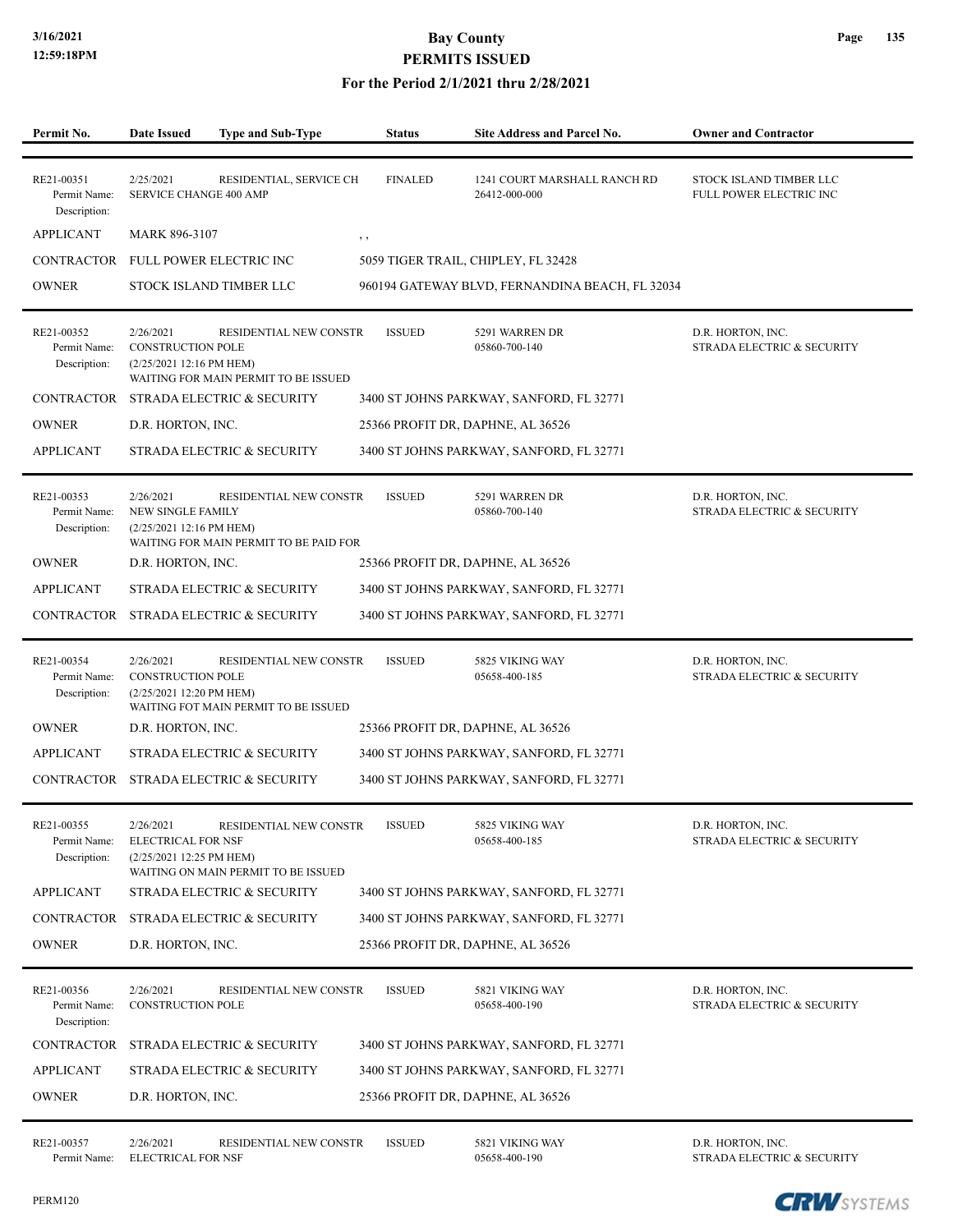# Bay County
## PERMITS ISSUED
### For the Period 2/1/2021 thru 2/28/2021

| Permit No. | Date Issued | Type and Sub-Type | Status | Site Address and Parcel No. | Owner and Contractor |
|---|---|---|---|---|---|
| RE21-00351 | 2/25/2021 | RESIDENTIAL, SERVICE CH | FINALED | 1241 COURT MARSHALL RANCH RD | STOCK ISLAND TIMBER LLC |
| Permit Name: | SERVICE CHANGE 400 AMP | | | 26412-000-000 | FULL POWER ELECTRIC INC |
| Description: | | | | | |
| APPLICANT | MARK 896-3107 | | , , | | |
| CONTRACTOR | FULL POWER ELECTRIC INC | | 5059 TIGER TRAIL, CHIPLEY, FL 32428 | | |
| OWNER | STOCK ISLAND TIMBER LLC | | 960194 GATEWAY BLVD, FERNANDINA BEACH, FL 32034 | | |
| RE21-00352 | 2/26/2021 | RESIDENTIAL NEW CONSTR | ISSUED | 5291 WARREN DR | D.R. HORTON, INC. |
| Permit Name: | CONSTRUCTION POLE | | | 05860-700-140 | STRADA ELECTRIC & SECURITY |
| Description: | (2/25/2021 12:16 PM HEM) WAITING FOR MAIN PERMIT TO BE ISSUED | | | | |
| CONTRACTOR | STRADA ELECTRIC & SECURITY | | 3400 ST JOHNS PARKWAY, SANFORD, FL 32771 | | |
| OWNER | D.R. HORTON, INC. | | 25366 PROFIT DR, DAPHNE, AL 36526 | | |
| APPLICANT | STRADA ELECTRIC & SECURITY | | 3400 ST JOHNS PARKWAY, SANFORD, FL 32771 | | |
| RE21-00353 | 2/26/2021 | RESIDENTIAL NEW CONSTR | ISSUED | 5291 WARREN DR | D.R. HORTON, INC. |
| Permit Name: | NEW SINGLE FAMILY | | | 05860-700-140 | STRADA ELECTRIC & SECURITY |
| Description: | (2/25/2021 12:16 PM HEM) WAITING FOR MAIN PERMIT TO BE PAID FOR | | | | |
| OWNER | D.R. HORTON, INC. | | 25366 PROFIT DR, DAPHNE, AL 36526 | | |
| APPLICANT | STRADA ELECTRIC & SECURITY | | 3400 ST JOHNS PARKWAY, SANFORD, FL 32771 | | |
| CONTRACTOR | STRADA ELECTRIC & SECURITY | | 3400 ST JOHNS PARKWAY, SANFORD, FL 32771 | | |
| RE21-00354 | 2/26/2021 | RESIDENTIAL NEW CONSTR | ISSUED | 5825 VIKING WAY | D.R. HORTON, INC. |
| Permit Name: | CONSTRUCTION POLE | | | 05658-400-185 | STRADA ELECTRIC & SECURITY |
| Description: | (2/25/2021 12:20 PM HEM) WAITING FOT MAIN PERMIT TO BE ISSUED | | | | |
| OWNER | D.R. HORTON, INC. | | 25366 PROFIT DR, DAPHNE, AL 36526 | | |
| APPLICANT | STRADA ELECTRIC & SECURITY | | 3400 ST JOHNS PARKWAY, SANFORD, FL 32771 | | |
| CONTRACTOR | STRADA ELECTRIC & SECURITY | | 3400 ST JOHNS PARKWAY, SANFORD, FL 32771 | | |
| RE21-00355 | 2/26/2021 | RESIDENTIAL NEW CONSTR | ISSUED | 5825 VIKING WAY | D.R. HORTON, INC. |
| Permit Name: | ELECTRICAL FOR NSF | | | 05658-400-185 | STRADA ELECTRIC & SECURITY |
| Description: | (2/25/2021 12:25 PM HEM) WAITING ON MAIN PERMIT TO BE ISSUED | | | | |
| APPLICANT | STRADA ELECTRIC & SECURITY | | 3400 ST JOHNS PARKWAY, SANFORD, FL 32771 | | |
| CONTRACTOR | STRADA ELECTRIC & SECURITY | | 3400 ST JOHNS PARKWAY, SANFORD, FL 32771 | | |
| OWNER | D.R. HORTON, INC. | | 25366 PROFIT DR, DAPHNE, AL 36526 | | |
| RE21-00356 | 2/26/2021 | RESIDENTIAL NEW CONSTR | ISSUED | 5821 VIKING WAY | D.R. HORTON, INC. |
| Permit Name: | CONSTRUCTION POLE | | | 05658-400-190 | STRADA ELECTRIC & SECURITY |
| Description: | | | | | |
| CONTRACTOR | STRADA ELECTRIC & SECURITY | | 3400 ST JOHNS PARKWAY, SANFORD, FL 32771 | | |
| APPLICANT | STRADA ELECTRIC & SECURITY | | 3400 ST JOHNS PARKWAY, SANFORD, FL 32771 | | |
| OWNER | D.R. HORTON, INC. | | 25366 PROFIT DR, DAPHNE, AL 36526 | | |
| RE21-00357 | 2/26/2021 | RESIDENTIAL NEW CONSTR | ISSUED | 5821 VIKING WAY | D.R. HORTON, INC. |
| Permit Name: | ELECTRICAL FOR NSF | | | 05658-400-190 | STRADA ELECTRIC & SECURITY |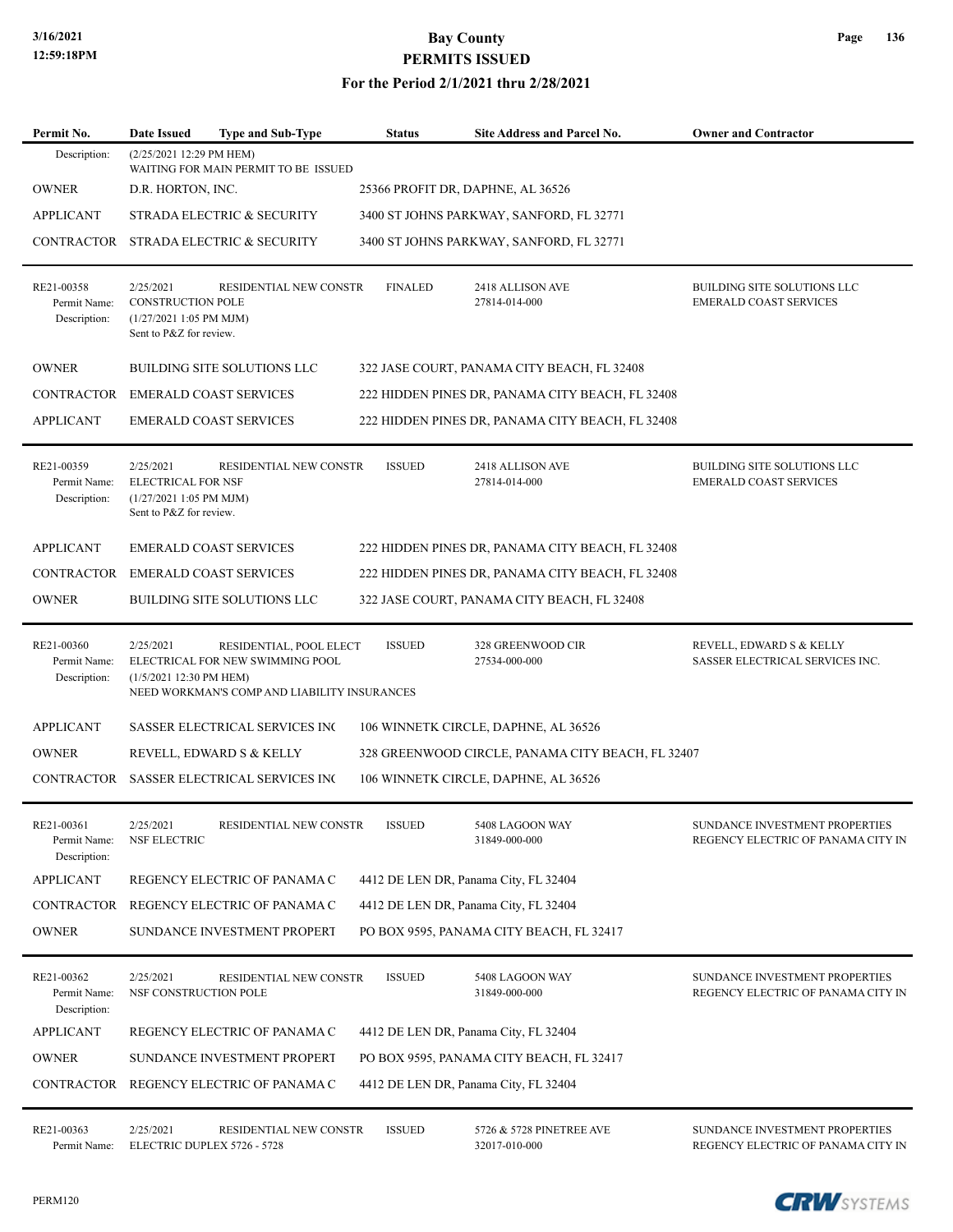| Permit No. | Date Issued | Type and Sub-Type | Status | Site Address and Parcel No. | Owner and Contractor |
|---|---|---|---|---|---|
| Description: | (2/25/2021 12:29 PM HEM) WAITING FOR MAIN PERMIT TO BE ISSUED | | | | |
| OWNER | D.R. HORTON, INC. | | 25366 PROFIT DR, DAPHNE, AL 36526 | | |
| APPLICANT | STRADA ELECTRIC & SECURITY | | 3400 ST JOHNS PARKWAY, SANFORD, FL 32771 | | |
| CONTRACTOR | STRADA ELECTRIC & SECURITY | | 3400 ST JOHNS PARKWAY, SANFORD, FL 32771 | | |
| RE21-00358 | 2/25/2021 | RESIDENTIAL NEW CONSTR | FINALED | 2418 ALLISON AVE 27814-014-000 | BUILDING SITE SOLUTIONS LLC EMERALD COAST SERVICES |
| Permit Name: | CONSTRUCTION POLE | | | | |
| Description: | (1/27/2021 1:05 PM MJM) Sent to P&Z for review. | | | | |
| OWNER | BUILDING SITE SOLUTIONS LLC | | 322 JASE COURT, PANAMA CITY BEACH, FL 32408 | | |
| CONTRACTOR | EMERALD COAST SERVICES | | 222 HIDDEN PINES DR, PANAMA CITY BEACH, FL 32408 | | |
| APPLICANT | EMERALD COAST SERVICES | | 222 HIDDEN PINES DR, PANAMA CITY BEACH, FL 32408 | | |
| RE21-00359 | 2/25/2021 | RESIDENTIAL NEW CONSTR | ISSUED | 2418 ALLISON AVE 27814-014-000 | BUILDING SITE SOLUTIONS LLC EMERALD COAST SERVICES |
| Permit Name: | ELECTRICAL FOR NSF | | | | |
| Description: | (1/27/2021 1:05 PM MJM) Sent to P&Z for review. | | | | |
| APPLICANT | EMERALD COAST SERVICES | | 222 HIDDEN PINES DR, PANAMA CITY BEACH, FL 32408 | | |
| CONTRACTOR | EMERALD COAST SERVICES | | 222 HIDDEN PINES DR, PANAMA CITY BEACH, FL 32408 | | |
| OWNER | BUILDING SITE SOLUTIONS LLC | | 322 JASE COURT, PANAMA CITY BEACH, FL 32408 | | |
| RE21-00360 | 2/25/2021 | RESIDENTIAL, POOL ELECT | ISSUED | 328 GREENWOOD CIR 27534-000-000 | REVELL, EDWARD S & KELLY SASSER ELECTRICAL SERVICES INC. |
| Permit Name: | ELECTRICAL FOR NEW SWIMMING POOL | | | | |
| Description: | (1/5/2021 12:30 PM HEM) NEED WORKMAN'S COMP AND LIABILITY INSURANCES | | | | |
| APPLICANT | SASSER ELECTRICAL SERVICES INC | | 106 WINNETK CIRCLE, DAPHNE, AL 36526 | | |
| OWNER | REVELL, EDWARD S & KELLY | | 328 GREENWOOD CIRCLE, PANAMA CITY BEACH, FL 32407 | | |
| CONTRACTOR | SASSER ELECTRICAL SERVICES INC | | 106 WINNETK CIRCLE, DAPHNE, AL 36526 | | |
| RE21-00361 | 2/25/2021 | RESIDENTIAL NEW CONSTR | ISSUED | 5408 LAGOON WAY 31849-000-000 | SUNDANCE INVESTMENT PROPERTIES REGENCY ELECTRIC OF PANAMA CITY IN |
| Permit Name: | NSF ELECTRIC | | | | |
| Description: | | | | | |
| APPLICANT | REGENCY ELECTRIC OF PANAMA C | | 4412 DE LEN DR, Panama City, FL 32404 | | |
| CONTRACTOR | REGENCY ELECTRIC OF PANAMA C | | 4412 DE LEN DR, Panama City, FL 32404 | | |
| OWNER | SUNDANCE INVESTMENT PROPERT | | PO BOX 9595, PANAMA CITY BEACH, FL 32417 | | |
| RE21-00362 | 2/25/2021 | RESIDENTIAL NEW CONSTR | ISSUED | 5408 LAGOON WAY 31849-000-000 | SUNDANCE INVESTMENT PROPERTIES REGENCY ELECTRIC OF PANAMA CITY IN |
| Permit Name: | NSF CONSTRUCTION POLE | | | | |
| Description: | | | | | |
| APPLICANT | REGENCY ELECTRIC OF PANAMA C | | 4412 DE LEN DR, Panama City, FL 32404 | | |
| OWNER | SUNDANCE INVESTMENT PROPERT | | PO BOX 9595, PANAMA CITY BEACH, FL 32417 | | |
| CONTRACTOR | REGENCY ELECTRIC OF PANAMA C | | 4412 DE LEN DR, Panama City, FL 32404 | | |
| RE21-00363 | 2/25/2021 | RESIDENTIAL NEW CONSTR | ISSUED | 5726 & 5728 PINETREE AVE 32017-010-000 | SUNDANCE INVESTMENT PROPERTIES REGENCY ELECTRIC OF PANAMA CITY IN |
| Permit Name: | ELECTRIC DUPLEX 5726 - 5728 | | | | |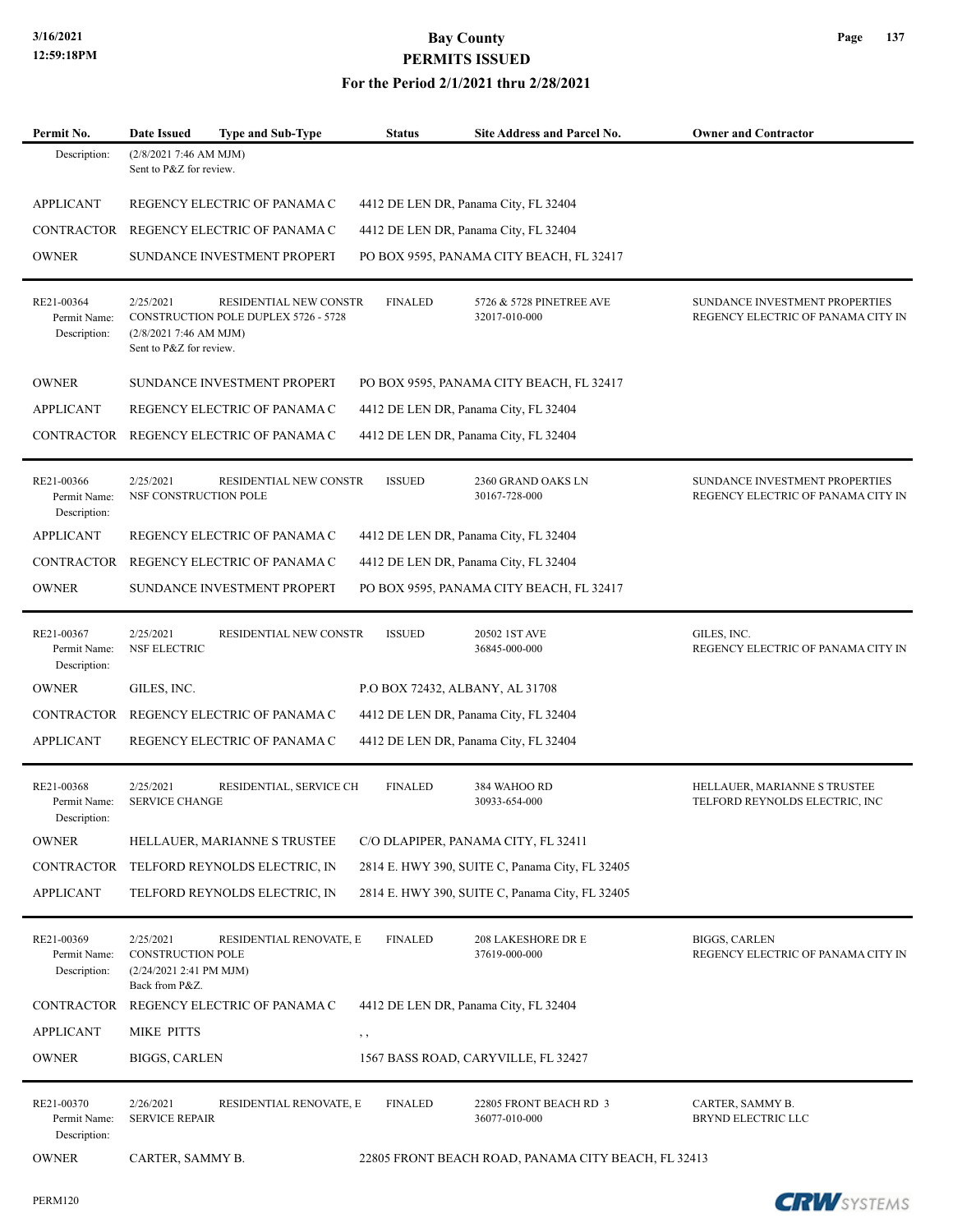# Bay County
## PERMITS ISSUED
### For the Period 2/1/2021 thru 2/28/2021

| Permit No. | Date Issued | Type and Sub-Type | Status | Site Address and Parcel No. | Owner and Contractor |
|---|---|---|---|---|---|
| Description: | (2/8/2021 7:46 AM MJM) Sent to P&Z for review. | | | | |
| APPLICANT | REGENCY ELECTRIC OF PANAMA C | | 4412 DE LEN DR, Panama City, FL 32404 | | |
| CONTRACTOR | REGENCY ELECTRIC OF PANAMA C | | 4412 DE LEN DR, Panama City, FL 32404 | | |
| OWNER | SUNDANCE INVESTMENT PROPERT | | PO BOX 9595, PANAMA CITY BEACH, FL 32417 | | |
| RE21-00364 | 2/25/2021 | RESIDENTIAL NEW CONSTR | FINALED | 5726 & 5728 PINETREE AVE | SUNDANCE INVESTMENT PROPERTIES |
| Permit Name: | CONSTRUCTION POLE DUPLEX 5726 - 5728 | | | 32017-010-000 | REGENCY ELECTRIC OF PANAMA CITY IN |
| Description: | (2/8/2021 7:46 AM MJM) Sent to P&Z for review. | | | | |
| OWNER | SUNDANCE INVESTMENT PROPERT | | PO BOX 9595, PANAMA CITY BEACH, FL 32417 | | |
| APPLICANT | REGENCY ELECTRIC OF PANAMA C | | 4412 DE LEN DR, Panama City, FL 32404 | | |
| CONTRACTOR | REGENCY ELECTRIC OF PANAMA C | | 4412 DE LEN DR, Panama City, FL 32404 | | |
| RE21-00366 | 2/25/2021 | RESIDENTIAL NEW CONSTR | ISSUED | 2360 GRAND OAKS LN | SUNDANCE INVESTMENT PROPERTIES |
| Permit Name: | NSF CONSTRUCTION POLE | | | 30167-728-000 | REGENCY ELECTRIC OF PANAMA CITY IN |
| Description: | | | | | |
| APPLICANT | REGENCY ELECTRIC OF PANAMA C | | 4412 DE LEN DR, Panama City, FL 32404 | | |
| CONTRACTOR | REGENCY ELECTRIC OF PANAMA C | | 4412 DE LEN DR, Panama City, FL 32404 | | |
| OWNER | SUNDANCE INVESTMENT PROPERT | | PO BOX 9595, PANAMA CITY BEACH, FL 32417 | | |
| RE21-00367 | 2/25/2021 | RESIDENTIAL NEW CONSTR | ISSUED | 20502 1ST AVE | GILES, INC. |
| Permit Name: | NSF ELECTRIC | | | 36845-000-000 | REGENCY ELECTRIC OF PANAMA CITY IN |
| Description: | | | | | |
| OWNER | GILES, INC. | | P.O BOX 72432, ALBANY, AL 31708 | | |
| CONTRACTOR | REGENCY ELECTRIC OF PANAMA C | | 4412 DE LEN DR, Panama City, FL 32404 | | |
| APPLICANT | REGENCY ELECTRIC OF PANAMA C | | 4412 DE LEN DR, Panama City, FL 32404 | | |
| RE21-00368 | 2/25/2021 | RESIDENTIAL, SERVICE CH | FINALED | 384 WAHOO RD | HELLAUER, MARIANNE S TRUSTEE |
| Permit Name: | SERVICE CHANGE | | | 30933-654-000 | TELFORD REYNOLDS ELECTRIC, INC |
| Description: | | | | | |
| OWNER | HELLAUER, MARIANNE S TRUSTEE | | C/O DLAPIPER, PANAMA CITY, FL 32411 | | |
| CONTRACTOR | TELFORD REYNOLDS ELECTRIC, IN | | 2814 E. HWY 390, SUITE C, Panama City, FL 32405 | | |
| APPLICANT | TELFORD REYNOLDS ELECTRIC, IN | | 2814 E. HWY 390, SUITE C, Panama City, FL 32405 | | |
| RE21-00369 | 2/25/2021 | RESIDENTIAL RENOVATE, E | FINALED | 208 LAKESHORE DR E | BIGGS, CARLEN |
| Permit Name: | CONSTRUCTION POLE | | | 37619-000-000 | REGENCY ELECTRIC OF PANAMA CITY IN |
| Description: | (2/24/2021 2:41 PM MJM) Back from P&Z. | | | | |
| CONTRACTOR | REGENCY ELECTRIC OF PANAMA C | | 4412 DE LEN DR, Panama City, FL 32404 | | |
| APPLICANT | MIKE PITTS | | , , | | |
| OWNER | BIGGS, CARLEN | | 1567 BASS ROAD, CARYVILLE, FL 32427 | | |
| RE21-00370 | 2/26/2021 | RESIDENTIAL RENOVATE, E | FINALED | 22805 FRONT BEACH RD 3 | CARTER, SAMMY B. |
| Permit Name: | SERVICE REPAIR | | | 36077-010-000 | BRYND ELECTRIC LLC |
| Description: | | | | | |
| OWNER | CARTER, SAMMY B. | | 22805 FRONT BEACH ROAD, PANAMA CITY BEACH, FL 32413 | | |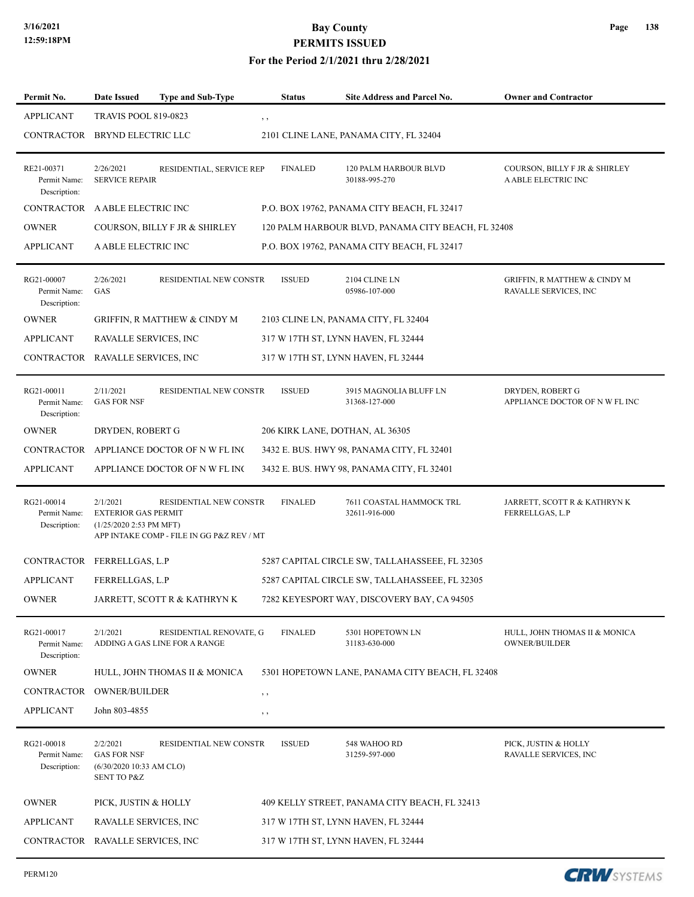# Bay County
## PERMITS ISSUED
### For the Period 2/1/2021 thru 2/28/2021

| Permit No. | Date Issued | Type and Sub-Type | Status | Site Address and Parcel No. | Owner and Contractor |
|---|---|---|---|---|---|
| APPLICANT | TRAVIS POOL 819-0823 | | , , | | |
| CONTRACTOR | BRYND ELECTRIC LLC | | 2101 CLINE LANE, PANAMA CITY, FL 32404 | | |
| RE21-00371<br>Permit Name:<br>Description: | 2/26/2021<br>SERVICE REPAIR | RESIDENTIAL, SERVICE REP | FINALED | 120 PALM HARBOUR BLVD<br>30188-995-270 | COURSON, BILLY F JR & SHIRLEY<br>A ABLE ELECTRIC INC |
| CONTRACTOR | A ABLE ELECTRIC INC | | P.O. BOX 19762, PANAMA CITY BEACH, FL 32417 | | |
| OWNER | COURSON, BILLY F JR & SHIRLEY | | 120 PALM HARBOUR BLVD, PANAMA CITY BEACH, FL 32408 | | |
| APPLICANT | A ABLE ELECTRIC INC | | P.O. BOX 19762, PANAMA CITY BEACH, FL 32417 | | |
| RG21-00007<br>Permit Name:<br>Description: | 2/26/2021<br>GAS | RESIDENTIAL NEW CONSTR | ISSUED | 2104 CLINE LN<br>05986-107-000 | GRIFFIN, R MATTHEW & CINDY M<br>RAVALLE SERVICES, INC |
| OWNER | GRIFFIN, R MATTHEW & CINDY M | | 2103 CLINE LN, PANAMA CITY, FL 32404 | | |
| APPLICANT | RAVALLE SERVICES, INC | | 317 W 17TH ST, LYNN HAVEN, FL 32444 | | |
| CONTRACTOR | RAVALLE SERVICES, INC | | 317 W 17TH ST, LYNN HAVEN, FL 32444 | | |
| RG21-00011<br>Permit Name:<br>Description: | 2/11/2021<br>GAS FOR NSF | RESIDENTIAL NEW CONSTR | ISSUED | 3915 MAGNOLIA BLUFF LN<br>31368-127-000 | DRYDEN, ROBERT G<br>APPLIANCE DOCTOR OF N W FL INC |
| OWNER | DRYDEN, ROBERT G | | 206 KIRK LANE, DOTHAN, AL 36305 | | |
| CONTRACTOR | APPLIANCE DOCTOR OF N W FL INC | | 3432 E. BUS. HWY 98, PANAMA CITY, FL 32401 | | |
| APPLICANT | APPLIANCE DOCTOR OF N W FL INC | | 3432 E. BUS. HWY 98, PANAMA CITY, FL 32401 | | |
| RG21-00014<br>Permit Name:<br>Description: | 2/1/2021<br>EXTERIOR GAS PERMIT<br>(1/25/2020 2:53 PM MFT)<br>APP INTAKE COMP - FILE IN GG P&Z REV / MT | RESIDENTIAL NEW CONSTR | FINALED | 7611 COASTAL HAMMOCK TRL<br>32611-916-000 | JARRETT, SCOTT R & KATHRYN K<br>FERRELLGAS, L.P |
| CONTRACTOR | FERRELLGAS, L.P | | 5287 CAPITAL CIRCLE SW, TALLAHASSEEE, FL 32305 | | |
| APPLICANT | FERRELLGAS, L.P | | 5287 CAPITAL CIRCLE SW, TALLAHASSEEE, FL 32305 | | |
| OWNER | JARRETT, SCOTT R & KATHRYN K | | 7282 KEYESPORT WAY, DISCOVERY BAY, CA 94505 | | |
| RG21-00017<br>Permit Name:<br>Description: | 2/1/2021<br>ADDING A GAS LINE FOR A RANGE | RESIDENTIAL RENOVATE, G | FINALED | 5301 HOPETOWN LN<br>31183-630-000 | HULL, JOHN THOMAS II & MONICA<br>OWNER/BUILDER |
| OWNER | HULL, JOHN THOMAS II & MONICA | | 5301 HOPETOWN LANE, PANAMA CITY BEACH, FL 32408 | | |
| CONTRACTOR | OWNER/BUILDER | | , , | | |
| APPLICANT | John 803-4855 | | , , | | |
| RG21-00018<br>Permit Name:<br>Description: | 2/2/2021<br>GAS FOR NSF<br>(6/30/2020 10:33 AM CLO)<br>SENT TO P&Z | RESIDENTIAL NEW CONSTR | ISSUED | 548 WAHOO RD<br>31259-597-000 | PICK, JUSTIN & HOLLY<br>RAVALLE SERVICES, INC |
| OWNER | PICK, JUSTIN & HOLLY | | 409 KELLY STREET, PANAMA CITY BEACH, FL 32413 | | |
| APPLICANT | RAVALLE SERVICES, INC | | 317 W 17TH ST, LYNN HAVEN, FL 32444 | | |
| CONTRACTOR | RAVALLE SERVICES, INC | | 317 W 17TH ST, LYNN HAVEN, FL 32444 | | |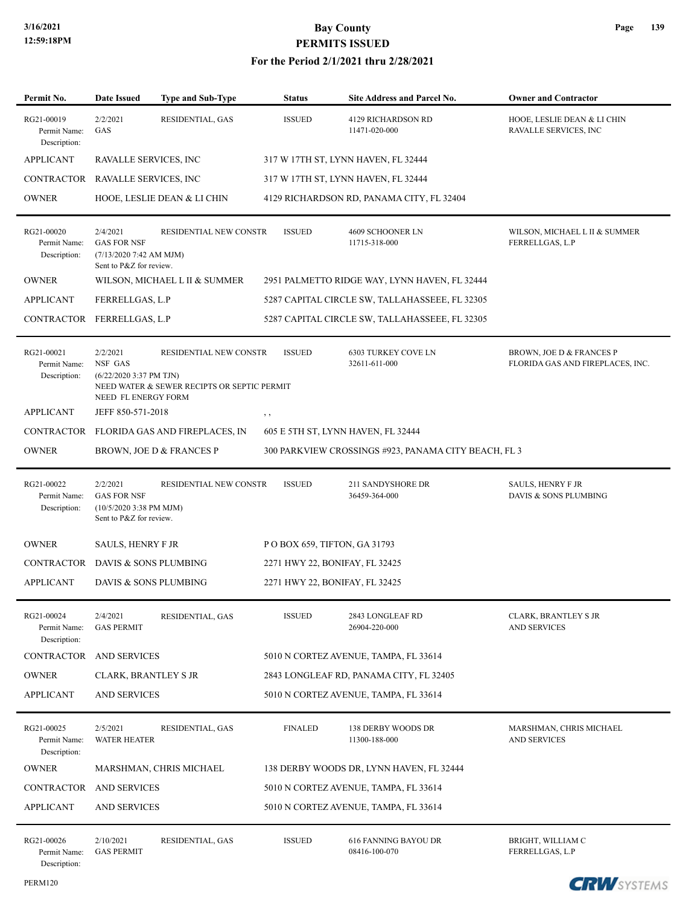# Bay County
## PERMITS ISSUED
### For the Period 2/1/2021 thru 2/28/2021

| Permit No. | Date Issued | Type and Sub-Type | Status | Site Address and Parcel No. | Owner and Contractor |
|---|---|---|---|---|---|
| RG21-00019 | 2/2/2021 | RESIDENTIAL, GAS | ISSUED | 4129 RICHARDSON RD<br>11471-020-000 | HOOE, LESLIE DEAN & LI CHIN<br>RAVALLE SERVICES, INC |

Permit Name: GAS
Description:

| Role | Name | Address |
|---|---|---|
| APPLICANT | RAVALLE SERVICES, INC | 317 W 17TH ST, LYNN HAVEN, FL 32444 |
| CONTRACTOR | RAVALLE SERVICES, INC | 317 W 17TH ST, LYNN HAVEN, FL 32444 |
| OWNER | HOOE, LESLIE DEAN & LI CHIN | 4129 RICHARDSON RD, PANAMA CITY, FL 32404 |

---

| Permit No. | Date Issued | Type and Sub-Type | Status | Site Address and Parcel No. | Owner and Contractor |
|---|---|---|---|---|---|
| RG21-00020 | 2/4/2021 | RESIDENTIAL NEW CONSTR | ISSUED | 4609 SCHOONER LN<br>11715-318-000 | WILSON, MICHAEL L II & SUMMER<br>FERRELLGAS, L.P |

Permit Name: GAS FOR NSF
Description: (7/13/2020 7:42 AM MJM) Sent to P&Z for review.

| Role | Name | Address |
|---|---|---|
| OWNER | WILSON, MICHAEL L II & SUMMER | 2951 PALMETTO RIDGE WAY, LYNN HAVEN, FL 32444 |
| APPLICANT | FERRELLGAS, L.P | 5287 CAPITAL CIRCLE SW, TALLAHASSEEE, FL 32305 |
| CONTRACTOR | FERRELLGAS, L.P | 5287 CAPITAL CIRCLE SW, TALLAHASSEEE, FL 32305 |

---

| Permit No. | Date Issued | Type and Sub-Type | Status | Site Address and Parcel No. | Owner and Contractor |
|---|---|---|---|---|---|
| RG21-00021 | 2/2/2021 | RESIDENTIAL NEW CONSTR | ISSUED | 6303 TURKEY COVE LN<br>32611-611-000 | BROWN, JOE D & FRANCES P<br>FLORIDA GAS AND FIREPLACES, INC. |

Permit Name: NSF GAS
Description: (6/22/2020 3:37 PM TJN) NEED WATER & SEWER RECIPTS OR SEPTIC PERMIT NEED FL ENERGY FORM

| Role | Name | Address |
|---|---|---|
| APPLICANT | JEFF 850-571-2018 | , , |
| CONTRACTOR | FLORIDA GAS AND FIREPLACES, IN | 605 E 5TH ST, LYNN HAVEN, FL 32444 |
| OWNER | BROWN, JOE D & FRANCES P | 300 PARKVIEW CROSSINGS #923, PANAMA CITY BEACH, FL 3 |

---

| Permit No. | Date Issued | Type and Sub-Type | Status | Site Address and Parcel No. | Owner and Contractor |
|---|---|---|---|---|---|
| RG21-00022 | 2/2/2021 | RESIDENTIAL NEW CONSTR | ISSUED | 211 SANDYSHORE DR<br>36459-364-000 | SAULS, HENRY F JR<br>DAVIS & SONS PLUMBING |

Permit Name: GAS FOR NSF
Description: (10/5/2020 3:38 PM MJM) Sent to P&Z for review.

| Role | Name | Address |
|---|---|---|
| OWNER | SAULS, HENRY F JR | P O BOX 659, TIFTON, GA 31793 |
| CONTRACTOR | DAVIS & SONS PLUMBING | 2271 HWY 22, BONIFAY, FL 32425 |
| APPLICANT | DAVIS & SONS PLUMBING | 2271 HWY 22, BONIFAY, FL 32425 |

---

| Permit No. | Date Issued | Type and Sub-Type | Status | Site Address and Parcel No. | Owner and Contractor |
|---|---|---|---|---|---|
| RG21-00024 | 2/4/2021 | RESIDENTIAL, GAS | ISSUED | 2843 LONGLEAF RD<br>26904-220-000 | CLARK, BRANTLEY S JR<br>AND SERVICES |

Permit Name: GAS PERMIT
Description:

| Role | Name | Address |
|---|---|---|
| CONTRACTOR | AND SERVICES | 5010 N CORTEZ AVENUE, TAMPA, FL 33614 |
| OWNER | CLARK, BRANTLEY S JR | 2843 LONGLEAF RD, PANAMA CITY, FL 32405 |
| APPLICANT | AND SERVICES | 5010 N CORTEZ AVENUE, TAMPA, FL 33614 |

---

| Permit No. | Date Issued | Type and Sub-Type | Status | Site Address and Parcel No. | Owner and Contractor |
|---|---|---|---|---|---|
| RG21-00025 | 2/5/2021 | RESIDENTIAL, GAS | FINALED | 138 DERBY WOODS DR<br>11300-188-000 | MARSHMAN, CHRIS MICHAEL<br>AND SERVICES |

Permit Name: WATER HEATER
Description:

| Role | Name | Address |
|---|---|---|
| OWNER | MARSHMAN, CHRIS MICHAEL | 138 DERBY WOODS DR, LYNN HAVEN, FL 32444 |
| CONTRACTOR | AND SERVICES | 5010 N CORTEZ AVENUE, TAMPA, FL 33614 |
| APPLICANT | AND SERVICES | 5010 N CORTEZ AVENUE, TAMPA, FL 33614 |

---

| Permit No. | Date Issued | Type and Sub-Type | Status | Site Address and Parcel No. | Owner and Contractor |
|---|---|---|---|---|---|
| RG21-00026 | 2/10/2021 | RESIDENTIAL, GAS | ISSUED | 616 FANNING BAYOU DR<br>08416-100-070 | BRIGHT, WILLIAM C<br>FERRELLGAS, L.P |

Permit Name: GAS PERMIT
Description: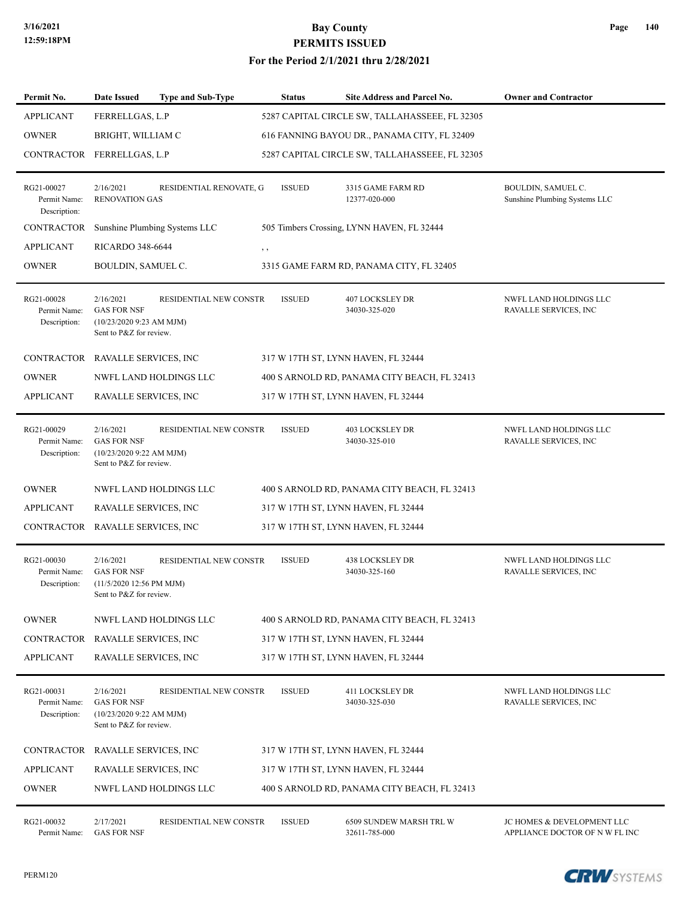# Bay County
## PERMITS ISSUED
### For the Period 2/1/2021 thru 2/28/2021

| Permit No. | Date Issued | Type and Sub-Type | Status | Site Address and Parcel No. | Owner and Contractor |
|---|---|---|---|---|---|
| APPLICANT | FERRELLGAS, L.P | | 5287 CAPITAL CIRCLE SW, TALLAHASSEEE, FL 32305 | | |
| OWNER | BRIGHT, WILLIAM C | | 616 FANNING BAYOU DR., PANAMA CITY, FL 32409 | | |
| CONTRACTOR | FERRELLGAS, L.P | | 5287 CAPITAL CIRCLE SW, TALLAHASSEEE, FL 32305 | | |
| RG21-00027 Permit Name: Description: | 2/16/2021 RENOVATION GAS | RESIDENTIAL RENOVATE, G | ISSUED | 3315 GAME FARM RD 12377-020-000 | BOULDIN, SAMUEL C. Sunshine Plumbing Systems LLC |
| CONTRACTOR | Sunshine Plumbing Systems LLC | | 505 Timbers Crossing, LYNN HAVEN, FL 32444 | | |
| APPLICANT | RICARDO 348-6644 | | , , | | |
| OWNER | BOULDIN, SAMUEL C. | | 3315 GAME FARM RD, PANAMA CITY, FL 32405 | | |
| RG21-00028 Permit Name: Description: | 2/16/2021 GAS FOR NSF (10/23/2020 9:23 AM MJM) Sent to P&Z for review. | RESIDENTIAL NEW CONSTR | ISSUED | 407 LOCKSLEY DR 34030-325-020 | NWFL LAND HOLDINGS LLC RAVALLE SERVICES, INC |
| CONTRACTOR | RAVALLE SERVICES, INC | | 317 W 17TH ST, LYNN HAVEN, FL 32444 | | |
| OWNER | NWFL LAND HOLDINGS LLC | | 400 S ARNOLD RD, PANAMA CITY BEACH, FL 32413 | | |
| APPLICANT | RAVALLE SERVICES, INC | | 317 W 17TH ST, LYNN HAVEN, FL 32444 | | |
| RG21-00029 Permit Name: Description: | 2/16/2021 GAS FOR NSF (10/23/2020 9:22 AM MJM) Sent to P&Z for review. | RESIDENTIAL NEW CONSTR | ISSUED | 403 LOCKSLEY DR 34030-325-010 | NWFL LAND HOLDINGS LLC RAVALLE SERVICES, INC |
| OWNER | NWFL LAND HOLDINGS LLC | | 400 S ARNOLD RD, PANAMA CITY BEACH, FL 32413 | | |
| APPLICANT | RAVALLE SERVICES, INC | | 317 W 17TH ST, LYNN HAVEN, FL 32444 | | |
| CONTRACTOR | RAVALLE SERVICES, INC | | 317 W 17TH ST, LYNN HAVEN, FL 32444 | | |
| RG21-00030 Permit Name: Description: | 2/16/2021 GAS FOR NSF (11/5/2020 12:56 PM MJM) Sent to P&Z for review. | RESIDENTIAL NEW CONSTR | ISSUED | 438 LOCKSLEY DR 34030-325-160 | NWFL LAND HOLDINGS LLC RAVALLE SERVICES, INC |
| OWNER | NWFL LAND HOLDINGS LLC | | 400 S ARNOLD RD, PANAMA CITY BEACH, FL 32413 | | |
| CONTRACTOR | RAVALLE SERVICES, INC | | 317 W 17TH ST, LYNN HAVEN, FL 32444 | | |
| APPLICANT | RAVALLE SERVICES, INC | | 317 W 17TH ST, LYNN HAVEN, FL 32444 | | |
| RG21-00031 Permit Name: Description: | 2/16/2021 GAS FOR NSF (10/23/2020 9:22 AM MJM) Sent to P&Z for review. | RESIDENTIAL NEW CONSTR | ISSUED | 411 LOCKSLEY DR 34030-325-030 | NWFL LAND HOLDINGS LLC RAVALLE SERVICES, INC |
| CONTRACTOR | RAVALLE SERVICES, INC | | 317 W 17TH ST, LYNN HAVEN, FL 32444 | | |
| APPLICANT | RAVALLE SERVICES, INC | | 317 W 17TH ST, LYNN HAVEN, FL 32444 | | |
| OWNER | NWFL LAND HOLDINGS LLC | | 400 S ARNOLD RD, PANAMA CITY BEACH, FL 32413 | | |
| RG21-00032 Permit Name: | 2/17/2021 GAS FOR NSF | RESIDENTIAL NEW CONSTR | ISSUED | 6509 SUNDEW MARSH TRL W 32611-785-000 | JC HOMES & DEVELOPMENT LLC APPLIANCE DOCTOR OF N W FL INC |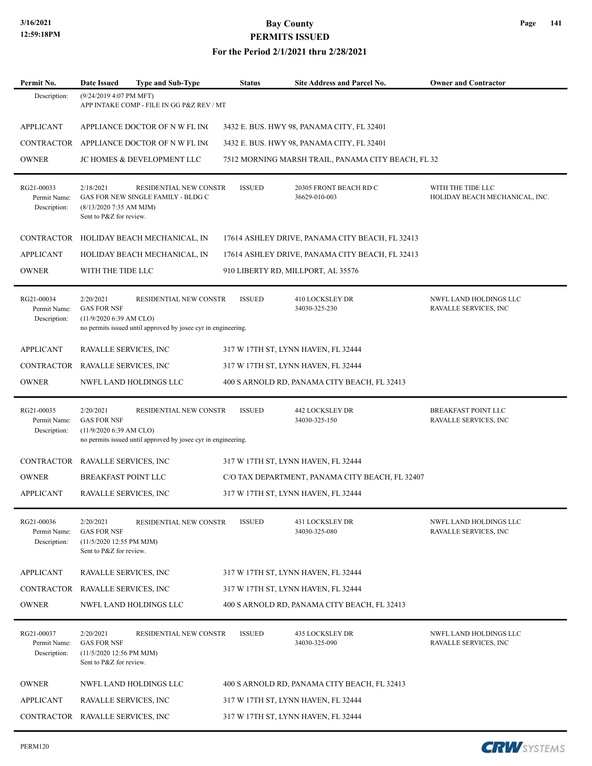| Permit No. | Date Issued | Type and Sub-Type | Status | Site Address and Parcel No. | Owner and Contractor |
|---|---|---|---|---|---|
| Description: | (9/24/2019 4:07 PM MFT) APP INTAKE COMP - FILE IN GG P&Z REV / MT | | | | |

| | | |
|---|---|---|
| APPLICANT | APPLIANCE DOCTOR OF N W FL INC | 3432 E. BUS. HWY 98, PANAMA CITY, FL 32401 |
| CONTRACTOR | APPLIANCE DOCTOR OF N W FL INC | 3432 E. BUS. HWY 98, PANAMA CITY, FL 32401 |
| OWNER | JC HOMES & DEVELOPMENT LLC | 7512 MORNING MARSH TRAIL, PANAMA CITY BEACH, FL 32 |

| Permit No. | Date Issued | Type and Sub-Type | Status | Site Address and Parcel No. | Owner and Contractor |
|---|---|---|---|---|---|
| RG21-00033 | 2/18/2021 | RESIDENTIAL NEW CONSTR | ISSUED | 20305 FRONT BEACH RD C | WITH THE TIDE LLC |
| Permit Name: | GAS FOR NEW SINGLE FAMILY - BLDG C | | | 36629-010-003 | HOLIDAY BEACH MECHANICAL, INC. |
| Description: | (8/13/2020 7:35 AM MJM) Sent to P&Z for review. | | | | |

| | | |
|---|---|---|
| CONTRACTOR | HOLIDAY BEACH MECHANICAL, IN | 17614 ASHLEY DRIVE, PANAMA CITY BEACH, FL 32413 |
| APPLICANT | HOLIDAY BEACH MECHANICAL, IN | 17614 ASHLEY DRIVE, PANAMA CITY BEACH, FL 32413 |
| OWNER | WITH THE TIDE LLC | 910 LIBERTY RD, MILLPORT, AL 35576 |

| Permit No. | Date Issued | Type and Sub-Type | Status | Site Address and Parcel No. | Owner and Contractor |
|---|---|---|---|---|---|
| RG21-00034 | 2/20/2021 | RESIDENTIAL NEW CONSTR | ISSUED | 410 LOCKSLEY DR | NWFL LAND HOLDINGS LLC |
| Permit Name: | GAS FOR NSF | | | 34030-325-230 | RAVALLE SERVICES, INC |
| Description: | (11/9/2020 6:39 AM CLO) no permits issued until approved by josee cyr in engineering. | | | | |

| | | |
|---|---|---|
| APPLICANT | RAVALLE SERVICES, INC | 317 W 17TH ST, LYNN HAVEN, FL 32444 |
| CONTRACTOR | RAVALLE SERVICES, INC | 317 W 17TH ST, LYNN HAVEN, FL 32444 |
| OWNER | NWFL LAND HOLDINGS LLC | 400 S ARNOLD RD, PANAMA CITY BEACH, FL 32413 |

| Permit No. | Date Issued | Type and Sub-Type | Status | Site Address and Parcel No. | Owner and Contractor |
|---|---|---|---|---|---|
| RG21-00035 | 2/20/2021 | RESIDENTIAL NEW CONSTR | ISSUED | 442 LOCKSLEY DR | BREAKFAST POINT LLC |
| Permit Name: | GAS FOR NSF | | | 34030-325-150 | RAVALLE SERVICES, INC |
| Description: | (11/9/2020 6:39 AM CLO) no permits issued until approved by josee cyr in engineering. | | | | |

| | | |
|---|---|---|
| CONTRACTOR | RAVALLE SERVICES, INC | 317 W 17TH ST, LYNN HAVEN, FL 32444 |
| OWNER | BREAKFAST POINT LLC | C/O TAX DEPARTMENT, PANAMA CITY BEACH, FL 32407 |
| APPLICANT | RAVALLE SERVICES, INC | 317 W 17TH ST, LYNN HAVEN, FL 32444 |

| Permit No. | Date Issued | Type and Sub-Type | Status | Site Address and Parcel No. | Owner and Contractor |
|---|---|---|---|---|---|
| RG21-00036 | 2/20/2021 | RESIDENTIAL NEW CONSTR | ISSUED | 431 LOCKSLEY DR | NWFL LAND HOLDINGS LLC |
| Permit Name: | GAS FOR NSF | | | 34030-325-080 | RAVALLE SERVICES, INC |
| Description: | (11/5/2020 12:55 PM MJM) Sent to P&Z for review. | | | | |

| | | |
|---|---|---|
| APPLICANT | RAVALLE SERVICES, INC | 317 W 17TH ST, LYNN HAVEN, FL 32444 |
| CONTRACTOR | RAVALLE SERVICES, INC | 317 W 17TH ST, LYNN HAVEN, FL 32444 |
| OWNER | NWFL LAND HOLDINGS LLC | 400 S ARNOLD RD, PANAMA CITY BEACH, FL 32413 |

| Permit No. | Date Issued | Type and Sub-Type | Status | Site Address and Parcel No. | Owner and Contractor |
|---|---|---|---|---|---|
| RG21-00037 | 2/20/2021 | RESIDENTIAL NEW CONSTR | ISSUED | 435 LOCKSLEY DR | NWFL LAND HOLDINGS LLC |
| Permit Name: | GAS FOR NSF | | | 34030-325-090 | RAVALLE SERVICES, INC |
| Description: | (11/5/2020 12:56 PM MJM) Sent to P&Z for review. | | | | |

| | | |
|---|---|---|
| OWNER | NWFL LAND HOLDINGS LLC | 400 S ARNOLD RD, PANAMA CITY BEACH, FL 32413 |
| APPLICANT | RAVALLE SERVICES, INC | 317 W 17TH ST, LYNN HAVEN, FL 32444 |
| CONTRACTOR | RAVALLE SERVICES, INC | 317 W 17TH ST, LYNN HAVEN, FL 32444 |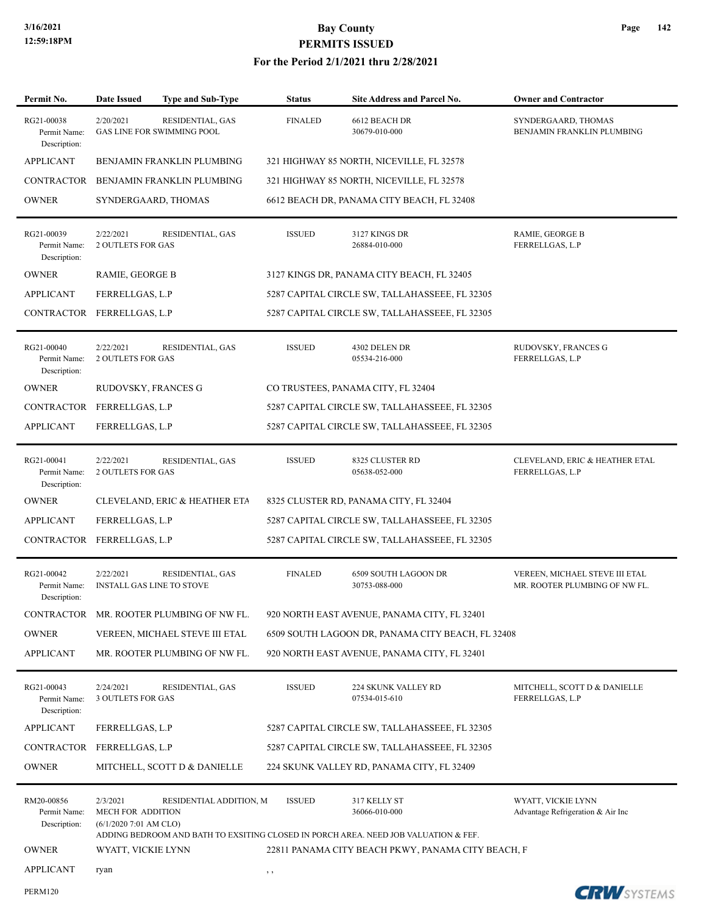# Bay County
## PERMITS ISSUED
### For the Period 2/1/2021 thru 2/28/2021

| Permit No. | Date Issued | Type and Sub-Type | Status | Site Address and Parcel No. | Owner and Contractor |
|---|---|---|---|---|---|
| RG21-00038 | 2/20/2021 | RESIDENTIAL, GAS | FINALED | 6612 BEACH DR | SYNDERGAARD, THOMAS |
| Permit Name: | GAS LINE FOR SWIMMING POOL | | | 30679-010-000 | BENJAMIN FRANKLIN PLUMBING |
| Description: | | | | | |
| APPLICANT | BENJAMIN FRANKLIN PLUMBING | | 321 HIGHWAY 85 NORTH, NICEVILLE, FL 32578 | | |
| CONTRACTOR | BENJAMIN FRANKLIN PLUMBING | | 321 HIGHWAY 85 NORTH, NICEVILLE, FL 32578 | | |
| OWNER | SYNDERGAARD, THOMAS | | 6612 BEACH DR, PANAMA CITY BEACH, FL 32408 | | |
| RG21-00039 | 2/22/2021 | RESIDENTIAL, GAS | ISSUED | 3127 KINGS DR | RAMIE, GEORGE B |
| Permit Name: | 2 OUTLETS FOR GAS | | | 26884-010-000 | FERRELLGAS, L.P |
| Description: | | | | | |
| OWNER | RAMIE, GEORGE B | | 3127 KINGS DR, PANAMA CITY BEACH, FL 32405 | | |
| APPLICANT | FERRELLGAS, L.P | | 5287 CAPITAL CIRCLE SW, TALLAHASSEEE, FL 32305 | | |
| CONTRACTOR | FERRELLGAS, L.P | | 5287 CAPITAL CIRCLE SW, TALLAHASSEEE, FL 32305 | | |
| RG21-00040 | 2/22/2021 | RESIDENTIAL, GAS | ISSUED | 4302 DELEN DR | RUDOVSKY, FRANCES G |
| Permit Name: | 2 OUTLETS FOR GAS | | | 05534-216-000 | FERRELLGAS, L.P |
| Description: | | | | | |
| OWNER | RUDOVSKY, FRANCES G | | CO TRUSTEES, PANAMA CITY, FL 32404 | | |
| CONTRACTOR | FERRELLGAS, L.P | | 5287 CAPITAL CIRCLE SW, TALLAHASSEEE, FL 32305 | | |
| APPLICANT | FERRELLGAS, L.P | | 5287 CAPITAL CIRCLE SW, TALLAHASSEEE, FL 32305 | | |
| RG21-00041 | 2/22/2021 | RESIDENTIAL, GAS | ISSUED | 8325 CLUSTER RD | CLEVELAND, ERIC & HEATHER ETAL |
| Permit Name: | 2 OUTLETS FOR GAS | | | 05638-052-000 | FERRELLGAS, L.P |
| Description: | | | | | |
| OWNER | CLEVELAND, ERIC & HEATHER ETA | | 8325 CLUSTER RD, PANAMA CITY, FL 32404 | | |
| APPLICANT | FERRELLGAS, L.P | | 5287 CAPITAL CIRCLE SW, TALLAHASSEEE, FL 32305 | | |
| CONTRACTOR | FERRELLGAS, L.P | | 5287 CAPITAL CIRCLE SW, TALLAHASSEEE, FL 32305 | | |
| RG21-00042 | 2/22/2021 | RESIDENTIAL, GAS | FINALED | 6509 SOUTH LAGOON DR | VEREEN, MICHAEL STEVE III ETAL |
| Permit Name: | INSTALL GAS LINE TO STOVE | | | 30753-088-000 | MR. ROOTER PLUMBING OF NW FL. |
| Description: | | | | | |
| CONTRACTOR | MR. ROOTER PLUMBING OF NW FL. | | 920 NORTH EAST AVENUE, PANAMA CITY, FL 32401 | | |
| OWNER | VEREEN, MICHAEL STEVE III ETAL | | 6509 SOUTH LAGOON DR, PANAMA CITY BEACH, FL 32408 | | |
| APPLICANT | MR. ROOTER PLUMBING OF NW FL. | | 920 NORTH EAST AVENUE, PANAMA CITY, FL 32401 | | |
| RG21-00043 | 2/24/2021 | RESIDENTIAL, GAS | ISSUED | 224 SKUNK VALLEY RD | MITCHELL, SCOTT D & DANIELLE |
| Permit Name: | 3 OUTLETS FOR GAS | | | 07534-015-610 | FERRELLGAS, L.P |
| Description: | | | | | |
| APPLICANT | FERRELLGAS, L.P | | 5287 CAPITAL CIRCLE SW, TALLAHASSEEE, FL 32305 | | |
| CONTRACTOR | FERRELLGAS, L.P | | 5287 CAPITAL CIRCLE SW, TALLAHASSEEE, FL 32305 | | |
| OWNER | MITCHELL, SCOTT D & DANIELLE | | 224 SKUNK VALLEY RD, PANAMA CITY, FL 32409 | | |
| RM20-00856 | 2/3/2021 | RESIDENTIAL ADDITION, M | ISSUED | 317 KELLY ST | WYATT, VICKIE LYNN |
| Permit Name: | MECH FOR ADDITION | | | 36066-010-000 | Advantage Refrigeration & Air Inc |
| Description: | (6/1/2020 7:01 AM CLO) ADDING BEDROOM AND BATH TO EXSITING CLOSED IN PORCH AREA. NEED JOB VALUATION & FEF. | | | | |
| OWNER | WYATT, VICKIE LYNN | | 22811 PANAMA CITY BEACH PKWY, PANAMA CITY BEACH, F | | |
| APPLICANT | ryan | | , , | | |

PERM120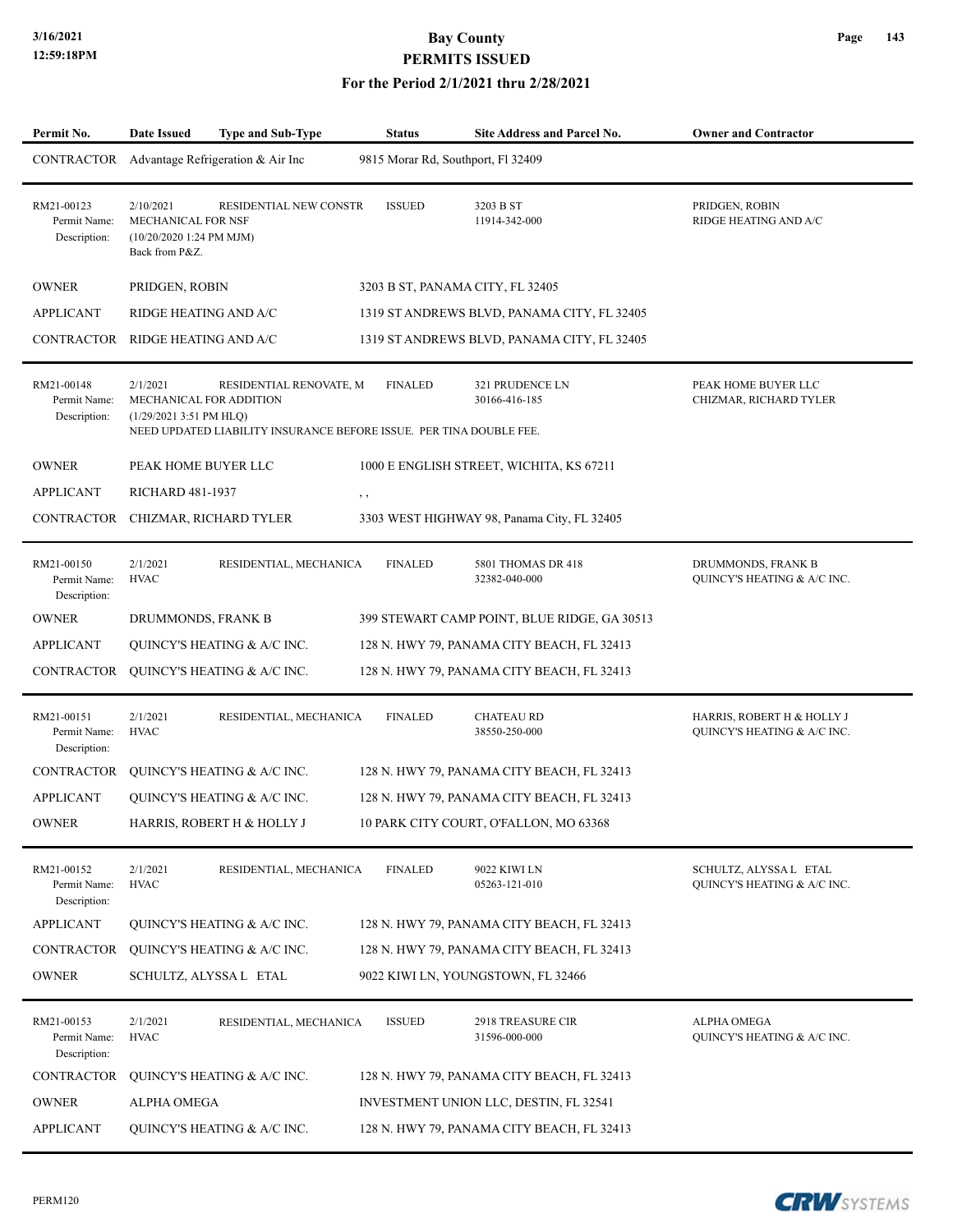# Bay County
## PERMITS ISSUED
### For the Period 2/1/2021 thru 2/28/2021

| Permit No. | Date Issued | Type and Sub-Type | Status | Site Address and Parcel No. | Owner and Contractor |
|---|---|---|---|---|---|
| CONTRACTOR | Advantage Refrigeration & Air Inc | | 9815 Morar Rd, Southport, Fl 32409 | | |
| RM21-00123 | 2/10/2021 | RESIDENTIAL NEW CONSTR | ISSUED | 3203 B ST | PRIDGEN, ROBIN |
| Permit Name: | MECHANICAL FOR NSF | | | 11914-342-000 | RIDGE HEATING AND A/C |
| Description: | (10/20/2020 1:24 PM MJM) Back from P&Z. | | | | |
| OWNER | PRIDGEN, ROBIN | | 3203 B ST, PANAMA CITY, FL 32405 | | |
| APPLICANT | RIDGE HEATING AND A/C | | 1319 ST ANDREWS BLVD, PANAMA CITY, FL 32405 | | |
| CONTRACTOR | RIDGE HEATING AND A/C | | 1319 ST ANDREWS BLVD, PANAMA CITY, FL 32405 | | |
| RM21-00148 | 2/1/2021 | RESIDENTIAL RENOVATE, M | FINALED | 321 PRUDENCE LN | PEAK HOME BUYER LLC |
| Permit Name: | MECHANICAL FOR ADDITION | | | 30166-416-185 | CHIZMAR, RICHARD TYLER |
| Description: | (1/29/2021 3:51 PM HLQ) NEED UPDATED LIABILITY INSURANCE BEFORE ISSUE. PER TINA DOUBLE FEE. | | | | |
| OWNER | PEAK HOME BUYER LLC | | 1000 E ENGLISH STREET, WICHITA, KS 67211 | | |
| APPLICANT | RICHARD 481-1937 | | , , | | |
| CONTRACTOR | CHIZMAR, RICHARD TYLER | | 3303 WEST HIGHWAY 98, Panama City, FL 32405 | | |
| RM21-00150 | 2/1/2021 | RESIDENTIAL, MECHANICA | FINALED | 5801 THOMAS DR 418 | DRUMMONDS, FRANK B |
| Permit Name: | HVAC | | | 32382-040-000 | QUINCY'S HEATING & A/C INC. |
| Description: | | | | | |
| OWNER | DRUMMONDS, FRANK B | | 399 STEWART CAMP POINT, BLUE RIDGE, GA 30513 | | |
| APPLICANT | QUINCY'S HEATING & A/C INC. | | 128 N. HWY 79, PANAMA CITY BEACH, FL 32413 | | |
| CONTRACTOR | QUINCY'S HEATING & A/C INC. | | 128 N. HWY 79, PANAMA CITY BEACH, FL 32413 | | |
| RM21-00151 | 2/1/2021 | RESIDENTIAL, MECHANICA | FINALED | CHATEAU RD | HARRIS, ROBERT H & HOLLY J |
| Permit Name: | HVAC | | | 38550-250-000 | QUINCY'S HEATING & A/C INC. |
| Description: | | | | | |
| CONTRACTOR | QUINCY'S HEATING & A/C INC. | | 128 N. HWY 79, PANAMA CITY BEACH, FL 32413 | | |
| APPLICANT | QUINCY'S HEATING & A/C INC. | | 128 N. HWY 79, PANAMA CITY BEACH, FL 32413 | | |
| OWNER | HARRIS, ROBERT H & HOLLY J | | 10 PARK CITY COURT, O'FALLON, MO 63368 | | |
| RM21-00152 | 2/1/2021 | RESIDENTIAL, MECHANICA | FINALED | 9022 KIWI LN | SCHULTZ, ALYSSA L ETAL |
| Permit Name: | HVAC | | | 05263-121-010 | QUINCY'S HEATING & A/C INC. |
| Description: | | | | | |
| APPLICANT | QUINCY'S HEATING & A/C INC. | | 128 N. HWY 79, PANAMA CITY BEACH, FL 32413 | | |
| CONTRACTOR | QUINCY'S HEATING & A/C INC. | | 128 N. HWY 79, PANAMA CITY BEACH, FL 32413 | | |
| OWNER | SCHULTZ, ALYSSA L ETAL | | 9022 KIWI LN, YOUNGSTOWN, FL 32466 | | |
| RM21-00153 | 2/1/2021 | RESIDENTIAL, MECHANICA | ISSUED | 2918 TREASURE CIR | ALPHA OMEGA |
| Permit Name: | HVAC | | | 31596-000-000 | QUINCY'S HEATING & A/C INC. |
| Description: | | | | | |
| CONTRACTOR | QUINCY'S HEATING & A/C INC. | | 128 N. HWY 79, PANAMA CITY BEACH, FL 32413 | | |
| OWNER | ALPHA OMEGA | | INVESTMENT UNION LLC, DESTIN, FL 32541 | | |
| APPLICANT | QUINCY'S HEATING & A/C INC. | | 128 N. HWY 79, PANAMA CITY BEACH, FL 32413 | | |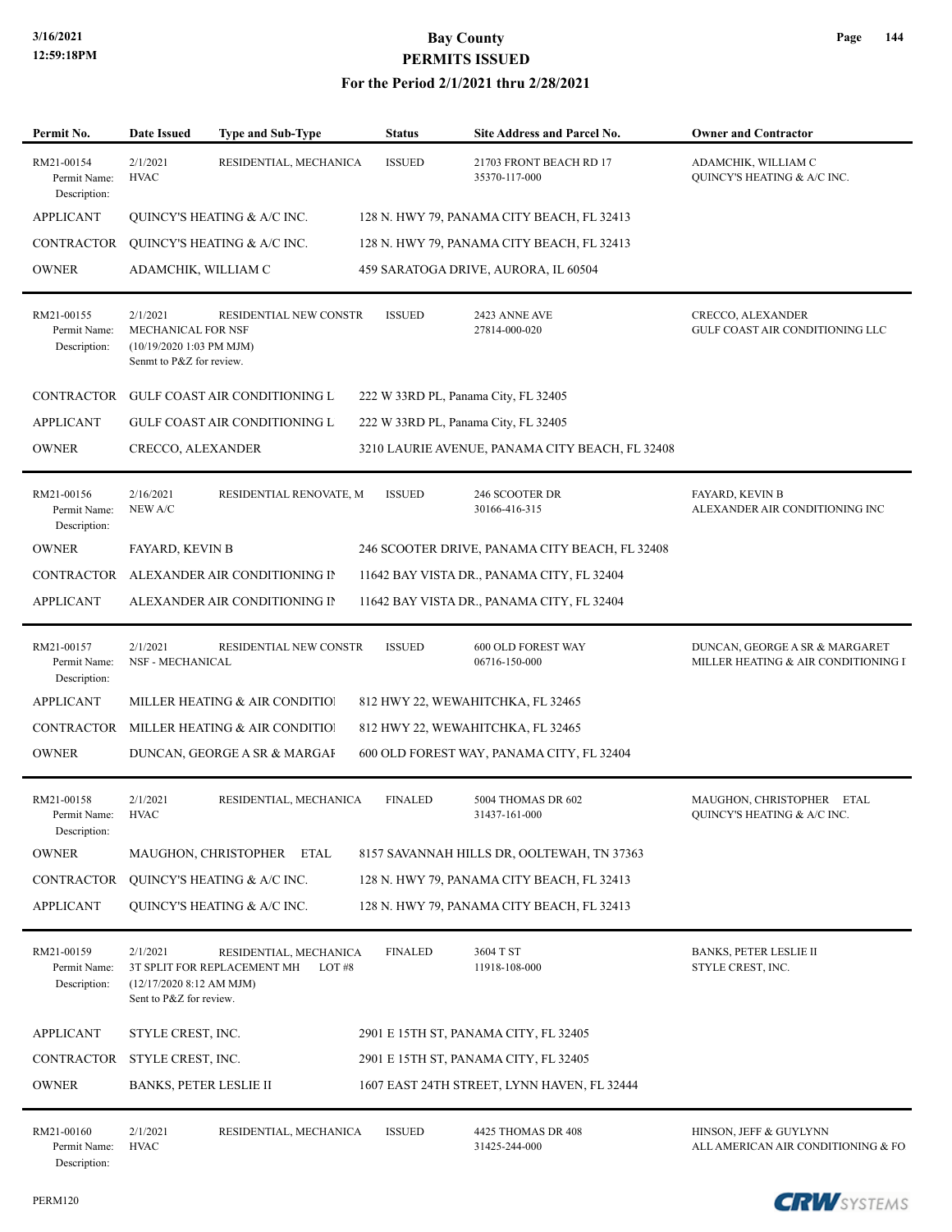# Bay County
## PERMITS ISSUED
### For the Period 2/1/2021 thru 2/28/2021

| Permit No. | Date Issued | Type and Sub-Type | Status | Site Address and Parcel No. | Owner and Contractor |
|---|---|---|---|---|---|
| RM21-00154<br>Permit Name:<br>Description: | 2/1/2021<br>HVAC | RESIDENTIAL, MECHANICA | ISSUED | 21703 FRONT BEACH RD 17<br>35370-117-000 | ADAMCHIK, WILLIAM C<br>QUINCY'S HEATING & A/C INC. |
| APPLICANT | QUINCY'S HEATING & A/C INC. | | 128 N. HWY 79, PANAMA CITY BEACH, FL 32413 | | |
| CONTRACTOR | QUINCY'S HEATING & A/C INC. | | 128 N. HWY 79, PANAMA CITY BEACH, FL 32413 | | |
| OWNER | ADAMCHIK, WILLIAM C | | 459 SARATOGA DRIVE, AURORA, IL 60504 | | |
| RM21-00155<br>Permit Name:<br>Description: | 2/1/2021<br>MECHANICAL FOR NSF<br>(10/19/2020 1:03 PM MJM)<br>Senmt to P&Z for review. | RESIDENTIAL NEW CONSTR | ISSUED | 2423 ANNE AVE<br>27814-000-020 | CRECCO, ALEXANDER<br>GULF COAST AIR CONDITIONING LLC |
| CONTRACTOR | GULF COAST AIR CONDITIONING L | | 222 W 33RD PL, Panama City, FL 32405 | | |
| APPLICANT | GULF COAST AIR CONDITIONING L | | 222 W 33RD PL, Panama City, FL 32405 | | |
| OWNER | CRECCO, ALEXANDER | | 3210 LAURIE AVENUE, PANAMA CITY BEACH, FL 32408 | | |
| RM21-00156<br>Permit Name:<br>Description: | 2/16/2021<br>NEW A/C | RESIDENTIAL RENOVATE, M | ISSUED | 246 SCOOTER DR<br>30166-416-315 | FAYARD, KEVIN B<br>ALEXANDER AIR CONDITIONING INC |
| OWNER | FAYARD, KEVIN B | | 246 SCOOTER DRIVE, PANAMA CITY BEACH, FL 32408 | | |
| CONTRACTOR | ALEXANDER AIR CONDITIONING IN | | 11642 BAY VISTA DR., PANAMA CITY, FL 32404 | | |
| APPLICANT | ALEXANDER AIR CONDITIONING IN | | 11642 BAY VISTA DR., PANAMA CITY, FL 32404 | | |
| RM21-00157<br>Permit Name:<br>Description: | 2/1/2021<br>NSF - MECHANICAL | RESIDENTIAL NEW CONSTR | ISSUED | 600 OLD FOREST WAY<br>06716-150-000 | DUNCAN, GEORGE A SR & MARGARET<br>MILLER HEATING & AIR CONDITIONING I |
| APPLICANT | MILLER HEATING & AIR CONDITIOI | | 812 HWY 22, WEWAHITCHKA, FL 32465 | | |
| CONTRACTOR | MILLER HEATING & AIR CONDITIOI | | 812 HWY 22, WEWAHITCHKA, FL 32465 | | |
| OWNER | DUNCAN, GEORGE A SR & MARGAF | | 600 OLD FOREST WAY, PANAMA CITY, FL 32404 | | |
| RM21-00158<br>Permit Name:<br>Description: | 2/1/2021<br>HVAC | RESIDENTIAL, MECHANICA | FINALED | 5004 THOMAS DR 602<br>31437-161-000 | MAUGHON, CHRISTOPHER ETAL<br>QUINCY'S HEATING & A/C INC. |
| OWNER | MAUGHON, CHRISTOPHER ETAL | | 8157 SAVANNAH HILLS DR, OOLTEWAH, TN 37363 | | |
| CONTRACTOR | QUINCY'S HEATING & A/C INC. | | 128 N. HWY 79, PANAMA CITY BEACH, FL 32413 | | |
| APPLICANT | QUINCY'S HEATING & A/C INC. | | 128 N. HWY 79, PANAMA CITY BEACH, FL 32413 | | |
| RM21-00159<br>Permit Name:<br>Description: | 2/1/2021<br>3T SPLIT FOR REPLACEMENT MH LOT #8<br>(12/17/2020 8:12 AM MJM)<br>Sent to P&Z for review. | RESIDENTIAL, MECHANICA | FINALED | 3604 T ST<br>11918-108-000 | BANKS, PETER LESLIE II<br>STYLE CREST, INC. |
| APPLICANT | STYLE CREST, INC. | | 2901 E 15TH ST, PANAMA CITY, FL 32405 | | |
| CONTRACTOR | STYLE CREST, INC. | | 2901 E 15TH ST, PANAMA CITY, FL 32405 | | |
| OWNER | BANKS, PETER LESLIE II | | 1607 EAST 24TH STREET, LYNN HAVEN, FL 32444 | | |
| RM21-00160<br>Permit Name:<br>Description: | 2/1/2021<br>HVAC | RESIDENTIAL, MECHANICA | ISSUED | 4425 THOMAS DR 408<br>31425-244-000 | HINSON, JEFF & GUYLYNN<br>ALL AMERICAN AIR CONDITIONING & FO |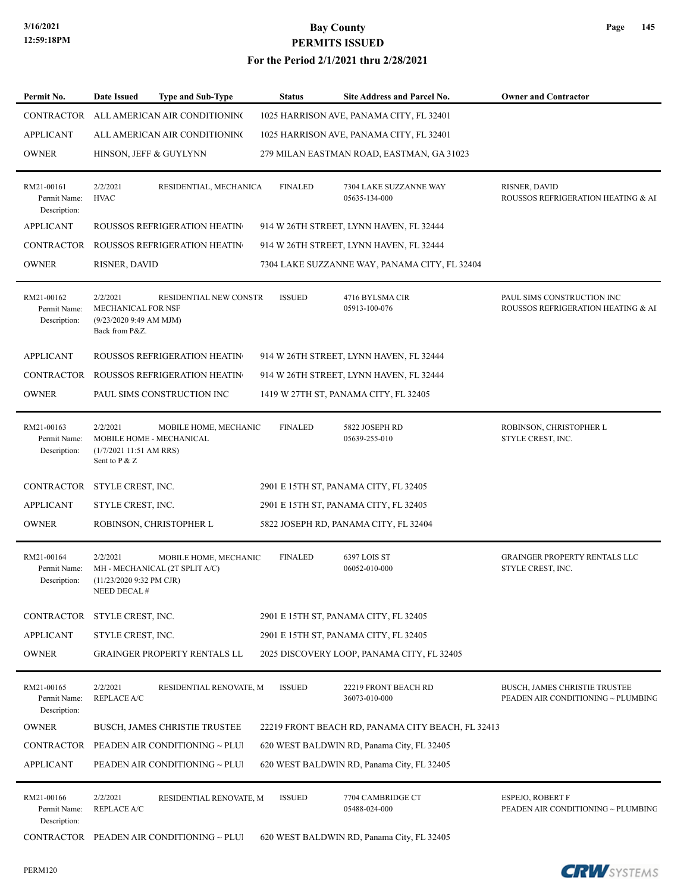# Bay County
## PERMITS ISSUED
### For the Period 2/1/2021 thru 2/28/2021

| Permit No. | Date Issued | Type and Sub-Type | Status | Site Address and Parcel No. | Owner and Contractor |
|---|---|---|---|---|---|
| CONTRACTOR | ALL AMERICAN AIR CONDITIONING | | | 1025 HARRISON AVE, PANAMA CITY, FL 32401 | |
| APPLICANT | ALL AMERICAN AIR CONDITIONING | | | 1025 HARRISON AVE, PANAMA CITY, FL 32401 | |
| OWNER | HINSON, JEFF & GUYLYNN | | | 279 MILAN EASTMAN ROAD, EASTMAN, GA 31023 | |
| RM21-00161<br>Permit Name:<br>Description: | 2/2/2021<br>HVAC | RESIDENTIAL, MECHANICA | FINALED | 7304 LAKE SUZZANNE WAY<br>05635-134-000 | RISNER, DAVID<br>ROUSSOS REFRIGERATION HEATING & AI |
| APPLICANT | ROUSSOS REFRIGERATION HEATIN | | | 914 W 26TH STREET, LYNN HAVEN, FL 32444 | |
| CONTRACTOR | ROUSSOS REFRIGERATION HEATIN | | | 914 W 26TH STREET, LYNN HAVEN, FL 32444 | |
| OWNER | RISNER, DAVID | | | 7304 LAKE SUZZANNE WAY, PANAMA CITY, FL 32404 | |
| RM21-00162<br>Permit Name:<br>Description: | 2/2/2021<br>MECHANICAL FOR NSF<br>(9/23/2020 9:49 AM MJM)<br>Back from P&Z. | RESIDENTIAL NEW CONSTR | ISSUED | 4716 BYLSMA CIR<br>05913-100-076 | PAUL SIMS CONSTRUCTION INC<br>ROUSSOS REFRIGERATION HEATING & AI |
| APPLICANT | ROUSSOS REFRIGERATION HEATIN | | | 914 W 26TH STREET, LYNN HAVEN, FL 32444 | |
| CONTRACTOR | ROUSSOS REFRIGERATION HEATIN | | | 914 W 26TH STREET, LYNN HAVEN, FL 32444 | |
| OWNER | PAUL SIMS CONSTRUCTION INC | | | 1419 W 27TH ST, PANAMA CITY, FL 32405 | |
| RM21-00163<br>Permit Name:<br>Description: | 2/2/2021<br>MOBILE HOME - MECHANICAL<br>(1/7/2021 11:51 AM RRS)<br>Sent to P & Z | MOBILE HOME, MECHANIC | FINALED | 5822 JOSEPH RD<br>05639-255-010 | ROBINSON, CHRISTOPHER L<br>STYLE CREST, INC. |
| CONTRACTOR | STYLE CREST, INC. | | | 2901 E 15TH ST, PANAMA CITY, FL 32405 | |
| APPLICANT | STYLE CREST, INC. | | | 2901 E 15TH ST, PANAMA CITY, FL 32405 | |
| OWNER | ROBINSON, CHRISTOPHER L | | | 5822 JOSEPH RD, PANAMA CITY, FL 32404 | |
| RM21-00164<br>Permit Name:<br>Description: | 2/2/2021<br>MH - MECHANICAL (2T SPLIT A/C)<br>(11/23/2020 9:32 PM CJR)<br>NEED DECAL # | MOBILE HOME, MECHANIC | FINALED | 6397 LOIS ST<br>06052-010-000 | GRAINGER PROPERTY RENTALS LLC<br>STYLE CREST, INC. |
| CONTRACTOR | STYLE CREST, INC. | | | 2901 E 15TH ST, PANAMA CITY, FL 32405 | |
| APPLICANT | STYLE CREST, INC. | | | 2901 E 15TH ST, PANAMA CITY, FL 32405 | |
| OWNER | GRAINGER PROPERTY RENTALS LL | | | 2025 DISCOVERY LOOP, PANAMA CITY, FL 32405 | |
| RM21-00165<br>Permit Name:<br>Description: | 2/2/2021<br>REPLACE A/C | RESIDENTIAL RENOVATE, M | ISSUED | 22219 FRONT BEACH RD<br>36073-010-000 | BUSCH, JAMES CHRISTIE TRUSTEE<br>PEADEN AIR CONDITIONING ~ PLUMBING |
| OWNER | BUSCH, JAMES CHRISTIE TRUSTEE | | | 22219 FRONT BEACH RD, PANAMA CITY BEACH, FL 32413 | |
| CONTRACTOR | PEADEN AIR CONDITIONING ~ PLUI | | | 620 WEST BALDWIN RD, Panama City, FL 32405 | |
| APPLICANT | PEADEN AIR CONDITIONING ~ PLUI | | | 620 WEST BALDWIN RD, Panama City, FL 32405 | |
| RM21-00166<br>Permit Name:<br>Description: | 2/2/2021<br>REPLACE A/C | RESIDENTIAL RENOVATE, M | ISSUED | 7704 CAMBRIDGE CT<br>05488-024-000 | ESPEJO, ROBERT F<br>PEADEN AIR CONDITIONING ~ PLUMBING |
| CONTRACTOR | PEADEN AIR CONDITIONING ~ PLUI | | | 620 WEST BALDWIN RD, Panama City, FL 32405 | |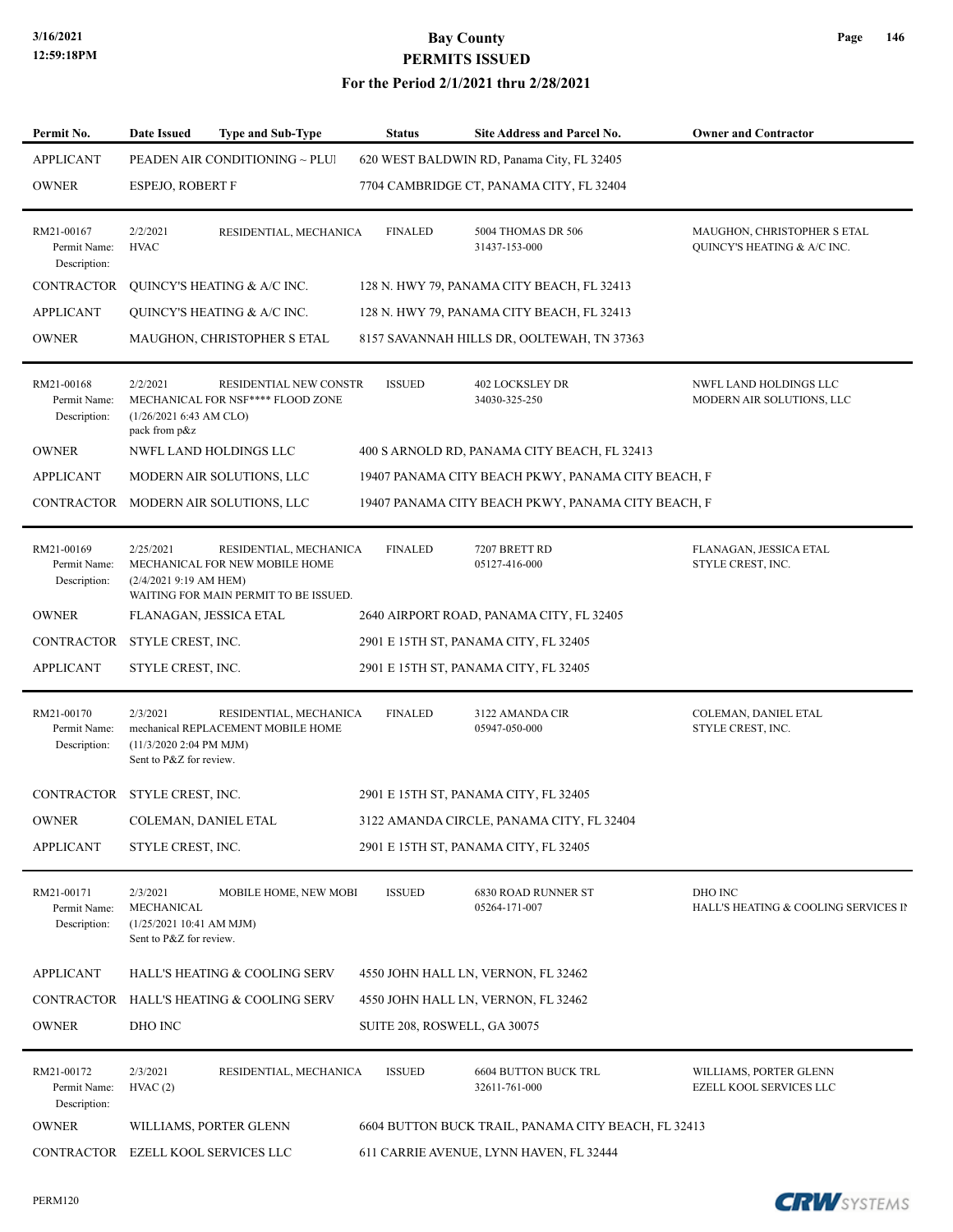| Permit No. | Date Issued | Type and Sub-Type | Status | Site Address and Parcel No. | Owner and Contractor |
|---|---|---|---|---|---|
| APPLICANT | PEADEN AIR CONDITIONING ~ PLUI | | 620 WEST BALDWIN RD, Panama City, FL 32405 | | |
| OWNER | ESPEJO, ROBERT F | | 7704 CAMBRIDGE CT, PANAMA CITY, FL 32404 | | |
| RM21-00167 Permit Name: Description: | 2/2/2021 HVAC | RESIDENTIAL, MECHANICA | FINALED | 5004 THOMAS DR 506 31437-153-000 | MAUGHON, CHRISTOPHER S ETAL QUINCY'S HEATING & A/C INC. |
| CONTRACTOR | QUINCY'S HEATING & A/C INC. | | 128 N. HWY 79, PANAMA CITY BEACH, FL 32413 | | |
| APPLICANT | QUINCY'S HEATING & A/C INC. | | 128 N. HWY 79, PANAMA CITY BEACH, FL 32413 | | |
| OWNER | MAUGHON, CHRISTOPHER S ETAL | | 8157 SAVANNAH HILLS DR, OOLTEWAH, TN 37363 | | |
| RM21-00168 Permit Name: Description: | 2/2/2021 MECHANICAL FOR NSF**** FLOOD ZONE (1/26/2021 6:43 AM CLO) pack from p&z | RESIDENTIAL NEW CONSTR | ISSUED | 402 LOCKSLEY DR 34030-325-250 | NWFL LAND HOLDINGS LLC MODERN AIR SOLUTIONS, LLC |
| OWNER | NWFL LAND HOLDINGS LLC | | 400 S ARNOLD RD, PANAMA CITY BEACH, FL 32413 | | |
| APPLICANT | MODERN AIR SOLUTIONS, LLC | | 19407 PANAMA CITY BEACH PKWY, PANAMA CITY BEACH, F | | |
| CONTRACTOR | MODERN AIR SOLUTIONS, LLC | | 19407 PANAMA CITY BEACH PKWY, PANAMA CITY BEACH, F | | |
| RM21-00169 Permit Name: Description: | 2/25/2021 MECHANICAL FOR NEW MOBILE HOME (2/4/2021 9:19 AM HEM) WAITING FOR MAIN PERMIT TO BE ISSUED. | RESIDENTIAL, MECHANICA | FINALED | 7207 BRETT RD 05127-416-000 | FLANAGAN, JESSICA ETAL STYLE CREST, INC. |
| OWNER | FLANAGAN, JESSICA ETAL | | 2640 AIRPORT ROAD, PANAMA CITY, FL 32405 | | |
| CONTRACTOR | STYLE CREST, INC. | | 2901 E 15TH ST, PANAMA CITY, FL 32405 | | |
| APPLICANT | STYLE CREST, INC. | | 2901 E 15TH ST, PANAMA CITY, FL 32405 | | |
| RM21-00170 Permit Name: Description: | 2/3/2021 mechanical REPLACEMENT MOBILE HOME (11/3/2020 2:04 PM MJM) Sent to P&Z for review. | RESIDENTIAL, MECHANICA | FINALED | 3122 AMANDA CIR 05947-050-000 | COLEMAN, DANIEL ETAL STYLE CREST, INC. |
| CONTRACTOR | STYLE CREST, INC. | | 2901 E 15TH ST, PANAMA CITY, FL 32405 | | |
| OWNER | COLEMAN, DANIEL ETAL | | 3122 AMANDA CIRCLE, PANAMA CITY, FL 32404 | | |
| APPLICANT | STYLE CREST, INC. | | 2901 E 15TH ST, PANAMA CITY, FL 32405 | | |
| RM21-00171 Permit Name: Description: | 2/3/2021 MECHANICAL (1/25/2021 10:41 AM MJM) Sent to P&Z for review. | MOBILE HOME, NEW MOBI | ISSUED | 6830 ROAD RUNNER ST 05264-171-007 | DHO INC HALL'S HEATING & COOLING SERVICES IN |
| APPLICANT | HALL'S HEATING & COOLING SERV | | 4550 JOHN HALL LN, VERNON, FL 32462 | | |
| CONTRACTOR | HALL'S HEATING & COOLING SERV | | 4550 JOHN HALL LN, VERNON, FL 32462 | | |
| OWNER | DHO INC | | SUITE 208, ROSWELL, GA 30075 | | |
| RM21-00172 Permit Name: Description: | 2/3/2021 HVAC (2) | RESIDENTIAL, MECHANICA | ISSUED | 6604 BUTTON BUCK TRL 32611-761-000 | WILLIAMS, PORTER GLENN EZELL KOOL SERVICES LLC |
| OWNER | WILLIAMS, PORTER GLENN | | 6604 BUTTON BUCK TRAIL, PANAMA CITY BEACH, FL 32413 | | |
| CONTRACTOR | EZELL KOOL SERVICES LLC | | 611 CARRIE AVENUE, LYNN HAVEN, FL 32444 | | |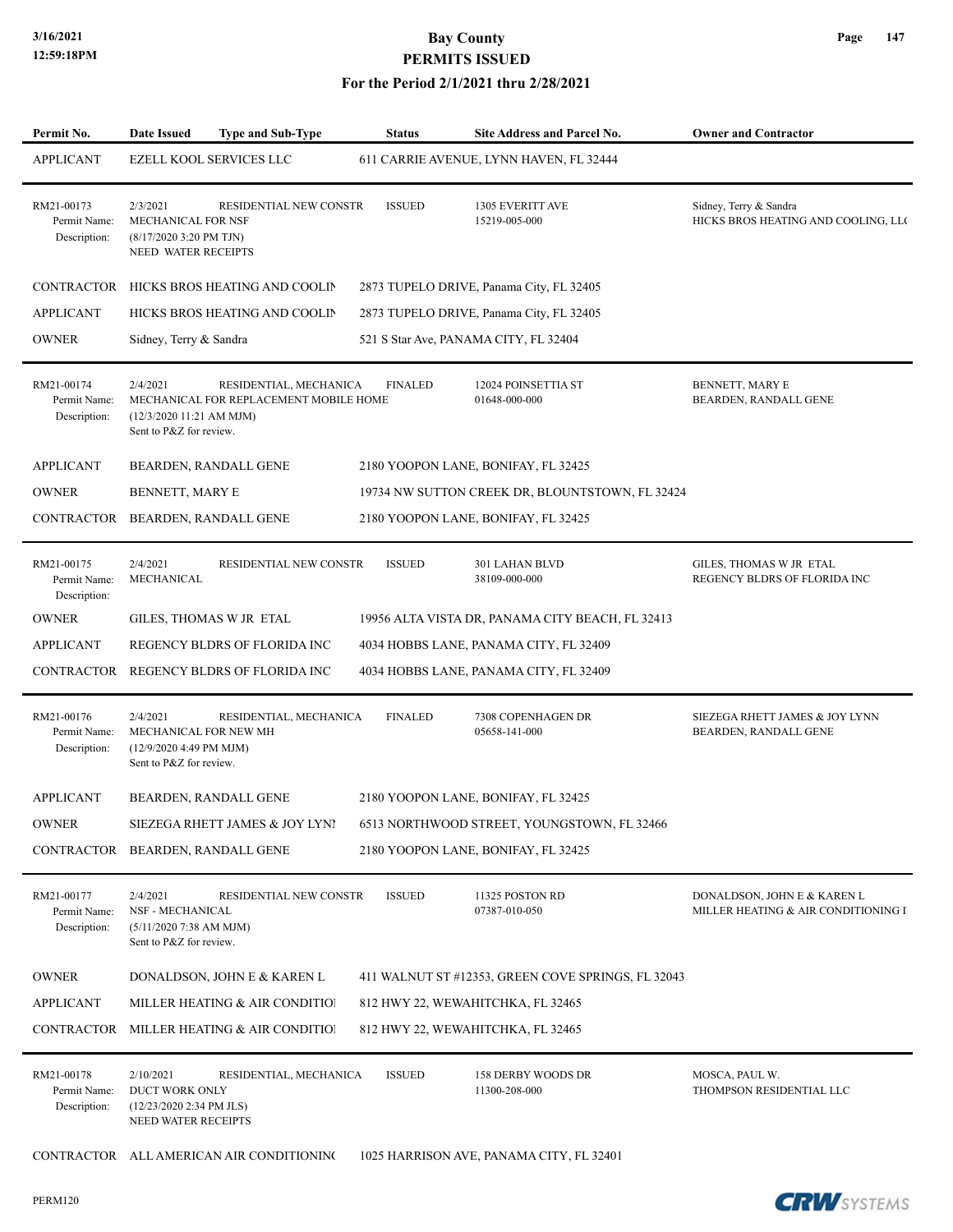# Bay County
## PERMITS ISSUED
### For the Period 2/1/2021 thru 2/28/2021

| Permit No. | Date Issued | Type and Sub-Type | Status | Site Address and Parcel No. | Owner and Contractor |
|---|---|---|---|---|---|
| APPLICANT | EZELL KOOL SERVICES LLC | | 611 CARRIE AVENUE, LYNN HAVEN, FL 32444 | | |
| RM21-00173 | 2/3/2021 | RESIDENTIAL NEW CONSTR | ISSUED | 1305 EVERITT AVE | Sidney, Terry & Sandra |
| Permit Name: | MECHANICAL FOR NSF | | | 15219-005-000 | HICKS BROS HEATING AND COOLING, LL( |
| Description: | (8/17/2020 3:20 PM TJN) NEED WATER RECEIPTS | | | | |
| CONTRACTOR | HICKS BROS HEATING AND COOLIN | | 2873 TUPELO DRIVE, Panama City, FL 32405 | | |
| APPLICANT | HICKS BROS HEATING AND COOLIN | | 2873 TUPELO DRIVE, Panama City, FL 32405 | | |
| OWNER | Sidney, Terry & Sandra | | 521 S Star Ave, PANAMA CITY, FL 32404 | | |
| RM21-00174 | 2/4/2021 | RESIDENTIAL, MECHANICA | FINALED | 12024 POINSETTIA ST | BENNETT, MARY E |
| Permit Name: | MECHANICAL FOR REPLACEMENT MOBILE HOME | | | 01648-000-000 | BEARDEN, RANDALL GENE |
| Description: | (12/3/2020 11:21 AM MJM) Sent to P&Z for review. | | | | |
| APPLICANT | BEARDEN, RANDALL GENE | | 2180 YOOPON LANE, BONIFAY, FL 32425 | | |
| OWNER | BENNETT, MARY E | | 19734 NW SUTTON CREEK DR, BLOUNTSTOWN, FL 32424 | | |
| CONTRACTOR | BEARDEN, RANDALL GENE | | 2180 YOOPON LANE, BONIFAY, FL 32425 | | |
| RM21-00175 | 2/4/2021 | RESIDENTIAL NEW CONSTR | ISSUED | 301 LAHAN BLVD | GILES, THOMAS W JR ETAL |
| Permit Name: | MECHANICAL | | | 38109-000-000 | REGENCY BLDRS OF FLORIDA INC |
| Description: | | | | | |
| OWNER | GILES, THOMAS W JR ETAL | | 19956 ALTA VISTA DR, PANAMA CITY BEACH, FL 32413 | | |
| APPLICANT | REGENCY BLDRS OF FLORIDA INC | | 4034 HOBBS LANE, PANAMA CITY, FL 32409 | | |
| CONTRACTOR | REGENCY BLDRS OF FLORIDA INC | | 4034 HOBBS LANE, PANAMA CITY, FL 32409 | | |
| RM21-00176 | 2/4/2021 | RESIDENTIAL, MECHANICA | FINALED | 7308 COPENHAGEN DR | SIEZEGA RHETT JAMES & JOY LYNN |
| Permit Name: | MECHANICAL FOR NEW MH | | | 05658-141-000 | BEARDEN, RANDALL GENE |
| Description: | (12/9/2020 4:49 PM MJM) Sent to P&Z for review. | | | | |
| APPLICANT | BEARDEN, RANDALL GENE | | 2180 YOOPON LANE, BONIFAY, FL 32425 | | |
| OWNER | SIEZEGA RHETT JAMES & JOY LYNI | | 6513 NORTHWOOD STREET, YOUNGSTOWN, FL 32466 | | |
| CONTRACTOR | BEARDEN, RANDALL GENE | | 2180 YOOPON LANE, BONIFAY, FL 32425 | | |
| RM21-00177 | 2/4/2021 | RESIDENTIAL NEW CONSTR | ISSUED | 11325 POSTON RD | DONALDSON, JOHN E & KAREN L |
| Permit Name: | NSF - MECHANICAL | | | 07387-010-050 | MILLER HEATING & AIR CONDITIONING I |
| Description: | (5/11/2020 7:38 AM MJM) Sent to P&Z for review. | | | | |
| OWNER | DONALDSON, JOHN E & KAREN L | | 411 WALNUT ST #12353, GREEN COVE SPRINGS, FL 32043 | | |
| APPLICANT | MILLER HEATING & AIR CONDITIOI | | 812 HWY 22, WEWAHITCHKA, FL 32465 | | |
| CONTRACTOR | MILLER HEATING & AIR CONDITIOI | | 812 HWY 22, WEWAHITCHKA, FL 32465 | | |
| RM21-00178 | 2/10/2021 | RESIDENTIAL, MECHANICA | ISSUED | 158 DERBY WOODS DR | MOSCA, PAUL W. |
| Permit Name: | DUCT WORK ONLY | | | 11300-208-000 | THOMPSON RESIDENTIAL LLC |
| Description: | (12/23/2020 2:34 PM JLS) NEED WATER RECEIPTS | | | | |
| CONTRACTOR | ALL AMERICAN AIR CONDITIONIN( | | 1025 HARRISON AVE, PANAMA CITY, FL 32401 | | |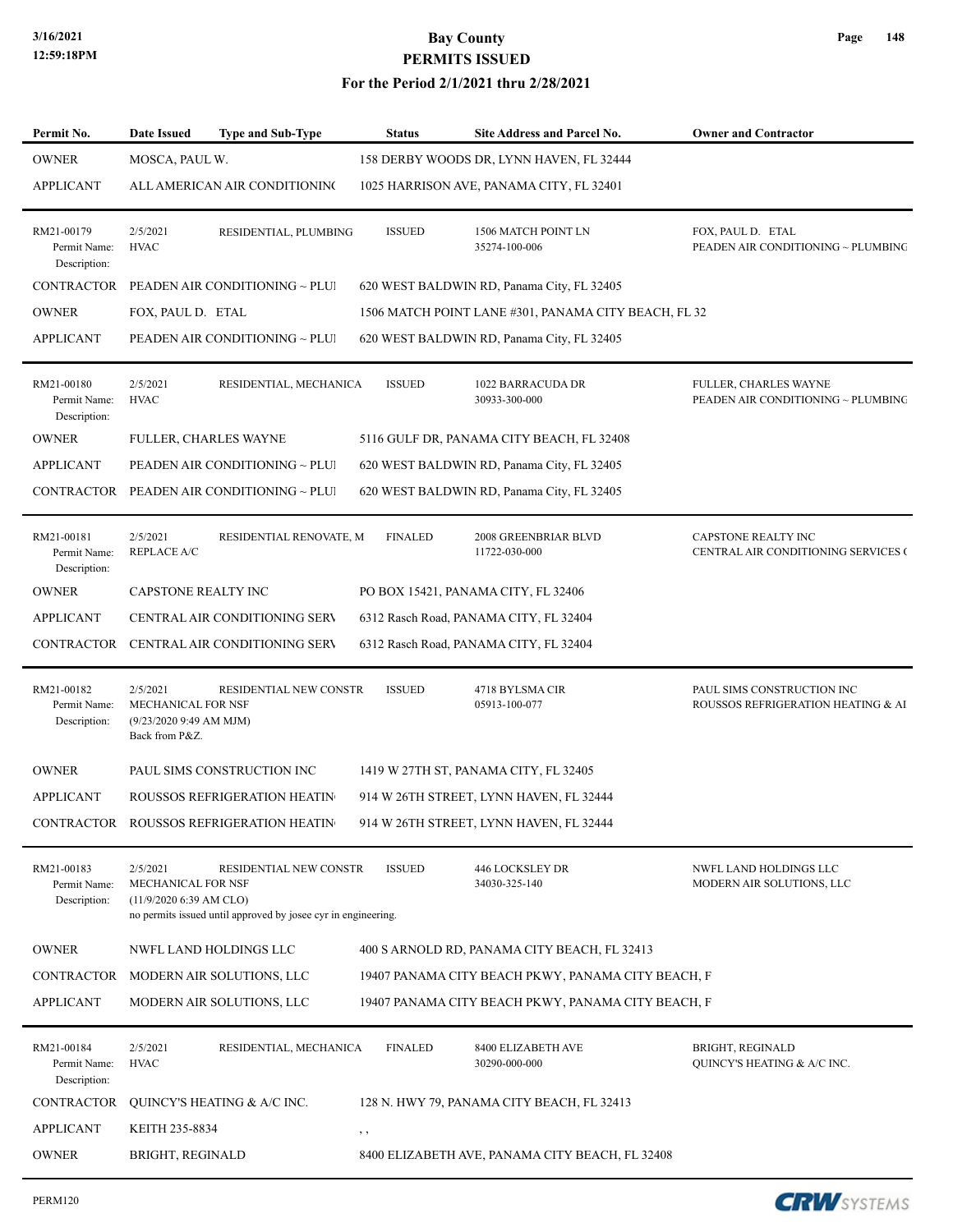# Bay County
## PERMITS ISSUED
### For the Period 2/1/2021 thru 2/28/2021

| Permit No. | Date Issued | Type and Sub-Type | Status | Site Address and Parcel No. | Owner and Contractor |
|---|---|---|---|---|---|
| OWNER | MOSCA, PAUL W. | | 158 DERBY WOODS DR, LYNN HAVEN, FL 32444 | | |
| APPLICANT | ALL AMERICAN AIR CONDITIONIN( | | 1025 HARRISON AVE, PANAMA CITY, FL 32401 | | |
| RM21-00179<br>Permit Name:<br>Description: | 2/5/2021<br>HVAC | RESIDENTIAL, PLUMBING | ISSUED | 1506 MATCH POINT LN<br>35274-100-006 | FOX, PAUL D. ETAL<br>PEADEN AIR CONDITIONING ~ PLUMBING |
| CONTRACTOR | PEADEN AIR CONDITIONING ~ PLUI | | 620 WEST BALDWIN RD, Panama City, FL 32405 | | |
| OWNER | FOX, PAUL D. ETAL | | 1506 MATCH POINT LANE #301, PANAMA CITY BEACH, FL 32 | | |
| APPLICANT | PEADEN AIR CONDITIONING ~ PLUI | | 620 WEST BALDWIN RD, Panama City, FL 32405 | | |
| RM21-00180<br>Permit Name:<br>Description: | 2/5/2021<br>HVAC | RESIDENTIAL, MECHANICA | ISSUED | 1022 BARRACUDA DR<br>30933-300-000 | FULLER, CHARLES WAYNE<br>PEADEN AIR CONDITIONING ~ PLUMBING |
| OWNER | FULLER, CHARLES WAYNE | | 5116 GULF DR, PANAMA CITY BEACH, FL 32408 | | |
| APPLICANT | PEADEN AIR CONDITIONING ~ PLUI | | 620 WEST BALDWIN RD, Panama City, FL 32405 | | |
| CONTRACTOR | PEADEN AIR CONDITIONING ~ PLUI | | 620 WEST BALDWIN RD, Panama City, FL 32405 | | |
| RM21-00181<br>Permit Name:<br>Description: | 2/5/2021<br>REPLACE A/C | RESIDENTIAL RENOVATE, M | FINALED | 2008 GREENBRIAR BLVD<br>11722-030-000 | CAPSTONE REALTY INC<br>CENTRAL AIR CONDITIONING SERVICES ( |
| OWNER | CAPSTONE REALTY INC | | PO BOX 15421, PANAMA CITY, FL 32406 | | |
| APPLICANT | CENTRAL AIR CONDITIONING SERV | | 6312 Rasch Road, PANAMA CITY, FL 32404 | | |
| CONTRACTOR | CENTRAL AIR CONDITIONING SERV | | 6312 Rasch Road, PANAMA CITY, FL 32404 | | |
| RM21-00182<br>Permit Name:<br>Description: | 2/5/2021<br>MECHANICAL FOR NSF<br>(9/23/2020 9:49 AM MJM)<br>Back from P&Z. | RESIDENTIAL NEW CONSTR | ISSUED | 4718 BYLSMA CIR<br>05913-100-077 | PAUL SIMS CONSTRUCTION INC<br>ROUSSOS REFRIGERATION HEATING & AI |
| OWNER | PAUL SIMS CONSTRUCTION INC | | 1419 W 27TH ST, PANAMA CITY, FL 32405 | | |
| APPLICANT | ROUSSOS REFRIGERATION HEATIN | | 914 W 26TH STREET, LYNN HAVEN, FL 32444 | | |
| CONTRACTOR | ROUSSOS REFRIGERATION HEATIN | | 914 W 26TH STREET, LYNN HAVEN, FL 32444 | | |
| RM21-00183<br>Permit Name:<br>Description: | 2/5/2021<br>MECHANICAL FOR NSF<br>(11/9/2020 6:39 AM CLO)<br>no permits issued until approved by josee cyr in engineering. | RESIDENTIAL NEW CONSTR | ISSUED | 446 LOCKSLEY DR<br>34030-325-140 | NWFL LAND HOLDINGS LLC<br>MODERN AIR SOLUTIONS, LLC |
| OWNER | NWFL LAND HOLDINGS LLC | | 400 S ARNOLD RD, PANAMA CITY BEACH, FL 32413 | | |
| CONTRACTOR | MODERN AIR SOLUTIONS, LLC | | 19407 PANAMA CITY BEACH PKWY, PANAMA CITY BEACH, F | | |
| APPLICANT | MODERN AIR SOLUTIONS, LLC | | 19407 PANAMA CITY BEACH PKWY, PANAMA CITY BEACH, F | | |
| RM21-00184<br>Permit Name:<br>Description: | 2/5/2021<br>HVAC | RESIDENTIAL, MECHANICA | FINALED | 8400 ELIZABETH AVE<br>30290-000-000 | BRIGHT, REGINALD<br>QUINCY'S HEATING & A/C INC. |
| CONTRACTOR | QUINCY'S HEATING & A/C INC. | | 128 N. HWY 79, PANAMA CITY BEACH, FL 32413 | | |
| APPLICANT | KEITH 235-8834 | | , , | | |
| OWNER | BRIGHT, REGINALD | | 8400 ELIZABETH AVE, PANAMA CITY BEACH, FL 32408 | | |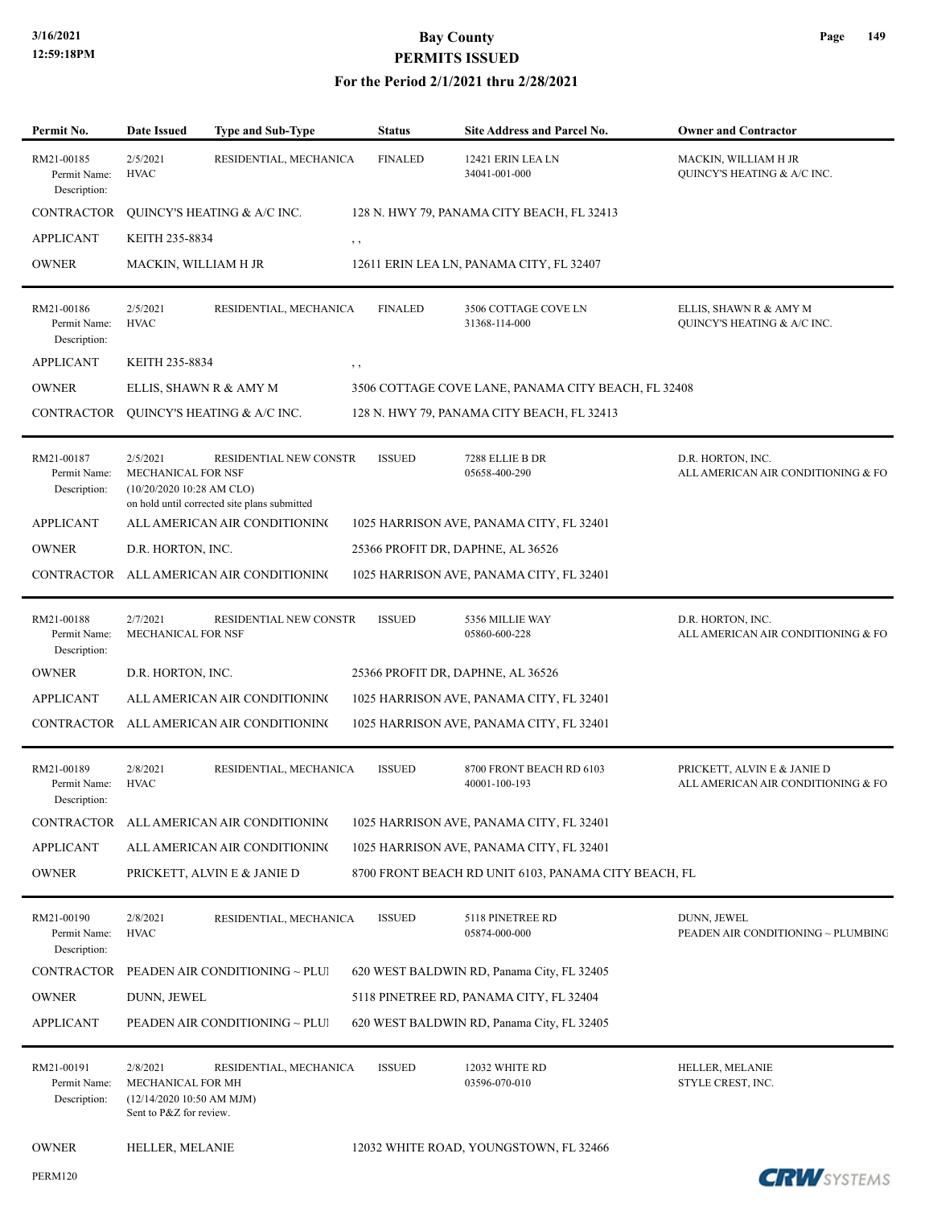# Bay County
## PERMITS ISSUED
### For the Period 2/1/2021 thru 2/28/2021

| Permit No. | Date Issued | Type and Sub-Type | Status | Site Address and Parcel No. | Owner and Contractor |
|---|---|---|---|---|---|
| RM21-00185<br>Permit Name:<br>Description: | 2/5/2021<br>HVAC | RESIDENTIAL, MECHANICA | FINALED | 12421 ERIN LEA LN<br>34041-001-000 | MACKIN, WILLIAM H JR<br>QUINCY'S HEATING & A/C INC. |
| CONTRACTOR | QUINCY'S HEATING & A/C INC. | | 128 N. HWY 79, PANAMA CITY BEACH, FL 32413 | | |
| APPLICANT | KEITH 235-8834 | | , , | | |
| OWNER | MACKIN, WILLIAM H JR | | 12611 ERIN LEA LN, PANAMA CITY, FL 32407 | | |
| RM21-00186<br>Permit Name:<br>Description: | 2/5/2021<br>HVAC | RESIDENTIAL, MECHANICA | FINALED | 3506 COTTAGE COVE LN<br>31368-114-000 | ELLIS, SHAWN R & AMY M<br>QUINCY'S HEATING & A/C INC. |
| APPLICANT | KEITH 235-8834 | | , , | | |
| OWNER | ELLIS, SHAWN R & AMY M | | 3506 COTTAGE COVE LANE, PANAMA CITY BEACH, FL 32408 | | |
| CONTRACTOR | QUINCY'S HEATING & A/C INC. | | 128 N. HWY 79, PANAMA CITY BEACH, FL 32413 | | |
| RM21-00187<br>Permit Name:<br>Description: | 2/5/2021<br>MECHANICAL FOR NSF<br>(10/20/2020 10:28 AM CLO)<br>on hold until corrected site plans submitted | RESIDENTIAL NEW CONSTR | ISSUED | 7288 ELLIE B DR<br>05658-400-290 | D.R. HORTON, INC.<br>ALL AMERICAN AIR CONDITIONING & FO |
| APPLICANT | ALL AMERICAN AIR CONDITIONING | | 1025 HARRISON AVE, PANAMA CITY, FL 32401 | | |
| OWNER | D.R. HORTON, INC. | | 25366 PROFIT DR, DAPHNE, AL 36526 | | |
| CONTRACTOR | ALL AMERICAN AIR CONDITIONING | | 1025 HARRISON AVE, PANAMA CITY, FL 32401 | | |
| RM21-00188<br>Permit Name:<br>Description: | 2/7/2021<br>MECHANICAL FOR NSF | RESIDENTIAL NEW CONSTR | ISSUED | 5356 MILLIE WAY<br>05860-600-228 | D.R. HORTON, INC.<br>ALL AMERICAN AIR CONDITIONING & FO |
| OWNER | D.R. HORTON, INC. | | 25366 PROFIT DR, DAPHNE, AL 36526 | | |
| APPLICANT | ALL AMERICAN AIR CONDITIONING | | 1025 HARRISON AVE, PANAMA CITY, FL 32401 | | |
| CONTRACTOR | ALL AMERICAN AIR CONDITIONING | | 1025 HARRISON AVE, PANAMA CITY, FL 32401 | | |
| RM21-00189<br>Permit Name:<br>Description: | 2/8/2021<br>HVAC | RESIDENTIAL, MECHANICA | ISSUED | 8700 FRONT BEACH RD 6103<br>40001-100-193 | PRICKETT, ALVIN E & JANIE D<br>ALL AMERICAN AIR CONDITIONING & FO |
| CONTRACTOR | ALL AMERICAN AIR CONDITIONING | | 1025 HARRISON AVE, PANAMA CITY, FL 32401 | | |
| APPLICANT | ALL AMERICAN AIR CONDITIONING | | 1025 HARRISON AVE, PANAMA CITY, FL 32401 | | |
| OWNER | PRICKETT, ALVIN E & JANIE D | | 8700 FRONT BEACH RD UNIT 6103, PANAMA CITY BEACH, FL | | |
| RM21-00190<br>Permit Name:<br>Description: | 2/8/2021<br>HVAC | RESIDENTIAL, MECHANICA | ISSUED | 5118 PINETREE RD<br>05874-000-000 | DUNN, JEWEL<br>PEADEN AIR CONDITIONING ~ PLUMBING |
| CONTRACTOR | PEADEN AIR CONDITIONING ~ PLUI | | 620 WEST BALDWIN RD, Panama City, FL 32405 | | |
| OWNER | DUNN, JEWEL | | 5118 PINETREE RD, PANAMA CITY, FL 32404 | | |
| APPLICANT | PEADEN AIR CONDITIONING ~ PLUI | | 620 WEST BALDWIN RD, Panama City, FL 32405 | | |
| RM21-00191<br>Permit Name:<br>Description: | 2/8/2021<br>MECHANICAL FOR MH<br>(12/14/2020 10:50 AM MJM)<br>Sent to P&Z for review. | RESIDENTIAL, MECHANICA | ISSUED | 12032 WHITE RD<br>03596-070-010 | HELLER, MELANIE<br>STYLE CREST, INC. |
| OWNER | HELLER, MELANIE | | 12032 WHITE ROAD, YOUNGSTOWN, FL 32466 | | |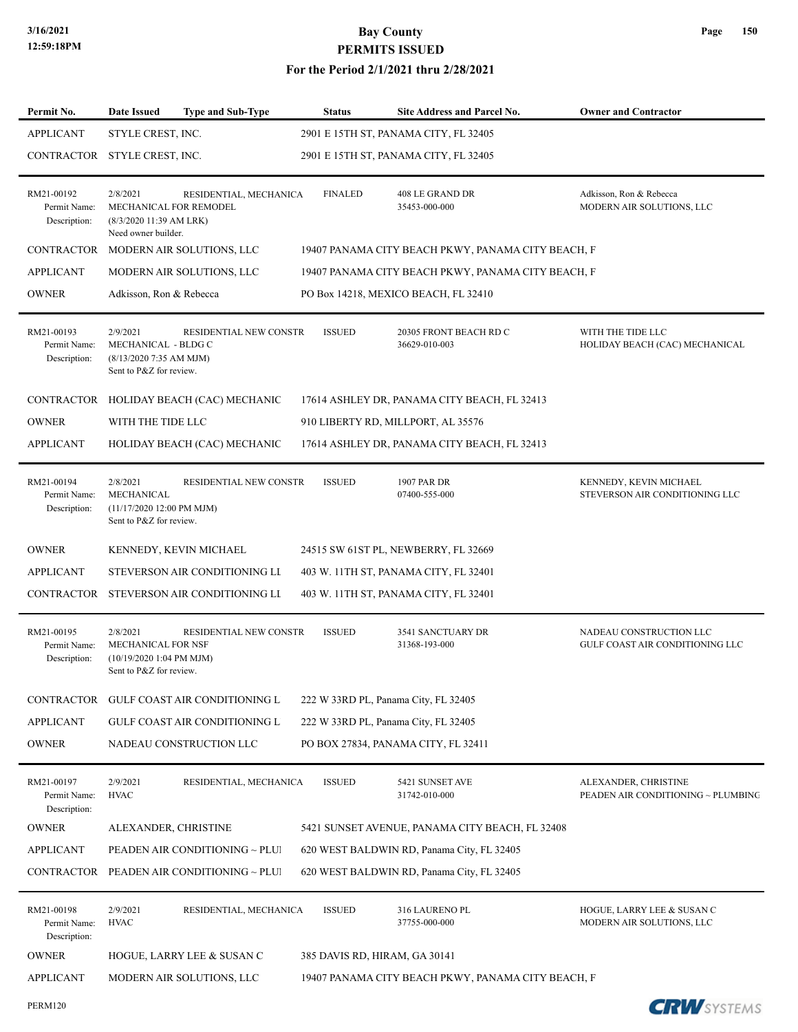| Permit No. | Date Issued | Type and Sub-Type | Status | Site Address and Parcel No. | Owner and Contractor |
|---|---|---|---|---|---|
| APPLICANT | STYLE CREST, INC. | | 2901 E 15TH ST, PANAMA CITY, FL 32405 | | |
| CONTRACTOR | STYLE CREST, INC. | | 2901 E 15TH ST, PANAMA CITY, FL 32405 | | |
| RM21-00192 | 2/8/2021 | RESIDENTIAL, MECHANICA | FINALED | 408 LE GRAND DR | Adkisson, Ron & Rebecca |
| Permit Name: | MECHANICAL FOR REMODEL | | | 35453-000-000 | MODERN AIR SOLUTIONS, LLC |
| Description: | (8/3/2020 11:39 AM LRK) Need owner builder. | | | | |
| CONTRACTOR | MODERN AIR SOLUTIONS, LLC | | 19407 PANAMA CITY BEACH PKWY, PANAMA CITY BEACH, F | | |
| APPLICANT | MODERN AIR SOLUTIONS, LLC | | 19407 PANAMA CITY BEACH PKWY, PANAMA CITY BEACH, F | | |
| OWNER | Adkisson, Ron & Rebecca | | PO Box 14218, MEXICO BEACH, FL 32410 | | |
| RM21-00193 | 2/9/2021 | RESIDENTIAL NEW CONSTR | ISSUED | 20305 FRONT BEACH RD C | WITH THE TIDE LLC |
| Permit Name: | MECHANICAL - BLDG C | | | 36629-010-003 | HOLIDAY BEACH (CAC) MECHANICAL |
| Description: | (8/13/2020 7:35 AM MJM) Sent to P&Z for review. | | | | |
| CONTRACTOR | HOLIDAY BEACH (CAC) MECHANIC | | 17614 ASHLEY DR, PANAMA CITY BEACH, FL 32413 | | |
| OWNER | WITH THE TIDE LLC | | 910 LIBERTY RD, MILLPORT, AL 35576 | | |
| APPLICANT | HOLIDAY BEACH (CAC) MECHANIC | | 17614 ASHLEY DR, PANAMA CITY BEACH, FL 32413 | | |
| RM21-00194 | 2/8/2021 | RESIDENTIAL NEW CONSTR | ISSUED | 1907 PAR DR | KENNEDY, KEVIN MICHAEL |
| Permit Name: | MECHANICAL | | | 07400-555-000 | STEVERSON AIR CONDITIONING LLC |
| Description: | (11/17/2020 12:00 PM MJM) Sent to P&Z for review. | | | | |
| OWNER | KENNEDY, KEVIN MICHAEL | | 24515 SW 61ST PL, NEWBERRY, FL 32669 | | |
| APPLICANT | STEVERSON AIR CONDITIONING LI | | 403 W. 11TH ST, PANAMA CITY, FL 32401 | | |
| CONTRACTOR | STEVERSON AIR CONDITIONING LI | | 403 W. 11TH ST, PANAMA CITY, FL 32401 | | |
| RM21-00195 | 2/8/2021 | RESIDENTIAL NEW CONSTR | ISSUED | 3541 SANCTUARY DR | NADEAU CONSTRUCTION LLC |
| Permit Name: | MECHANICAL FOR NSF | | | 31368-193-000 | GULF COAST AIR CONDITIONING LLC |
| Description: | (10/19/2020 1:04 PM MJM) Sent to P&Z for review. | | | | |
| CONTRACTOR | GULF COAST AIR CONDITIONING L | | 222 W 33RD PL, Panama City, FL 32405 | | |
| APPLICANT | GULF COAST AIR CONDITIONING L | | 222 W 33RD PL, Panama City, FL 32405 | | |
| OWNER | NADEAU CONSTRUCTION LLC | | PO BOX 27834, PANAMA CITY, FL 32411 | | |
| RM21-00197 | 2/9/2021 | RESIDENTIAL, MECHANICA | ISSUED | 5421 SUNSET AVE | ALEXANDER, CHRISTINE |
| Permit Name: | HVAC | | | 31742-010-000 | PEADEN AIR CONDITIONING ~ PLUMBING |
| Description: | | | | | |
| OWNER | ALEXANDER, CHRISTINE | | 5421 SUNSET AVENUE, PANAMA CITY BEACH, FL 32408 | | |
| APPLICANT | PEADEN AIR CONDITIONING ~ PLUI | | 620 WEST BALDWIN RD, Panama City, FL 32405 | | |
| CONTRACTOR | PEADEN AIR CONDITIONING ~ PLUI | | 620 WEST BALDWIN RD, Panama City, FL 32405 | | |
| RM21-00198 | 2/9/2021 | RESIDENTIAL, MECHANICA | ISSUED | 316 LAURENO PL | HOGUE, LARRY LEE & SUSAN C |
| Permit Name: | HVAC | | | 37755-000-000 | MODERN AIR SOLUTIONS, LLC |
| Description: | | | | | |
| OWNER | HOGUE, LARRY LEE & SUSAN C | | 385 DAVIS RD, HIRAM, GA 30141 | | |
| APPLICANT | MODERN AIR SOLUTIONS, LLC | | 19407 PANAMA CITY BEACH PKWY, PANAMA CITY BEACH, F | | |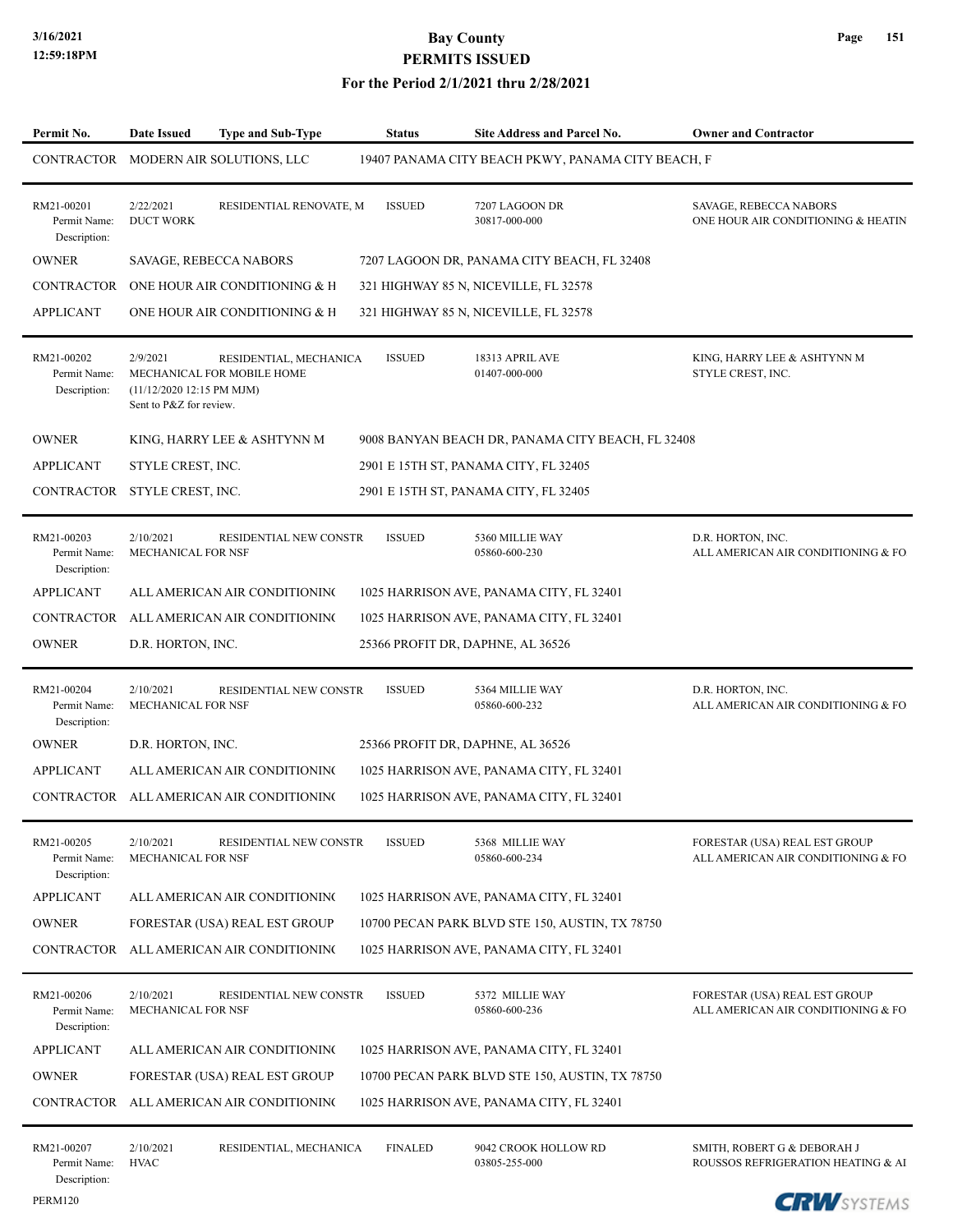| Permit No. | Date Issued | Type and Sub-Type | Status | Site Address and Parcel No. | Owner and Contractor |
|---|---|---|---|---|---|
| CONTRACTOR | MODERN AIR SOLUTIONS, LLC | | 19407 PANAMA CITY BEACH PKWY, PANAMA CITY BEACH, F | | |
| RM21-00201<br>Permit Name:<br>Description: | 2/22/2021<br>DUCT WORK | RESIDENTIAL RENOVATE, M | ISSUED | 7207 LAGOON DR<br>30817-000-000 | SAVAGE, REBECCA NABORS<br>ONE HOUR AIR CONDITIONING & HEATIN |
| OWNER | SAVAGE, REBECCA NABORS | | 7207 LAGOON DR, PANAMA CITY BEACH, FL 32408 | | |
| CONTRACTOR | ONE HOUR AIR CONDITIONING & H | | 321 HIGHWAY 85 N, NICEVILLE, FL 32578 | | |
| APPLICANT | ONE HOUR AIR CONDITIONING & H | | 321 HIGHWAY 85 N, NICEVILLE, FL 32578 | | |
| RM21-00202<br>Permit Name:<br>Description: | 2/9/2021<br>MECHANICAL FOR MOBILE HOME<br>(11/12/2020 12:15 PM MJM)<br>Sent to P&Z for review. | RESIDENTIAL, MECHANICA | ISSUED | 18313 APRIL AVE<br>01407-000-000 | KING, HARRY LEE & ASHTYNN M<br>STYLE CREST, INC. |
| OWNER | KING, HARRY LEE & ASHTYNN M | | 9008 BANYAN BEACH DR, PANAMA CITY BEACH, FL 32408 | | |
| APPLICANT | STYLE CREST, INC. | | 2901 E 15TH ST, PANAMA CITY, FL 32405 | | |
| CONTRACTOR | STYLE CREST, INC. | | 2901 E 15TH ST, PANAMA CITY, FL 32405 | | |
| RM21-00203<br>Permit Name:<br>Description: | 2/10/2021<br>MECHANICAL FOR NSF | RESIDENTIAL NEW CONSTR | ISSUED | 5360 MILLIE WAY<br>05860-600-230 | D.R. HORTON, INC.<br>ALL AMERICAN AIR CONDITIONING & FO |
| APPLICANT | ALL AMERICAN AIR CONDITIONIN( | | 1025 HARRISON AVE, PANAMA CITY, FL 32401 | | |
| CONTRACTOR | ALL AMERICAN AIR CONDITIONIN( | | 1025 HARRISON AVE, PANAMA CITY, FL 32401 | | |
| OWNER | D.R. HORTON, INC. | | 25366 PROFIT DR, DAPHNE, AL 36526 | | |
| RM21-00204<br>Permit Name:<br>Description: | 2/10/2021<br>MECHANICAL FOR NSF | RESIDENTIAL NEW CONSTR | ISSUED | 5364 MILLIE WAY<br>05860-600-232 | D.R. HORTON, INC.<br>ALL AMERICAN AIR CONDITIONING & FO |
| OWNER | D.R. HORTON, INC. | | 25366 PROFIT DR, DAPHNE, AL 36526 | | |
| APPLICANT | ALL AMERICAN AIR CONDITIONIN( | | 1025 HARRISON AVE, PANAMA CITY, FL 32401 | | |
| CONTRACTOR | ALL AMERICAN AIR CONDITIONIN( | | 1025 HARRISON AVE, PANAMA CITY, FL 32401 | | |
| RM21-00205<br>Permit Name:<br>Description: | 2/10/2021<br>MECHANICAL FOR NSF | RESIDENTIAL NEW CONSTR | ISSUED | 5368 MILLIE WAY<br>05860-600-234 | FORESTAR (USA) REAL EST GROUP<br>ALL AMERICAN AIR CONDITIONING & FO |
| APPLICANT | ALL AMERICAN AIR CONDITIONIN( | | 1025 HARRISON AVE, PANAMA CITY, FL 32401 | | |
| OWNER | FORESTAR (USA) REAL EST GROUP | | 10700 PECAN PARK BLVD STE 150, AUSTIN, TX 78750 | | |
| CONTRACTOR | ALL AMERICAN AIR CONDITIONIN( | | 1025 HARRISON AVE, PANAMA CITY, FL 32401 | | |
| RM21-00206<br>Permit Name:<br>Description: | 2/10/2021<br>MECHANICAL FOR NSF | RESIDENTIAL NEW CONSTR | ISSUED | 5372 MILLIE WAY<br>05860-600-236 | FORESTAR (USA) REAL EST GROUP<br>ALL AMERICAN AIR CONDITIONING & FO |
| APPLICANT | ALL AMERICAN AIR CONDITIONIN( | | 1025 HARRISON AVE, PANAMA CITY, FL 32401 | | |
| OWNER | FORESTAR (USA) REAL EST GROUP | | 10700 PECAN PARK BLVD STE 150, AUSTIN, TX 78750 | | |
| CONTRACTOR | ALL AMERICAN AIR CONDITIONIN( | | 1025 HARRISON AVE, PANAMA CITY, FL 32401 | | |
| RM21-00207<br>Permit Name:<br>Description: | 2/10/2021<br>HVAC | RESIDENTIAL, MECHANICA | FINALED | 9042 CROOK HOLLOW RD<br>03805-255-000 | SMITH, ROBERT G & DEBORAH J<br>ROUSSOS REFRIGERATION HEATING & AI |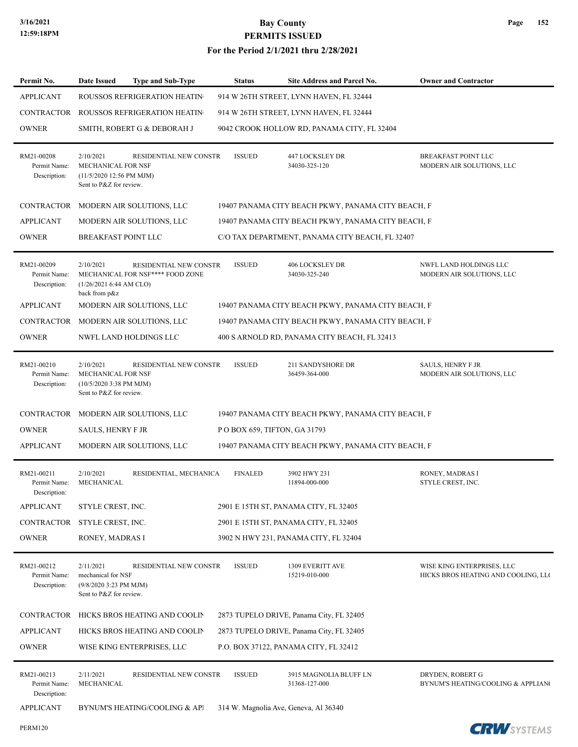# Bay County
## PERMITS ISSUED
### For the Period 2/1/2021 thru 2/28/2021

| Permit No. | Date Issued | Type and Sub-Type | Status | Site Address and Parcel No. | Owner and Contractor |
|---|---|---|---|---|---|
| APPLICANT | ROUSSOS REFRIGERATION HEATIN | | 914 W 26TH STREET, LYNN HAVEN, FL 32444 | | |
| CONTRACTOR | ROUSSOS REFRIGERATION HEATIN | | 914 W 26TH STREET, LYNN HAVEN, FL 32444 | | |
| OWNER | SMITH, ROBERT G & DEBORAH J | | 9042 CROOK HOLLOW RD, PANAMA CITY, FL 32404 | | |
| RM21-00208 | 2/10/2021 | RESIDENTIAL NEW CONSTR | ISSUED | 447 LOCKSLEY DR<br>34030-325-120 | BREAKFAST POINT LLC<br>MODERN AIR SOLUTIONS, LLC |
| Permit Name: | MECHANICAL FOR NSF | | | | |
| Description: | (11/5/2020 12:56 PM MJM) Sent to P&Z for review. | | | | |
| CONTRACTOR | MODERN AIR SOLUTIONS, LLC | | 19407 PANAMA CITY BEACH PKWY, PANAMA CITY BEACH, F | | |
| APPLICANT | MODERN AIR SOLUTIONS, LLC | | 19407 PANAMA CITY BEACH PKWY, PANAMA CITY BEACH, F | | |
| OWNER | BREAKFAST POINT LLC | | C/O TAX DEPARTMENT, PANAMA CITY BEACH, FL 32407 | | |
| RM21-00209 | 2/10/2021 | RESIDENTIAL NEW CONSTR | ISSUED | 406 LOCKSLEY DR<br>34030-325-240 | NWFL LAND HOLDINGS LLC<br>MODERN AIR SOLUTIONS, LLC |
| Permit Name: | MECHANICAL FOR NSF**** FOOD ZONE | | | | |
| Description: | (1/26/2021 6:44 AM CLO) back from p&z | | | | |
| APPLICANT | MODERN AIR SOLUTIONS, LLC | | 19407 PANAMA CITY BEACH PKWY, PANAMA CITY BEACH, F | | |
| CONTRACTOR | MODERN AIR SOLUTIONS, LLC | | 19407 PANAMA CITY BEACH PKWY, PANAMA CITY BEACH, F | | |
| OWNER | NWFL LAND HOLDINGS LLC | | 400 S ARNOLD RD, PANAMA CITY BEACH, FL 32413 | | |
| RM21-00210 | 2/10/2021 | RESIDENTIAL NEW CONSTR | ISSUED | 211 SANDYSHORE DR<br>36459-364-000 | SAULS, HENRY F JR<br>MODERN AIR SOLUTIONS, LLC |
| Permit Name: | MECHANICAL FOR NSF | | | | |
| Description: | (10/5/2020 3:38 PM MJM) Sent to P&Z for review. | | | | |
| CONTRACTOR | MODERN AIR SOLUTIONS, LLC | | 19407 PANAMA CITY BEACH PKWY, PANAMA CITY BEACH, F | | |
| OWNER | SAULS, HENRY F JR | | P O BOX 659, TIFTON, GA 31793 | | |
| APPLICANT | MODERN AIR SOLUTIONS, LLC | | 19407 PANAMA CITY BEACH PKWY, PANAMA CITY BEACH, F | | |
| RM21-00211 | 2/10/2021 | RESIDENTIAL, MECHANICA | FINALED | 3902 HWY 231<br>11894-000-000 | RONEY, MADRAS I<br>STYLE CREST, INC. |
| Permit Name: | MECHANICAL | | | | |
| Description: | | | | | |
| APPLICANT | STYLE CREST, INC. | | 2901 E 15TH ST, PANAMA CITY, FL 32405 | | |
| CONTRACTOR | STYLE CREST, INC. | | 2901 E 15TH ST, PANAMA CITY, FL 32405 | | |
| OWNER | RONEY, MADRAS I | | 3902 N HWY 231, PANAMA CITY, FL 32404 | | |
| RM21-00212 | 2/11/2021 | RESIDENTIAL NEW CONSTR | ISSUED | 1309 EVERITT AVE<br>15219-010-000 | WISE KING ENTERPRISES, LLC<br>HICKS BROS HEATING AND COOLING, LL( |
| Permit Name: | mechanical for NSF | | | | |
| Description: | (9/8/2020 3:23 PM MJM) Sent to P&Z for review. | | | | |
| CONTRACTOR | HICKS BROS HEATING AND COOLIN | | 2873 TUPELO DRIVE, Panama City, FL 32405 | | |
| APPLICANT | HICKS BROS HEATING AND COOLIN | | 2873 TUPELO DRIVE, Panama City, FL 32405 | | |
| OWNER | WISE KING ENTERPRISES, LLC | | P.O. BOX 37122, PANAMA CITY, FL 32412 | | |
| RM21-00213 | 2/11/2021 | RESIDENTIAL NEW CONSTR | ISSUED | 3915 MAGNOLIA BLUFF LN<br>31368-127-000 | DRYDEN, ROBERT G<br>BYNUM'S HEATING/COOLING & APPLIAN( |
| Permit Name: | MECHANICAL | | | | |
| Description: | | | | | |
| APPLICANT | BYNUM'S HEATING/COOLING & API | | 314 W. Magnolia Ave, Geneva, Al 36340 | | |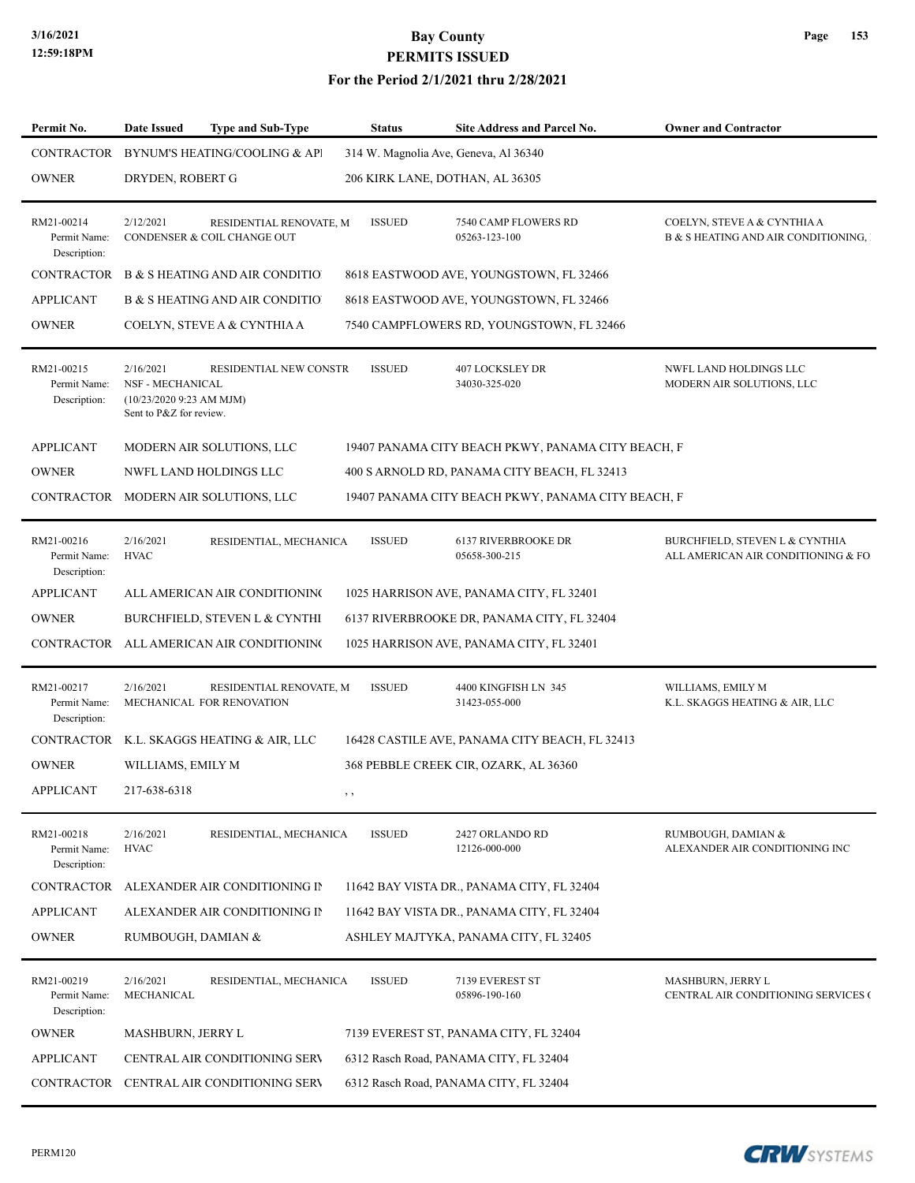# Bay County
## PERMITS ISSUED
### For the Period 2/1/2021 thru 2/28/2021

| Permit No. | Date Issued | Type and Sub-Type | Status | Site Address and Parcel No. | Owner and Contractor |
|---|---|---|---|---|---|
| CONTRACTOR | BYNUM'S HEATING/COOLING & API | | 314 W. Magnolia Ave, Geneva, Al 36340 | | |
| OWNER | DRYDEN, ROBERT G | | 206 KIRK LANE, DOTHAN, AL 36305 | | |
| RM21-00214 Permit Name: Description: | 2/12/2021 CONDENSER & COIL CHANGE OUT | RESIDENTIAL RENOVATE, M | ISSUED | 7540 CAMP FLOWERS RD 05263-123-100 | COELYN, STEVE A & CYNTHIA A B & S HEATING AND AIR CONDITIONING, |
| CONTRACTOR | B & S HEATING AND AIR CONDITIO | | 8618 EASTWOOD AVE, YOUNGSTOWN, FL 32466 | | |
| APPLICANT | B & S HEATING AND AIR CONDITIO | | 8618 EASTWOOD AVE, YOUNGSTOWN, FL 32466 | | |
| OWNER | COELYN, STEVE A & CYNTHIA A | | 7540 CAMPFLOWERS RD, YOUNGSTOWN, FL 32466 | | |
| RM21-00215 Permit Name: Description: | 2/16/2021 NSF - MECHANICAL (10/23/2020 9:23 AM MJM) Sent to P&Z for review. | RESIDENTIAL NEW CONSTR | ISSUED | 407 LOCKSLEY DR 34030-325-020 | NWFL LAND HOLDINGS LLC MODERN AIR SOLUTIONS, LLC |
| APPLICANT | MODERN AIR SOLUTIONS, LLC | | 19407 PANAMA CITY BEACH PKWY, PANAMA CITY BEACH, F | | |
| OWNER | NWFL LAND HOLDINGS LLC | | 400 S ARNOLD RD, PANAMA CITY BEACH, FL 32413 | | |
| CONTRACTOR | MODERN AIR SOLUTIONS, LLC | | 19407 PANAMA CITY BEACH PKWY, PANAMA CITY BEACH, F | | |
| RM21-00216 Permit Name: Description: | 2/16/2021 HVAC | RESIDENTIAL, MECHANICA | ISSUED | 6137 RIVERBROOKE DR 05658-300-215 | BURCHFIELD, STEVEN L & CYNTHIA ALL AMERICAN AIR CONDITIONING & FO |
| APPLICANT | ALL AMERICAN AIR CONDITIONING | | 1025 HARRISON AVE, PANAMA CITY, FL 32401 | | |
| OWNER | BURCHFIELD, STEVEN L & CYNTHI | | 6137 RIVERBROOKE DR, PANAMA CITY, FL 32404 | | |
| CONTRACTOR | ALL AMERICAN AIR CONDITIONING | | 1025 HARRISON AVE, PANAMA CITY, FL 32401 | | |
| RM21-00217 Permit Name: Description: | 2/16/2021 MECHANICAL FOR RENOVATION | RESIDENTIAL RENOVATE, M | ISSUED | 4400 KINGFISH LN 345 31423-055-000 | WILLIAMS, EMILY M K.L. SKAGGS HEATING & AIR, LLC |
| CONTRACTOR | K.L. SKAGGS HEATING & AIR, LLC | | 16428 CASTILE AVE, PANAMA CITY BEACH, FL 32413 | | |
| OWNER | WILLIAMS, EMILY M | | 368 PEBBLE CREEK CIR, OZARK, AL 36360 | | |
| APPLICANT | 217-638-6318 | | , , | | |
| RM21-00218 Permit Name: Description: | 2/16/2021 HVAC | RESIDENTIAL, MECHANICA | ISSUED | 2427 ORLANDO RD 12126-000-000 | RUMBOUGH, DAMIAN & ALEXANDER AIR CONDITIONING INC |
| CONTRACTOR | ALEXANDER AIR CONDITIONING IN | | 11642 BAY VISTA DR., PANAMA CITY, FL 32404 | | |
| APPLICANT | ALEXANDER AIR CONDITIONING IN | | 11642 BAY VISTA DR., PANAMA CITY, FL 32404 | | |
| OWNER | RUMBOUGH, DAMIAN & | | ASHLEY MAJTYKA, PANAMA CITY, FL 32405 | | |
| RM21-00219 Permit Name: Description: | 2/16/2021 MECHANICAL | RESIDENTIAL, MECHANICA | ISSUED | 7139 EVEREST ST 05896-190-160 | MASHBURN, JERRY L CENTRAL AIR CONDITIONING SERVICES ( |
| OWNER | MASHBURN, JERRY L | | 7139 EVEREST ST, PANAMA CITY, FL 32404 | | |
| APPLICANT | CENTRAL AIR CONDITIONING SERV | | 6312 Rasch Road, PANAMA CITY, FL 32404 | | |
| CONTRACTOR | CENTRAL AIR CONDITIONING SERV | | 6312 Rasch Road, PANAMA CITY, FL 32404 | | |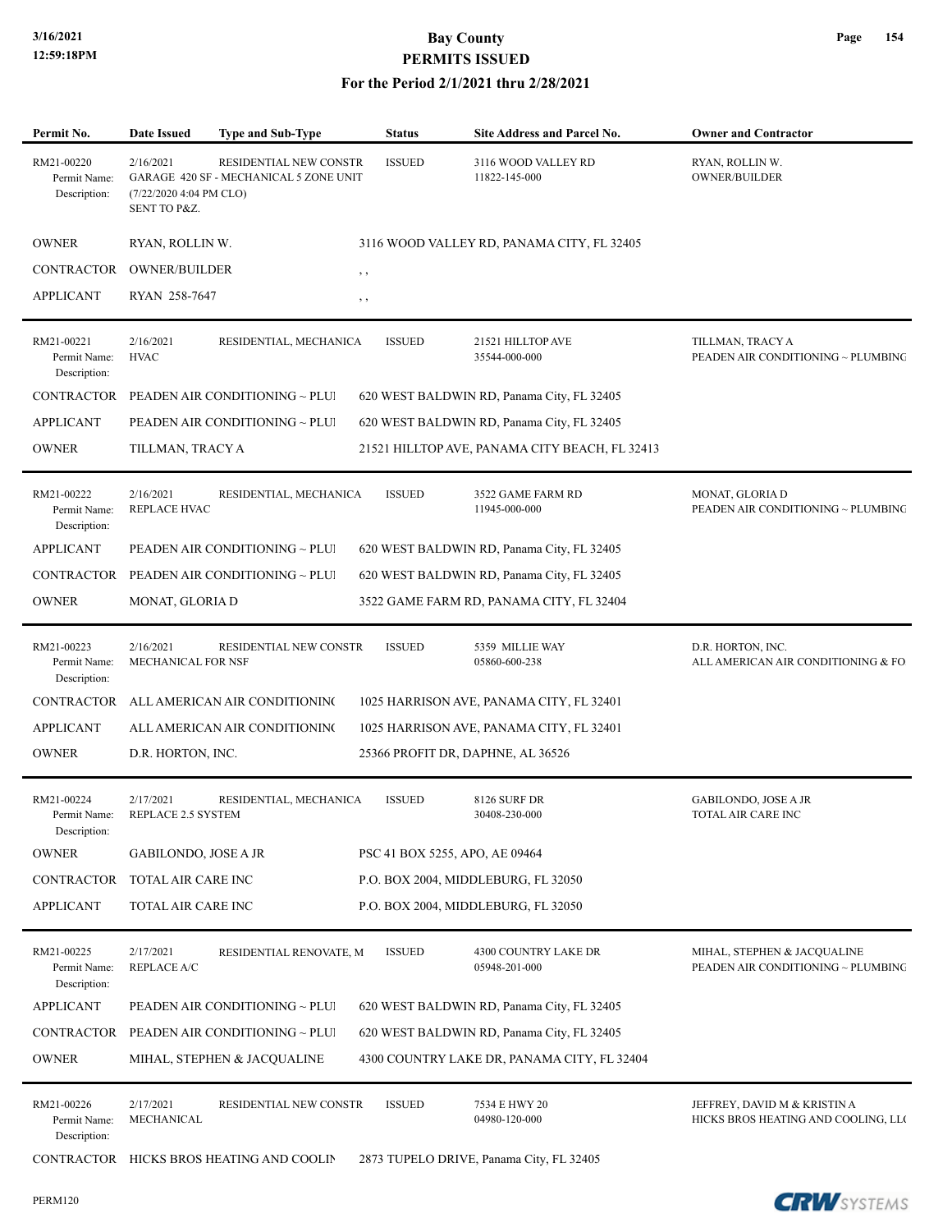# Bay County
## PERMITS ISSUED
### For the Period 2/1/2021 thru 2/28/2021

| Permit No. | Date Issued | Type and Sub-Type | Status | Site Address and Parcel No. | Owner and Contractor |
|---|---|---|---|---|---|
| RM21-00220<br>Permit Name:<br>Description: | 2/16/2021<br>GARAGE 420 SF - MECHANICAL 5 ZONE UNIT<br>(7/22/2020 4:04 PM CLO)<br>SENT TO P&Z. | RESIDENTIAL NEW CONSTR | ISSUED | 3116 WOOD VALLEY RD<br>11822-145-000 | RYAN, ROLLIN W.<br>OWNER/BUILDER |
| OWNER | RYAN, ROLLIN W. | | 3116 WOOD VALLEY RD, PANAMA CITY, FL 32405 | | |
| CONTRACTOR | OWNER/BUILDER | | , , | | |
| APPLICANT | RYAN 258-7647 | | , , | | |
| RM21-00221<br>Permit Name:<br>Description: | 2/16/2021<br>HVAC | RESIDENTIAL, MECHANICA | ISSUED | 21521 HILLTOP AVE<br>35544-000-000 | TILLMAN, TRACY A<br>PEADEN AIR CONDITIONING ~ PLUMBING |
| CONTRACTOR | PEADEN AIR CONDITIONING ~ PLUI | | 620 WEST BALDWIN RD, Panama City, FL 32405 | | |
| APPLICANT | PEADEN AIR CONDITIONING ~ PLUI | | 620 WEST BALDWIN RD, Panama City, FL 32405 | | |
| OWNER | TILLMAN, TRACY A | | 21521 HILLTOP AVE, PANAMA CITY BEACH, FL 32413 | | |
| RM21-00222<br>Permit Name:<br>Description: | 2/16/2021<br>REPLACE HVAC | RESIDENTIAL, MECHANICA | ISSUED | 3522 GAME FARM RD<br>11945-000-000 | MONAT, GLORIA D<br>PEADEN AIR CONDITIONING ~ PLUMBING |
| APPLICANT | PEADEN AIR CONDITIONING ~ PLUI | | 620 WEST BALDWIN RD, Panama City, FL 32405 | | |
| CONTRACTOR | PEADEN AIR CONDITIONING ~ PLUI | | 620 WEST BALDWIN RD, Panama City, FL 32405 | | |
| OWNER | MONAT, GLORIA D | | 3522 GAME FARM RD, PANAMA CITY, FL 32404 | | |
| RM21-00223<br>Permit Name:<br>Description: | 2/16/2021<br>MECHANICAL FOR NSF | RESIDENTIAL NEW CONSTR | ISSUED | 5359 MILLIE WAY<br>05860-600-238 | D.R. HORTON, INC.<br>ALL AMERICAN AIR CONDITIONING & FO |
| CONTRACTOR | ALL AMERICAN AIR CONDITIONIN( | | 1025 HARRISON AVE, PANAMA CITY, FL 32401 | | |
| APPLICANT | ALL AMERICAN AIR CONDITIONIN( | | 1025 HARRISON AVE, PANAMA CITY, FL 32401 | | |
| OWNER | D.R. HORTON, INC. | | 25366 PROFIT DR, DAPHNE, AL 36526 | | |
| RM21-00224<br>Permit Name:<br>Description: | 2/17/2021<br>REPLACE 2.5 SYSTEM | RESIDENTIAL, MECHANICA | ISSUED | 8126 SURF DR<br>30408-230-000 | GABILONDO, JOSE A JR<br>TOTAL AIR CARE INC |
| OWNER | GABILONDO, JOSE A JR | | PSC 41 BOX 5255, APO, AE 09464 | | |
| CONTRACTOR | TOTAL AIR CARE INC | | P.O. BOX 2004, MIDDLEBURG, FL 32050 | | |
| APPLICANT | TOTAL AIR CARE INC | | P.O. BOX 2004, MIDDLEBURG, FL 32050 | | |
| RM21-00225<br>Permit Name:<br>Description: | 2/17/2021<br>REPLACE A/C | RESIDENTIAL RENOVATE, M | ISSUED | 4300 COUNTRY LAKE DR<br>05948-201-000 | MIHAL, STEPHEN & JACQUALINE<br>PEADEN AIR CONDITIONING ~ PLUMBING |
| APPLICANT | PEADEN AIR CONDITIONING ~ PLUI | | 620 WEST BALDWIN RD, Panama City, FL 32405 | | |
| CONTRACTOR | PEADEN AIR CONDITIONING ~ PLUI | | 620 WEST BALDWIN RD, Panama City, FL 32405 | | |
| OWNER | MIHAL, STEPHEN & JACQUALINE | | 4300 COUNTRY LAKE DR, PANAMA CITY, FL 32404 | | |
| RM21-00226<br>Permit Name:<br>Description: | 2/17/2021<br>MECHANICAL | RESIDENTIAL NEW CONSTR | ISSUED | 7534 E HWY 20<br>04980-120-000 | JEFFREY, DAVID M & KRISTIN A<br>HICKS BROS HEATING AND COOLING, LL( |
| CONTRACTOR | HICKS BROS HEATING AND COOLIN | | 2873 TUPELO DRIVE, Panama City, FL 32405 | | |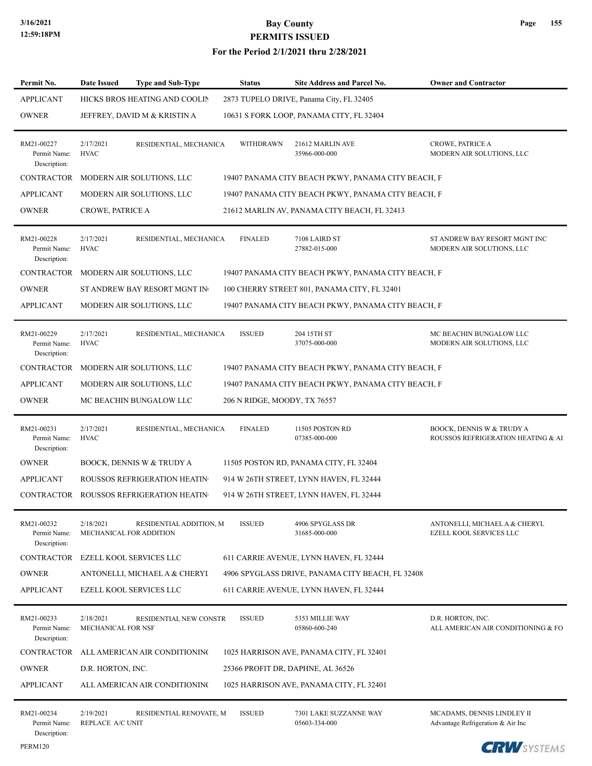| Permit No. | Date Issued | Type and Sub-Type | Status | Site Address and Parcel No. | Owner and Contractor |
|---|---|---|---|---|---|
| APPLICANT | HICKS BROS HEATING AND COOLIN | | 2873 TUPELO DRIVE, Panama City, FL 32405 | | |
| OWNER | JEFFREY, DAVID M & KRISTIN A | | 10631 S FORK LOOP, PANAMA CITY, FL 32404 | | |
| RM21-00227<br>Permit Name:<br>Description: | 2/17/2021<br>HVAC | RESIDENTIAL, MECHANICA | WITHDRAWN | 21612 MARLIN AVE<br>35966-000-000 | CROWE, PATRICE A<br>MODERN AIR SOLUTIONS, LLC |
| CONTRACTOR | MODERN AIR SOLUTIONS, LLC | | 19407 PANAMA CITY BEACH PKWY, PANAMA CITY BEACH, F | | |
| APPLICANT | MODERN AIR SOLUTIONS, LLC | | 19407 PANAMA CITY BEACH PKWY, PANAMA CITY BEACH, F | | |
| OWNER | CROWE, PATRICE A | | 21612 MARLIN AV, PANAMA CITY BEACH, FL 32413 | | |
| RM21-00228<br>Permit Name:<br>Description: | 2/17/2021<br>HVAC | RESIDENTIAL, MECHANICA | FINALED | 7108 LAIRD ST<br>27882-015-000 | ST ANDREW BAY RESORT MGNT INC<br>MODERN AIR SOLUTIONS, LLC |
| CONTRACTOR | MODERN AIR SOLUTIONS, LLC | | 19407 PANAMA CITY BEACH PKWY, PANAMA CITY BEACH, F | | |
| OWNER | ST ANDREW BAY RESORT MGNT IN | | 100 CHERRY STREET 801, PANAMA CITY, FL 32401 | | |
| APPLICANT | MODERN AIR SOLUTIONS, LLC | | 19407 PANAMA CITY BEACH PKWY, PANAMA CITY BEACH, F | | |
| RM21-00229<br>Permit Name:<br>Description: | 2/17/2021<br>HVAC | RESIDENTIAL, MECHANICA | ISSUED | 204 15TH ST<br>37075-000-000 | MC BEACHIN BUNGALOW LLC<br>MODERN AIR SOLUTIONS, LLC |
| CONTRACTOR | MODERN AIR SOLUTIONS, LLC | | 19407 PANAMA CITY BEACH PKWY, PANAMA CITY BEACH, F | | |
| APPLICANT | MODERN AIR SOLUTIONS, LLC | | 19407 PANAMA CITY BEACH PKWY, PANAMA CITY BEACH, F | | |
| OWNER | MC BEACHIN BUNGALOW LLC | | 206 N RIDGE, MOODY, TX 76557 | | |
| RM21-00231<br>Permit Name:<br>Description: | 2/17/2021<br>HVAC | RESIDENTIAL, MECHANICA | FINALED | 11505 POSTON RD<br>07385-000-000 | BOOCK, DENNIS W & TRUDY A<br>ROUSSOS REFRIGERATION HEATING & AI |
| OWNER | BOOCK, DENNIS W & TRUDY A | | 11505 POSTON RD, PANAMA CITY, FL 32404 | | |
| APPLICANT | ROUSSOS REFRIGERATION HEATIN | | 914 W 26TH STREET, LYNN HAVEN, FL 32444 | | |
| CONTRACTOR | ROUSSOS REFRIGERATION HEATIN | | 914 W 26TH STREET, LYNN HAVEN, FL 32444 | | |
| RM21-00232<br>Permit Name:<br>Description: | 2/18/2021<br>MECHANICAL FOR ADDITION | RESIDENTIAL ADDITION, M | ISSUED | 4906 SPYGLASS DR<br>31685-000-000 | ANTONELLI, MICHAEL A & CHERYL<br>EZELL KOOL SERVICES LLC |
| CONTRACTOR | EZELL KOOL SERVICES LLC | | 611 CARRIE AVENUE, LYNN HAVEN, FL 32444 | | |
| OWNER | ANTONELLI, MICHAEL A & CHERYL | | 4906 SPYGLASS DRIVE, PANAMA CITY BEACH, FL 32408 | | |
| APPLICANT | EZELL KOOL SERVICES LLC | | 611 CARRIE AVENUE, LYNN HAVEN, FL 32444 | | |
| RM21-00233<br>Permit Name:<br>Description: | 2/18/2021<br>MECHANICAL FOR NSF | RESIDENTIAL NEW CONSTR | ISSUED | 5353 MILLIE WAY<br>05860-600-240 | D.R. HORTON, INC.<br>ALL AMERICAN AIR CONDITIONING & FO |
| CONTRACTOR | ALL AMERICAN AIR CONDITIONING | | 1025 HARRISON AVE, PANAMA CITY, FL 32401 | | |
| OWNER | D.R. HORTON, INC. | | 25366 PROFIT DR, DAPHNE, AL 36526 | | |
| APPLICANT | ALL AMERICAN AIR CONDITIONING | | 1025 HARRISON AVE, PANAMA CITY, FL 32401 | | |
| RM21-00234<br>Permit Name:<br>Description: | 2/19/2021<br>REPLACE A/C UNIT | RESIDENTIAL RENOVATE, M | ISSUED | 7301 LAKE SUZZANNE WAY<br>05603-334-000 | MCADAMS, DENNIS LINDLEY II<br>Advantage Refrigeration & Air Inc |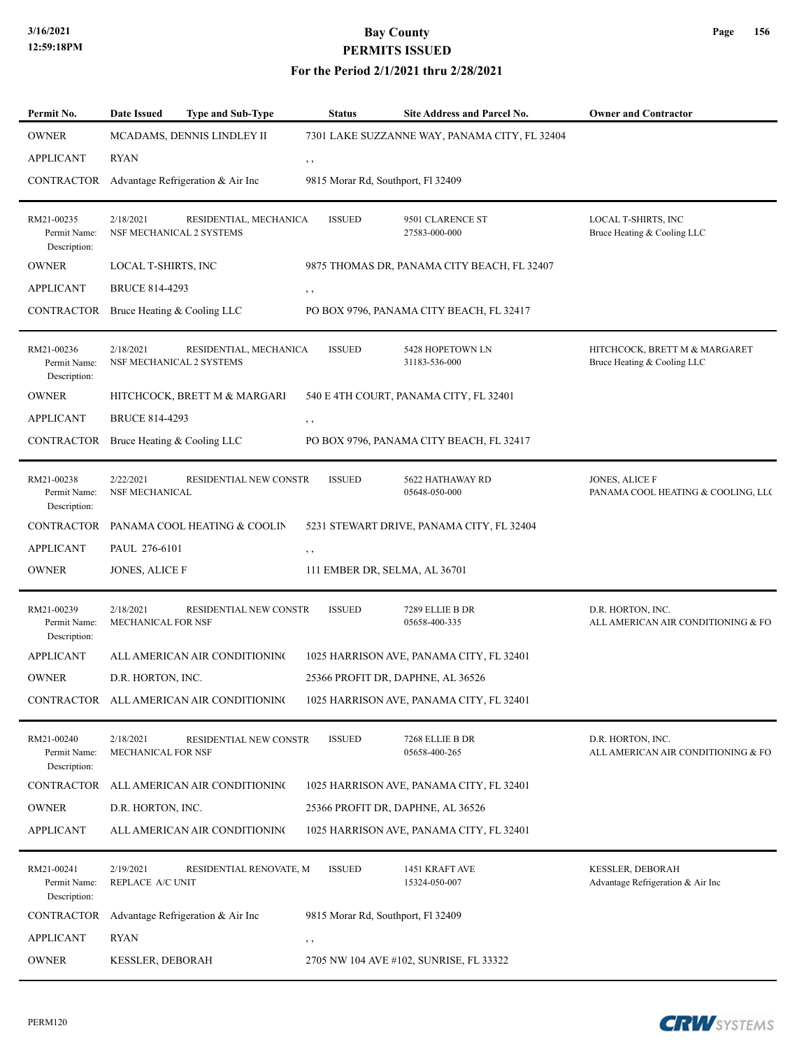# Bay County
## PERMITS ISSUED
### For the Period 2/1/2021 thru 2/28/2021

| Permit No. | Date Issued | Type and Sub-Type | Status | Site Address and Parcel No. | Owner and Contractor |
|---|---|---|---|---|---|
| OWNER | MCADAMS, DENNIS LINDLEY II | | 7301 LAKE SUZZANNE WAY, PANAMA CITY, FL 32404 | | |
| APPLICANT | RYAN | | , , | | |
| CONTRACTOR | Advantage Refrigeration & Air Inc | | 9815 Morar Rd, Southport, Fl 32409 | | |
| RM21-00235<br>Permit Name:<br>Description: | 2/18/2021<br>NSF MECHANICAL 2 SYSTEMS | RESIDENTIAL, MECHANICA | ISSUED | 9501 CLARENCE ST<br>27583-000-000 | LOCAL T-SHIRTS, INC<br>Bruce Heating & Cooling LLC |
| OWNER | LOCAL T-SHIRTS, INC | | 9875 THOMAS DR, PANAMA CITY BEACH, FL 32407 | | |
| APPLICANT | BRUCE 814-4293 | | , , | | |
| CONTRACTOR | Bruce Heating & Cooling LLC | | PO BOX 9796, PANAMA CITY BEACH, FL 32417 | | |
| RM21-00236<br>Permit Name:<br>Description: | 2/18/2021<br>NSF MECHANICAL 2 SYSTEMS | RESIDENTIAL, MECHANICA | ISSUED | 5428 HOPETOWN LN<br>31183-536-000 | HITCHCOCK, BRETT M & MARGARET<br>Bruce Heating & Cooling LLC |
| OWNER | HITCHCOCK, BRETT M & MARGARI | | 540 E 4TH COURT, PANAMA CITY, FL 32401 | | |
| APPLICANT | BRUCE 814-4293 | | , , | | |
| CONTRACTOR | Bruce Heating & Cooling LLC | | PO BOX 9796, PANAMA CITY BEACH, FL 32417 | | |
| RM21-00238<br>Permit Name:<br>Description: | 2/22/2021<br>NSF MECHANICAL | RESIDENTIAL NEW CONSTR | ISSUED | 5622 HATHAWAY RD<br>05648-050-000 | JONES, ALICE F<br>PANAMA COOL HEATING & COOLING, LL( |
| CONTRACTOR | PANAMA COOL HEATING & COOLIN | | 5231 STEWART DRIVE, PANAMA CITY, FL 32404 | | |
| APPLICANT | PAUL 276-6101 | | , , | | |
| OWNER | JONES, ALICE F | | 111 EMBER DR, SELMA, AL 36701 | | |
| RM21-00239<br>Permit Name:<br>Description: | 2/18/2021<br>MECHANICAL FOR NSF | RESIDENTIAL NEW CONSTR | ISSUED | 7289 ELLIE B DR<br>05658-400-335 | D.R. HORTON, INC.<br>ALL AMERICAN AIR CONDITIONING & FO |
| APPLICANT | ALL AMERICAN AIR CONDITIONIN( | | 1025 HARRISON AVE, PANAMA CITY, FL 32401 | | |
| OWNER | D.R. HORTON, INC. | | 25366 PROFIT DR, DAPHNE, AL 36526 | | |
| CONTRACTOR | ALL AMERICAN AIR CONDITIONIN( | | 1025 HARRISON AVE, PANAMA CITY, FL 32401 | | |
| RM21-00240<br>Permit Name:<br>Description: | 2/18/2021<br>MECHANICAL FOR NSF | RESIDENTIAL NEW CONSTR | ISSUED | 7268 ELLIE B DR<br>05658-400-265 | D.R. HORTON, INC.<br>ALL AMERICAN AIR CONDITIONING & FO |
| CONTRACTOR | ALL AMERICAN AIR CONDITIONIN( | | 1025 HARRISON AVE, PANAMA CITY, FL 32401 | | |
| OWNER | D.R. HORTON, INC. | | 25366 PROFIT DR, DAPHNE, AL 36526 | | |
| APPLICANT | ALL AMERICAN AIR CONDITIONIN( | | 1025 HARRISON AVE, PANAMA CITY, FL 32401 | | |
| RM21-00241<br>Permit Name:<br>Description: | 2/19/2021<br>REPLACE A/C UNIT | RESIDENTIAL RENOVATE, M | ISSUED | 1451 KRAFT AVE<br>15324-050-007 | KESSLER, DEBORAH<br>Advantage Refrigeration & Air Inc |
| CONTRACTOR | Advantage Refrigeration & Air Inc | | 9815 Morar Rd, Southport, Fl 32409 | | |
| APPLICANT | RYAN | | , , | | |
| OWNER | KESSLER, DEBORAH | | 2705 NW 104 AVE #102, SUNRISE, FL 33322 | | |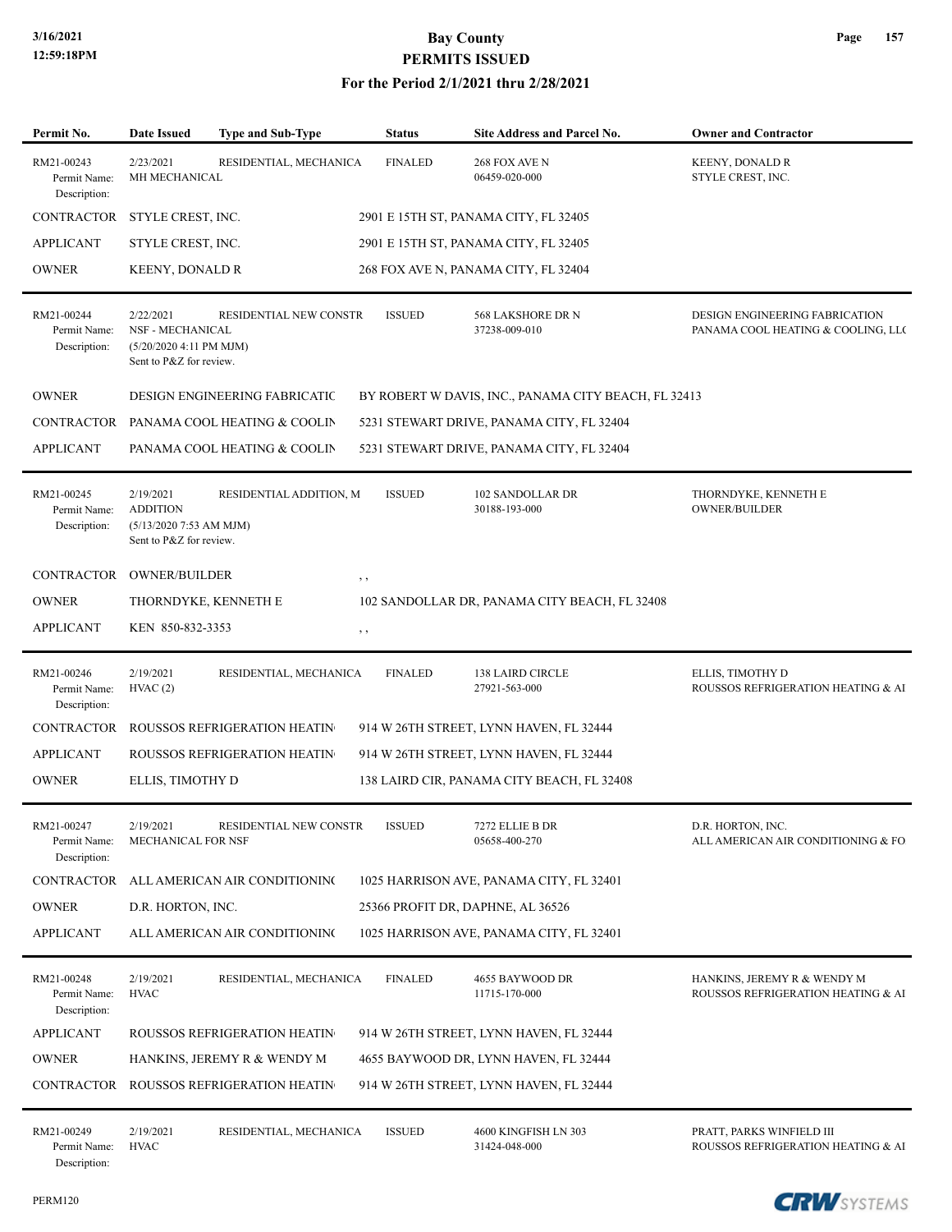# Bay County
## PERMITS ISSUED
### For the Period 2/1/2021 thru 2/28/2021

| Permit No. | Date Issued | Type and Sub-Type | Status | Site Address and Parcel No. | Owner and Contractor |
|---|---|---|---|---|---|
| RM21-00243<br>Permit Name:<br>Description: | 2/23/2021<br>MH MECHANICAL | RESIDENTIAL, MECHANICA | FINALED | 268 FOX AVE N<br>06459-020-000 | KEENY, DONALD R<br>STYLE CREST, INC. |
| CONTRACTOR | STYLE CREST, INC. | | 2901 E 15TH ST, PANAMA CITY, FL 32405 | | |
| APPLICANT | STYLE CREST, INC. | | 2901 E 15TH ST, PANAMA CITY, FL 32405 | | |
| OWNER | KEENY, DONALD R | | 268 FOX AVE N, PANAMA CITY, FL 32404 | | |
| RM21-00244<br>Permit Name:<br>Description: | 2/22/2021<br>NSF - MECHANICAL<br>(5/20/2020 4:11 PM MJM)<br>Sent to P&Z for review. | RESIDENTIAL NEW CONSTR | ISSUED | 568 LAKSHORE DR N<br>37238-009-010 | DESIGN ENGINEERING FABRICATION<br>PANAMA COOL HEATING & COOLING, LL( |
| OWNER | DESIGN ENGINEERING FABRICATIC | | BY ROBERT W DAVIS, INC., PANAMA CITY BEACH, FL 32413 | | |
| CONTRACTOR | PANAMA COOL HEATING & COOLIN | | 5231 STEWART DRIVE, PANAMA CITY, FL 32404 | | |
| APPLICANT | PANAMA COOL HEATING & COOLIN | | 5231 STEWART DRIVE, PANAMA CITY, FL 32404 | | |
| RM21-00245<br>Permit Name:<br>Description: | 2/19/2021<br>ADDITION<br>(5/13/2020 7:53 AM MJM)<br>Sent to P&Z for review. | RESIDENTIAL ADDITION, M | ISSUED | 102 SANDOLLAR DR<br>30188-193-000 | THORNDYKE, KENNETH E<br>OWNER/BUILDER |
| CONTRACTOR | OWNER/BUILDER | | , , | | |
| OWNER | THORNDYKE, KENNETH E | | 102 SANDOLLAR DR, PANAMA CITY BEACH, FL 32408 | | |
| APPLICANT | KEN 850-832-3353 | | , , | | |
| RM21-00246<br>Permit Name:<br>Description: | 2/19/2021<br>HVAC (2) | RESIDENTIAL, MECHANICA | FINALED | 138 LAIRD CIRCLE<br>27921-563-000 | ELLIS, TIMOTHY D<br>ROUSSOS REFRIGERATION HEATING & AI |
| CONTRACTOR | ROUSSOS REFRIGERATION HEATIN | | 914 W 26TH STREET, LYNN HAVEN, FL 32444 | | |
| APPLICANT | ROUSSOS REFRIGERATION HEATIN | | 914 W 26TH STREET, LYNN HAVEN, FL 32444 | | |
| OWNER | ELLIS, TIMOTHY D | | 138 LAIRD CIR, PANAMA CITY BEACH, FL 32408 | | |
| RM21-00247<br>Permit Name:<br>Description: | 2/19/2021<br>MECHANICAL FOR NSF | RESIDENTIAL NEW CONSTR | ISSUED | 7272 ELLIE B DR<br>05658-400-270 | D.R. HORTON, INC.<br>ALL AMERICAN AIR CONDITIONING & FO |
| CONTRACTOR | ALL AMERICAN AIR CONDITIONIN( | | 1025 HARRISON AVE, PANAMA CITY, FL 32401 | | |
| OWNER | D.R. HORTON, INC. | | 25366 PROFIT DR, DAPHNE, AL 36526 | | |
| APPLICANT | ALL AMERICAN AIR CONDITIONIN( | | 1025 HARRISON AVE, PANAMA CITY, FL 32401 | | |
| RM21-00248<br>Permit Name:<br>Description: | 2/19/2021<br>HVAC | RESIDENTIAL, MECHANICA | FINALED | 4655 BAYWOOD DR<br>11715-170-000 | HANKINS, JEREMY R & WENDY M<br>ROUSSOS REFRIGERATION HEATING & AI |
| APPLICANT | ROUSSOS REFRIGERATION HEATIN | | 914 W 26TH STREET, LYNN HAVEN, FL 32444 | | |
| OWNER | HANKINS, JEREMY R & WENDY M | | 4655 BAYWOOD DR, LYNN HAVEN, FL 32444 | | |
| CONTRACTOR | ROUSSOS REFRIGERATION HEATIN | | 914 W 26TH STREET, LYNN HAVEN, FL 32444 | | |
| RM21-00249<br>Permit Name:<br>Description: | 2/19/2021<br>HVAC | RESIDENTIAL, MECHANICA | ISSUED | 4600 KINGFISH LN 303<br>31424-048-000 | PRATT, PARKS WINFIELD III<br>ROUSSOS REFRIGERATION HEATING & AI |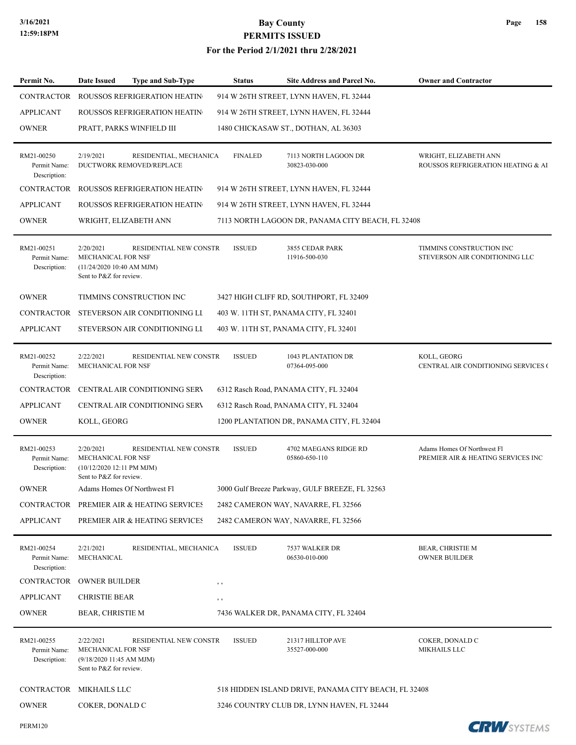| Permit No. | Date Issued | Type and Sub-Type | Status | Site Address and Parcel No. | Owner and Contractor |
|---|---|---|---|---|---|
| CONTRACTOR | ROUSSOS REFRIGERATION HEATIN | | 914 W 26TH STREET, LYNN HAVEN, FL 32444 | | |
| APPLICANT | ROUSSOS REFRIGERATION HEATIN | | 914 W 26TH STREET, LYNN HAVEN, FL 32444 | | |
| OWNER | PRATT, PARKS WINFIELD III | | 1480 CHICKASAW ST., DOTHAN, AL 36303 | | |
| RM21-00250 Permit Name: Description: | 2/19/2021 DUCTWORK REMOVED/REPLACE | RESIDENTIAL, MECHANICA | FINALED | 7113 NORTH LAGOON DR 30823-030-000 | WRIGHT, ELIZABETH ANN ROUSSOS REFRIGERATION HEATING & AI |
| CONTRACTOR | ROUSSOS REFRIGERATION HEATIN | | 914 W 26TH STREET, LYNN HAVEN, FL 32444 | | |
| APPLICANT | ROUSSOS REFRIGERATION HEATIN | | 914 W 26TH STREET, LYNN HAVEN, FL 32444 | | |
| OWNER | WRIGHT, ELIZABETH ANN | | 7113 NORTH LAGOON DR, PANAMA CITY BEACH, FL 32408 | | |
| RM21-00251 Permit Name: Description: | 2/20/2021 MECHANICAL FOR NSF (11/24/2020 10:40 AM MJM) Sent to P&Z for review. | RESIDENTIAL NEW CONSTR | ISSUED | 3855 CEDAR PARK 11916-500-030 | TIMMINS CONSTRUCTION INC STEVERSON AIR CONDITIONING LLC |
| OWNER | TIMMINS CONSTRUCTION INC | | 3427 HIGH CLIFF RD, SOUTHPORT, FL 32409 | | |
| CONTRACTOR | STEVERSON AIR CONDITIONING LL | | 403 W. 11TH ST, PANAMA CITY, FL 32401 | | |
| APPLICANT | STEVERSON AIR CONDITIONING LL | | 403 W. 11TH ST, PANAMA CITY, FL 32401 | | |
| RM21-00252 Permit Name: Description: | 2/22/2021 MECHANICAL FOR NSF | RESIDENTIAL NEW CONSTR | ISSUED | 1043 PLANTATION DR 07364-095-000 | KOLL, GEORG CENTRAL AIR CONDITIONING SERVICES ( |
| CONTRACTOR | CENTRAL AIR CONDITIONING SERV | | 6312 Rasch Road, PANAMA CITY, FL 32404 | | |
| APPLICANT | CENTRAL AIR CONDITIONING SERV | | 6312 Rasch Road, PANAMA CITY, FL 32404 | | |
| OWNER | KOLL, GEORG | | 1200 PLANTATION DR, PANAMA CITY, FL 32404 | | |
| RM21-00253 Permit Name: Description: | 2/20/2021 MECHANICAL FOR NSF (10/12/2020 12:11 PM MJM) Sent to P&Z for review. | RESIDENTIAL NEW CONSTR | ISSUED | 4702 MAEGANS RIDGE RD 05860-650-110 | Adams Homes Of Northwest Fl PREMIER AIR & HEATING SERVICES INC |
| OWNER | Adams Homes Of Northwest Fl | | 3000 Gulf Breeze Parkway, GULF BREEZE, FL 32563 | | |
| CONTRACTOR | PREMIER AIR & HEATING SERVICES | | 2482 CAMERON WAY, NAVARRE, FL 32566 | | |
| APPLICANT | PREMIER AIR & HEATING SERVICES | | 2482 CAMERON WAY, NAVARRE, FL 32566 | | |
| RM21-00254 Permit Name: Description: | 2/21/2021 MECHANICAL | RESIDENTIAL, MECHANICA | ISSUED | 7537 WALKER DR 06530-010-000 | BEAR, CHRISTIE M OWNER BUILDER |
| CONTRACTOR | OWNER BUILDER | | , , | | |
| APPLICANT | CHRISTIE BEAR | | , , | | |
| OWNER | BEAR, CHRISTIE M | | 7436 WALKER DR, PANAMA CITY, FL 32404 | | |
| RM21-00255 Permit Name: Description: | 2/22/2021 MECHANICAL FOR NSF (9/18/2020 11:45 AM MJM) Sent to P&Z for review. | RESIDENTIAL NEW CONSTR | ISSUED | 21317 HILLTOP AVE 35527-000-000 | COKER, DONALD C MIKHAILS LLC |
| CONTRACTOR | MIKHAILS LLC | | 518 HIDDEN ISLAND DRIVE, PANAMA CITY BEACH, FL 32408 | | |
| OWNER | COKER, DONALD C | | 3246 COUNTRY CLUB DR, LYNN HAVEN, FL 32444 | | |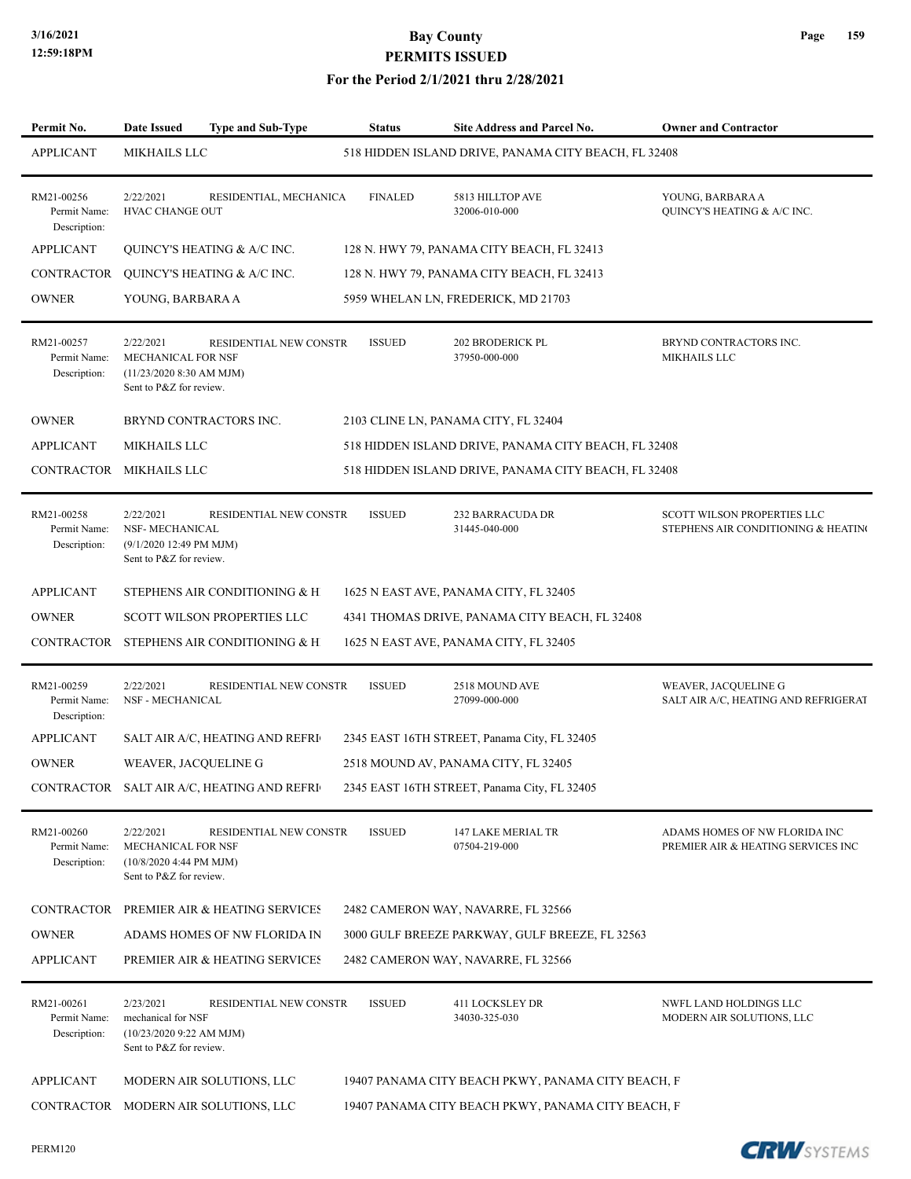| Permit No. | Date Issued | Type and Sub-Type | Status | Site Address and Parcel No. | Owner and Contractor |
|---|---|---|---|---|---|
| APPLICANT | MIKHAILS LLC | | 518 HIDDEN ISLAND DRIVE, PANAMA CITY BEACH, FL 32408 | | |
| RM21-00256 | 2/22/2021 | RESIDENTIAL, MECHANICA | FINALED | 5813 HILLTOP AVE | YOUNG, BARBARA A |
| Permit Name: | HVAC CHANGE OUT | | | 32006-010-000 | QUINCY'S HEATING & A/C INC. |
| Description: | | | | | |
| APPLICANT | QUINCY'S HEATING & A/C INC. | | 128 N. HWY 79, PANAMA CITY BEACH, FL 32413 | | |
| CONTRACTOR | QUINCY'S HEATING & A/C INC. | | 128 N. HWY 79, PANAMA CITY BEACH, FL 32413 | | |
| OWNER | YOUNG, BARBARA A | | 5959 WHELAN LN, FREDERICK, MD 21703 | | |
| RM21-00257 | 2/22/2021 | RESIDENTIAL NEW CONSTR | ISSUED | 202 BRODERICK PL | BRYND CONTRACTORS INC. |
| Permit Name: | MECHANICAL FOR NSF | | | 37950-000-000 | MIKHAILS LLC |
| Description: | (11/23/2020 8:30 AM MJM) Sent to P&Z for review. | | | | |
| OWNER | BRYND CONTRACTORS INC. | | 2103 CLINE LN, PANAMA CITY, FL 32404 | | |
| APPLICANT | MIKHAILS LLC | | 518 HIDDEN ISLAND DRIVE, PANAMA CITY BEACH, FL 32408 | | |
| CONTRACTOR | MIKHAILS LLC | | 518 HIDDEN ISLAND DRIVE, PANAMA CITY BEACH, FL 32408 | | |
| RM21-00258 | 2/22/2021 | RESIDENTIAL NEW CONSTR | ISSUED | 232 BARRACUDA DR | SCOTT WILSON PROPERTIES LLC |
| Permit Name: | NSF- MECHANICAL | | | 31445-040-000 | STEPHENS AIR CONDITIONING & HEATIN |
| Description: | (9/1/2020 12:49 PM MJM) Sent to P&Z for review. | | | | |
| APPLICANT | STEPHENS AIR CONDITIONING & H | | 1625 N EAST AVE, PANAMA CITY, FL 32405 | | |
| OWNER | SCOTT WILSON PROPERTIES LLC | | 4341 THOMAS DRIVE, PANAMA CITY BEACH, FL 32408 | | |
| CONTRACTOR | STEPHENS AIR CONDITIONING & H | | 1625 N EAST AVE, PANAMA CITY, FL 32405 | | |
| RM21-00259 | 2/22/2021 | RESIDENTIAL NEW CONSTR | ISSUED | 2518 MOUND AVE | WEAVER, JACQUELINE G |
| Permit Name: | NSF - MECHANICAL | | | 27099-000-000 | SALT AIR A/C, HEATING AND REFRIGERAT |
| Description: | | | | | |
| APPLICANT | SALT AIR A/C, HEATING AND REFRI | | 2345 EAST 16TH STREET, Panama City, FL 32405 | | |
| OWNER | WEAVER, JACQUELINE G | | 2518 MOUND AV, PANAMA CITY, FL 32405 | | |
| CONTRACTOR | SALT AIR A/C, HEATING AND REFRI | | 2345 EAST 16TH STREET, Panama City, FL 32405 | | |
| RM21-00260 | 2/22/2021 | RESIDENTIAL NEW CONSTR | ISSUED | 147 LAKE MERIAL TR | ADAMS HOMES OF NW FLORIDA INC |
| Permit Name: | MECHANICAL FOR NSF | | | 07504-219-000 | PREMIER AIR & HEATING SERVICES INC |
| Description: | (10/8/2020 4:44 PM MJM) Sent to P&Z for review. | | | | |
| CONTRACTOR | PREMIER AIR & HEATING SERVICES | | 2482 CAMERON WAY, NAVARRE, FL 32566 | | |
| OWNER | ADAMS HOMES OF NW FLORIDA IN | | 3000 GULF BREEZE PARKWAY, GULF BREEZE, FL 32563 | | |
| APPLICANT | PREMIER AIR & HEATING SERVICES | | 2482 CAMERON WAY, NAVARRE, FL 32566 | | |
| RM21-00261 | 2/23/2021 | RESIDENTIAL NEW CONSTR | ISSUED | 411 LOCKSLEY DR | NWFL LAND HOLDINGS LLC |
| Permit Name: | mechanical for NSF | | | 34030-325-030 | MODERN AIR SOLUTIONS, LLC |
| Description: | (10/23/2020 9:22 AM MJM) Sent to P&Z for review. | | | | |
| APPLICANT | MODERN AIR SOLUTIONS, LLC | | 19407 PANAMA CITY BEACH PKWY, PANAMA CITY BEACH, F | | |
| CONTRACTOR | MODERN AIR SOLUTIONS, LLC | | 19407 PANAMA CITY BEACH PKWY, PANAMA CITY BEACH, F | | |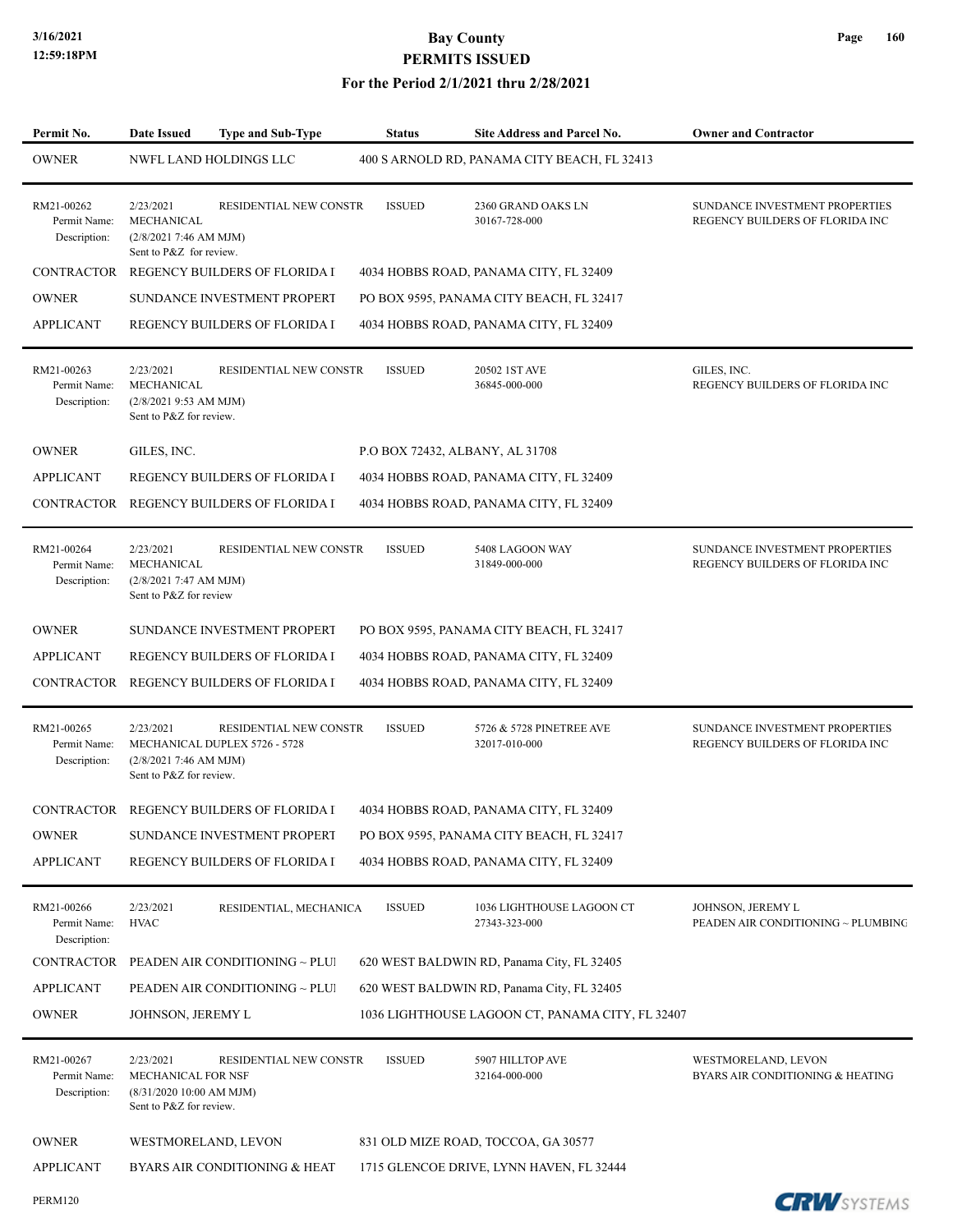# Bay County
## PERMITS ISSUED
### For the Period 2/1/2021 thru 2/28/2021

| Permit No. | Date Issued | Type and Sub-Type | Status | Site Address and Parcel No. | Owner and Contractor |
|---|---|---|---|---|---|
| OWNER | NWFL LAND HOLDINGS LLC | | 400 S ARNOLD RD, PANAMA CITY BEACH, FL 32413 | | |
| RM21-00262<br>Permit Name:<br>Description: | 2/23/2021<br>MECHANICAL<br>(2/8/2021 7:46 AM MJM)<br>Sent to P&Z for review. | RESIDENTIAL NEW CONSTR | ISSUED | 2360 GRAND OAKS LN<br>30167-728-000 | SUNDANCE INVESTMENT PROPERTIES<br>REGENCY BUILDERS OF FLORIDA INC |
| CONTRACTOR | REGENCY BUILDERS OF FLORIDA I | | 4034 HOBBS ROAD, PANAMA CITY, FL 32409 | | |
| OWNER | SUNDANCE INVESTMENT PROPERT | | PO BOX 9595, PANAMA CITY BEACH, FL 32417 | | |
| APPLICANT | REGENCY BUILDERS OF FLORIDA I | | 4034 HOBBS ROAD, PANAMA CITY, FL 32409 | | |
| RM21-00263<br>Permit Name:<br>Description: | 2/23/2021<br>MECHANICAL<br>(2/8/2021 9:53 AM MJM)<br>Sent to P&Z for review. | RESIDENTIAL NEW CONSTR | ISSUED | 20502 1ST AVE<br>36845-000-000 | GILES, INC.<br>REGENCY BUILDERS OF FLORIDA INC |
| OWNER | GILES, INC. | | P.O BOX 72432, ALBANY, AL 31708 | | |
| APPLICANT | REGENCY BUILDERS OF FLORIDA I | | 4034 HOBBS ROAD, PANAMA CITY, FL 32409 | | |
| CONTRACTOR | REGENCY BUILDERS OF FLORIDA I | | 4034 HOBBS ROAD, PANAMA CITY, FL 32409 | | |
| RM21-00264<br>Permit Name:<br>Description: | 2/23/2021<br>MECHANICAL<br>(2/8/2021 7:47 AM MJM)<br>Sent to P&Z for review | RESIDENTIAL NEW CONSTR | ISSUED | 5408 LAGOON WAY<br>31849-000-000 | SUNDANCE INVESTMENT PROPERTIES<br>REGENCY BUILDERS OF FLORIDA INC |
| OWNER | SUNDANCE INVESTMENT PROPERT | | PO BOX 9595, PANAMA CITY BEACH, FL 32417 | | |
| APPLICANT | REGENCY BUILDERS OF FLORIDA I | | 4034 HOBBS ROAD, PANAMA CITY, FL 32409 | | |
| CONTRACTOR | REGENCY BUILDERS OF FLORIDA I | | 4034 HOBBS ROAD, PANAMA CITY, FL 32409 | | |
| RM21-00265<br>Permit Name:<br>Description: | 2/23/2021<br>MECHANICAL DUPLEX 5726 - 5728<br>(2/8/2021 7:46 AM MJM)<br>Sent to P&Z for review. | RESIDENTIAL NEW CONSTR | ISSUED | 5726 & 5728 PINETREE AVE<br>32017-010-000 | SUNDANCE INVESTMENT PROPERTIES<br>REGENCY BUILDERS OF FLORIDA INC |
| CONTRACTOR | REGENCY BUILDERS OF FLORIDA I | | 4034 HOBBS ROAD, PANAMA CITY, FL 32409 | | |
| OWNER | SUNDANCE INVESTMENT PROPERT | | PO BOX 9595, PANAMA CITY BEACH, FL 32417 | | |
| APPLICANT | REGENCY BUILDERS OF FLORIDA I | | 4034 HOBBS ROAD, PANAMA CITY, FL 32409 | | |
| RM21-00266<br>Permit Name:<br>Description: | 2/23/2021<br>HVAC | RESIDENTIAL, MECHANICA | ISSUED | 1036 LIGHTHOUSE LAGOON CT<br>27343-323-000 | JOHNSON, JEREMY L<br>PEADEN AIR CONDITIONING ~ PLUMBING |
| CONTRACTOR | PEADEN AIR CONDITIONING ~ PLUI | | 620 WEST BALDWIN RD, Panama City, FL 32405 | | |
| APPLICANT | PEADEN AIR CONDITIONING ~ PLUI | | 620 WEST BALDWIN RD, Panama City, FL 32405 | | |
| OWNER | JOHNSON, JEREMY L | | 1036 LIGHTHOUSE LAGOON CT, PANAMA CITY, FL 32407 | | |
| RM21-00267<br>Permit Name:<br>Description: | 2/23/2021<br>MECHANICAL FOR NSF<br>(8/31/2020 10:00 AM MJM)<br>Sent to P&Z for review. | RESIDENTIAL NEW CONSTR | ISSUED | 5907 HILLTOP AVE<br>32164-000-000 | WESTMORELAND, LEVON<br>BYARS AIR CONDITIONING & HEATING |
| OWNER | WESTMORELAND, LEVON | | 831 OLD MIZE ROAD, TOCCOA, GA 30577 | | |
| APPLICANT | BYARS AIR CONDITIONING & HEAT | | 1715 GLENCOE DRIVE, LYNN HAVEN, FL 32444 | | |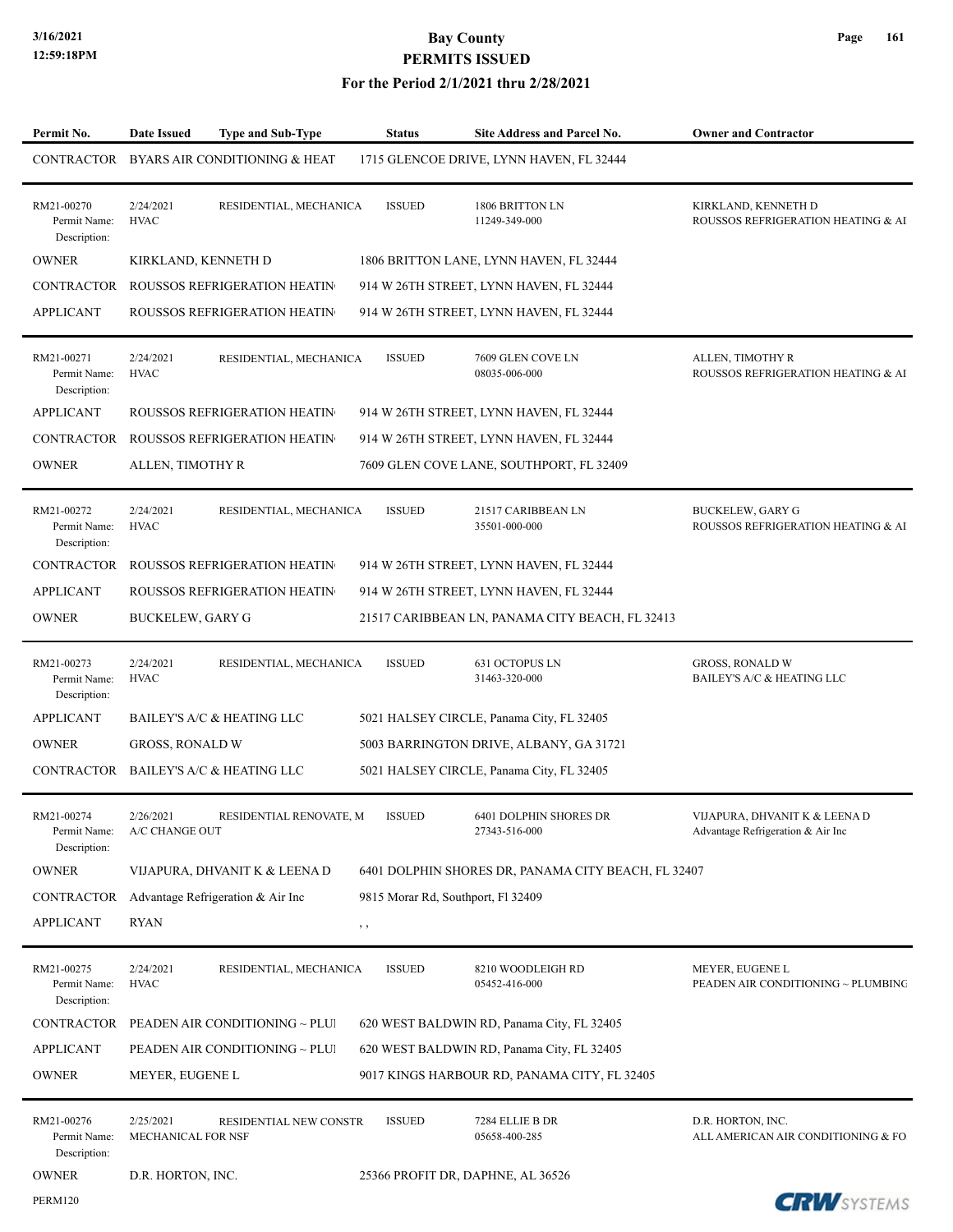| Permit No. | Date Issued | Type and Sub-Type | Status | Site Address and Parcel No. | Owner and Contractor |
|---|---|---|---|---|---|
| CONTRACTOR | BYARS AIR CONDITIONING & HEAT | | 1715 GLENCOE DRIVE, LYNN HAVEN, FL 32444 | | |
| RM21-00270 Permit Name: Description: | 2/24/2021 HVAC | RESIDENTIAL, MECHANICA | ISSUED | 1806 BRITTON LN 11249-349-000 | KIRKLAND, KENNETH D ROUSSOS REFRIGERATION HEATING & AI |
| OWNER | KIRKLAND, KENNETH D | | 1806 BRITTON LANE, LYNN HAVEN, FL 32444 | | |
| CONTRACTOR | ROUSSOS REFRIGERATION HEATIN | | 914 W 26TH STREET, LYNN HAVEN, FL 32444 | | |
| APPLICANT | ROUSSOS REFRIGERATION HEATIN | | 914 W 26TH STREET, LYNN HAVEN, FL 32444 | | |
| RM21-00271 Permit Name: Description: | 2/24/2021 HVAC | RESIDENTIAL, MECHANICA | ISSUED | 7609 GLEN COVE LN 08035-006-000 | ALLEN, TIMOTHY R ROUSSOS REFRIGERATION HEATING & AI |
| APPLICANT | ROUSSOS REFRIGERATION HEATIN | | 914 W 26TH STREET, LYNN HAVEN, FL 32444 | | |
| CONTRACTOR | ROUSSOS REFRIGERATION HEATIN | | 914 W 26TH STREET, LYNN HAVEN, FL 32444 | | |
| OWNER | ALLEN, TIMOTHY R | | 7609 GLEN COVE LANE, SOUTHPORT, FL 32409 | | |
| RM21-00272 Permit Name: Description: | 2/24/2021 HVAC | RESIDENTIAL, MECHANICA | ISSUED | 21517 CARIBBEAN LN 35501-000-000 | BUCKELEW, GARY G ROUSSOS REFRIGERATION HEATING & AI |
| CONTRACTOR | ROUSSOS REFRIGERATION HEATIN | | 914 W 26TH STREET, LYNN HAVEN, FL 32444 | | |
| APPLICANT | ROUSSOS REFRIGERATION HEATIN | | 914 W 26TH STREET, LYNN HAVEN, FL 32444 | | |
| OWNER | BUCKELEW, GARY G | | 21517 CARIBBEAN LN, PANAMA CITY BEACH, FL 32413 | | |
| RM21-00273 Permit Name: Description: | 2/24/2021 HVAC | RESIDENTIAL, MECHANICA | ISSUED | 631 OCTOPUS LN 31463-320-000 | GROSS, RONALD W BAILEY'S A/C & HEATING LLC |
| APPLICANT | BAILEY'S A/C & HEATING LLC | | 5021 HALSEY CIRCLE, Panama City, FL 32405 | | |
| OWNER | GROSS, RONALD W | | 5003 BARRINGTON DRIVE, ALBANY, GA 31721 | | |
| CONTRACTOR | BAILEY'S A/C & HEATING LLC | | 5021 HALSEY CIRCLE, Panama City, FL 32405 | | |
| RM21-00274 Permit Name: Description: | 2/26/2021 A/C CHANGE OUT | RESIDENTIAL RENOVATE, M | ISSUED | 6401 DOLPHIN SHORES DR 27343-516-000 | VIJAPURA, DHVANIT K & LEENA D Advantage Refrigeration & Air Inc |
| OWNER | VIJAPURA, DHVANIT K & LEENA D | | 6401 DOLPHIN SHORES DR, PANAMA CITY BEACH, FL 32407 | | |
| CONTRACTOR | Advantage Refrigeration & Air Inc | | 9815 Morar Rd, Southport, Fl 32409 | | |
| APPLICANT | RYAN | | , , | | |
| RM21-00275 Permit Name: Description: | 2/24/2021 HVAC | RESIDENTIAL, MECHANICA | ISSUED | 8210 WOODLEIGH RD 05452-416-000 | MEYER, EUGENE L PEADEN AIR CONDITIONING ~ PLUMBING |
| CONTRACTOR | PEADEN AIR CONDITIONING ~ PLUI | | 620 WEST BALDWIN RD, Panama City, FL 32405 | | |
| APPLICANT | PEADEN AIR CONDITIONING ~ PLUI | | 620 WEST BALDWIN RD, Panama City, FL 32405 | | |
| OWNER | MEYER, EUGENE L | | 9017 KINGS HARBOUR RD, PANAMA CITY, FL 32405 | | |
| RM21-00276 Permit Name: Description: | 2/25/2021 MECHANICAL FOR NSF | RESIDENTIAL NEW CONSTR | ISSUED | 7284 ELLIE B DR 05658-400-285 | D.R. HORTON, INC. ALL AMERICAN AIR CONDITIONING & FO |
| OWNER | D.R. HORTON, INC. | | 25366 PROFIT DR, DAPHNE, AL 36526 | | |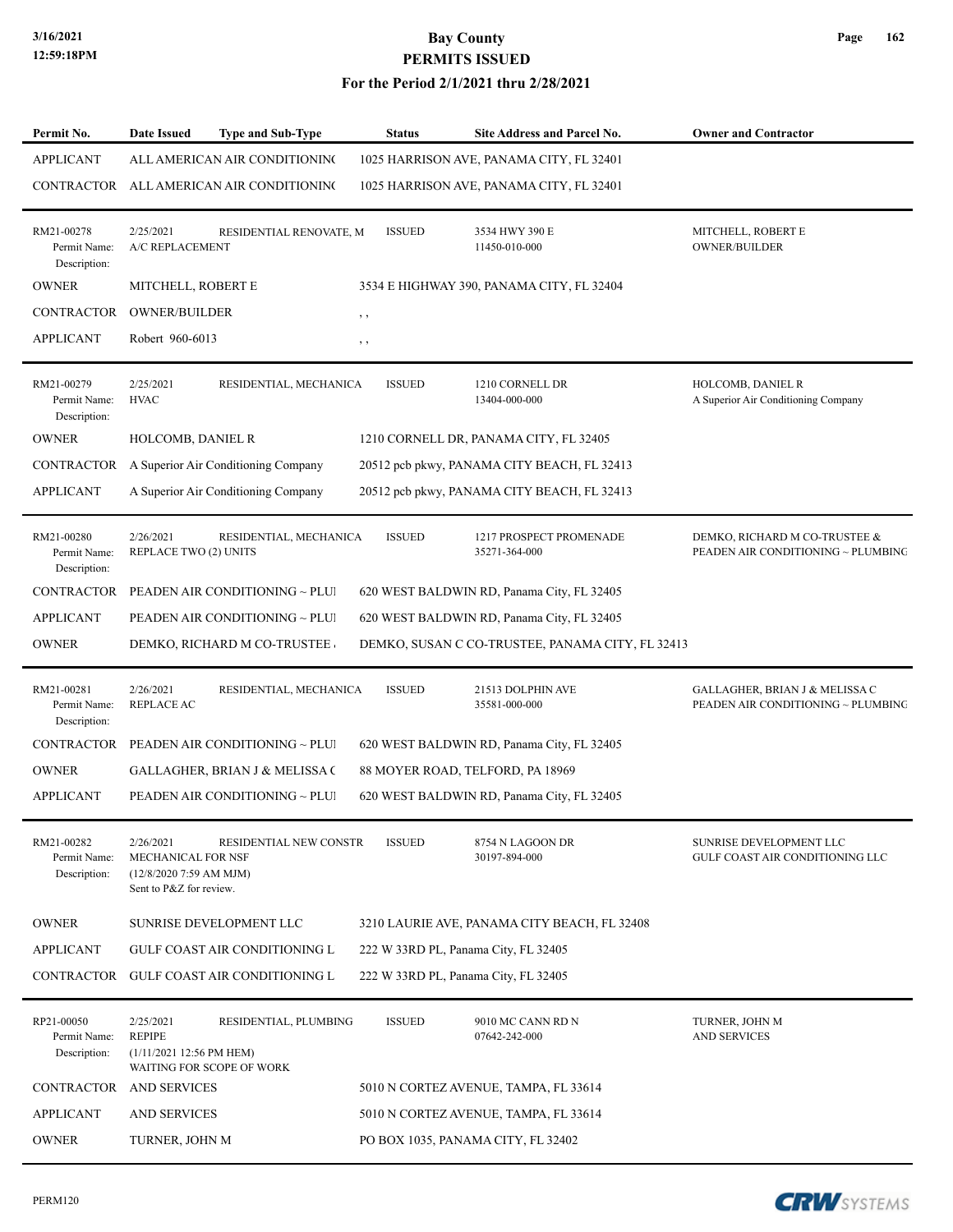# Bay County
## PERMITS ISSUED
### For the Period 2/1/2021 thru 2/28/2021

| Permit No. | Date Issued | Type and Sub-Type | Status | Site Address and Parcel No. | Owner and Contractor |
|---|---|---|---|---|---|
| APPLICANT | ALL AMERICAN AIR CONDITIONINC | | 1025 HARRISON AVE, PANAMA CITY, FL 32401 | | |
| CONTRACTOR | ALL AMERICAN AIR CONDITIONINC | | 1025 HARRISON AVE, PANAMA CITY, FL 32401 | | |
| RM21-00278 Permit Name: Description: | 2/25/2021 A/C REPLACEMENT | RESIDENTIAL RENOVATE, M | ISSUED | 3534 HWY 390 E 11450-010-000 | MITCHELL, ROBERT E OWNER/BUILDER |
| OWNER | MITCHELL, ROBERT E | | 3534 E HIGHWAY 390, PANAMA CITY, FL 32404 | | |
| CONTRACTOR | OWNER/BUILDER | | , , | | |
| APPLICANT | Robert 960-6013 | | , , | | |
| RM21-00279 Permit Name: Description: | 2/25/2021 HVAC | RESIDENTIAL, MECHANICA | ISSUED | 1210 CORNELL DR 13404-000-000 | HOLCOMB, DANIEL R A Superior Air Conditioning Company |
| OWNER | HOLCOMB, DANIEL R | | 1210 CORNELL DR, PANAMA CITY, FL 32405 | | |
| CONTRACTOR | A Superior Air Conditioning Company | | 20512 pcb pkwy, PANAMA CITY BEACH, FL 32413 | | |
| APPLICANT | A Superior Air Conditioning Company | | 20512 pcb pkwy, PANAMA CITY BEACH, FL 32413 | | |
| RM21-00280 Permit Name: Description: | 2/26/2021 REPLACE TWO (2) UNITS | RESIDENTIAL, MECHANICA | ISSUED | 1217 PROSPECT PROMENADE 35271-364-000 | DEMKO, RICHARD M CO-TRUSTEE & PEADEN AIR CONDITIONING ~ PLUMBING |
| CONTRACTOR | PEADEN AIR CONDITIONING ~ PLUI | | 620 WEST BALDWIN RD, Panama City, FL 32405 | | |
| APPLICANT | PEADEN AIR CONDITIONING ~ PLUI | | 620 WEST BALDWIN RD, Panama City, FL 32405 | | |
| OWNER | DEMKO, RICHARD M CO-TRUSTEE | | DEMKO, SUSAN C CO-TRUSTEE, PANAMA CITY, FL 32413 | | |
| RM21-00281 Permit Name: Description: | 2/26/2021 REPLACE AC | RESIDENTIAL, MECHANICA | ISSUED | 21513 DOLPHIN AVE 35581-000-000 | GALLAGHER, BRIAN J & MELISSA C PEADEN AIR CONDITIONING ~ PLUMBING |
| CONTRACTOR | PEADEN AIR CONDITIONING ~ PLUI | | 620 WEST BALDWIN RD, Panama City, FL 32405 | | |
| OWNER | GALLAGHER, BRIAN J & MELISSA C | | 88 MOYER ROAD, TELFORD, PA 18969 | | |
| APPLICANT | PEADEN AIR CONDITIONING ~ PLUI | | 620 WEST BALDWIN RD, Panama City, FL 32405 | | |
| RM21-00282 Permit Name: Description: | 2/26/2021 MECHANICAL FOR NSF (12/8/2020 7:59 AM MJM) Sent to P&Z for review. | RESIDENTIAL NEW CONSTR | ISSUED | 8754 N LAGOON DR 30197-894-000 | SUNRISE DEVELOPMENT LLC GULF COAST AIR CONDITIONING LLC |
| OWNER | SUNRISE DEVELOPMENT LLC | | 3210 LAURIE AVE, PANAMA CITY BEACH, FL 32408 | | |
| APPLICANT | GULF COAST AIR CONDITIONING L | | 222 W 33RD PL, Panama City, FL 32405 | | |
| CONTRACTOR | GULF COAST AIR CONDITIONING L | | 222 W 33RD PL, Panama City, FL 32405 | | |
| RP21-00050 Permit Name: Description: | 2/25/2021 REPIPE (1/11/2021 12:56 PM HEM) WAITING FOR SCOPE OF WORK | RESIDENTIAL, PLUMBING | ISSUED | 9010 MC CANN RD N 07642-242-000 | TURNER, JOHN M AND SERVICES |
| CONTRACTOR | AND SERVICES | | 5010 N CORTEZ AVENUE, TAMPA, FL 33614 | | |
| APPLICANT | AND SERVICES | | 5010 N CORTEZ AVENUE, TAMPA, FL 33614 | | |
| OWNER | TURNER, JOHN M | | PO BOX 1035, PANAMA CITY, FL 32402 | | |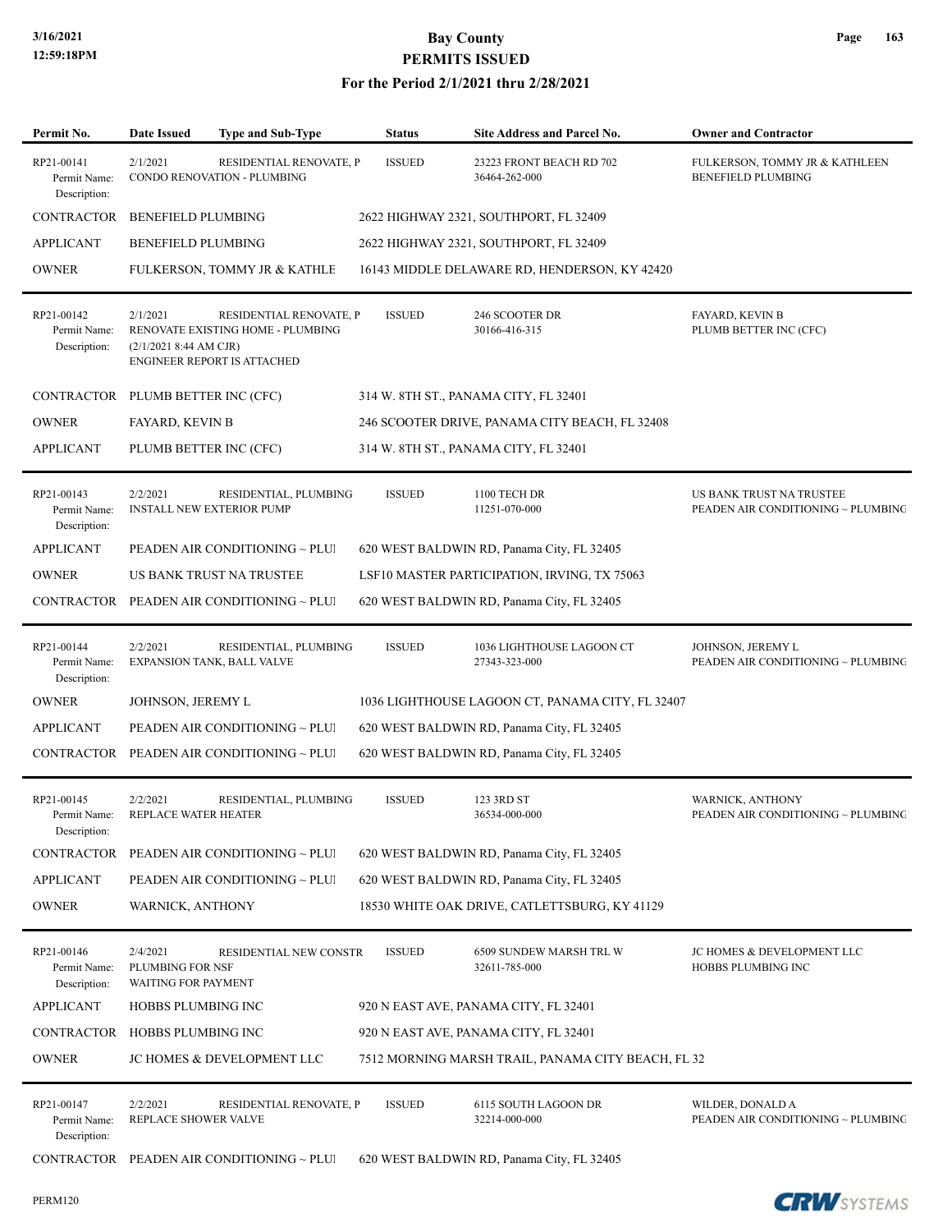# Bay County
## PERMITS ISSUED
### For the Period 2/1/2021 thru 2/28/2021

| Permit No. | Date Issued | Type and Sub-Type | Status | Site Address and Parcel No. | Owner and Contractor |
|---|---|---|---|---|---|
| RP21-00141 | 2/1/2021 | RESIDENTIAL RENOVATE, P | ISSUED | 23223 FRONT BEACH RD 702<br>36464-262-000 | FULKERSON, TOMMY JR & KATHLEEN<br>BENEFIELD PLUMBING |

Permit Name: CONDO RENOVATION - PLUMBING
Description:

| | | |
|---|---|---|
| CONTRACTOR | BENEFIELD PLUMBING | 2622 HIGHWAY 2321, SOUTHPORT, FL 32409 |
| APPLICANT | BENEFIELD PLUMBING | 2622 HIGHWAY 2321, SOUTHPORT, FL 32409 |
| OWNER | FULKERSON, TOMMY JR & KATHLE | 16143 MIDDLE DELAWARE RD, HENDERSON, KY 42420 |

---

| Permit No. | Date Issued | Type and Sub-Type | Status | Site Address and Parcel No. | Owner and Contractor |
|---|---|---|---|---|---|
| RP21-00142 | 2/1/2021 | RESIDENTIAL RENOVATE, P | ISSUED | 246 SCOOTER DR<br>30166-416-315 | FAYARD, KEVIN B<br>PLUMB BETTER INC (CFC) |

Permit Name: RENOVATE EXISTING HOME - PLUMBING
Description: (2/1/2021 8:44 AM CJR) ENGINEER REPORT IS ATTACHED

| | | |
|---|---|---|
| CONTRACTOR | PLUMB BETTER INC (CFC) | 314 W. 8TH ST., PANAMA CITY, FL 32401 |
| OWNER | FAYARD, KEVIN B | 246 SCOOTER DRIVE, PANAMA CITY BEACH, FL 32408 |
| APPLICANT | PLUMB BETTER INC (CFC) | 314 W. 8TH ST., PANAMA CITY, FL 32401 |

---

| Permit No. | Date Issued | Type and Sub-Type | Status | Site Address and Parcel No. | Owner and Contractor |
|---|---|---|---|---|---|
| RP21-00143 | 2/2/2021 | RESIDENTIAL, PLUMBING | ISSUED | 1100 TECH DR<br>11251-070-000 | US BANK TRUST NA TRUSTEE<br>PEADEN AIR CONDITIONING ~ PLUMBING |

Permit Name: INSTALL NEW EXTERIOR PUMP
Description:

| | | |
|---|---|---|
| APPLICANT | PEADEN AIR CONDITIONING ~ PLUI | 620 WEST BALDWIN RD, Panama City, FL 32405 |
| OWNER | US BANK TRUST NA TRUSTEE | LSF10 MASTER PARTICIPATION, IRVING, TX 75063 |
| CONTRACTOR | PEADEN AIR CONDITIONING ~ PLUI | 620 WEST BALDWIN RD, Panama City, FL 32405 |

---

| Permit No. | Date Issued | Type and Sub-Type | Status | Site Address and Parcel No. | Owner and Contractor |
|---|---|---|---|---|---|
| RP21-00144 | 2/2/2021 | RESIDENTIAL, PLUMBING | ISSUED | 1036 LIGHTHOUSE LAGOON CT<br>27343-323-000 | JOHNSON, JEREMY L<br>PEADEN AIR CONDITIONING ~ PLUMBING |

Permit Name: EXPANSION TANK, BALL VALVE
Description:

| | | |
|---|---|---|
| OWNER | JOHNSON, JEREMY L | 1036 LIGHTHOUSE LAGOON CT, PANAMA CITY, FL 32407 |
| APPLICANT | PEADEN AIR CONDITIONING ~ PLUI | 620 WEST BALDWIN RD, Panama City, FL 32405 |
| CONTRACTOR | PEADEN AIR CONDITIONING ~ PLUI | 620 WEST BALDWIN RD, Panama City, FL 32405 |

---

| Permit No. | Date Issued | Type and Sub-Type | Status | Site Address and Parcel No. | Owner and Contractor |
|---|---|---|---|---|---|
| RP21-00145 | 2/2/2021 | RESIDENTIAL, PLUMBING | ISSUED | 123 3RD ST<br>36534-000-000 | WARNICK, ANTHONY<br>PEADEN AIR CONDITIONING ~ PLUMBING |

Permit Name: REPLACE WATER HEATER
Description:

| | | |
|---|---|---|
| CONTRACTOR | PEADEN AIR CONDITIONING ~ PLUI | 620 WEST BALDWIN RD, Panama City, FL 32405 |
| APPLICANT | PEADEN AIR CONDITIONING ~ PLUI | 620 WEST BALDWIN RD, Panama City, FL 32405 |
| OWNER | WARNICK, ANTHONY | 18530 WHITE OAK DRIVE, CATLETTSBURG, KY 41129 |

---

| Permit No. | Date Issued | Type and Sub-Type | Status | Site Address and Parcel No. | Owner and Contractor |
|---|---|---|---|---|---|
| RP21-00146 | 2/4/2021 | RESIDENTIAL NEW CONSTR | ISSUED | 6509 SUNDEW MARSH TRL W<br>32611-785-000 | JC HOMES & DEVELOPMENT LLC<br>HOBBS PLUMBING INC |

Permit Name: PLUMBING FOR NSF
Description: WAITING FOR PAYMENT

| | | |
|---|---|---|
| APPLICANT | HOBBS PLUMBING INC | 920 N EAST AVE, PANAMA CITY, FL 32401 |
| CONTRACTOR | HOBBS PLUMBING INC | 920 N EAST AVE, PANAMA CITY, FL 32401 |
| OWNER | JC HOMES & DEVELOPMENT LLC | 7512 MORNING MARSH TRAIL, PANAMA CITY BEACH, FL 32 |

---

| Permit No. | Date Issued | Type and Sub-Type | Status | Site Address and Parcel No. | Owner and Contractor |
|---|---|---|---|---|---|
| RP21-00147 | 2/2/2021 | RESIDENTIAL RENOVATE, P | ISSUED | 6115 SOUTH LAGOON DR<br>32214-000-000 | WILDER, DONALD A<br>PEADEN AIR CONDITIONING ~ PLUMBING |

Permit Name: REPLACE SHOWER VALVE
Description:

| | | |
|---|---|---|
| CONTRACTOR | PEADEN AIR CONDITIONING ~ PLUI | 620 WEST BALDWIN RD, Panama City, FL 32405 |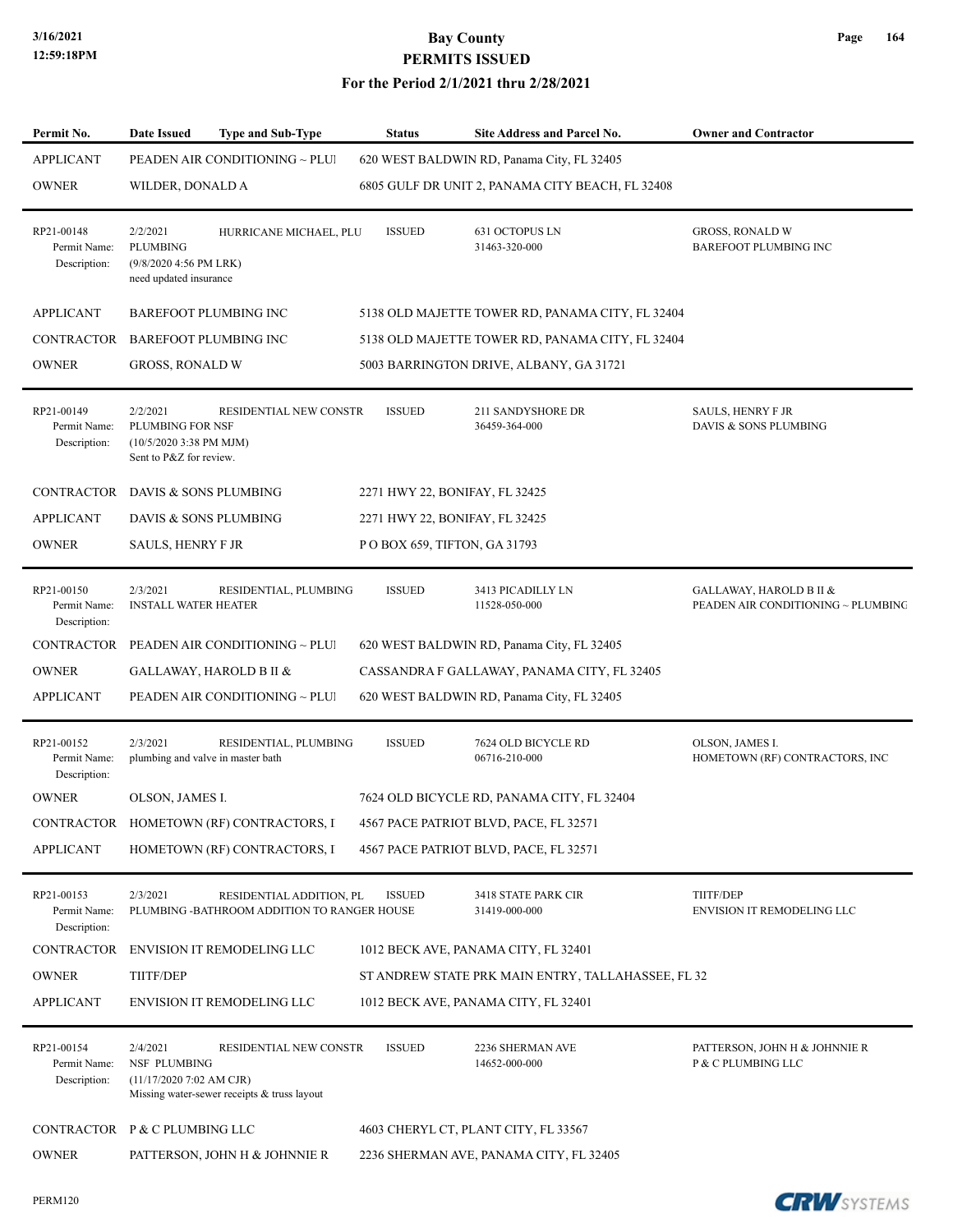# Bay County
## PERMITS ISSUED
### For the Period 2/1/2021 thru 2/28/2021

| Permit No. | Date Issued | Type and Sub-Type | Status | Site Address and Parcel No. | Owner and Contractor |
|---|---|---|---|---|---|
| APPLICANT | PEADEN AIR CONDITIONING ~ PLUI | | 620 WEST BALDWIN RD, Panama City, FL 32405 | | |
| OWNER | WILDER, DONALD A | | 6805 GULF DR UNIT 2, PANAMA CITY BEACH, FL 32408 | | |
| RP21-00148<br>Permit Name:<br>Description: | 2/2/2021<br>PLUMBING<br>(9/8/2020 4:56 PM LRK)<br>need updated insurance | HURRICANE MICHAEL, PLU | ISSUED | 631 OCTOPUS LN<br>31463-320-000 | GROSS, RONALD W<br>BAREFOOT PLUMBING INC |
| APPLICANT | BAREFOOT PLUMBING INC | | 5138 OLD MAJETTE TOWER RD, PANAMA CITY, FL 32404 | | |
| CONTRACTOR | BAREFOOT PLUMBING INC | | 5138 OLD MAJETTE TOWER RD, PANAMA CITY, FL 32404 | | |
| OWNER | GROSS, RONALD W | | 5003 BARRINGTON DRIVE, ALBANY, GA 31721 | | |
| RP21-00149<br>Permit Name:<br>Description: | 2/2/2021<br>PLUMBING FOR NSF<br>(10/5/2020 3:38 PM MJM)<br>Sent to P&Z for review. | RESIDENTIAL NEW CONSTR | ISSUED | 211 SANDYSHORE DR<br>36459-364-000 | SAULS, HENRY F JR<br>DAVIS & SONS PLUMBING |
| CONTRACTOR | DAVIS & SONS PLUMBING | | 2271 HWY 22, BONIFAY, FL 32425 | | |
| APPLICANT | DAVIS & SONS PLUMBING | | 2271 HWY 22, BONIFAY, FL 32425 | | |
| OWNER | SAULS, HENRY F JR | | P O BOX 659, TIFTON, GA 31793 | | |
| RP21-00150<br>Permit Name:<br>Description: | 2/3/2021<br>INSTALL WATER HEATER | RESIDENTIAL, PLUMBING | ISSUED | 3413 PICADILLY LN<br>11528-050-000 | GALLAWAY, HAROLD B II &<br>PEADEN AIR CONDITIONING ~ PLUMBING |
| CONTRACTOR | PEADEN AIR CONDITIONING ~ PLUI | | 620 WEST BALDWIN RD, Panama City, FL 32405 | | |
| OWNER | GALLAWAY, HAROLD B II & | | CASSANDRA F GALLAWAY, PANAMA CITY, FL 32405 | | |
| APPLICANT | PEADEN AIR CONDITIONING ~ PLUI | | 620 WEST BALDWIN RD, Panama City, FL 32405 | | |
| RP21-00152<br>Permit Name:<br>Description: | 2/3/2021<br>plumbing and valve in master bath | RESIDENTIAL, PLUMBING | ISSUED | 7624 OLD BICYCLE RD<br>06716-210-000 | OLSON, JAMES I.<br>HOMETOWN (RF) CONTRACTORS, INC |
| OWNER | OLSON, JAMES I. | | 7624 OLD BICYCLE RD, PANAMA CITY, FL 32404 | | |
| CONTRACTOR | HOMETOWN (RF) CONTRACTORS, I | | 4567 PACE PATRIOT BLVD, PACE, FL 32571 | | |
| APPLICANT | HOMETOWN (RF) CONTRACTORS, I | | 4567 PACE PATRIOT BLVD, PACE, FL 32571 | | |
| RP21-00153<br>Permit Name:<br>Description: | 2/3/2021<br>PLUMBING -BATHROOM ADDITION TO RANGER HOUSE | RESIDENTIAL ADDITION, PL | ISSUED | 3418 STATE PARK CIR<br>31419-000-000 | TIITF/DEP<br>ENVISION IT REMODELING LLC |
| CONTRACTOR | ENVISION IT REMODELING LLC | | 1012 BECK AVE, PANAMA CITY, FL 32401 | | |
| OWNER | TIITF/DEP | | ST ANDREW STATE PRK MAIN ENTRY, TALLAHASSEE, FL 32 | | |
| APPLICANT | ENVISION IT REMODELING LLC | | 1012 BECK AVE, PANAMA CITY, FL 32401 | | |
| RP21-00154<br>Permit Name:<br>Description: | 2/4/2021<br>NSF PLUMBING<br>(11/17/2020 7:02 AM CJR)<br>Missing water-sewer receipts & truss layout | RESIDENTIAL NEW CONSTR | ISSUED | 2236 SHERMAN AVE<br>14652-000-000 | PATTERSON, JOHN H & JOHNNIE R<br>P & C PLUMBING LLC |
| CONTRACTOR | P & C PLUMBING LLC | | 4603 CHERYL CT, PLANT CITY, FL 33567 | | |
| OWNER | PATTERSON, JOHN H & JOHNNIE R | | 2236 SHERMAN AVE, PANAMA CITY, FL 32405 | | |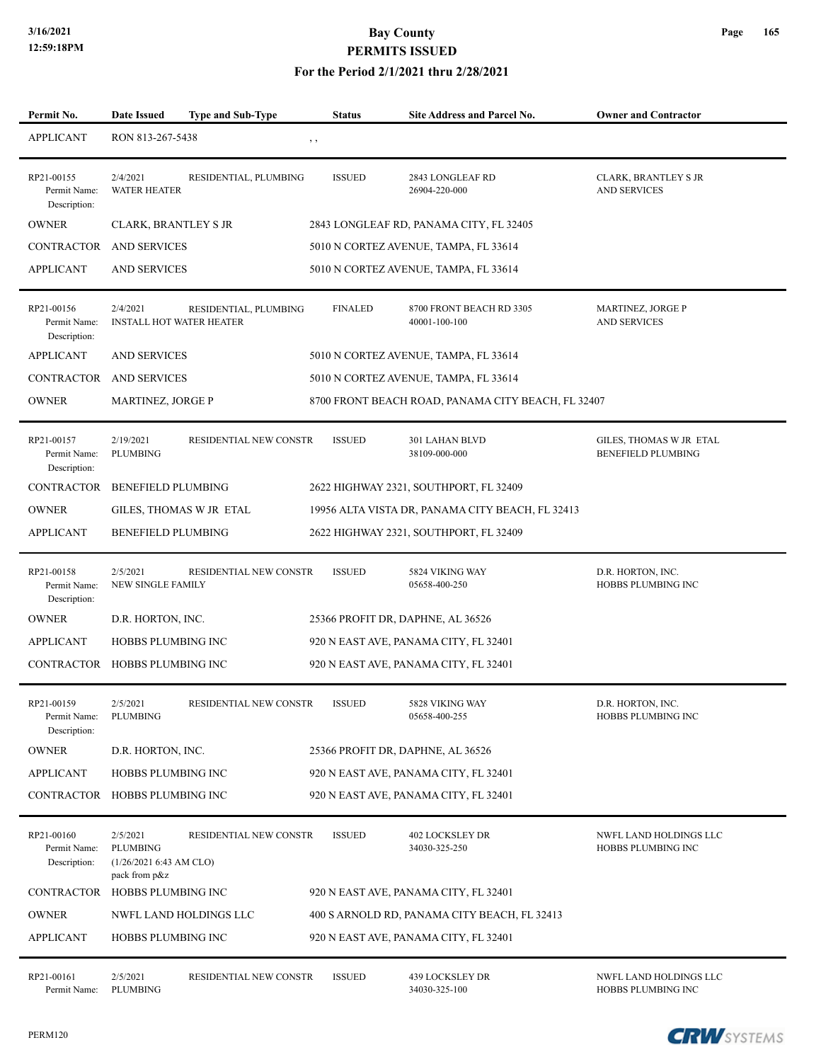# Bay County
## PERMITS ISSUED
### For the Period 2/1/2021 thru 2/28/2021

| Permit No. | Date Issued | Type and Sub-Type | Status | Site Address and Parcel No. | Owner and Contractor |
|---|---|---|---|---|---|
| APPLICANT | RON 813-267-5438 | | , , | | |
| RP21-00155<br>Permit Name:<br>Description: | 2/4/2021<br>WATER HEATER | RESIDENTIAL, PLUMBING | ISSUED | 2843 LONGLEAF RD<br>26904-220-000 | CLARK, BRANTLEY S JR<br>AND SERVICES |
| OWNER | CLARK, BRANTLEY S JR | | 2843 LONGLEAF RD, PANAMA CITY, FL 32405 | | |
| CONTRACTOR | AND SERVICES | | 5010 N CORTEZ AVENUE, TAMPA, FL 33614 | | |
| APPLICANT | AND SERVICES | | 5010 N CORTEZ AVENUE, TAMPA, FL 33614 | | |
| RP21-00156<br>Permit Name:<br>Description: | 2/4/2021<br>INSTALL HOT WATER HEATER | RESIDENTIAL, PLUMBING | FINALED | 8700 FRONT BEACH RD 3305<br>40001-100-100 | MARTINEZ, JORGE P<br>AND SERVICES |
| APPLICANT | AND SERVICES | | 5010 N CORTEZ AVENUE, TAMPA, FL 33614 | | |
| CONTRACTOR | AND SERVICES | | 5010 N CORTEZ AVENUE, TAMPA, FL 33614 | | |
| OWNER | MARTINEZ, JORGE P | | 8700 FRONT BEACH ROAD, PANAMA CITY BEACH, FL 32407 | | |
| RP21-00157<br>Permit Name:<br>Description: | 2/19/2021<br>PLUMBING | RESIDENTIAL NEW CONSTR | ISSUED | 301 LAHAN BLVD<br>38109-000-000 | GILES, THOMAS W JR ETAL<br>BENEFIELD PLUMBING |
| CONTRACTOR | BENEFIELD PLUMBING | | 2622 HIGHWAY 2321, SOUTHPORT, FL 32409 | | |
| OWNER | GILES, THOMAS W JR ETAL | | 19956 ALTA VISTA DR, PANAMA CITY BEACH, FL 32413 | | |
| APPLICANT | BENEFIELD PLUMBING | | 2622 HIGHWAY 2321, SOUTHPORT, FL 32409 | | |
| RP21-00158<br>Permit Name:<br>Description: | 2/5/2021<br>NEW SINGLE FAMILY | RESIDENTIAL NEW CONSTR | ISSUED | 5824 VIKING WAY<br>05658-400-250 | D.R. HORTON, INC.<br>HOBBS PLUMBING INC |
| OWNER | D.R. HORTON, INC. | | 25366 PROFIT DR, DAPHNE, AL 36526 | | |
| APPLICANT | HOBBS PLUMBING INC | | 920 N EAST AVE, PANAMA CITY, FL 32401 | | |
| CONTRACTOR | HOBBS PLUMBING INC | | 920 N EAST AVE, PANAMA CITY, FL 32401 | | |
| RP21-00159<br>Permit Name:<br>Description: | 2/5/2021<br>PLUMBING | RESIDENTIAL NEW CONSTR | ISSUED | 5828 VIKING WAY<br>05658-400-255 | D.R. HORTON, INC.<br>HOBBS PLUMBING INC |
| OWNER | D.R. HORTON, INC. | | 25366 PROFIT DR, DAPHNE, AL 36526 | | |
| APPLICANT | HOBBS PLUMBING INC | | 920 N EAST AVE, PANAMA CITY, FL 32401 | | |
| CONTRACTOR | HOBBS PLUMBING INC | | 920 N EAST AVE, PANAMA CITY, FL 32401 | | |
| RP21-00160<br>Permit Name:<br>Description: | 2/5/2021<br>PLUMBING<br>(1/26/2021 6:43 AM CLO)<br>pack from p&z | RESIDENTIAL NEW CONSTR | ISSUED | 402 LOCKSLEY DR<br>34030-325-250 | NWFL LAND HOLDINGS LLC<br>HOBBS PLUMBING INC |
| CONTRACTOR | HOBBS PLUMBING INC | | 920 N EAST AVE, PANAMA CITY, FL 32401 | | |
| OWNER | NWFL LAND HOLDINGS LLC | | 400 S ARNOLD RD, PANAMA CITY BEACH, FL 32413 | | |
| APPLICANT | HOBBS PLUMBING INC | | 920 N EAST AVE, PANAMA CITY, FL 32401 | | |
| RP21-00161<br>Permit Name: | 2/5/2021<br>PLUMBING | RESIDENTIAL NEW CONSTR | ISSUED | 439 LOCKSLEY DR<br>34030-325-100 | NWFL LAND HOLDINGS LLC<br>HOBBS PLUMBING INC |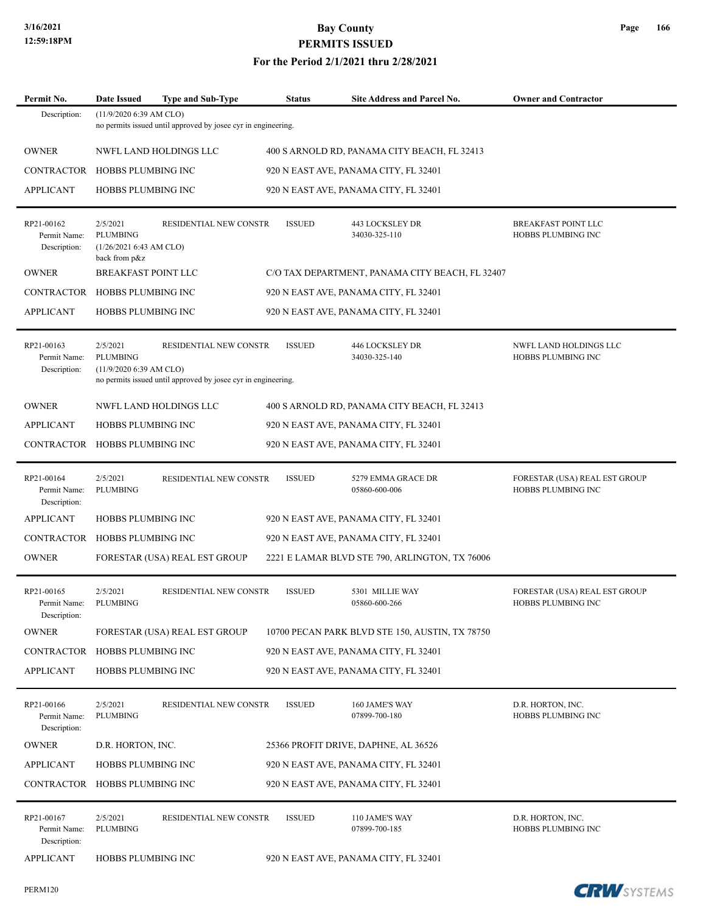# Bay County
## PERMITS ISSUED
### For the Period 2/1/2021 thru 2/28/2021

| Permit No. | Date Issued | Type and Sub-Type | Status | Site Address and Parcel No. | Owner and Contractor |
|---|---|---|---|---|---|
| Description: | (11/9/2020 6:39 AM CLO) no permits issued until approved by josee cyr in engineering. | | | | |
| OWNER | NWFL LAND HOLDINGS LLC | | 400 S ARNOLD RD, PANAMA CITY BEACH, FL 32413 | | |
| CONTRACTOR | HOBBS PLUMBING INC | | 920 N EAST AVE, PANAMA CITY, FL 32401 | | |
| APPLICANT | HOBBS PLUMBING INC | | 920 N EAST AVE, PANAMA CITY, FL 32401 | | |
| RP21-00162 | 2/5/2021 | RESIDENTIAL NEW CONSTR | ISSUED | 443 LOCKSLEY DR | BREAKFAST POINT LLC |
| Permit Name: | PLUMBING | | | 34030-325-110 | HOBBS PLUMBING INC |
| Description: | (1/26/2021 6:43 AM CLO) back from p&z | | | | |
| OWNER | BREAKFAST POINT LLC | | C/O TAX DEPARTMENT, PANAMA CITY BEACH, FL 32407 | | |
| CONTRACTOR | HOBBS PLUMBING INC | | 920 N EAST AVE, PANAMA CITY, FL 32401 | | |
| APPLICANT | HOBBS PLUMBING INC | | 920 N EAST AVE, PANAMA CITY, FL 32401 | | |
| RP21-00163 | 2/5/2021 | RESIDENTIAL NEW CONSTR | ISSUED | 446 LOCKSLEY DR | NWFL LAND HOLDINGS LLC |
| Permit Name: | PLUMBING | | | 34030-325-140 | HOBBS PLUMBING INC |
| Description: | (11/9/2020 6:39 AM CLO) no permits issued until approved by josee cyr in engineering. | | | | |
| OWNER | NWFL LAND HOLDINGS LLC | | 400 S ARNOLD RD, PANAMA CITY BEACH, FL 32413 | | |
| APPLICANT | HOBBS PLUMBING INC | | 920 N EAST AVE, PANAMA CITY, FL 32401 | | |
| CONTRACTOR | HOBBS PLUMBING INC | | 920 N EAST AVE, PANAMA CITY, FL 32401 | | |
| RP21-00164 | 2/5/2021 | RESIDENTIAL NEW CONSTR | ISSUED | 5279 EMMA GRACE DR | FORESTAR (USA) REAL EST GROUP |
| Permit Name: | PLUMBING | | | 05860-600-006 | HOBBS PLUMBING INC |
| Description: | | | | | |
| APPLICANT | HOBBS PLUMBING INC | | 920 N EAST AVE, PANAMA CITY, FL 32401 | | |
| CONTRACTOR | HOBBS PLUMBING INC | | 920 N EAST AVE, PANAMA CITY, FL 32401 | | |
| OWNER | FORESTAR (USA) REAL EST GROUP | | 2221 E LAMAR BLVD STE 790, ARLINGTON, TX 76006 | | |
| RP21-00165 | 2/5/2021 | RESIDENTIAL NEW CONSTR | ISSUED | 5301 MILLIE WAY | FORESTAR (USA) REAL EST GROUP |
| Permit Name: | PLUMBING | | | 05860-600-266 | HOBBS PLUMBING INC |
| Description: | | | | | |
| OWNER | FORESTAR (USA) REAL EST GROUP | | 10700 PECAN PARK BLVD STE 150, AUSTIN, TX 78750 | | |
| CONTRACTOR | HOBBS PLUMBING INC | | 920 N EAST AVE, PANAMA CITY, FL 32401 | | |
| APPLICANT | HOBBS PLUMBING INC | | 920 N EAST AVE, PANAMA CITY, FL 32401 | | |
| RP21-00166 | 2/5/2021 | RESIDENTIAL NEW CONSTR | ISSUED | 160 JAME'S WAY | D.R. HORTON, INC. |
| Permit Name: | PLUMBING | | | 07899-700-180 | HOBBS PLUMBING INC |
| Description: | | | | | |
| OWNER | D.R. HORTON, INC. | | 25366 PROFIT DRIVE, DAPHNE, AL 36526 | | |
| APPLICANT | HOBBS PLUMBING INC | | 920 N EAST AVE, PANAMA CITY, FL 32401 | | |
| CONTRACTOR | HOBBS PLUMBING INC | | 920 N EAST AVE, PANAMA CITY, FL 32401 | | |
| RP21-00167 | 2/5/2021 | RESIDENTIAL NEW CONSTR | ISSUED | 110 JAME'S WAY | D.R. HORTON, INC. |
| Permit Name: | PLUMBING | | | 07899-700-185 | HOBBS PLUMBING INC |
| Description: | | | | | |
| APPLICANT | HOBBS PLUMBING INC | | 920 N EAST AVE, PANAMA CITY, FL 32401 | | |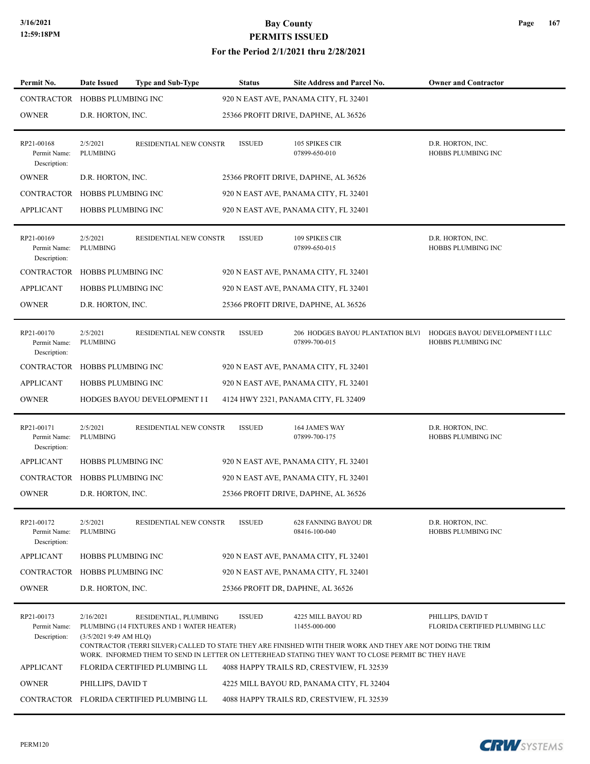# Bay County
## PERMITS ISSUED
### For the Period 2/1/2021 thru 2/28/2021

| Permit No. | Date Issued | Type and Sub-Type | Status | Site Address and Parcel No. | Owner and Contractor |
|---|---|---|---|---|---|
| CONTRACTOR | HOBBS PLUMBING INC | | 920 N EAST AVE, PANAMA CITY, FL 32401 | | |
| OWNER | D.R. HORTON, INC. | | 25366 PROFIT DRIVE, DAPHNE, AL 36526 | | |
| RP21-00168<br>Permit Name:<br>Description: | 2/5/2021<br>PLUMBING | RESIDENTIAL NEW CONSTR | ISSUED | 105 SPIKES CIR<br>07899-650-010 | D.R. HORTON, INC.<br>HOBBS PLUMBING INC |
| OWNER | D.R. HORTON, INC. | | 25366 PROFIT DRIVE, DAPHNE, AL 36526 | | |
| CONTRACTOR | HOBBS PLUMBING INC | | 920 N EAST AVE, PANAMA CITY, FL 32401 | | |
| APPLICANT | HOBBS PLUMBING INC | | 920 N EAST AVE, PANAMA CITY, FL 32401 | | |
| RP21-00169<br>Permit Name:<br>Description: | 2/5/2021<br>PLUMBING | RESIDENTIAL NEW CONSTR | ISSUED | 109 SPIKES CIR<br>07899-650-015 | D.R. HORTON, INC.<br>HOBBS PLUMBING INC |
| CONTRACTOR | HOBBS PLUMBING INC | | 920 N EAST AVE, PANAMA CITY, FL 32401 | | |
| APPLICANT | HOBBS PLUMBING INC | | 920 N EAST AVE, PANAMA CITY, FL 32401 | | |
| OWNER | D.R. HORTON, INC. | | 25366 PROFIT DRIVE, DAPHNE, AL 36526 | | |
| RP21-00170<br>Permit Name:<br>Description: | 2/5/2021<br>PLUMBING | RESIDENTIAL NEW CONSTR | ISSUED | 206 HODGES BAYOU PLANTATION BLVI<br>07899-700-015 | HODGES BAYOU DEVELOPMENT I LLC<br>HOBBS PLUMBING INC |
| CONTRACTOR | HOBBS PLUMBING INC | | 920 N EAST AVE, PANAMA CITY, FL 32401 | | |
| APPLICANT | HOBBS PLUMBING INC | | 920 N EAST AVE, PANAMA CITY, FL 32401 | | |
| OWNER | HODGES BAYOU DEVELOPMENT I I | | 4124 HWY 2321, PANAMA CITY, FL 32409 | | |
| RP21-00171<br>Permit Name:<br>Description: | 2/5/2021<br>PLUMBING | RESIDENTIAL NEW CONSTR | ISSUED | 164 JAME'S WAY<br>07899-700-175 | D.R. HORTON, INC.<br>HOBBS PLUMBING INC |
| APPLICANT | HOBBS PLUMBING INC | | 920 N EAST AVE, PANAMA CITY, FL 32401 | | |
| CONTRACTOR | HOBBS PLUMBING INC | | 920 N EAST AVE, PANAMA CITY, FL 32401 | | |
| OWNER | D.R. HORTON, INC. | | 25366 PROFIT DRIVE, DAPHNE, AL 36526 | | |
| RP21-00172<br>Permit Name:<br>Description: | 2/5/2021<br>PLUMBING | RESIDENTIAL NEW CONSTR | ISSUED | 628 FANNING BAYOU DR<br>08416-100-040 | D.R. HORTON, INC.<br>HOBBS PLUMBING INC |
| APPLICANT | HOBBS PLUMBING INC | | 920 N EAST AVE, PANAMA CITY, FL 32401 | | |
| CONTRACTOR | HOBBS PLUMBING INC | | 920 N EAST AVE, PANAMA CITY, FL 32401 | | |
| OWNER | D.R. HORTON, INC. | | 25366 PROFIT DR, DAPHNE, AL 36526 | | |
| RP21-00173<br>Permit Name:<br>Description: | 2/16/2021<br>PLUMBING (14 FIXTURES AND 1 WATER HEATER)<br>(3/5/2021 9:49 AM HLQ)<br>CONTRACTOR (TERRI SILVER) CALLED TO STATE THEY ARE FINISHED WITH THEIR WORK AND THEY ARE NOT DOING THE TRIM WORK. INFORMED THEM TO SEND IN LETTER ON LETTERHEAD STATING THEY WANT TO CLOSE PERMIT BC THEY HAVE | RESIDENTIAL, PLUMBING | ISSUED | 4225 MILL BAYOU RD<br>11455-000-000 | PHILLIPS, DAVID T<br>FLORIDA CERTIFIED PLUMBING LLC |
| APPLICANT | FLORIDA CERTIFIED PLUMBING LL | | 4088 HAPPY TRAILS RD, CRESTVIEW, FL 32539 | | |
| OWNER | PHILLIPS, DAVID T | | 4225 MILL BAYOU RD, PANAMA CITY, FL 32404 | | |
| CONTRACTOR | FLORIDA CERTIFIED PLUMBING LL | | 4088 HAPPY TRAILS RD, CRESTVIEW, FL 32539 | | |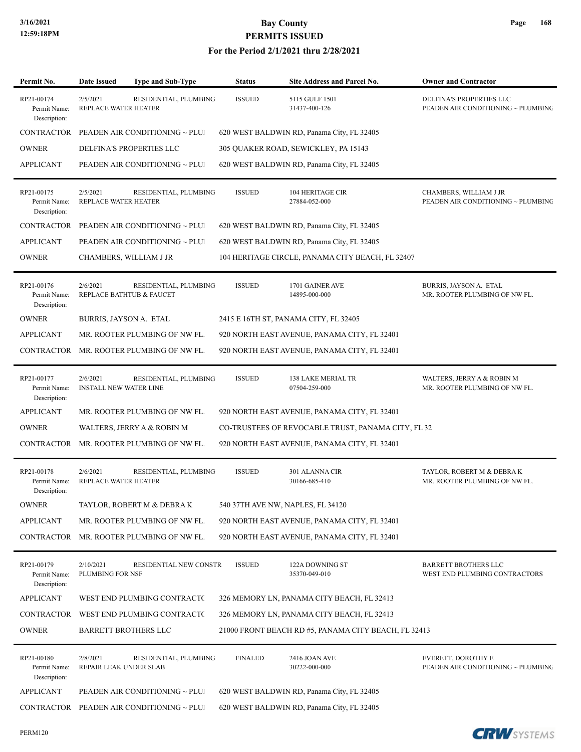# Bay County
# PERMITS ISSUED
## For the Period 2/1/2021 thru 2/28/2021

3/16/2021
12:59:18PM

| Permit No. | Date Issued | Type and Sub-Type | Status | Site Address and Parcel No. | Owner and Contractor |
|---|---|---|---|---|---|
| RP21-00174 | 2/5/2021 | RESIDENTIAL, PLUMBING | ISSUED | 5115 GULF 1501 | DELFINA'S PROPERTIES LLC |
| Permit Name: Description: | REPLACE WATER HEATER | | | 31437-400-126 | PEADEN AIR CONDITIONING ~ PLUMBING |
| CONTRACTOR | PEADEN AIR CONDITIONING ~ PLUI | | 620 WEST BALDWIN RD, Panama City, FL 32405 | | |
| OWNER | DELFINA'S PROPERTIES LLC | | 305 QUAKER ROAD, SEWICKLEY, PA 15143 | | |
| APPLICANT | PEADEN AIR CONDITIONING ~ PLUI | | 620 WEST BALDWIN RD, Panama City, FL 32405 | | |
| RP21-00175 | 2/5/2021 | RESIDENTIAL, PLUMBING | ISSUED | 104 HERITAGE CIR | CHAMBERS, WILLIAM J JR |
| Permit Name: Description: | REPLACE WATER HEATER | | | 27884-052-000 | PEADEN AIR CONDITIONING ~ PLUMBING |
| CONTRACTOR | PEADEN AIR CONDITIONING ~ PLUI | | 620 WEST BALDWIN RD, Panama City, FL 32405 | | |
| APPLICANT | PEADEN AIR CONDITIONING ~ PLUI | | 620 WEST BALDWIN RD, Panama City, FL 32405 | | |
| OWNER | CHAMBERS, WILLIAM J JR | | 104 HERITAGE CIRCLE, PANAMA CITY BEACH, FL 32407 | | |
| RP21-00176 | 2/6/2021 | RESIDENTIAL, PLUMBING | ISSUED | 1701 GAINER AVE | BURRIS, JAYSON A. ETAL |
| Permit Name: Description: | REPLACE BATHTUB & FAUCET | | | 14895-000-000 | MR. ROOTER PLUMBING OF NW FL. |
| OWNER | BURRIS, JAYSON A. ETAL | | 2415 E 16TH ST, PANAMA CITY, FL 32405 | | |
| APPLICANT | MR. ROOTER PLUMBING OF NW FL. | | 920 NORTH EAST AVENUE, PANAMA CITY, FL 32401 | | |
| CONTRACTOR | MR. ROOTER PLUMBING OF NW FL. | | 920 NORTH EAST AVENUE, PANAMA CITY, FL 32401 | | |
| RP21-00177 | 2/6/2021 | RESIDENTIAL, PLUMBING | ISSUED | 138 LAKE MERIAL TR | WALTERS, JERRY A & ROBIN M |
| Permit Name: Description: | INSTALL NEW WATER LINE | | | 07504-259-000 | MR. ROOTER PLUMBING OF NW FL. |
| APPLICANT | MR. ROOTER PLUMBING OF NW FL. | | 920 NORTH EAST AVENUE, PANAMA CITY, FL 32401 | | |
| OWNER | WALTERS, JERRY A & ROBIN M | | CO-TRUSTEES OF REVOCABLE TRUST, PANAMA CITY, FL 32 | | |
| CONTRACTOR | MR. ROOTER PLUMBING OF NW FL. | | 920 NORTH EAST AVENUE, PANAMA CITY, FL 32401 | | |
| RP21-00178 | 2/6/2021 | RESIDENTIAL, PLUMBING | ISSUED | 301 ALANNA CIR | TAYLOR, ROBERT M & DEBRA K |
| Permit Name: Description: | REPLACE WATER HEATER | | | 30166-685-410 | MR. ROOTER PLUMBING OF NW FL. |
| OWNER | TAYLOR, ROBERT M & DEBRA K | | 540 37TH AVE NW, NAPLES, FL 34120 | | |
| APPLICANT | MR. ROOTER PLUMBING OF NW FL. | | 920 NORTH EAST AVENUE, PANAMA CITY, FL 32401 | | |
| CONTRACTOR | MR. ROOTER PLUMBING OF NW FL. | | 920 NORTH EAST AVENUE, PANAMA CITY, FL 32401 | | |
| RP21-00179 | 2/10/2021 | RESIDENTIAL NEW CONSTR | ISSUED | 122A DOWNING ST | BARRETT BROTHERS LLC |
| Permit Name: Description: | PLUMBING FOR NSF | | | 35370-049-010 | WEST END PLUMBING CONTRACTORS |
| APPLICANT | WEST END PLUMBING CONTRACTC | | 326 MEMORY LN, PANAMA CITY BEACH, FL 32413 | | |
| CONTRACTOR | WEST END PLUMBING CONTRACTC | | 326 MEMORY LN, PANAMA CITY BEACH, FL 32413 | | |
| OWNER | BARRETT BROTHERS LLC | | 21000 FRONT BEACH RD #5, PANAMA CITY BEACH, FL 32413 | | |
| RP21-00180 | 2/8/2021 | RESIDENTIAL, PLUMBING | FINALED | 2416 JOAN AVE | EVERETT, DOROTHY E |
| Permit Name: Description: | REPAIR LEAK UNDER SLAB | | | 30222-000-000 | PEADEN AIR CONDITIONING ~ PLUMBING |
| APPLICANT | PEADEN AIR CONDITIONING ~ PLUI | | 620 WEST BALDWIN RD, Panama City, FL 32405 | | |
| CONTRACTOR | PEADEN AIR CONDITIONING ~ PLUI | | 620 WEST BALDWIN RD, Panama City, FL 32405 | | |

PERM120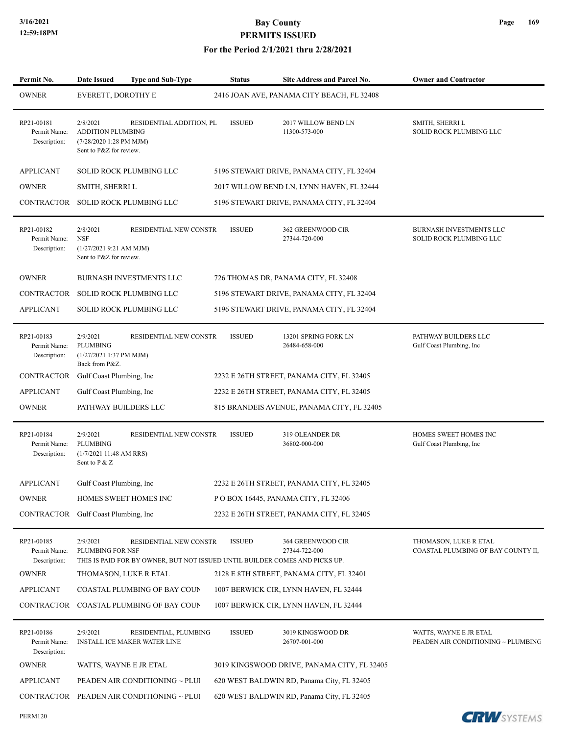# Bay County
## PERMITS ISSUED
### For the Period 2/1/2021 thru 2/28/2021

| Permit No. | Date Issued | Type and Sub-Type | Status | Site Address and Parcel No. | Owner and Contractor |
|---|---|---|---|---|---|
| OWNER | EVERETT, DOROTHY E | | 2416 JOAN AVE, PANAMA CITY BEACH, FL 32408 | | |
| RP21-00181 | 2/8/2021 | RESIDENTIAL ADDITION, PL | ISSUED | 2017 WILLOW BEND LN | SMITH, SHERRI L |
| Permit Name: | ADDITION PLUMBING | | | 11300-573-000 | SOLID ROCK PLUMBING LLC |
| Description: | (7/28/2020 1:28 PM MJM) Sent to P&Z for review. | | | | |
| APPLICANT | SOLID ROCK PLUMBING LLC | | 5196 STEWART DRIVE, PANAMA CITY, FL 32404 | | |
| OWNER | SMITH, SHERRI L | | 2017 WILLOW BEND LN, LYNN HAVEN, FL 32444 | | |
| CONTRACTOR | SOLID ROCK PLUMBING LLC | | 5196 STEWART DRIVE, PANAMA CITY, FL 32404 | | |
| RP21-00182 | 2/8/2021 | RESIDENTIAL NEW CONSTR | ISSUED | 362 GREENWOOD CIR | BURNASH INVESTMENTS LLC |
| Permit Name: | NSF | | | 27344-720-000 | SOLID ROCK PLUMBING LLC |
| Description: | (1/27/2021 9:21 AM MJM) Sent to P&Z for review. | | | | |
| OWNER | BURNASH INVESTMENTS LLC | | 726 THOMAS DR, PANAMA CITY, FL 32408 | | |
| CONTRACTOR | SOLID ROCK PLUMBING LLC | | 5196 STEWART DRIVE, PANAMA CITY, FL 32404 | | |
| APPLICANT | SOLID ROCK PLUMBING LLC | | 5196 STEWART DRIVE, PANAMA CITY, FL 32404 | | |
| RP21-00183 | 2/9/2021 | RESIDENTIAL NEW CONSTR | ISSUED | 13201 SPRING FORK LN | PATHWAY BUILDERS LLC |
| Permit Name: | PLUMBING | | | 26484-658-000 | Gulf Coast Plumbing, Inc |
| Description: | (1/27/2021 1:37 PM MJM) Back from P&Z. | | | | |
| CONTRACTOR | Gulf Coast Plumbing, Inc | | 2232 E 26TH STREET, PANAMA CITY, FL 32405 | | |
| APPLICANT | Gulf Coast Plumbing, Inc | | 2232 E 26TH STREET, PANAMA CITY, FL 32405 | | |
| OWNER | PATHWAY BUILDERS LLC | | 815 BRANDEIS AVENUE, PANAMA CITY, FL 32405 | | |
| RP21-00184 | 2/9/2021 | RESIDENTIAL NEW CONSTR | ISSUED | 319 OLEANDER DR | HOMES SWEET HOMES INC |
| Permit Name: | PLUMBING | | | 36802-000-000 | Gulf Coast Plumbing, Inc |
| Description: | (1/7/2021 11:48 AM RRS) Sent to P & Z | | | | |
| APPLICANT | Gulf Coast Plumbing, Inc | | 2232 E 26TH STREET, PANAMA CITY, FL 32405 | | |
| OWNER | HOMES SWEET HOMES INC | | P O BOX 16445, PANAMA CITY, FL 32406 | | |
| CONTRACTOR | Gulf Coast Plumbing, Inc | | 2232 E 26TH STREET, PANAMA CITY, FL 32405 | | |
| RP21-00185 | 2/9/2021 | RESIDENTIAL NEW CONSTR | ISSUED | 364 GREENWOOD CIR | THOMASON, LUKE R ETAL |
| Permit Name: | PLUMBING FOR NSF | | | 27344-722-000 | COASTAL PLUMBING OF BAY COUNTY II, |
| Description: | THIS IS PAID FOR BY OWNER, BUT NOT ISSUED UNTIL BUILDER COMES AND PICKS UP. | | | | |
| OWNER | THOMASON, LUKE R ETAL | | 2128 E 8TH STREET, PANAMA CITY, FL 32401 | | |
| APPLICANT | COASTAL PLUMBING OF BAY COUN | | 1007 BERWICK CIR, LYNN HAVEN, FL 32444 | | |
| CONTRACTOR | COASTAL PLUMBING OF BAY COUN | | 1007 BERWICK CIR, LYNN HAVEN, FL 32444 | | |
| RP21-00186 | 2/9/2021 | RESIDENTIAL, PLUMBING | ISSUED | 3019 KINGSWOOD DR | WATTS, WAYNE E JR ETAL |
| Permit Name: | INSTALL ICE MAKER WATER LINE | | | 26707-001-000 | PEADEN AIR CONDITIONING ~ PLUMBING |
| Description: | | | | | |
| OWNER | WATTS, WAYNE E JR ETAL | | 3019 KINGSWOOD DRIVE, PANAMA CITY, FL 32405 | | |
| APPLICANT | PEADEN AIR CONDITIONING ~ PLUI | | 620 WEST BALDWIN RD, Panama City, FL 32405 | | |
| CONTRACTOR | PEADEN AIR CONDITIONING ~ PLUI | | 620 WEST BALDWIN RD, Panama City, FL 32405 | | |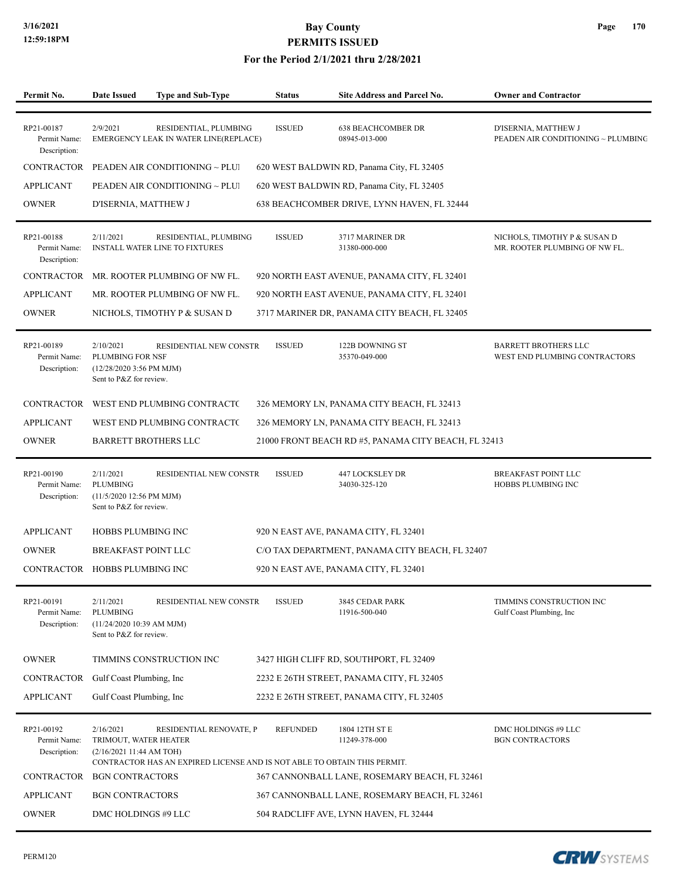# Bay County
## PERMITS ISSUED
### For the Period 2/1/2021 thru 2/28/2021

| Permit No. | Date Issued | Type and Sub-Type | Status | Site Address and Parcel No. | Owner and Contractor |
|---|---|---|---|---|---|
| RP21-00187 | 2/9/2021 | RESIDENTIAL, PLUMBING | ISSUED | 638 BEACHCOMBER DR | D'ISERNIA, MATTHEW J |
| Permit Name: | EMERGENCY LEAK IN WATER LINE(REPLACE) | | | 08945-013-000 | PEADEN AIR CONDITIONING ~ PLUMBING |
| Description: | | | | | |
| CONTRACTOR | PEADEN AIR CONDITIONING ~ PLUI | | 620 WEST BALDWIN RD, Panama City, FL 32405 | | |
| APPLICANT | PEADEN AIR CONDITIONING ~ PLUI | | 620 WEST BALDWIN RD, Panama City, FL 32405 | | |
| OWNER | D'ISERNIA, MATTHEW J | | 638 BEACHCOMBER DRIVE, LYNN HAVEN, FL 32444 | | |
| RP21-00188 | 2/11/2021 | RESIDENTIAL, PLUMBING | ISSUED | 3717 MARINER DR | NICHOLS, TIMOTHY P & SUSAN D |
| Permit Name: | INSTALL WATER LINE TO FIXTURES | | | 31380-000-000 | MR. ROOTER PLUMBING OF NW FL. |
| Description: | | | | | |
| CONTRACTOR | MR. ROOTER PLUMBING OF NW FL. | | 920 NORTH EAST AVENUE, PANAMA CITY, FL 32401 | | |
| APPLICANT | MR. ROOTER PLUMBING OF NW FL. | | 920 NORTH EAST AVENUE, PANAMA CITY, FL 32401 | | |
| OWNER | NICHOLS, TIMOTHY P & SUSAN D | | 3717 MARINER DR, PANAMA CITY BEACH, FL 32405 | | |
| RP21-00189 | 2/10/2021 | RESIDENTIAL NEW CONSTR | ISSUED | 122B DOWNING ST | BARRETT BROTHERS LLC |
| Permit Name: | PLUMBING FOR NSF | | | 35370-049-000 | WEST END PLUMBING CONTRACTORS |
| Description: | (12/28/2020 3:56 PM MJM) Sent to P&Z for review. | | | | |
| CONTRACTOR | WEST END PLUMBING CONTRACTC | | 326 MEMORY LN, PANAMA CITY BEACH, FL 32413 | | |
| APPLICANT | WEST END PLUMBING CONTRACTC | | 326 MEMORY LN, PANAMA CITY BEACH, FL 32413 | | |
| OWNER | BARRETT BROTHERS LLC | | 21000 FRONT BEACH RD #5, PANAMA CITY BEACH, FL 32413 | | |
| RP21-00190 | 2/11/2021 | RESIDENTIAL NEW CONSTR | ISSUED | 447 LOCKSLEY DR | BREAKFAST POINT LLC |
| Permit Name: | PLUMBING | | | 34030-325-120 | HOBBS PLUMBING INC |
| Description: | (11/5/2020 12:56 PM MJM) Sent to P&Z for review. | | | | |
| APPLICANT | HOBBS PLUMBING INC | | 920 N EAST AVE, PANAMA CITY, FL 32401 | | |
| OWNER | BREAKFAST POINT LLC | | C/O TAX DEPARTMENT, PANAMA CITY BEACH, FL 32407 | | |
| CONTRACTOR | HOBBS PLUMBING INC | | 920 N EAST AVE, PANAMA CITY, FL 32401 | | |
| RP21-00191 | 2/11/2021 | RESIDENTIAL NEW CONSTR | ISSUED | 3845 CEDAR PARK | TIMMINS CONSTRUCTION INC |
| Permit Name: | PLUMBING | | | 11916-500-040 | Gulf Coast Plumbing, Inc |
| Description: | (11/24/2020 10:39 AM MJM) Sent to P&Z for review. | | | | |
| OWNER | TIMMINS CONSTRUCTION INC | | 3427 HIGH CLIFF RD, SOUTHPORT, FL 32409 | | |
| CONTRACTOR | Gulf Coast Plumbing, Inc | | 2232 E 26TH STREET, PANAMA CITY, FL 32405 | | |
| APPLICANT | Gulf Coast Plumbing, Inc | | 2232 E 26TH STREET, PANAMA CITY, FL 32405 | | |
| RP21-00192 | 2/16/2021 | RESIDENTIAL RENOVATE, P | REFUNDED | 1804 12TH ST E | DMC HOLDINGS #9 LLC |
| Permit Name: | TRIMOUT, WATER HEATER | | | 11249-378-000 | BGN CONTRACTORS |
| Description: | (2/16/2021 11:44 AM TOH) CONTRACTOR HAS AN EXPIRED LICENSE AND IS NOT ABLE TO OBTAIN THIS PERMIT. | | | | |
| CONTRACTOR | BGN CONTRACTORS | | 367 CANNONBALL LANE, ROSEMARY BEACH, FL 32461 | | |
| APPLICANT | BGN CONTRACTORS | | 367 CANNONBALL LANE, ROSEMARY BEACH, FL 32461 | | |
| OWNER | DMC HOLDINGS #9 LLC | | 504 RADCLIFF AVE, LYNN HAVEN, FL 32444 | | |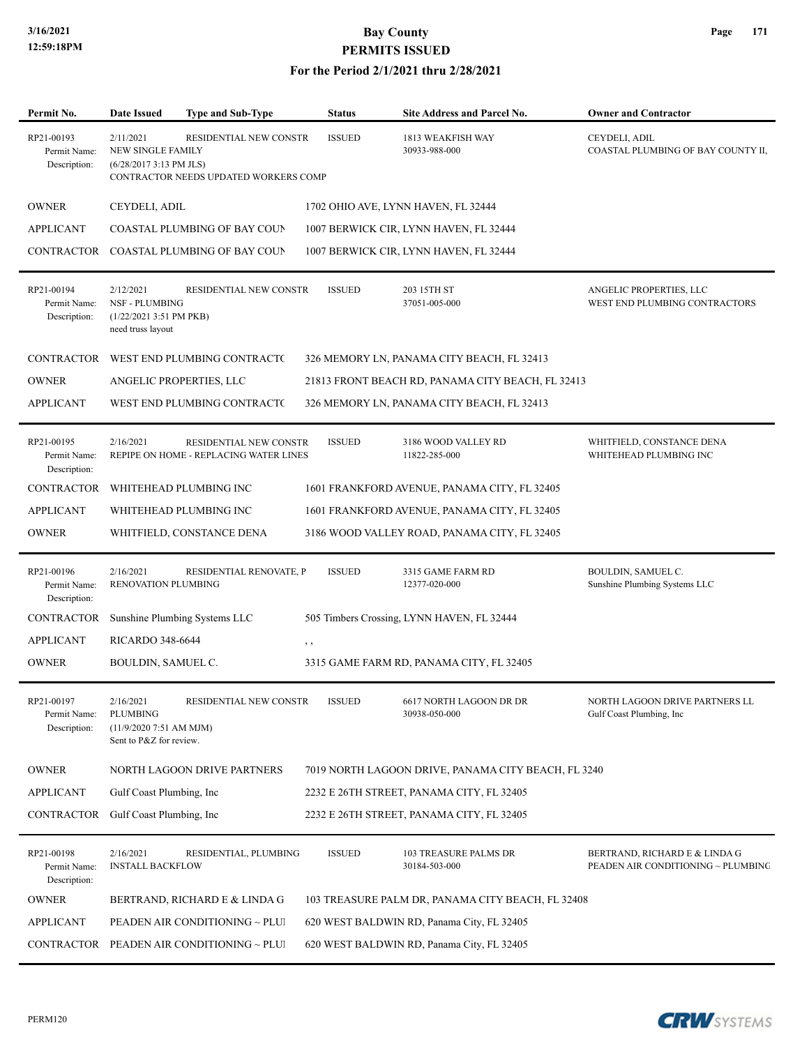# Bay County
## PERMITS ISSUED
### For the Period 2/1/2021 thru 2/28/2021

| Permit No. | Date Issued | Type and Sub-Type | Status | Site Address and Parcel No. | Owner and Contractor |
|---|---|---|---|---|---|
| RP21-00193<br>Permit Name:<br>Description: | 2/11/2021<br>NEW SINGLE FAMILY<br>(6/28/2017 3:13 PM JLS)<br>CONTRACTOR NEEDS UPDATED WORKERS COMP | RESIDENTIAL NEW CONSTR | ISSUED | 1813 WEAKFISH WAY<br>30933-988-000 | CEYDELI, ADIL<br>COASTAL PLUMBING OF BAY COUNTY II, |

| | | |
|---|---|---|
| OWNER | CEYDELI, ADIL | 1702 OHIO AVE, LYNN HAVEN, FL 32444 |
| APPLICANT | COASTAL PLUMBING OF BAY COUN | 1007 BERWICK CIR, LYNN HAVEN, FL 32444 |
| CONTRACTOR | COASTAL PLUMBING OF BAY COUN | 1007 BERWICK CIR, LYNN HAVEN, FL 32444 |

| Permit No. | Date Issued | Type and Sub-Type | Status | Site Address and Parcel No. | Owner and Contractor |
|---|---|---|---|---|---|
| RP21-00194<br>Permit Name:<br>Description: | 2/12/2021<br>NSF - PLUMBING<br>(1/22/2021 3:51 PM PKB)<br>need truss layout | RESIDENTIAL NEW CONSTR | ISSUED | 203 15TH ST<br>37051-005-000 | ANGELIC PROPERTIES, LLC<br>WEST END PLUMBING CONTRACTORS |

| | | |
|---|---|---|
| CONTRACTOR | WEST END PLUMBING CONTRACTO | 326 MEMORY LN, PANAMA CITY BEACH, FL 32413 |
| OWNER | ANGELIC PROPERTIES, LLC | 21813 FRONT BEACH RD, PANAMA CITY BEACH, FL 32413 |
| APPLICANT | WEST END PLUMBING CONTRACTO | 326 MEMORY LN, PANAMA CITY BEACH, FL 32413 |

| Permit No. | Date Issued | Type and Sub-Type | Status | Site Address and Parcel No. | Owner and Contractor |
|---|---|---|---|---|---|
| RP21-00195<br>Permit Name:<br>Description: | 2/16/2021<br>REPIPE ON HOME - REPLACING WATER LINES | RESIDENTIAL NEW CONSTR | ISSUED | 3186 WOOD VALLEY RD<br>11822-285-000 | WHITFIELD, CONSTANCE DENA<br>WHITEHEAD PLUMBING INC |

| | | |
|---|---|---|
| CONTRACTOR | WHITEHEAD PLUMBING INC | 1601 FRANKFORD AVENUE, PANAMA CITY, FL 32405 |
| APPLICANT | WHITEHEAD PLUMBING INC | 1601 FRANKFORD AVENUE, PANAMA CITY, FL 32405 |
| OWNER | WHITFIELD, CONSTANCE DENA | 3186 WOOD VALLEY ROAD, PANAMA CITY, FL 32405 |

| Permit No. | Date Issued | Type and Sub-Type | Status | Site Address and Parcel No. | Owner and Contractor |
|---|---|---|---|---|---|
| RP21-00196<br>Permit Name:<br>Description: | 2/16/2021<br>RENOVATION PLUMBING | RESIDENTIAL RENOVATE, P | ISSUED | 3315 GAME FARM RD<br>12377-020-000 | BOULDIN, SAMUEL C.<br>Sunshine Plumbing Systems LLC |

| | | |
|---|---|---|
| CONTRACTOR | Sunshine Plumbing Systems LLC | 505 Timbers Crossing, LYNN HAVEN, FL 32444 |
| APPLICANT | RICARDO 348-6644 | , , |
| OWNER | BOULDIN, SAMUEL C. | 3315 GAME FARM RD, PANAMA CITY, FL 32405 |

| Permit No. | Date Issued | Type and Sub-Type | Status | Site Address and Parcel No. | Owner and Contractor |
|---|---|---|---|---|---|
| RP21-00197<br>Permit Name:<br>Description: | 2/16/2021<br>PLUMBING<br>(11/9/2020 7:51 AM MJM)<br>Sent to P&Z for review. | RESIDENTIAL NEW CONSTR | ISSUED | 6617 NORTH LAGOON DR DR<br>30938-050-000 | NORTH LAGOON DRIVE PARTNERS LL<br>Gulf Coast Plumbing, Inc |

| | | |
|---|---|---|
| OWNER | NORTH LAGOON DRIVE PARTNERS | 7019 NORTH LAGOON DRIVE, PANAMA CITY BEACH, FL 3240 |
| APPLICANT | Gulf Coast Plumbing, Inc | 2232 E 26TH STREET, PANAMA CITY, FL 32405 |
| CONTRACTOR | Gulf Coast Plumbing, Inc | 2232 E 26TH STREET, PANAMA CITY, FL 32405 |

| Permit No. | Date Issued | Type and Sub-Type | Status | Site Address and Parcel No. | Owner and Contractor |
|---|---|---|---|---|---|
| RP21-00198<br>Permit Name:<br>Description: | 2/16/2021<br>INSTALL BACKFLOW | RESIDENTIAL, PLUMBING | ISSUED | 103 TREASURE PALMS DR<br>30184-503-000 | BERTRAND, RICHARD E & LINDA G<br>PEADEN AIR CONDITIONING ~ PLUMBING |

| | | |
|---|---|---|
| OWNER | BERTRAND, RICHARD E & LINDA G | 103 TREASURE PALM DR, PANAMA CITY BEACH, FL 32408 |
| APPLICANT | PEADEN AIR CONDITIONING ~ PLUI | 620 WEST BALDWIN RD, Panama City, FL 32405 |
| CONTRACTOR | PEADEN AIR CONDITIONING ~ PLUI | 620 WEST BALDWIN RD, Panama City, FL 32405 |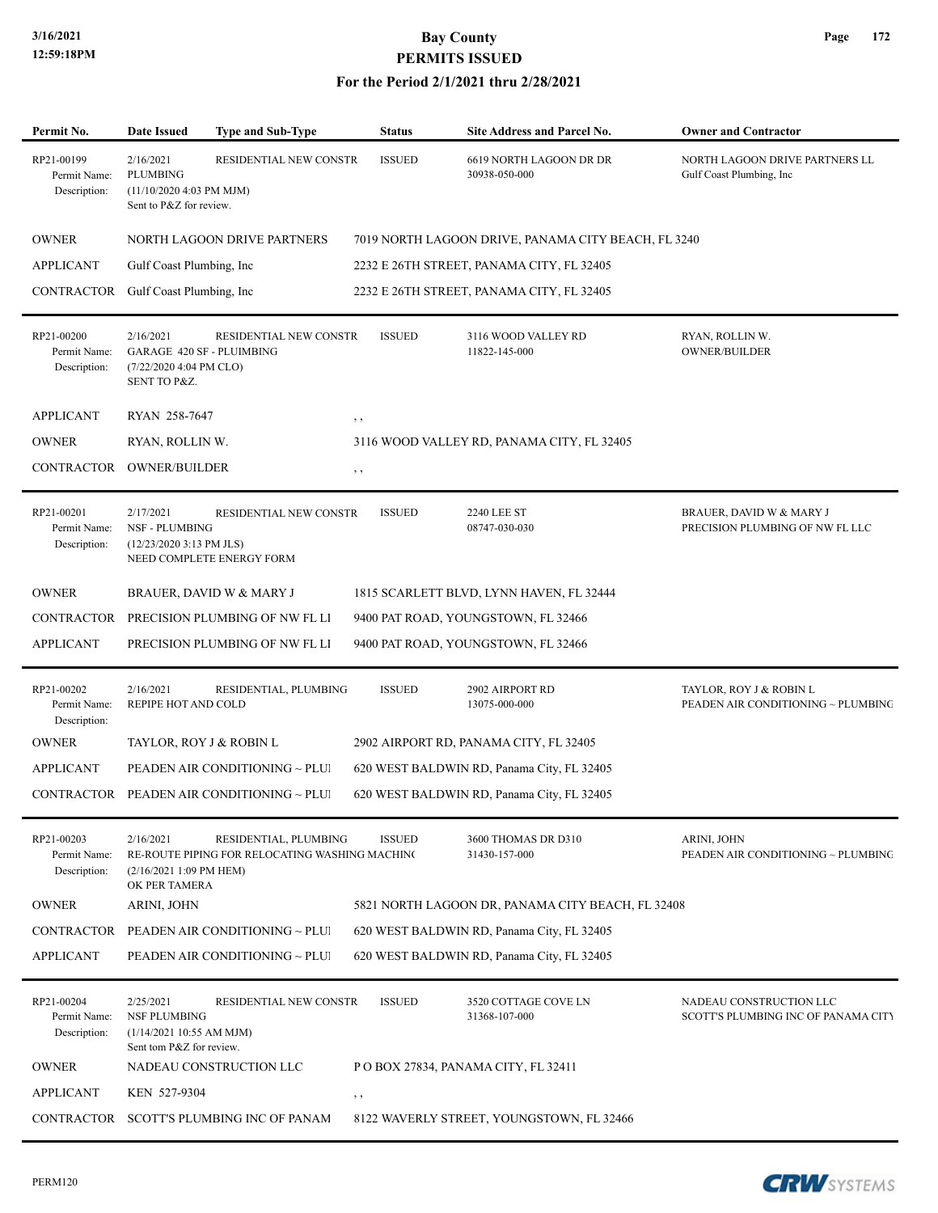# Bay County
## PERMITS ISSUED
### For the Period 2/1/2021 thru 2/28/2021

| Permit No. | Date Issued | Type and Sub-Type | Status | Site Address and Parcel No. | Owner and Contractor |
|---|---|---|---|---|---|
| RP21-00199 | 2/16/2021 | RESIDENTIAL NEW CONSTR | ISSUED | 6619 NORTH LAGOON DR DR | NORTH LAGOON DRIVE PARTNERS LL |
| Permit Name: | PLUMBING | | | 30938-050-000 | Gulf Coast Plumbing, Inc |
| Description: | (11/10/2020 4:03 PM MJM) Sent to P&Z for review. | | | | |

| | | |
|---|---|---|
| OWNER | NORTH LAGOON DRIVE PARTNERS | 7019 NORTH LAGOON DRIVE, PANAMA CITY BEACH, FL 3240 |
| APPLICANT | Gulf Coast Plumbing, Inc | 2232 E 26TH STREET, PANAMA CITY, FL 32405 |
| CONTRACTOR | Gulf Coast Plumbing, Inc | 2232 E 26TH STREET, PANAMA CITY, FL 32405 |

| Permit No. | Date Issued | Type and Sub-Type | Status | Site Address and Parcel No. | Owner and Contractor |
|---|---|---|---|---|---|
| RP21-00200 | 2/16/2021 | RESIDENTIAL NEW CONSTR | ISSUED | 3116 WOOD VALLEY RD | RYAN, ROLLIN W. |
| Permit Name: | GARAGE 420 SF - PLUIMBING | | | 11822-145-000 | OWNER/BUILDER |
| Description: | (7/22/2020 4:04 PM CLO) SENT TO P&Z. | | | | |

| | | |
|---|---|---|
| APPLICANT | RYAN 258-7647 | , , |
| OWNER | RYAN, ROLLIN W. | 3116 WOOD VALLEY RD, PANAMA CITY, FL 32405 |
| CONTRACTOR | OWNER/BUILDER | , , |

| Permit No. | Date Issued | Type and Sub-Type | Status | Site Address and Parcel No. | Owner and Contractor |
|---|---|---|---|---|---|
| RP21-00201 | 2/17/2021 | RESIDENTIAL NEW CONSTR | ISSUED | 2240 LEE ST | BRAUER, DAVID W & MARY J |
| Permit Name: | NSF - PLUMBING | | | 08747-030-030 | PRECISION PLUMBING OF NW FL LLC |
| Description: | (12/23/2020 3:13 PM JLS) NEED COMPLETE ENERGY FORM | | | | |

| | | |
|---|---|---|
| OWNER | BRAUER, DAVID W & MARY J | 1815 SCARLETT BLVD, LYNN HAVEN, FL 32444 |
| CONTRACTOR | PRECISION PLUMBING OF NW FL LI | 9400 PAT ROAD, YOUNGSTOWN, FL 32466 |
| APPLICANT | PRECISION PLUMBING OF NW FL LI | 9400 PAT ROAD, YOUNGSTOWN, FL 32466 |

| Permit No. | Date Issued | Type and Sub-Type | Status | Site Address and Parcel No. | Owner and Contractor |
|---|---|---|---|---|---|
| RP21-00202 | 2/16/2021 | RESIDENTIAL, PLUMBING | ISSUED | 2902 AIRPORT RD | TAYLOR, ROY J & ROBIN L |
| Permit Name: | REPIPE HOT AND COLD | | | 13075-000-000 | PEADEN AIR CONDITIONING ~ PLUMBING |
| Description: | | | | | |

| | | |
|---|---|---|
| OWNER | TAYLOR, ROY J & ROBIN L | 2902 AIRPORT RD, PANAMA CITY, FL 32405 |
| APPLICANT | PEADEN AIR CONDITIONING ~ PLUI | 620 WEST BALDWIN RD, Panama City, FL 32405 |
| CONTRACTOR | PEADEN AIR CONDITIONING ~ PLUI | 620 WEST BALDWIN RD, Panama City, FL 32405 |

| Permit No. | Date Issued | Type and Sub-Type | Status | Site Address and Parcel No. | Owner and Contractor |
|---|---|---|---|---|---|
| RP21-00203 | 2/16/2021 | RESIDENTIAL, PLUMBING | ISSUED | 3600 THOMAS DR D310 | ARINI, JOHN |
| Permit Name: | RE-ROUTE PIPING FOR RELOCATING WASHING MACHINE | | | 31430-157-000 | PEADEN AIR CONDITIONING ~ PLUMBING |
| Description: | (2/16/2021 1:09 PM HEM) OK PER TAMERA | | | | |

| | | |
|---|---|---|
| OWNER | ARINI, JOHN | 5821 NORTH LAGOON DR, PANAMA CITY BEACH, FL 32408 |
| CONTRACTOR | PEADEN AIR CONDITIONING ~ PLUI | 620 WEST BALDWIN RD, Panama City, FL 32405 |
| APPLICANT | PEADEN AIR CONDITIONING ~ PLUI | 620 WEST BALDWIN RD, Panama City, FL 32405 |

| Permit No. | Date Issued | Type and Sub-Type | Status | Site Address and Parcel No. | Owner and Contractor |
|---|---|---|---|---|---|
| RP21-00204 | 2/25/2021 | RESIDENTIAL NEW CONSTR | ISSUED | 3520 COTTAGE COVE LN | NADEAU CONSTRUCTION LLC |
| Permit Name: | NSF PLUMBING | | | 31368-107-000 | SCOTT'S PLUMBING INC OF PANAMA CITY |
| Description: | (1/14/2021 10:55 AM MJM) Sent tom P&Z for review. | | | | |

| | | |
|---|---|---|
| OWNER | NADEAU CONSTRUCTION LLC | P O BOX 27834, PANAMA CITY, FL 32411 |
| APPLICANT | KEN 527-9304 | , , |
| CONTRACTOR | SCOTT'S PLUMBING INC OF PANAM | 8122 WAVERLY STREET, YOUNGSTOWN, FL 32466 |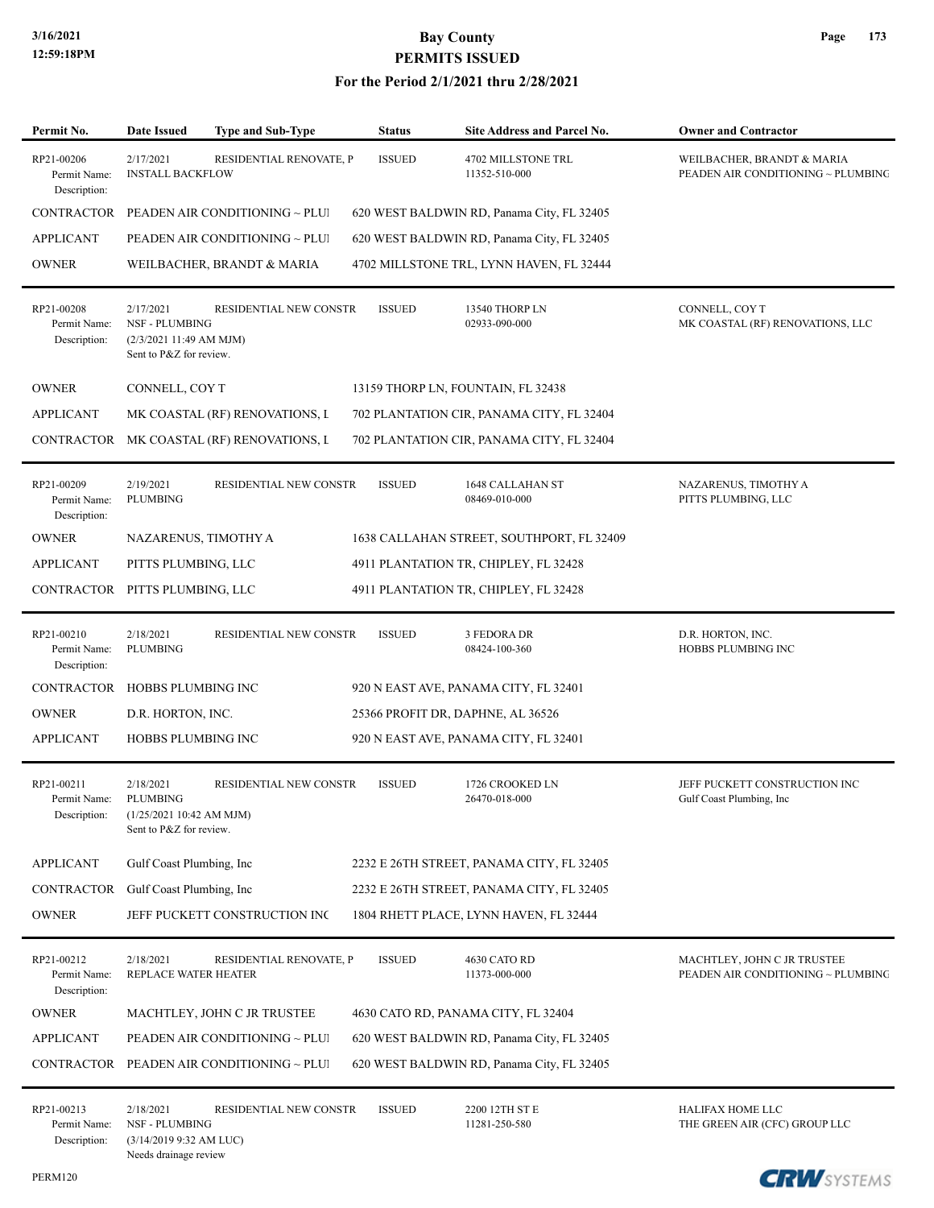| Permit No. | Date Issued | Type and Sub-Type | Status | Site Address and Parcel No. | Owner and Contractor |
|---|---|---|---|---|---|
| RP21-00206 | 2/17/2021 | RESIDENTIAL RENOVATE, P | ISSUED | 4702 MILLSTONE TRL | WEILBACHER, BRANDT & MARIA |
| Permit Name: | INSTALL BACKFLOW | | | 11352-510-000 | PEADEN AIR CONDITIONING ~ PLUMBING |
| Description: | | | | | |
| CONTRACTOR | PEADEN AIR CONDITIONING ~ PLUI | | 620 WEST BALDWIN RD, Panama City, FL 32405 | | |
| APPLICANT | PEADEN AIR CONDITIONING ~ PLUI | | 620 WEST BALDWIN RD, Panama City, FL 32405 | | |
| OWNER | WEILBACHER, BRANDT & MARIA | | 4702 MILLSTONE TRL, LYNN HAVEN, FL 32444 | | |
| RP21-00208 | 2/17/2021 | RESIDENTIAL NEW CONSTR | ISSUED | 13540 THORP LN | CONNELL, COY T |
| Permit Name: | NSF - PLUMBING | | | 02933-090-000 | MK COASTAL (RF) RENOVATIONS, LLC |
| Description: | (2/3/2021 11:49 AM MJM) Sent to P&Z for review. | | | | |
| OWNER | CONNELL, COY T | | 13159 THORP LN, FOUNTAIN, FL 32438 | | |
| APPLICANT | MK COASTAL (RF) RENOVATIONS, L | | 702 PLANTATION CIR, PANAMA CITY, FL 32404 | | |
| CONTRACTOR | MK COASTAL (RF) RENOVATIONS, L | | 702 PLANTATION CIR, PANAMA CITY, FL 32404 | | |
| RP21-00209 | 2/19/2021 | RESIDENTIAL NEW CONSTR | ISSUED | 1648 CALLAHAN ST | NAZARENUS, TIMOTHY A |
| Permit Name: | PLUMBING | | | 08469-010-000 | PITTS PLUMBING, LLC |
| Description: | | | | | |
| OWNER | NAZARENUS, TIMOTHY A | | 1638 CALLAHAN STREET, SOUTHPORT, FL 32409 | | |
| APPLICANT | PITTS PLUMBING, LLC | | 4911 PLANTATION TR, CHIPLEY, FL 32428 | | |
| CONTRACTOR | PITTS PLUMBING, LLC | | 4911 PLANTATION TR, CHIPLEY, FL 32428 | | |
| RP21-00210 | 2/18/2021 | RESIDENTIAL NEW CONSTR | ISSUED | 3 FEDORA DR | D.R. HORTON, INC. |
| Permit Name: | PLUMBING | | | 08424-100-360 | HOBBS PLUMBING INC |
| Description: | | | | | |
| CONTRACTOR | HOBBS PLUMBING INC | | 920 N EAST AVE, PANAMA CITY, FL 32401 | | |
| OWNER | D.R. HORTON, INC. | | 25366 PROFIT DR, DAPHNE, AL 36526 | | |
| APPLICANT | HOBBS PLUMBING INC | | 920 N EAST AVE, PANAMA CITY, FL 32401 | | |
| RP21-00211 | 2/18/2021 | RESIDENTIAL NEW CONSTR | ISSUED | 1726 CROOKED LN | JEFF PUCKETT CONSTRUCTION INC |
| Permit Name: | PLUMBING | | | 26470-018-000 | Gulf Coast Plumbing, Inc |
| Description: | (1/25/2021 10:42 AM MJM) Sent to P&Z for review. | | | | |
| APPLICANT | Gulf Coast Plumbing, Inc | | 2232 E 26TH STREET, PANAMA CITY, FL 32405 | | |
| CONTRACTOR | Gulf Coast Plumbing, Inc | | 2232 E 26TH STREET, PANAMA CITY, FL 32405 | | |
| OWNER | JEFF PUCKETT CONSTRUCTION INC | | 1804 RHETT PLACE, LYNN HAVEN, FL 32444 | | |
| RP21-00212 | 2/18/2021 | RESIDENTIAL RENOVATE, P | ISSUED | 4630 CATO RD | MACHTLEY, JOHN C JR TRUSTEE |
| Permit Name: | REPLACE WATER HEATER | | | 11373-000-000 | PEADEN AIR CONDITIONING ~ PLUMBING |
| Description: | | | | | |
| OWNER | MACHTLEY, JOHN C JR TRUSTEE | | 4630 CATO RD, PANAMA CITY, FL 32404 | | |
| APPLICANT | PEADEN AIR CONDITIONING ~ PLUI | | 620 WEST BALDWIN RD, Panama City, FL 32405 | | |
| CONTRACTOR | PEADEN AIR CONDITIONING ~ PLUI | | 620 WEST BALDWIN RD, Panama City, FL 32405 | | |
| RP21-00213 | 2/18/2021 | RESIDENTIAL NEW CONSTR | ISSUED | 2200 12TH ST E | HALIFAX HOME LLC |
| Permit Name: | NSF - PLUMBING | | | 11281-250-580 | THE GREEN AIR (CFC) GROUP LLC |
| Description: | (3/14/2019 9:32 AM LUC) Needs drainage review | | | | |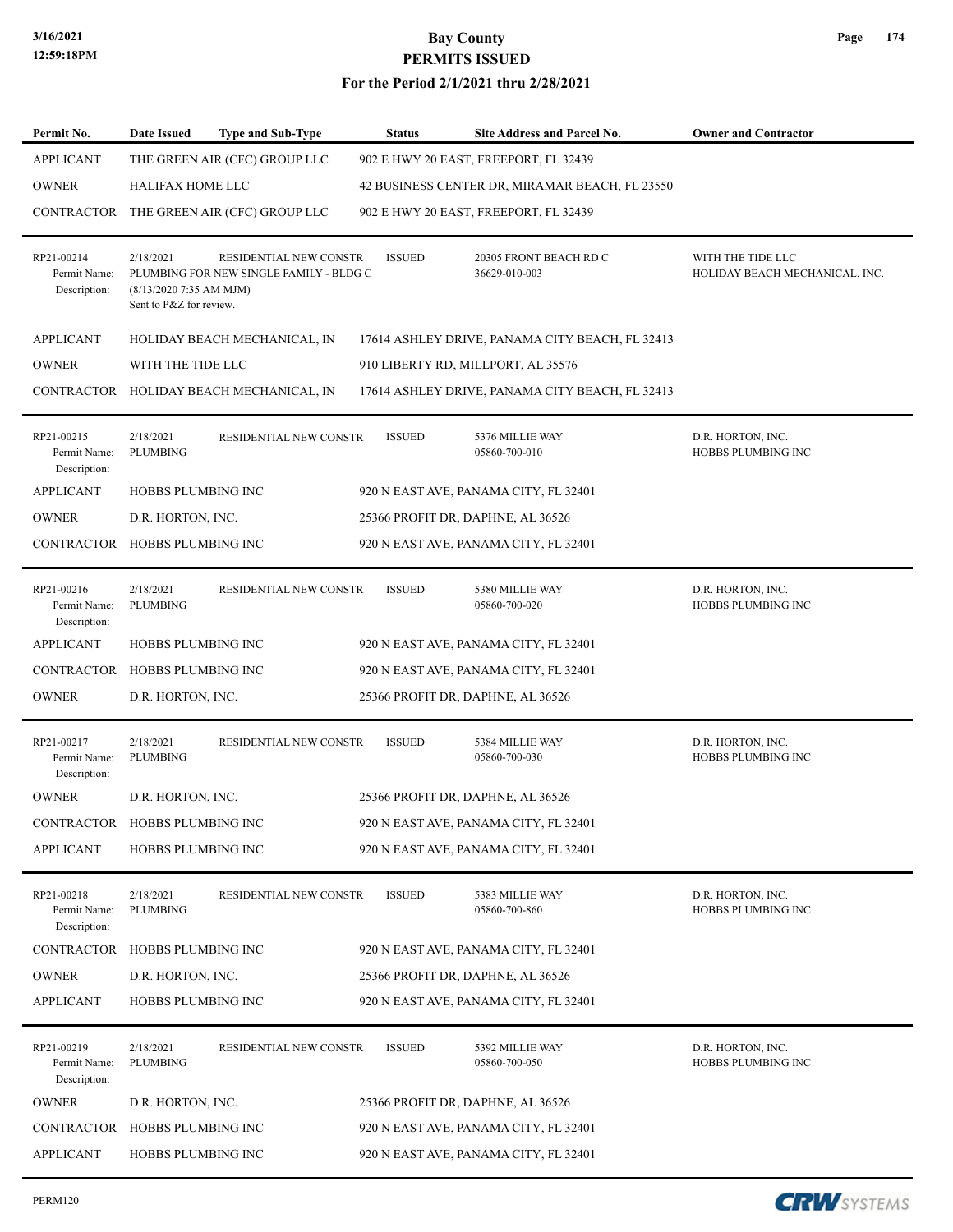| Permit No. | Date Issued | Type and Sub-Type | Status | Site Address and Parcel No. | Owner and Contractor |
|---|---|---|---|---|---|
| APPLICANT | THE GREEN AIR (CFC) GROUP LLC | | 902 E HWY 20 EAST, FREEPORT, FL 32439 | | |
| OWNER | HALIFAX HOME LLC | | 42 BUSINESS CENTER DR, MIRAMAR BEACH, FL 23550 | | |
| CONTRACTOR | THE GREEN AIR (CFC) GROUP LLC | | 902 E HWY 20 EAST, FREEPORT, FL 32439 | | |
| RP21-00214<br>Permit Name:<br>Description: | 2/18/2021<br>PLUMBING FOR NEW SINGLE FAMILY - BLDG C<br>(8/13/2020 7:35 AM MJM)<br>Sent to P&Z for review. | RESIDENTIAL NEW CONSTR | ISSUED | 20305 FRONT BEACH RD C<br>36629-010-003 | WITH THE TIDE LLC<br>HOLIDAY BEACH MECHANICAL, INC. |
| APPLICANT | HOLIDAY BEACH MECHANICAL, IN | | 17614 ASHLEY DRIVE, PANAMA CITY BEACH, FL 32413 | | |
| OWNER | WITH THE TIDE LLC | | 910 LIBERTY RD, MILLPORT, AL 35576 | | |
| CONTRACTOR | HOLIDAY BEACH MECHANICAL, IN | | 17614 ASHLEY DRIVE, PANAMA CITY BEACH, FL 32413 | | |
| RP21-00215<br>Permit Name:<br>Description: | 2/18/2021<br>PLUMBING | RESIDENTIAL NEW CONSTR | ISSUED | 5376 MILLIE WAY<br>05860-700-010 | D.R. HORTON, INC.<br>HOBBS PLUMBING INC |
| APPLICANT | HOBBS PLUMBING INC | | 920 N EAST AVE, PANAMA CITY, FL 32401 | | |
| OWNER | D.R. HORTON, INC. | | 25366 PROFIT DR, DAPHNE, AL 36526 | | |
| CONTRACTOR | HOBBS PLUMBING INC | | 920 N EAST AVE, PANAMA CITY, FL 32401 | | |
| RP21-00216<br>Permit Name:<br>Description: | 2/18/2021<br>PLUMBING | RESIDENTIAL NEW CONSTR | ISSUED | 5380 MILLIE WAY<br>05860-700-020 | D.R. HORTON, INC.<br>HOBBS PLUMBING INC |
| APPLICANT | HOBBS PLUMBING INC | | 920 N EAST AVE, PANAMA CITY, FL 32401 | | |
| CONTRACTOR | HOBBS PLUMBING INC | | 920 N EAST AVE, PANAMA CITY, FL 32401 | | |
| OWNER | D.R. HORTON, INC. | | 25366 PROFIT DR, DAPHNE, AL 36526 | | |
| RP21-00217<br>Permit Name:<br>Description: | 2/18/2021<br>PLUMBING | RESIDENTIAL NEW CONSTR | ISSUED | 5384 MILLIE WAY<br>05860-700-030 | D.R. HORTON, INC.<br>HOBBS PLUMBING INC |
| OWNER | D.R. HORTON, INC. | | 25366 PROFIT DR, DAPHNE, AL 36526 | | |
| CONTRACTOR | HOBBS PLUMBING INC | | 920 N EAST AVE, PANAMA CITY, FL 32401 | | |
| APPLICANT | HOBBS PLUMBING INC | | 920 N EAST AVE, PANAMA CITY, FL 32401 | | |
| RP21-00218<br>Permit Name:<br>Description: | 2/18/2021<br>PLUMBING | RESIDENTIAL NEW CONSTR | ISSUED | 5383 MILLIE WAY<br>05860-700-860 | D.R. HORTON, INC.<br>HOBBS PLUMBING INC |
| CONTRACTOR | HOBBS PLUMBING INC | | 920 N EAST AVE, PANAMA CITY, FL 32401 | | |
| OWNER | D.R. HORTON, INC. | | 25366 PROFIT DR, DAPHNE, AL 36526 | | |
| APPLICANT | HOBBS PLUMBING INC | | 920 N EAST AVE, PANAMA CITY, FL 32401 | | |
| RP21-00219<br>Permit Name:<br>Description: | 2/18/2021<br>PLUMBING | RESIDENTIAL NEW CONSTR | ISSUED | 5392 MILLIE WAY<br>05860-700-050 | D.R. HORTON, INC.<br>HOBBS PLUMBING INC |
| OWNER | D.R. HORTON, INC. | | 25366 PROFIT DR, DAPHNE, AL 36526 | | |
| CONTRACTOR | HOBBS PLUMBING INC | | 920 N EAST AVE, PANAMA CITY, FL 32401 | | |
| APPLICANT | HOBBS PLUMBING INC | | 920 N EAST AVE, PANAMA CITY, FL 32401 | | |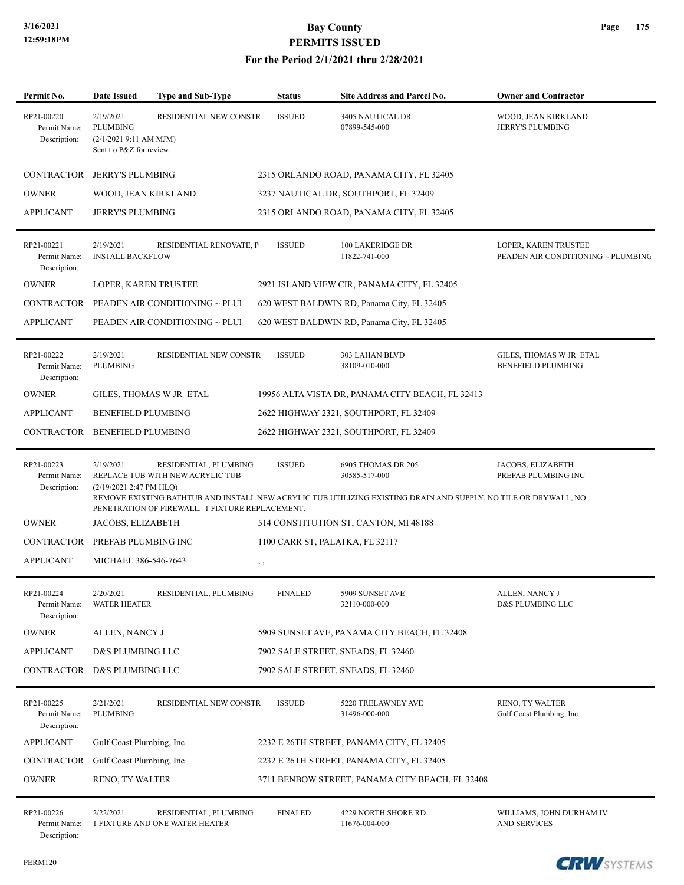| Permit No. | Date Issued | Type and Sub-Type | Status | Site Address and Parcel No. | Owner and Contractor |
|---|---|---|---|---|---|
| RP21-00220<br>Permit Name:<br>Description: | 2/19/2021<br>PLUMBING<br>(2/1/2021 9:11 AM MJM)<br>Sent t o P&Z for review. | RESIDENTIAL NEW CONSTR | ISSUED | 3405 NAUTICAL DR<br>07899-545-000 | WOOD, JEAN KIRKLAND<br>JERRY'S PLUMBING |

CONTRACTOR JERRY'S PLUMBING 2315 ORLANDO ROAD, PANAMA CITY, FL 32405

OWNER WOOD, JEAN KIRKLAND 3237 NAUTICAL DR, SOUTHPORT, FL 32409

APPLICANT JERRY'S PLUMBING 2315 ORLANDO ROAD, PANAMA CITY, FL 32405

| Permit No. | Date Issued | Type and Sub-Type | Status | Site Address and Parcel No. | Owner and Contractor |
|---|---|---|---|---|---|
| RP21-00221<br>Permit Name:<br>Description: | 2/19/2021<br>INSTALL BACKFLOW | RESIDENTIAL RENOVATE, P | ISSUED | 100 LAKERIDGE DR<br>11822-741-000 | LOPER, KAREN TRUSTEE<br>PEADEN AIR CONDITIONING ~ PLUMBINC |

OWNER LOPER, KAREN TRUSTEE 2921 ISLAND VIEW CIR, PANAMA CITY, FL 32405

CONTRACTOR PEADEN AIR CONDITIONING ~ PLUI 620 WEST BALDWIN RD, Panama City, FL 32405

APPLICANT PEADEN AIR CONDITIONING ~ PLUI 620 WEST BALDWIN RD, Panama City, FL 32405

| Permit No. | Date Issued | Type and Sub-Type | Status | Site Address and Parcel No. | Owner and Contractor |
|---|---|---|---|---|---|
| RP21-00222<br>Permit Name:<br>Description: | 2/19/2021<br>PLUMBING | RESIDENTIAL NEW CONSTR | ISSUED | 303 LAHAN BLVD<br>38109-010-000 | GILES, THOMAS W JR ETAL<br>BENEFIELD PLUMBING |

OWNER GILES, THOMAS W JR ETAL 19956 ALTA VISTA DR, PANAMA CITY BEACH, FL 32413

APPLICANT BENEFIELD PLUMBING 2622 HIGHWAY 2321, SOUTHPORT, FL 32409

CONTRACTOR BENEFIELD PLUMBING 2622 HIGHWAY 2321, SOUTHPORT, FL 32409

| Permit No. | Date Issued | Type and Sub-Type | Status | Site Address and Parcel No. | Owner and Contractor |
|---|---|---|---|---|---|
| RP21-00223<br>Permit Name:<br>Description: | 2/19/2021<br>REPLACE TUB WITH NEW ACRYLIC TUB<br>(2/19/2021 2:47 PM HLQ) | RESIDENTIAL, PLUMBING | ISSUED | 6905 THOMAS DR 205<br>30585-517-000 | JACOBS, ELIZABETH<br>PREFAB PLUMBING INC |

REMOVE EXISTING BATHTUB AND INSTALL NEW ACRYLIC TUB UTILIZING EXISTING DRAIN AND SUPPLY, NO TILE OR DRYWALL, NO PENETRATION OF FIREWALL. 1 FIXTURE REPLACEMENT.

OWNER JACOBS, ELIZABETH 514 CONSTITUTION ST, CANTON, MI 48188

CONTRACTOR PREFAB PLUMBING INC 1100 CARR ST, PALATKA, FL 32117

APPLICANT MICHAEL 386-546-7643 , ,

| Permit No. | Date Issued | Type and Sub-Type | Status | Site Address and Parcel No. | Owner and Contractor |
|---|---|---|---|---|---|
| RP21-00224<br>Permit Name:<br>Description: | 2/20/2021<br>WATER HEATER | RESIDENTIAL, PLUMBING | FINALED | 5909 SUNSET AVE<br>32110-000-000 | ALLEN, NANCY J<br>D&S PLUMBING LLC |

OWNER ALLEN, NANCY J 5909 SUNSET AVE, PANAMA CITY BEACH, FL 32408

APPLICANT D&S PLUMBING LLC 7902 SALE STREET, SNEADS, FL 32460

CONTRACTOR D&S PLUMBING LLC 7902 SALE STREET, SNEADS, FL 32460

| Permit No. | Date Issued | Type and Sub-Type | Status | Site Address and Parcel No. | Owner and Contractor |
|---|---|---|---|---|---|
| RP21-00225<br>Permit Name:<br>Description: | 2/21/2021<br>PLUMBING | RESIDENTIAL NEW CONSTR | ISSUED | 5220 TRELAWNEY AVE<br>31496-000-000 | RENO, TY WALTER<br>Gulf Coast Plumbing, Inc |

APPLICANT Gulf Coast Plumbing, Inc 2232 E 26TH STREET, PANAMA CITY, FL 32405

CONTRACTOR Gulf Coast Plumbing, Inc 2232 E 26TH STREET, PANAMA CITY, FL 32405

OWNER RENO, TY WALTER 3711 BENBOW STREET, PANAMA CITY BEACH, FL 32408

| Permit No. | Date Issued | Type and Sub-Type | Status | Site Address and Parcel No. | Owner and Contractor |
|---|---|---|---|---|---|
| RP21-00226<br>Permit Name:<br>Description: | 2/22/2021<br>1 FIXTURE AND ONE WATER HEATER | RESIDENTIAL, PLUMBING | FINALED | 4229 NORTH SHORE RD<br>11676-004-000 | WILLIAMS, JOHN DURHAM IV<br>AND SERVICES |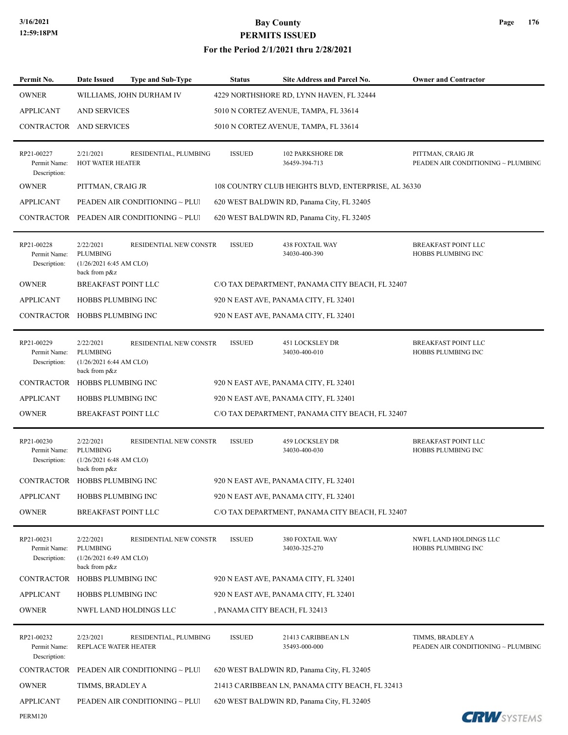# Bay County
## PERMITS ISSUED
### For the Period 2/1/2021 thru 2/28/2021

| Permit No. | Date Issued | Type and Sub-Type | Status | Site Address and Parcel No. | Owner and Contractor |
|---|---|---|---|---|---|
| OWNER | WILLIAMS, JOHN DURHAM IV | | 4229 NORTHSHORE RD, LYNN HAVEN, FL 32444 | | |
| APPLICANT | AND SERVICES | | 5010 N CORTEZ AVENUE, TAMPA, FL 33614 | | |
| CONTRACTOR | AND SERVICES | | 5010 N CORTEZ AVENUE, TAMPA, FL 33614 | | |
| RP21-00227<br>Permit Name:<br>Description: | 2/21/2021<br>HOT WATER HEATER | RESIDENTIAL, PLUMBING | ISSUED | 102 PARKSHORE DR<br>36459-394-713 | PITTMAN, CRAIG JR<br>PEADEN AIR CONDITIONING ~ PLUMBING |
| OWNER | PITTMAN, CRAIG JR | | 108 COUNTRY CLUB HEIGHTS BLVD, ENTERPRISE, AL 36330 | | |
| APPLICANT | PEADEN AIR CONDITIONING ~ PLUI | | 620 WEST BALDWIN RD, Panama City, FL 32405 | | |
| CONTRACTOR | PEADEN AIR CONDITIONING ~ PLUI | | 620 WEST BALDWIN RD, Panama City, FL 32405 | | |
| RP21-00228<br>Permit Name:<br>Description: | 2/22/2021<br>PLUMBING<br>(1/26/2021 6:45 AM CLO)<br>back from p&z | RESIDENTIAL NEW CONSTR | ISSUED | 438 FOXTAIL WAY<br>34030-400-390 | BREAKFAST POINT LLC<br>HOBBS PLUMBING INC |
| OWNER | BREAKFAST POINT LLC | | C/O TAX DEPARTMENT, PANAMA CITY BEACH, FL 32407 | | |
| APPLICANT | HOBBS PLUMBING INC | | 920 N EAST AVE, PANAMA CITY, FL 32401 | | |
| CONTRACTOR | HOBBS PLUMBING INC | | 920 N EAST AVE, PANAMA CITY, FL 32401 | | |
| RP21-00229<br>Permit Name:<br>Description: | 2/22/2021<br>PLUMBING<br>(1/26/2021 6:44 AM CLO)<br>back from p&z | RESIDENTIAL NEW CONSTR | ISSUED | 451 LOCKSLEY DR<br>34030-400-010 | BREAKFAST POINT LLC<br>HOBBS PLUMBING INC |
| CONTRACTOR | HOBBS PLUMBING INC | | 920 N EAST AVE, PANAMA CITY, FL 32401 | | |
| APPLICANT | HOBBS PLUMBING INC | | 920 N EAST AVE, PANAMA CITY, FL 32401 | | |
| OWNER | BREAKFAST POINT LLC | | C/O TAX DEPARTMENT, PANAMA CITY BEACH, FL 32407 | | |
| RP21-00230<br>Permit Name:<br>Description: | 2/22/2021<br>PLUMBING<br>(1/26/2021 6:48 AM CLO)<br>back from p&z | RESIDENTIAL NEW CONSTR | ISSUED | 459 LOCKSLEY DR<br>34030-400-030 | BREAKFAST POINT LLC<br>HOBBS PLUMBING INC |
| CONTRACTOR | HOBBS PLUMBING INC | | 920 N EAST AVE, PANAMA CITY, FL 32401 | | |
| APPLICANT | HOBBS PLUMBING INC | | 920 N EAST AVE, PANAMA CITY, FL 32401 | | |
| OWNER | BREAKFAST POINT LLC | | C/O TAX DEPARTMENT, PANAMA CITY BEACH, FL 32407 | | |
| RP21-00231<br>Permit Name:<br>Description: | 2/22/2021<br>PLUMBING<br>(1/26/2021 6:49 AM CLO)<br>back from p&z | RESIDENTIAL NEW CONSTR | ISSUED | 380 FOXTAIL WAY<br>34030-325-270 | NWFL LAND HOLDINGS LLC<br>HOBBS PLUMBING INC |
| CONTRACTOR | HOBBS PLUMBING INC | | 920 N EAST AVE, PANAMA CITY, FL 32401 | | |
| APPLICANT | HOBBS PLUMBING INC | | 920 N EAST AVE, PANAMA CITY, FL 32401 | | |
| OWNER | NWFL LAND HOLDINGS LLC | | , PANAMA CITY BEACH, FL 32413 | | |
| RP21-00232<br>Permit Name:<br>Description: | 2/23/2021<br>REPLACE WATER HEATER | RESIDENTIAL, PLUMBING | ISSUED | 21413 CARIBBEAN LN<br>35493-000-000 | TIMMS, BRADLEY A<br>PEADEN AIR CONDITIONING ~ PLUMBING |
| CONTRACTOR | PEADEN AIR CONDITIONING ~ PLUI | | 620 WEST BALDWIN RD, Panama City, FL 32405 | | |
| OWNER | TIMMS, BRADLEY A | | 21413 CARIBBEAN LN, PANAMA CITY BEACH, FL 32413 | | |
| APPLICANT | PEADEN AIR CONDITIONING ~ PLUI | | 620 WEST BALDWIN RD, Panama City, FL 32405 | | |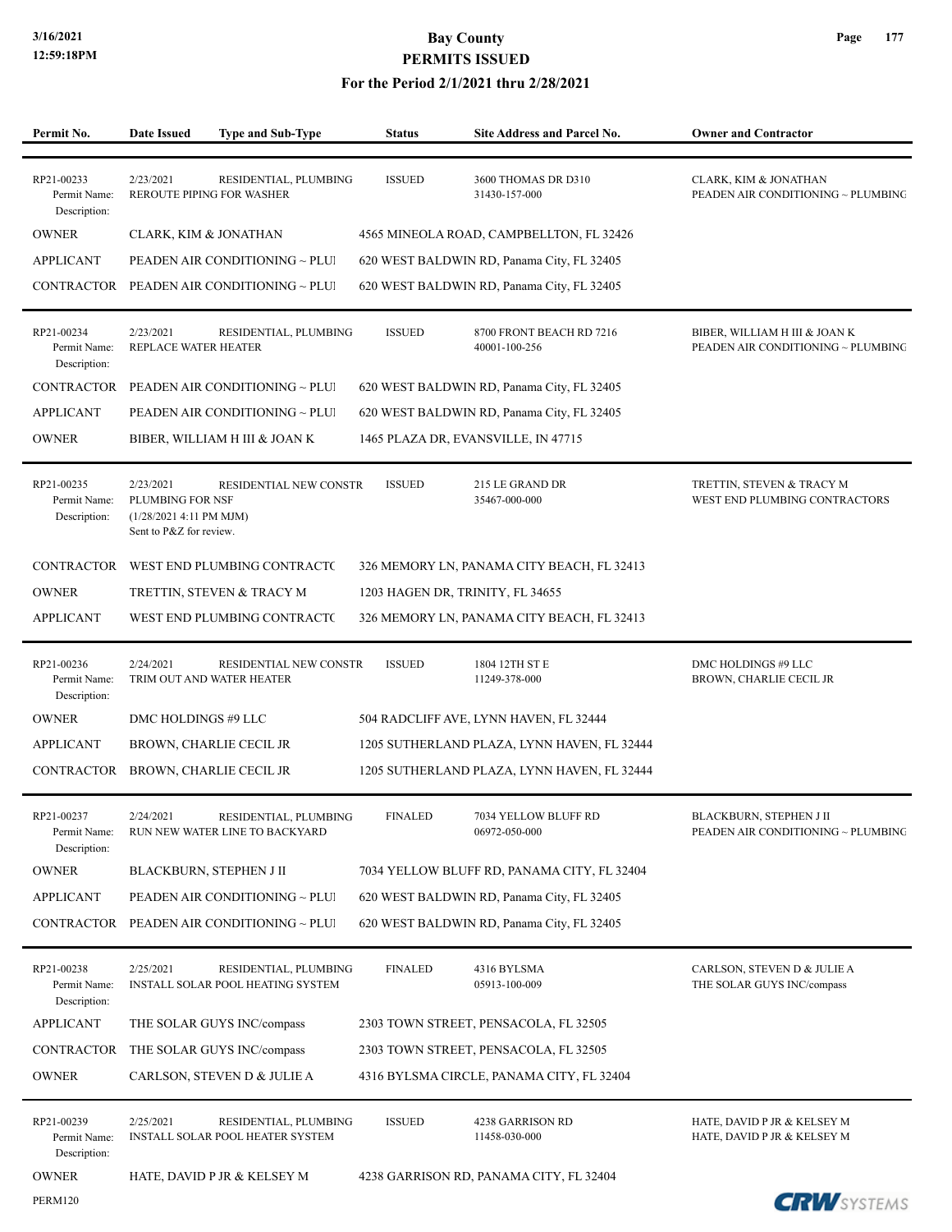# Bay County
## PERMITS ISSUED
### For the Period 2/1/2021 thru 2/28/2021

| Permit No. | Date Issued | Type and Sub-Type | Status | Site Address and Parcel No. | Owner and Contractor |
|---|---|---|---|---|---|
| RP21-00233<br>Permit Name:<br>Description: | 2/23/2021<br>REROUTE PIPING FOR WASHER | RESIDENTIAL, PLUMBING | ISSUED | 3600 THOMAS DR D310<br>31430-157-000 | CLARK, KIM & JONATHAN<br>PEADEN AIR CONDITIONING ~ PLUMBING |
| OWNER | CLARK, KIM & JONATHAN | | 4565 MINEOLA ROAD, CAMPBELLTON, FL 32426 | | |
| APPLICANT | PEADEN AIR CONDITIONING ~ PLUI | | 620 WEST BALDWIN RD, Panama City, FL 32405 | | |
| CONTRACTOR | PEADEN AIR CONDITIONING ~ PLUI | | 620 WEST BALDWIN RD, Panama City, FL 32405 | | |
| RP21-00234<br>Permit Name:<br>Description: | 2/23/2021<br>REPLACE WATER HEATER | RESIDENTIAL, PLUMBING | ISSUED | 8700 FRONT BEACH RD 7216<br>40001-100-256 | BIBER, WILLIAM H III & JOAN K<br>PEADEN AIR CONDITIONING ~ PLUMBING |
| CONTRACTOR | PEADEN AIR CONDITIONING ~ PLUI | | 620 WEST BALDWIN RD, Panama City, FL 32405 | | |
| APPLICANT | PEADEN AIR CONDITIONING ~ PLUI | | 620 WEST BALDWIN RD, Panama City, FL 32405 | | |
| OWNER | BIBER, WILLIAM H III & JOAN K | | 1465 PLAZA DR, EVANSVILLE, IN 47715 | | |
| RP21-00235<br>Permit Name:<br>Description: | 2/23/2021<br>PLUMBING FOR NSF<br>(1/28/2021 4:11 PM MJM)<br>Sent to P&Z for review. | RESIDENTIAL NEW CONSTR | ISSUED | 215 LE GRAND DR<br>35467-000-000 | TRETTIN, STEVEN & TRACY M<br>WEST END PLUMBING CONTRACTORS |
| CONTRACTOR | WEST END PLUMBING CONTRACTO | | 326 MEMORY LN, PANAMA CITY BEACH, FL 32413 | | |
| OWNER | TRETTIN, STEVEN & TRACY M | | 1203 HAGEN DR, TRINITY, FL 34655 | | |
| APPLICANT | WEST END PLUMBING CONTRACTO | | 326 MEMORY LN, PANAMA CITY BEACH, FL 32413 | | |
| RP21-00236<br>Permit Name:<br>Description: | 2/24/2021<br>TRIM OUT AND WATER HEATER | RESIDENTIAL NEW CONSTR | ISSUED | 1804 12TH ST E<br>11249-378-000 | DMC HOLDINGS #9 LLC<br>BROWN, CHARLIE CECIL JR |
| OWNER | DMC HOLDINGS #9 LLC | | 504 RADCLIFF AVE, LYNN HAVEN, FL 32444 | | |
| APPLICANT | BROWN, CHARLIE CECIL JR | | 1205 SUTHERLAND PLAZA, LYNN HAVEN, FL 32444 | | |
| CONTRACTOR | BROWN, CHARLIE CECIL JR | | 1205 SUTHERLAND PLAZA, LYNN HAVEN, FL 32444 | | |
| RP21-00237<br>Permit Name:<br>Description: | 2/24/2021<br>RUN NEW WATER LINE TO BACKYARD | RESIDENTIAL, PLUMBING | FINALED | 7034 YELLOW BLUFF RD<br>06972-050-000 | BLACKBURN, STEPHEN J II<br>PEADEN AIR CONDITIONING ~ PLUMBING |
| OWNER | BLACKBURN, STEPHEN J II | | 7034 YELLOW BLUFF RD, PANAMA CITY, FL 32404 | | |
| APPLICANT | PEADEN AIR CONDITIONING ~ PLUI | | 620 WEST BALDWIN RD, Panama City, FL 32405 | | |
| CONTRACTOR | PEADEN AIR CONDITIONING ~ PLUI | | 620 WEST BALDWIN RD, Panama City, FL 32405 | | |
| RP21-00238<br>Permit Name:<br>Description: | 2/25/2021<br>INSTALL SOLAR POOL HEATING SYSTEM | RESIDENTIAL, PLUMBING | FINALED | 4316 BYLSMA<br>05913-100-009 | CARLSON, STEVEN D & JULIE A<br>THE SOLAR GUYS INC/compass |
| APPLICANT | THE SOLAR GUYS INC/compass | | 2303 TOWN STREET, PENSACOLA, FL 32505 | | |
| CONTRACTOR | THE SOLAR GUYS INC/compass | | 2303 TOWN STREET, PENSACOLA, FL 32505 | | |
| OWNER | CARLSON, STEVEN D & JULIE A | | 4316 BYLSMA CIRCLE, PANAMA CITY, FL 32404 | | |
| RP21-00239<br>Permit Name:<br>Description: | 2/25/2021<br>INSTALL SOLAR POOL HEATER SYSTEM | RESIDENTIAL, PLUMBING | ISSUED | 4238 GARRISON RD<br>11458-030-000 | HATE, DAVID P JR & KELSEY M<br>HATE, DAVID P JR & KELSEY M |
| OWNER | HATE, DAVID P JR & KELSEY M | | 4238 GARRISON RD, PANAMA CITY, FL 32404 | | |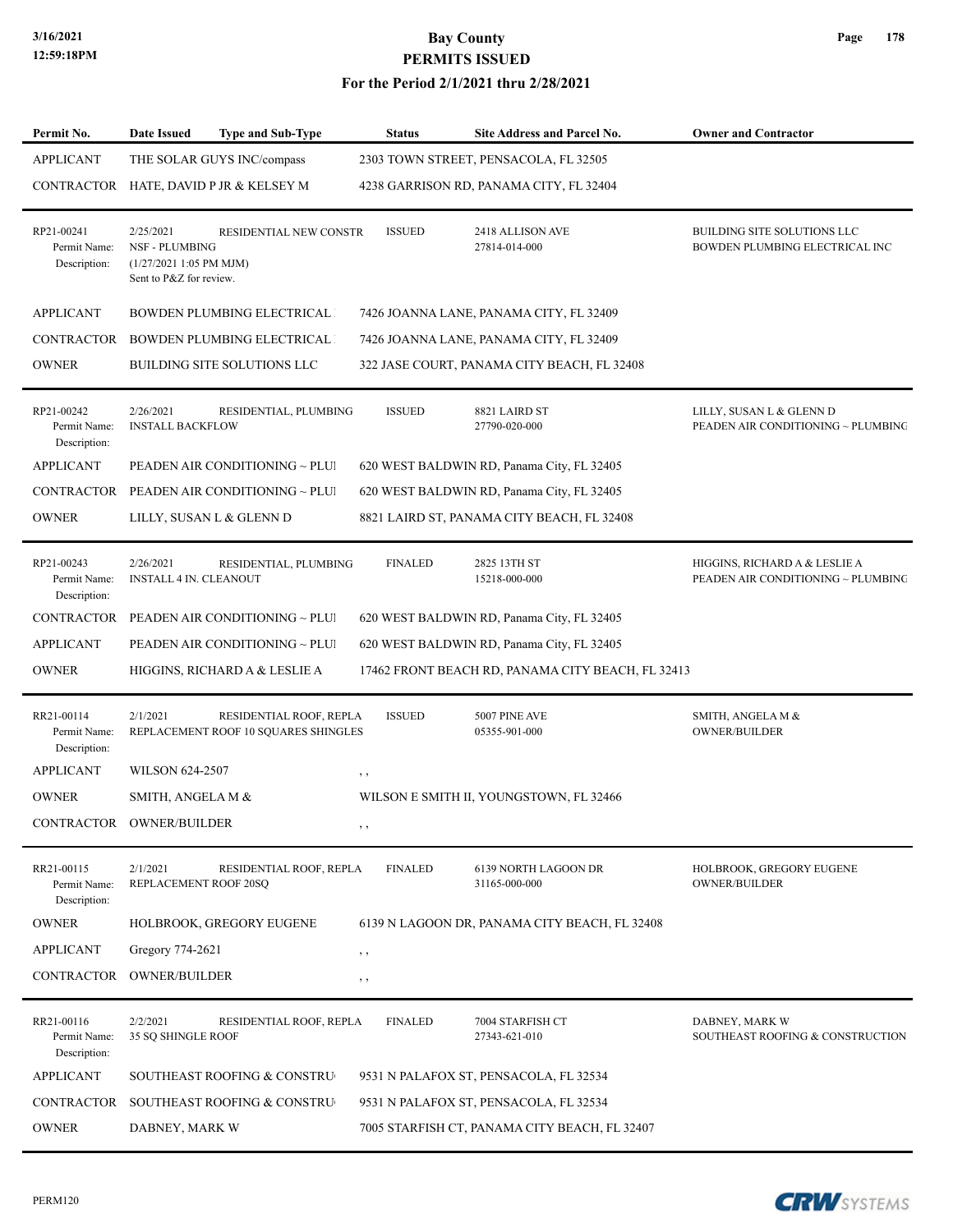# Bay County
## PERMITS ISSUED
### For the Period 2/1/2021 thru 2/28/2021

| Permit No. | Date Issued | Type and Sub-Type | Status | Site Address and Parcel No. | Owner and Contractor |
|---|---|---|---|---|---|
| APPLICANT | THE SOLAR GUYS INC/compass | | 2303 TOWN STREET, PENSACOLA, FL 32505 | | |
| CONTRACTOR | HATE, DAVID P JR & KELSEY M | | 4238 GARRISON RD, PANAMA CITY, FL 32404 | | |
| RP21-00241<br>Permit Name:<br>Description: | 2/25/2021<br>NSF - PLUMBING<br>(1/27/2021 1:05 PM MJM)<br>Sent to P&Z for review. | RESIDENTIAL NEW CONSTR | ISSUED | 2418 ALLISON AVE<br>27814-014-000 | BUILDING SITE SOLUTIONS LLC<br>BOWDEN PLUMBING ELECTRICAL INC |
| APPLICANT | BOWDEN PLUMBING ELECTRICAL | | 7426 JOANNA LANE, PANAMA CITY, FL 32409 | | |
| CONTRACTOR | BOWDEN PLUMBING ELECTRICAL | | 7426 JOANNA LANE, PANAMA CITY, FL 32409 | | |
| OWNER | BUILDING SITE SOLUTIONS LLC | | 322 JASE COURT, PANAMA CITY BEACH, FL 32408 | | |
| RP21-00242<br>Permit Name:<br>Description: | 2/26/2021<br>INSTALL BACKFLOW | RESIDENTIAL, PLUMBING | ISSUED | 8821 LAIRD ST<br>27790-020-000 | LILLY, SUSAN L & GLENN D<br>PEADEN AIR CONDITIONING ~ PLUMBING |
| APPLICANT | PEADEN AIR CONDITIONING ~ PLUI | | 620 WEST BALDWIN RD, Panama City, FL 32405 | | |
| CONTRACTOR | PEADEN AIR CONDITIONING ~ PLUI | | 620 WEST BALDWIN RD, Panama City, FL 32405 | | |
| OWNER | LILLY, SUSAN L & GLENN D | | 8821 LAIRD ST, PANAMA CITY BEACH, FL 32408 | | |
| RP21-00243<br>Permit Name:<br>Description: | 2/26/2021<br>INSTALL 4 IN. CLEANOUT | RESIDENTIAL, PLUMBING | FINALED | 2825 13TH ST<br>15218-000-000 | HIGGINS, RICHARD A & LESLIE A<br>PEADEN AIR CONDITIONING ~ PLUMBING |
| CONTRACTOR | PEADEN AIR CONDITIONING ~ PLUI | | 620 WEST BALDWIN RD, Panama City, FL 32405 | | |
| APPLICANT | PEADEN AIR CONDITIONING ~ PLUI | | 620 WEST BALDWIN RD, Panama City, FL 32405 | | |
| OWNER | HIGGINS, RICHARD A & LESLIE A | | 17462 FRONT BEACH RD, PANAMA CITY BEACH, FL 32413 | | |
| RR21-00114<br>Permit Name:<br>Description: | 2/1/2021<br>REPLACEMENT ROOF 10 SQUARES SHINGLES | RESIDENTIAL ROOF, REPLA | ISSUED | 5007 PINE AVE<br>05355-901-000 | SMITH, ANGELA M &<br>OWNER/BUILDER |
| APPLICANT | WILSON 624-2507 | | , , | | |
| OWNER | SMITH, ANGELA M & | | WILSON E SMITH II, YOUNGSTOWN, FL 32466 | | |
| CONTRACTOR | OWNER/BUILDER | | , , | | |
| RR21-00115<br>Permit Name:<br>Description: | 2/1/2021<br>REPLACEMENT ROOF 20SQ | RESIDENTIAL ROOF, REPLA | FINALED | 6139 NORTH LAGOON DR<br>31165-000-000 | HOLBROOK, GREGORY EUGENE<br>OWNER/BUILDER |
| OWNER | HOLBROOK, GREGORY EUGENE | | 6139 N LAGOON DR, PANAMA CITY BEACH, FL 32408 | | |
| APPLICANT | Gregory 774-2621 | | , , | | |
| CONTRACTOR | OWNER/BUILDER | | , , | | |
| RR21-00116<br>Permit Name:<br>Description: | 2/2/2021<br>35 SQ SHINGLE ROOF | RESIDENTIAL ROOF, REPLA | FINALED | 7004 STARFISH CT<br>27343-621-010 | DABNEY, MARK W<br>SOUTHEAST ROOFING & CONSTRUCTION |
| APPLICANT | SOUTHEAST ROOFING & CONSTRU | | 9531 N PALAFOX ST, PENSACOLA, FL 32534 | | |
| CONTRACTOR | SOUTHEAST ROOFING & CONSTRU | | 9531 N PALAFOX ST, PENSACOLA, FL 32534 | | |
| OWNER | DABNEY, MARK W | | 7005 STARFISH CT, PANAMA CITY BEACH, FL 32407 | | |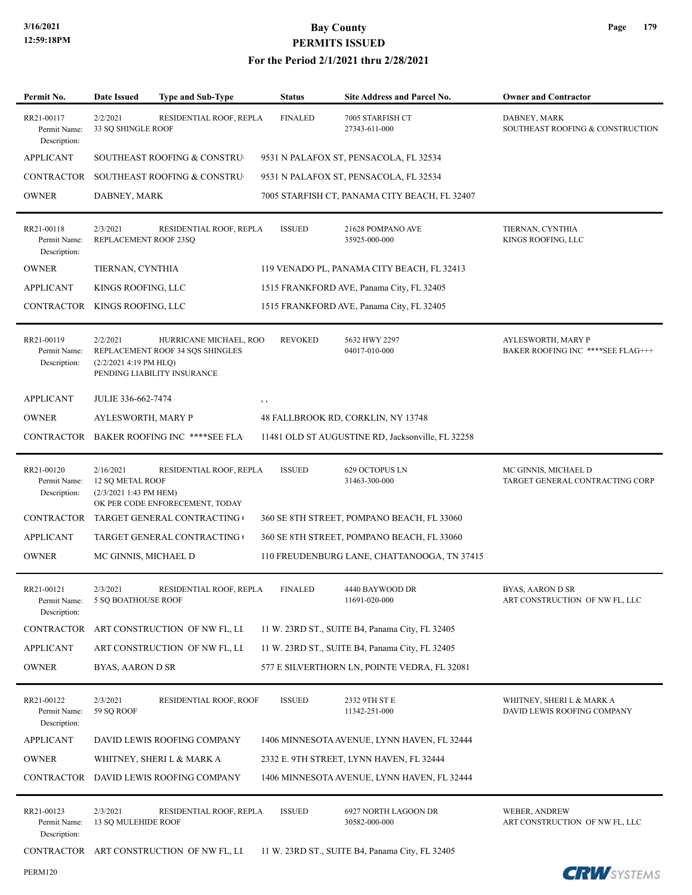# Bay County
## PERMITS ISSUED
### For the Period 2/1/2021 thru 2/28/2021

| Permit No. | Date Issued | Type and Sub-Type | Status | Site Address and Parcel No. | Owner and Contractor |
|---|---|---|---|---|---|
| RR21-00117 | 2/2/2021 | RESIDENTIAL ROOF, REPLA | FINALED | 7005 STARFISH CT<br>27343-611-000 | DABNEY, MARK<br>SOUTHEAST ROOFING & CONSTRUCTION |
| Permit Name: | 33 SQ SHINGLE ROOF | | | | |
| Description: | | | | | |
| APPLICANT | SOUTHEAST ROOFING & CONSTRU | | 9531 N PALAFOX ST, PENSACOLA, FL 32534 | | |
| CONTRACTOR | SOUTHEAST ROOFING & CONSTRU | | 9531 N PALAFOX ST, PENSACOLA, FL 32534 | | |
| OWNER | DABNEY, MARK | | 7005 STARFISH CT, PANAMA CITY BEACH, FL 32407 | | |
| RR21-00118 | 2/3/2021 | RESIDENTIAL ROOF, REPLA | ISSUED | 21628 POMPANO AVE<br>35925-000-000 | TIERNAN, CYNTHIA<br>KINGS ROOFING, LLC |
| Permit Name: | REPLACEMENT ROOF 23SQ | | | | |
| Description: | | | | | |
| OWNER | TIERNAN, CYNTHIA | | 119 VENADO PL, PANAMA CITY BEACH, FL 32413 | | |
| APPLICANT | KINGS ROOFING, LLC | | 1515 FRANKFORD AVE, Panama City, FL 32405 | | |
| CONTRACTOR | KINGS ROOFING, LLC | | 1515 FRANKFORD AVE, Panama City, FL 32405 | | |
| RR21-00119 | 2/2/2021 | HURRICANE MICHAEL, ROO | REVOKED | 5632 HWY 2297<br>04017-010-000 | AYLESWORTH, MARY P<br>BAKER ROOFING INC ****SEE FLAG+++ |
| Permit Name: | REPLACEMENT ROOF 34 SQS SHINGLES | | | | |
| Description: | (2/2/2021 4:19 PM HLQ)<br>PENDING LIABILITY INSURANCE | | | | |
| APPLICANT | JULIE 336-662-7474 | | , , | | |
| OWNER | AYLESWORTH, MARY P | | 48 FALLBROOK RD, CORKLIN, NY 13748 | | |
| CONTRACTOR | BAKER ROOFING INC ****SEE FLA | | 11481 OLD ST AUGUSTINE RD, Jacksonville, FL 32258 | | |
| RR21-00120 | 2/16/2021 | RESIDENTIAL ROOF, REPLA | ISSUED | 629 OCTOPUS LN<br>31463-300-000 | MC GINNIS, MICHAEL D<br>TARGET GENERAL CONTRACTING CORP |
| Permit Name: | 12 SQ METAL ROOF | | | | |
| Description: | (2/3/2021 1:43 PM HEM)<br>OK PER CODE ENFORECEMENT, TODAY | | | | |
| CONTRACTOR | TARGET GENERAL CONTRACTING | | 360 SE 8TH STREET, POMPANO BEACH, FL 33060 | | |
| APPLICANT | TARGET GENERAL CONTRACTING | | 360 SE 8TH STREET, POMPANO BEACH, FL 33060 | | |
| OWNER | MC GINNIS, MICHAEL D | | 110 FREUDENBURG LANE, CHATTANOOGA, TN 37415 | | |
| RR21-00121 | 2/3/2021 | RESIDENTIAL ROOF, REPLA | FINALED | 4440 BAYWOOD DR<br>11691-020-000 | BYAS, AARON D SR<br>ART CONSTRUCTION OF NW FL, LLC |
| Permit Name: | 5 SQ BOATHOUSE ROOF | | | | |
| Description: | | | | | |
| CONTRACTOR | ART CONSTRUCTION OF NW FL, LL | | 11 W. 23RD ST., SUITE B4, Panama City, FL 32405 | | |
| APPLICANT | ART CONSTRUCTION OF NW FL, LL | | 11 W. 23RD ST., SUITE B4, Panama City, FL 32405 | | |
| OWNER | BYAS, AARON D SR | | 577 E SILVERTHORN LN, POINTE VEDRA, FL 32081 | | |
| RR21-00122 | 2/3/2021 | RESIDENTIAL ROOF, ROOF | ISSUED | 2332 9TH ST E<br>11342-251-000 | WHITNEY, SHERI L & MARK A<br>DAVID LEWIS ROOFING COMPANY |
| Permit Name: | 59 SQ ROOF | | | | |
| Description: | | | | | |
| APPLICANT | DAVID LEWIS ROOFING COMPANY | | 1406 MINNESOTA AVENUE, LYNN HAVEN, FL 32444 | | |
| OWNER | WHITNEY, SHERI L & MARK A | | 2332 E. 9TH STREET, LYNN HAVEN, FL 32444 | | |
| CONTRACTOR | DAVID LEWIS ROOFING COMPANY | | 1406 MINNESOTA AVENUE, LYNN HAVEN, FL 32444 | | |
| RR21-00123 | 2/3/2021 | RESIDENTIAL ROOF, REPLA | ISSUED | 6927 NORTH LAGOON DR<br>30582-000-000 | WEBER, ANDREW<br>ART CONSTRUCTION OF NW FL, LLC |
| Permit Name: | 13 SQ MULEHIDE ROOF | | | | |
| Description: | | | | | |
| CONTRACTOR | ART CONSTRUCTION OF NW FL, LL | | 11 W. 23RD ST., SUITE B4, Panama City, FL 32405 | | |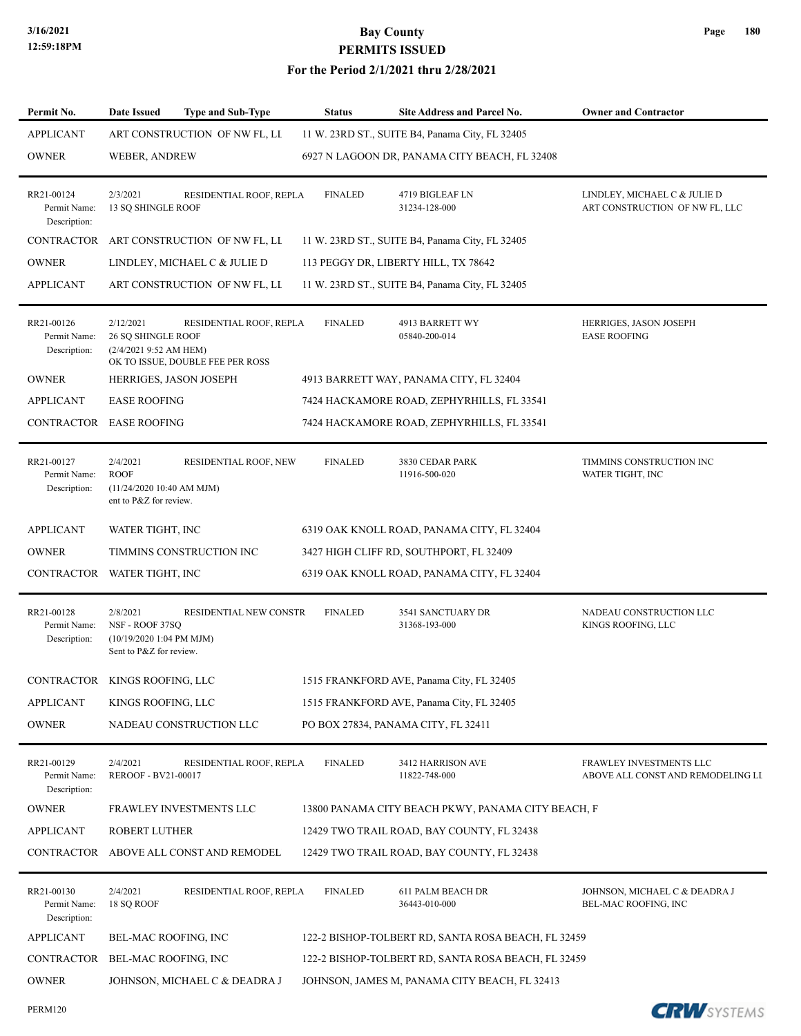| Permit No. | Date Issued | Type and Sub-Type | Status | Site Address and Parcel No. | Owner and Contractor |
|---|---|---|---|---|---|
| APPLICANT | ART CONSTRUCTION OF NW FL, LL | | 11 W. 23RD ST., SUITE B4, Panama City, FL 32405 | | |
| OWNER | WEBER, ANDREW | | 6927 N LAGOON DR, PANAMA CITY BEACH, FL 32408 | | |
| RR21-00124<br>Permit Name:<br>Description: | 2/3/2021<br>13 SQ SHINGLE ROOF | RESIDENTIAL ROOF, REPLA | FINALED | 4719 BIGLEAF LN<br>31234-128-000 | LINDLEY, MICHAEL C & JULIE D<br>ART CONSTRUCTION OF NW FL, LLC |
| CONTRACTOR | ART CONSTRUCTION OF NW FL, LL | | 11 W. 23RD ST., SUITE B4, Panama City, FL 32405 | | |
| OWNER | LINDLEY, MICHAEL C & JULIE D | | 113 PEGGY DR, LIBERTY HILL, TX 78642 | | |
| APPLICANT | ART CONSTRUCTION OF NW FL, LL | | 11 W. 23RD ST., SUITE B4, Panama City, FL 32405 | | |
| RR21-00126<br>Permit Name:<br>Description: | 2/12/2021<br>26 SQ SHINGLE ROOF<br>(2/4/2021 9:52 AM HEM)<br>OK TO ISSUE, DOUBLE FEE PER ROSS | RESIDENTIAL ROOF, REPLA | FINALED | 4913 BARRETT WY<br>05840-200-014 | HERRIGES, JASON JOSEPH<br>EASE ROOFING |
| OWNER | HERRIGES, JASON JOSEPH | | 4913 BARRETT WAY, PANAMA CITY, FL 32404 | | |
| APPLICANT | EASE ROOFING | | 7424 HACKAMORE ROAD, ZEPHYRHILLS, FL 33541 | | |
| CONTRACTOR | EASE ROOFING | | 7424 HACKAMORE ROAD, ZEPHYRHILLS, FL 33541 | | |
| RR21-00127<br>Permit Name:<br>Description: | 2/4/2021<br>ROOF<br>(11/24/2020 10:40 AM MJM)<br>ent to P&Z for review. | RESIDENTIAL ROOF, NEW | FINALED | 3830 CEDAR PARK<br>11916-500-020 | TIMMINS CONSTRUCTION INC<br>WATER TIGHT, INC |
| APPLICANT | WATER TIGHT, INC | | 6319 OAK KNOLL ROAD, PANAMA CITY, FL 32404 | | |
| OWNER | TIMMINS CONSTRUCTION INC | | 3427 HIGH CLIFF RD, SOUTHPORT, FL 32409 | | |
| CONTRACTOR | WATER TIGHT, INC | | 6319 OAK KNOLL ROAD, PANAMA CITY, FL 32404 | | |
| RR21-00128<br>Permit Name:<br>Description: | 2/8/2021<br>NSF - ROOF 37SQ<br>(10/19/2020 1:04 PM MJM)<br>Sent to P&Z for review. | RESIDENTIAL NEW CONSTR | FINALED | 3541 SANCTUARY DR<br>31368-193-000 | NADEAU CONSTRUCTION LLC<br>KINGS ROOFING, LLC |
| CONTRACTOR | KINGS ROOFING, LLC | | 1515 FRANKFORD AVE, Panama City, FL 32405 | | |
| APPLICANT | KINGS ROOFING, LLC | | 1515 FRANKFORD AVE, Panama City, FL 32405 | | |
| OWNER | NADEAU CONSTRUCTION LLC | | PO BOX 27834, PANAMA CITY, FL 32411 | | |
| RR21-00129<br>Permit Name:<br>Description: | 2/4/2021<br>REROOF - BV21-00017 | RESIDENTIAL ROOF, REPLA | FINALED | 3412 HARRISON AVE<br>11822-748-000 | FRAWLEY INVESTMENTS LLC<br>ABOVE ALL CONST AND REMODELING LI |
| OWNER | FRAWLEY INVESTMENTS LLC | | 13800 PANAMA CITY BEACH PKWY, PANAMA CITY BEACH, F | | |
| APPLICANT | ROBERT LUTHER | | 12429 TWO TRAIL ROAD, BAY COUNTY, FL 32438 | | |
| CONTRACTOR | ABOVE ALL CONST AND REMODEL | | 12429 TWO TRAIL ROAD, BAY COUNTY, FL 32438 | | |
| RR21-00130<br>Permit Name:<br>Description: | 2/4/2021<br>18 SQ ROOF | RESIDENTIAL ROOF, REPLA | FINALED | 611 PALM BEACH DR<br>36443-010-000 | JOHNSON, MICHAEL C & DEADRA J<br>BEL-MAC ROOFING, INC |
| APPLICANT | BEL-MAC ROOFING, INC | | 122-2 BISHOP-TOLBERT RD, SANTA ROSA BEACH, FL 32459 | | |
| CONTRACTOR | BEL-MAC ROOFING, INC | | 122-2 BISHOP-TOLBERT RD, SANTA ROSA BEACH, FL 32459 | | |
| OWNER | JOHNSON, MICHAEL C & DEADRA J | | JOHNSON, JAMES M, PANAMA CITY BEACH, FL 32413 | | |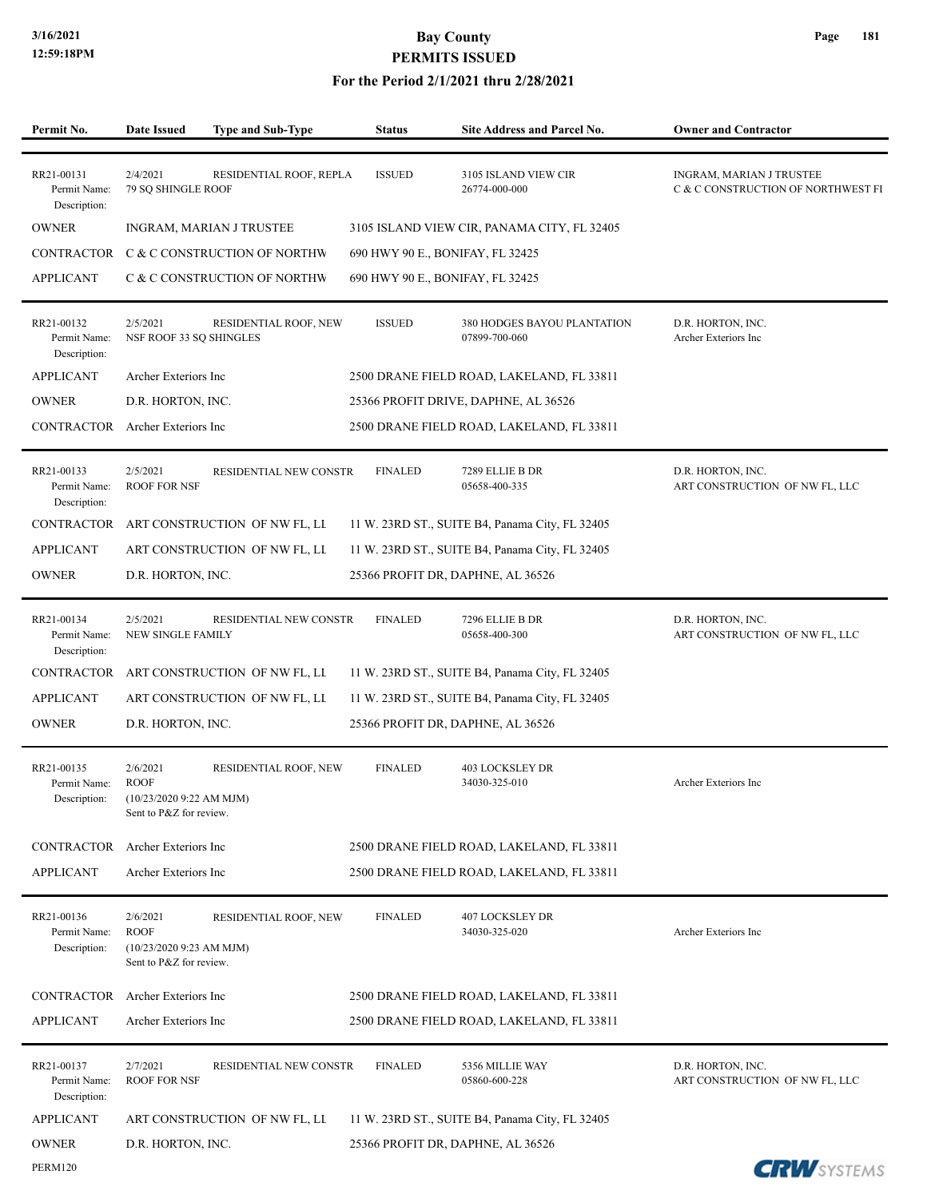# Bay County
## PERMITS ISSUED
### For the Period 2/1/2021 thru 2/28/2021

| Permit No. | Date Issued | Type and Sub-Type | Status | Site Address and Parcel No. | Owner and Contractor |
|---|---|---|---|---|---|
| RR21-00131 | 2/4/2021 | RESIDENTIAL ROOF, REPLA | ISSUED | 3105 ISLAND VIEW CIR | INGRAM, MARIAN J TRUSTEE |
| Permit Name: | 79 SQ SHINGLE ROOF | | | 26774-000-000 | C & C CONSTRUCTION OF NORTHWEST FI |
| Description: | | | | | |
| OWNER | INGRAM, MARIAN J TRUSTEE | | 3105 ISLAND VIEW CIR, PANAMA CITY, FL 32405 | | |
| CONTRACTOR | C & C CONSTRUCTION OF NORTHW | | 690 HWY 90 E., BONIFAY, FL 32425 | | |
| APPLICANT | C & C CONSTRUCTION OF NORTHW | | 690 HWY 90 E., BONIFAY, FL 32425 | | |
| RR21-00132 | 2/5/2021 | RESIDENTIAL ROOF, NEW | ISSUED | 380 HODGES BAYOU PLANTATION | D.R. HORTON, INC. |
| Permit Name: | NSF ROOF 33 SQ SHINGLES | | | 07899-700-060 | Archer Exteriors Inc |
| Description: | | | | | |
| APPLICANT | Archer Exteriors Inc | | 2500 DRANE FIELD ROAD, LAKELAND, FL 33811 | | |
| OWNER | D.R. HORTON, INC. | | 25366 PROFIT DRIVE, DAPHNE, AL 36526 | | |
| CONTRACTOR | Archer Exteriors Inc | | 2500 DRANE FIELD ROAD, LAKELAND, FL 33811 | | |
| RR21-00133 | 2/5/2021 | RESIDENTIAL NEW CONSTR | FINALED | 7289 ELLIE B DR | D.R. HORTON, INC. |
| Permit Name: | ROOF FOR NSF | | | 05658-400-335 | ART CONSTRUCTION OF NW FL, LLC |
| Description: | | | | | |
| CONTRACTOR | ART CONSTRUCTION OF NW FL, LI | | 11 W. 23RD ST., SUITE B4, Panama City, FL 32405 | | |
| APPLICANT | ART CONSTRUCTION OF NW FL, LI | | 11 W. 23RD ST., SUITE B4, Panama City, FL 32405 | | |
| OWNER | D.R. HORTON, INC. | | 25366 PROFIT DR, DAPHNE, AL 36526 | | |
| RR21-00134 | 2/5/2021 | RESIDENTIAL NEW CONSTR | FINALED | 7296 ELLIE B DR | D.R. HORTON, INC. |
| Permit Name: | NEW SINGLE FAMILY | | | 05658-400-300 | ART CONSTRUCTION OF NW FL, LLC |
| Description: | | | | | |
| CONTRACTOR | ART CONSTRUCTION OF NW FL, LI | | 11 W. 23RD ST., SUITE B4, Panama City, FL 32405 | | |
| APPLICANT | ART CONSTRUCTION OF NW FL, LI | | 11 W. 23RD ST., SUITE B4, Panama City, FL 32405 | | |
| OWNER | D.R. HORTON, INC. | | 25366 PROFIT DR, DAPHNE, AL 36526 | | |
| RR21-00135 | 2/6/2021 | RESIDENTIAL ROOF, NEW | FINALED | 403 LOCKSLEY DR | |
| Permit Name: | ROOF | | | 34030-325-010 | Archer Exteriors Inc |
| Description: | (10/23/2020 9:22 AM MJM) Sent to P&Z for review. | | | | |
| CONTRACTOR | Archer Exteriors Inc | | 2500 DRANE FIELD ROAD, LAKELAND, FL 33811 | | |
| APPLICANT | Archer Exteriors Inc | | 2500 DRANE FIELD ROAD, LAKELAND, FL 33811 | | |
| RR21-00136 | 2/6/2021 | RESIDENTIAL ROOF, NEW | FINALED | 407 LOCKSLEY DR | |
| Permit Name: | ROOF | | | 34030-325-020 | Archer Exteriors Inc |
| Description: | (10/23/2020 9:23 AM MJM) Sent to P&Z for review. | | | | |
| CONTRACTOR | Archer Exteriors Inc | | 2500 DRANE FIELD ROAD, LAKELAND, FL 33811 | | |
| APPLICANT | Archer Exteriors Inc | | 2500 DRANE FIELD ROAD, LAKELAND, FL 33811 | | |
| RR21-00137 | 2/7/2021 | RESIDENTIAL NEW CONSTR | FINALED | 5356 MILLIE WAY | D.R. HORTON, INC. |
| Permit Name: | ROOF FOR NSF | | | 05860-600-228 | ART CONSTRUCTION OF NW FL, LLC |
| Description: | | | | | |
| APPLICANT | ART CONSTRUCTION OF NW FL, LI | | 11 W. 23RD ST., SUITE B4, Panama City, FL 32405 | | |
| OWNER | D.R. HORTON, INC. | | 25366 PROFIT DR, DAPHNE, AL 36526 | | |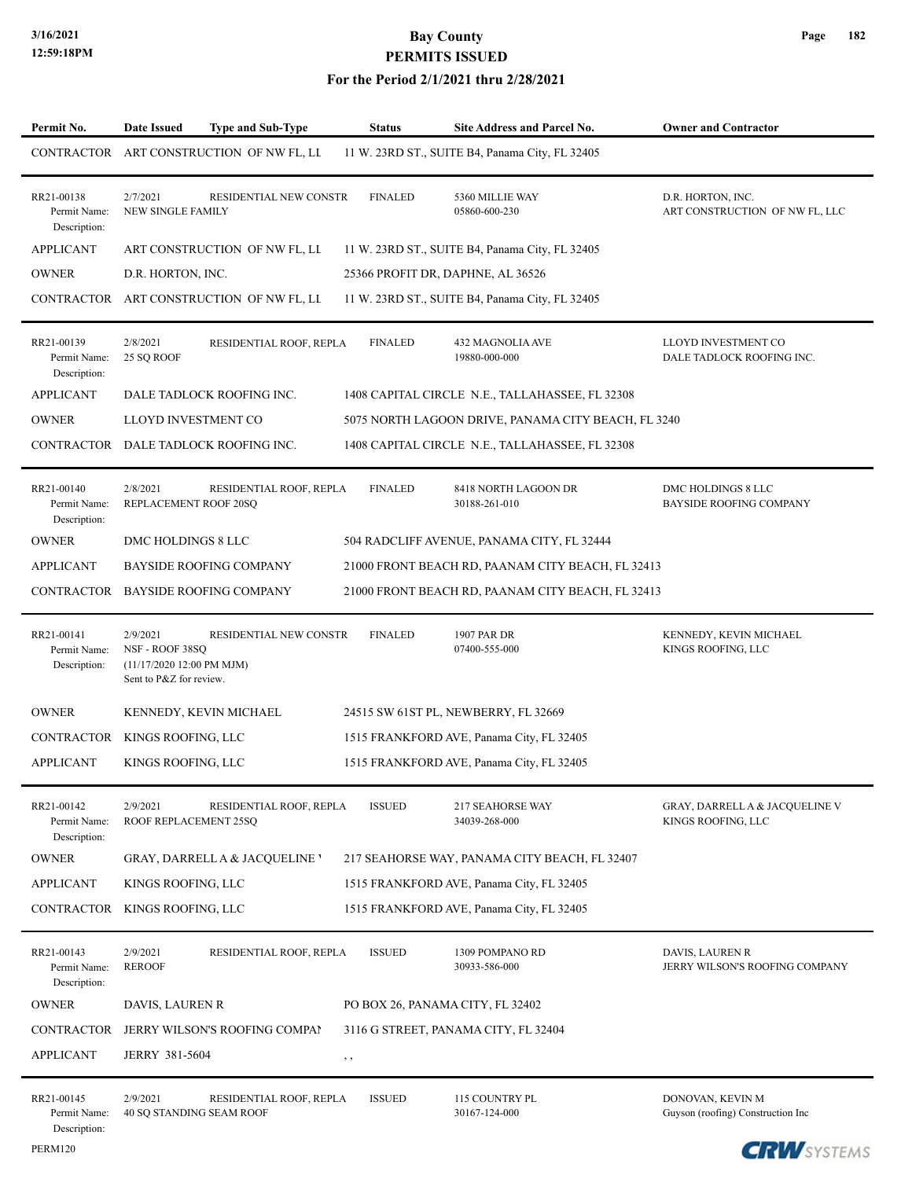| Permit No. | Date Issued | Type and Sub-Type | Status | Site Address and Parcel No. | Owner and Contractor |
|---|---|---|---|---|---|
| CONTRACTOR | ART CONSTRUCTION OF NW FL, LL | | 11 W. 23RD ST., SUITE B4, Panama City, FL 32405 | | |
| RR21-00138 Permit Name: Description: | 2/7/2021 NEW SINGLE FAMILY | RESIDENTIAL NEW CONSTR | FINALED | 5360 MILLIE WAY 05860-600-230 | D.R. HORTON, INC. ART CONSTRUCTION OF NW FL, LLC |
| APPLICANT | ART CONSTRUCTION OF NW FL, LL | | 11 W. 23RD ST., SUITE B4, Panama City, FL 32405 | | |
| OWNER | D.R. HORTON, INC. | | 25366 PROFIT DR, DAPHNE, AL 36526 | | |
| CONTRACTOR | ART CONSTRUCTION OF NW FL, LL | | 11 W. 23RD ST., SUITE B4, Panama City, FL 32405 | | |
| RR21-00139 Permit Name: Description: | 2/8/2021 25 SQ ROOF | RESIDENTIAL ROOF, REPLA | FINALED | 432 MAGNOLIA AVE 19880-000-000 | LLOYD INVESTMENT CO DALE TADLOCK ROOFING INC. |
| APPLICANT | DALE TADLOCK ROOFING INC. | | 1408 CAPITAL CIRCLE N.E., TALLAHASSEE, FL 32308 | | |
| OWNER | LLOYD INVESTMENT CO | | 5075 NORTH LAGOON DRIVE, PANAMA CITY BEACH, FL 3240 | | |
| CONTRACTOR | DALE TADLOCK ROOFING INC. | | 1408 CAPITAL CIRCLE N.E., TALLAHASSEE, FL 32308 | | |
| RR21-00140 Permit Name: Description: | 2/8/2021 REPLACEMENT ROOF 20SQ | RESIDENTIAL ROOF, REPLA | FINALED | 8418 NORTH LAGOON DR 30188-261-010 | DMC HOLDINGS 8 LLC BAYSIDE ROOFING COMPANY |
| OWNER | DMC HOLDINGS 8 LLC | | 504 RADCLIFF AVENUE, PANAMA CITY, FL 32444 | | |
| APPLICANT | BAYSIDE ROOFING COMPANY | | 21000 FRONT BEACH RD, PAANAM CITY BEACH, FL 32413 | | |
| CONTRACTOR | BAYSIDE ROOFING COMPANY | | 21000 FRONT BEACH RD, PAANAM CITY BEACH, FL 32413 | | |
| RR21-00141 Permit Name: Description: | 2/9/2021 NSF - ROOF 38SQ (11/17/2020 12:00 PM MJM) Sent to P&Z for review. | RESIDENTIAL NEW CONSTR | FINALED | 1907 PAR DR 07400-555-000 | KENNEDY, KEVIN MICHAEL KINGS ROOFING, LLC |
| OWNER | KENNEDY, KEVIN MICHAEL | | 24515 SW 61ST PL, NEWBERRY, FL 32669 | | |
| CONTRACTOR | KINGS ROOFING, LLC | | 1515 FRANKFORD AVE, Panama City, FL 32405 | | |
| APPLICANT | KINGS ROOFING, LLC | | 1515 FRANKFORD AVE, Panama City, FL 32405 | | |
| RR21-00142 Permit Name: Description: | 2/9/2021 ROOF REPLACEMENT 25SQ | RESIDENTIAL ROOF, REPLA | ISSUED | 217 SEAHORSE WAY 34039-268-000 | GRAY, DARRELL A & JACQUELINE V KINGS ROOFING, LLC |
| OWNER | GRAY, DARRELL A & JACQUELINE V | | 217 SEAHORSE WAY, PANAMA CITY BEACH, FL 32407 | | |
| APPLICANT | KINGS ROOFING, LLC | | 1515 FRANKFORD AVE, Panama City, FL 32405 | | |
| CONTRACTOR | KINGS ROOFING, LLC | | 1515 FRANKFORD AVE, Panama City, FL 32405 | | |
| RR21-00143 Permit Name: Description: | 2/9/2021 REROOF | RESIDENTIAL ROOF, REPLA | ISSUED | 1309 POMPANO RD 30933-586-000 | DAVIS, LAUREN R JERRY WILSON'S ROOFING COMPANY |
| OWNER | DAVIS, LAUREN R | | PO BOX 26, PANAMA CITY, FL 32402 | | |
| CONTRACTOR | JERRY WILSON'S ROOFING COMPAI | | 3116 G STREET, PANAMA CITY, FL 32404 | | |
| APPLICANT | JERRY 381-5604 | | , , | | |
| RR21-00145 Permit Name: Description: | 2/9/2021 40 SQ STANDING SEAM ROOF | RESIDENTIAL ROOF, REPLA | ISSUED | 115 COUNTRY PL 30167-124-000 | DONOVAN, KEVIN M Guyson (roofing) Construction Inc |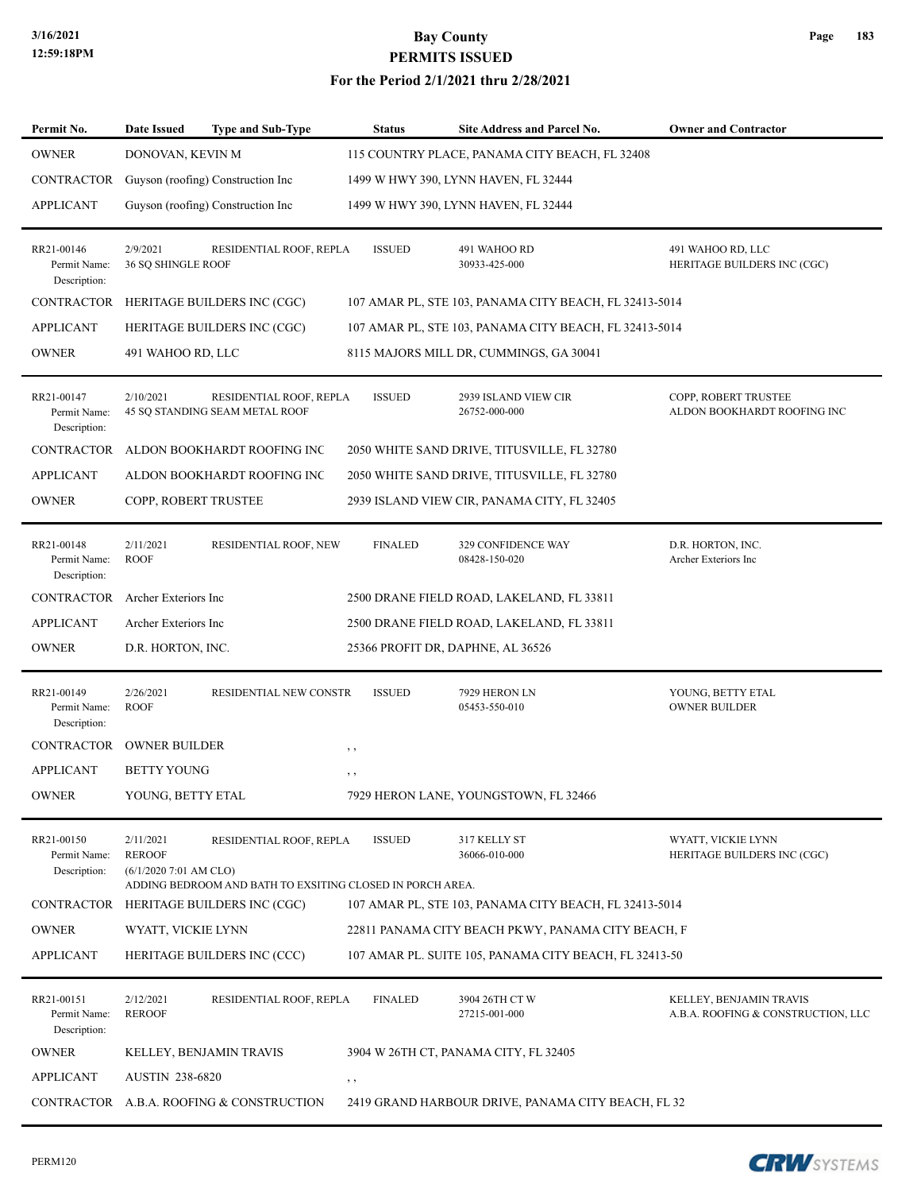# Bay County
## PERMITS ISSUED
### For the Period 2/1/2021 thru 2/28/2021

| Permit No. | Date Issued | Type and Sub-Type | Status | Site Address and Parcel No. | Owner and Contractor |
|---|---|---|---|---|---|
| OWNER | DONOVAN, KEVIN M | | 115 COUNTRY PLACE, PANAMA CITY BEACH, FL 32408 | | |
| CONTRACTOR | Guyson (roofing) Construction Inc | | 1499 W HWY 390, LYNN HAVEN, FL 32444 | | |
| APPLICANT | Guyson (roofing) Construction Inc | | 1499 W HWY 390, LYNN HAVEN, FL 32444 | | |
| RR21-00146<br>Permit Name:<br>Description: | 2/9/2021<br>36 SQ SHINGLE ROOF | RESIDENTIAL ROOF, REPLA | ISSUED | 491 WAHOO RD<br>30933-425-000 | 491 WAHOO RD, LLC<br>HERITAGE BUILDERS INC (CGC) |
| CONTRACTOR | HERITAGE BUILDERS INC (CGC) | | 107 AMAR PL, STE 103, PANAMA CITY BEACH, FL 32413-5014 | | |
| APPLICANT | HERITAGE BUILDERS INC (CGC) | | 107 AMAR PL, STE 103, PANAMA CITY BEACH, FL 32413-5014 | | |
| OWNER | 491 WAHOO RD, LLC | | 8115 MAJORS MILL DR, CUMMINGS, GA 30041 | | |
| RR21-00147<br>Permit Name:<br>Description: | 2/10/2021<br>45 SQ STANDING SEAM METAL ROOF | RESIDENTIAL ROOF, REPLA | ISSUED | 2939 ISLAND VIEW CIR<br>26752-000-000 | COPP, ROBERT TRUSTEE<br>ALDON BOOKHARDT ROOFING INC |
| CONTRACTOR | ALDON BOOKHARDT ROOFING INC | | 2050 WHITE SAND DRIVE, TITUSVILLE, FL 32780 | | |
| APPLICANT | ALDON BOOKHARDT ROOFING INC | | 2050 WHITE SAND DRIVE, TITUSVILLE, FL 32780 | | |
| OWNER | COPP, ROBERT TRUSTEE | | 2939 ISLAND VIEW CIR, PANAMA CITY, FL 32405 | | |
| RR21-00148<br>Permit Name:<br>Description: | 2/11/2021<br>ROOF | RESIDENTIAL ROOF, NEW | FINALED | 329 CONFIDENCE WAY<br>08428-150-020 | D.R. HORTON, INC.<br>Archer Exteriors Inc |
| CONTRACTOR | Archer Exteriors Inc | | 2500 DRANE FIELD ROAD, LAKELAND, FL 33811 | | |
| APPLICANT | Archer Exteriors Inc | | 2500 DRANE FIELD ROAD, LAKELAND, FL 33811 | | |
| OWNER | D.R. HORTON, INC. | | 25366 PROFIT DR, DAPHNE, AL 36526 | | |
| RR21-00149<br>Permit Name:<br>Description: | 2/26/2021<br>ROOF | RESIDENTIAL NEW CONSTR | ISSUED | 7929 HERON LN<br>05453-550-010 | YOUNG, BETTY ETAL<br>OWNER BUILDER |
| CONTRACTOR | OWNER BUILDER | | , , | | |
| APPLICANT | BETTY YOUNG | | , , | | |
| OWNER | YOUNG, BETTY ETAL | | 7929 HERON LANE, YOUNGSTOWN, FL 32466 | | |
| RR21-00150<br>Permit Name:<br>Description: | 2/11/2021<br>REROOF<br>(6/1/2020 7:01 AM CLO)<br>ADDING BEDROOM AND BATH TO EXSITING CLOSED IN PORCH AREA. | RESIDENTIAL ROOF, REPLA | ISSUED | 317 KELLY ST<br>36066-010-000 | WYATT, VICKIE LYNN<br>HERITAGE BUILDERS INC (CGC) |
| CONTRACTOR | HERITAGE BUILDERS INC (CGC) | | 107 AMAR PL, STE 103, PANAMA CITY BEACH, FL 32413-5014 | | |
| OWNER | WYATT, VICKIE LYNN | | 22811 PANAMA CITY BEACH PKWY, PANAMA CITY BEACH, F | | |
| APPLICANT | HERITAGE BUILDERS INC (CCC) | | 107 AMAR PL. SUITE 105, PANAMA CITY BEACH, FL 32413-50 | | |
| RR21-00151<br>Permit Name:<br>Description: | 2/12/2021<br>REROOF | RESIDENTIAL ROOF, REPLA | FINALED | 3904 26TH CT W<br>27215-001-000 | KELLEY, BENJAMIN TRAVIS<br>A.B.A. ROOFING & CONSTRUCTION, LLC |
| OWNER | KELLEY, BENJAMIN TRAVIS | | 3904 W 26TH CT, PANAMA CITY, FL 32405 | | |
| APPLICANT | AUSTIN 238-6820 | | , , | | |
| CONTRACTOR | A.B.A. ROOFING & CONSTRUCTION | | 2419 GRAND HARBOUR DRIVE, PANAMA CITY BEACH, FL 32 | | |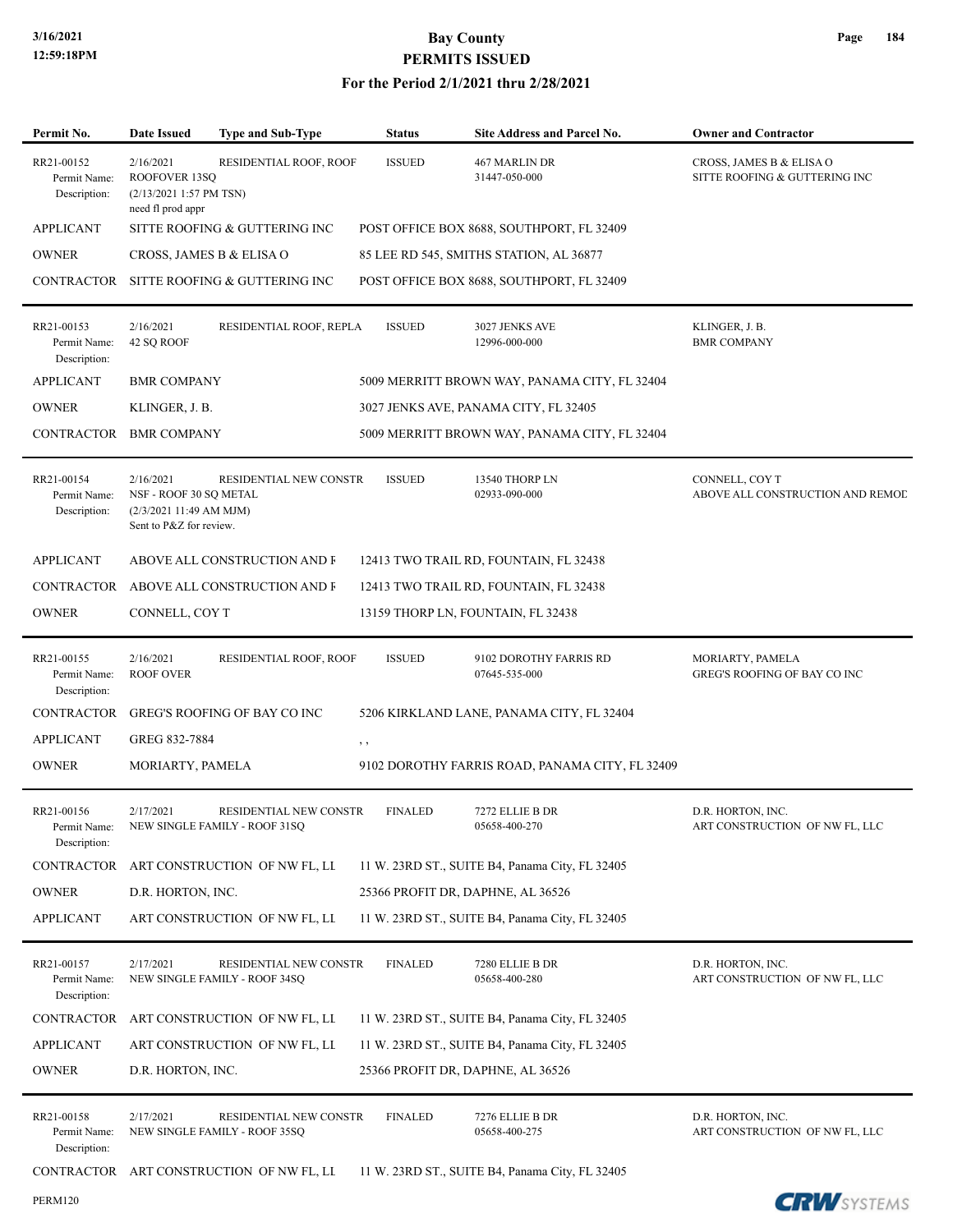# Bay County
## PERMITS ISSUED
### For the Period 2/1/2021 thru 2/28/2021

| Permit No. | Date Issued | Type and Sub-Type | Status | Site Address and Parcel No. | Owner and Contractor |
|---|---|---|---|---|---|
| RR21-00152<br>Permit Name:<br>Description: | 2/16/2021<br>ROOFOVER 13SQ<br>(2/13/2021 1:57 PM TSN)<br>need fl prod appr | RESIDENTIAL ROOF, ROOF | ISSUED | 467 MARLIN DR<br>31447-050-000 | CROSS, JAMES B & ELISA O<br>SITTE ROOFING & GUTTERING INC |
| APPLICANT | SITTE ROOFING & GUTTERING INC | | POST OFFICE BOX 8688, SOUTHPORT, FL 32409 | | |
| OWNER | CROSS, JAMES B & ELISA O | | 85 LEE RD 545, SMITHS STATION, AL 36877 | | |
| CONTRACTOR | SITTE ROOFING & GUTTERING INC | | POST OFFICE BOX 8688, SOUTHPORT, FL 32409 | | |
| RR21-00153<br>Permit Name:<br>Description: | 2/16/2021<br>42 SQ ROOF | RESIDENTIAL ROOF, REPLA | ISSUED | 3027 JENKS AVE<br>12996-000-000 | KLINGER, J. B.<br>BMR COMPANY |
| APPLICANT | BMR COMPANY | | 5009 MERRITT BROWN WAY, PANAMA CITY, FL 32404 | | |
| OWNER | KLINGER, J. B. | | 3027 JENKS AVE, PANAMA CITY, FL 32405 | | |
| CONTRACTOR | BMR COMPANY | | 5009 MERRITT BROWN WAY, PANAMA CITY, FL 32404 | | |
| RR21-00154<br>Permit Name:<br>Description: | 2/16/2021<br>NSF - ROOF 30 SQ METAL<br>(2/3/2021 11:49 AM MJM)<br>Sent to P&Z for review. | RESIDENTIAL NEW CONSTR | ISSUED | 13540 THORP LN<br>02933-090-000 | CONNELL, COY T<br>ABOVE ALL CONSTRUCTION AND REMOD |
| APPLICANT | ABOVE ALL CONSTRUCTION AND F | | 12413 TWO TRAIL RD, FOUNTAIN, FL 32438 | | |
| CONTRACTOR | ABOVE ALL CONSTRUCTION AND F | | 12413 TWO TRAIL RD, FOUNTAIN, FL 32438 | | |
| OWNER | CONNELL, COY T | | 13159 THORP LN, FOUNTAIN, FL 32438 | | |
| RR21-00155<br>Permit Name:<br>Description: | 2/16/2021<br>ROOF OVER | RESIDENTIAL ROOF, ROOF | ISSUED | 9102 DOROTHY FARRIS RD<br>07645-535-000 | MORIARTY, PAMELA<br>GREG'S ROOFING OF BAY CO INC |
| CONTRACTOR | GREG'S ROOFING OF BAY CO INC | | 5206 KIRKLAND LANE, PANAMA CITY, FL 32404 | | |
| APPLICANT | GREG 832-7884 | | , , | | |
| OWNER | MORIARTY, PAMELA | | 9102 DOROTHY FARRIS ROAD, PANAMA CITY, FL 32409 | | |
| RR21-00156<br>Permit Name:<br>Description: | 2/17/2021<br>NEW SINGLE FAMILY - ROOF 31SQ | RESIDENTIAL NEW CONSTR | FINALED | 7272 ELLIE B DR<br>05658-400-270 | D.R. HORTON, INC.<br>ART CONSTRUCTION OF NW FL, LLC |
| CONTRACTOR | ART CONSTRUCTION OF NW FL, LL | | 11 W. 23RD ST., SUITE B4, Panama City, FL 32405 | | |
| OWNER | D.R. HORTON, INC. | | 25366 PROFIT DR, DAPHNE, AL 36526 | | |
| APPLICANT | ART CONSTRUCTION OF NW FL, LL | | 11 W. 23RD ST., SUITE B4, Panama City, FL 32405 | | |
| RR21-00157<br>Permit Name:<br>Description: | 2/17/2021<br>NEW SINGLE FAMILY - ROOF 34SQ | RESIDENTIAL NEW CONSTR | FINALED | 7280 ELLIE B DR<br>05658-400-280 | D.R. HORTON, INC.<br>ART CONSTRUCTION OF NW FL, LLC |
| CONTRACTOR | ART CONSTRUCTION OF NW FL, LL | | 11 W. 23RD ST., SUITE B4, Panama City, FL 32405 | | |
| APPLICANT | ART CONSTRUCTION OF NW FL, LL | | 11 W. 23RD ST., SUITE B4, Panama City, FL 32405 | | |
| OWNER | D.R. HORTON, INC. | | 25366 PROFIT DR, DAPHNE, AL 36526 | | |
| RR21-00158<br>Permit Name:<br>Description: | 2/17/2021<br>NEW SINGLE FAMILY - ROOF 35SQ | RESIDENTIAL NEW CONSTR | FINALED | 7276 ELLIE B DR<br>05658-400-275 | D.R. HORTON, INC.<br>ART CONSTRUCTION OF NW FL, LLC |
| CONTRACTOR | ART CONSTRUCTION OF NW FL, LL | | 11 W. 23RD ST., SUITE B4, Panama City, FL 32405 | | |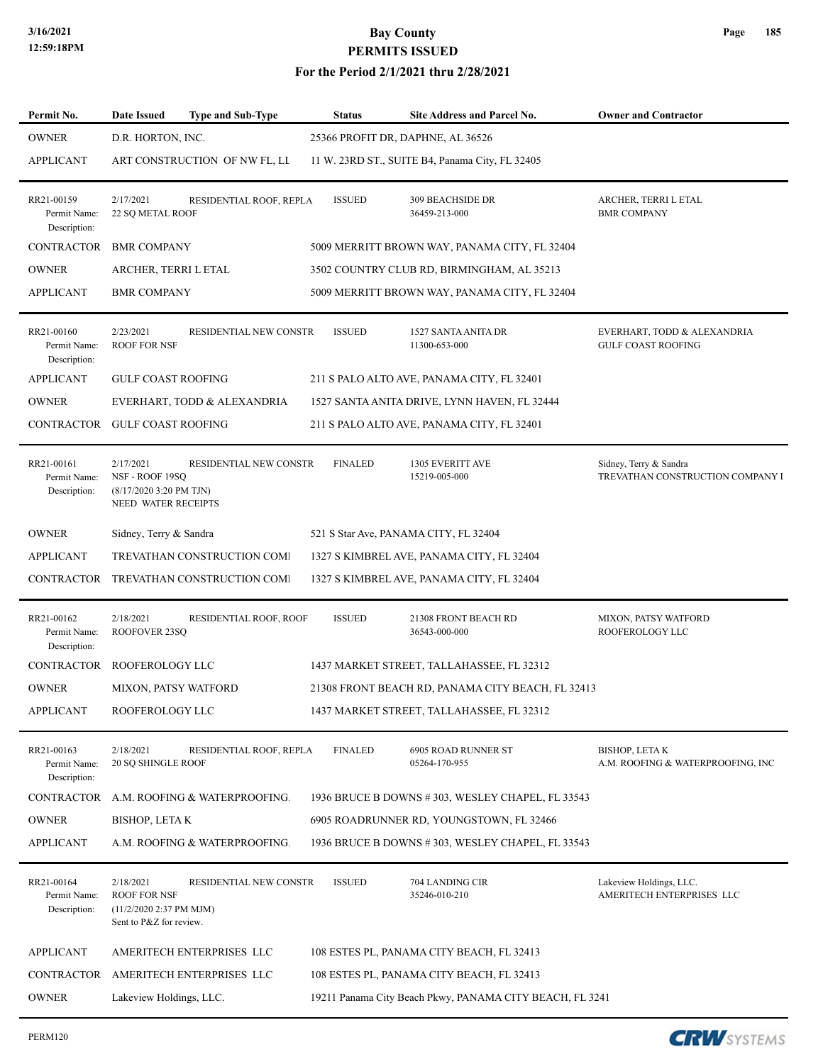# Bay County
## PERMITS ISSUED
### For the Period 2/1/2021 thru 2/28/2021

| Permit No. | Date Issued | Type and Sub-Type | Status | Site Address and Parcel No. | Owner and Contractor |
|---|---|---|---|---|---|
| OWNER | D.R. HORTON, INC. | | 25366 PROFIT DR, DAPHNE, AL 36526 | | |
| APPLICANT | ART CONSTRUCTION OF NW FL, LL | | 11 W. 23RD ST., SUITE B4, Panama City, FL 32405 | | |
| RR21-00159<br>Permit Name:<br>Description: | 2/17/2021<br>22 SQ METAL ROOF | RESIDENTIAL ROOF, REPLA | ISSUED | 309 BEACHSIDE DR<br>36459-213-000 | ARCHER, TERRI L ETAL<br>BMR COMPANY |
| CONTRACTOR | BMR COMPANY | | 5009 MERRITT BROWN WAY, PANAMA CITY, FL 32404 | | |
| OWNER | ARCHER, TERRI L ETAL | | 3502 COUNTRY CLUB RD, BIRMINGHAM, AL 35213 | | |
| APPLICANT | BMR COMPANY | | 5009 MERRITT BROWN WAY, PANAMA CITY, FL 32404 | | |
| RR21-00160<br>Permit Name:<br>Description: | 2/23/2021<br>ROOF FOR NSF | RESIDENTIAL NEW CONSTR | ISSUED | 1527 SANTA ANITA DR<br>11300-653-000 | EVERHART, TODD & ALEXANDRIA<br>GULF COAST ROOFING |
| APPLICANT | GULF COAST ROOFING | | 211 S PALO ALTO AVE, PANAMA CITY, FL 32401 | | |
| OWNER | EVERHART, TODD & ALEXANDRIA | | 1527 SANTA ANITA DRIVE, LYNN HAVEN, FL 32444 | | |
| CONTRACTOR | GULF COAST ROOFING | | 211 S PALO ALTO AVE, PANAMA CITY, FL 32401 | | |
| RR21-00161<br>Permit Name:<br>Description: | 2/17/2021<br>NSF - ROOF 19SQ<br>(8/17/2020 3:20 PM TJN)<br>NEED WATER RECEIPTS | RESIDENTIAL NEW CONSTR | FINALED | 1305 EVERITT AVE<br>15219-005-000 | Sidney, Terry & Sandra<br>TREVATHAN CONSTRUCTION COMPANY I |
| OWNER | Sidney, Terry & Sandra | | 521 S Star Ave, PANAMA CITY, FL 32404 | | |
| APPLICANT | TREVATHAN CONSTRUCTION COMI | | 1327 S KIMBREL AVE, PANAMA CITY, FL 32404 | | |
| CONTRACTOR | TREVATHAN CONSTRUCTION COMI | | 1327 S KIMBREL AVE, PANAMA CITY, FL 32404 | | |
| RR21-00162<br>Permit Name:<br>Description: | 2/18/2021<br>ROOFOVER 23SQ | RESIDENTIAL ROOF, ROOF | ISSUED | 21308 FRONT BEACH RD<br>36543-000-000 | MIXON, PATSY WATFORD<br>ROOFEROLOGY LLC |
| CONTRACTOR | ROOFEROLOGY LLC | | 1437 MARKET STREET, TALLAHASSEE, FL 32312 | | |
| OWNER | MIXON, PATSY WATFORD | | 21308 FRONT BEACH RD, PANAMA CITY BEACH, FL 32413 | | |
| APPLICANT | ROOFEROLOGY LLC | | 1437 MARKET STREET, TALLAHASSEE, FL 32312 | | |
| RR21-00163<br>Permit Name:<br>Description: | 2/18/2021<br>20 SQ SHINGLE ROOF | RESIDENTIAL ROOF, REPLA | FINALED | 6905 ROAD RUNNER ST<br>05264-170-955 | BISHOP, LETA K<br>A.M. ROOFING & WATERPROOFING, INC |
| CONTRACTOR | A.M. ROOFING & WATERPROOFING. | | 1936 BRUCE B DOWNS # 303, WESLEY CHAPEL, FL 33543 | | |
| OWNER | BISHOP, LETA K | | 6905 ROADRUNNER RD, YOUNGSTOWN, FL 32466 | | |
| APPLICANT | A.M. ROOFING & WATERPROOFING. | | 1936 BRUCE B DOWNS # 303, WESLEY CHAPEL, FL 33543 | | |
| RR21-00164<br>Permit Name:<br>Description: | 2/18/2021<br>ROOF FOR NSF<br>(11/2/2020 2:37 PM MJM)<br>Sent to P&Z for review. | RESIDENTIAL NEW CONSTR | ISSUED | 704 LANDING CIR<br>35246-010-210 | Lakeview Holdings, LLC.<br>AMERITECH ENTERPRISES LLC |
| APPLICANT | AMERITECH ENTERPRISES LLC | | 108 ESTES PL, PANAMA CITY BEACH, FL 32413 | | |
| CONTRACTOR | AMERITECH ENTERPRISES LLC | | 108 ESTES PL, PANAMA CITY BEACH, FL 32413 | | |
| OWNER | Lakeview Holdings, LLC. | | 19211 Panama City Beach Pkwy, PANAMA CITY BEACH, FL 3241 | | |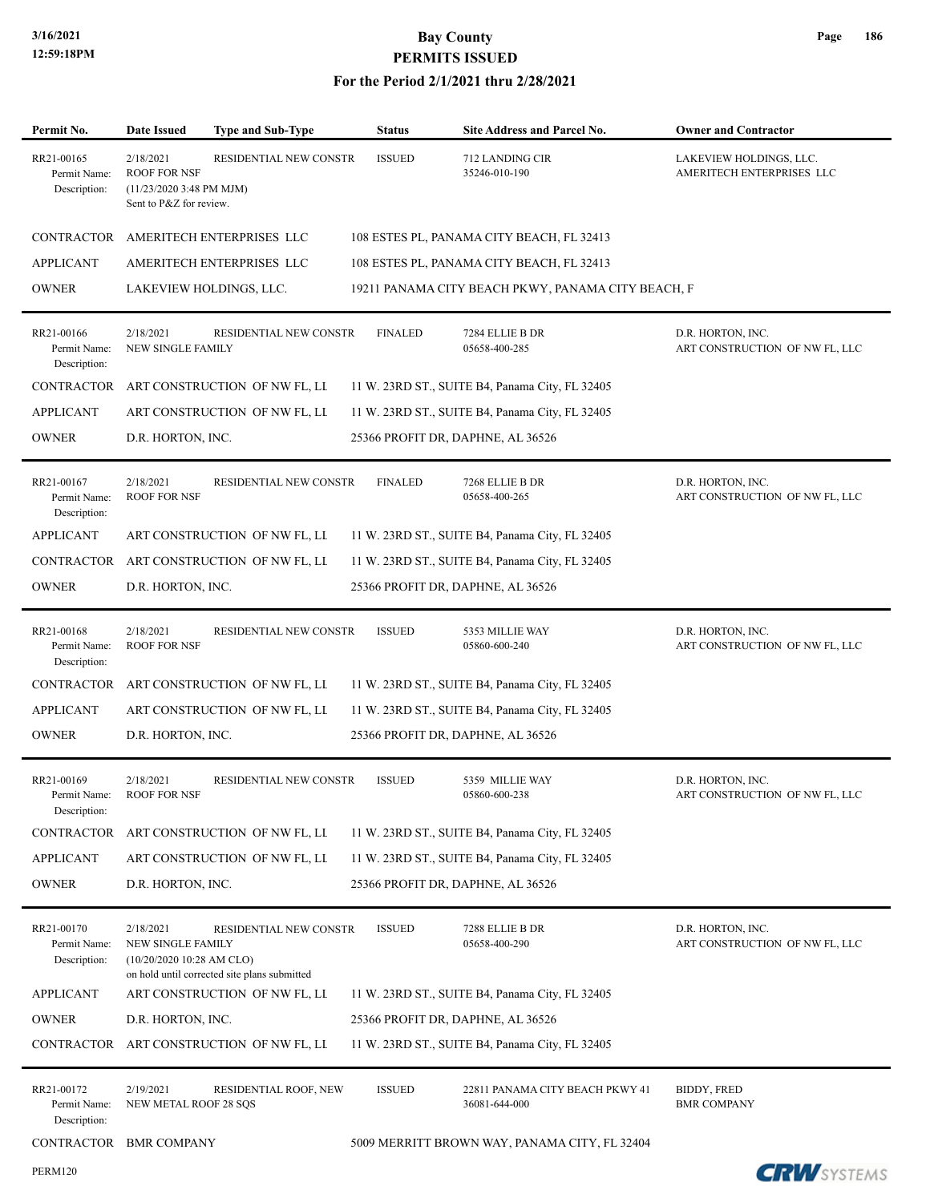# Bay County
## PERMITS ISSUED
### For the Period 2/1/2021 thru 2/28/2021

| Permit No. | Date Issued | Type and Sub-Type | Status | Site Address and Parcel No. | Owner and Contractor |
|---|---|---|---|---|---|
| RR21-00165 | 2/18/2021 | RESIDENTIAL NEW CONSTR | ISSUED | 712 LANDING CIR | LAKEVIEW HOLDINGS, LLC. |
| Permit Name: | ROOF FOR NSF | | | 35246-010-190 | AMERITECH ENTERPRISES LLC |
| Description: | (11/23/2020 3:48 PM MJM) Sent to P&Z for review. | | | | |
| CONTRACTOR | AMERITECH ENTERPRISES LLC | | 108 ESTES PL, PANAMA CITY BEACH, FL 32413 | | |
| APPLICANT | AMERITECH ENTERPRISES LLC | | 108 ESTES PL, PANAMA CITY BEACH, FL 32413 | | |
| OWNER | LAKEVIEW HOLDINGS, LLC. | | 19211 PANAMA CITY BEACH PKWY, PANAMA CITY BEACH, F | | |
| RR21-00166 | 2/18/2021 | RESIDENTIAL NEW CONSTR | FINALED | 7284 ELLIE B DR | D.R. HORTON, INC. |
| Permit Name: | NEW SINGLE FAMILY | | | 05658-400-285 | ART CONSTRUCTION OF NW FL, LLC |
| Description: | | | | | |
| CONTRACTOR | ART CONSTRUCTION OF NW FL, LL | | 11 W. 23RD ST., SUITE B4, Panama City, FL 32405 | | |
| APPLICANT | ART CONSTRUCTION OF NW FL, LL | | 11 W. 23RD ST., SUITE B4, Panama City, FL 32405 | | |
| OWNER | D.R. HORTON, INC. | | 25366 PROFIT DR, DAPHNE, AL 36526 | | |
| RR21-00167 | 2/18/2021 | RESIDENTIAL NEW CONSTR | FINALED | 7268 ELLIE B DR | D.R. HORTON, INC. |
| Permit Name: | ROOF FOR NSF | | | 05658-400-265 | ART CONSTRUCTION OF NW FL, LLC |
| Description: | | | | | |
| APPLICANT | ART CONSTRUCTION OF NW FL, LL | | 11 W. 23RD ST., SUITE B4, Panama City, FL 32405 | | |
| CONTRACTOR | ART CONSTRUCTION OF NW FL, LL | | 11 W. 23RD ST., SUITE B4, Panama City, FL 32405 | | |
| OWNER | D.R. HORTON, INC. | | 25366 PROFIT DR, DAPHNE, AL 36526 | | |
| RR21-00168 | 2/18/2021 | RESIDENTIAL NEW CONSTR | ISSUED | 5353 MILLIE WAY | D.R. HORTON, INC. |
| Permit Name: | ROOF FOR NSF | | | 05860-600-240 | ART CONSTRUCTION OF NW FL, LLC |
| Description: | | | | | |
| CONTRACTOR | ART CONSTRUCTION OF NW FL, LL | | 11 W. 23RD ST., SUITE B4, Panama City, FL 32405 | | |
| APPLICANT | ART CONSTRUCTION OF NW FL, LL | | 11 W. 23RD ST., SUITE B4, Panama City, FL 32405 | | |
| OWNER | D.R. HORTON, INC. | | 25366 PROFIT DR, DAPHNE, AL 36526 | | |
| RR21-00169 | 2/18/2021 | RESIDENTIAL NEW CONSTR | ISSUED | 5359 MILLIE WAY | D.R. HORTON, INC. |
| Permit Name: | ROOF FOR NSF | | | 05860-600-238 | ART CONSTRUCTION OF NW FL, LLC |
| Description: | | | | | |
| CONTRACTOR | ART CONSTRUCTION OF NW FL, LL | | 11 W. 23RD ST., SUITE B4, Panama City, FL 32405 | | |
| APPLICANT | ART CONSTRUCTION OF NW FL, LL | | 11 W. 23RD ST., SUITE B4, Panama City, FL 32405 | | |
| OWNER | D.R. HORTON, INC. | | 25366 PROFIT DR, DAPHNE, AL 36526 | | |
| RR21-00170 | 2/18/2021 | RESIDENTIAL NEW CONSTR | ISSUED | 7288 ELLIE B DR | D.R. HORTON, INC. |
| Permit Name: | NEW SINGLE FAMILY | | | 05658-400-290 | ART CONSTRUCTION OF NW FL, LLC |
| Description: | (10/20/2020 10:28 AM CLO) on hold until corrected site plans submitted | | | | |
| APPLICANT | ART CONSTRUCTION OF NW FL, LL | | 11 W. 23RD ST., SUITE B4, Panama City, FL 32405 | | |
| OWNER | D.R. HORTON, INC. | | 25366 PROFIT DR, DAPHNE, AL 36526 | | |
| CONTRACTOR | ART CONSTRUCTION OF NW FL, LL | | 11 W. 23RD ST., SUITE B4, Panama City, FL 32405 | | |
| RR21-00172 | 2/19/2021 | RESIDENTIAL ROOF, NEW | ISSUED | 22811 PANAMA CITY BEACH PKWY 41 | BIDDY, FRED |
| Permit Name: | NEW METAL ROOF 28 SQS | | | 36081-644-000 | BMR COMPANY |
| Description: | | | | | |
| CONTRACTOR | BMR COMPANY | | 5009 MERRITT BROWN WAY, PANAMA CITY, FL 32404 | | |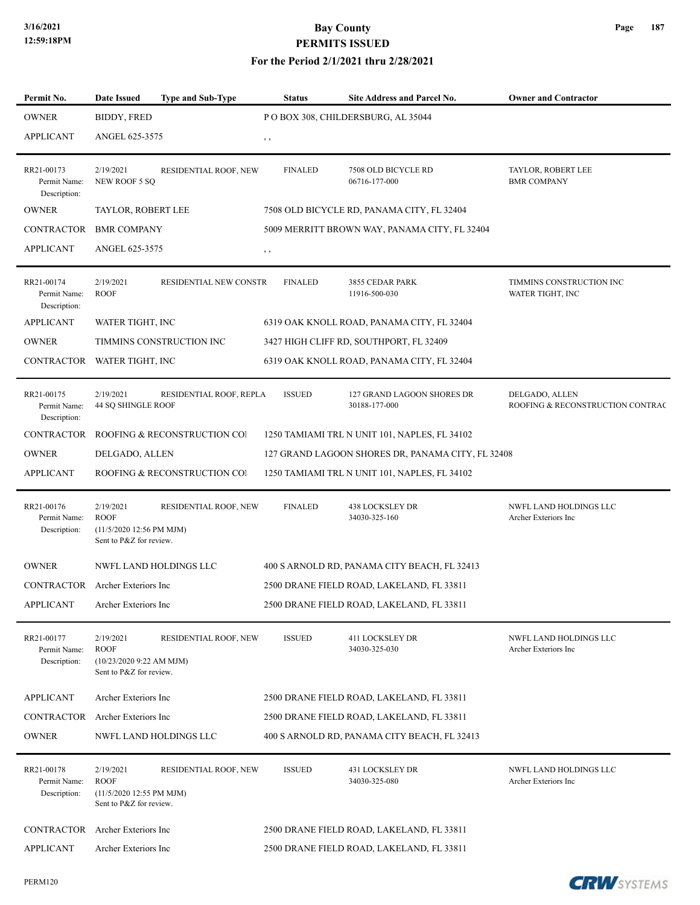| Permit No. | Date Issued | Type and Sub-Type | Status | Site Address and Parcel No. | Owner and Contractor |
|---|---|---|---|---|---|
| OWNER | BIDDY, FRED | | P O BOX 308, CHILDERSBURG, AL 35044 | | |
| APPLICANT | ANGEL 625-3575 | | , , | | |
| RR21-00173 Permit Name: Description: | 2/19/2021 NEW ROOF 5 SQ | RESIDENTIAL ROOF, NEW | FINALED | 7508 OLD BICYCLE RD 06716-177-000 | TAYLOR, ROBERT LEE BMR COMPANY |
| OWNER | TAYLOR, ROBERT LEE | | 7508 OLD BICYCLE RD, PANAMA CITY, FL 32404 | | |
| CONTRACTOR | BMR COMPANY | | 5009 MERRITT BROWN WAY, PANAMA CITY, FL 32404 | | |
| APPLICANT | ANGEL 625-3575 | | , , | | |
| RR21-00174 Permit Name: Description: | 2/19/2021 ROOF | RESIDENTIAL NEW CONSTR | FINALED | 3855 CEDAR PARK 11916-500-030 | TIMMINS CONSTRUCTION INC WATER TIGHT, INC |
| APPLICANT | WATER TIGHT, INC | | 6319 OAK KNOLL ROAD, PANAMA CITY, FL 32404 | | |
| OWNER | TIMMINS CONSTRUCTION INC | | 3427 HIGH CLIFF RD, SOUTHPORT, FL 32409 | | |
| CONTRACTOR | WATER TIGHT, INC | | 6319 OAK KNOLL ROAD, PANAMA CITY, FL 32404 | | |
| RR21-00175 Permit Name: Description: | 2/19/2021 44 SQ SHINGLE ROOF | RESIDENTIAL ROOF, REPLA | ISSUED | 127 GRAND LAGOON SHORES DR 30188-177-000 | DELGADO, ALLEN ROOFING & RECONSTRUCTION CONTRAC |
| CONTRACTOR | ROOFING & RECONSTRUCTION COI | | 1250 TAMIAMI TRL N UNIT 101, NAPLES, FL 34102 | | |
| OWNER | DELGADO, ALLEN | | 127 GRAND LAGOON SHORES DR, PANAMA CITY, FL 32408 | | |
| APPLICANT | ROOFING & RECONSTRUCTION COI | | 1250 TAMIAMI TRL N UNIT 101, NAPLES, FL 34102 | | |
| RR21-00176 Permit Name: Description: | 2/19/2021 ROOF (11/5/2020 12:56 PM MJM) Sent to P&Z for review. | RESIDENTIAL ROOF, NEW | FINALED | 438 LOCKSLEY DR 34030-325-160 | NWFL LAND HOLDINGS LLC Archer Exteriors Inc |
| OWNER | NWFL LAND HOLDINGS LLC | | 400 S ARNOLD RD, PANAMA CITY BEACH, FL 32413 | | |
| CONTRACTOR | Archer Exteriors Inc | | 2500 DRANE FIELD ROAD, LAKELAND, FL 33811 | | |
| APPLICANT | Archer Exteriors Inc | | 2500 DRANE FIELD ROAD, LAKELAND, FL 33811 | | |
| RR21-00177 Permit Name: Description: | 2/19/2021 ROOF (10/23/2020 9:22 AM MJM) Sent to P&Z for review. | RESIDENTIAL ROOF, NEW | ISSUED | 411 LOCKSLEY DR 34030-325-030 | NWFL LAND HOLDINGS LLC Archer Exteriors Inc |
| APPLICANT | Archer Exteriors Inc | | 2500 DRANE FIELD ROAD, LAKELAND, FL 33811 | | |
| CONTRACTOR | Archer Exteriors Inc | | 2500 DRANE FIELD ROAD, LAKELAND, FL 33811 | | |
| OWNER | NWFL LAND HOLDINGS LLC | | 400 S ARNOLD RD, PANAMA CITY BEACH, FL 32413 | | |
| RR21-00178 Permit Name: Description: | 2/19/2021 ROOF (11/5/2020 12:55 PM MJM) Sent to P&Z for review. | RESIDENTIAL ROOF, NEW | ISSUED | 431 LOCKSLEY DR 34030-325-080 | NWFL LAND HOLDINGS LLC Archer Exteriors Inc |
| CONTRACTOR | Archer Exteriors Inc | | 2500 DRANE FIELD ROAD, LAKELAND, FL 33811 | | |
| APPLICANT | Archer Exteriors Inc | | 2500 DRANE FIELD ROAD, LAKELAND, FL 33811 | | |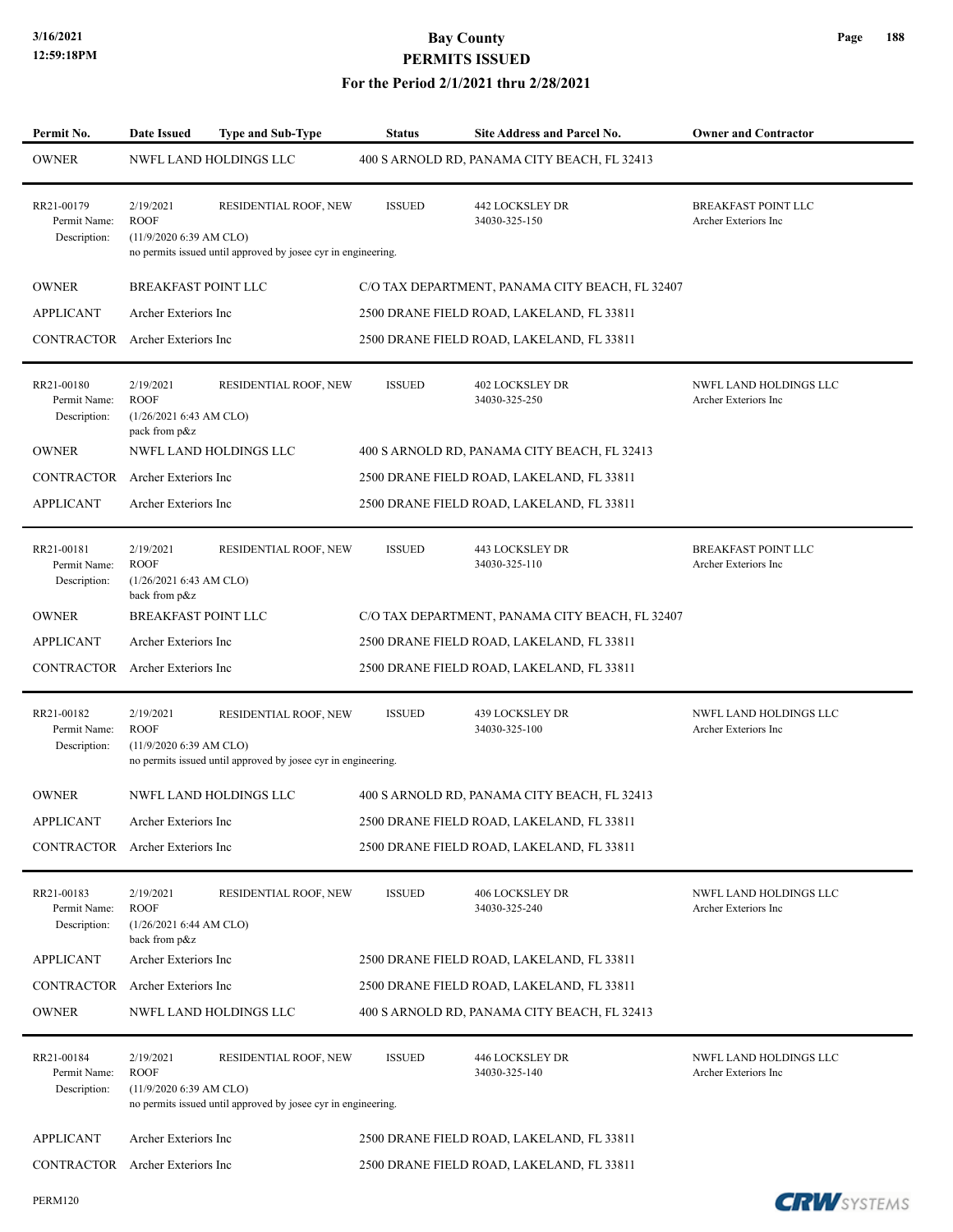# Bay County
## PERMITS ISSUED
### For the Period 2/1/2021 thru 2/28/2021

| Permit No. | Date Issued | Type and Sub-Type | Status | Site Address and Parcel No. | Owner and Contractor |
|---|---|---|---|---|---|
| OWNER | NWFL LAND HOLDINGS LLC | | 400 S ARNOLD RD, PANAMA CITY BEACH, FL 32413 | | |
| RR21-00179 | 2/19/2021 | RESIDENTIAL ROOF, NEW | ISSUED | 442 LOCKSLEY DR | BREAKFAST POINT LLC |
| Permit Name: | ROOF | | | 34030-325-150 | Archer Exteriors Inc |
| Description: | (11/9/2020 6:39 AM CLO) no permits issued until approved by josee cyr in engineering. | | | | |
| OWNER | BREAKFAST POINT LLC | | C/O TAX DEPARTMENT, PANAMA CITY BEACH, FL 32407 | | |
| APPLICANT | Archer Exteriors Inc | | 2500 DRANE FIELD ROAD, LAKELAND, FL 33811 | | |
| CONTRACTOR | Archer Exteriors Inc | | 2500 DRANE FIELD ROAD, LAKELAND, FL 33811 | | |
| RR21-00180 | 2/19/2021 | RESIDENTIAL ROOF, NEW | ISSUED | 402 LOCKSLEY DR | NWFL LAND HOLDINGS LLC |
| Permit Name: | ROOF | | | 34030-325-250 | Archer Exteriors Inc |
| Description: | (1/26/2021 6:43 AM CLO) pack from p&z | | | | |
| OWNER | NWFL LAND HOLDINGS LLC | | 400 S ARNOLD RD, PANAMA CITY BEACH, FL 32413 | | |
| CONTRACTOR | Archer Exteriors Inc | | 2500 DRANE FIELD ROAD, LAKELAND, FL 33811 | | |
| APPLICANT | Archer Exteriors Inc | | 2500 DRANE FIELD ROAD, LAKELAND, FL 33811 | | |
| RR21-00181 | 2/19/2021 | RESIDENTIAL ROOF, NEW | ISSUED | 443 LOCKSLEY DR | BREAKFAST POINT LLC |
| Permit Name: | ROOF | | | 34030-325-110 | Archer Exteriors Inc |
| Description: | (1/26/2021 6:43 AM CLO) back from p&z | | | | |
| OWNER | BREAKFAST POINT LLC | | C/O TAX DEPARTMENT, PANAMA CITY BEACH, FL 32407 | | |
| APPLICANT | Archer Exteriors Inc | | 2500 DRANE FIELD ROAD, LAKELAND, FL 33811 | | |
| CONTRACTOR | Archer Exteriors Inc | | 2500 DRANE FIELD ROAD, LAKELAND, FL 33811 | | |
| RR21-00182 | 2/19/2021 | RESIDENTIAL ROOF, NEW | ISSUED | 439 LOCKSLEY DR | NWFL LAND HOLDINGS LLC |
| Permit Name: | ROOF | | | 34030-325-100 | Archer Exteriors Inc |
| Description: | (11/9/2020 6:39 AM CLO) no permits issued until approved by josee cyr in engineering. | | | | |
| OWNER | NWFL LAND HOLDINGS LLC | | 400 S ARNOLD RD, PANAMA CITY BEACH, FL 32413 | | |
| APPLICANT | Archer Exteriors Inc | | 2500 DRANE FIELD ROAD, LAKELAND, FL 33811 | | |
| CONTRACTOR | Archer Exteriors Inc | | 2500 DRANE FIELD ROAD, LAKELAND, FL 33811 | | |
| RR21-00183 | 2/19/2021 | RESIDENTIAL ROOF, NEW | ISSUED | 406 LOCKSLEY DR | NWFL LAND HOLDINGS LLC |
| Permit Name: | ROOF | | | 34030-325-240 | Archer Exteriors Inc |
| Description: | (1/26/2021 6:44 AM CLO) back from p&z | | | | |
| APPLICANT | Archer Exteriors Inc | | 2500 DRANE FIELD ROAD, LAKELAND, FL 33811 | | |
| CONTRACTOR | Archer Exteriors Inc | | 2500 DRANE FIELD ROAD, LAKELAND, FL 33811 | | |
| OWNER | NWFL LAND HOLDINGS LLC | | 400 S ARNOLD RD, PANAMA CITY BEACH, FL 32413 | | |
| RR21-00184 | 2/19/2021 | RESIDENTIAL ROOF, NEW | ISSUED | 446 LOCKSLEY DR | NWFL LAND HOLDINGS LLC |
| Permit Name: | ROOF | | | 34030-325-140 | Archer Exteriors Inc |
| Description: | (11/9/2020 6:39 AM CLO) no permits issued until approved by josee cyr in engineering. | | | | |
| APPLICANT | Archer Exteriors Inc | | 2500 DRANE FIELD ROAD, LAKELAND, FL 33811 | | |
| CONTRACTOR | Archer Exteriors Inc | | 2500 DRANE FIELD ROAD, LAKELAND, FL 33811 | | |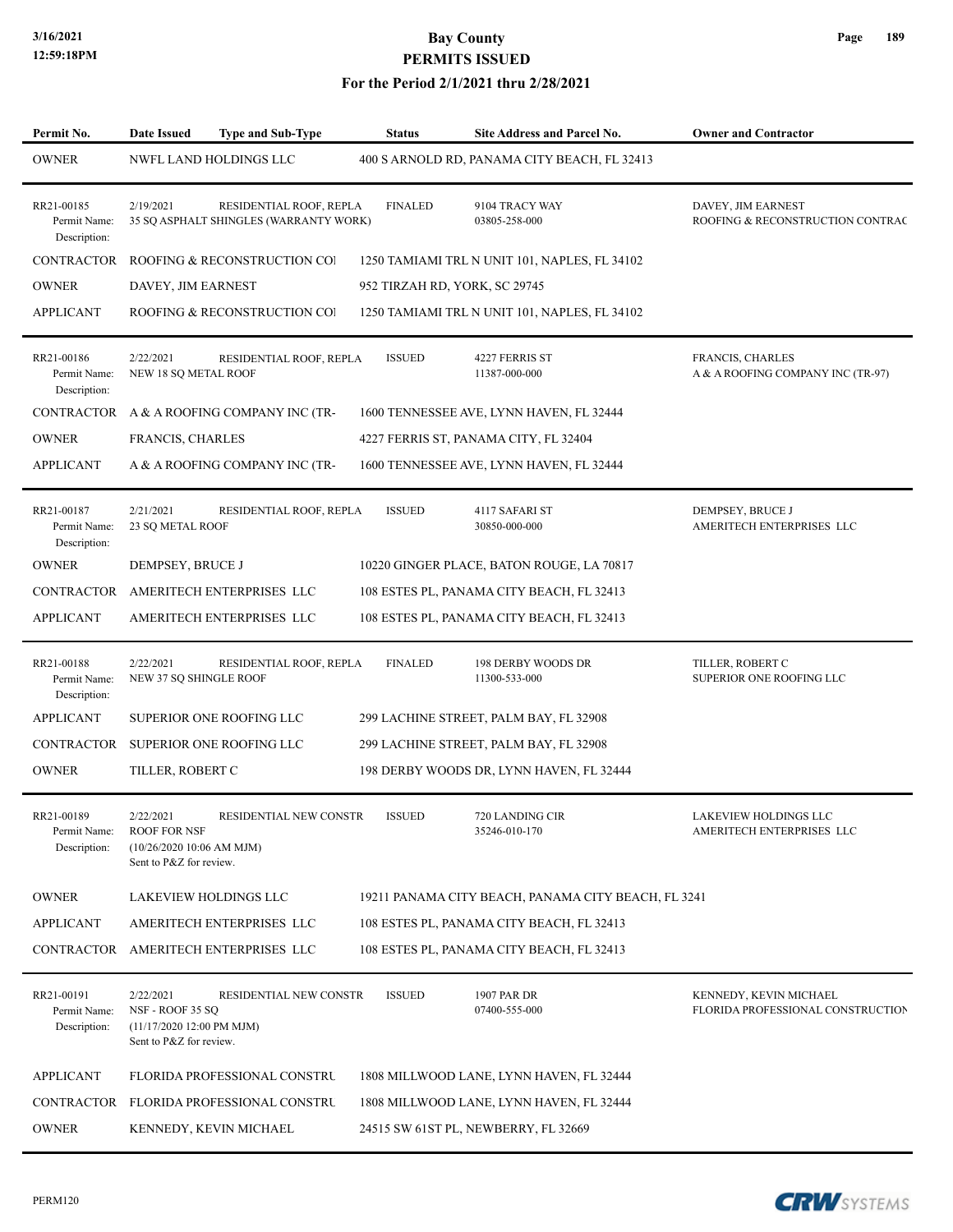# Bay County
## PERMITS ISSUED
### For the Period 2/1/2021 thru 2/28/2021

| Permit No. | Date Issued | Type and Sub-Type | Status | Site Address and Parcel No. | Owner and Contractor |
|---|---|---|---|---|---|
| OWNER | NWFL LAND HOLDINGS LLC | | 400 S ARNOLD RD, PANAMA CITY BEACH, FL 32413 | | |
| RR21-00185 Permit Name: Description: | 2/19/2021 35 SQ ASPHALT SHINGLES (WARRANTY WORK) | RESIDENTIAL ROOF, REPLA | FINALED | 9104 TRACY WAY 03805-258-000 | DAVEY, JIM EARNEST ROOFING & RECONSTRUCTION CONTRAC |
| CONTRACTOR | ROOFING & RECONSTRUCTION COI | | 1250 TAMIAMI TRL N UNIT 101, NAPLES, FL 34102 | | |
| OWNER | DAVEY, JIM EARNEST | | 952 TIRZAH RD, YORK, SC 29745 | | |
| APPLICANT | ROOFING & RECONSTRUCTION COI | | 1250 TAMIAMI TRL N UNIT 101, NAPLES, FL 34102 | | |
| RR21-00186 Permit Name: Description: | 2/22/2021 NEW 18 SQ METAL ROOF | RESIDENTIAL ROOF, REPLA | ISSUED | 4227 FERRIS ST 11387-000-000 | FRANCIS, CHARLES A & A ROOFING COMPANY INC (TR-97) |
| CONTRACTOR | A & A ROOFING COMPANY INC (TR- | | 1600 TENNESSEE AVE, LYNN HAVEN, FL 32444 | | |
| OWNER | FRANCIS, CHARLES | | 4227 FERRIS ST, PANAMA CITY, FL 32404 | | |
| APPLICANT | A & A ROOFING COMPANY INC (TR- | | 1600 TENNESSEE AVE, LYNN HAVEN, FL 32444 | | |
| RR21-00187 Permit Name: Description: | 2/21/2021 23 SQ METAL ROOF | RESIDENTIAL ROOF, REPLA | ISSUED | 4117 SAFARI ST 30850-000-000 | DEMPSEY, BRUCE J AMERITECH ENTERPRISES LLC |
| OWNER | DEMPSEY, BRUCE J | | 10220 GINGER PLACE, BATON ROUGE, LA 70817 | | |
| CONTRACTOR | AMERITECH ENTERPRISES LLC | | 108 ESTES PL, PANAMA CITY BEACH, FL 32413 | | |
| APPLICANT | AMERITECH ENTERPRISES LLC | | 108 ESTES PL, PANAMA CITY BEACH, FL 32413 | | |
| RR21-00188 Permit Name: Description: | 2/22/2021 NEW 37 SQ SHINGLE ROOF | RESIDENTIAL ROOF, REPLA | FINALED | 198 DERBY WOODS DR 11300-533-000 | TILLER, ROBERT C SUPERIOR ONE ROOFING LLC |
| APPLICANT | SUPERIOR ONE ROOFING LLC | | 299 LACHINE STREET, PALM BAY, FL 32908 | | |
| CONTRACTOR | SUPERIOR ONE ROOFING LLC | | 299 LACHINE STREET, PALM BAY, FL 32908 | | |
| OWNER | TILLER, ROBERT C | | 198 DERBY WOODS DR, LYNN HAVEN, FL 32444 | | |
| RR21-00189 Permit Name: Description: | 2/22/2021 ROOF FOR NSF (10/26/2020 10:06 AM MJM) Sent to P&Z for review. | RESIDENTIAL NEW CONSTR | ISSUED | 720 LANDING CIR 35246-010-170 | LAKEVIEW HOLDINGS LLC AMERITECH ENTERPRISES LLC |
| OWNER | LAKEVIEW HOLDINGS LLC | | 19211 PANAMA CITY BEACH, PANAMA CITY BEACH, FL 3241 | | |
| APPLICANT | AMERITECH ENTERPRISES LLC | | 108 ESTES PL, PANAMA CITY BEACH, FL 32413 | | |
| CONTRACTOR | AMERITECH ENTERPRISES LLC | | 108 ESTES PL, PANAMA CITY BEACH, FL 32413 | | |
| RR21-00191 Permit Name: Description: | 2/22/2021 NSF - ROOF 35 SQ (11/17/2020 12:00 PM MJM) Sent to P&Z for review. | RESIDENTIAL NEW CONSTR | ISSUED | 1907 PAR DR 07400-555-000 | KENNEDY, KEVIN MICHAEL FLORIDA PROFESSIONAL CONSTRUCTION |
| APPLICANT | FLORIDA PROFESSIONAL CONSTRU | | 1808 MILLWOOD LANE, LYNN HAVEN, FL 32444 | | |
| CONTRACTOR | FLORIDA PROFESSIONAL CONSTRU | | 1808 MILLWOOD LANE, LYNN HAVEN, FL 32444 | | |
| OWNER | KENNEDY, KEVIN MICHAEL | | 24515 SW 61ST PL, NEWBERRY, FL 32669 | | |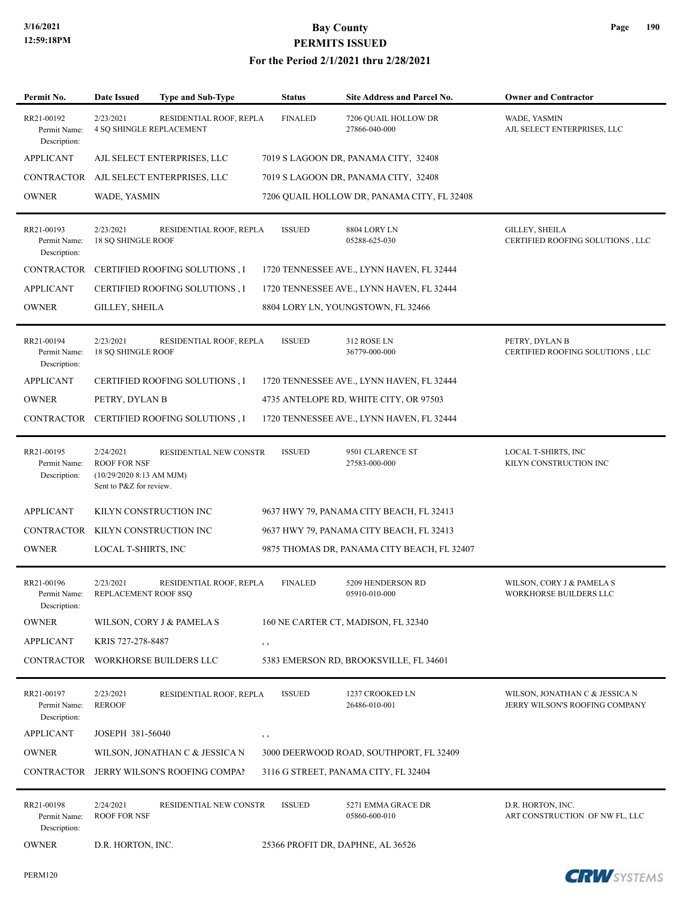# Bay County
## PERMITS ISSUED
### For the Period 2/1/2021 thru 2/28/2021

| Permit No. | Date Issued | Type and Sub-Type | Status | Site Address and Parcel No. | Owner and Contractor |
|---|---|---|---|---|---|
| RR21-00192 | 2/23/2021 | RESIDENTIAL ROOF, REPLA | FINALED | 7206 QUAIL HOLLOW DR<br>27866-040-000 | WADE, YASMIN<br>AJL SELECT ENTERPRISES, LLC |
| Permit Name: | 4 SQ SHINGLE REPLACEMENT | | | | |
| Description: | | | | | |
| APPLICANT | AJL SELECT ENTERPRISES, LLC | | 7019 S LAGOON DR, PANAMA CITY, 32408 | | |
| CONTRACTOR | AJL SELECT ENTERPRISES, LLC | | 7019 S LAGOON DR, PANAMA CITY, 32408 | | |
| OWNER | WADE, YASMIN | | 7206 QUAIL HOLLOW DR, PANAMA CITY, FL 32408 | | |
| RR21-00193 | 2/23/2021 | RESIDENTIAL ROOF, REPLA | ISSUED | 8804 LORY LN<br>05288-625-030 | GILLEY, SHEILA<br>CERTIFIED ROOFING SOLUTIONS , LLC |
| Permit Name: | 18 SQ SHINGLE ROOF | | | | |
| Description: | | | | | |
| CONTRACTOR | CERTIFIED ROOFING SOLUTIONS , I | | 1720 TENNESSEE AVE., LYNN HAVEN, FL 32444 | | |
| APPLICANT | CERTIFIED ROOFING SOLUTIONS , I | | 1720 TENNESSEE AVE., LYNN HAVEN, FL 32444 | | |
| OWNER | GILLEY, SHEILA | | 8804 LORY LN, YOUNGSTOWN, FL 32466 | | |
| RR21-00194 | 2/23/2021 | RESIDENTIAL ROOF, REPLA | ISSUED | 312 ROSE LN<br>36779-000-000 | PETRY, DYLAN B<br>CERTIFIED ROOFING SOLUTIONS , LLC |
| Permit Name: | 18 SQ SHINGLE ROOF | | | | |
| Description: | | | | | |
| APPLICANT | CERTIFIED ROOFING SOLUTIONS , I | | 1720 TENNESSEE AVE., LYNN HAVEN, FL 32444 | | |
| OWNER | PETRY, DYLAN B | | 4735 ANTELOPE RD, WHITE CITY, OR 97503 | | |
| CONTRACTOR | CERTIFIED ROOFING SOLUTIONS , I | | 1720 TENNESSEE AVE., LYNN HAVEN, FL 32444 | | |
| RR21-00195 | 2/24/2021 | RESIDENTIAL NEW CONSTR | ISSUED | 9501 CLARENCE ST<br>27583-000-000 | LOCAL T-SHIRTS, INC<br>KILYN CONSTRUCTION INC |
| Permit Name: | ROOF FOR NSF | | | | |
| Description: | (10/29/2020 8:13 AM MJM)<br>Sent to P&Z for review. | | | | |
| APPLICANT | KILYN CONSTRUCTION INC | | 9637 HWY 79, PANAMA CITY BEACH, FL 32413 | | |
| CONTRACTOR | KILYN CONSTRUCTION INC | | 9637 HWY 79, PANAMA CITY BEACH, FL 32413 | | |
| OWNER | LOCAL T-SHIRTS, INC | | 9875 THOMAS DR, PANAMA CITY BEACH, FL 32407 | | |
| RR21-00196 | 2/23/2021 | RESIDENTIAL ROOF, REPLA | FINALED | 5209 HENDERSON RD<br>05910-010-000 | WILSON, CORY J & PAMELA S<br>WORKHORSE BUILDERS LLC |
| Permit Name: | REPLACEMENT ROOF 8SQ | | | | |
| Description: | | | | | |
| OWNER | WILSON, CORY J & PAMELA S | | 160 NE CARTER CT, MADISON, FL 32340 | | |
| APPLICANT | KRIS 727-278-8487 | | , , | | |
| CONTRACTOR | WORKHORSE BUILDERS LLC | | 5383 EMERSON RD, BROOKSVILLE, FL 34601 | | |
| RR21-00197 | 2/23/2021 | RESIDENTIAL ROOF, REPLA | ISSUED | 1237 CROOKED LN<br>26486-010-001 | WILSON, JONATHAN C & JESSICA N<br>JERRY WILSON'S ROOFING COMPANY |
| Permit Name: | REROOF | | | | |
| Description: | | | | | |
| APPLICANT | JOSEPH 381-56040 | | , , | | |
| OWNER | WILSON, JONATHAN C & JESSICA N | | 3000 DEERWOOD ROAD, SOUTHPORT, FL 32409 | | |
| CONTRACTOR | JERRY WILSON'S ROOFING COMPAI | | 3116 G STREET, PANAMA CITY, FL 32404 | | |
| RR21-00198 | 2/24/2021 | RESIDENTIAL NEW CONSTR | ISSUED | 5271 EMMA GRACE DR<br>05860-600-010 | D.R. HORTON, INC.<br>ART CONSTRUCTION OF NW FL, LLC |
| Permit Name: | ROOF FOR NSF | | | | |
| Description: | | | | | |
| OWNER | D.R. HORTON, INC. | | 25366 PROFIT DR, DAPHNE, AL 36526 | | |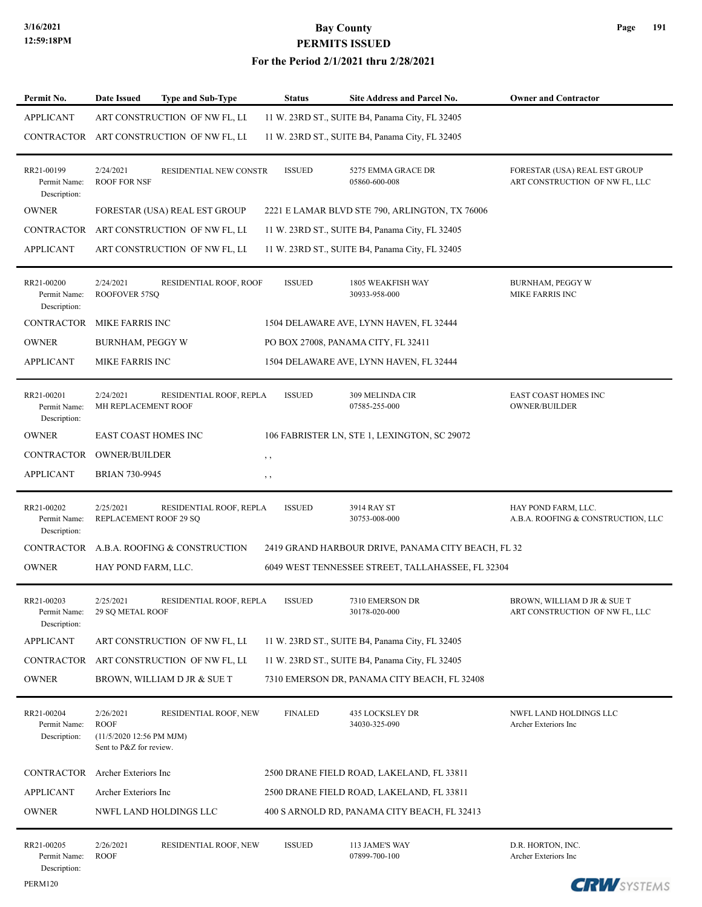# Bay County
# PERMITS ISSUED
## For the Period 2/1/2021 thru 2/28/2021

| Permit No. | Date Issued | Type and Sub-Type | Status | Site Address and Parcel No. | Owner and Contractor |
|---|---|---|---|---|---|
| APPLICANT | ART CONSTRUCTION OF NW FL, LL | | 11 W. 23RD ST., SUITE B4, Panama City, FL 32405 | | |
| CONTRACTOR | ART CONSTRUCTION OF NW FL, LL | | 11 W. 23RD ST., SUITE B4, Panama City, FL 32405 | | |
| RR21-00199 Permit Name: Description: | 2/24/2021 ROOF FOR NSF | RESIDENTIAL NEW CONSTR | ISSUED | 5275 EMMA GRACE DR 05860-600-008 | FORESTAR (USA) REAL EST GROUP ART CONSTRUCTION OF NW FL, LLC |
| OWNER | FORESTAR (USA) REAL EST GROUP | | 2221 E LAMAR BLVD STE 790, ARLINGTON, TX 76006 | | |
| CONTRACTOR | ART CONSTRUCTION OF NW FL, LL | | 11 W. 23RD ST., SUITE B4, Panama City, FL 32405 | | |
| APPLICANT | ART CONSTRUCTION OF NW FL, LL | | 11 W. 23RD ST., SUITE B4, Panama City, FL 32405 | | |
| RR21-00200 Permit Name: Description: | 2/24/2021 ROOFOVER 57SQ | RESIDENTIAL ROOF, ROOF | ISSUED | 1805 WEAKFISH WAY 30933-958-000 | BURNHAM, PEGGY W MIKE FARRIS INC |
| CONTRACTOR | MIKE FARRIS INC | | 1504 DELAWARE AVE, LYNN HAVEN, FL 32444 | | |
| OWNER | BURNHAM, PEGGY W | | PO BOX 27008, PANAMA CITY, FL 32411 | | |
| APPLICANT | MIKE FARRIS INC | | 1504 DELAWARE AVE, LYNN HAVEN, FL 32444 | | |
| RR21-00201 Permit Name: Description: | 2/24/2021 MH REPLACEMENT ROOF | RESIDENTIAL ROOF, REPLA | ISSUED | 309 MELINDA CIR 07585-255-000 | EAST COAST HOMES INC OWNER/BUILDER |
| OWNER | EAST COAST HOMES INC | | 106 FABRISTER LN, STE 1, LEXINGTON, SC 29072 | | |
| CONTRACTOR | OWNER/BUILDER | | , , | | |
| APPLICANT | BRIAN 730-9945 | | , , | | |
| RR21-00202 Permit Name: Description: | 2/25/2021 REPLACEMENT ROOF 29 SQ | RESIDENTIAL ROOF, REPLA | ISSUED | 3914 RAY ST 30753-008-000 | HAY POND FARM, LLC. A.B.A. ROOFING & CONSTRUCTION, LLC |
| CONTRACTOR | A.B.A. ROOFING & CONSTRUCTION | | 2419 GRAND HARBOUR DRIVE, PANAMA CITY BEACH, FL 32 | | |
| OWNER | HAY POND FARM, LLC. | | 6049 WEST TENNESSEE STREET, TALLAHASSEE, FL 32304 | | |
| RR21-00203 Permit Name: Description: | 2/25/2021 29 SQ METAL ROOF | RESIDENTIAL ROOF, REPLA | ISSUED | 7310 EMERSON DR 30178-020-000 | BROWN, WILLIAM D JR & SUE T ART CONSTRUCTION OF NW FL, LLC |
| APPLICANT | ART CONSTRUCTION OF NW FL, LL | | 11 W. 23RD ST., SUITE B4, Panama City, FL 32405 | | |
| CONTRACTOR | ART CONSTRUCTION OF NW FL, LL | | 11 W. 23RD ST., SUITE B4, Panama City, FL 32405 | | |
| OWNER | BROWN, WILLIAM D JR & SUE T | | 7310 EMERSON DR, PANAMA CITY BEACH, FL 32408 | | |
| RR21-00204 Permit Name: Description: | 2/26/2021 ROOF (11/5/2020 12:56 PM MJM) Sent to P&Z for review. | RESIDENTIAL ROOF, NEW | FINALED | 435 LOCKSLEY DR 34030-325-090 | NWFL LAND HOLDINGS LLC Archer Exteriors Inc |
| CONTRACTOR | Archer Exteriors Inc | | 2500 DRANE FIELD ROAD, LAKELAND, FL 33811 | | |
| APPLICANT | Archer Exteriors Inc | | 2500 DRANE FIELD ROAD, LAKELAND, FL 33811 | | |
| OWNER | NWFL LAND HOLDINGS LLC | | 400 S ARNOLD RD, PANAMA CITY BEACH, FL 32413 | | |
| RR21-00205 Permit Name: Description: | 2/26/2021 ROOF | RESIDENTIAL ROOF, NEW | ISSUED | 113 JAME'S WAY 07899-700-100 | D.R. HORTON, INC. Archer Exteriors Inc |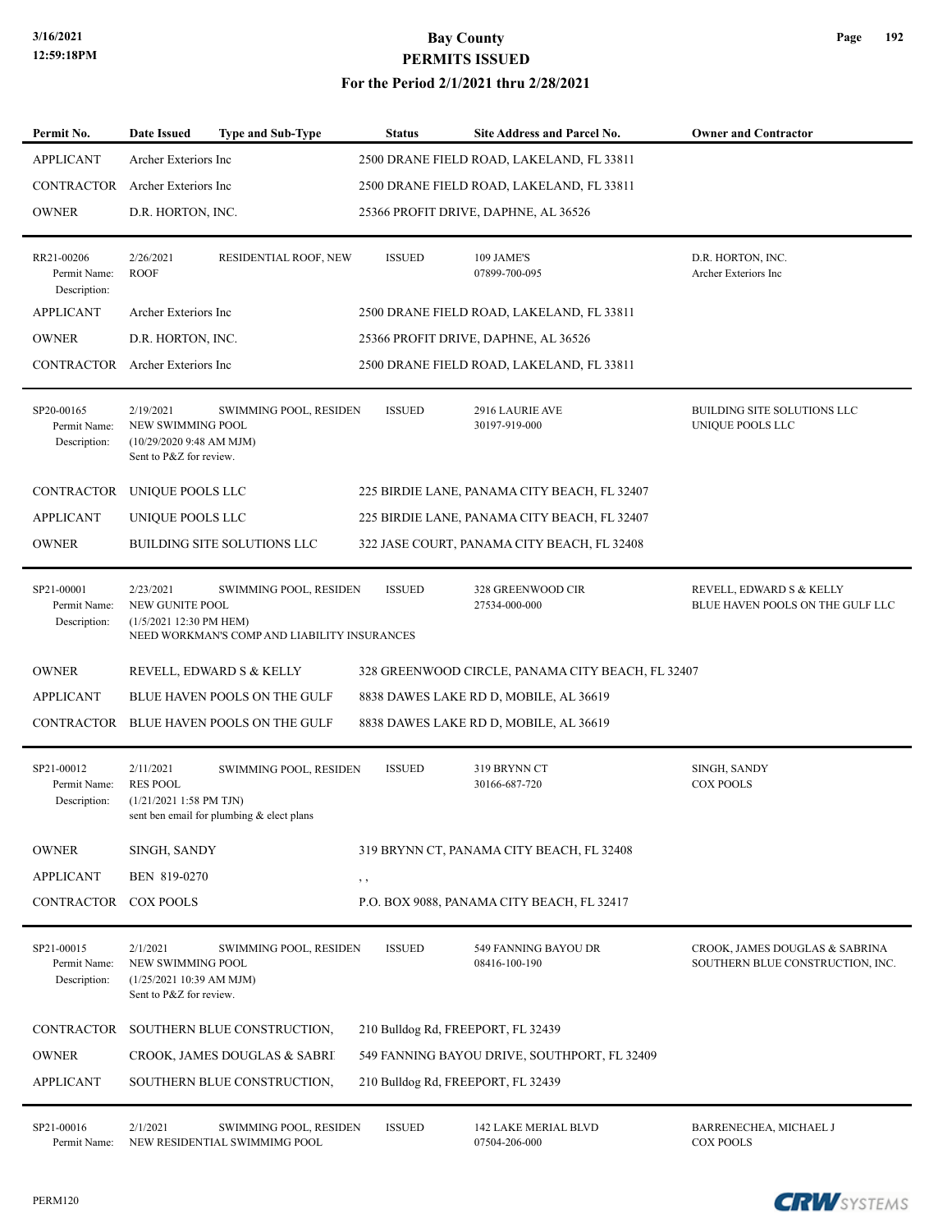# Bay County
## PERMITS ISSUED
### For the Period 2/1/2021 thru 2/28/2021

| Permit No. | Date Issued | Type and Sub-Type | Status | Site Address and Parcel No. | Owner and Contractor |
|---|---|---|---|---|---|
| APPLICANT | Archer Exteriors Inc | | 2500 DRANE FIELD ROAD, LAKELAND, FL 33811 | | |
| CONTRACTOR | Archer Exteriors Inc | | 2500 DRANE FIELD ROAD, LAKELAND, FL 33811 | | |
| OWNER | D.R. HORTON, INC. | | 25366 PROFIT DRIVE, DAPHNE, AL 36526 | | |
| RR21-00206<br>Permit Name:<br>Description: | 2/26/2021<br>ROOF | RESIDENTIAL ROOF, NEW | ISSUED | 109 JAME'S<br>07899-700-095 | D.R. HORTON, INC.<br>Archer Exteriors Inc |
| APPLICANT | Archer Exteriors Inc | | 2500 DRANE FIELD ROAD, LAKELAND, FL 33811 | | |
| OWNER | D.R. HORTON, INC. | | 25366 PROFIT DRIVE, DAPHNE, AL 36526 | | |
| CONTRACTOR | Archer Exteriors Inc | | 2500 DRANE FIELD ROAD, LAKELAND, FL 33811 | | |
| SP20-00165<br>Permit Name:<br>Description: | 2/19/2021<br>NEW SWIMMING POOL<br>(10/29/2020 9:48 AM MJM)<br>Sent to P&Z for review. | SWIMMING POOL, RESIDEN | ISSUED | 2916 LAURIE AVE<br>30197-919-000 | BUILDING SITE SOLUTIONS LLC<br>UNIQUE POOLS LLC |
| CONTRACTOR | UNIQUE POOLS LLC | | 225 BIRDIE LANE, PANAMA CITY BEACH, FL 32407 | | |
| APPLICANT | UNIQUE POOLS LLC | | 225 BIRDIE LANE, PANAMA CITY BEACH, FL 32407 | | |
| OWNER | BUILDING SITE SOLUTIONS LLC | | 322 JASE COURT, PANAMA CITY BEACH, FL 32408 | | |
| SP21-00001<br>Permit Name:<br>Description: | 2/23/2021<br>NEW GUNITE POOL<br>(1/5/2021 12:30 PM HEM)<br>NEED WORKMAN'S COMP AND LIABILITY INSURANCES | SWIMMING POOL, RESIDEN | ISSUED | 328 GREENWOOD CIR<br>27534-000-000 | REVELL, EDWARD S & KELLY<br>BLUE HAVEN POOLS ON THE GULF LLC |
| OWNER | REVELL, EDWARD S & KELLY | | 328 GREENWOOD CIRCLE, PANAMA CITY BEACH, FL 32407 | | |
| APPLICANT | BLUE HAVEN POOLS ON THE GULF | | 8838 DAWES LAKE RD D, MOBILE, AL 36619 | | |
| CONTRACTOR | BLUE HAVEN POOLS ON THE GULF | | 8838 DAWES LAKE RD D, MOBILE, AL 36619 | | |
| SP21-00012<br>Permit Name:<br>Description: | 2/11/2021<br>RES POOL<br>(1/21/2021 1:58 PM TJN)<br>sent ben email for plumbing & elect plans | SWIMMING POOL, RESIDEN | ISSUED | 319 BRYNN CT<br>30166-687-720 | SINGH, SANDY<br>COX POOLS |
| OWNER | SINGH, SANDY | | 319 BRYNN CT, PANAMA CITY BEACH, FL 32408 | | |
| APPLICANT | BEN 819-0270 | | , , | | |
| CONTRACTOR | COX POOLS | | P.O. BOX 9088, PANAMA CITY BEACH, FL 32417 | | |
| SP21-00015<br>Permit Name:<br>Description: | 2/1/2021<br>NEW SWIMMING POOL<br>(1/25/2021 10:39 AM MJM)<br>Sent to P&Z for review. | SWIMMING POOL, RESIDEN | ISSUED | 549 FANNING BAYOU DR<br>08416-100-190 | CROOK, JAMES DOUGLAS & SABRINA<br>SOUTHERN BLUE CONSTRUCTION, INC. |
| CONTRACTOR | SOUTHERN BLUE CONSTRUCTION, | | 210 Bulldog Rd, FREEPORT, FL 32439 | | |
| OWNER | CROOK, JAMES DOUGLAS & SABRI | | 549 FANNING BAYOU DRIVE, SOUTHPORT, FL 32409 | | |
| APPLICANT | SOUTHERN BLUE CONSTRUCTION, | | 210 Bulldog Rd, FREEPORT, FL 32439 | | |
| SP21-00016<br>Permit Name: | 2/1/2021<br>NEW RESIDENTIAL SWIMMIMG POOL | SWIMMING POOL, RESIDEN | ISSUED | 142 LAKE MERIAL BLVD<br>07504-206-000 | BARRENECHEA, MICHAEL J<br>COX POOLS |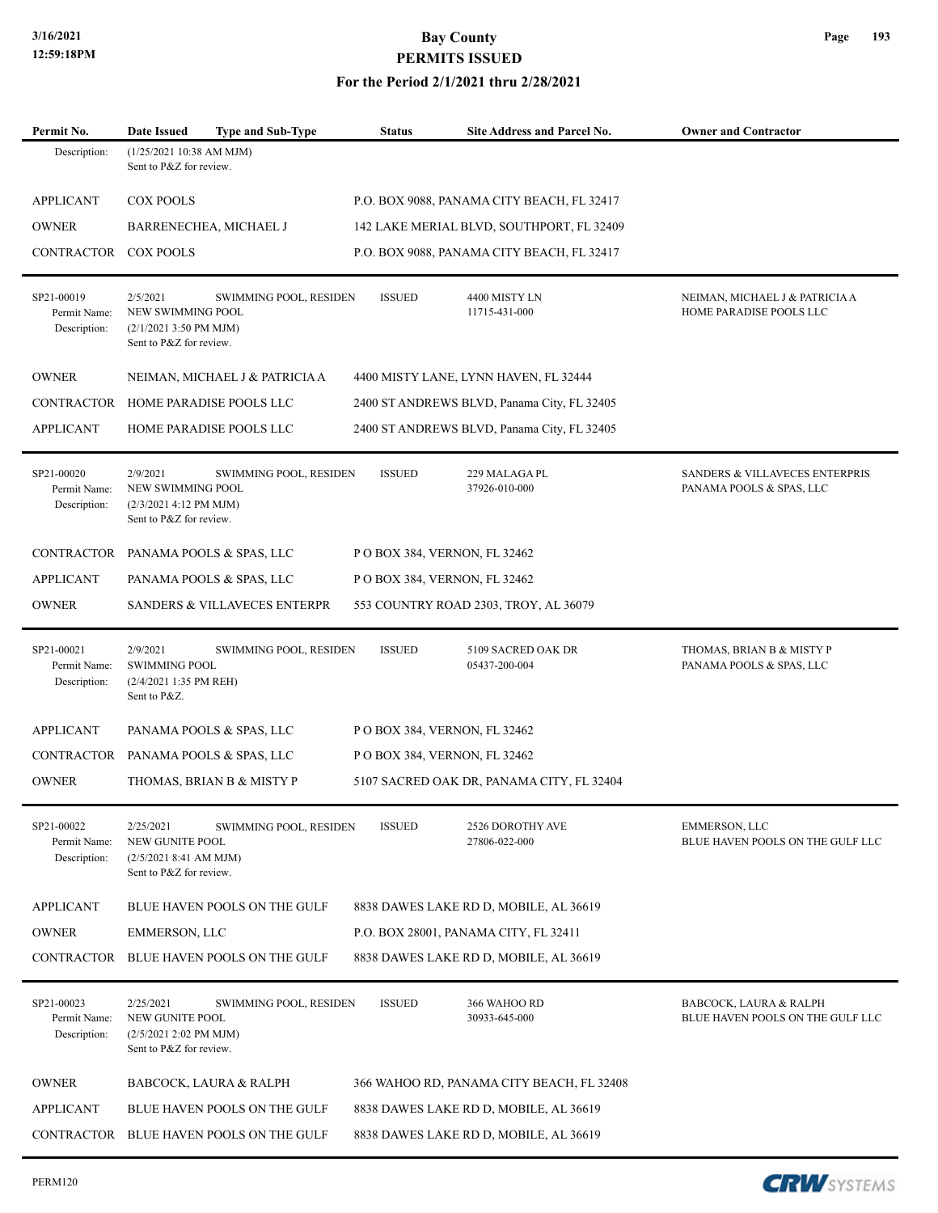# Bay County
## PERMITS ISSUED
### For the Period 2/1/2021 thru 2/28/2021

| Permit No. | Date Issued | Type and Sub-Type | Status | Site Address and Parcel No. | Owner and Contractor |
|---|---|---|---|---|---|
| Description: | (1/25/2021 10:38 AM MJM) Sent to P&Z for review. | | | | |

| Role | Name | Address |
|---|---|---|
| APPLICANT | COX POOLS | P.O. BOX 9088, PANAMA CITY BEACH, FL 32417 |
| OWNER | BARRENECHEA, MICHAEL J | 142 LAKE MERIAL BLVD, SOUTHPORT, FL 32409 |
| CONTRACTOR | COX POOLS | P.O. BOX 9088, PANAMA CITY BEACH, FL 32417 |

---

| Permit No. | Date Issued | Type and Sub-Type | Status | Site Address and Parcel No. | Owner and Contractor |
|---|---|---|---|---|---|
| SP21-00019 | 2/5/2021 | SWIMMING POOL, RESIDEN | ISSUED | 4400 MISTY LN<br>11715-431-000 | NEIMAN, MICHAEL J & PATRICIA A<br>HOME PARADISE POOLS LLC |
| Permit Name: | NEW SWIMMING POOL | | | | |
| Description: | (2/1/2021 3:50 PM MJM) Sent to P&Z for review. | | | | |

| Role | Name | Address |
|---|---|---|
| OWNER | NEIMAN, MICHAEL J & PATRICIA A | 4400 MISTY LANE, LYNN HAVEN, FL 32444 |
| CONTRACTOR | HOME PARADISE POOLS LLC | 2400 ST ANDREWS BLVD, Panama City, FL 32405 |
| APPLICANT | HOME PARADISE POOLS LLC | 2400 ST ANDREWS BLVD, Panama City, FL 32405 |

---

| Permit No. | Date Issued | Type and Sub-Type | Status | Site Address and Parcel No. | Owner and Contractor |
|---|---|---|---|---|---|
| SP21-00020 | 2/9/2021 | SWIMMING POOL, RESIDEN | ISSUED | 229 MALAGA PL<br>37926-010-000 | SANDERS & VILLAVECES ENTERPRIS<br>PANAMA POOLS & SPAS, LLC |
| Permit Name: | NEW SWIMMING POOL | | | | |
| Description: | (2/3/2021 4:12 PM MJM) Sent to P&Z for review. | | | | |

| Role | Name | Address |
|---|---|---|
| CONTRACTOR | PANAMA POOLS & SPAS, LLC | P O BOX 384, VERNON, FL 32462 |
| APPLICANT | PANAMA POOLS & SPAS, LLC | P O BOX 384, VERNON, FL 32462 |
| OWNER | SANDERS & VILLAVECES ENTERPR | 553 COUNTRY ROAD 2303, TROY, AL 36079 |

---

| Permit No. | Date Issued | Type and Sub-Type | Status | Site Address and Parcel No. | Owner and Contractor |
|---|---|---|---|---|---|
| SP21-00021 | 2/9/2021 | SWIMMING POOL, RESIDEN | ISSUED | 5109 SACRED OAK DR<br>05437-200-004 | THOMAS, BRIAN B & MISTY P<br>PANAMA POOLS & SPAS, LLC |
| Permit Name: | SWIMMING POOL | | | | |
| Description: | (2/4/2021 1:35 PM REH) Sent to P&Z. | | | | |

| Role | Name | Address |
|---|---|---|
| APPLICANT | PANAMA POOLS & SPAS, LLC | P O BOX 384, VERNON, FL 32462 |
| CONTRACTOR | PANAMA POOLS & SPAS, LLC | P O BOX 384, VERNON, FL 32462 |
| OWNER | THOMAS, BRIAN B & MISTY P | 5107 SACRED OAK DR, PANAMA CITY, FL 32404 |

---

| Permit No. | Date Issued | Type and Sub-Type | Status | Site Address and Parcel No. | Owner and Contractor |
|---|---|---|---|---|---|
| SP21-00022 | 2/25/2021 | SWIMMING POOL, RESIDEN | ISSUED | 2526 DOROTHY AVE<br>27806-022-000 | EMMERSON, LLC<br>BLUE HAVEN POOLS ON THE GULF LLC |
| Permit Name: | NEW GUNITE POOL | | | | |
| Description: | (2/5/2021 8:41 AM MJM) Sent to P&Z for review. | | | | |

| Role | Name | Address |
|---|---|---|
| APPLICANT | BLUE HAVEN POOLS ON THE GULF | 8838 DAWES LAKE RD D, MOBILE, AL 36619 |
| OWNER | EMMERSON, LLC | P.O. BOX 28001, PANAMA CITY, FL 32411 |
| CONTRACTOR | BLUE HAVEN POOLS ON THE GULF | 8838 DAWES LAKE RD D, MOBILE, AL 36619 |

---

| Permit No. | Date Issued | Type and Sub-Type | Status | Site Address and Parcel No. | Owner and Contractor |
|---|---|---|---|---|---|
| SP21-00023 | 2/25/2021 | SWIMMING POOL, RESIDEN | ISSUED | 366 WAHOO RD<br>30933-645-000 | BABCOCK, LAURA & RALPH<br>BLUE HAVEN POOLS ON THE GULF LLC |
| Permit Name: | NEW GUNITE POOL | | | | |
| Description: | (2/5/2021 2:02 PM MJM) Sent to P&Z for review. | | | | |

| Role | Name | Address |
|---|---|---|
| OWNER | BABCOCK, LAURA & RALPH | 366 WAHOO RD, PANAMA CITY BEACH, FL 32408 |
| APPLICANT | BLUE HAVEN POOLS ON THE GULF | 8838 DAWES LAKE RD D, MOBILE, AL 36619 |
| CONTRACTOR | BLUE HAVEN POOLS ON THE GULF | 8838 DAWES LAKE RD D, MOBILE, AL 36619 |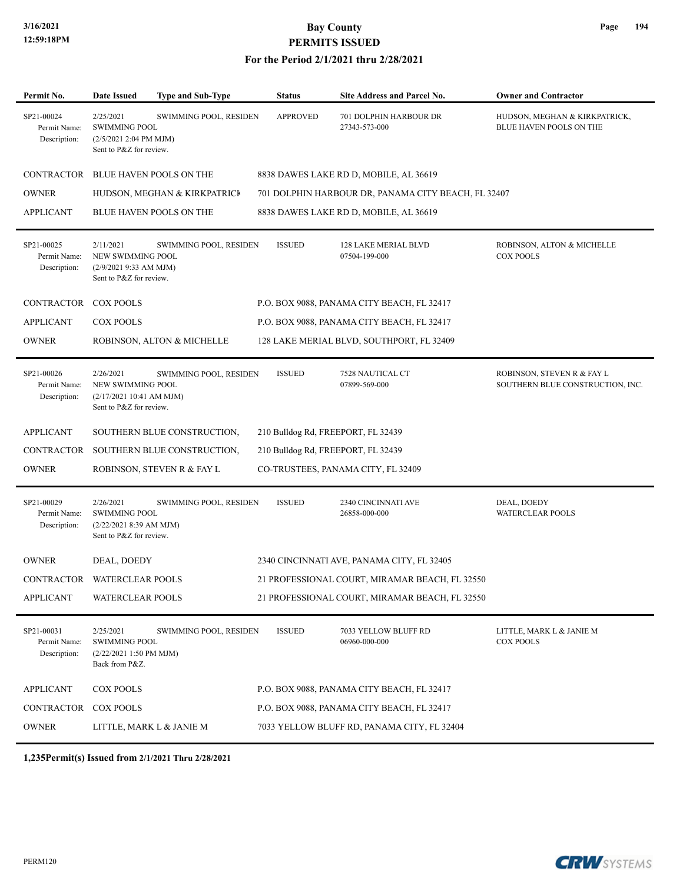# Bay County

## PERMITS ISSUED

### For the Period 2/1/2021 thru 2/28/2021

| Permit No. | Date Issued | Type and Sub-Type | Status | Site Address and Parcel No. | Owner and Contractor |
|---|---|---|---|---|---|
| SP21-00024<br>Permit Name:<br>Description: | 2/25/2021<br>SWIMMING POOL<br>(2/5/2021 2:04 PM MJM)<br>Sent to P&Z for review. | SWIMMING POOL, RESIDEN | APPROVED | 701 DOLPHIN HARBOUR DR<br>27343-573-000 | HUDSON, MEGHAN & KIRKPATRICK,<br>BLUE HAVEN POOLS ON THE |
| CONTRACTOR | BLUE HAVEN POOLS ON THE | | 8838 DAWES LAKE RD D, MOBILE, AL 36619 | | |
| OWNER | HUDSON, MEGHAN & KIRKPATRICK | | 701 DOLPHIN HARBOUR DR, PANAMA CITY BEACH, FL 32407 | | |
| APPLICANT | BLUE HAVEN POOLS ON THE | | 8838 DAWES LAKE RD D, MOBILE, AL 36619 | | |
| SP21-00025<br>Permit Name:<br>Description: | 2/11/2021<br>NEW SWIMMING POOL<br>(2/9/2021 9:33 AM MJM)<br>Sent to P&Z for review. | SWIMMING POOL, RESIDEN | ISSUED | 128 LAKE MERIAL BLVD<br>07504-199-000 | ROBINSON, ALTON & MICHELLE<br>COX POOLS |
| CONTRACTOR | COX POOLS | | P.O. BOX 9088, PANAMA CITY BEACH, FL 32417 | | |
| APPLICANT | COX POOLS | | P.O. BOX 9088, PANAMA CITY BEACH, FL 32417 | | |
| OWNER | ROBINSON, ALTON & MICHELLE | | 128 LAKE MERIAL BLVD, SOUTHPORT, FL 32409 | | |
| SP21-00026<br>Permit Name:<br>Description: | 2/26/2021<br>NEW SWIMMING POOL<br>(2/17/2021 10:41 AM MJM)<br>Sent to P&Z for review. | SWIMMING POOL, RESIDEN | ISSUED | 7528 NAUTICAL CT<br>07899-569-000 | ROBINSON, STEVEN R & FAY L<br>SOUTHERN BLUE CONSTRUCTION, INC. |
| APPLICANT | SOUTHERN BLUE CONSTRUCTION, | | 210 Bulldog Rd, FREEPORT, FL 32439 | | |
| CONTRACTOR | SOUTHERN BLUE CONSTRUCTION, | | 210 Bulldog Rd, FREEPORT, FL 32439 | | |
| OWNER | ROBINSON, STEVEN R & FAY L | | CO-TRUSTEES, PANAMA CITY, FL 32409 | | |
| SP21-00029<br>Permit Name:<br>Description: | 2/26/2021<br>SWIMMING POOL<br>(2/22/2021 8:39 AM MJM)<br>Sent to P&Z for review. | SWIMMING POOL, RESIDEN | ISSUED | 2340 CINCINNATI AVE<br>26858-000-000 | DEAL, DOEDY<br>WATERCLEAR POOLS |
| OWNER | DEAL, DOEDY | | 2340 CINCINNATI AVE, PANAMA CITY, FL 32405 | | |
| CONTRACTOR | WATERCLEAR POOLS | | 21 PROFESSIONAL COURT, MIRAMAR BEACH, FL 32550 | | |
| APPLICANT | WATERCLEAR POOLS | | 21 PROFESSIONAL COURT, MIRAMAR BEACH, FL 32550 | | |
| SP21-00031<br>Permit Name:<br>Description: | 2/25/2021<br>SWIMMING POOL<br>(2/22/2021 1:50 PM MJM)<br>Back from P&Z. | SWIMMING POOL, RESIDEN | ISSUED | 7033 YELLOW BLUFF RD<br>06960-000-000 | LITTLE, MARK L & JANIE M<br>COX POOLS |
| APPLICANT | COX POOLS | | P.O. BOX 9088, PANAMA CITY BEACH, FL 32417 | | |
| CONTRACTOR | COX POOLS | | P.O. BOX 9088, PANAMA CITY BEACH, FL 32417 | | |
| OWNER | LITTLE, MARK L & JANIE M | | 7033 YELLOW BLUFF RD, PANAMA CITY, FL 32404 | | |

**1,235Permit(s) Issued from 2/1/2021 Thru 2/28/2021**